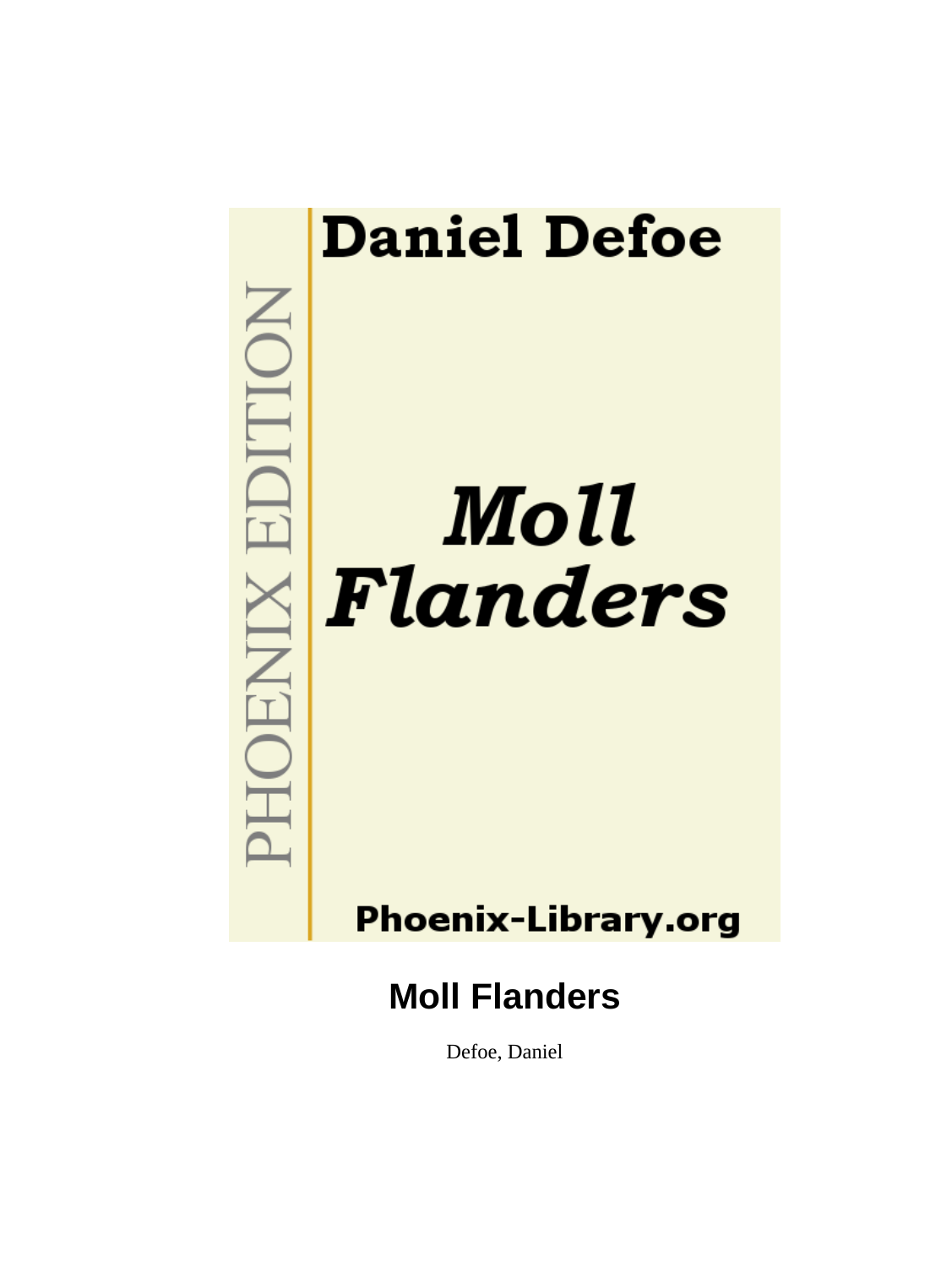Daniel Defoe

PHOENIX EDITION

*Moll Flanders*

Phoenix-Library.org

# Moll Flanders

Defoe, Daniel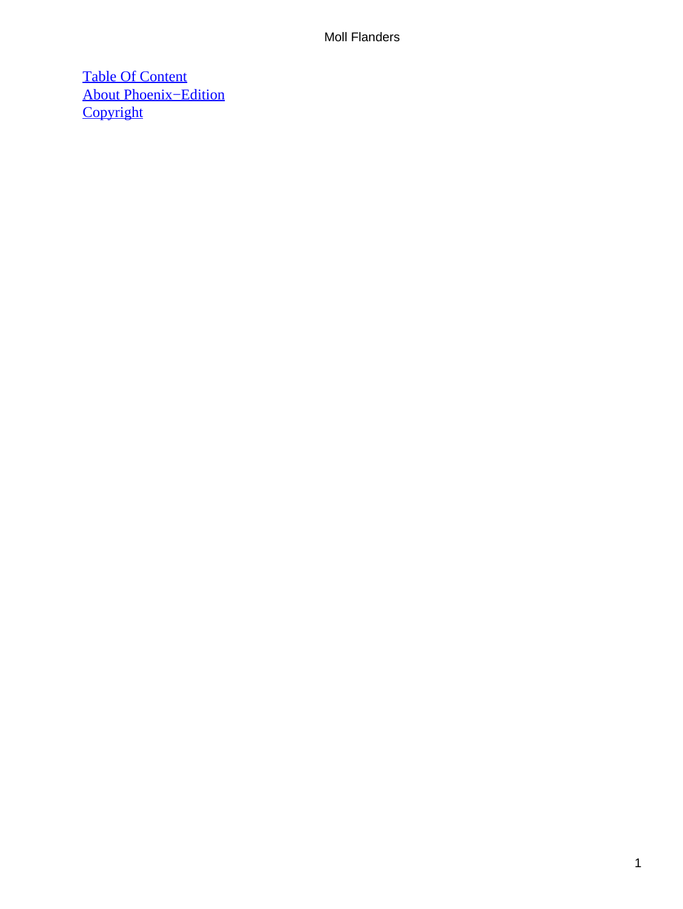[Table Of Content](#)
[About Phoenix−Edition](#)
[Copyright](#)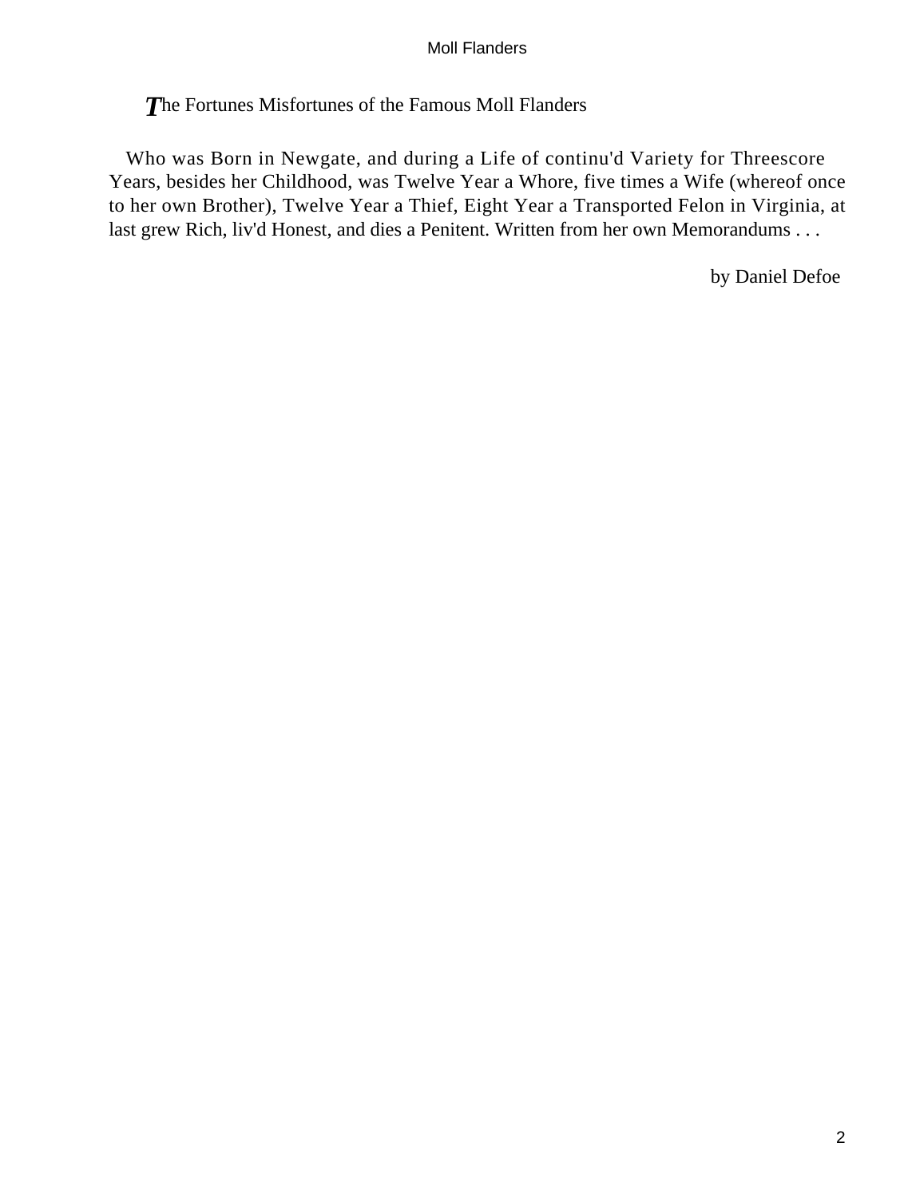The Fortunes Misfortunes of the Famous Moll Flanders

Who was Born in Newgate, and during a Life of continu'd Variety for Threescore Years, besides her Childhood, was Twelve Year a Whore, five times a Wife (whereof once to her own Brother), Twelve Year a Thief, Eight Year a Transported Felon in Virginia, at last grew Rich, liv'd Honest, and dies a Penitent. Written from her own Memorandums . . .

by Daniel Defoe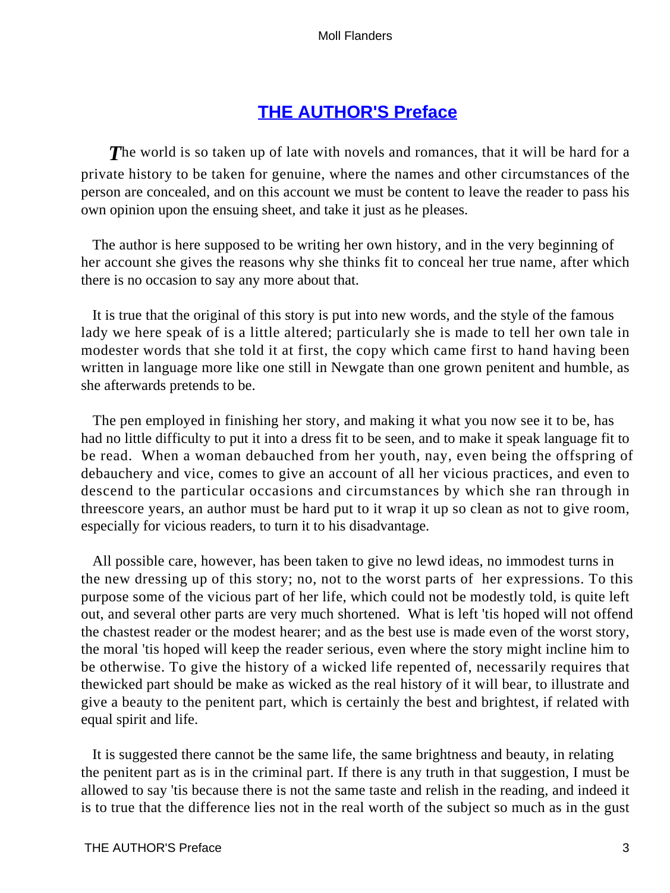## THE AUTHOR'S Preface

The world is so taken up of late with novels and romances, that it will be hard for a private history to be taken for genuine, where the names and other circumstances of the person are concealed, and on this account we must be content to leave the reader to pass his own opinion upon the ensuing sheet, and take it just as he pleases.

The author is here supposed to be writing her own history, and in the very beginning of her account she gives the reasons why she thinks fit to conceal her true name, after which there is no occasion to say any more about that.

It is true that the original of this story is put into new words, and the style of the famous lady we here speak of is a little altered; particularly she is made to tell her own tale in modester words that she told it at first, the copy which came first to hand having been written in language more like one still in Newgate than one grown penitent and humble, as she afterwards pretends to be.

The pen employed in finishing her story, and making it what you now see it to be, has had no little difficulty to put it into a dress fit to be seen, and to make it speak language fit to be read. When a woman debauched from her youth, nay, even being the offspring of debauchery and vice, comes to give an account of all her vicious practices, and even to descend to the particular occasions and circumstances by which she ran through in threescore years, an author must be hard put to it wrap it up so clean as not to give room, especially for vicious readers, to turn it to his disadvantage.

All possible care, however, has been taken to give no lewd ideas, no immodest turns in the new dressing up of this story; no, not to the worst parts of her expressions. To this purpose some of the vicious part of her life, which could not be modestly told, is quite left out, and several other parts are very much shortened. What is left 'tis hoped will not offend the chastest reader or the modest hearer; and as the best use is made even of the worst story, the moral 'tis hoped will keep the reader serious, even where the story might incline him to be otherwise. To give the history of a wicked life repented of, necessarily requires that thewicked part should be make as wicked as the real history of it will bear, to illustrate and give a beauty to the penitent part, which is certainly the best and brightest, if related with equal spirit and life.

It is suggested there cannot be the same life, the same brightness and beauty, in relating the penitent part as is in the criminal part. If there is any truth in that suggestion, I must be allowed to say 'tis because there is not the same taste and relish in the reading, and indeed it is to true that the difference lies not in the real worth of the subject so much as in the gust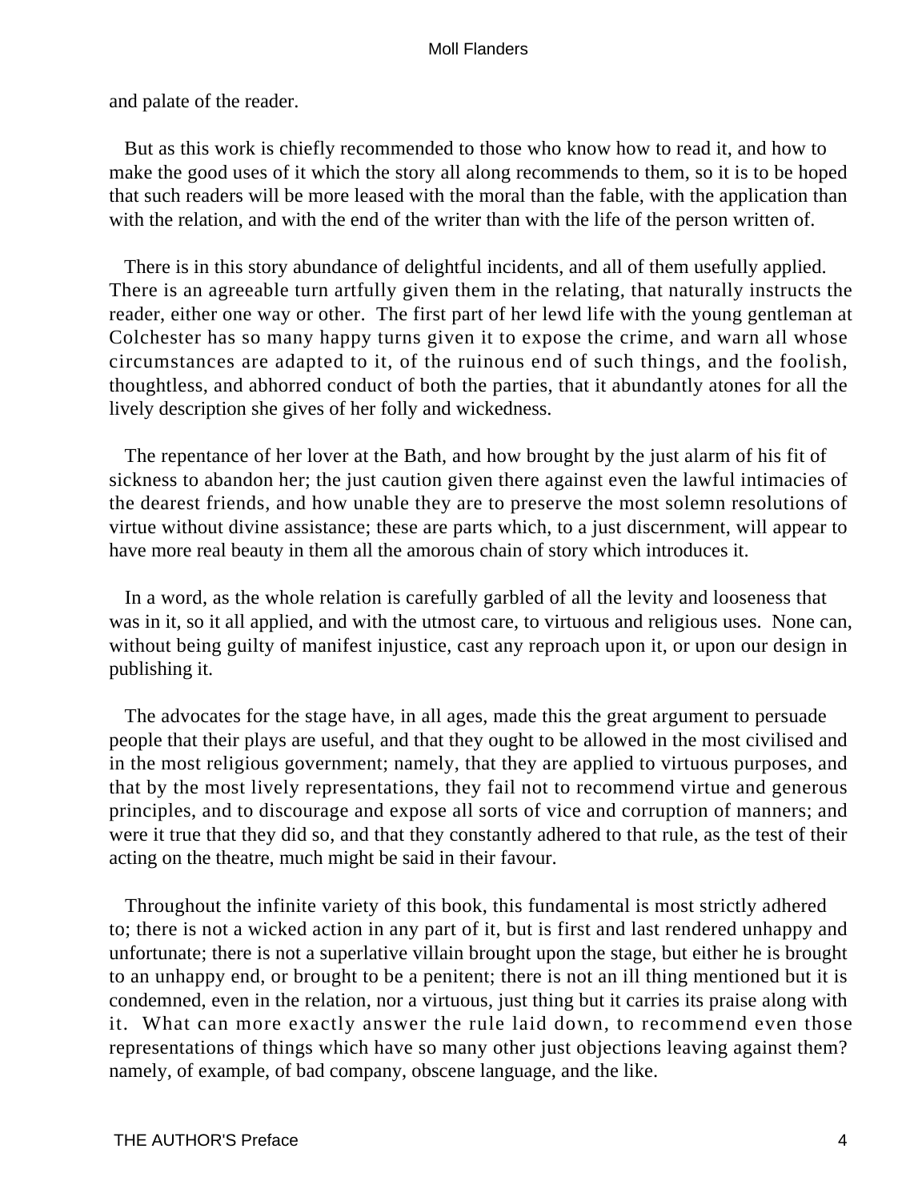and palate of the reader.

But as this work is chiefly recommended to those who know how to read it, and how to make the good uses of it which the story all along recommends to them, so it is to be hoped that such readers will be more leased with the moral than the fable, with the application than with the relation, and with the end of the writer than with the life of the person written of.

There is in this story abundance of delightful incidents, and all of them usefully applied. There is an agreeable turn artfully given them in the relating, that naturally instructs the reader, either one way or other. The first part of her lewd life with the young gentleman at Colchester has so many happy turns given it to expose the crime, and warn all whose circumstances are adapted to it, of the ruinous end of such things, and the foolish, thoughtless, and abhorred conduct of both the parties, that it abundantly atones for all the lively description she gives of her folly and wickedness.

The repentance of her lover at the Bath, and how brought by the just alarm of his fit of sickness to abandon her; the just caution given there against even the lawful intimacies of the dearest friends, and how unable they are to preserve the most solemn resolutions of virtue without divine assistance; these are parts which, to a just discernment, will appear to have more real beauty in them all the amorous chain of story which introduces it.

In a word, as the whole relation is carefully garbled of all the levity and looseness that was in it, so it all applied, and with the utmost care, to virtuous and religious uses. None can, without being guilty of manifest injustice, cast any reproach upon it, or upon our design in publishing it.

The advocates for the stage have, in all ages, made this the great argument to persuade people that their plays are useful, and that they ought to be allowed in the most civilised and in the most religious government; namely, that they are applied to virtuous purposes, and that by the most lively representations, they fail not to recommend virtue and generous principles, and to discourage and expose all sorts of vice and corruption of manners; and were it true that they did so, and that they constantly adhered to that rule, as the test of their acting on the theatre, much might be said in their favour.

Throughout the infinite variety of this book, this fundamental is most strictly adhered to; there is not a wicked action in any part of it, but is first and last rendered unhappy and unfortunate; there is not a superlative villain brought upon the stage, but either he is brought to an unhappy end, or brought to be a penitent; there is not an ill thing mentioned but it is condemned, even in the relation, nor a virtuous, just thing but it carries its praise along with it. What can more exactly answer the rule laid down, to recommend even those representations of things which have so many other just objections leaving against them? namely, of example, of bad company, obscene language, and the like.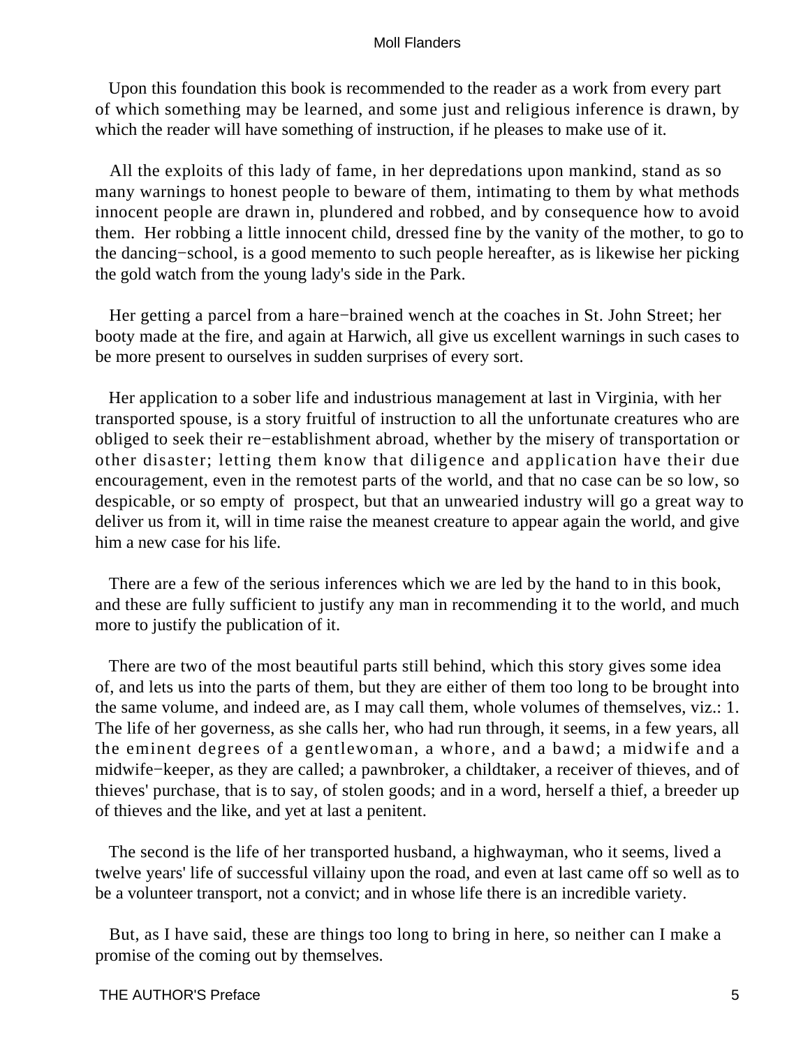Upon this foundation this book is recommended to the reader as a work from every part of which something may be learned, and some just and religious inference is drawn, by which the reader will have something of instruction, if he pleases to make use of it.

All the exploits of this lady of fame, in her depredations upon mankind, stand as so many warnings to honest people to beware of them, intimating to them by what methods innocent people are drawn in, plundered and robbed, and by consequence how to avoid them. Her robbing a little innocent child, dressed fine by the vanity of the mother, to go to the dancing−school, is a good memento to such people hereafter, as is likewise her picking the gold watch from the young lady's side in the Park.

Her getting a parcel from a hare−brained wench at the coaches in St. John Street; her booty made at the fire, and again at Harwich, all give us excellent warnings in such cases to be more present to ourselves in sudden surprises of every sort.

Her application to a sober life and industrious management at last in Virginia, with her transported spouse, is a story fruitful of instruction to all the unfortunate creatures who are obliged to seek their re−establishment abroad, whether by the misery of transportation or other disaster; letting them know that diligence and application have their due encouragement, even in the remotest parts of the world, and that no case can be so low, so despicable, or so empty of prospect, but that an unwearied industry will go a great way to deliver us from it, will in time raise the meanest creature to appear again the world, and give him a new case for his life.

There are a few of the serious inferences which we are led by the hand to in this book, and these are fully sufficient to justify any man in recommending it to the world, and much more to justify the publication of it.

There are two of the most beautiful parts still behind, which this story gives some idea of, and lets us into the parts of them, but they are either of them too long to be brought into the same volume, and indeed are, as I may call them, whole volumes of themselves, viz.: 1. The life of her governess, as she calls her, who had run through, it seems, in a few years, all the eminent degrees of a gentlewoman, a whore, and a bawd; a midwife and a midwife−keeper, as they are called; a pawnbroker, a childtaker, a receiver of thieves, and of thieves' purchase, that is to say, of stolen goods; and in a word, herself a thief, a breeder up of thieves and the like, and yet at last a penitent.

The second is the life of her transported husband, a highwayman, who it seems, lived a twelve years' life of successful villainy upon the road, and even at last came off so well as to be a volunteer transport, not a convict; and in whose life there is an incredible variety.

But, as I have said, these are things too long to bring in here, so neither can I make a promise of the coming out by themselves.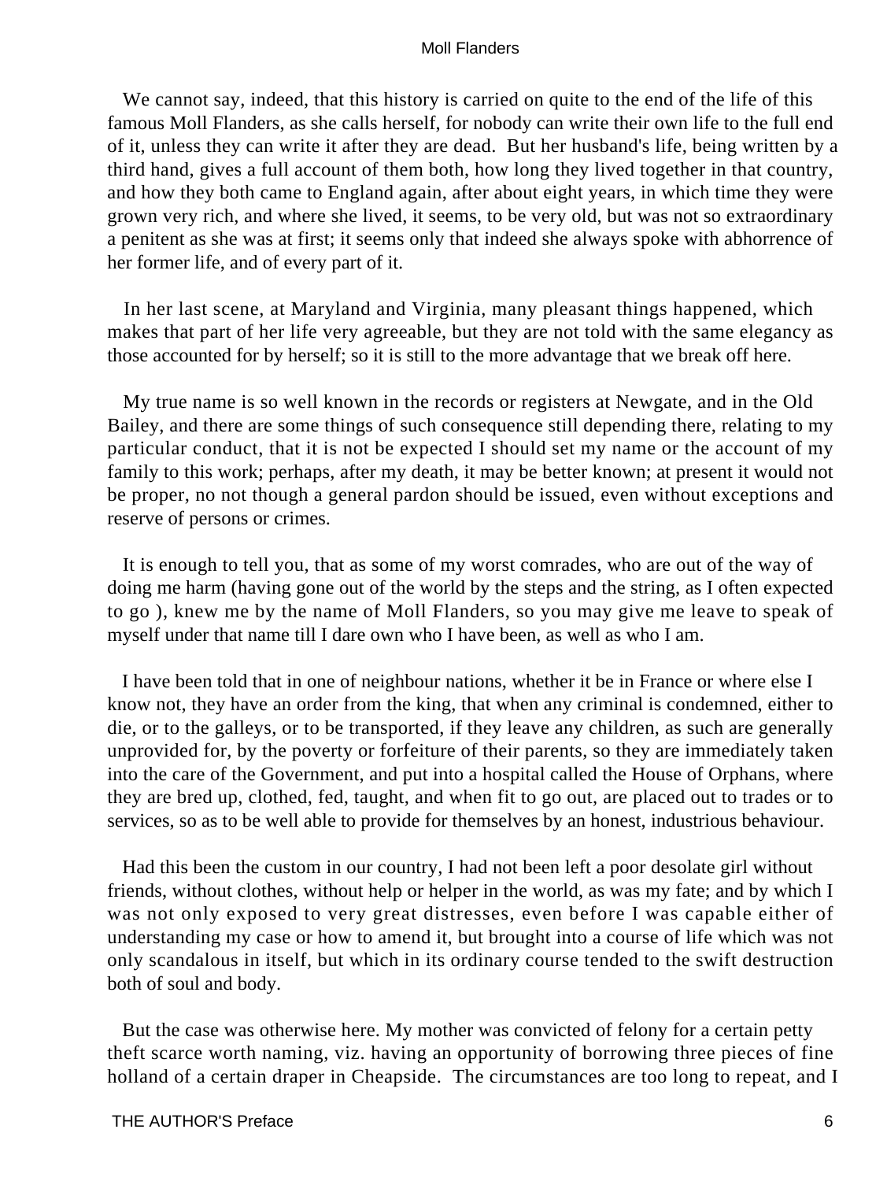We cannot say, indeed, that this history is carried on quite to the end of the life of this famous Moll Flanders, as she calls herself, for nobody can write their own life to the full end of it, unless they can write it after they are dead. But her husband's life, being written by a third hand, gives a full account of them both, how long they lived together in that country, and how they both came to England again, after about eight years, in which time they were grown very rich, and where she lived, it seems, to be very old, but was not so extraordinary a penitent as she was at first; it seems only that indeed she always spoke with abhorrence of her former life, and of every part of it.

In her last scene, at Maryland and Virginia, many pleasant things happened, which makes that part of her life very agreeable, but they are not told with the same elegancy as those accounted for by herself; so it is still to the more advantage that we break off here.

My true name is so well known in the records or registers at Newgate, and in the Old Bailey, and there are some things of such consequence still depending there, relating to my particular conduct, that it is not be expected I should set my name or the account of my family to this work; perhaps, after my death, it may be better known; at present it would not be proper, no not though a general pardon should be issued, even without exceptions and reserve of persons or crimes.

It is enough to tell you, that as some of my worst comrades, who are out of the way of doing me harm (having gone out of the world by the steps and the string, as I often expected to go ), knew me by the name of Moll Flanders, so you may give me leave to speak of myself under that name till I dare own who I have been, as well as who I am.

I have been told that in one of neighbour nations, whether it be in France or where else I know not, they have an order from the king, that when any criminal is condemned, either to die, or to the galleys, or to be transported, if they leave any children, as such are generally unprovided for, by the poverty or forfeiture of their parents, so they are immediately taken into the care of the Government, and put into a hospital called the House of Orphans, where they are bred up, clothed, fed, taught, and when fit to go out, are placed out to trades or to services, so as to be well able to provide for themselves by an honest, industrious behaviour.

Had this been the custom in our country, I had not been left a poor desolate girl without friends, without clothes, without help or helper in the world, as was my fate; and by which I was not only exposed to very great distresses, even before I was capable either of understanding my case or how to amend it, but brought into a course of life which was not only scandalous in itself, but which in its ordinary course tended to the swift destruction both of soul and body.

But the case was otherwise here. My mother was convicted of felony for a certain petty theft scarce worth naming, viz. having an opportunity of borrowing three pieces of fine holland of a certain draper in Cheapside. The circumstances are too long to repeat, and I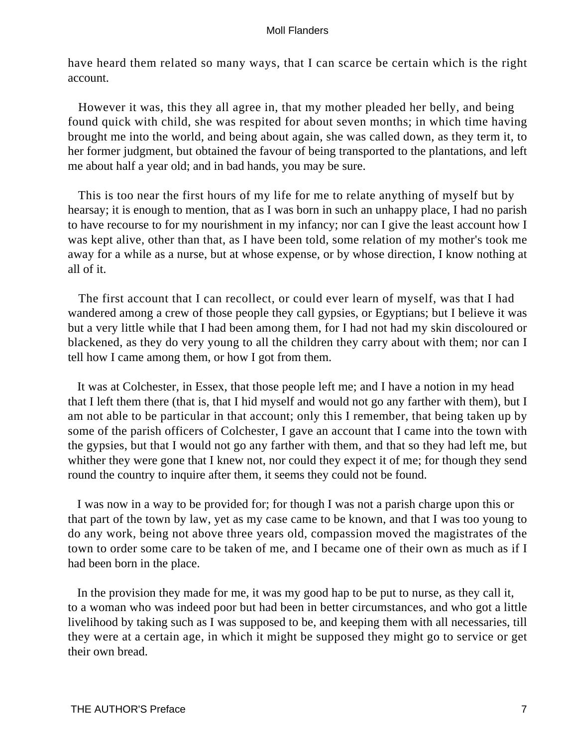have heard them related so many ways, that I can scarce be certain which is the right account.

However it was, this they all agree in, that my mother pleaded her belly, and being found quick with child, she was respited for about seven months; in which time having brought me into the world, and being about again, she was called down, as they term it, to her former judgment, but obtained the favour of being transported to the plantations, and left me about half a year old; and in bad hands, you may be sure.

This is too near the first hours of my life for me to relate anything of myself but by hearsay; it is enough to mention, that as I was born in such an unhappy place, I had no parish to have recourse to for my nourishment in my infancy; nor can I give the least account how I was kept alive, other than that, as I have been told, some relation of my mother's took me away for a while as a nurse, but at whose expense, or by whose direction, I know nothing at all of it.

The first account that I can recollect, or could ever learn of myself, was that I had wandered among a crew of those people they call gypsies, or Egyptians; but I believe it was but a very little while that I had been among them, for I had not had my skin discoloured or blackened, as they do very young to all the children they carry about with them; nor can I tell how I came among them, or how I got from them.

It was at Colchester, in Essex, that those people left me; and I have a notion in my head that I left them there (that is, that I hid myself and would not go any farther with them), but I am not able to be particular in that account; only this I remember, that being taken up by some of the parish officers of Colchester, I gave an account that I came into the town with the gypsies, but that I would not go any farther with them, and that so they had left me, but whither they were gone that I knew not, nor could they expect it of me; for though they send round the country to inquire after them, it seems they could not be found.

I was now in a way to be provided for; for though I was not a parish charge upon this or that part of the town by law, yet as my case came to be known, and that I was too young to do any work, being not above three years old, compassion moved the magistrates of the town to order some care to be taken of me, and I became one of their own as much as if I had been born in the place.

In the provision they made for me, it was my good hap to be put to nurse, as they call it, to a woman who was indeed poor but had been in better circumstances, and who got a little livelihood by taking such as I was supposed to be, and keeping them with all necessaries, till they were at a certain age, in which it might be supposed they might go to service or get their own bread.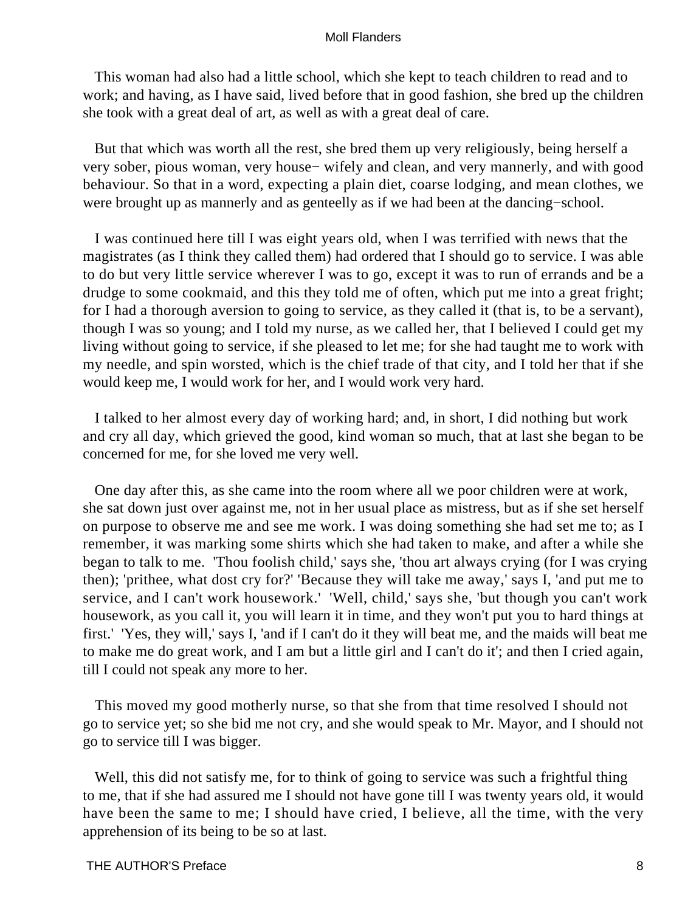This woman had also had a little school, which she kept to teach children to read and to work; and having, as I have said, lived before that in good fashion, she bred up the children she took with a great deal of art, as well as with a great deal of care.

But that which was worth all the rest, she bred them up very religiously, being herself a very sober, pious woman, very house− wifely and clean, and very mannerly, and with good behaviour. So that in a word, expecting a plain diet, coarse lodging, and mean clothes, we were brought up as mannerly and as genteelly as if we had been at the dancing−school.

I was continued here till I was eight years old, when I was terrified with news that the magistrates (as I think they called them) had ordered that I should go to service. I was able to do but very little service wherever I was to go, except it was to run of errands and be a drudge to some cookmaid, and this they told me of often, which put me into a great fright; for I had a thorough aversion to going to service, as they called it (that is, to be a servant), though I was so young; and I told my nurse, as we called her, that I believed I could get my living without going to service, if she pleased to let me; for she had taught me to work with my needle, and spin worsted, which is the chief trade of that city, and I told her that if she would keep me, I would work for her, and I would work very hard.

I talked to her almost every day of working hard; and, in short, I did nothing but work and cry all day, which grieved the good, kind woman so much, that at last she began to be concerned for me, for she loved me very well.

One day after this, as she came into the room where all we poor children were at work, she sat down just over against me, not in her usual place as mistress, but as if she set herself on purpose to observe me and see me work. I was doing something she had set me to; as I remember, it was marking some shirts which she had taken to make, and after a while she began to talk to me. 'Thou foolish child,' says she, 'thou art always crying (for I was crying then); 'prithee, what dost cry for?' 'Because they will take me away,' says I, 'and put me to service, and I can't work housework.' 'Well, child,' says she, 'but though you can't work housework, as you call it, you will learn it in time, and they won't put you to hard things at first.' 'Yes, they will,' says I, 'and if I can't do it they will beat me, and the maids will beat me to make me do great work, and I am but a little girl and I can't do it'; and then I cried again, till I could not speak any more to her.

This moved my good motherly nurse, so that she from that time resolved I should not go to service yet; so she bid me not cry, and she would speak to Mr. Mayor, and I should not go to service till I was bigger.

Well, this did not satisfy me, for to think of going to service was such a frightful thing to me, that if she had assured me I should not have gone till I was twenty years old, it would have been the same to me; I should have cried, I believe, all the time, with the very apprehension of its being to be so at last.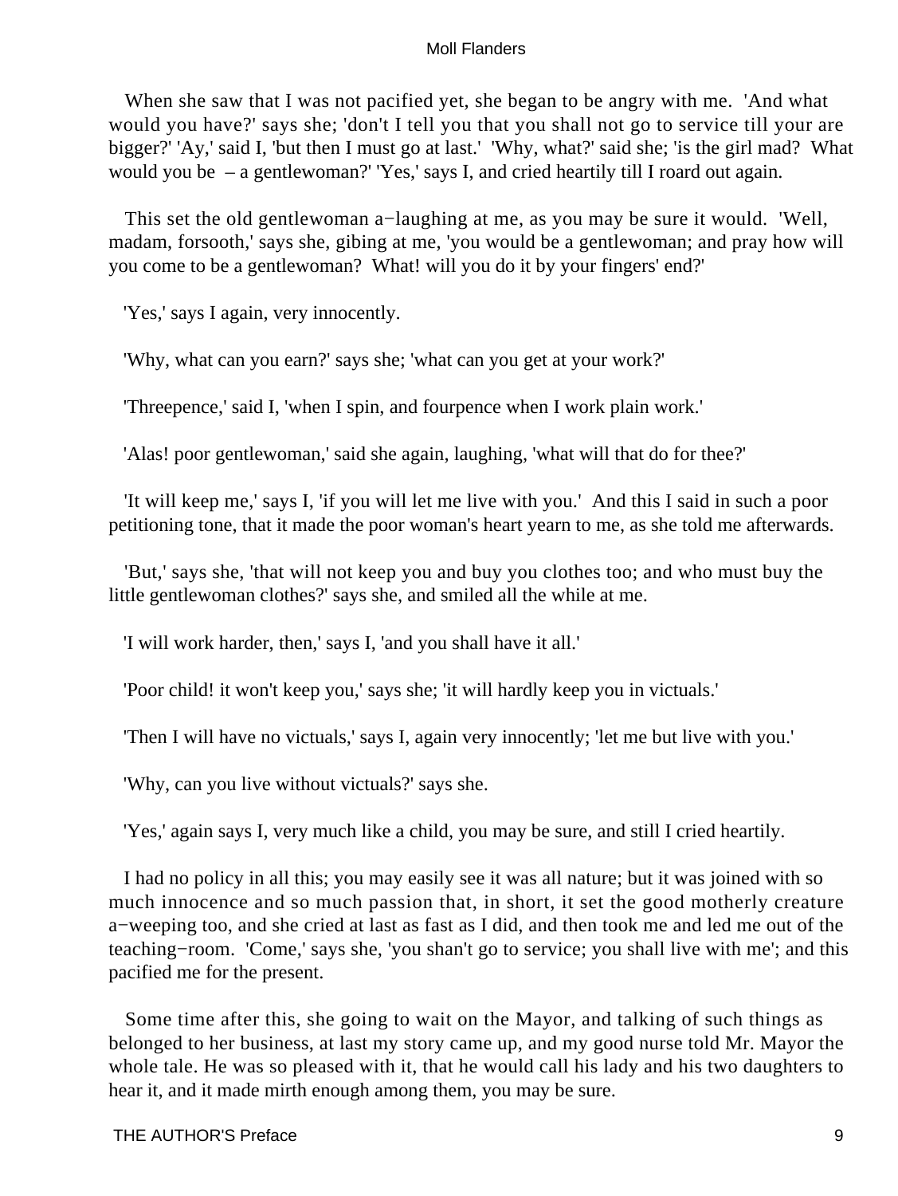When she saw that I was not pacified yet, she began to be angry with me. 'And what would you have?' says she; 'don't I tell you that you shall not go to service till your are bigger?' 'Ay,' said I, 'but then I must go at last.' 'Why, what?' said she; 'is the girl mad? What would you be – a gentlewoman?' 'Yes,' says I, and cried heartily till I roard out again.

This set the old gentlewoman a−laughing at me, as you may be sure it would. 'Well, madam, forsooth,' says she, gibing at me, 'you would be a gentlewoman; and pray how will you come to be a gentlewoman? What! will you do it by your fingers' end?'

'Yes,' says I again, very innocently.

'Why, what can you earn?' says she; 'what can you get at your work?'

'Threepence,' said I, 'when I spin, and fourpence when I work plain work.'

'Alas! poor gentlewoman,' said she again, laughing, 'what will that do for thee?'

'It will keep me,' says I, 'if you will let me live with you.' And this I said in such a poor petitioning tone, that it made the poor woman's heart yearn to me, as she told me afterwards.

'But,' says she, 'that will not keep you and buy you clothes too; and who must buy the little gentlewoman clothes?' says she, and smiled all the while at me.

'I will work harder, then,' says I, 'and you shall have it all.'

'Poor child! it won't keep you,' says she; 'it will hardly keep you in victuals.'

'Then I will have no victuals,' says I, again very innocently; 'let me but live with you.'

'Why, can you live without victuals?' says she.

'Yes,' again says I, very much like a child, you may be sure, and still I cried heartily.

I had no policy in all this; you may easily see it was all nature; but it was joined with so much innocence and so much passion that, in short, it set the good motherly creature a−weeping too, and she cried at last as fast as I did, and then took me and led me out of the teaching−room. 'Come,' says she, 'you shan't go to service; you shall live with me'; and this pacified me for the present.

Some time after this, she going to wait on the Mayor, and talking of such things as belonged to her business, at last my story came up, and my good nurse told Mr. Mayor the whole tale. He was so pleased with it, that he would call his lady and his two daughters to hear it, and it made mirth enough among them, you may be sure.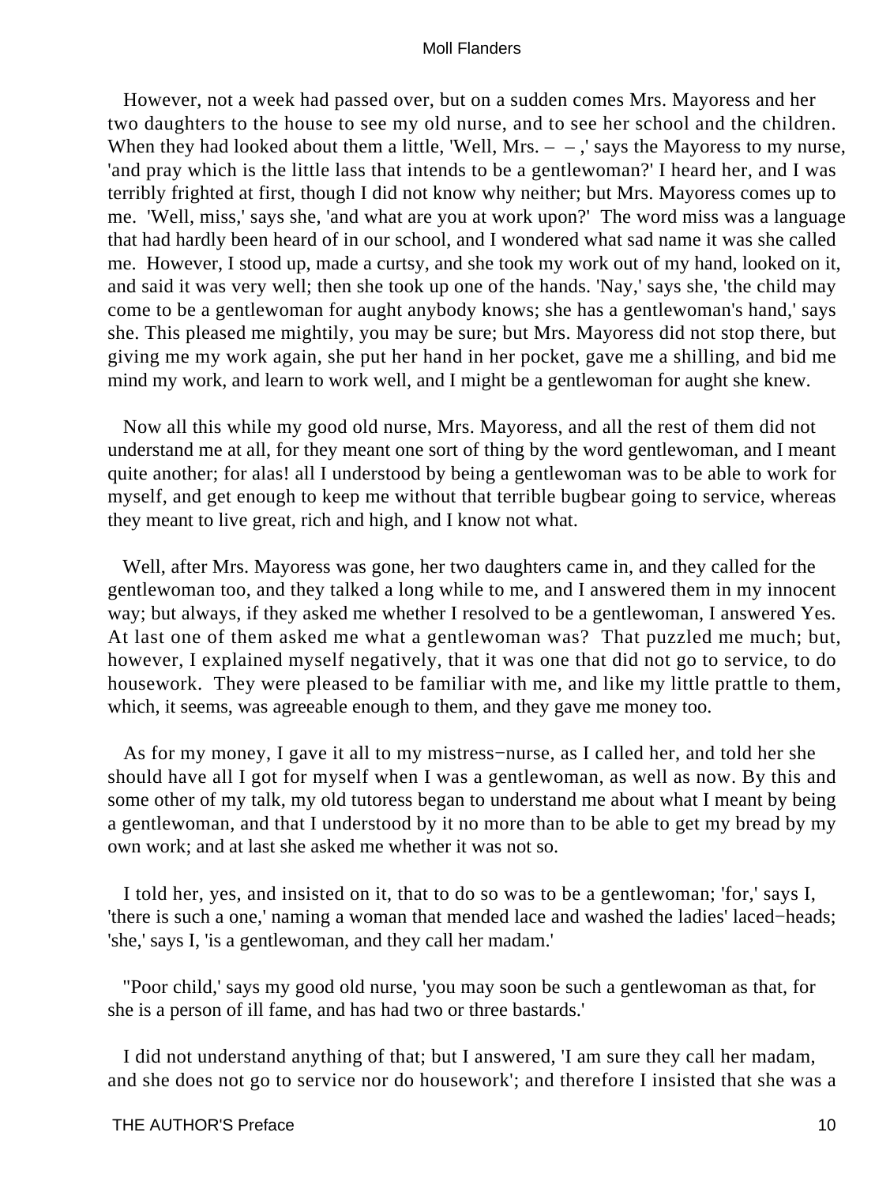However, not a week had passed over, but on a sudden comes Mrs. Mayoress and her two daughters to the house to see my old nurse, and to see her school and the children. When they had looked about them a little, 'Well, Mrs. – – ,' says the Mayoress to my nurse, 'and pray which is the little lass that intends to be a gentlewoman?' I heard her, and I was terribly frighted at first, though I did not know why neither; but Mrs. Mayoress comes up to me. 'Well, miss,' says she, 'and what are you at work upon?' The word miss was a language that had hardly been heard of in our school, and I wondered what sad name it was she called me. However, I stood up, made a curtsy, and she took my work out of my hand, looked on it, and said it was very well; then she took up one of the hands. 'Nay,' says she, 'the child may come to be a gentlewoman for aught anybody knows; she has a gentlewoman's hand,' says she. This pleased me mightily, you may be sure; but Mrs. Mayoress did not stop there, but giving me my work again, she put her hand in her pocket, gave me a shilling, and bid me mind my work, and learn to work well, and I might be a gentlewoman for aught she knew.

Now all this while my good old nurse, Mrs. Mayoress, and all the rest of them did not understand me at all, for they meant one sort of thing by the word gentlewoman, and I meant quite another; for alas! all I understood by being a gentlewoman was to be able to work for myself, and get enough to keep me without that terrible bugbear going to service, whereas they meant to live great, rich and high, and I know not what.

Well, after Mrs. Mayoress was gone, her two daughters came in, and they called for the gentlewoman too, and they talked a long while to me, and I answered them in my innocent way; but always, if they asked me whether I resolved to be a gentlewoman, I answered Yes. At last one of them asked me what a gentlewoman was? That puzzled me much; but, however, I explained myself negatively, that it was one that did not go to service, to do housework. They were pleased to be familiar with me, and like my little prattle to them, which, it seems, was agreeable enough to them, and they gave me money too.

As for my money, I gave it all to my mistress−nurse, as I called her, and told her she should have all I got for myself when I was a gentlewoman, as well as now. By this and some other of my talk, my old tutoress began to understand me about what I meant by being a gentlewoman, and that I understood by it no more than to be able to get my bread by my own work; and at last she asked me whether it was not so.

I told her, yes, and insisted on it, that to do so was to be a gentlewoman; 'for,' says I, 'there is such a one,' naming a woman that mended lace and washed the ladies' laced−heads; 'she,' says I, 'is a gentlewoman, and they call her madam.'

''Poor child,' says my good old nurse, 'you may soon be such a gentlewoman as that, for she is a person of ill fame, and has had two or three bastards.'

I did not understand anything of that; but I answered, 'I am sure they call her madam, and she does not go to service nor do housework'; and therefore I insisted that she was a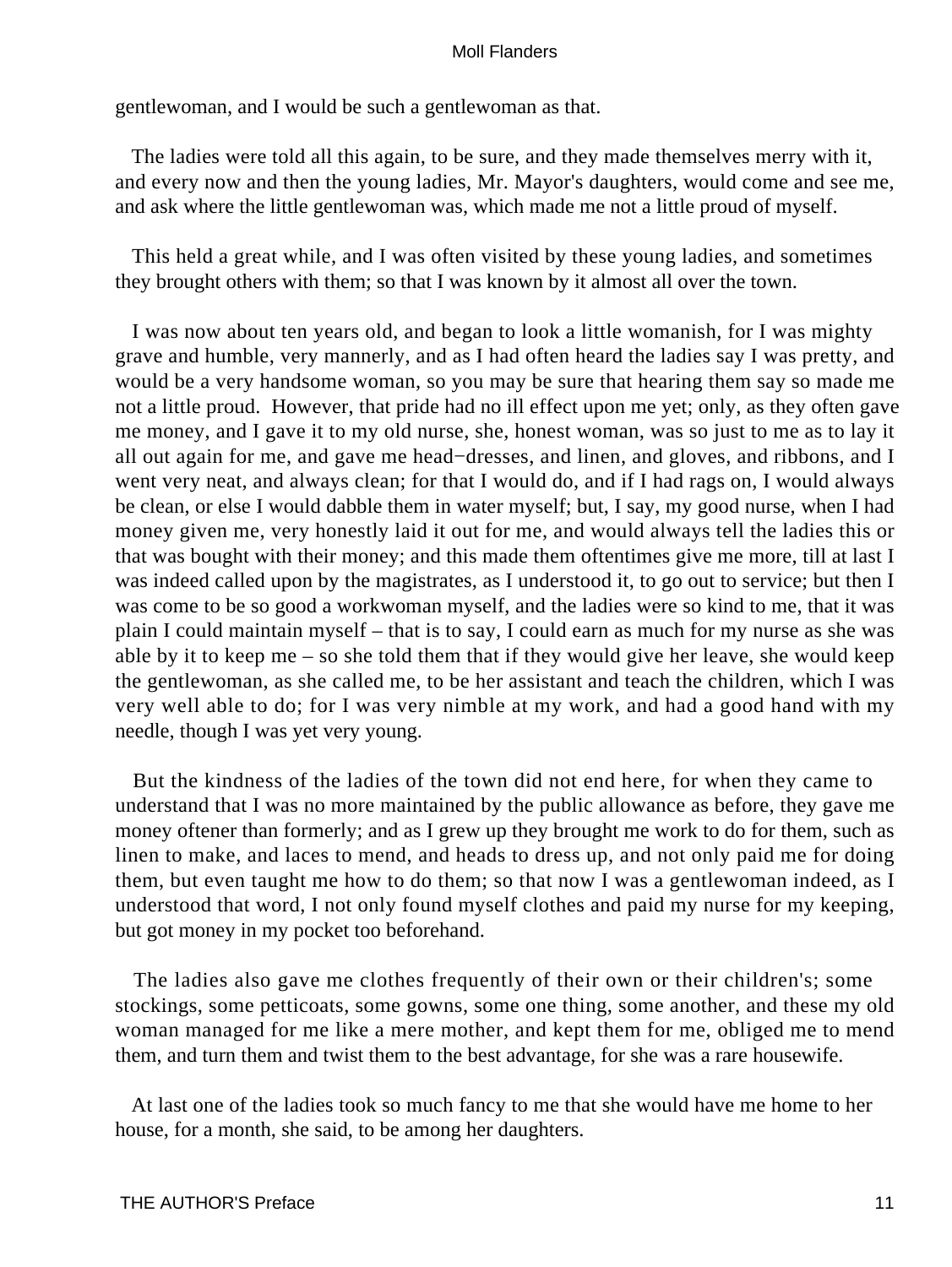gentlewoman, and I would be such a gentlewoman as that.

The ladies were told all this again, to be sure, and they made themselves merry with it, and every now and then the young ladies, Mr. Mayor's daughters, would come and see me, and ask where the little gentlewoman was, which made me not a little proud of myself.

This held a great while, and I was often visited by these young ladies, and sometimes they brought others with them; so that I was known by it almost all over the town.

I was now about ten years old, and began to look a little womanish, for I was mighty grave and humble, very mannerly, and as I had often heard the ladies say I was pretty, and would be a very handsome woman, so you may be sure that hearing them say so made me not a little proud. However, that pride had no ill effect upon me yet; only, as they often gave me money, and I gave it to my old nurse, she, honest woman, was so just to me as to lay it all out again for me, and gave me head−dresses, and linen, and gloves, and ribbons, and I went very neat, and always clean; for that I would do, and if I had rags on, I would always be clean, or else I would dabble them in water myself; but, I say, my good nurse, when I had money given me, very honestly laid it out for me, and would always tell the ladies this or that was bought with their money; and this made them oftentimes give me more, till at last I was indeed called upon by the magistrates, as I understood it, to go out to service; but then I was come to be so good a workwoman myself, and the ladies were so kind to me, that it was plain I could maintain myself – that is to say, I could earn as much for my nurse as she was able by it to keep me – so she told them that if they would give her leave, she would keep the gentlewoman, as she called me, to be her assistant and teach the children, which I was very well able to do; for I was very nimble at my work, and had a good hand with my needle, though I was yet very young.

But the kindness of the ladies of the town did not end here, for when they came to understand that I was no more maintained by the public allowance as before, they gave me money oftener than formerly; and as I grew up they brought me work to do for them, such as linen to make, and laces to mend, and heads to dress up, and not only paid me for doing them, but even taught me how to do them; so that now I was a gentlewoman indeed, as I understood that word, I not only found myself clothes and paid my nurse for my keeping, but got money in my pocket too beforehand.

The ladies also gave me clothes frequently of their own or their children's; some stockings, some petticoats, some gowns, some one thing, some another, and these my old woman managed for me like a mere mother, and kept them for me, obliged me to mend them, and turn them and twist them to the best advantage, for she was a rare housewife.

At last one of the ladies took so much fancy to me that she would have me home to her house, for a month, she said, to be among her daughters.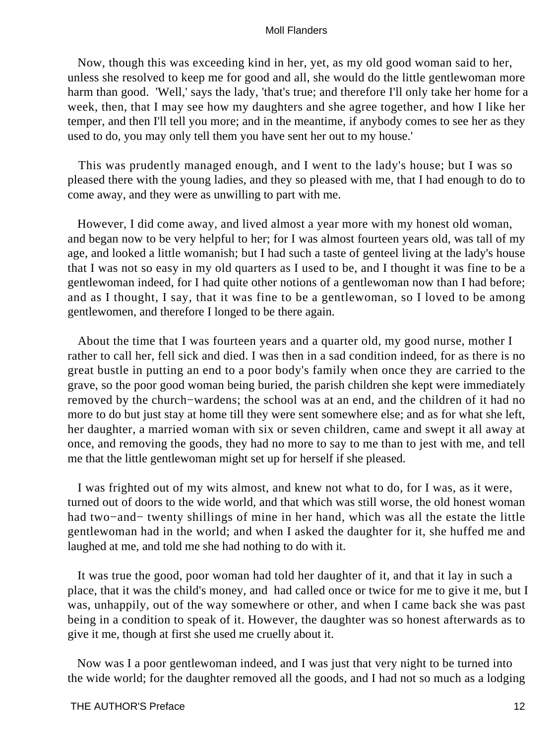Now, though this was exceeding kind in her, yet, as my old good woman said to her, unless she resolved to keep me for good and all, she would do the little gentlewoman more harm than good. 'Well,' says the lady, 'that's true; and therefore I'll only take her home for a week, then, that I may see how my daughters and she agree together, and how I like her temper, and then I'll tell you more; and in the meantime, if anybody comes to see her as they used to do, you may only tell them you have sent her out to my house.'

This was prudently managed enough, and I went to the lady's house; but I was so pleased there with the young ladies, and they so pleased with me, that I had enough to do to come away, and they were as unwilling to part with me.

However, I did come away, and lived almost a year more with my honest old woman, and began now to be very helpful to her; for I was almost fourteen years old, was tall of my age, and looked a little womanish; but I had such a taste of genteel living at the lady's house that I was not so easy in my old quarters as I used to be, and I thought it was fine to be a gentlewoman indeed, for I had quite other notions of a gentlewoman now than I had before; and as I thought, I say, that it was fine to be a gentlewoman, so I loved to be among gentlewomen, and therefore I longed to be there again.

About the time that I was fourteen years and a quarter old, my good nurse, mother I rather to call her, fell sick and died. I was then in a sad condition indeed, for as there is no great bustle in putting an end to a poor body's family when once they are carried to the grave, so the poor good woman being buried, the parish children she kept were immediately removed by the church−wardens; the school was at an end, and the children of it had no more to do but just stay at home till they were sent somewhere else; and as for what she left, her daughter, a married woman with six or seven children, came and swept it all away at once, and removing the goods, they had no more to say to me than to jest with me, and tell me that the little gentlewoman might set up for herself if she pleased.

I was frighted out of my wits almost, and knew not what to do, for I was, as it were, turned out of doors to the wide world, and that which was still worse, the old honest woman had two−and− twenty shillings of mine in her hand, which was all the estate the little gentlewoman had in the world; and when I asked the daughter for it, she huffed me and laughed at me, and told me she had nothing to do with it.

It was true the good, poor woman had told her daughter of it, and that it lay in such a place, that it was the child's money, and had called once or twice for me to give it me, but I was, unhappily, out of the way somewhere or other, and when I came back she was past being in a condition to speak of it. However, the daughter was so honest afterwards as to give it me, though at first she used me cruelly about it.

Now was I a poor gentlewoman indeed, and I was just that very night to be turned into the wide world; for the daughter removed all the goods, and I had not so much as a lodging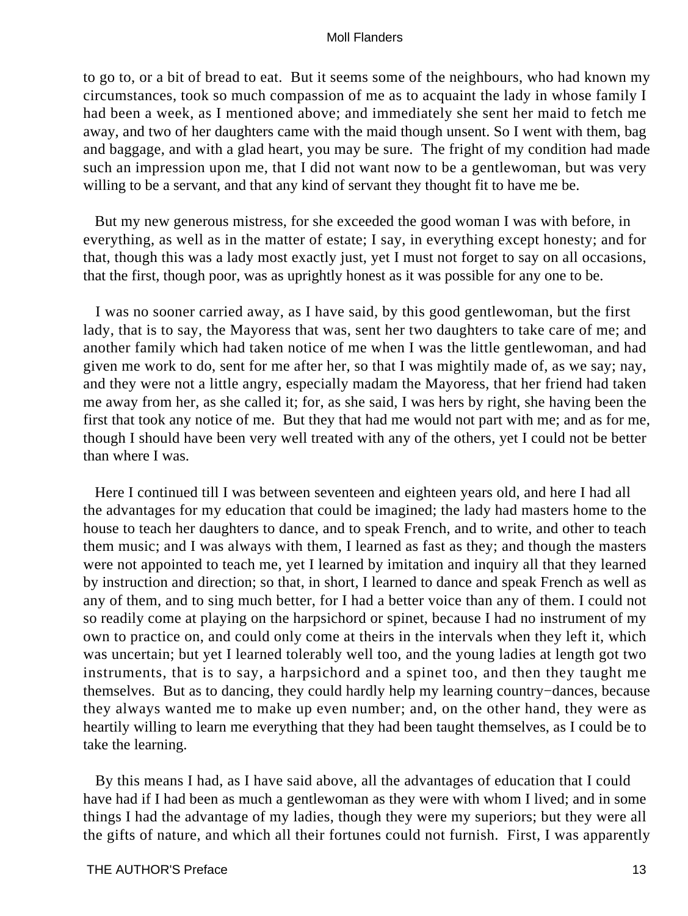to go to, or a bit of bread to eat. But it seems some of the neighbours, who had known my circumstances, took so much compassion of me as to acquaint the lady in whose family I had been a week, as I mentioned above; and immediately she sent her maid to fetch me away, and two of her daughters came with the maid though unsent. So I went with them, bag and baggage, and with a glad heart, you may be sure. The fright of my condition had made such an impression upon me, that I did not want now to be a gentlewoman, but was very willing to be a servant, and that any kind of servant they thought fit to have me be.

But my new generous mistress, for she exceeded the good woman I was with before, in everything, as well as in the matter of estate; I say, in everything except honesty; and for that, though this was a lady most exactly just, yet I must not forget to say on all occasions, that the first, though poor, was as uprightly honest as it was possible for any one to be.

I was no sooner carried away, as I have said, by this good gentlewoman, but the first lady, that is to say, the Mayoress that was, sent her two daughters to take care of me; and another family which had taken notice of me when I was the little gentlewoman, and had given me work to do, sent for me after her, so that I was mightily made of, as we say; nay, and they were not a little angry, especially madam the Mayoress, that her friend had taken me away from her, as she called it; for, as she said, I was hers by right, she having been the first that took any notice of me. But they that had me would not part with me; and as for me, though I should have been very well treated with any of the others, yet I could not be better than where I was.

Here I continued till I was between seventeen and eighteen years old, and here I had all the advantages for my education that could be imagined; the lady had masters home to the house to teach her daughters to dance, and to speak French, and to write, and other to teach them music; and I was always with them, I learned as fast as they; and though the masters were not appointed to teach me, yet I learned by imitation and inquiry all that they learned by instruction and direction; so that, in short, I learned to dance and speak French as well as any of them, and to sing much better, for I had a better voice than any of them. I could not so readily come at playing on the harpsichord or spinet, because I had no instrument of my own to practice on, and could only come at theirs in the intervals when they left it, which was uncertain; but yet I learned tolerably well too, and the young ladies at length got two instruments, that is to say, a harpsichord and a spinet too, and then they taught me themselves. But as to dancing, they could hardly help my learning country−dances, because they always wanted me to make up even number; and, on the other hand, they were as heartily willing to learn me everything that they had been taught themselves, as I could be to take the learning.

By this means I had, as I have said above, all the advantages of education that I could have had if I had been as much a gentlewoman as they were with whom I lived; and in some things I had the advantage of my ladies, though they were my superiors; but they were all the gifts of nature, and which all their fortunes could not furnish. First, I was apparently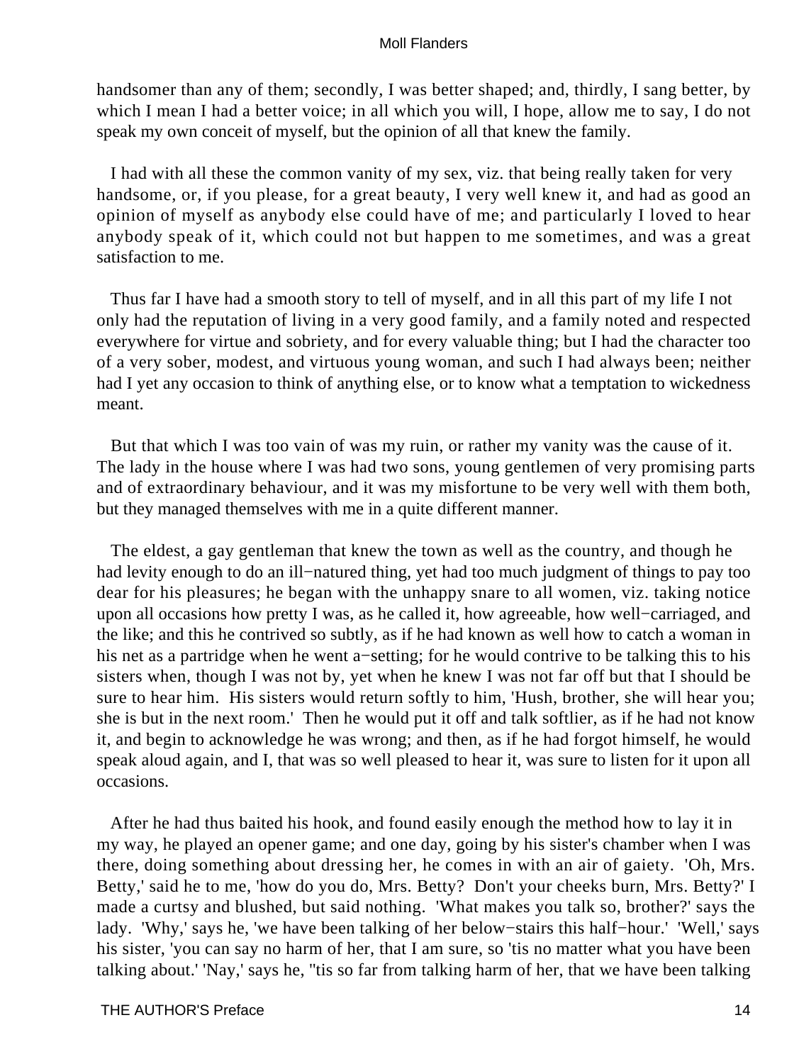handsomer than any of them; secondly, I was better shaped; and, thirdly, I sang better, by which I mean I had a better voice; in all which you will, I hope, allow me to say, I do not speak my own conceit of myself, but the opinion of all that knew the family.

I had with all these the common vanity of my sex, viz. that being really taken for very handsome, or, if you please, for a great beauty, I very well knew it, and had as good an opinion of myself as anybody else could have of me; and particularly I loved to hear anybody speak of it, which could not but happen to me sometimes, and was a great satisfaction to me.

Thus far I have had a smooth story to tell of myself, and in all this part of my life I not only had the reputation of living in a very good family, and a family noted and respected everywhere for virtue and sobriety, and for every valuable thing; but I had the character too of a very sober, modest, and virtuous young woman, and such I had always been; neither had I yet any occasion to think of anything else, or to know what a temptation to wickedness meant.

But that which I was too vain of was my ruin, or rather my vanity was the cause of it. The lady in the house where I was had two sons, young gentlemen of very promising parts and of extraordinary behaviour, and it was my misfortune to be very well with them both, but they managed themselves with me in a quite different manner.

The eldest, a gay gentleman that knew the town as well as the country, and though he had levity enough to do an ill−natured thing, yet had too much judgment of things to pay too dear for his pleasures; he began with the unhappy snare to all women, viz. taking notice upon all occasions how pretty I was, as he called it, how agreeable, how well−carriaged, and the like; and this he contrived so subtly, as if he had known as well how to catch a woman in his net as a partridge when he went a−setting; for he would contrive to be talking this to his sisters when, though I was not by, yet when he knew I was not far off but that I should be sure to hear him. His sisters would return softly to him, 'Hush, brother, she will hear you; she is but in the next room.' Then he would put it off and talk softlier, as if he had not know it, and begin to acknowledge he was wrong; and then, as if he had forgot himself, he would speak aloud again, and I, that was so well pleased to hear it, was sure to listen for it upon all occasions.

After he had thus baited his hook, and found easily enough the method how to lay it in my way, he played an opener game; and one day, going by his sister's chamber when I was there, doing something about dressing her, he comes in with an air of gaiety. 'Oh, Mrs. Betty,' said he to me, 'how do you do, Mrs. Betty? Don't your cheeks burn, Mrs. Betty?' I made a curtsy and blushed, but said nothing. 'What makes you talk so, brother?' says the lady. 'Why,' says he, 'we have been talking of her below−stairs this half−hour.' 'Well,' says his sister, 'you can say no harm of her, that I am sure, so 'tis no matter what you have been talking about.' 'Nay,' says he, ''tis so far from talking harm of her, that we have been talking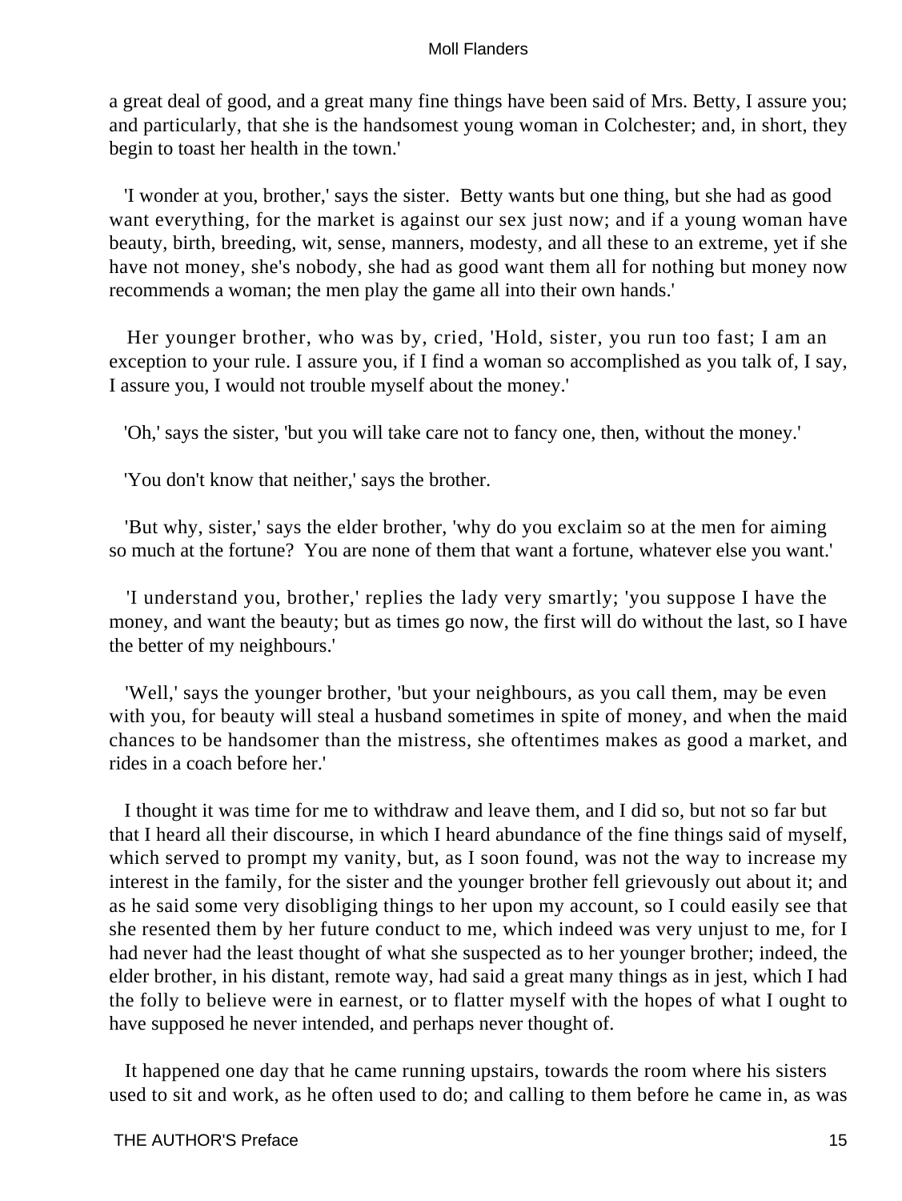a great deal of good, and a great many fine things have been said of Mrs. Betty, I assure you; and particularly, that she is the handsomest young woman in Colchester; and, in short, they begin to toast her health in the town.'

'I wonder at you, brother,' says the sister. Betty wants but one thing, but she had as good want everything, for the market is against our sex just now; and if a young woman have beauty, birth, breeding, wit, sense, manners, modesty, and all these to an extreme, yet if she have not money, she's nobody, she had as good want them all for nothing but money now recommends a woman; the men play the game all into their own hands.'

Her younger brother, who was by, cried, 'Hold, sister, you run too fast; I am an exception to your rule. I assure you, if I find a woman so accomplished as you talk of, I say, I assure you, I would not trouble myself about the money.'

'Oh,' says the sister, 'but you will take care not to fancy one, then, without the money.'

'You don't know that neither,' says the brother.

'But why, sister,' says the elder brother, 'why do you exclaim so at the men for aiming so much at the fortune? You are none of them that want a fortune, whatever else you want.'

'I understand you, brother,' replies the lady very smartly; 'you suppose I have the money, and want the beauty; but as times go now, the first will do without the last, so I have the better of my neighbours.'

'Well,' says the younger brother, 'but your neighbours, as you call them, may be even with you, for beauty will steal a husband sometimes in spite of money, and when the maid chances to be handsomer than the mistress, she oftentimes makes as good a market, and rides in a coach before her.'

I thought it was time for me to withdraw and leave them, and I did so, but not so far but that I heard all their discourse, in which I heard abundance of the fine things said of myself, which served to prompt my vanity, but, as I soon found, was not the way to increase my interest in the family, for the sister and the younger brother fell grievously out about it; and as he said some very disobliging things to her upon my account, so I could easily see that she resented them by her future conduct to me, which indeed was very unjust to me, for I had never had the least thought of what she suspected as to her younger brother; indeed, the elder brother, in his distant, remote way, had said a great many things as in jest, which I had the folly to believe were in earnest, or to flatter myself with the hopes of what I ought to have supposed he never intended, and perhaps never thought of.

It happened one day that he came running upstairs, towards the room where his sisters used to sit and work, as he often used to do; and calling to them before he came in, as was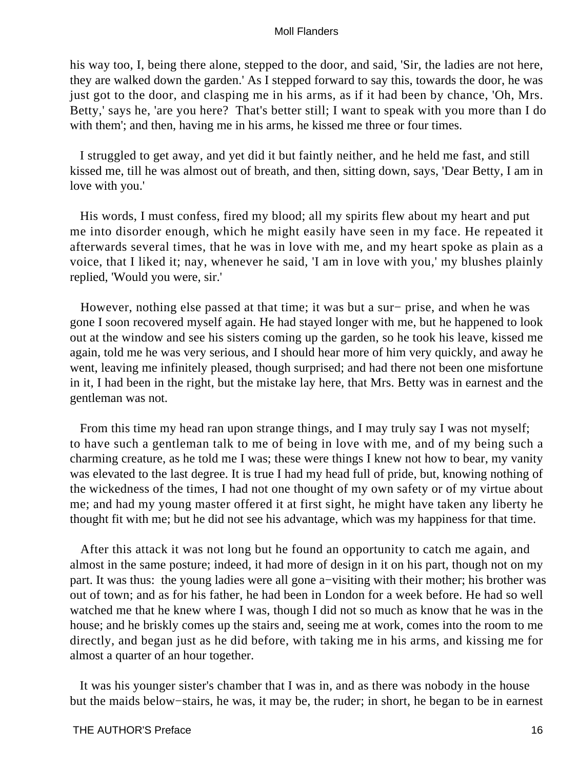his way too, I, being there alone, stepped to the door, and said, 'Sir, the ladies are not here, they are walked down the garden.' As I stepped forward to say this, towards the door, he was just got to the door, and clasping me in his arms, as if it had been by chance, 'Oh, Mrs. Betty,' says he, 'are you here? That's better still; I want to speak with you more than I do with them'; and then, having me in his arms, he kissed me three or four times.

I struggled to get away, and yet did it but faintly neither, and he held me fast, and still kissed me, till he was almost out of breath, and then, sitting down, says, 'Dear Betty, I am in love with you.'

His words, I must confess, fired my blood; all my spirits flew about my heart and put me into disorder enough, which he might easily have seen in my face. He repeated it afterwards several times, that he was in love with me, and my heart spoke as plain as a voice, that I liked it; nay, whenever he said, 'I am in love with you,' my blushes plainly replied, 'Would you were, sir.'

However, nothing else passed at that time; it was but a sur− prise, and when he was gone I soon recovered myself again. He had stayed longer with me, but he happened to look out at the window and see his sisters coming up the garden, so he took his leave, kissed me again, told me he was very serious, and I should hear more of him very quickly, and away he went, leaving me infinitely pleased, though surprised; and had there not been one misfortune in it, I had been in the right, but the mistake lay here, that Mrs. Betty was in earnest and the gentleman was not.

From this time my head ran upon strange things, and I may truly say I was not myself; to have such a gentleman talk to me of being in love with me, and of my being such a charming creature, as he told me I was; these were things I knew not how to bear, my vanity was elevated to the last degree. It is true I had my head full of pride, but, knowing nothing of the wickedness of the times, I had not one thought of my own safety or of my virtue about me; and had my young master offered it at first sight, he might have taken any liberty he thought fit with me; but he did not see his advantage, which was my happiness for that time.

After this attack it was not long but he found an opportunity to catch me again, and almost in the same posture; indeed, it had more of design in it on his part, though not on my part. It was thus: the young ladies were all gone a−visiting with their mother; his brother was out of town; and as for his father, he had been in London for a week before. He had so well watched me that he knew where I was, though I did not so much as know that he was in the house; and he briskly comes up the stairs and, seeing me at work, comes into the room to me directly, and began just as he did before, with taking me in his arms, and kissing me for almost a quarter of an hour together.

It was his younger sister's chamber that I was in, and as there was nobody in the house but the maids below−stairs, he was, it may be, the ruder; in short, he began to be in earnest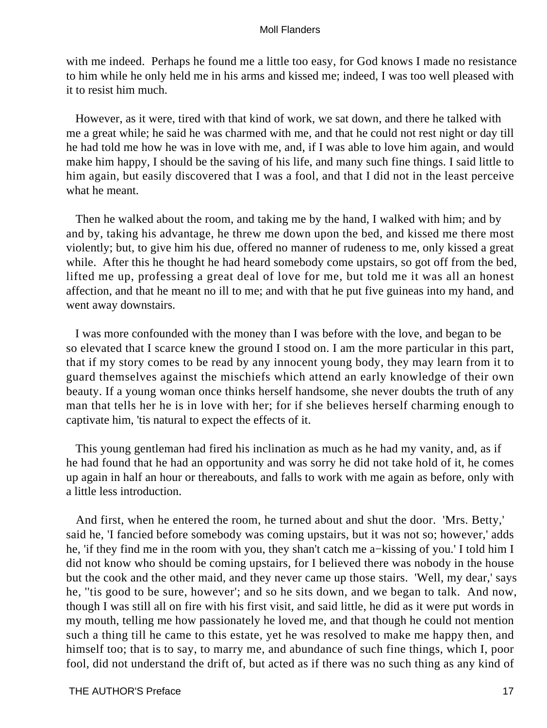with me indeed. Perhaps he found me a little too easy, for God knows I made no resistance to him while he only held me in his arms and kissed me; indeed, I was too well pleased with it to resist him much.

However, as it were, tired with that kind of work, we sat down, and there he talked with me a great while; he said he was charmed with me, and that he could not rest night or day till he had told me how he was in love with me, and, if I was able to love him again, and would make him happy, I should be the saving of his life, and many such fine things. I said little to him again, but easily discovered that I was a fool, and that I did not in the least perceive what he meant.

Then he walked about the room, and taking me by the hand, I walked with him; and by and by, taking his advantage, he threw me down upon the bed, and kissed me there most violently; but, to give him his due, offered no manner of rudeness to me, only kissed a great while. After this he thought he had heard somebody come upstairs, so got off from the bed, lifted me up, professing a great deal of love for me, but told me it was all an honest affection, and that he meant no ill to me; and with that he put five guineas into my hand, and went away downstairs.

I was more confounded with the money than I was before with the love, and began to be so elevated that I scarce knew the ground I stood on. I am the more particular in this part, that if my story comes to be read by any innocent young body, they may learn from it to guard themselves against the mischiefs which attend an early knowledge of their own beauty. If a young woman once thinks herself handsome, she never doubts the truth of any man that tells her he is in love with her; for if she believes herself charming enough to captivate him, 'tis natural to expect the effects of it.

This young gentleman had fired his inclination as much as he had my vanity, and, as if he had found that he had an opportunity and was sorry he did not take hold of it, he comes up again in half an hour or thereabouts, and falls to work with me again as before, only with a little less introduction.

And first, when he entered the room, he turned about and shut the door. 'Mrs. Betty,' said he, 'I fancied before somebody was coming upstairs, but it was not so; however,' adds he, 'if they find me in the room with you, they shan't catch me a−kissing of you.' I told him I did not know who should be coming upstairs, for I believed there was nobody in the house but the cook and the other maid, and they never came up those stairs. 'Well, my dear,' says he, ''tis good to be sure, however'; and so he sits down, and we began to talk. And now, though I was still all on fire with his first visit, and said little, he did as it were put words in my mouth, telling me how passionately he loved me, and that though he could not mention such a thing till he came to this estate, yet he was resolved to make me happy then, and himself too; that is to say, to marry me, and abundance of such fine things, which I, poor fool, did not understand the drift of, but acted as if there was no such thing as any kind of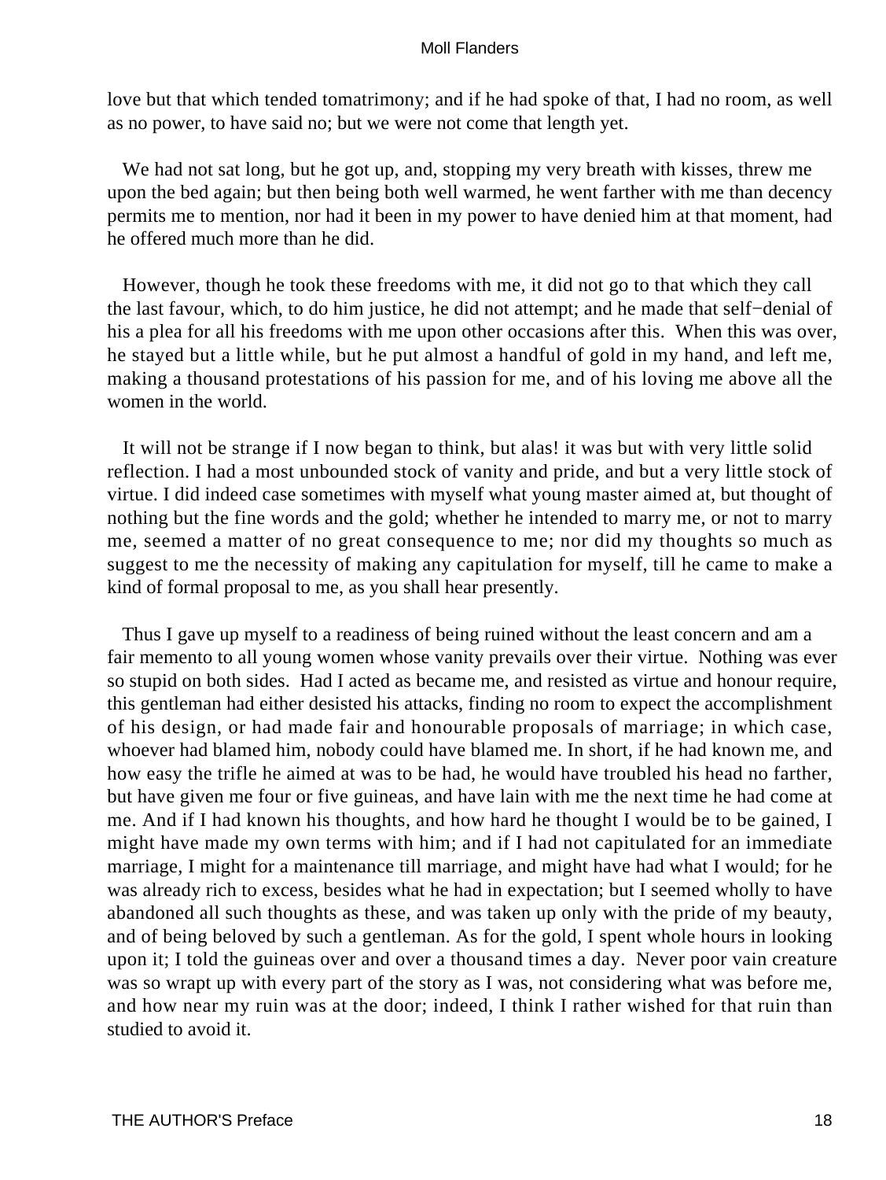love but that which tended tomatrimony; and if he had spoke of that, I had no room, as well as no power, to have said no; but we were not come that length yet.

We had not sat long, but he got up, and, stopping my very breath with kisses, threw me upon the bed again; but then being both well warmed, he went farther with me than decency permits me to mention, nor had it been in my power to have denied him at that moment, had he offered much more than he did.

However, though he took these freedoms with me, it did not go to that which they call the last favour, which, to do him justice, he did not attempt; and he made that self−denial of his a plea for all his freedoms with me upon other occasions after this. When this was over, he stayed but a little while, but he put almost a handful of gold in my hand, and left me, making a thousand protestations of his passion for me, and of his loving me above all the women in the world.

It will not be strange if I now began to think, but alas! it was but with very little solid reflection. I had a most unbounded stock of vanity and pride, and but a very little stock of virtue. I did indeed case sometimes with myself what young master aimed at, but thought of nothing but the fine words and the gold; whether he intended to marry me, or not to marry me, seemed a matter of no great consequence to me; nor did my thoughts so much as suggest to me the necessity of making any capitulation for myself, till he came to make a kind of formal proposal to me, as you shall hear presently.

Thus I gave up myself to a readiness of being ruined without the least concern and am a fair memento to all young women whose vanity prevails over their virtue. Nothing was ever so stupid on both sides. Had I acted as became me, and resisted as virtue and honour require, this gentleman had either desisted his attacks, finding no room to expect the accomplishment of his design, or had made fair and honourable proposals of marriage; in which case, whoever had blamed him, nobody could have blamed me. In short, if he had known me, and how easy the trifle he aimed at was to be had, he would have troubled his head no farther, but have given me four or five guineas, and have lain with me the next time he had come at me. And if I had known his thoughts, and how hard he thought I would be to be gained, I might have made my own terms with him; and if I had not capitulated for an immediate marriage, I might for a maintenance till marriage, and might have had what I would; for he was already rich to excess, besides what he had in expectation; but I seemed wholly to have abandoned all such thoughts as these, and was taken up only with the pride of my beauty, and of being beloved by such a gentleman. As for the gold, I spent whole hours in looking upon it; I told the guineas over and over a thousand times a day. Never poor vain creature was so wrapt up with every part of the story as I was, not considering what was before me, and how near my ruin was at the door; indeed, I think I rather wished for that ruin than studied to avoid it.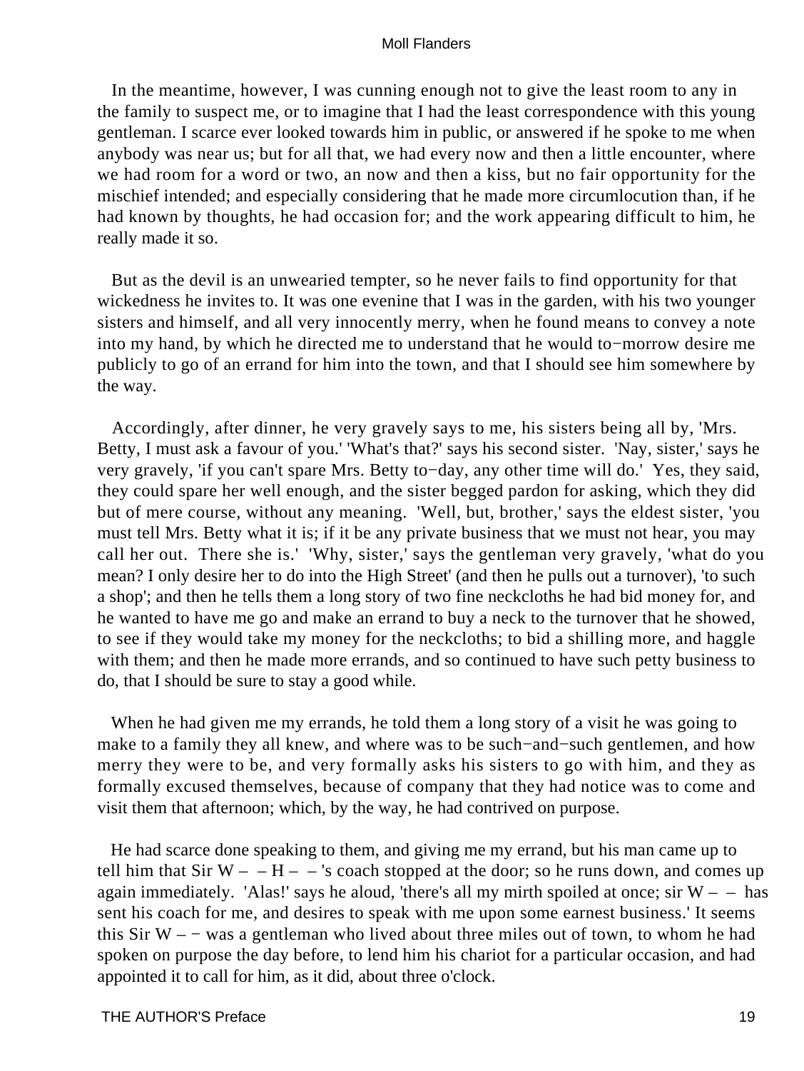In the meantime, however, I was cunning enough not to give the least room to any in the family to suspect me, or to imagine that I had the least correspondence with this young gentleman. I scarce ever looked towards him in public, or answered if he spoke to me when anybody was near us; but for all that, we had every now and then a little encounter, where we had room for a word or two, an now and then a kiss, but no fair opportunity for the mischief intended; and especially considering that he made more circumlocution than, if he had known by thoughts, he had occasion for; and the work appearing difficult to him, he really made it so.

But as the devil is an unwearied tempter, so he never fails to find opportunity for that wickedness he invites to. It was one evenine that I was in the garden, with his two younger sisters and himself, and all very innocently merry, when he found means to convey a note into my hand, by which he directed me to understand that he would to−morrow desire me publicly to go of an errand for him into the town, and that I should see him somewhere by the way.

Accordingly, after dinner, he very gravely says to me, his sisters being all by, 'Mrs. Betty, I must ask a favour of you.' 'What's that?' says his second sister. 'Nay, sister,' says he very gravely, 'if you can't spare Mrs. Betty to−day, any other time will do.' Yes, they said, they could spare her well enough, and the sister begged pardon for asking, which they did but of mere course, without any meaning. 'Well, but, brother,' says the eldest sister, 'you must tell Mrs. Betty what it is; if it be any private business that we must not hear, you may call her out. There she is.' 'Why, sister,' says the gentleman very gravely, 'what do you mean? I only desire her to do into the High Street' (and then he pulls out a turnover), 'to such a shop'; and then he tells them a long story of two fine neckcloths he had bid money for, and he wanted to have me go and make an errand to buy a neck to the turnover that he showed, to see if they would take my money for the neckcloths; to bid a shilling more, and haggle with them; and then he made more errands, and so continued to have such petty business to do, that I should be sure to stay a good while.

When he had given me my errands, he told them a long story of a visit he was going to make to a family they all knew, and where was to be such−and−such gentlemen, and how merry they were to be, and very formally asks his sisters to go with him, and they as formally excused themselves, because of company that they had notice was to come and visit them that afternoon; which, by the way, he had contrived on purpose.

He had scarce done speaking to them, and giving me my errand, but his man came up to tell him that Sir W – – H – – 's coach stopped at the door; so he runs down, and comes up again immediately. 'Alas!' says he aloud, 'there's all my mirth spoiled at once; sir W – – has sent his coach for me, and desires to speak with me upon some earnest business.' It seems this Sir W – − was a gentleman who lived about three miles out of town, to whom he had spoken on purpose the day before, to lend him his chariot for a particular occasion, and had appointed it to call for him, as it did, about three o'clock.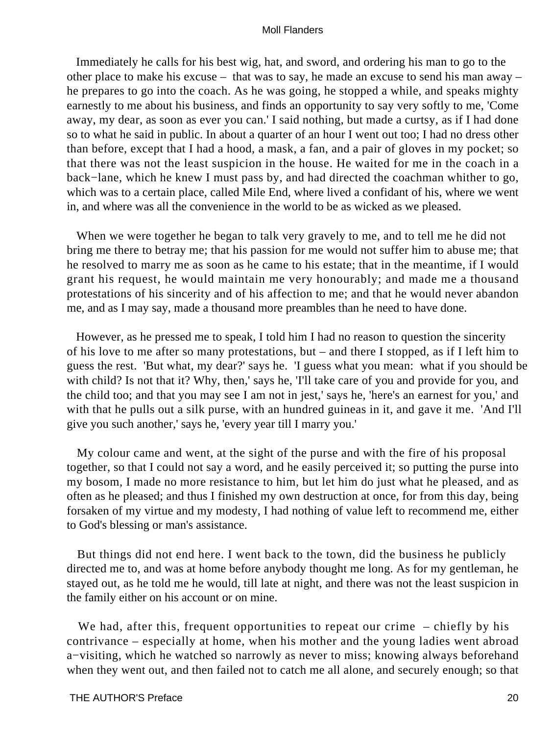Immediately he calls for his best wig, hat, and sword, and ordering his man to go to the other place to make his excuse – that was to say, he made an excuse to send his man away – he prepares to go into the coach. As he was going, he stopped a while, and speaks mighty earnestly to me about his business, and finds an opportunity to say very softly to me, 'Come away, my dear, as soon as ever you can.' I said nothing, but made a curtsy, as if I had done so to what he said in public. In about a quarter of an hour I went out too; I had no dress other than before, except that I had a hood, a mask, a fan, and a pair of gloves in my pocket; so that there was not the least suspicion in the house. He waited for me in the coach in a back−lane, which he knew I must pass by, and had directed the coachman whither to go, which was to a certain place, called Mile End, where lived a confidant of his, where we went in, and where was all the convenience in the world to be as wicked as we pleased.

When we were together he began to talk very gravely to me, and to tell me he did not bring me there to betray me; that his passion for me would not suffer him to abuse me; that he resolved to marry me as soon as he came to his estate; that in the meantime, if I would grant his request, he would maintain me very honourably; and made me a thousand protestations of his sincerity and of his affection to me; and that he would never abandon me, and as I may say, made a thousand more preambles than he need to have done.

However, as he pressed me to speak, I told him I had no reason to question the sincerity of his love to me after so many protestations, but – and there I stopped, as if I left him to guess the rest. 'But what, my dear?' says he. 'I guess what you mean: what if you should be with child? Is not that it? Why, then,' says he, 'I'll take care of you and provide for you, and the child too; and that you may see I am not in jest,' says he, 'here's an earnest for you,' and with that he pulls out a silk purse, with an hundred guineas in it, and gave it me. 'And I'll give you such another,' says he, 'every year till I marry you.'

My colour came and went, at the sight of the purse and with the fire of his proposal together, so that I could not say a word, and he easily perceived it; so putting the purse into my bosom, I made no more resistance to him, but let him do just what he pleased, and as often as he pleased; and thus I finished my own destruction at once, for from this day, being forsaken of my virtue and my modesty, I had nothing of value left to recommend me, either to God's blessing or man's assistance.

But things did not end here. I went back to the town, did the business he publicly directed me to, and was at home before anybody thought me long. As for my gentleman, he stayed out, as he told me he would, till late at night, and there was not the least suspicion in the family either on his account or on mine.

We had, after this, frequent opportunities to repeat our crime – chiefly by his contrivance – especially at home, when his mother and the young ladies went abroad a−visiting, which he watched so narrowly as never to miss; knowing always beforehand when they went out, and then failed not to catch me all alone, and securely enough; so that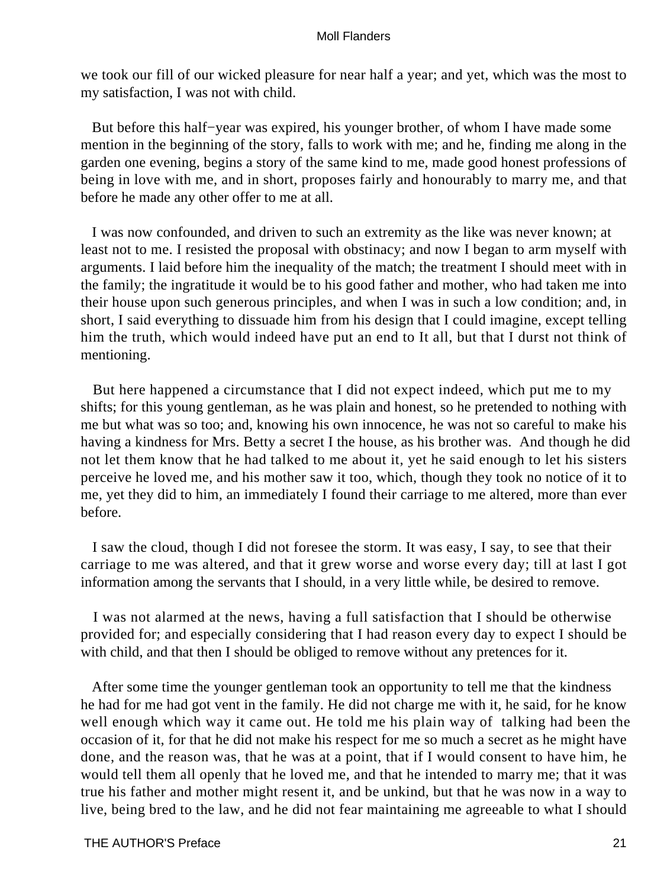we took our fill of our wicked pleasure for near half a year; and yet, which was the most to my satisfaction, I was not with child.

But before this half−year was expired, his younger brother, of whom I have made some mention in the beginning of the story, falls to work with me; and he, finding me along in the garden one evening, begins a story of the same kind to me, made good honest professions of being in love with me, and in short, proposes fairly and honourably to marry me, and that before he made any other offer to me at all.

I was now confounded, and driven to such an extremity as the like was never known; at least not to me. I resisted the proposal with obstinacy; and now I began to arm myself with arguments. I laid before him the inequality of the match; the treatment I should meet with in the family; the ingratitude it would be to his good father and mother, who had taken me into their house upon such generous principles, and when I was in such a low condition; and, in short, I said everything to dissuade him from his design that I could imagine, except telling him the truth, which would indeed have put an end to It all, but that I durst not think of mentioning.

But here happened a circumstance that I did not expect indeed, which put me to my shifts; for this young gentleman, as he was plain and honest, so he pretended to nothing with me but what was so too; and, knowing his own innocence, he was not so careful to make his having a kindness for Mrs. Betty a secret I the house, as his brother was. And though he did not let them know that he had talked to me about it, yet he said enough to let his sisters perceive he loved me, and his mother saw it too, which, though they took no notice of it to me, yet they did to him, an immediately I found their carriage to me altered, more than ever before.

I saw the cloud, though I did not foresee the storm. It was easy, I say, to see that their carriage to me was altered, and that it grew worse and worse every day; till at last I got information among the servants that I should, in a very little while, be desired to remove.

I was not alarmed at the news, having a full satisfaction that I should be otherwise provided for; and especially considering that I had reason every day to expect I should be with child, and that then I should be obliged to remove without any pretences for it.

After some time the younger gentleman took an opportunity to tell me that the kindness he had for me had got vent in the family. He did not charge me with it, he said, for he know well enough which way it came out. He told me his plain way of talking had been the occasion of it, for that he did not make his respect for me so much a secret as he might have done, and the reason was, that he was at a point, that if I would consent to have him, he would tell them all openly that he loved me, and that he intended to marry me; that it was true his father and mother might resent it, and be unkind, but that he was now in a way to live, being bred to the law, and he did not fear maintaining me agreeable to what I should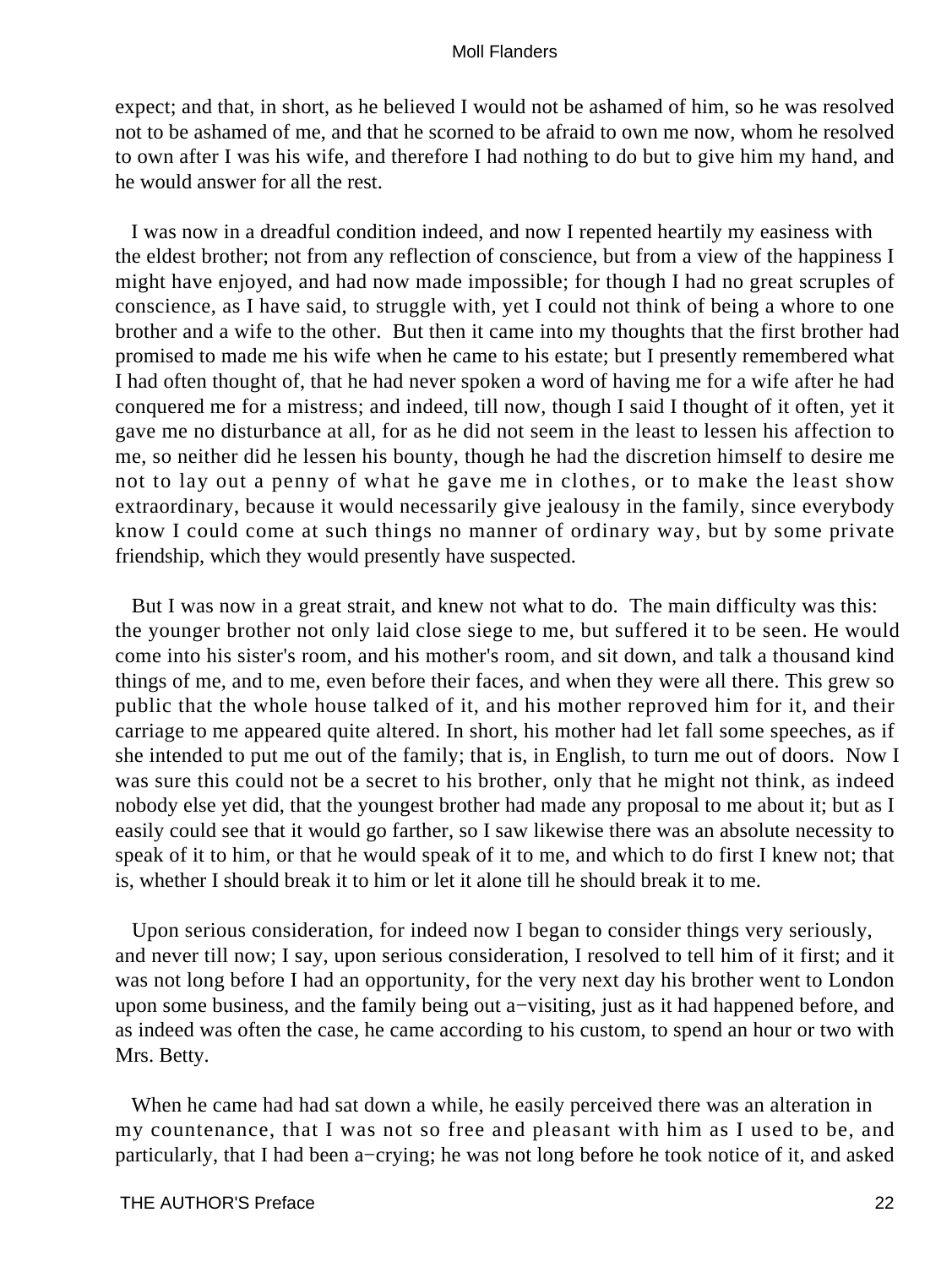expect; and that, in short, as he believed I would not be ashamed of him, so he was resolved not to be ashamed of me, and that he scorned to be afraid to own me now, whom he resolved to own after I was his wife, and therefore I had nothing to do but to give him my hand, and he would answer for all the rest.

I was now in a dreadful condition indeed, and now I repented heartily my easiness with the eldest brother; not from any reflection of conscience, but from a view of the happiness I might have enjoyed, and had now made impossible; for though I had no great scruples of conscience, as I have said, to struggle with, yet I could not think of being a whore to one brother and a wife to the other. But then it came into my thoughts that the first brother had promised to made me his wife when he came to his estate; but I presently remembered what I had often thought of, that he had never spoken a word of having me for a wife after he had conquered me for a mistress; and indeed, till now, though I said I thought of it often, yet it gave me no disturbance at all, for as he did not seem in the least to lessen his affection to me, so neither did he lessen his bounty, though he had the discretion himself to desire me not to lay out a penny of what he gave me in clothes, or to make the least show extraordinary, because it would necessarily give jealousy in the family, since everybody know I could come at such things no manner of ordinary way, but by some private friendship, which they would presently have suspected.

But I was now in a great strait, and knew not what to do. The main difficulty was this: the younger brother not only laid close siege to me, but suffered it to be seen. He would come into his sister's room, and his mother's room, and sit down, and talk a thousand kind things of me, and to me, even before their faces, and when they were all there. This grew so public that the whole house talked of it, and his mother reproved him for it, and their carriage to me appeared quite altered. In short, his mother had let fall some speeches, as if she intended to put me out of the family; that is, in English, to turn me out of doors. Now I was sure this could not be a secret to his brother, only that he might not think, as indeed nobody else yet did, that the youngest brother had made any proposal to me about it; but as I easily could see that it would go farther, so I saw likewise there was an absolute necessity to speak of it to him, or that he would speak of it to me, and which to do first I knew not; that is, whether I should break it to him or let it alone till he should break it to me.

Upon serious consideration, for indeed now I began to consider things very seriously, and never till now; I say, upon serious consideration, I resolved to tell him of it first; and it was not long before I had an opportunity, for the very next day his brother went to London upon some business, and the family being out a−visiting, just as it had happened before, and as indeed was often the case, he came according to his custom, to spend an hour or two with Mrs. Betty.

When he came had had sat down a while, he easily perceived there was an alteration in my countenance, that I was not so free and pleasant with him as I used to be, and particularly, that I had been a−crying; he was not long before he took notice of it, and asked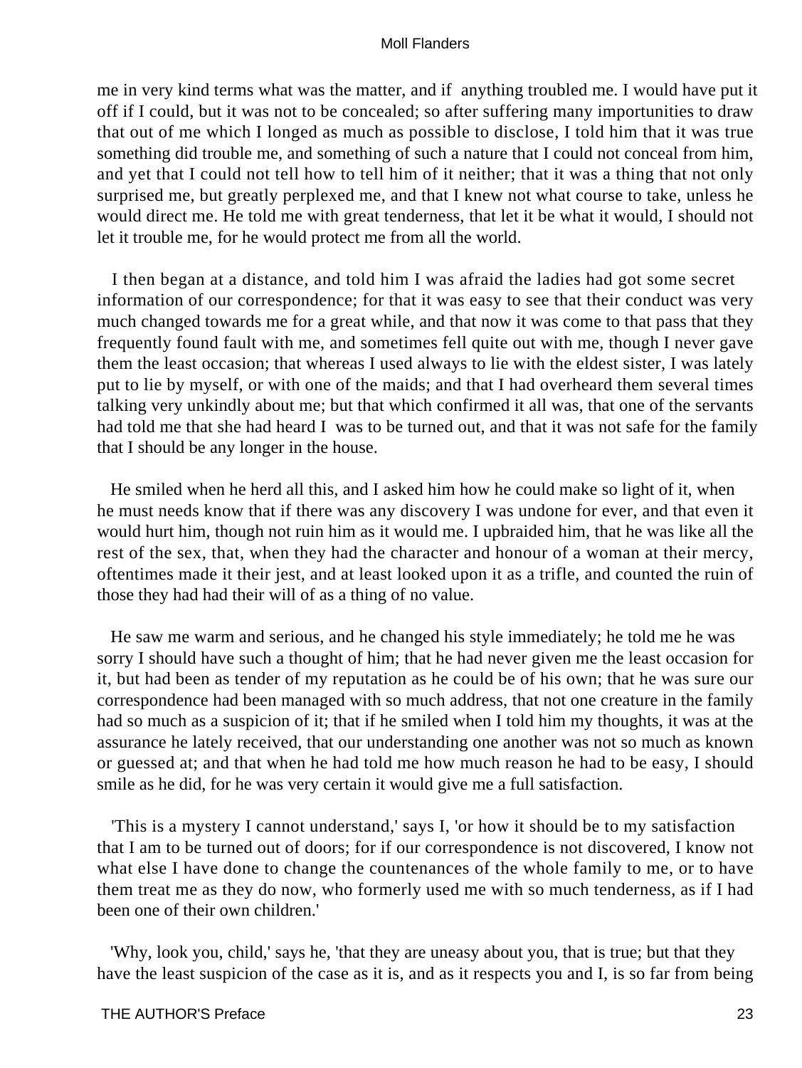me in very kind terms what was the matter, and if anything troubled me. I would have put it off if I could, but it was not to be concealed; so after suffering many importunities to draw that out of me which I longed as much as possible to disclose, I told him that it was true something did trouble me, and something of such a nature that I could not conceal from him, and yet that I could not tell how to tell him of it neither; that it was a thing that not only surprised me, but greatly perplexed me, and that I knew not what course to take, unless he would direct me. He told me with great tenderness, that let it be what it would, I should not let it trouble me, for he would protect me from all the world.

I then began at a distance, and told him I was afraid the ladies had got some secret information of our correspondence; for that it was easy to see that their conduct was very much changed towards me for a great while, and that now it was come to that pass that they frequently found fault with me, and sometimes fell quite out with me, though I never gave them the least occasion; that whereas I used always to lie with the eldest sister, I was lately put to lie by myself, or with one of the maids; and that I had overheard them several times talking very unkindly about me; but that which confirmed it all was, that one of the servants had told me that she had heard I was to be turned out, and that it was not safe for the family that I should be any longer in the house.

He smiled when he herd all this, and I asked him how he could make so light of it, when he must needs know that if there was any discovery I was undone for ever, and that even it would hurt him, though not ruin him as it would me. I upbraided him, that he was like all the rest of the sex, that, when they had the character and honour of a woman at their mercy, oftentimes made it their jest, and at least looked upon it as a trifle, and counted the ruin of those they had had their will of as a thing of no value.

He saw me warm and serious, and he changed his style immediately; he told me he was sorry I should have such a thought of him; that he had never given me the least occasion for it, but had been as tender of my reputation as he could be of his own; that he was sure our correspondence had been managed with so much address, that not one creature in the family had so much as a suspicion of it; that if he smiled when I told him my thoughts, it was at the assurance he lately received, that our understanding one another was not so much as known or guessed at; and that when he had told me how much reason he had to be easy, I should smile as he did, for he was very certain it would give me a full satisfaction.

'This is a mystery I cannot understand,' says I, 'or how it should be to my satisfaction that I am to be turned out of doors; for if our correspondence is not discovered, I know not what else I have done to change the countenances of the whole family to me, or to have them treat me as they do now, who formerly used me with so much tenderness, as if I had been one of their own children.'

'Why, look you, child,' says he, 'that they are uneasy about you, that is true; but that they have the least suspicion of the case as it is, and as it respects you and I, is so far from being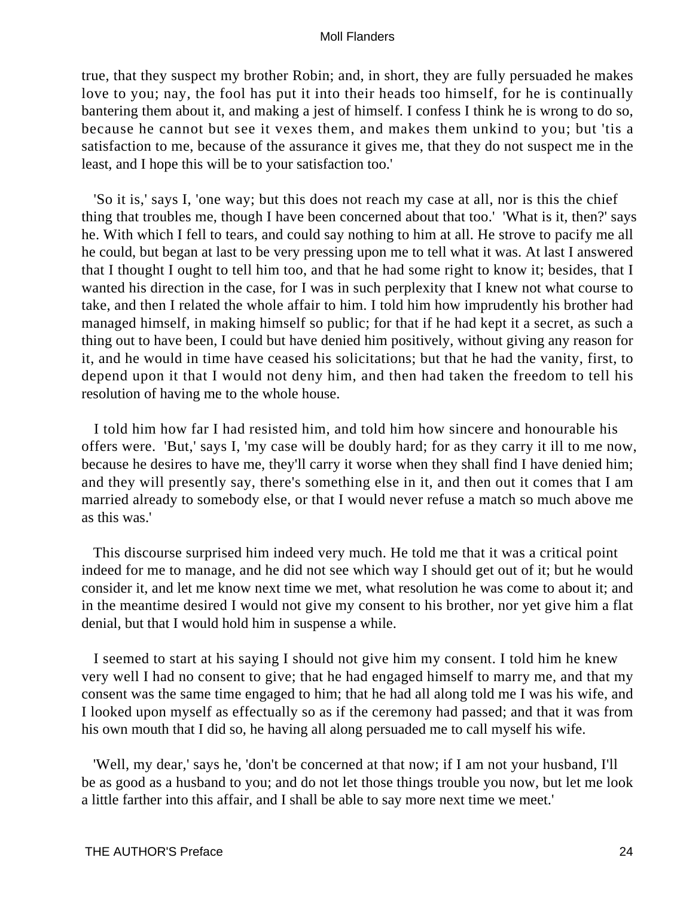true, that they suspect my brother Robin; and, in short, they are fully persuaded he makes love to you; nay, the fool has put it into their heads too himself, for he is continually bantering them about it, and making a jest of himself. I confess I think he is wrong to do so, because he cannot but see it vexes them, and makes them unkind to you; but 'tis a satisfaction to me, because of the assurance it gives me, that they do not suspect me in the least, and I hope this will be to your satisfaction too.'

'So it is,' says I, 'one way; but this does not reach my case at all, nor is this the chief thing that troubles me, though I have been concerned about that too.' 'What is it, then?' says he. With which I fell to tears, and could say nothing to him at all. He strove to pacify me all he could, but began at last to be very pressing upon me to tell what it was. At last I answered that I thought I ought to tell him too, and that he had some right to know it; besides, that I wanted his direction in the case, for I was in such perplexity that I knew not what course to take, and then I related the whole affair to him. I told him how imprudently his brother had managed himself, in making himself so public; for that if he had kept it a secret, as such a thing out to have been, I could but have denied him positively, without giving any reason for it, and he would in time have ceased his solicitations; but that he had the vanity, first, to depend upon it that I would not deny him, and then had taken the freedom to tell his resolution of having me to the whole house.

I told him how far I had resisted him, and told him how sincere and honourable his offers were. 'But,' says I, 'my case will be doubly hard; for as they carry it ill to me now, because he desires to have me, they'll carry it worse when they shall find I have denied him; and they will presently say, there's something else in it, and then out it comes that I am married already to somebody else, or that I would never refuse a match so much above me as this was.'

This discourse surprised him indeed very much. He told me that it was a critical point indeed for me to manage, and he did not see which way I should get out of it; but he would consider it, and let me know next time we met, what resolution he was come to about it; and in the meantime desired I would not give my consent to his brother, nor yet give him a flat denial, but that I would hold him in suspense a while.

I seemed to start at his saying I should not give him my consent. I told him he knew very well I had no consent to give; that he had engaged himself to marry me, and that my consent was the same time engaged to him; that he had all along told me I was his wife, and I looked upon myself as effectually so as if the ceremony had passed; and that it was from his own mouth that I did so, he having all along persuaded me to call myself his wife.

'Well, my dear,' says he, 'don't be concerned at that now; if I am not your husband, I'll be as good as a husband to you; and do not let those things trouble you now, but let me look a little farther into this affair, and I shall be able to say more next time we meet.'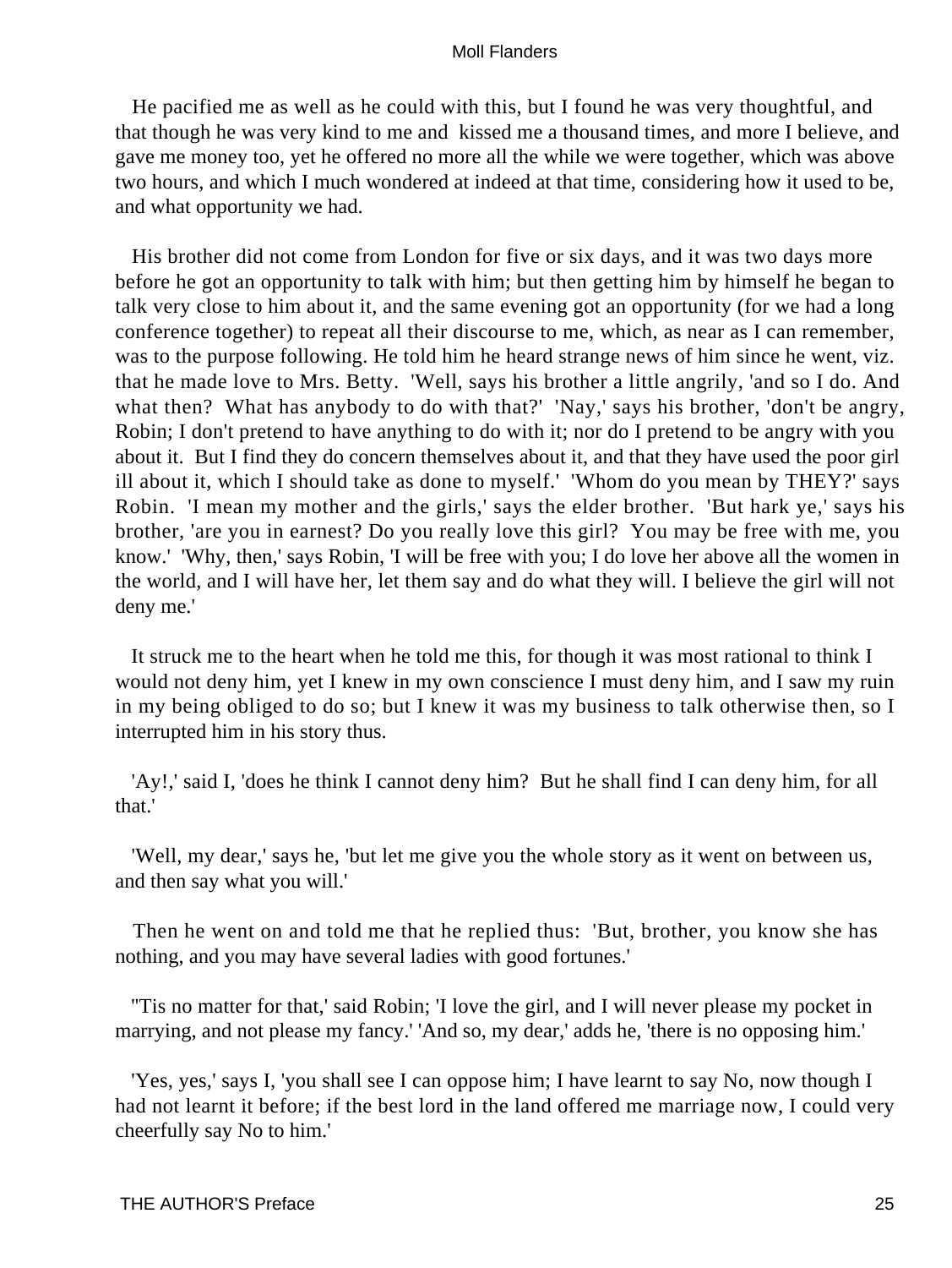He pacified me as well as he could with this, but I found he was very thoughtful, and that though he was very kind to me and kissed me a thousand times, and more I believe, and gave me money too, yet he offered no more all the while we were together, which was above two hours, and which I much wondered at indeed at that time, considering how it used to be, and what opportunity we had.

His brother did not come from London for five or six days, and it was two days more before he got an opportunity to talk with him; but then getting him by himself he began to talk very close to him about it, and the same evening got an opportunity (for we had a long conference together) to repeat all their discourse to me, which, as near as I can remember, was to the purpose following. He told him he heard strange news of him since he went, viz. that he made love to Mrs. Betty. 'Well, says his brother a little angrily, 'and so I do. And what then? What has anybody to do with that?' 'Nay,' says his brother, 'don't be angry, Robin; I don't pretend to have anything to do with it; nor do I pretend to be angry with you about it. But I find they do concern themselves about it, and that they have used the poor girl ill about it, which I should take as done to myself.' 'Whom do you mean by THEY?' says Robin. 'I mean my mother and the girls,' says the elder brother. 'But hark ye,' says his brother, 'are you in earnest? Do you really love this girl? You may be free with me, you know.' 'Why, then,' says Robin, 'I will be free with you; I do love her above all the women in the world, and I will have her, let them say and do what they will. I believe the girl will not deny me.'

It struck me to the heart when he told me this, for though it was most rational to think I would not deny him, yet I knew in my own conscience I must deny him, and I saw my ruin in my being obliged to do so; but I knew it was my business to talk otherwise then, so I interrupted him in his story thus.

'Ay!,' said I, 'does he think I cannot deny him? But he shall find I can deny him, for all that.'

'Well, my dear,' says he, 'but let me give you the whole story as it went on between us, and then say what you will.'

Then he went on and told me that he replied thus: 'But, brother, you know she has nothing, and you may have several ladies with good fortunes.'

''Tis no matter for that,' said Robin; 'I love the girl, and I will never please my pocket in marrying, and not please my fancy.' 'And so, my dear,' adds he, 'there is no opposing him.'

'Yes, yes,' says I, 'you shall see I can oppose him; I have learnt to say No, now though I had not learnt it before; if the best lord in the land offered me marriage now, I could very cheerfully say No to him.'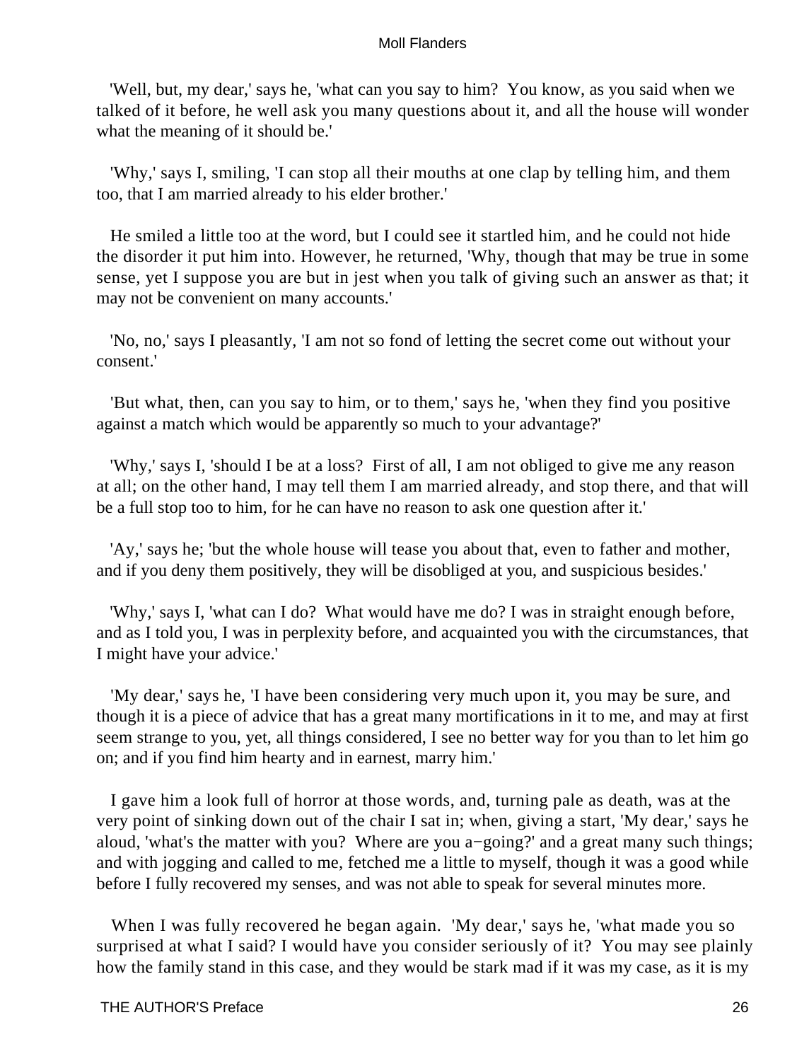'Well, but, my dear,' says he, 'what can you say to him? You know, as you said when we talked of it before, he well ask you many questions about it, and all the house will wonder what the meaning of it should be.'

'Why,' says I, smiling, 'I can stop all their mouths at one clap by telling him, and them too, that I am married already to his elder brother.'

He smiled a little too at the word, but I could see it startled him, and he could not hide the disorder it put him into. However, he returned, 'Why, though that may be true in some sense, yet I suppose you are but in jest when you talk of giving such an answer as that; it may not be convenient on many accounts.'

'No, no,' says I pleasantly, 'I am not so fond of letting the secret come out without your consent.'

'But what, then, can you say to him, or to them,' says he, 'when they find you positive against a match which would be apparently so much to your advantage?'

'Why,' says I, 'should I be at a loss? First of all, I am not obliged to give me any reason at all; on the other hand, I may tell them I am married already, and stop there, and that will be a full stop too to him, for he can have no reason to ask one question after it.'

'Ay,' says he; 'but the whole house will tease you about that, even to father and mother, and if you deny them positively, they will be disobliged at you, and suspicious besides.'

'Why,' says I, 'what can I do? What would have me do? I was in straight enough before, and as I told you, I was in perplexity before, and acquainted you with the circumstances, that I might have your advice.'

'My dear,' says he, 'I have been considering very much upon it, you may be sure, and though it is a piece of advice that has a great many mortifications in it to me, and may at first seem strange to you, yet, all things considered, I see no better way for you than to let him go on; and if you find him hearty and in earnest, marry him.'

I gave him a look full of horror at those words, and, turning pale as death, was at the very point of sinking down out of the chair I sat in; when, giving a start, 'My dear,' says he aloud, 'what's the matter with you? Where are you a−going?' and a great many such things; and with jogging and called to me, fetched me a little to myself, though it was a good while before I fully recovered my senses, and was not able to speak for several minutes more.

When I was fully recovered he began again. 'My dear,' says he, 'what made you so surprised at what I said? I would have you consider seriously of it? You may see plainly how the family stand in this case, and they would be stark mad if it was my case, as it is my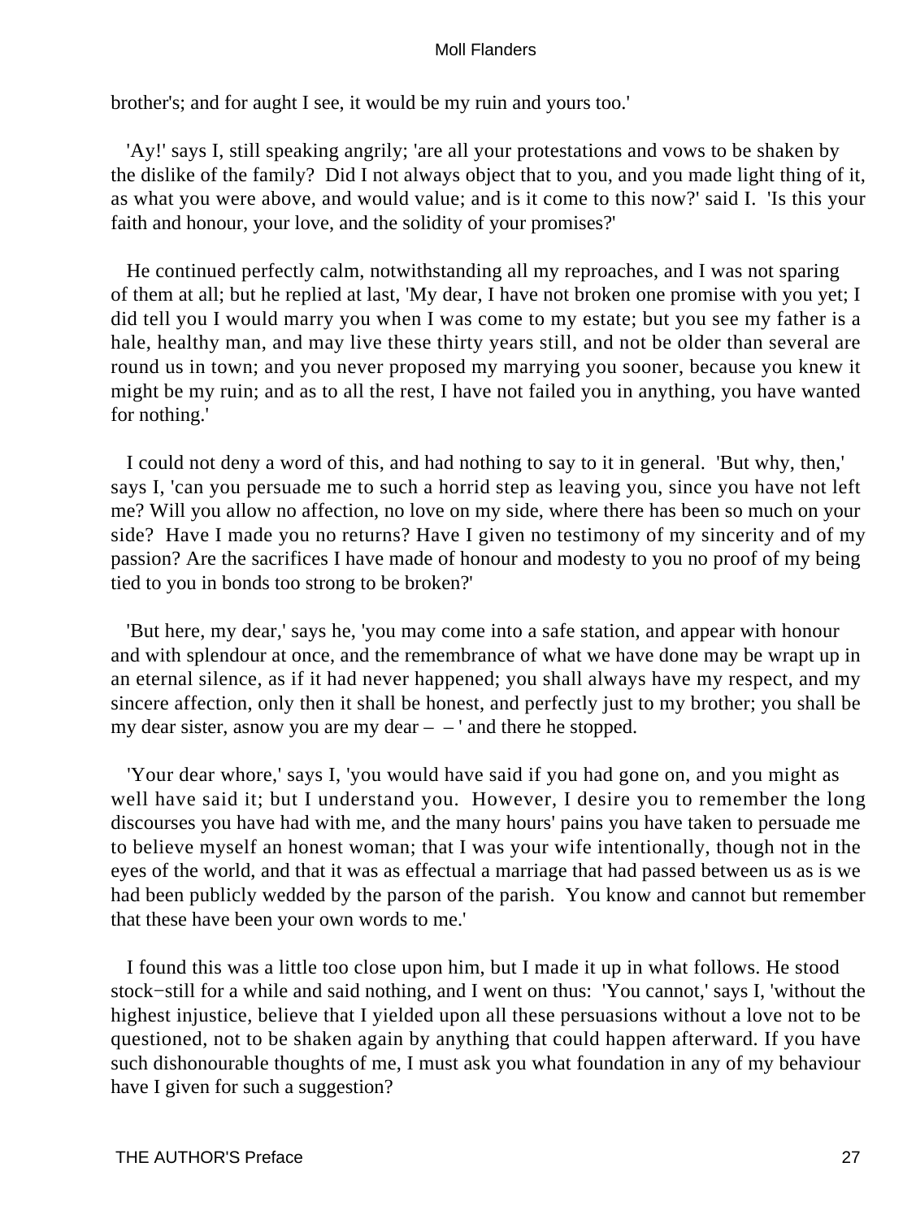brother's; and for aught I see, it would be my ruin and yours too.'

'Ay!' says I, still speaking angrily; 'are all your protestations and vows to be shaken by the dislike of the family? Did I not always object that to you, and you made light thing of it, as what you were above, and would value; and is it come to this now?' said I. 'Is this your faith and honour, your love, and the solidity of your promises?'

He continued perfectly calm, notwithstanding all my reproaches, and I was not sparing of them at all; but he replied at last, 'My dear, I have not broken one promise with you yet; I did tell you I would marry you when I was come to my estate; but you see my father is a hale, healthy man, and may live these thirty years still, and not be older than several are round us in town; and you never proposed my marrying you sooner, because you knew it might be my ruin; and as to all the rest, I have not failed you in anything, you have wanted for nothing.'

I could not deny a word of this, and had nothing to say to it in general. 'But why, then,' says I, 'can you persuade me to such a horrid step as leaving you, since you have not left me? Will you allow no affection, no love on my side, where there has been so much on your side? Have I made you no returns? Have I given no testimony of my sincerity and of my passion? Are the sacrifices I have made of honour and modesty to you no proof of my being tied to you in bonds too strong to be broken?'

'But here, my dear,' says he, 'you may come into a safe station, and appear with honour and with splendour at once, and the remembrance of what we have done may be wrapt up in an eternal silence, as if it had never happened; you shall always have my respect, and my sincere affection, only then it shall be honest, and perfectly just to my brother; you shall be my dear sister, asnow you are my dear – – ' and there he stopped.

'Your dear whore,' says I, 'you would have said if you had gone on, and you might as well have said it; but I understand you. However, I desire you to remember the long discourses you have had with me, and the many hours' pains you have taken to persuade me to believe myself an honest woman; that I was your wife intentionally, though not in the eyes of the world, and that it was as effectual a marriage that had passed between us as is we had been publicly wedded by the parson of the parish. You know and cannot but remember that these have been your own words to me.'

I found this was a little too close upon him, but I made it up in what follows. He stood stock−still for a while and said nothing, and I went on thus: 'You cannot,' says I, 'without the highest injustice, believe that I yielded upon all these persuasions without a love not to be questioned, not to be shaken again by anything that could happen afterward. If you have such dishonourable thoughts of me, I must ask you what foundation in any of my behaviour have I given for such a suggestion?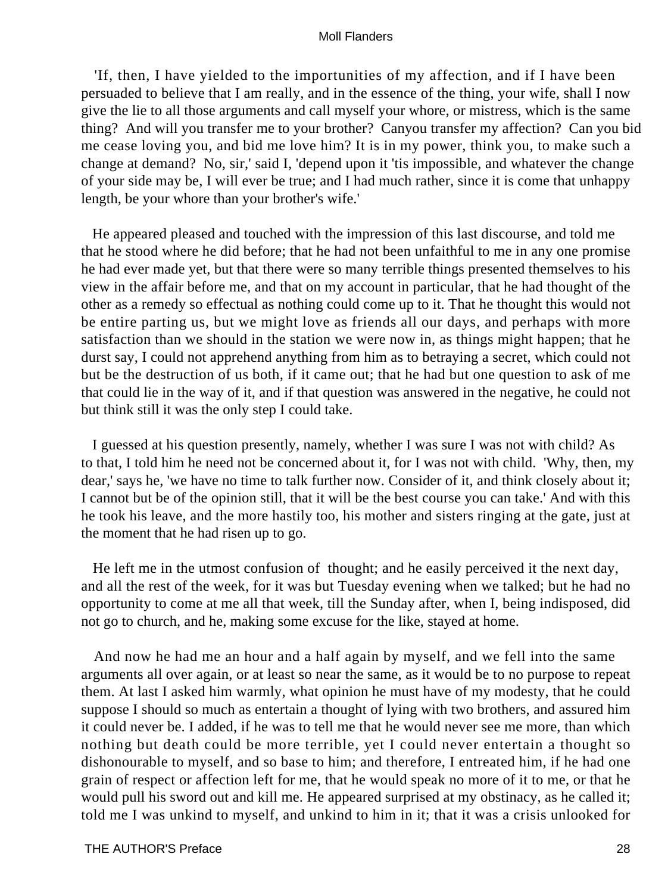'If, then, I have yielded to the importunities of my affection, and if I have been persuaded to believe that I am really, and in the essence of the thing, your wife, shall I now give the lie to all those arguments and call myself your whore, or mistress, which is the same thing? And will you transfer me to your brother? Canyou transfer my affection? Can you bid me cease loving you, and bid me love him? It is in my power, think you, to make such a change at demand? No, sir,' said I, 'depend upon it 'tis impossible, and whatever the change of your side may be, I will ever be true; and I had much rather, since it is come that unhappy length, be your whore than your brother's wife.'

He appeared pleased and touched with the impression of this last discourse, and told me that he stood where he did before; that he had not been unfaithful to me in any one promise he had ever made yet, but that there were so many terrible things presented themselves to his view in the affair before me, and that on my account in particular, that he had thought of the other as a remedy so effectual as nothing could come up to it. That he thought this would not be entire parting us, but we might love as friends all our days, and perhaps with more satisfaction than we should in the station we were now in, as things might happen; that he durst say, I could not apprehend anything from him as to betraying a secret, which could not but be the destruction of us both, if it came out; that he had but one question to ask of me that could lie in the way of it, and if that question was answered in the negative, he could not but think still it was the only step I could take.

I guessed at his question presently, namely, whether I was sure I was not with child? As to that, I told him he need not be concerned about it, for I was not with child. 'Why, then, my dear,' says he, 'we have no time to talk further now. Consider of it, and think closely about it; I cannot but be of the opinion still, that it will be the best course you can take.' And with this he took his leave, and the more hastily too, his mother and sisters ringing at the gate, just at the moment that he had risen up to go.

He left me in the utmost confusion of thought; and he easily perceived it the next day, and all the rest of the week, for it was but Tuesday evening when we talked; but he had no opportunity to come at me all that week, till the Sunday after, when I, being indisposed, did not go to church, and he, making some excuse for the like, stayed at home.

And now he had me an hour and a half again by myself, and we fell into the same arguments all over again, or at least so near the same, as it would be to no purpose to repeat them. At last I asked him warmly, what opinion he must have of my modesty, that he could suppose I should so much as entertain a thought of lying with two brothers, and assured him it could never be. I added, if he was to tell me that he would never see me more, than which nothing but death could be more terrible, yet I could never entertain a thought so dishonourable to myself, and so base to him; and therefore, I entreated him, if he had one grain of respect or affection left for me, that he would speak no more of it to me, or that he would pull his sword out and kill me. He appeared surprised at my obstinacy, as he called it; told me I was unkind to myself, and unkind to him in it; that it was a crisis unlooked for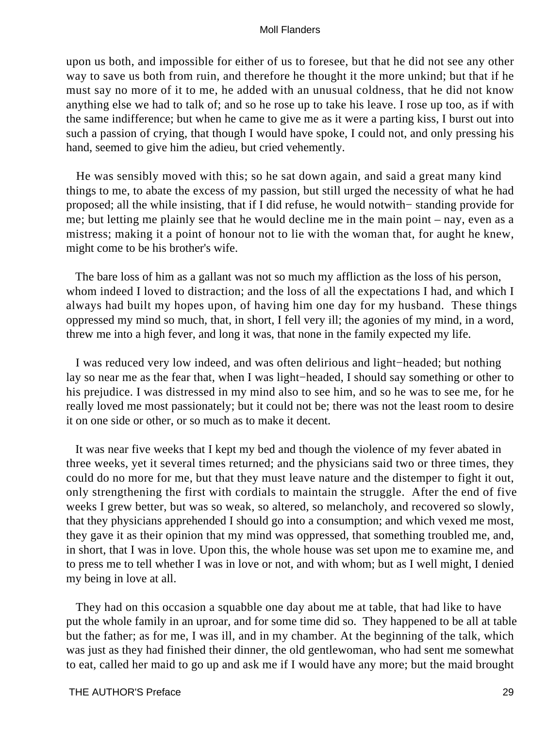upon us both, and impossible for either of us to foresee, but that he did not see any other way to save us both from ruin, and therefore he thought it the more unkind; but that if he must say no more of it to me, he added with an unusual coldness, that he did not know anything else we had to talk of; and so he rose up to take his leave. I rose up too, as if with the same indifference; but when he came to give me as it were a parting kiss, I burst out into such a passion of crying, that though I would have spoke, I could not, and only pressing his hand, seemed to give him the adieu, but cried vehemently.

He was sensibly moved with this; so he sat down again, and said a great many kind things to me, to abate the excess of my passion, but still urged the necessity of what he had proposed; all the while insisting, that if I did refuse, he would notwith− standing provide for me; but letting me plainly see that he would decline me in the main point – nay, even as a mistress; making it a point of honour not to lie with the woman that, for aught he knew, might come to be his brother's wife.

The bare loss of him as a gallant was not so much my affliction as the loss of his person, whom indeed I loved to distraction; and the loss of all the expectations I had, and which I always had built my hopes upon, of having him one day for my husband. These things oppressed my mind so much, that, in short, I fell very ill; the agonies of my mind, in a word, threw me into a high fever, and long it was, that none in the family expected my life.

I was reduced very low indeed, and was often delirious and light−headed; but nothing lay so near me as the fear that, when I was light−headed, I should say something or other to his prejudice. I was distressed in my mind also to see him, and so he was to see me, for he really loved me most passionately; but it could not be; there was not the least room to desire it on one side or other, or so much as to make it decent.

It was near five weeks that I kept my bed and though the violence of my fever abated in three weeks, yet it several times returned; and the physicians said two or three times, they could do no more for me, but that they must leave nature and the distemper to fight it out, only strengthening the first with cordials to maintain the struggle. After the end of five weeks I grew better, but was so weak, so altered, so melancholy, and recovered so slowly, that they physicians apprehended I should go into a consumption; and which vexed me most, they gave it as their opinion that my mind was oppressed, that something troubled me, and, in short, that I was in love. Upon this, the whole house was set upon me to examine me, and to press me to tell whether I was in love or not, and with whom; but as I well might, I denied my being in love at all.

They had on this occasion a squabble one day about me at table, that had like to have put the whole family in an uproar, and for some time did so. They happened to be all at table but the father; as for me, I was ill, and in my chamber. At the beginning of the talk, which was just as they had finished their dinner, the old gentlewoman, who had sent me somewhat to eat, called her maid to go up and ask me if I would have any more; but the maid brought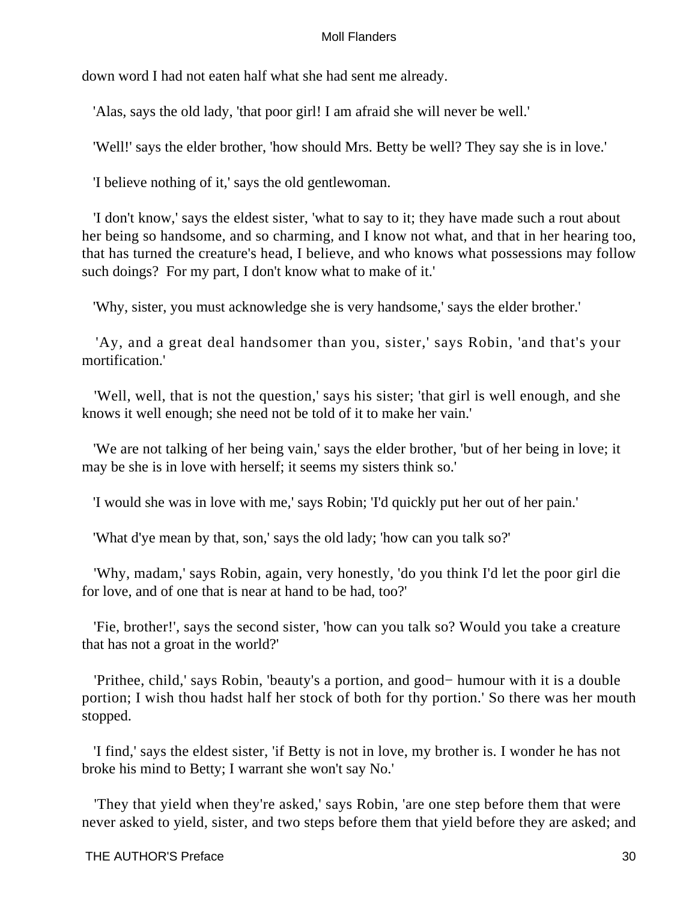down word I had not eaten half what she had sent me already.

'Alas, says the old lady, 'that poor girl! I am afraid she will never be well.'

'Well!' says the elder brother, 'how should Mrs. Betty be well? They say she is in love.'

'I believe nothing of it,' says the old gentlewoman.

'I don't know,' says the eldest sister, 'what to say to it; they have made such a rout about her being so handsome, and so charming, and I know not what, and that in her hearing too, that has turned the creature's head, I believe, and who knows what possessions may follow such doings? For my part, I don't know what to make of it.'

'Why, sister, you must acknowledge she is very handsome,' says the elder brother.'

'Ay, and a great deal handsomer than you, sister,' says Robin, 'and that's your mortification.'

'Well, well, that is not the question,' says his sister; 'that girl is well enough, and she knows it well enough; she need not be told of it to make her vain.'

'We are not talking of her being vain,' says the elder brother, 'but of her being in love; it may be she is in love with herself; it seems my sisters think so.'

'I would she was in love with me,' says Robin; 'I'd quickly put her out of her pain.'

'What d'ye mean by that, son,' says the old lady; 'how can you talk so?'

'Why, madam,' says Robin, again, very honestly, 'do you think I'd let the poor girl die for love, and of one that is near at hand to be had, too?'

'Fie, brother!', says the second sister, 'how can you talk so? Would you take a creature that has not a groat in the world?'

'Prithee, child,' says Robin, 'beauty's a portion, and good− humour with it is a double portion; I wish thou hadst half her stock of both for thy portion.' So there was her mouth stopped.

'I find,' says the eldest sister, 'if Betty is not in love, my brother is. I wonder he has not broke his mind to Betty; I warrant she won't say No.'

'They that yield when they're asked,' says Robin, 'are one step before them that were never asked to yield, sister, and two steps before them that yield before they are asked; and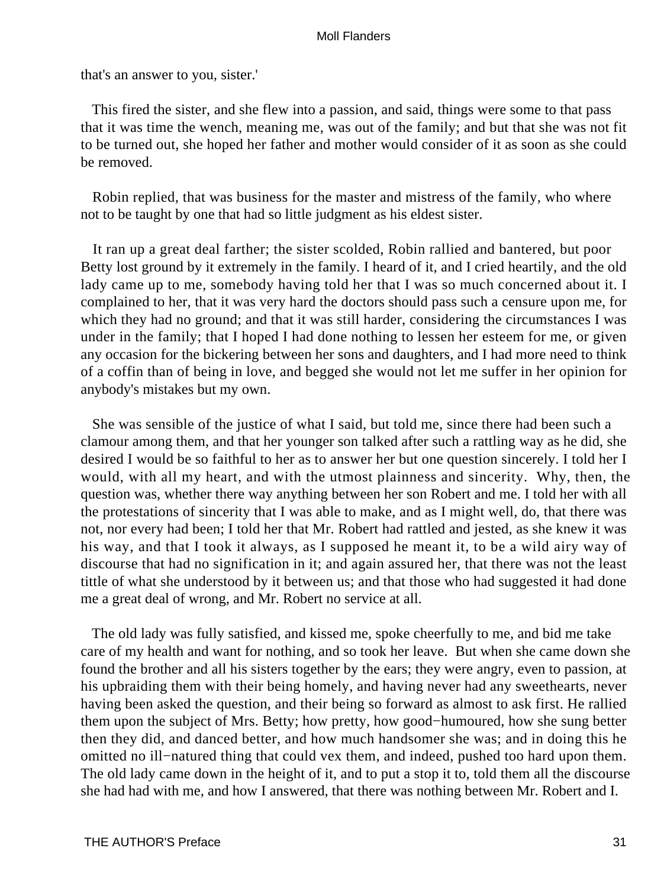that's an answer to you, sister.'

This fired the sister, and she flew into a passion, and said, things were some to that pass that it was time the wench, meaning me, was out of the family; and but that she was not fit to be turned out, she hoped her father and mother would consider of it as soon as she could be removed.

Robin replied, that was business for the master and mistress of the family, who where not to be taught by one that had so little judgment as his eldest sister.

It ran up a great deal farther; the sister scolded, Robin rallied and bantered, but poor Betty lost ground by it extremely in the family. I heard of it, and I cried heartily, and the old lady came up to me, somebody having told her that I was so much concerned about it. I complained to her, that it was very hard the doctors should pass such a censure upon me, for which they had no ground; and that it was still harder, considering the circumstances I was under in the family; that I hoped I had done nothing to lessen her esteem for me, or given any occasion for the bickering between her sons and daughters, and I had more need to think of a coffin than of being in love, and begged she would not let me suffer in her opinion for anybody's mistakes but my own.

She was sensible of the justice of what I said, but told me, since there had been such a clamour among them, and that her younger son talked after such a rattling way as he did, she desired I would be so faithful to her as to answer her but one question sincerely. I told her I would, with all my heart, and with the utmost plainness and sincerity. Why, then, the question was, whether there way anything between her son Robert and me. I told her with all the protestations of sincerity that I was able to make, and as I might well, do, that there was not, nor every had been; I told her that Mr. Robert had rattled and jested, as she knew it was his way, and that I took it always, as I supposed he meant it, to be a wild airy way of discourse that had no signification in it; and again assured her, that there was not the least tittle of what she understood by it between us; and that those who had suggested it had done me a great deal of wrong, and Mr. Robert no service at all.

The old lady was fully satisfied, and kissed me, spoke cheerfully to me, and bid me take care of my health and want for nothing, and so took her leave. But when she came down she found the brother and all his sisters together by the ears; they were angry, even to passion, at his upbraiding them with their being homely, and having never had any sweethearts, never having been asked the question, and their being so forward as almost to ask first. He rallied them upon the subject of Mrs. Betty; how pretty, how good−humoured, how she sung better then they did, and danced better, and how much handsomer she was; and in doing this he omitted no ill−natured thing that could vex them, and indeed, pushed too hard upon them. The old lady came down in the height of it, and to put a stop it to, told them all the discourse she had had with me, and how I answered, that there was nothing between Mr. Robert and I.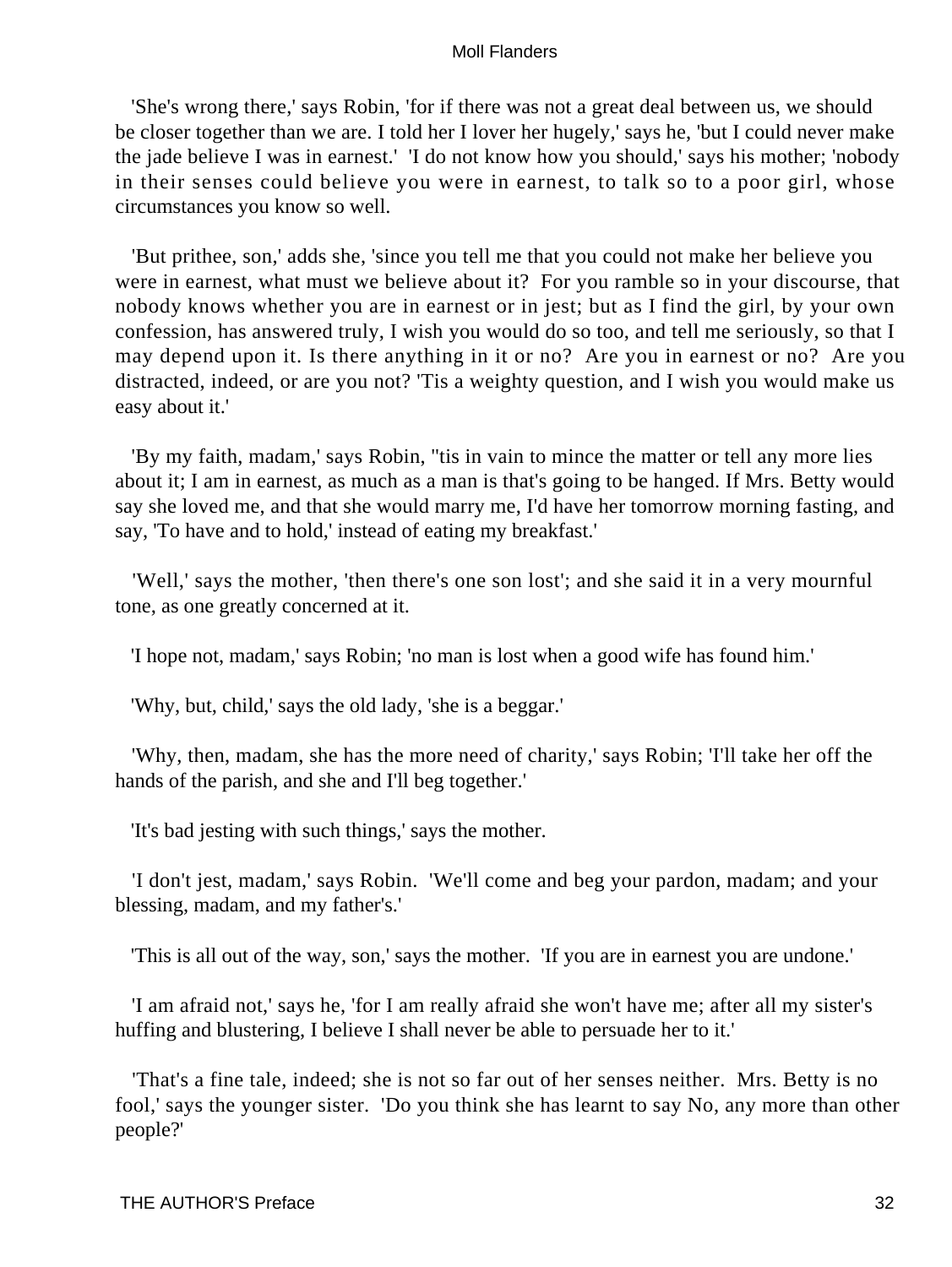'She's wrong there,' says Robin, 'for if there was not a great deal between us, we should be closer together than we are. I told her I lover her hugely,' says he, 'but I could never make the jade believe I was in earnest.' 'I do not know how you should,' says his mother; 'nobody in their senses could believe you were in earnest, to talk so to a poor girl, whose circumstances you know so well.

'But prithee, son,' adds she, 'since you tell me that you could not make her believe you were in earnest, what must we believe about it? For you ramble so in your discourse, that nobody knows whether you are in earnest or in jest; but as I find the girl, by your own confession, has answered truly, I wish you would do so too, and tell me seriously, so that I may depend upon it. Is there anything in it or no? Are you in earnest or no? Are you distracted, indeed, or are you not? 'Tis a weighty question, and I wish you would make us easy about it.'

'By my faith, madam,' says Robin, ''tis in vain to mince the matter or tell any more lies about it; I am in earnest, as much as a man is that's going to be hanged. If Mrs. Betty would say she loved me, and that she would marry me, I'd have her tomorrow morning fasting, and say, 'To have and to hold,' instead of eating my breakfast.'

'Well,' says the mother, 'then there's one son lost'; and she said it in a very mournful tone, as one greatly concerned at it.

'I hope not, madam,' says Robin; 'no man is lost when a good wife has found him.'

'Why, but, child,' says the old lady, 'she is a beggar.'

'Why, then, madam, she has the more need of charity,' says Robin; 'I'll take her off the hands of the parish, and she and I'll beg together.'

'It's bad jesting with such things,' says the mother.

'I don't jest, madam,' says Robin. 'We'll come and beg your pardon, madam; and your blessing, madam, and my father's.'

'This is all out of the way, son,' says the mother. 'If you are in earnest you are undone.'

'I am afraid not,' says he, 'for I am really afraid she won't have me; after all my sister's huffing and blustering, I believe I shall never be able to persuade her to it.'

'That's a fine tale, indeed; she is not so far out of her senses neither. Mrs. Betty is no fool,' says the younger sister. 'Do you think she has learnt to say No, any more than other people?'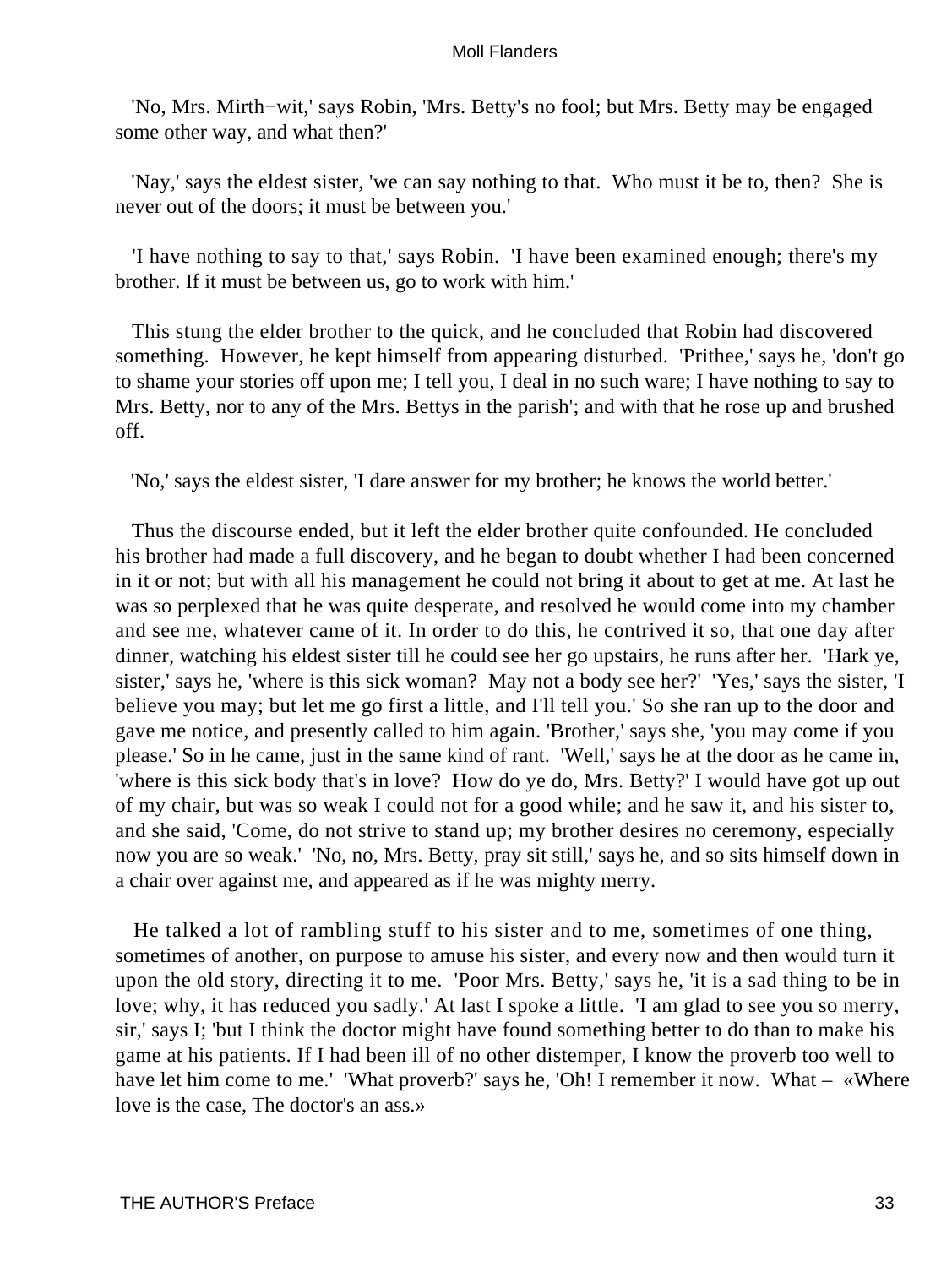'No, Mrs. Mirth−wit,' says Robin, 'Mrs. Betty's no fool; but Mrs. Betty may be engaged some other way, and what then?'

'Nay,' says the eldest sister, 'we can say nothing to that. Who must it be to, then? She is never out of the doors; it must be between you.'

'I have nothing to say to that,' says Robin. 'I have been examined enough; there's my brother. If it must be between us, go to work with him.'

This stung the elder brother to the quick, and he concluded that Robin had discovered something. However, he kept himself from appearing disturbed. 'Prithee,' says he, 'don't go to shame your stories off upon me; I tell you, I deal in no such ware; I have nothing to say to Mrs. Betty, nor to any of the Mrs. Bettys in the parish'; and with that he rose up and brushed off.

'No,' says the eldest sister, 'I dare answer for my brother; he knows the world better.'

Thus the discourse ended, but it left the elder brother quite confounded. He concluded his brother had made a full discovery, and he began to doubt whether I had been concerned in it or not; but with all his management he could not bring it about to get at me. At last he was so perplexed that he was quite desperate, and resolved he would come into my chamber and see me, whatever came of it. In order to do this, he contrived it so, that one day after dinner, watching his eldest sister till he could see her go upstairs, he runs after her. 'Hark ye, sister,' says he, 'where is this sick woman? May not a body see her?' 'Yes,' says the sister, 'I believe you may; but let me go first a little, and I'll tell you.' So she ran up to the door and gave me notice, and presently called to him again. 'Brother,' says she, 'you may come if you please.' So in he came, just in the same kind of rant. 'Well,' says he at the door as he came in, 'where is this sick body that's in love? How do ye do, Mrs. Betty?' I would have got up out of my chair, but was so weak I could not for a good while; and he saw it, and his sister to, and she said, 'Come, do not strive to stand up; my brother desires no ceremony, especially now you are so weak.' 'No, no, Mrs. Betty, pray sit still,' says he, and so sits himself down in a chair over against me, and appeared as if he was mighty merry.

He talked a lot of rambling stuff to his sister and to me, sometimes of one thing, sometimes of another, on purpose to amuse his sister, and every now and then would turn it upon the old story, directing it to me. 'Poor Mrs. Betty,' says he, 'it is a sad thing to be in love; why, it has reduced you sadly.' At last I spoke a little. 'I am glad to see you so merry, sir,' says I; 'but I think the doctor might have found something better to do than to make his game at his patients. If I had been ill of no other distemper, I know the proverb too well to have let him come to me.' 'What proverb?' says he, 'Oh! I remember it now. What – «Where love is the case, The doctor's an ass.»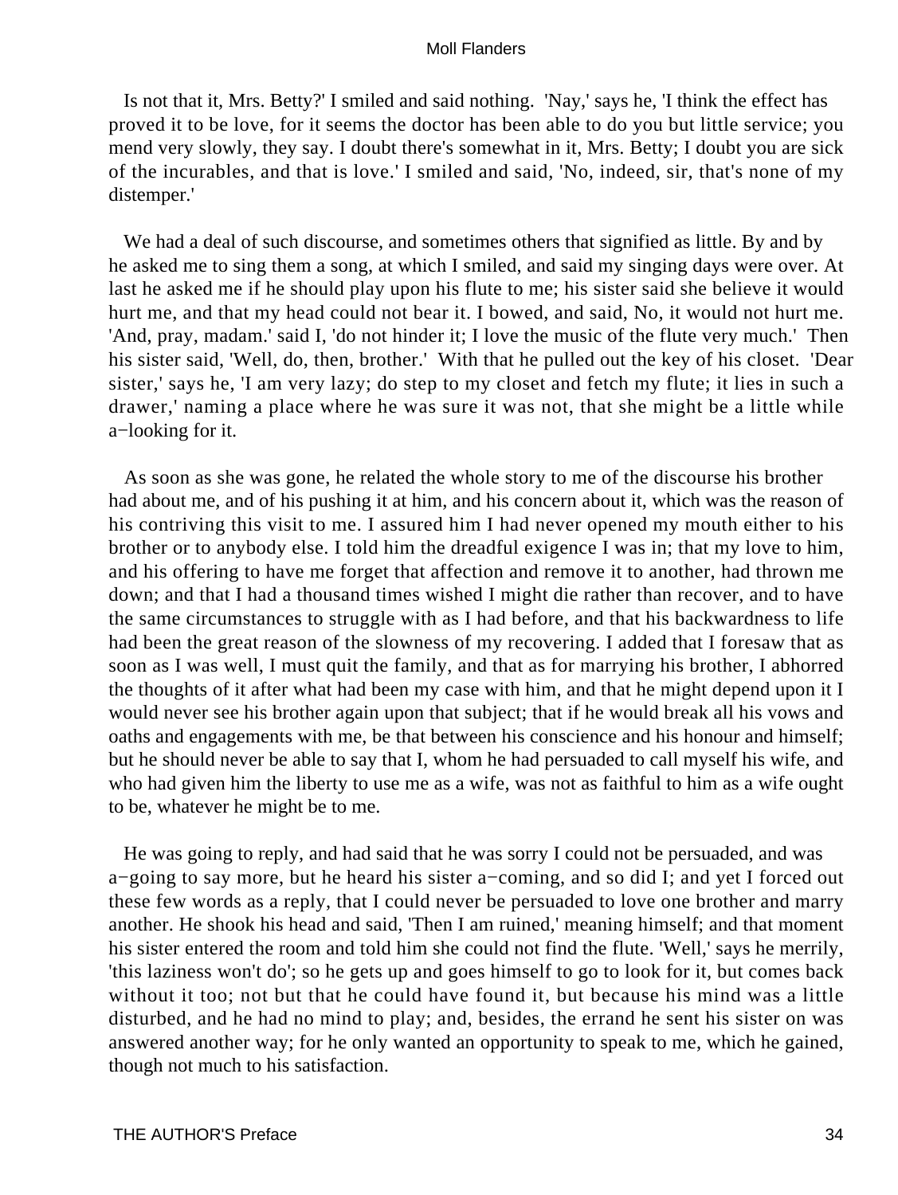Is not that it, Mrs. Betty?' I smiled and said nothing. 'Nay,' says he, 'I think the effect has proved it to be love, for it seems the doctor has been able to do you but little service; you mend very slowly, they say. I doubt there's somewhat in it, Mrs. Betty; I doubt you are sick of the incurables, and that is love.' I smiled and said, 'No, indeed, sir, that's none of my distemper.'

We had a deal of such discourse, and sometimes others that signified as little. By and by he asked me to sing them a song, at which I smiled, and said my singing days were over. At last he asked me if he should play upon his flute to me; his sister said she believe it would hurt me, and that my head could not bear it. I bowed, and said, No, it would not hurt me. 'And, pray, madam.' said I, 'do not hinder it; I love the music of the flute very much.' Then his sister said, 'Well, do, then, brother.' With that he pulled out the key of his closet. 'Dear sister,' says he, 'I am very lazy; do step to my closet and fetch my flute; it lies in such a drawer,' naming a place where he was sure it was not, that she might be a little while a−looking for it.

As soon as she was gone, he related the whole story to me of the discourse his brother had about me, and of his pushing it at him, and his concern about it, which was the reason of his contriving this visit to me. I assured him I had never opened my mouth either to his brother or to anybody else. I told him the dreadful exigence I was in; that my love to him, and his offering to have me forget that affection and remove it to another, had thrown me down; and that I had a thousand times wished I might die rather than recover, and to have the same circumstances to struggle with as I had before, and that his backwardness to life had been the great reason of the slowness of my recovering. I added that I foresaw that as soon as I was well, I must quit the family, and that as for marrying his brother, I abhorred the thoughts of it after what had been my case with him, and that he might depend upon it I would never see his brother again upon that subject; that if he would break all his vows and oaths and engagements with me, be that between his conscience and his honour and himself; but he should never be able to say that I, whom he had persuaded to call myself his wife, and who had given him the liberty to use me as a wife, was not as faithful to him as a wife ought to be, whatever he might be to me.

He was going to reply, and had said that he was sorry I could not be persuaded, and was a−going to say more, but he heard his sister a−coming, and so did I; and yet I forced out these few words as a reply, that I could never be persuaded to love one brother and marry another. He shook his head and said, 'Then I am ruined,' meaning himself; and that moment his sister entered the room and told him she could not find the flute. 'Well,' says he merrily, 'this laziness won't do'; so he gets up and goes himself to go to look for it, but comes back without it too; not but that he could have found it, but because his mind was a little disturbed, and he had no mind to play; and, besides, the errand he sent his sister on was answered another way; for he only wanted an opportunity to speak to me, which he gained, though not much to his satisfaction.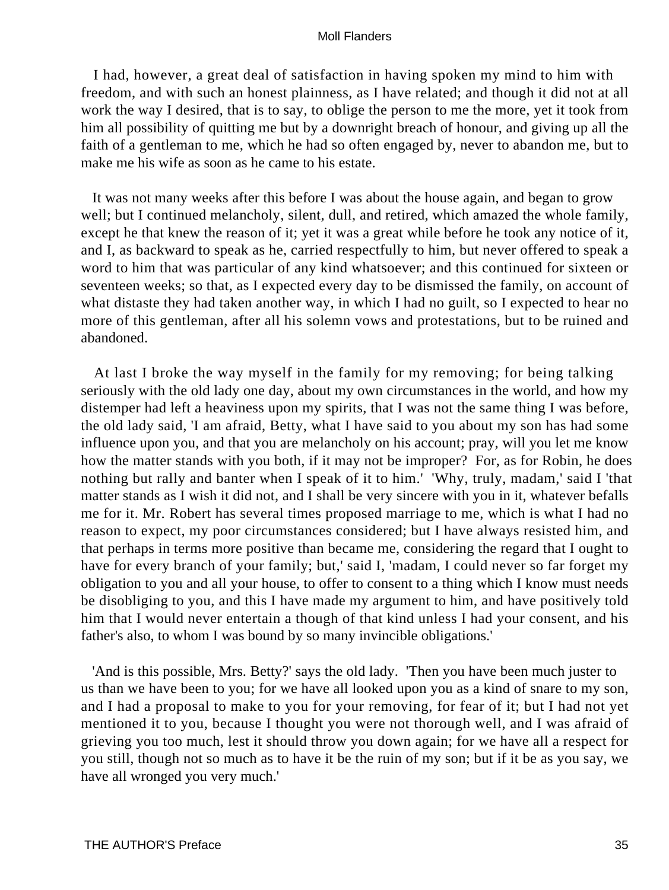I had, however, a great deal of satisfaction in having spoken my mind to him with freedom, and with such an honest plainness, as I have related; and though it did not at all work the way I desired, that is to say, to oblige the person to me the more, yet it took from him all possibility of quitting me but by a downright breach of honour, and giving up all the faith of a gentleman to me, which he had so often engaged by, never to abandon me, but to make me his wife as soon as he came to his estate.

It was not many weeks after this before I was about the house again, and began to grow well; but I continued melancholy, silent, dull, and retired, which amazed the whole family, except he that knew the reason of it; yet it was a great while before he took any notice of it, and I, as backward to speak as he, carried respectfully to him, but never offered to speak a word to him that was particular of any kind whatsoever; and this continued for sixteen or seventeen weeks; so that, as I expected every day to be dismissed the family, on account of what distaste they had taken another way, in which I had no guilt, so I expected to hear no more of this gentleman, after all his solemn vows and protestations, but to be ruined and abandoned.

At last I broke the way myself in the family for my removing; for being talking seriously with the old lady one day, about my own circumstances in the world, and how my distemper had left a heaviness upon my spirits, that I was not the same thing I was before, the old lady said, 'I am afraid, Betty, what I have said to you about my son has had some influence upon you, and that you are melancholy on his account; pray, will you let me know how the matter stands with you both, if it may not be improper? For, as for Robin, he does nothing but rally and banter when I speak of it to him.' 'Why, truly, madam,' said I 'that matter stands as I wish it did not, and I shall be very sincere with you in it, whatever befalls me for it. Mr. Robert has several times proposed marriage to me, which is what I had no reason to expect, my poor circumstances considered; but I have always resisted him, and that perhaps in terms more positive than became me, considering the regard that I ought to have for every branch of your family; but,' said I, 'madam, I could never so far forget my obligation to you and all your house, to offer to consent to a thing which I know must needs be disobliging to you, and this I have made my argument to him, and have positively told him that I would never entertain a though of that kind unless I had your consent, and his father's also, to whom I was bound by so many invincible obligations.'

'And is this possible, Mrs. Betty?' says the old lady. 'Then you have been much juster to us than we have been to you; for we have all looked upon you as a kind of snare to my son, and I had a proposal to make to you for your removing, for fear of it; but I had not yet mentioned it to you, because I thought you were not thorough well, and I was afraid of grieving you too much, lest it should throw you down again; for we have all a respect for you still, though not so much as to have it be the ruin of my son; but if it be as you say, we have all wronged you very much.'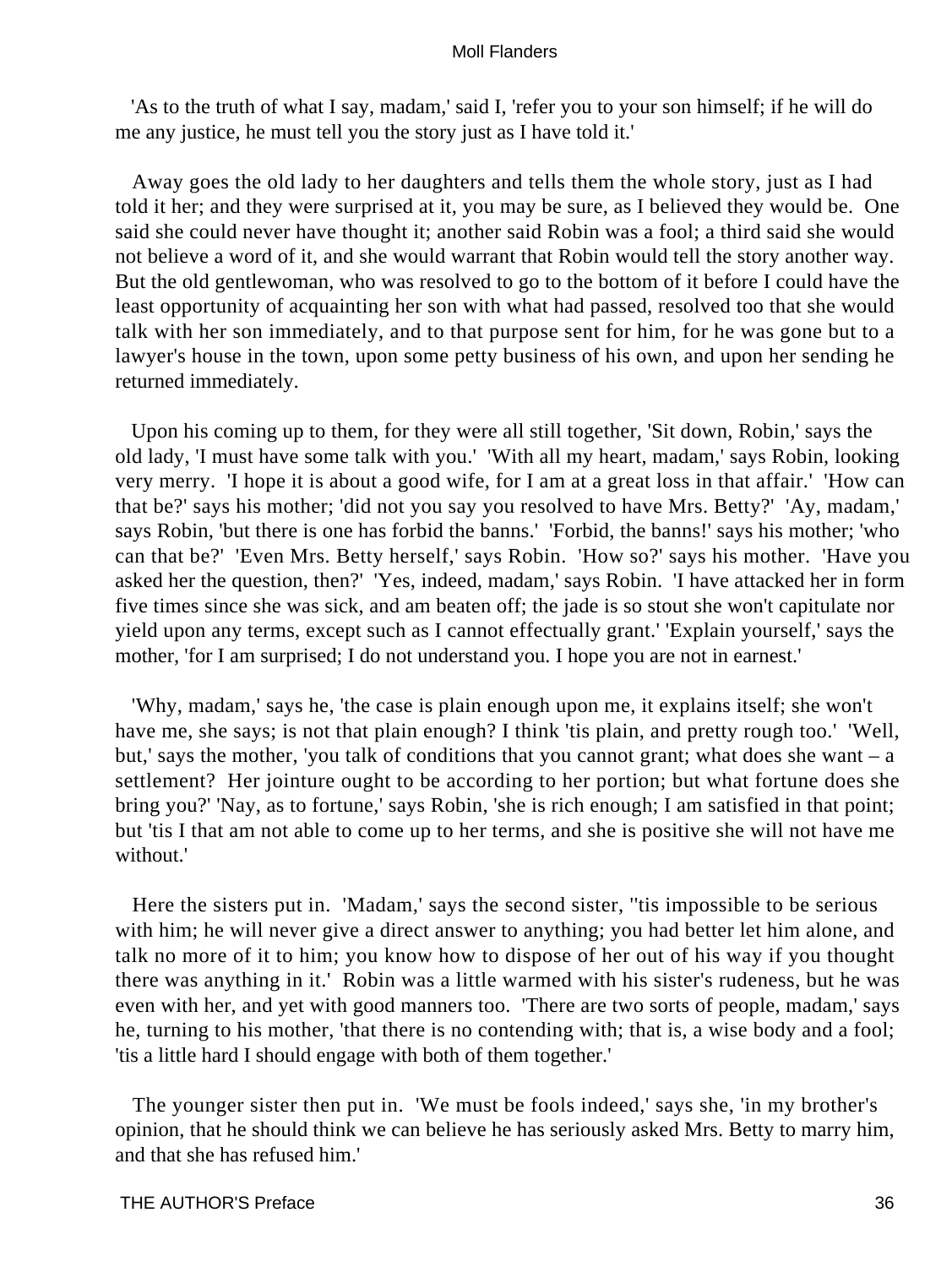'As to the truth of what I say, madam,' said I, 'refer you to your son himself; if he will do me any justice, he must tell you the story just as I have told it.'

Away goes the old lady to her daughters and tells them the whole story, just as I had told it her; and they were surprised at it, you may be sure, as I believed they would be. One said she could never have thought it; another said Robin was a fool; a third said she would not believe a word of it, and she would warrant that Robin would tell the story another way. But the old gentlewoman, who was resolved to go to the bottom of it before I could have the least opportunity of acquainting her son with what had passed, resolved too that she would talk with her son immediately, and to that purpose sent for him, for he was gone but to a lawyer's house in the town, upon some petty business of his own, and upon her sending he returned immediately.

Upon his coming up to them, for they were all still together, 'Sit down, Robin,' says the old lady, 'I must have some talk with you.' 'With all my heart, madam,' says Robin, looking very merry. 'I hope it is about a good wife, for I am at a great loss in that affair.' 'How can that be?' says his mother; 'did not you say you resolved to have Mrs. Betty?' 'Ay, madam,' says Robin, 'but there is one has forbid the banns.' 'Forbid, the banns!' says his mother; 'who can that be?' 'Even Mrs. Betty herself,' says Robin. 'How so?' says his mother. 'Have you asked her the question, then?' 'Yes, indeed, madam,' says Robin. 'I have attacked her in form five times since she was sick, and am beaten off; the jade is so stout she won't capitulate nor yield upon any terms, except such as I cannot effectually grant.' 'Explain yourself,' says the mother, 'for I am surprised; I do not understand you. I hope you are not in earnest.'

'Why, madam,' says he, 'the case is plain enough upon me, it explains itself; she won't have me, she says; is not that plain enough? I think 'tis plain, and pretty rough too.' 'Well, but,' says the mother, 'you talk of conditions that you cannot grant; what does she want – a settlement? Her jointure ought to be according to her portion; but what fortune does she bring you?' 'Nay, as to fortune,' says Robin, 'she is rich enough; I am satisfied in that point; but 'tis I that am not able to come up to her terms, and she is positive she will not have me without.'

Here the sisters put in. 'Madam,' says the second sister, ''tis impossible to be serious with him; he will never give a direct answer to anything; you had better let him alone, and talk no more of it to him; you know how to dispose of her out of his way if you thought there was anything in it.' Robin was a little warmed with his sister's rudeness, but he was even with her, and yet with good manners too. 'There are two sorts of people, madam,' says he, turning to his mother, 'that there is no contending with; that is, a wise body and a fool; 'tis a little hard I should engage with both of them together.'

The younger sister then put in. 'We must be fools indeed,' says she, 'in my brother's opinion, that he should think we can believe he has seriously asked Mrs. Betty to marry him, and that she has refused him.'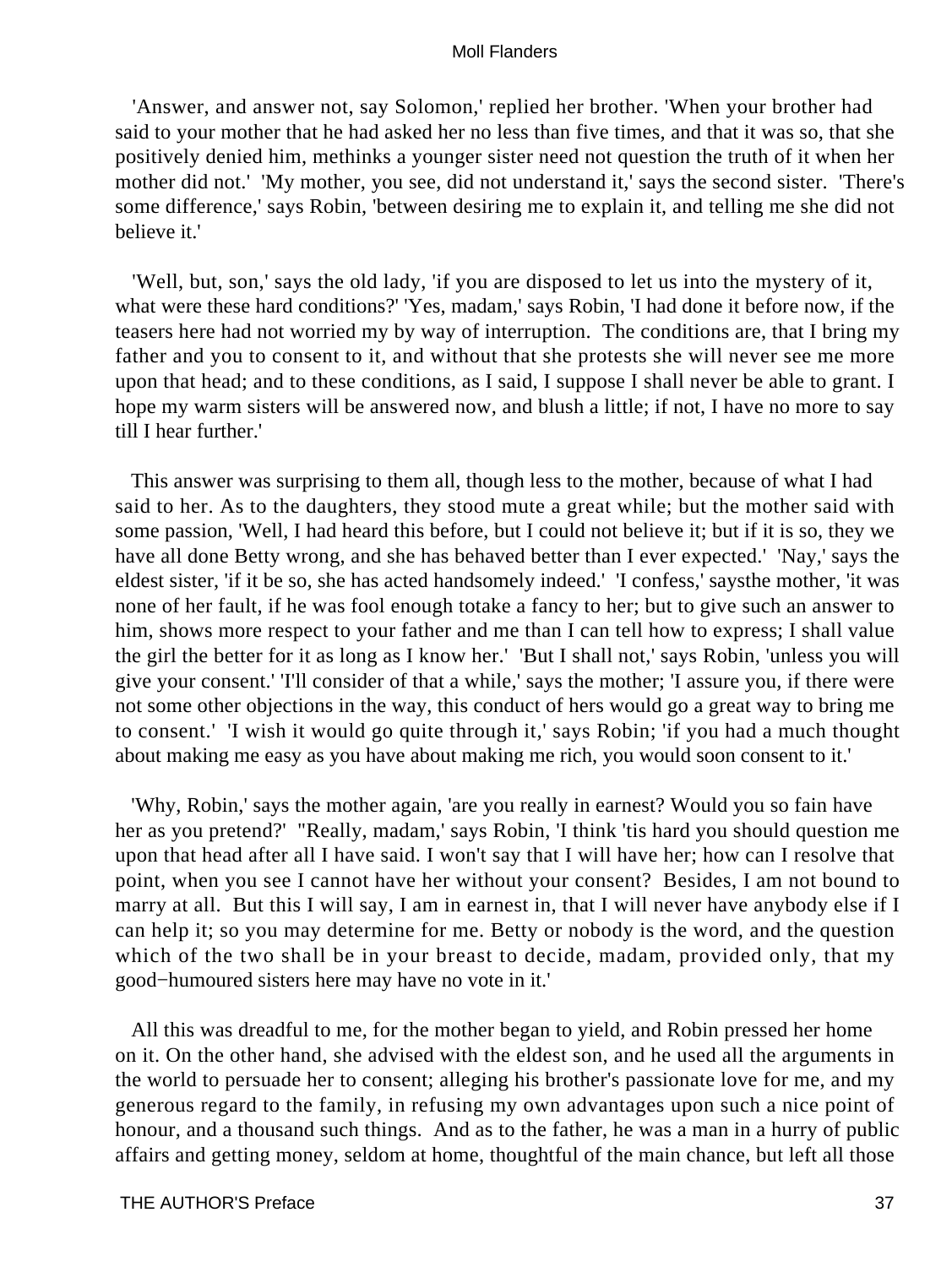'Answer, and answer not, say Solomon,' replied her brother. 'When your brother had said to your mother that he had asked her no less than five times, and that it was so, that she positively denied him, methinks a younger sister need not question the truth of it when her mother did not.' 'My mother, you see, did not understand it,' says the second sister. 'There's some difference,' says Robin, 'between desiring me to explain it, and telling me she did not believe it.'

'Well, but, son,' says the old lady, 'if you are disposed to let us into the mystery of it, what were these hard conditions?' 'Yes, madam,' says Robin, 'I had done it before now, if the teasers here had not worried my by way of interruption. The conditions are, that I bring my father and you to consent to it, and without that she protests she will never see me more upon that head; and to these conditions, as I said, I suppose I shall never be able to grant. I hope my warm sisters will be answered now, and blush a little; if not, I have no more to say till I hear further.'

This answer was surprising to them all, though less to the mother, because of what I had said to her. As to the daughters, they stood mute a great while; but the mother said with some passion, 'Well, I had heard this before, but I could not believe it; but if it is so, they we have all done Betty wrong, and she has behaved better than I ever expected.' 'Nay,' says the eldest sister, 'if it be so, she has acted handsomely indeed.' 'I confess,' saysthe mother, 'it was none of her fault, if he was fool enough totake a fancy to her; but to give such an answer to him, shows more respect to your father and me than I can tell how to express; I shall value the girl the better for it as long as I know her.' 'But I shall not,' says Robin, 'unless you will give your consent.' 'I'll consider of that a while,' says the mother; 'I assure you, if there were not some other objections in the way, this conduct of hers would go a great way to bring me to consent.' 'I wish it would go quite through it,' says Robin; 'if you had a much thought about making me easy as you have about making me rich, you would soon consent to it.'

'Why, Robin,' says the mother again, 'are you really in earnest? Would you so fain have her as you pretend?' "Really, madam,' says Robin, 'I think 'tis hard you should question me upon that head after all I have said. I won't say that I will have her; how can I resolve that point, when you see I cannot have her without your consent? Besides, I am not bound to marry at all. But this I will say, I am in earnest in, that I will never have anybody else if I can help it; so you may determine for me. Betty or nobody is the word, and the question which of the two shall be in your breast to decide, madam, provided only, that my good−humoured sisters here may have no vote in it.'

All this was dreadful to me, for the mother began to yield, and Robin pressed her home on it. On the other hand, she advised with the eldest son, and he used all the arguments in the world to persuade her to consent; alleging his brother's passionate love for me, and my generous regard to the family, in refusing my own advantages upon such a nice point of honour, and a thousand such things. And as to the father, he was a man in a hurry of public affairs and getting money, seldom at home, thoughtful of the main chance, but left all those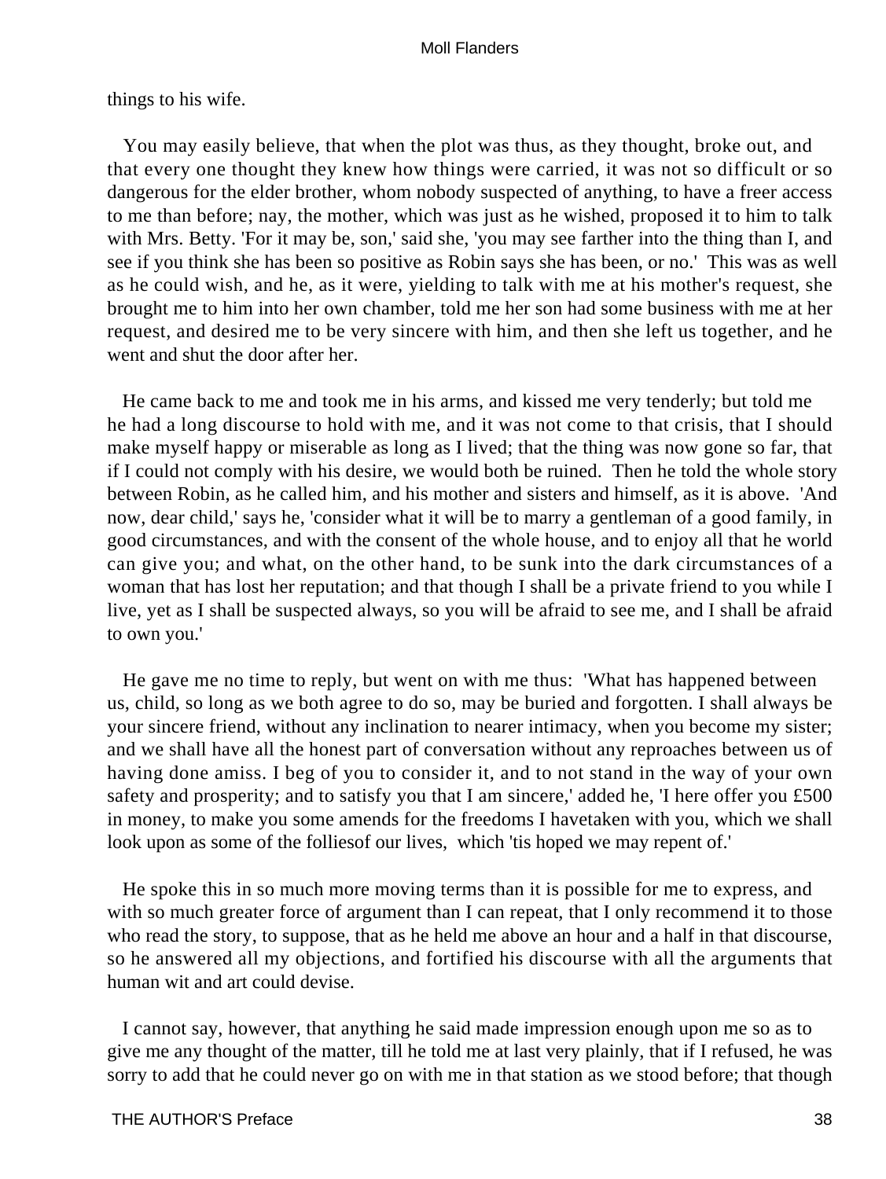things to his wife.

You may easily believe, that when the plot was thus, as they thought, broke out, and that every one thought they knew how things were carried, it was not so difficult or so dangerous for the elder brother, whom nobody suspected of anything, to have a freer access to me than before; nay, the mother, which was just as he wished, proposed it to him to talk with Mrs. Betty. 'For it may be, son,' said she, 'you may see farther into the thing than I, and see if you think she has been so positive as Robin says she has been, or no.' This was as well as he could wish, and he, as it were, yielding to talk with me at his mother's request, she brought me to him into her own chamber, told me her son had some business with me at her request, and desired me to be very sincere with him, and then she left us together, and he went and shut the door after her.

He came back to me and took me in his arms, and kissed me very tenderly; but told me he had a long discourse to hold with me, and it was not come to that crisis, that I should make myself happy or miserable as long as I lived; that the thing was now gone so far, that if I could not comply with his desire, we would both be ruined. Then he told the whole story between Robin, as he called him, and his mother and sisters and himself, as it is above. 'And now, dear child,' says he, 'consider what it will be to marry a gentleman of a good family, in good circumstances, and with the consent of the whole house, and to enjoy all that he world can give you; and what, on the other hand, to be sunk into the dark circumstances of a woman that has lost her reputation; and that though I shall be a private friend to you while I live, yet as I shall be suspected always, so you will be afraid to see me, and I shall be afraid to own you.'

He gave me no time to reply, but went on with me thus: 'What has happened between us, child, so long as we both agree to do so, may be buried and forgotten. I shall always be your sincere friend, without any inclination to nearer intimacy, when you become my sister; and we shall have all the honest part of conversation without any reproaches between us of having done amiss. I beg of you to consider it, and to not stand in the way of your own safety and prosperity; and to satisfy you that I am sincere,' added he, 'I here offer you £500 in money, to make you some amends for the freedoms I havetaken with you, which we shall look upon as some of the folliesof our lives, which 'tis hoped we may repent of.'

He spoke this in so much more moving terms than it is possible for me to express, and with so much greater force of argument than I can repeat, that I only recommend it to those who read the story, to suppose, that as he held me above an hour and a half in that discourse, so he answered all my objections, and fortified his discourse with all the arguments that human wit and art could devise.

I cannot say, however, that anything he said made impression enough upon me so as to give me any thought of the matter, till he told me at last very plainly, that if I refused, he was sorry to add that he could never go on with me in that station as we stood before; that though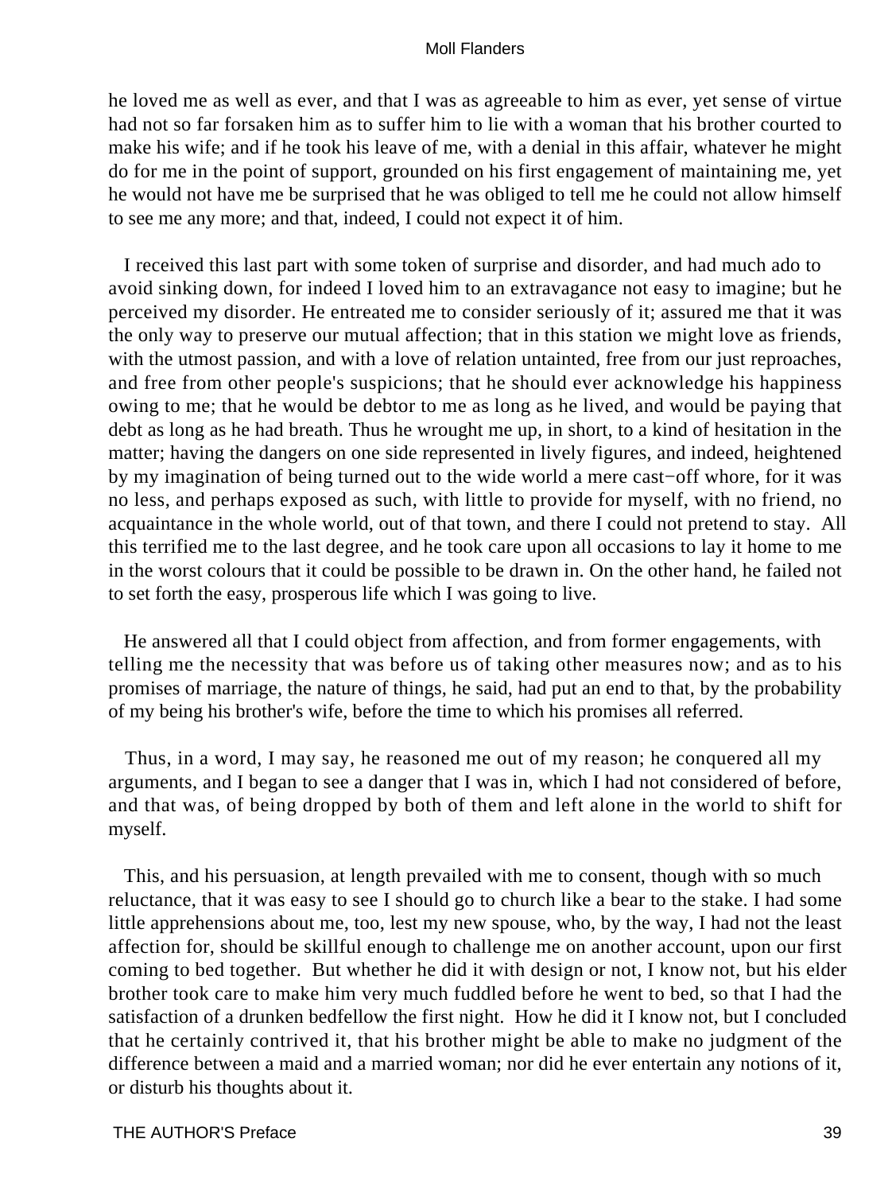he loved me as well as ever, and that I was as agreeable to him as ever, yet sense of virtue had not so far forsaken him as to suffer him to lie with a woman that his brother courted to make his wife; and if he took his leave of me, with a denial in this affair, whatever he might do for me in the point of support, grounded on his first engagement of maintaining me, yet he would not have me be surprised that he was obliged to tell me he could not allow himself to see me any more; and that, indeed, I could not expect it of him.

I received this last part with some token of surprise and disorder, and had much ado to avoid sinking down, for indeed I loved him to an extravagance not easy to imagine; but he perceived my disorder. He entreated me to consider seriously of it; assured me that it was the only way to preserve our mutual affection; that in this station we might love as friends, with the utmost passion, and with a love of relation untainted, free from our just reproaches, and free from other people's suspicions; that he should ever acknowledge his happiness owing to me; that he would be debtor to me as long as he lived, and would be paying that debt as long as he had breath. Thus he wrought me up, in short, to a kind of hesitation in the matter; having the dangers on one side represented in lively figures, and indeed, heightened by my imagination of being turned out to the wide world a mere cast−off whore, for it was no less, and perhaps exposed as such, with little to provide for myself, with no friend, no acquaintance in the whole world, out of that town, and there I could not pretend to stay. All this terrified me to the last degree, and he took care upon all occasions to lay it home to me in the worst colours that it could be possible to be drawn in. On the other hand, he failed not to set forth the easy, prosperous life which I was going to live.

He answered all that I could object from affection, and from former engagements, with telling me the necessity that was before us of taking other measures now; and as to his promises of marriage, the nature of things, he said, had put an end to that, by the probability of my being his brother's wife, before the time to which his promises all referred.

Thus, in a word, I may say, he reasoned me out of my reason; he conquered all my arguments, and I began to see a danger that I was in, which I had not considered of before, and that was, of being dropped by both of them and left alone in the world to shift for myself.

This, and his persuasion, at length prevailed with me to consent, though with so much reluctance, that it was easy to see I should go to church like a bear to the stake. I had some little apprehensions about me, too, lest my new spouse, who, by the way, I had not the least affection for, should be skillful enough to challenge me on another account, upon our first coming to bed together. But whether he did it with design or not, I know not, but his elder brother took care to make him very much fuddled before he went to bed, so that I had the satisfaction of a drunken bedfellow the first night. How he did it I know not, but I concluded that he certainly contrived it, that his brother might be able to make no judgment of the difference between a maid and a married woman; nor did he ever entertain any notions of it, or disturb his thoughts about it.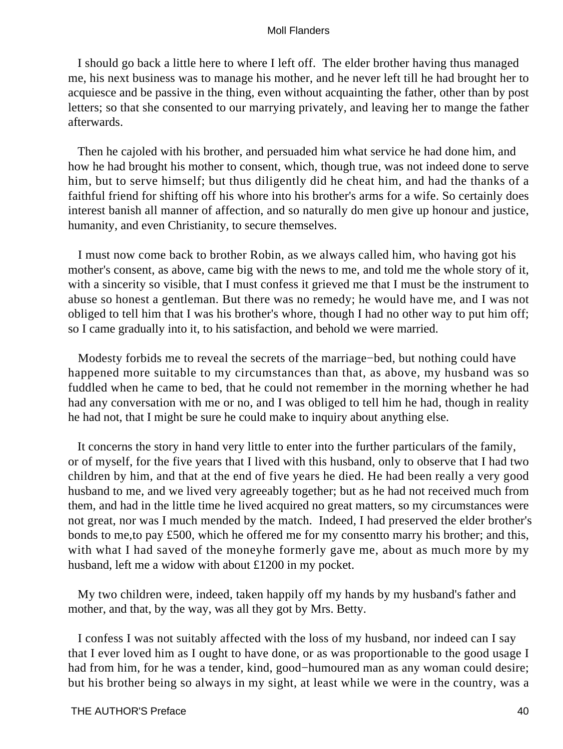I should go back a little here to where I left off. The elder brother having thus managed me, his next business was to manage his mother, and he never left till he had brought her to acquiesce and be passive in the thing, even without acquainting the father, other than by post letters; so that she consented to our marrying privately, and leaving her to mange the father afterwards.

Then he cajoled with his brother, and persuaded him what service he had done him, and how he had brought his mother to consent, which, though true, was not indeed done to serve him, but to serve himself; but thus diligently did he cheat him, and had the thanks of a faithful friend for shifting off his whore into his brother's arms for a wife. So certainly does interest banish all manner of affection, and so naturally do men give up honour and justice, humanity, and even Christianity, to secure themselves.

I must now come back to brother Robin, as we always called him, who having got his mother's consent, as above, came big with the news to me, and told me the whole story of it, with a sincerity so visible, that I must confess it grieved me that I must be the instrument to abuse so honest a gentleman. But there was no remedy; he would have me, and I was not obliged to tell him that I was his brother's whore, though I had no other way to put him off; so I came gradually into it, to his satisfaction, and behold we were married.

Modesty forbids me to reveal the secrets of the marriage−bed, but nothing could have happened more suitable to my circumstances than that, as above, my husband was so fuddled when he came to bed, that he could not remember in the morning whether he had had any conversation with me or no, and I was obliged to tell him he had, though in reality he had not, that I might be sure he could make to inquiry about anything else.

It concerns the story in hand very little to enter into the further particulars of the family, or of myself, for the five years that I lived with this husband, only to observe that I had two children by him, and that at the end of five years he died. He had been really a very good husband to me, and we lived very agreeably together; but as he had not received much from them, and had in the little time he lived acquired no great matters, so my circumstances were not great, nor was I much mended by the match. Indeed, I had preserved the elder brother's bonds to me,to pay £500, which he offered me for my consentto marry his brother; and this, with what I had saved of the moneyhe formerly gave me, about as much more by my husband, left me a widow with about £1200 in my pocket.

My two children were, indeed, taken happily off my hands by my husband's father and mother, and that, by the way, was all they got by Mrs. Betty.

I confess I was not suitably affected with the loss of my husband, nor indeed can I say that I ever loved him as I ought to have done, or as was proportionable to the good usage I had from him, for he was a tender, kind, good−humoured man as any woman could desire; but his brother being so always in my sight, at least while we were in the country, was a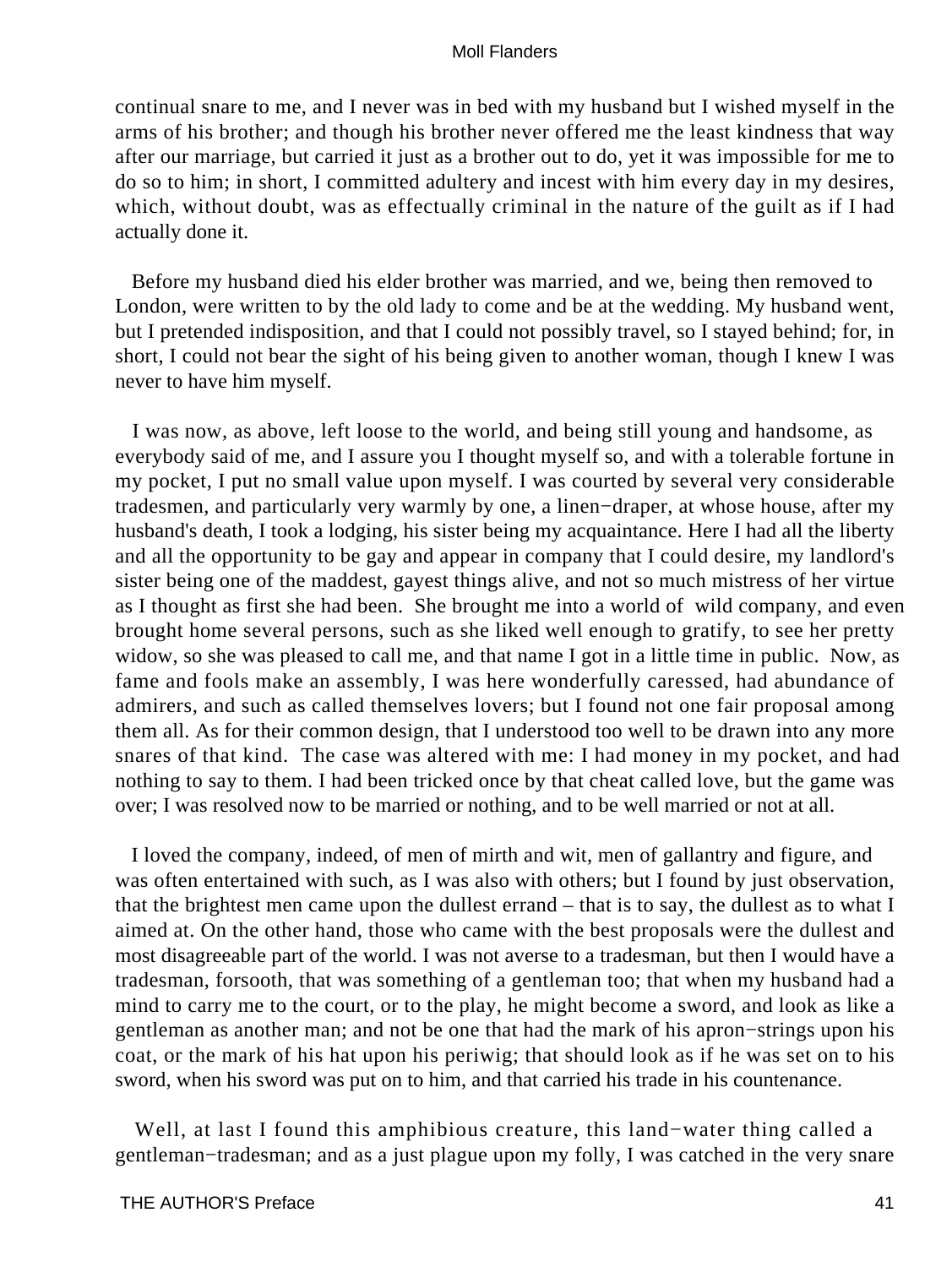continual snare to me, and I never was in bed with my husband but I wished myself in the arms of his brother; and though his brother never offered me the least kindness that way after our marriage, but carried it just as a brother out to do, yet it was impossible for me to do so to him; in short, I committed adultery and incest with him every day in my desires, which, without doubt, was as effectually criminal in the nature of the guilt as if I had actually done it.

Before my husband died his elder brother was married, and we, being then removed to London, were written to by the old lady to come and be at the wedding. My husband went, but I pretended indisposition, and that I could not possibly travel, so I stayed behind; for, in short, I could not bear the sight of his being given to another woman, though I knew I was never to have him myself.

I was now, as above, left loose to the world, and being still young and handsome, as everybody said of me, and I assure you I thought myself so, and with a tolerable fortune in my pocket, I put no small value upon myself. I was courted by several very considerable tradesmen, and particularly very warmly by one, a linen−draper, at whose house, after my husband's death, I took a lodging, his sister being my acquaintance. Here I had all the liberty and all the opportunity to be gay and appear in company that I could desire, my landlord's sister being one of the maddest, gayest things alive, and not so much mistress of her virtue as I thought as first she had been. She brought me into a world of wild company, and even brought home several persons, such as she liked well enough to gratify, to see her pretty widow, so she was pleased to call me, and that name I got in a little time in public. Now, as fame and fools make an assembly, I was here wonderfully caressed, had abundance of admirers, and such as called themselves lovers; but I found not one fair proposal among them all. As for their common design, that I understood too well to be drawn into any more snares of that kind. The case was altered with me: I had money in my pocket, and had nothing to say to them. I had been tricked once by that cheat called love, but the game was over; I was resolved now to be married or nothing, and to be well married or not at all.

I loved the company, indeed, of men of mirth and wit, men of gallantry and figure, and was often entertained with such, as I was also with others; but I found by just observation, that the brightest men came upon the dullest errand – that is to say, the dullest as to what I aimed at. On the other hand, those who came with the best proposals were the dullest and most disagreeable part of the world. I was not averse to a tradesman, but then I would have a tradesman, forsooth, that was something of a gentleman too; that when my husband had a mind to carry me to the court, or to the play, he might become a sword, and look as like a gentleman as another man; and not be one that had the mark of his apron−strings upon his coat, or the mark of his hat upon his periwig; that should look as if he was set on to his sword, when his sword was put on to him, and that carried his trade in his countenance.

Well, at last I found this amphibious creature, this land−water thing called a gentleman−tradesman; and as a just plague upon my folly, I was catched in the very snare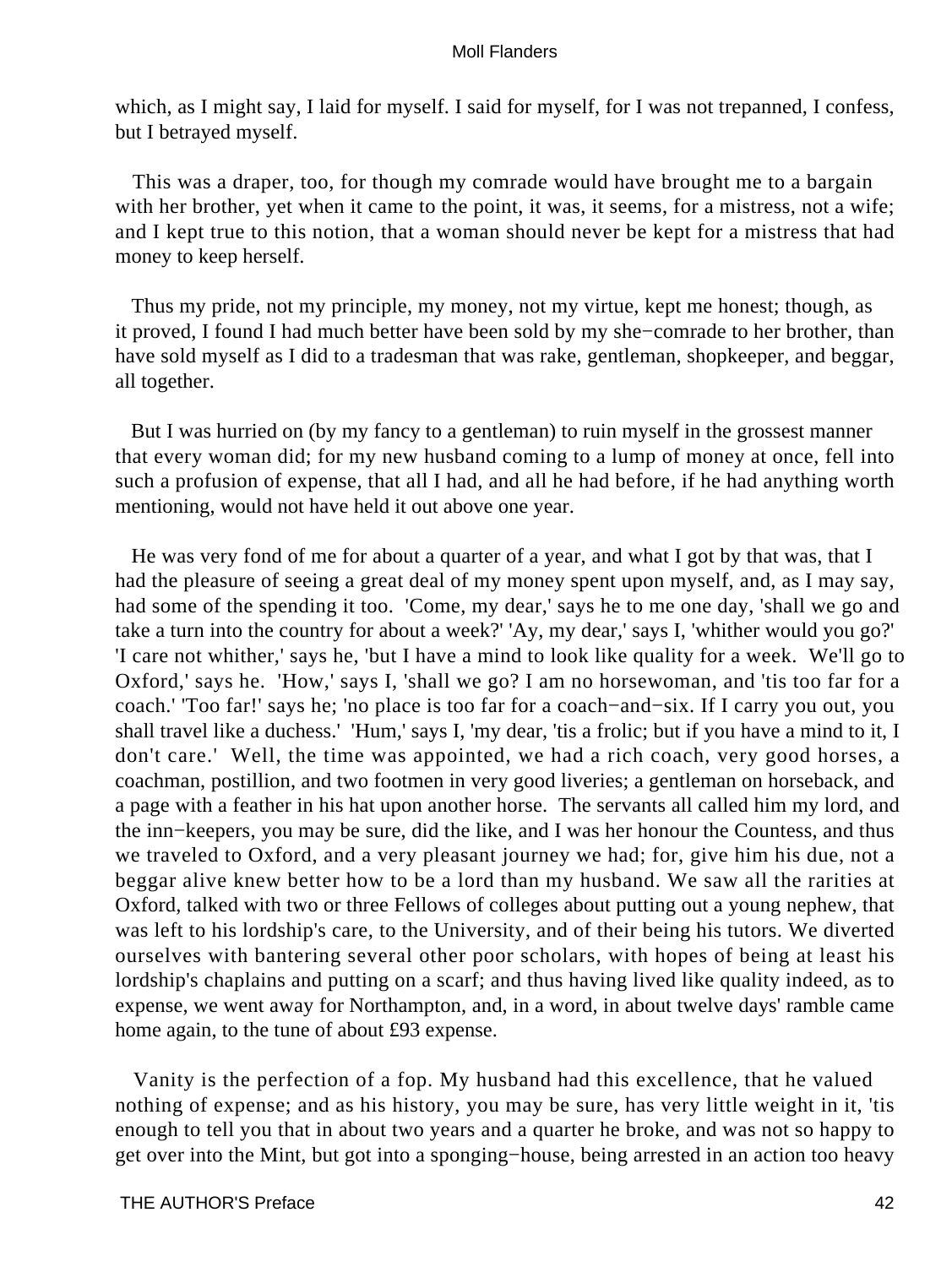which, as I might say, I laid for myself. I said for myself, for I was not trepanned, I confess, but I betrayed myself.

This was a draper, too, for though my comrade would have brought me to a bargain with her brother, yet when it came to the point, it was, it seems, for a mistress, not a wife; and I kept true to this notion, that a woman should never be kept for a mistress that had money to keep herself.

Thus my pride, not my principle, my money, not my virtue, kept me honest; though, as it proved, I found I had much better have been sold by my she−comrade to her brother, than have sold myself as I did to a tradesman that was rake, gentleman, shopkeeper, and beggar, all together.

But I was hurried on (by my fancy to a gentleman) to ruin myself in the grossest manner that every woman did; for my new husband coming to a lump of money at once, fell into such a profusion of expense, that all I had, and all he had before, if he had anything worth mentioning, would not have held it out above one year.

He was very fond of me for about a quarter of a year, and what I got by that was, that I had the pleasure of seeing a great deal of my money spent upon myself, and, as I may say, had some of the spending it too. 'Come, my dear,' says he to me one day, 'shall we go and take a turn into the country for about a week?' 'Ay, my dear,' says I, 'whither would you go?' 'I care not whither,' says he, 'but I have a mind to look like quality for a week. We'll go to Oxford,' says he. 'How,' says I, 'shall we go? I am no horsewoman, and 'tis too far for a coach.' 'Too far!' says he; 'no place is too far for a coach−and−six. If I carry you out, you shall travel like a duchess.' 'Hum,' says I, 'my dear, 'tis a frolic; but if you have a mind to it, I don't care.' Well, the time was appointed, we had a rich coach, very good horses, a coachman, postillion, and two footmen in very good liveries; a gentleman on horseback, and a page with a feather in his hat upon another horse. The servants all called him my lord, and the inn−keepers, you may be sure, did the like, and I was her honour the Countess, and thus we traveled to Oxford, and a very pleasant journey we had; for, give him his due, not a beggar alive knew better how to be a lord than my husband. We saw all the rarities at Oxford, talked with two or three Fellows of colleges about putting out a young nephew, that was left to his lordship's care, to the University, and of their being his tutors. We diverted ourselves with bantering several other poor scholars, with hopes of being at least his lordship's chaplains and putting on a scarf; and thus having lived like quality indeed, as to expense, we went away for Northampton, and, in a word, in about twelve days' ramble came home again, to the tune of about £93 expense.

Vanity is the perfection of a fop. My husband had this excellence, that he valued nothing of expense; and as his history, you may be sure, has very little weight in it, 'tis enough to tell you that in about two years and a quarter he broke, and was not so happy to get over into the Mint, but got into a sponging−house, being arrested in an action too heavy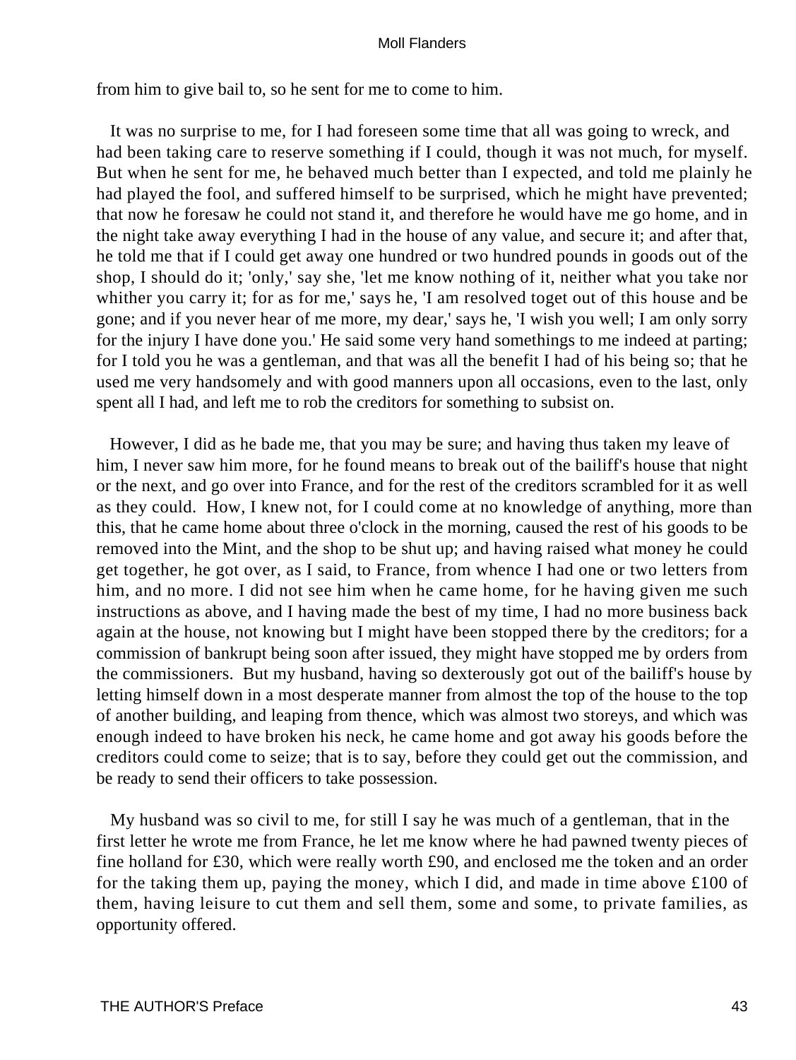from him to give bail to, so he sent for me to come to him.

It was no surprise to me, for I had foreseen some time that all was going to wreck, and had been taking care to reserve something if I could, though it was not much, for myself. But when he sent for me, he behaved much better than I expected, and told me plainly he had played the fool, and suffered himself to be surprised, which he might have prevented; that now he foresaw he could not stand it, and therefore he would have me go home, and in the night take away everything I had in the house of any value, and secure it; and after that, he told me that if I could get away one hundred or two hundred pounds in goods out of the shop, I should do it; 'only,' say she, 'let me know nothing of it, neither what you take nor whither you carry it; for as for me,' says he, 'I am resolved toget out of this house and be gone; and if you never hear of me more, my dear,' says he, 'I wish you well; I am only sorry for the injury I have done you.' He said some very hand somethings to me indeed at parting; for I told you he was a gentleman, and that was all the benefit I had of his being so; that he used me very handsomely and with good manners upon all occasions, even to the last, only spent all I had, and left me to rob the creditors for something to subsist on.

However, I did as he bade me, that you may be sure; and having thus taken my leave of him, I never saw him more, for he found means to break out of the bailiff's house that night or the next, and go over into France, and for the rest of the creditors scrambled for it as well as they could. How, I knew not, for I could come at no knowledge of anything, more than this, that he came home about three o'clock in the morning, caused the rest of his goods to be removed into the Mint, and the shop to be shut up; and having raised what money he could get together, he got over, as I said, to France, from whence I had one or two letters from him, and no more. I did not see him when he came home, for he having given me such instructions as above, and I having made the best of my time, I had no more business back again at the house, not knowing but I might have been stopped there by the creditors; for a commission of bankrupt being soon after issued, they might have stopped me by orders from the commissioners. But my husband, having so dexterously got out of the bailiff's house by letting himself down in a most desperate manner from almost the top of the house to the top of another building, and leaping from thence, which was almost two storeys, and which was enough indeed to have broken his neck, he came home and got away his goods before the creditors could come to seize; that is to say, before they could get out the commission, and be ready to send their officers to take possession.

My husband was so civil to me, for still I say he was much of a gentleman, that in the first letter he wrote me from France, he let me know where he had pawned twenty pieces of fine holland for £30, which were really worth £90, and enclosed me the token and an order for the taking them up, paying the money, which I did, and made in time above £100 of them, having leisure to cut them and sell them, some and some, to private families, as opportunity offered.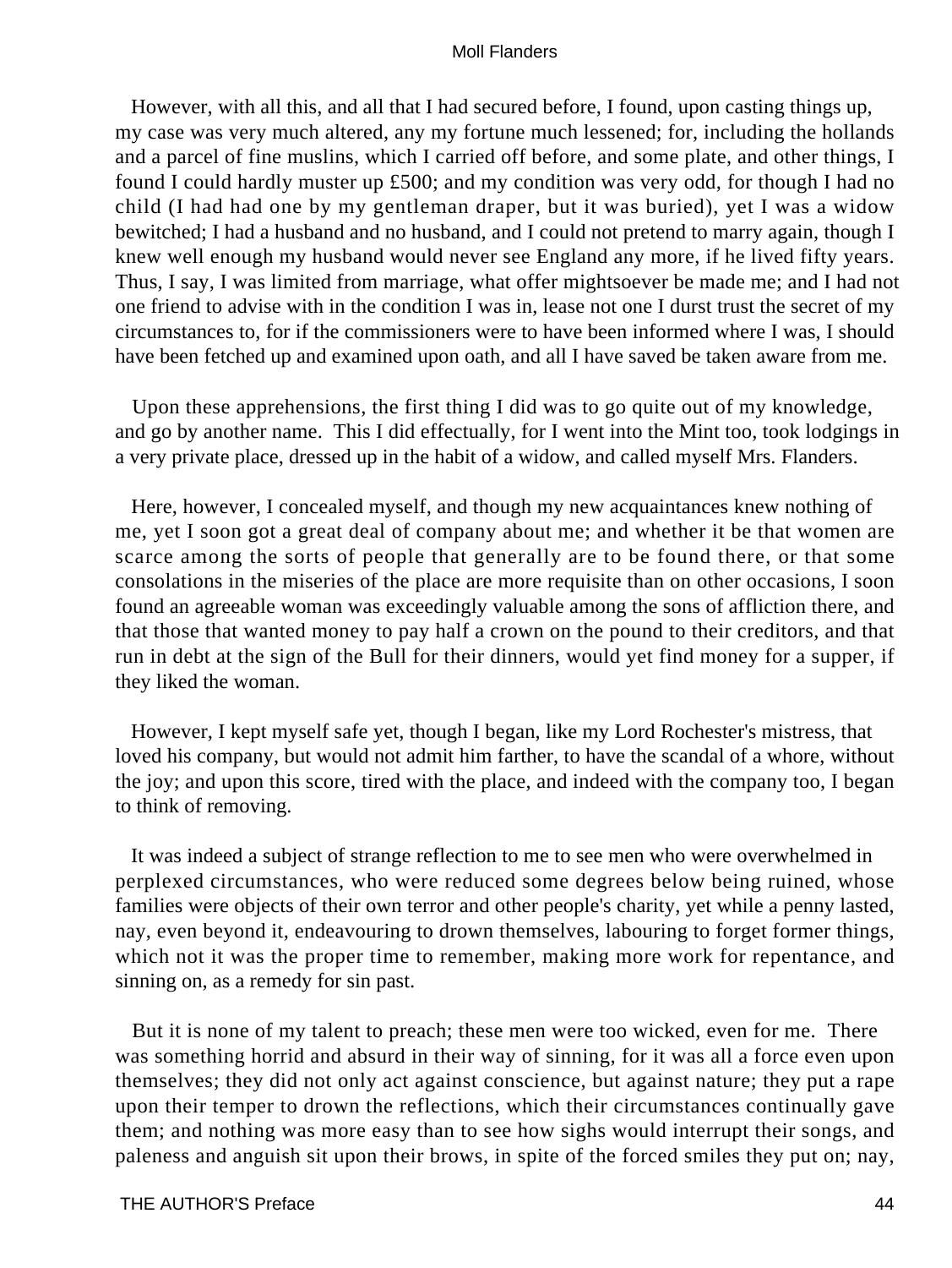However, with all this, and all that I had secured before, I found, upon casting things up, my case was very much altered, any my fortune much lessened; for, including the hollands and a parcel of fine muslins, which I carried off before, and some plate, and other things, I found I could hardly muster up £500; and my condition was very odd, for though I had no child (I had had one by my gentleman draper, but it was buried), yet I was a widow bewitched; I had a husband and no husband, and I could not pretend to marry again, though I knew well enough my husband would never see England any more, if he lived fifty years. Thus, I say, I was limited from marriage, what offer mightsoever be made me; and I had not one friend to advise with in the condition I was in, lease not one I durst trust the secret of my circumstances to, for if the commissioners were to have been informed where I was, I should have been fetched up and examined upon oath, and all I have saved be taken aware from me.

Upon these apprehensions, the first thing I did was to go quite out of my knowledge, and go by another name. This I did effectually, for I went into the Mint too, took lodgings in a very private place, dressed up in the habit of a widow, and called myself Mrs. Flanders.

Here, however, I concealed myself, and though my new acquaintances knew nothing of me, yet I soon got a great deal of company about me; and whether it be that women are scarce among the sorts of people that generally are to be found there, or that some consolations in the miseries of the place are more requisite than on other occasions, I soon found an agreeable woman was exceedingly valuable among the sons of affliction there, and that those that wanted money to pay half a crown on the pound to their creditors, and that run in debt at the sign of the Bull for their dinners, would yet find money for a supper, if they liked the woman.

However, I kept myself safe yet, though I began, like my Lord Rochester's mistress, that loved his company, but would not admit him farther, to have the scandal of a whore, without the joy; and upon this score, tired with the place, and indeed with the company too, I began to think of removing.

It was indeed a subject of strange reflection to me to see men who were overwhelmed in perplexed circumstances, who were reduced some degrees below being ruined, whose families were objects of their own terror and other people's charity, yet while a penny lasted, nay, even beyond it, endeavouring to drown themselves, labouring to forget former things, which not it was the proper time to remember, making more work for repentance, and sinning on, as a remedy for sin past.

But it is none of my talent to preach; these men were too wicked, even for me. There was something horrid and absurd in their way of sinning, for it was all a force even upon themselves; they did not only act against conscience, but against nature; they put a rape upon their temper to drown the reflections, which their circumstances continually gave them; and nothing was more easy than to see how sighs would interrupt their songs, and paleness and anguish sit upon their brows, in spite of the forced smiles they put on; nay,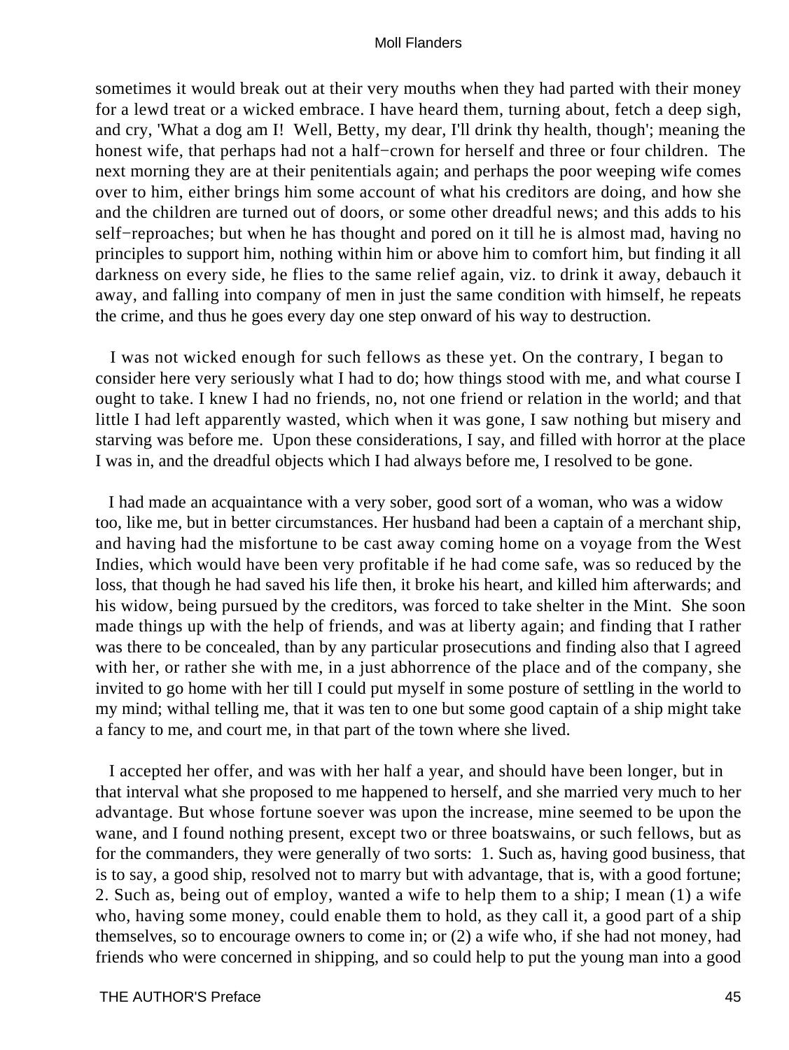sometimes it would break out at their very mouths when they had parted with their money for a lewd treat or a wicked embrace. I have heard them, turning about, fetch a deep sigh, and cry, 'What a dog am I! Well, Betty, my dear, I'll drink thy health, though'; meaning the honest wife, that perhaps had not a half−crown for herself and three or four children. The next morning they are at their penitentials again; and perhaps the poor weeping wife comes over to him, either brings him some account of what his creditors are doing, and how she and the children are turned out of doors, or some other dreadful news; and this adds to his self−reproaches; but when he has thought and pored on it till he is almost mad, having no principles to support him, nothing within him or above him to comfort him, but finding it all darkness on every side, he flies to the same relief again, viz. to drink it away, debauch it away, and falling into company of men in just the same condition with himself, he repeats the crime, and thus he goes every day one step onward of his way to destruction.

I was not wicked enough for such fellows as these yet. On the contrary, I began to consider here very seriously what I had to do; how things stood with me, and what course I ought to take. I knew I had no friends, no, not one friend or relation in the world; and that little I had left apparently wasted, which when it was gone, I saw nothing but misery and starving was before me. Upon these considerations, I say, and filled with horror at the place I was in, and the dreadful objects which I had always before me, I resolved to be gone.

I had made an acquaintance with a very sober, good sort of a woman, who was a widow too, like me, but in better circumstances. Her husband had been a captain of a merchant ship, and having had the misfortune to be cast away coming home on a voyage from the West Indies, which would have been very profitable if he had come safe, was so reduced by the loss, that though he had saved his life then, it broke his heart, and killed him afterwards; and his widow, being pursued by the creditors, was forced to take shelter in the Mint. She soon made things up with the help of friends, and was at liberty again; and finding that I rather was there to be concealed, than by any particular prosecutions and finding also that I agreed with her, or rather she with me, in a just abhorrence of the place and of the company, she invited to go home with her till I could put myself in some posture of settling in the world to my mind; withal telling me, that it was ten to one but some good captain of a ship might take a fancy to me, and court me, in that part of the town where she lived.

I accepted her offer, and was with her half a year, and should have been longer, but in that interval what she proposed to me happened to herself, and she married very much to her advantage. But whose fortune soever was upon the increase, mine seemed to be upon the wane, and I found nothing present, except two or three boatswains, or such fellows, but as for the commanders, they were generally of two sorts: 1. Such as, having good business, that is to say, a good ship, resolved not to marry but with advantage, that is, with a good fortune; 2. Such as, being out of employ, wanted a wife to help them to a ship; I mean (1) a wife who, having some money, could enable them to hold, as they call it, a good part of a ship themselves, so to encourage owners to come in; or (2) a wife who, if she had not money, had friends who were concerned in shipping, and so could help to put the young man into a good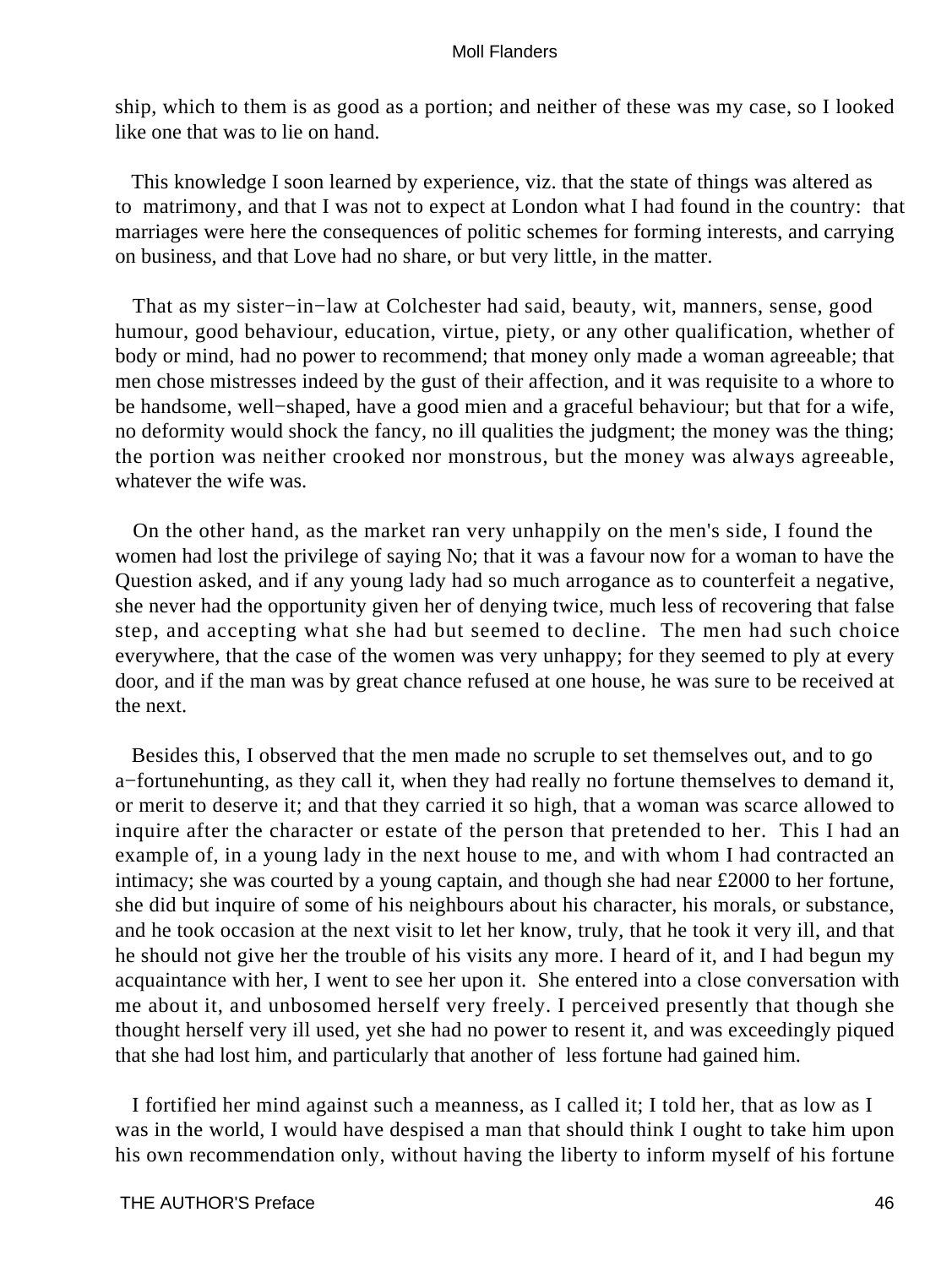ship, which to them is as good as a portion; and neither of these was my case, so I looked like one that was to lie on hand.

This knowledge I soon learned by experience, viz. that the state of things was altered as to matrimony, and that I was not to expect at London what I had found in the country: that marriages were here the consequences of politic schemes for forming interests, and carrying on business, and that Love had no share, or but very little, in the matter.

That as my sister−in−law at Colchester had said, beauty, wit, manners, sense, good humour, good behaviour, education, virtue, piety, or any other qualification, whether of body or mind, had no power to recommend; that money only made a woman agreeable; that men chose mistresses indeed by the gust of their affection, and it was requisite to a whore to be handsome, well−shaped, have a good mien and a graceful behaviour; but that for a wife, no deformity would shock the fancy, no ill qualities the judgment; the money was the thing; the portion was neither crooked nor monstrous, but the money was always agreeable, whatever the wife was.

On the other hand, as the market ran very unhappily on the men's side, I found the women had lost the privilege of saying No; that it was a favour now for a woman to have the Question asked, and if any young lady had so much arrogance as to counterfeit a negative, she never had the opportunity given her of denying twice, much less of recovering that false step, and accepting what she had but seemed to decline. The men had such choice everywhere, that the case of the women was very unhappy; for they seemed to ply at every door, and if the man was by great chance refused at one house, he was sure to be received at the next.

Besides this, I observed that the men made no scruple to set themselves out, and to go a−fortunehunting, as they call it, when they had really no fortune themselves to demand it, or merit to deserve it; and that they carried it so high, that a woman was scarce allowed to inquire after the character or estate of the person that pretended to her. This I had an example of, in a young lady in the next house to me, and with whom I had contracted an intimacy; she was courted by a young captain, and though she had near £2000 to her fortune, she did but inquire of some of his neighbours about his character, his morals, or substance, and he took occasion at the next visit to let her know, truly, that he took it very ill, and that he should not give her the trouble of his visits any more. I heard of it, and I had begun my acquaintance with her, I went to see her upon it. She entered into a close conversation with me about it, and unbosomed herself very freely. I perceived presently that though she thought herself very ill used, yet she had no power to resent it, and was exceedingly piqued that she had lost him, and particularly that another of less fortune had gained him.

I fortified her mind against such a meanness, as I called it; I told her, that as low as I was in the world, I would have despised a man that should think I ought to take him upon his own recommendation only, without having the liberty to inform myself of his fortune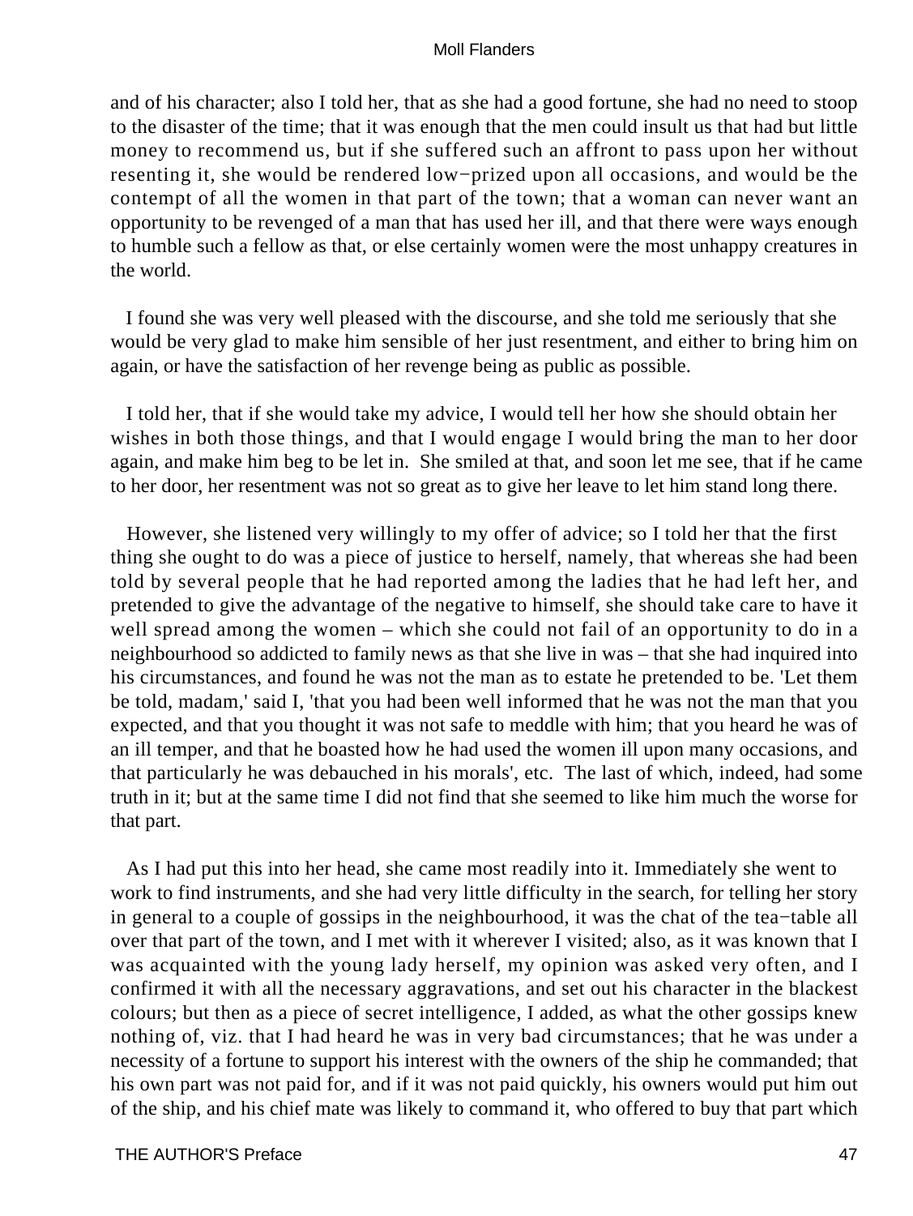and of his character; also I told her, that as she had a good fortune, she had no need to stoop to the disaster of the time; that it was enough that the men could insult us that had but little money to recommend us, but if she suffered such an affront to pass upon her without resenting it, she would be rendered low−prized upon all occasions, and would be the contempt of all the women in that part of the town; that a woman can never want an opportunity to be revenged of a man that has used her ill, and that there were ways enough to humble such a fellow as that, or else certainly women were the most unhappy creatures in the world.

I found she was very well pleased with the discourse, and she told me seriously that she would be very glad to make him sensible of her just resentment, and either to bring him on again, or have the satisfaction of her revenge being as public as possible.

I told her, that if she would take my advice, I would tell her how she should obtain her wishes in both those things, and that I would engage I would bring the man to her door again, and make him beg to be let in. She smiled at that, and soon let me see, that if he came to her door, her resentment was not so great as to give her leave to let him stand long there.

However, she listened very willingly to my offer of advice; so I told her that the first thing she ought to do was a piece of justice to herself, namely, that whereas she had been told by several people that he had reported among the ladies that he had left her, and pretended to give the advantage of the negative to himself, she should take care to have it well spread among the women – which she could not fail of an opportunity to do in a neighbourhood so addicted to family news as that she live in was – that she had inquired into his circumstances, and found he was not the man as to estate he pretended to be. 'Let them be told, madam,' said I, 'that you had been well informed that he was not the man that you expected, and that you thought it was not safe to meddle with him; that you heard he was of an ill temper, and that he boasted how he had used the women ill upon many occasions, and that particularly he was debauched in his morals', etc. The last of which, indeed, had some truth in it; but at the same time I did not find that she seemed to like him much the worse for that part.

As I had put this into her head, she came most readily into it. Immediately she went to work to find instruments, and she had very little difficulty in the search, for telling her story in general to a couple of gossips in the neighbourhood, it was the chat of the tea−table all over that part of the town, and I met with it wherever I visited; also, as it was known that I was acquainted with the young lady herself, my opinion was asked very often, and I confirmed it with all the necessary aggravations, and set out his character in the blackest colours; but then as a piece of secret intelligence, I added, as what the other gossips knew nothing of, viz. that I had heard he was in very bad circumstances; that he was under a necessity of a fortune to support his interest with the owners of the ship he commanded; that his own part was not paid for, and if it was not paid quickly, his owners would put him out of the ship, and his chief mate was likely to command it, who offered to buy that part which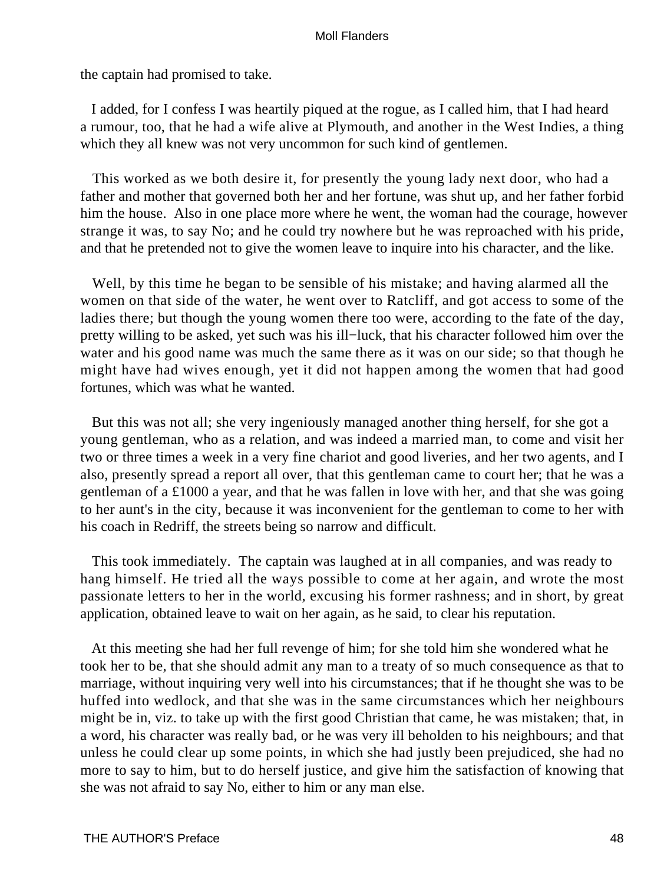the captain had promised to take.

I added, for I confess I was heartily piqued at the rogue, as I called him, that I had heard a rumour, too, that he had a wife alive at Plymouth, and another in the West Indies, a thing which they all knew was not very uncommon for such kind of gentlemen.

This worked as we both desire it, for presently the young lady next door, who had a father and mother that governed both her and her fortune, was shut up, and her father forbid him the house. Also in one place more where he went, the woman had the courage, however strange it was, to say No; and he could try nowhere but he was reproached with his pride, and that he pretended not to give the women leave to inquire into his character, and the like.

Well, by this time he began to be sensible of his mistake; and having alarmed all the women on that side of the water, he went over to Ratcliff, and got access to some of the ladies there; but though the young women there too were, according to the fate of the day, pretty willing to be asked, yet such was his ill−luck, that his character followed him over the water and his good name was much the same there as it was on our side; so that though he might have had wives enough, yet it did not happen among the women that had good fortunes, which was what he wanted.

But this was not all; she very ingeniously managed another thing herself, for she got a young gentleman, who as a relation, and was indeed a married man, to come and visit her two or three times a week in a very fine chariot and good liveries, and her two agents, and I also, presently spread a report all over, that this gentleman came to court her; that he was a gentleman of a £1000 a year, and that he was fallen in love with her, and that she was going to her aunt's in the city, because it was inconvenient for the gentleman to come to her with his coach in Redriff, the streets being so narrow and difficult.

This took immediately. The captain was laughed at in all companies, and was ready to hang himself. He tried all the ways possible to come at her again, and wrote the most passionate letters to her in the world, excusing his former rashness; and in short, by great application, obtained leave to wait on her again, as he said, to clear his reputation.

At this meeting she had her full revenge of him; for she told him she wondered what he took her to be, that she should admit any man to a treaty of so much consequence as that to marriage, without inquiring very well into his circumstances; that if he thought she was to be huffed into wedlock, and that she was in the same circumstances which her neighbours might be in, viz. to take up with the first good Christian that came, he was mistaken; that, in a word, his character was really bad, or he was very ill beholden to his neighbours; and that unless he could clear up some points, in which she had justly been prejudiced, she had no more to say to him, but to do herself justice, and give him the satisfaction of knowing that she was not afraid to say No, either to him or any man else.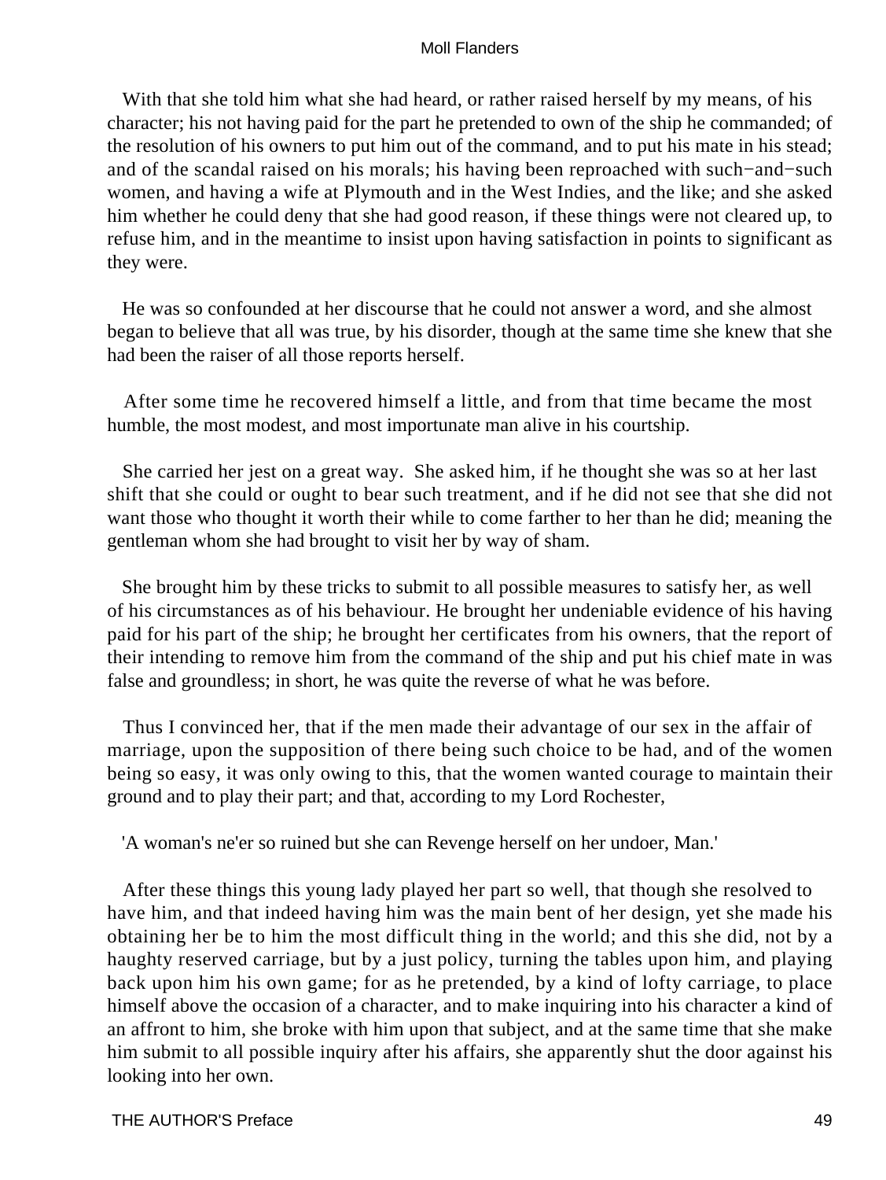With that she told him what she had heard, or rather raised herself by my means, of his character; his not having paid for the part he pretended to own of the ship he commanded; of the resolution of his owners to put him out of the command, and to put his mate in his stead; and of the scandal raised on his morals; his having been reproached with such−and−such women, and having a wife at Plymouth and in the West Indies, and the like; and she asked him whether he could deny that she had good reason, if these things were not cleared up, to refuse him, and in the meantime to insist upon having satisfaction in points to significant as they were.

He was so confounded at her discourse that he could not answer a word, and she almost began to believe that all was true, by his disorder, though at the same time she knew that she had been the raiser of all those reports herself.

After some time he recovered himself a little, and from that time became the most humble, the most modest, and most importunate man alive in his courtship.

She carried her jest on a great way. She asked him, if he thought she was so at her last shift that she could or ought to bear such treatment, and if he did not see that she did not want those who thought it worth their while to come farther to her than he did; meaning the gentleman whom she had brought to visit her by way of sham.

She brought him by these tricks to submit to all possible measures to satisfy her, as well of his circumstances as of his behaviour. He brought her undeniable evidence of his having paid for his part of the ship; he brought her certificates from his owners, that the report of their intending to remove him from the command of the ship and put his chief mate in was false and groundless; in short, he was quite the reverse of what he was before.

Thus I convinced her, that if the men made their advantage of our sex in the affair of marriage, upon the supposition of there being such choice to be had, and of the women being so easy, it was only owing to this, that the women wanted courage to maintain their ground and to play their part; and that, according to my Lord Rochester,

'A woman's ne'er so ruined but she can Revenge herself on her undoer, Man.'

After these things this young lady played her part so well, that though she resolved to have him, and that indeed having him was the main bent of her design, yet she made his obtaining her be to him the most difficult thing in the world; and this she did, not by a haughty reserved carriage, but by a just policy, turning the tables upon him, and playing back upon him his own game; for as he pretended, by a kind of lofty carriage, to place himself above the occasion of a character, and to make inquiring into his character a kind of an affront to him, she broke with him upon that subject, and at the same time that she make him submit to all possible inquiry after his affairs, she apparently shut the door against his looking into her own.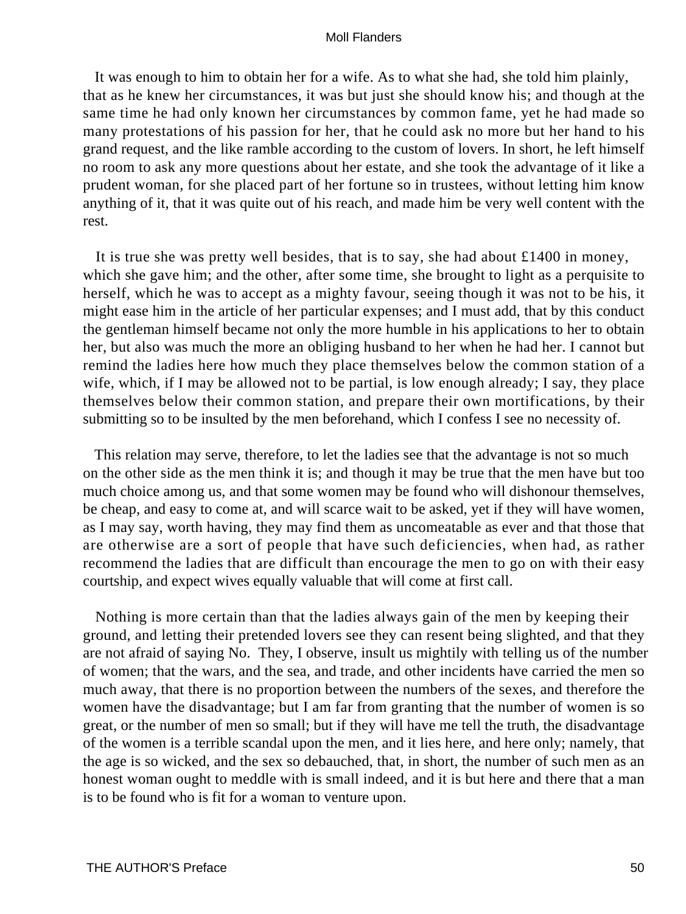It was enough to him to obtain her for a wife. As to what she had, she told him plainly, that as he knew her circumstances, it was but just she should know his; and though at the same time he had only known her circumstances by common fame, yet he had made so many protestations of his passion for her, that he could ask no more but her hand to his grand request, and the like ramble according to the custom of lovers. In short, he left himself no room to ask any more questions about her estate, and she took the advantage of it like a prudent woman, for she placed part of her fortune so in trustees, without letting him know anything of it, that it was quite out of his reach, and made him be very well content with the rest.

It is true she was pretty well besides, that is to say, she had about £1400 in money, which she gave him; and the other, after some time, she brought to light as a perquisite to herself, which he was to accept as a mighty favour, seeing though it was not to be his, it might ease him in the article of her particular expenses; and I must add, that by this conduct the gentleman himself became not only the more humble in his applications to her to obtain her, but also was much the more an obliging husband to her when he had her. I cannot but remind the ladies here how much they place themselves below the common station of a wife, which, if I may be allowed not to be partial, is low enough already; I say, they place themselves below their common station, and prepare their own mortifications, by their submitting so to be insulted by the men beforehand, which I confess I see no necessity of.

This relation may serve, therefore, to let the ladies see that the advantage is not so much on the other side as the men think it is; and though it may be true that the men have but too much choice among us, and that some women may be found who will dishonour themselves, be cheap, and easy to come at, and will scarce wait to be asked, yet if they will have women, as I may say, worth having, they may find them as uncomeatable as ever and that those that are otherwise are a sort of people that have such deficiencies, when had, as rather recommend the ladies that are difficult than encourage the men to go on with their easy courtship, and expect wives equally valuable that will come at first call.

Nothing is more certain than that the ladies always gain of the men by keeping their ground, and letting their pretended lovers see they can resent being slighted, and that they are not afraid of saying No. They, I observe, insult us mightily with telling us of the number of women; that the wars, and the sea, and trade, and other incidents have carried the men so much away, that there is no proportion between the numbers of the sexes, and therefore the women have the disadvantage; but I am far from granting that the number of women is so great, or the number of men so small; but if they will have me tell the truth, the disadvantage of the women is a terrible scandal upon the men, and it lies here, and here only; namely, that the age is so wicked, and the sex so debauched, that, in short, the number of such men as an honest woman ought to meddle with is small indeed, and it is but here and there that a man is to be found who is fit for a woman to venture upon.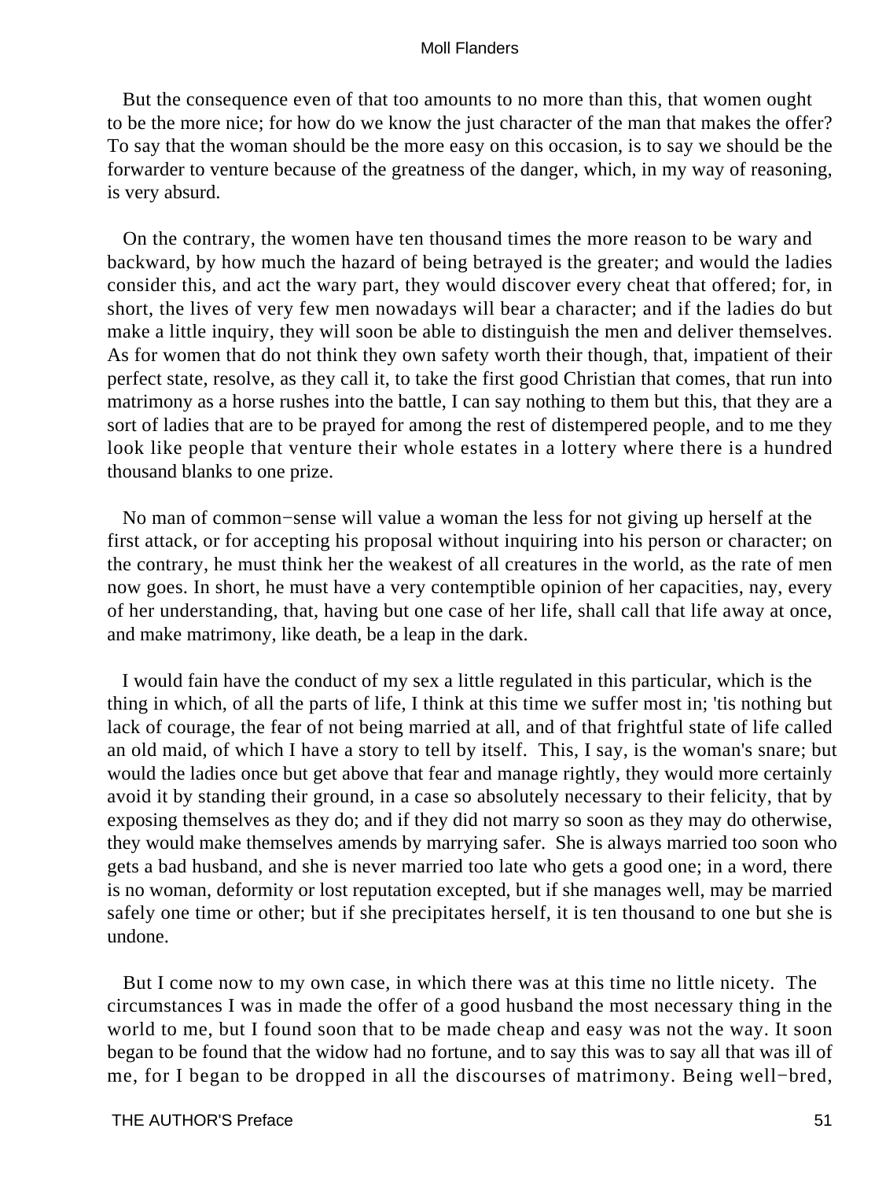But the consequence even of that too amounts to no more than this, that women ought to be the more nice; for how do we know the just character of the man that makes the offer? To say that the woman should be the more easy on this occasion, is to say we should be the forwarder to venture because of the greatness of the danger, which, in my way of reasoning, is very absurd.

On the contrary, the women have ten thousand times the more reason to be wary and backward, by how much the hazard of being betrayed is the greater; and would the ladies consider this, and act the wary part, they would discover every cheat that offered; for, in short, the lives of very few men nowadays will bear a character; and if the ladies do but make a little inquiry, they will soon be able to distinguish the men and deliver themselves. As for women that do not think they own safety worth their though, that, impatient of their perfect state, resolve, as they call it, to take the first good Christian that comes, that run into matrimony as a horse rushes into the battle, I can say nothing to them but this, that they are a sort of ladies that are to be prayed for among the rest of distempered people, and to me they look like people that venture their whole estates in a lottery where there is a hundred thousand blanks to one prize.

No man of common−sense will value a woman the less for not giving up herself at the first attack, or for accepting his proposal without inquiring into his person or character; on the contrary, he must think her the weakest of all creatures in the world, as the rate of men now goes. In short, he must have a very contemptible opinion of her capacities, nay, every of her understanding, that, having but one case of her life, shall call that life away at once, and make matrimony, like death, be a leap in the dark.

I would fain have the conduct of my sex a little regulated in this particular, which is the thing in which, of all the parts of life, I think at this time we suffer most in; 'tis nothing but lack of courage, the fear of not being married at all, and of that frightful state of life called an old maid, of which I have a story to tell by itself. This, I say, is the woman's snare; but would the ladies once but get above that fear and manage rightly, they would more certainly avoid it by standing their ground, in a case so absolutely necessary to their felicity, that by exposing themselves as they do; and if they did not marry so soon as they may do otherwise, they would make themselves amends by marrying safer. She is always married too soon who gets a bad husband, and she is never married too late who gets a good one; in a word, there is no woman, deformity or lost reputation excepted, but if she manages well, may be married safely one time or other; but if she precipitates herself, it is ten thousand to one but she is undone.

But I come now to my own case, in which there was at this time no little nicety. The circumstances I was in made the offer of a good husband the most necessary thing in the world to me, but I found soon that to be made cheap and easy was not the way. It soon began to be found that the widow had no fortune, and to say this was to say all that was ill of me, for I began to be dropped in all the discourses of matrimony. Being well−bred,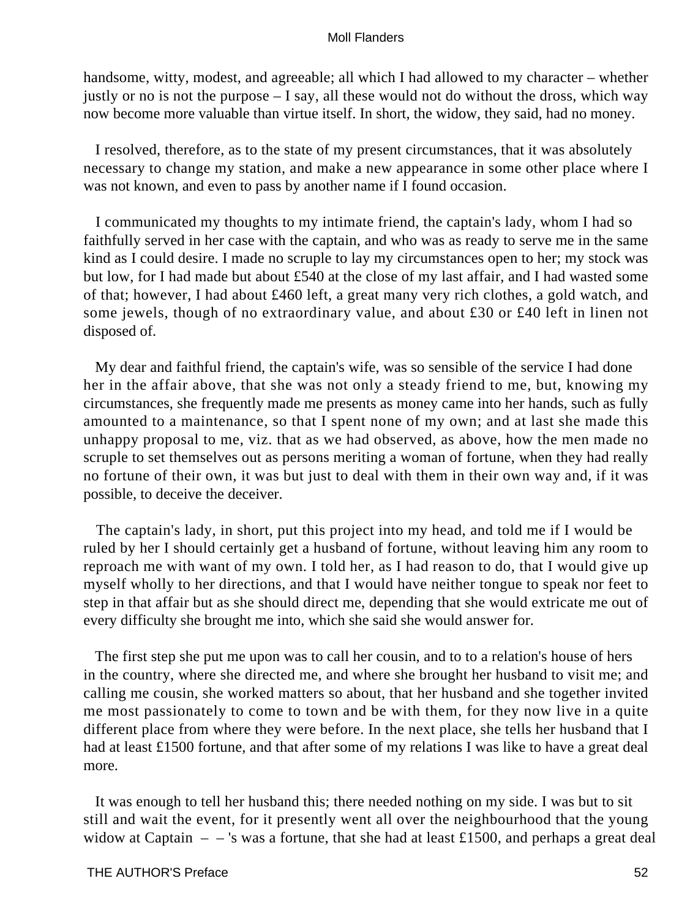handsome, witty, modest, and agreeable; all which I had allowed to my character – whether justly or no is not the purpose – I say, all these would not do without the dross, which way now become more valuable than virtue itself. In short, the widow, they said, had no money.

I resolved, therefore, as to the state of my present circumstances, that it was absolutely necessary to change my station, and make a new appearance in some other place where I was not known, and even to pass by another name if I found occasion.

I communicated my thoughts to my intimate friend, the captain's lady, whom I had so faithfully served in her case with the captain, and who was as ready to serve me in the same kind as I could desire. I made no scruple to lay my circumstances open to her; my stock was but low, for I had made but about £540 at the close of my last affair, and I had wasted some of that; however, I had about £460 left, a great many very rich clothes, a gold watch, and some jewels, though of no extraordinary value, and about £30 or £40 left in linen not disposed of.

My dear and faithful friend, the captain's wife, was so sensible of the service I had done her in the affair above, that she was not only a steady friend to me, but, knowing my circumstances, she frequently made me presents as money came into her hands, such as fully amounted to a maintenance, so that I spent none of my own; and at last she made this unhappy proposal to me, viz. that as we had observed, as above, how the men made no scruple to set themselves out as persons meriting a woman of fortune, when they had really no fortune of their own, it was but just to deal with them in their own way and, if it was possible, to deceive the deceiver.

The captain's lady, in short, put this project into my head, and told me if I would be ruled by her I should certainly get a husband of fortune, without leaving him any room to reproach me with want of my own. I told her, as I had reason to do, that I would give up myself wholly to her directions, and that I would have neither tongue to speak nor feet to step in that affair but as she should direct me, depending that she would extricate me out of every difficulty she brought me into, which she said she would answer for.

The first step she put me upon was to call her cousin, and to to a relation's house of hers in the country, where she directed me, and where she brought her husband to visit me; and calling me cousin, she worked matters so about, that her husband and she together invited me most passionately to come to town and be with them, for they now live in a quite different place from where they were before. In the next place, she tells her husband that I had at least £1500 fortune, and that after some of my relations I was like to have a great deal more.

It was enough to tell her husband this; there needed nothing on my side. I was but to sit still and wait the event, for it presently went all over the neighbourhood that the young widow at Captain – – 's was a fortune, that she had at least £1500, and perhaps a great deal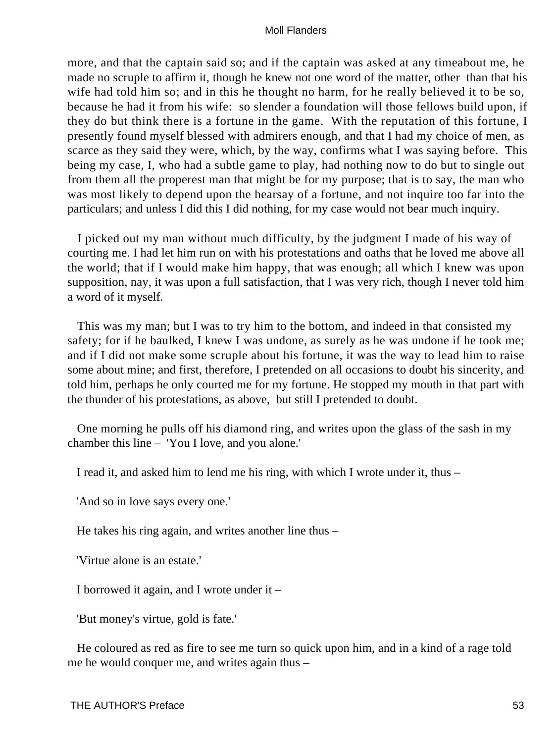more, and that the captain said so; and if the captain was asked at any timeabout me, he made no scruple to affirm it, though he knew not one word of the matter, other than that his wife had told him so; and in this he thought no harm, for he really believed it to be so, because he had it from his wife: so slender a foundation will those fellows build upon, if they do but think there is a fortune in the game. With the reputation of this fortune, I presently found myself blessed with admirers enough, and that I had my choice of men, as scarce as they said they were, which, by the way, confirms what I was saying before. This being my case, I, who had a subtle game to play, had nothing now to do but to single out from them all the properest man that might be for my purpose; that is to say, the man who was most likely to depend upon the hearsay of a fortune, and not inquire too far into the particulars; and unless I did this I did nothing, for my case would not bear much inquiry.

I picked out my man without much difficulty, by the judgment I made of his way of courting me. I had let him run on with his protestations and oaths that he loved me above all the world; that if I would make him happy, that was enough; all which I knew was upon supposition, nay, it was upon a full satisfaction, that I was very rich, though I never told him a word of it myself.

This was my man; but I was to try him to the bottom, and indeed in that consisted my safety; for if he baulked, I knew I was undone, as surely as he was undone if he took me; and if I did not make some scruple about his fortune, it was the way to lead him to raise some about mine; and first, therefore, I pretended on all occasions to doubt his sincerity, and told him, perhaps he only courted me for my fortune. He stopped my mouth in that part with the thunder of his protestations, as above, but still I pretended to doubt.

One morning he pulls off his diamond ring, and writes upon the glass of the sash in my chamber this line – 'You I love, and you alone.'

I read it, and asked him to lend me his ring, with which I wrote under it, thus –

'And so in love says every one.'

He takes his ring again, and writes another line thus –

'Virtue alone is an estate.'

I borrowed it again, and I wrote under it –

'But money's virtue, gold is fate.'

He coloured as red as fire to see me turn so quick upon him, and in a kind of a rage told me he would conquer me, and writes again thus –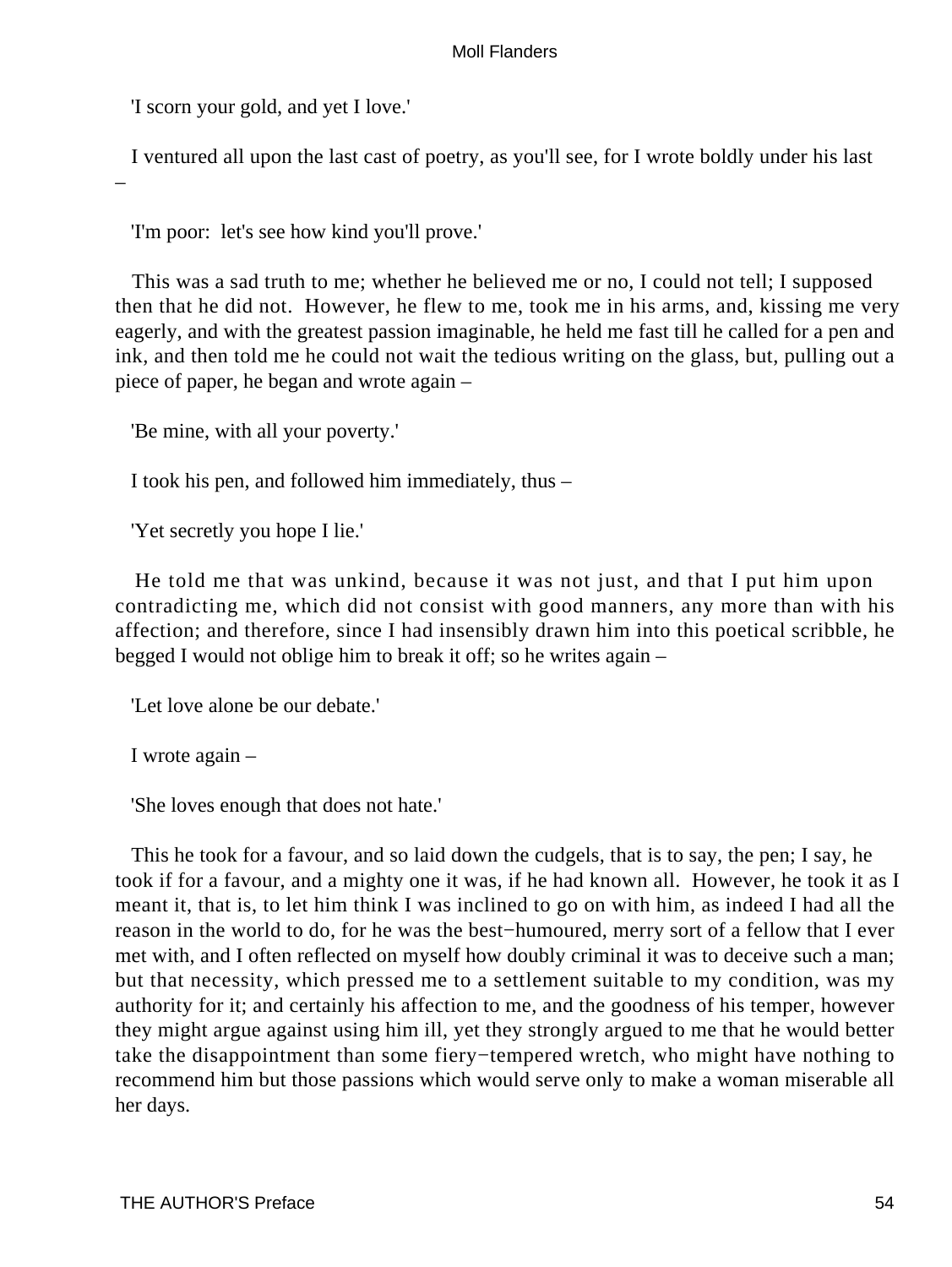'I scorn your gold, and yet I love.'

I ventured all upon the last cast of poetry, as you'll see, for I wrote boldly under his last –

'I'm poor: let's see how kind you'll prove.'

This was a sad truth to me; whether he believed me or no, I could not tell; I supposed then that he did not. However, he flew to me, took me in his arms, and, kissing me very eagerly, and with the greatest passion imaginable, he held me fast till he called for a pen and ink, and then told me he could not wait the tedious writing on the glass, but, pulling out a piece of paper, he began and wrote again –

'Be mine, with all your poverty.'

I took his pen, and followed him immediately, thus –

'Yet secretly you hope I lie.'

He told me that was unkind, because it was not just, and that I put him upon contradicting me, which did not consist with good manners, any more than with his affection; and therefore, since I had insensibly drawn him into this poetical scribble, he begged I would not oblige him to break it off; so he writes again –

'Let love alone be our debate.'

I wrote again –

'She loves enough that does not hate.'

This he took for a favour, and so laid down the cudgels, that is to say, the pen; I say, he took if for a favour, and a mighty one it was, if he had known all. However, he took it as I meant it, that is, to let him think I was inclined to go on with him, as indeed I had all the reason in the world to do, for he was the best−humoured, merry sort of a fellow that I ever met with, and I often reflected on myself how doubly criminal it was to deceive such a man; but that necessity, which pressed me to a settlement suitable to my condition, was my authority for it; and certainly his affection to me, and the goodness of his temper, however they might argue against using him ill, yet they strongly argued to me that he would better take the disappointment than some fiery−tempered wretch, who might have nothing to recommend him but those passions which would serve only to make a woman miserable all her days.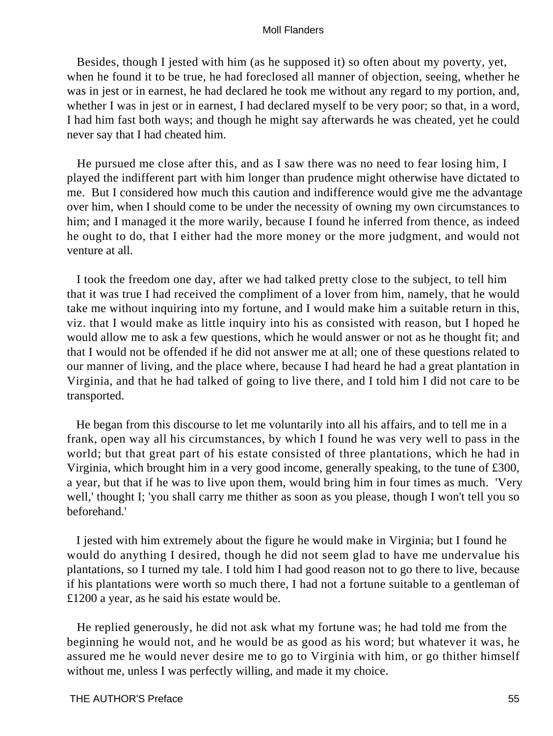Besides, though I jested with him (as he supposed it) so often about my poverty, yet, when he found it to be true, he had foreclosed all manner of objection, seeing, whether he was in jest or in earnest, he had declared he took me without any regard to my portion, and, whether I was in jest or in earnest, I had declared myself to be very poor; so that, in a word, I had him fast both ways; and though he might say afterwards he was cheated, yet he could never say that I had cheated him.

He pursued me close after this, and as I saw there was no need to fear losing him, I played the indifferent part with him longer than prudence might otherwise have dictated to me. But I considered how much this caution and indifference would give me the advantage over him, when I should come to be under the necessity of owning my own circumstances to him; and I managed it the more warily, because I found he inferred from thence, as indeed he ought to do, that I either had the more money or the more judgment, and would not venture at all.

I took the freedom one day, after we had talked pretty close to the subject, to tell him that it was true I had received the compliment of a lover from him, namely, that he would take me without inquiring into my fortune, and I would make him a suitable return in this, viz. that I would make as little inquiry into his as consisted with reason, but I hoped he would allow me to ask a few questions, which he would answer or not as he thought fit; and that I would not be offended if he did not answer me at all; one of these questions related to our manner of living, and the place where, because I had heard he had a great plantation in Virginia, and that he had talked of going to live there, and I told him I did not care to be transported.

He began from this discourse to let me voluntarily into all his affairs, and to tell me in a frank, open way all his circumstances, by which I found he was very well to pass in the world; but that great part of his estate consisted of three plantations, which he had in Virginia, which brought him in a very good income, generally speaking, to the tune of £300, a year, but that if he was to live upon them, would bring him in four times as much. 'Very well,' thought I; 'you shall carry me thither as soon as you please, though I won't tell you so beforehand.'

I jested with him extremely about the figure he would make in Virginia; but I found he would do anything I desired, though he did not seem glad to have me undervalue his plantations, so I turned my tale. I told him I had good reason not to go there to live, because if his plantations were worth so much there, I had not a fortune suitable to a gentleman of £1200 a year, as he said his estate would be.

He replied generously, he did not ask what my fortune was; he had told me from the beginning he would not, and he would be as good as his word; but whatever it was, he assured me he would never desire me to go to Virginia with him, or go thither himself without me, unless I was perfectly willing, and made it my choice.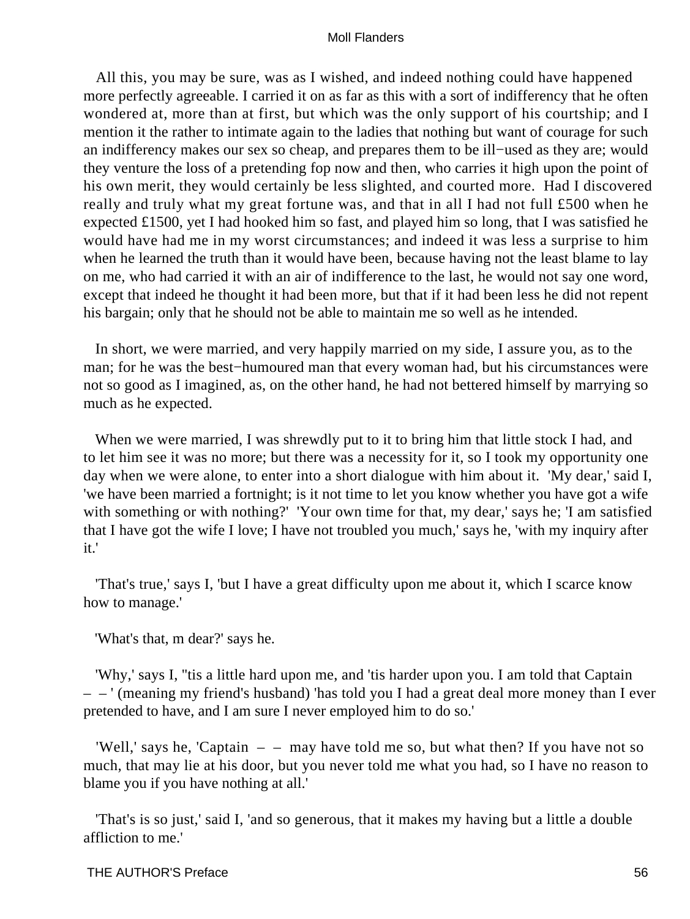All this, you may be sure, was as I wished, and indeed nothing could have happened more perfectly agreeable. I carried it on as far as this with a sort of indifferency that he often wondered at, more than at first, but which was the only support of his courtship; and I mention it the rather to intimate again to the ladies that nothing but want of courage for such an indifferency makes our sex so cheap, and prepares them to be ill−used as they are; would they venture the loss of a pretending fop now and then, who carries it high upon the point of his own merit, they would certainly be less slighted, and courted more. Had I discovered really and truly what my great fortune was, and that in all I had not full £500 when he expected £1500, yet I had hooked him so fast, and played him so long, that I was satisfied he would have had me in my worst circumstances; and indeed it was less a surprise to him when he learned the truth than it would have been, because having not the least blame to lay on me, who had carried it with an air of indifference to the last, he would not say one word, except that indeed he thought it had been more, but that if it had been less he did not repent his bargain; only that he should not be able to maintain me so well as he intended.

In short, we were married, and very happily married on my side, I assure you, as to the man; for he was the best−humoured man that every woman had, but his circumstances were not so good as I imagined, as, on the other hand, he had not bettered himself by marrying so much as he expected.

When we were married, I was shrewdly put to it to bring him that little stock I had, and to let him see it was no more; but there was a necessity for it, so I took my opportunity one day when we were alone, to enter into a short dialogue with him about it. 'My dear,' said I, 'we have been married a fortnight; is it not time to let you know whether you have got a wife with something or with nothing?' 'Your own time for that, my dear,' says he; 'I am satisfied that I have got the wife I love; I have not troubled you much,' says he, 'with my inquiry after it.'

'That's true,' says I, 'but I have a great difficulty upon me about it, which I scarce know how to manage.'

'What's that, m dear?' says he.

'Why,' says I, ''tis a little hard upon me, and 'tis harder upon you. I am told that Captain – – ' (meaning my friend's husband) 'has told you I had a great deal more money than I ever pretended to have, and I am sure I never employed him to do so.'

'Well,' says he, 'Captain – – may have told me so, but what then? If you have not so much, that may lie at his door, but you never told me what you had, so I have no reason to blame you if you have nothing at all.'

'That's is so just,' said I, 'and so generous, that it makes my having but a little a double affliction to me.'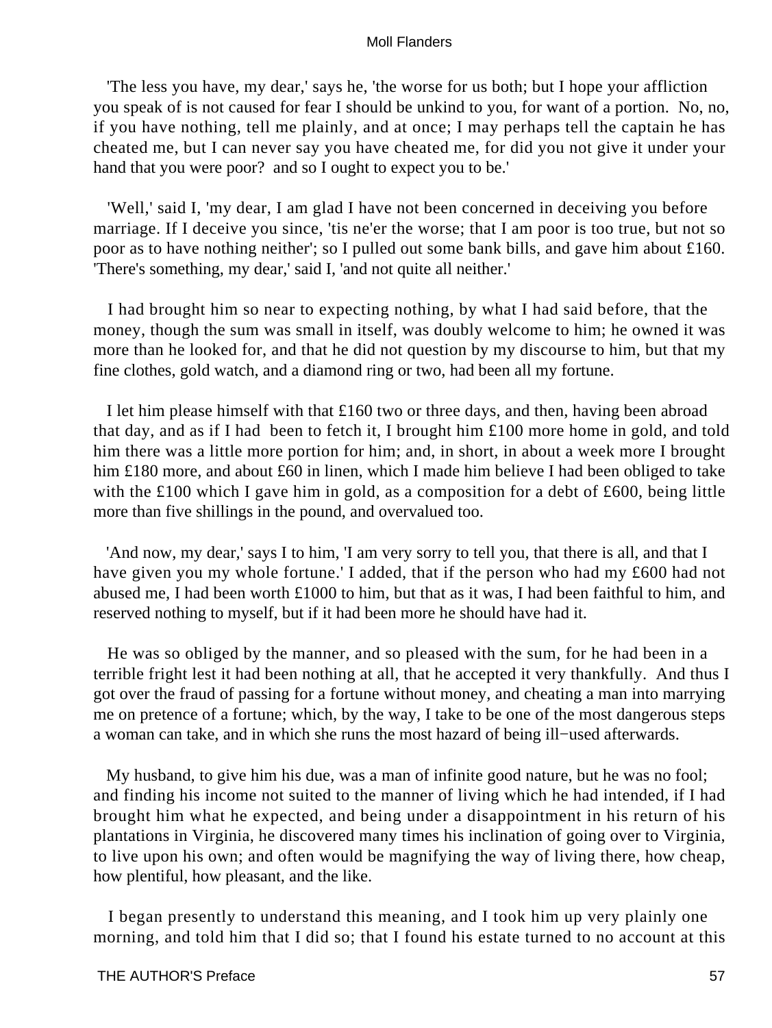'The less you have, my dear,' says he, 'the worse for us both; but I hope your affliction you speak of is not caused for fear I should be unkind to you, for want of a portion. No, no, if you have nothing, tell me plainly, and at once; I may perhaps tell the captain he has cheated me, but I can never say you have cheated me, for did you not give it under your hand that you were poor? and so I ought to expect you to be.'

'Well,' said I, 'my dear, I am glad I have not been concerned in deceiving you before marriage. If I deceive you since, 'tis ne'er the worse; that I am poor is too true, but not so poor as to have nothing neither'; so I pulled out some bank bills, and gave him about £160. 'There's something, my dear,' said I, 'and not quite all neither.'

I had brought him so near to expecting nothing, by what I had said before, that the money, though the sum was small in itself, was doubly welcome to him; he owned it was more than he looked for, and that he did not question by my discourse to him, but that my fine clothes, gold watch, and a diamond ring or two, had been all my fortune.

I let him please himself with that £160 two or three days, and then, having been abroad that day, and as if I had been to fetch it, I brought him £100 more home in gold, and told him there was a little more portion for him; and, in short, in about a week more I brought him £180 more, and about £60 in linen, which I made him believe I had been obliged to take with the £100 which I gave him in gold, as a composition for a debt of £600, being little more than five shillings in the pound, and overvalued too.

'And now, my dear,' says I to him, 'I am very sorry to tell you, that there is all, and that I have given you my whole fortune.' I added, that if the person who had my £600 had not abused me, I had been worth £1000 to him, but that as it was, I had been faithful to him, and reserved nothing to myself, but if it had been more he should have had it.

He was so obliged by the manner, and so pleased with the sum, for he had been in a terrible fright lest it had been nothing at all, that he accepted it very thankfully. And thus I got over the fraud of passing for a fortune without money, and cheating a man into marrying me on pretence of a fortune; which, by the way, I take to be one of the most dangerous steps a woman can take, and in which she runs the most hazard of being ill−used afterwards.

My husband, to give him his due, was a man of infinite good nature, but he was no fool; and finding his income not suited to the manner of living which he had intended, if I had brought him what he expected, and being under a disappointment in his return of his plantations in Virginia, he discovered many times his inclination of going over to Virginia, to live upon his own; and often would be magnifying the way of living there, how cheap, how plentiful, how pleasant, and the like.

I began presently to understand this meaning, and I took him up very plainly one morning, and told him that I did so; that I found his estate turned to no account at this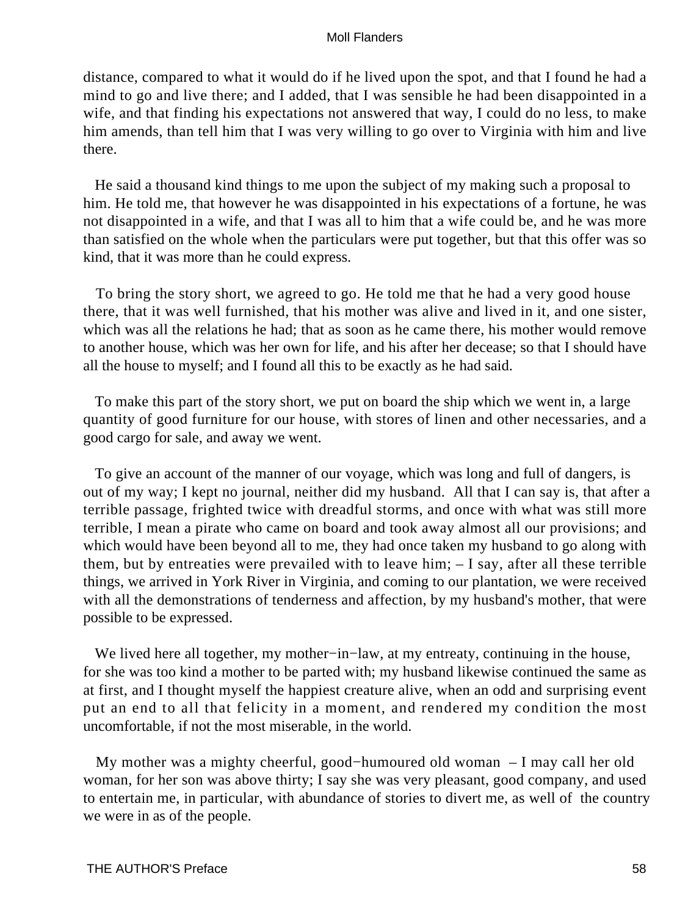distance, compared to what it would do if he lived upon the spot, and that I found he had a mind to go and live there; and I added, that I was sensible he had been disappointed in a wife, and that finding his expectations not answered that way, I could do no less, to make him amends, than tell him that I was very willing to go over to Virginia with him and live there.

He said a thousand kind things to me upon the subject of my making such a proposal to him. He told me, that however he was disappointed in his expectations of a fortune, he was not disappointed in a wife, and that I was all to him that a wife could be, and he was more than satisfied on the whole when the particulars were put together, but that this offer was so kind, that it was more than he could express.

To bring the story short, we agreed to go. He told me that he had a very good house there, that it was well furnished, that his mother was alive and lived in it, and one sister, which was all the relations he had; that as soon as he came there, his mother would remove to another house, which was her own for life, and his after her decease; so that I should have all the house to myself; and I found all this to be exactly as he had said.

To make this part of the story short, we put on board the ship which we went in, a large quantity of good furniture for our house, with stores of linen and other necessaries, and a good cargo for sale, and away we went.

To give an account of the manner of our voyage, which was long and full of dangers, is out of my way; I kept no journal, neither did my husband. All that I can say is, that after a terrible passage, frighted twice with dreadful storms, and once with what was still more terrible, I mean a pirate who came on board and took away almost all our provisions; and which would have been beyond all to me, they had once taken my husband to go along with them, but by entreaties were prevailed with to leave him; – I say, after all these terrible things, we arrived in York River in Virginia, and coming to our plantation, we were received with all the demonstrations of tenderness and affection, by my husband's mother, that were possible to be expressed.

We lived here all together, my mother−in−law, at my entreaty, continuing in the house, for she was too kind a mother to be parted with; my husband likewise continued the same as at first, and I thought myself the happiest creature alive, when an odd and surprising event put an end to all that felicity in a moment, and rendered my condition the most uncomfortable, if not the most miserable, in the world.

My mother was a mighty cheerful, good−humoured old woman – I may call her old woman, for her son was above thirty; I say she was very pleasant, good company, and used to entertain me, in particular, with abundance of stories to divert me, as well of the country we were in as of the people.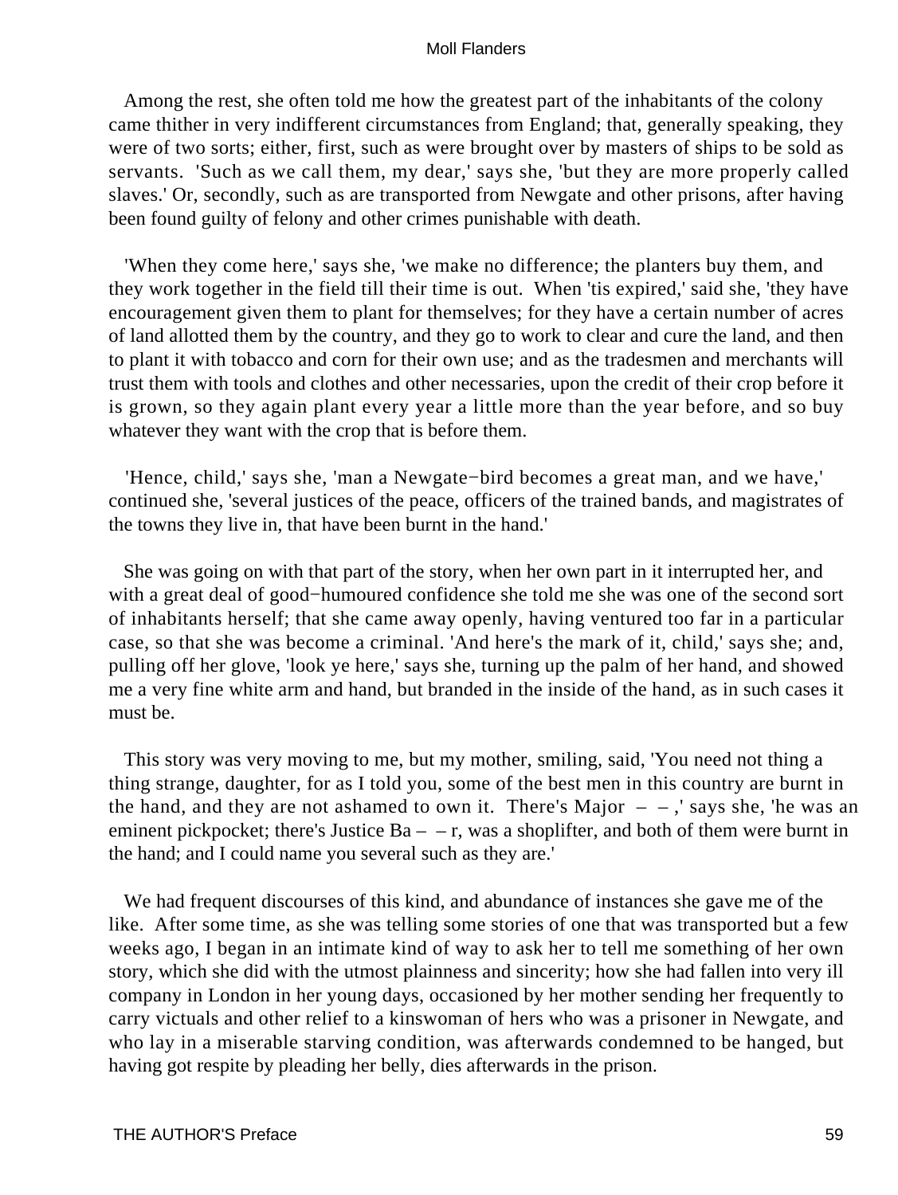Among the rest, she often told me how the greatest part of the inhabitants of the colony came thither in very indifferent circumstances from England; that, generally speaking, they were of two sorts; either, first, such as were brought over by masters of ships to be sold as servants. 'Such as we call them, my dear,' says she, 'but they are more properly called slaves.' Or, secondly, such as are transported from Newgate and other prisons, after having been found guilty of felony and other crimes punishable with death.

'When they come here,' says she, 'we make no difference; the planters buy them, and they work together in the field till their time is out. When 'tis expired,' said she, 'they have encouragement given them to plant for themselves; for they have a certain number of acres of land allotted them by the country, and they go to work to clear and cure the land, and then to plant it with tobacco and corn for their own use; and as the tradesmen and merchants will trust them with tools and clothes and other necessaries, upon the credit of their crop before it is grown, so they again plant every year a little more than the year before, and so buy whatever they want with the crop that is before them.

'Hence, child,' says she, 'man a Newgate−bird becomes a great man, and we have,' continued she, 'several justices of the peace, officers of the trained bands, and magistrates of the towns they live in, that have been burnt in the hand.'

She was going on with that part of the story, when her own part in it interrupted her, and with a great deal of good−humoured confidence she told me she was one of the second sort of inhabitants herself; that she came away openly, having ventured too far in a particular case, so that she was become a criminal. 'And here's the mark of it, child,' says she; and, pulling off her glove, 'look ye here,' says she, turning up the palm of her hand, and showed me a very fine white arm and hand, but branded in the inside of the hand, as in such cases it must be.

This story was very moving to me, but my mother, smiling, said, 'You need not thing a thing strange, daughter, for as I told you, some of the best men in this country are burnt in the hand, and they are not ashamed to own it. There's Major – – ,' says she, 'he was an eminent pickpocket; there's Justice Ba – – r, was a shoplifter, and both of them were burnt in the hand; and I could name you several such as they are.'

We had frequent discourses of this kind, and abundance of instances she gave me of the like. After some time, as she was telling some stories of one that was transported but a few weeks ago, I began in an intimate kind of way to ask her to tell me something of her own story, which she did with the utmost plainness and sincerity; how she had fallen into very ill company in London in her young days, occasioned by her mother sending her frequently to carry victuals and other relief to a kinswoman of hers who was a prisoner in Newgate, and who lay in a miserable starving condition, was afterwards condemned to be hanged, but having got respite by pleading her belly, dies afterwards in the prison.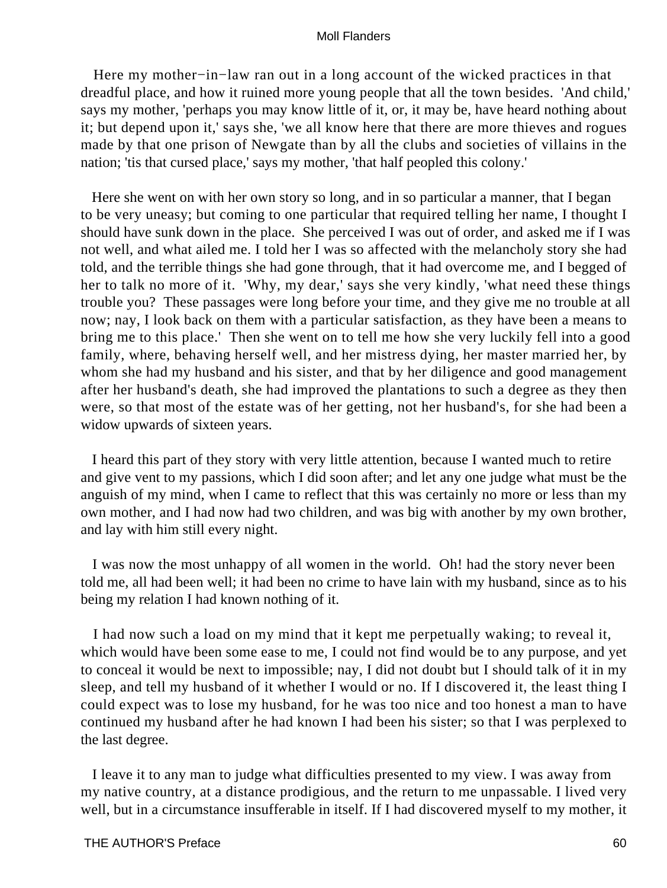Here my mother−in−law ran out in a long account of the wicked practices in that dreadful place, and how it ruined more young people that all the town besides. 'And child,' says my mother, 'perhaps you may know little of it, or, it may be, have heard nothing about it; but depend upon it,' says she, 'we all know here that there are more thieves and rogues made by that one prison of Newgate than by all the clubs and societies of villains in the nation; 'tis that cursed place,' says my mother, 'that half peopled this colony.'

Here she went on with her own story so long, and in so particular a manner, that I began to be very uneasy; but coming to one particular that required telling her name, I thought I should have sunk down in the place. She perceived I was out of order, and asked me if I was not well, and what ailed me. I told her I was so affected with the melancholy story she had told, and the terrible things she had gone through, that it had overcome me, and I begged of her to talk no more of it. 'Why, my dear,' says she very kindly, 'what need these things trouble you? These passages were long before your time, and they give me no trouble at all now; nay, I look back on them with a particular satisfaction, as they have been a means to bring me to this place.' Then she went on to tell me how she very luckily fell into a good family, where, behaving herself well, and her mistress dying, her master married her, by whom she had my husband and his sister, and that by her diligence and good management after her husband's death, she had improved the plantations to such a degree as they then were, so that most of the estate was of her getting, not her husband's, for she had been a widow upwards of sixteen years.

I heard this part of they story with very little attention, because I wanted much to retire and give vent to my passions, which I did soon after; and let any one judge what must be the anguish of my mind, when I came to reflect that this was certainly no more or less than my own mother, and I had now had two children, and was big with another by my own brother, and lay with him still every night.

I was now the most unhappy of all women in the world. Oh! had the story never been told me, all had been well; it had been no crime to have lain with my husband, since as to his being my relation I had known nothing of it.

I had now such a load on my mind that it kept me perpetually waking; to reveal it, which would have been some ease to me, I could not find would be to any purpose, and yet to conceal it would be next to impossible; nay, I did not doubt but I should talk of it in my sleep, and tell my husband of it whether I would or no. If I discovered it, the least thing I could expect was to lose my husband, for he was too nice and too honest a man to have continued my husband after he had known I had been his sister; so that I was perplexed to the last degree.

I leave it to any man to judge what difficulties presented to my view. I was away from my native country, at a distance prodigious, and the return to me unpassable. I lived very well, but in a circumstance insufferable in itself. If I had discovered myself to my mother, it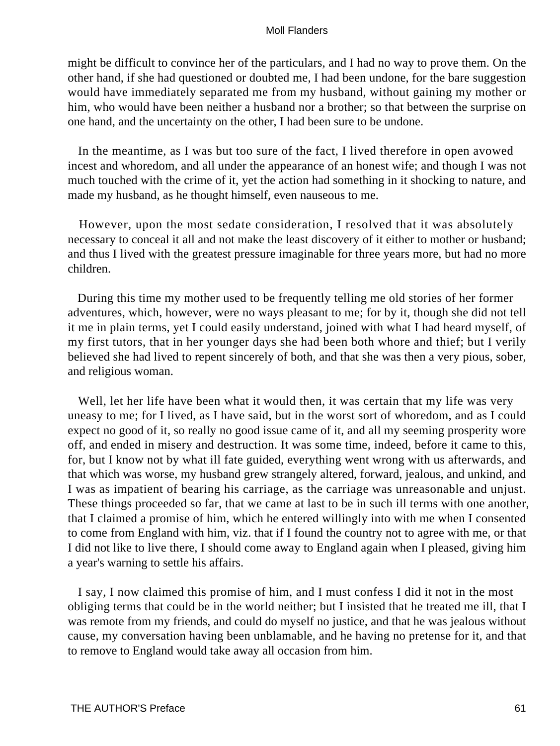might be difficult to convince her of the particulars, and I had no way to prove them. On the other hand, if she had questioned or doubted me, I had been undone, for the bare suggestion would have immediately separated me from my husband, without gaining my mother or him, who would have been neither a husband nor a brother; so that between the surprise on one hand, and the uncertainty on the other, I had been sure to be undone.

In the meantime, as I was but too sure of the fact, I lived therefore in open avowed incest and whoredom, and all under the appearance of an honest wife; and though I was not much touched with the crime of it, yet the action had something in it shocking to nature, and made my husband, as he thought himself, even nauseous to me.

However, upon the most sedate consideration, I resolved that it was absolutely necessary to conceal it all and not make the least discovery of it either to mother or husband; and thus I lived with the greatest pressure imaginable for three years more, but had no more children.

During this time my mother used to be frequently telling me old stories of her former adventures, which, however, were no ways pleasant to me; for by it, though she did not tell it me in plain terms, yet I could easily understand, joined with what I had heard myself, of my first tutors, that in her younger days she had been both whore and thief; but I verily believed she had lived to repent sincerely of both, and that she was then a very pious, sober, and religious woman.

Well, let her life have been what it would then, it was certain that my life was very uneasy to me; for I lived, as I have said, but in the worst sort of whoredom, and as I could expect no good of it, so really no good issue came of it, and all my seeming prosperity wore off, and ended in misery and destruction. It was some time, indeed, before it came to this, for, but I know not by what ill fate guided, everything went wrong with us afterwards, and that which was worse, my husband grew strangely altered, forward, jealous, and unkind, and I was as impatient of bearing his carriage, as the carriage was unreasonable and unjust. These things proceeded so far, that we came at last to be in such ill terms with one another, that I claimed a promise of him, which he entered willingly into with me when I consented to come from England with him, viz. that if I found the country not to agree with me, or that I did not like to live there, I should come away to England again when I pleased, giving him a year's warning to settle his affairs.

I say, I now claimed this promise of him, and I must confess I did it not in the most obliging terms that could be in the world neither; but I insisted that he treated me ill, that I was remote from my friends, and could do myself no justice, and that he was jealous without cause, my conversation having been unblamable, and he having no pretense for it, and that to remove to England would take away all occasion from him.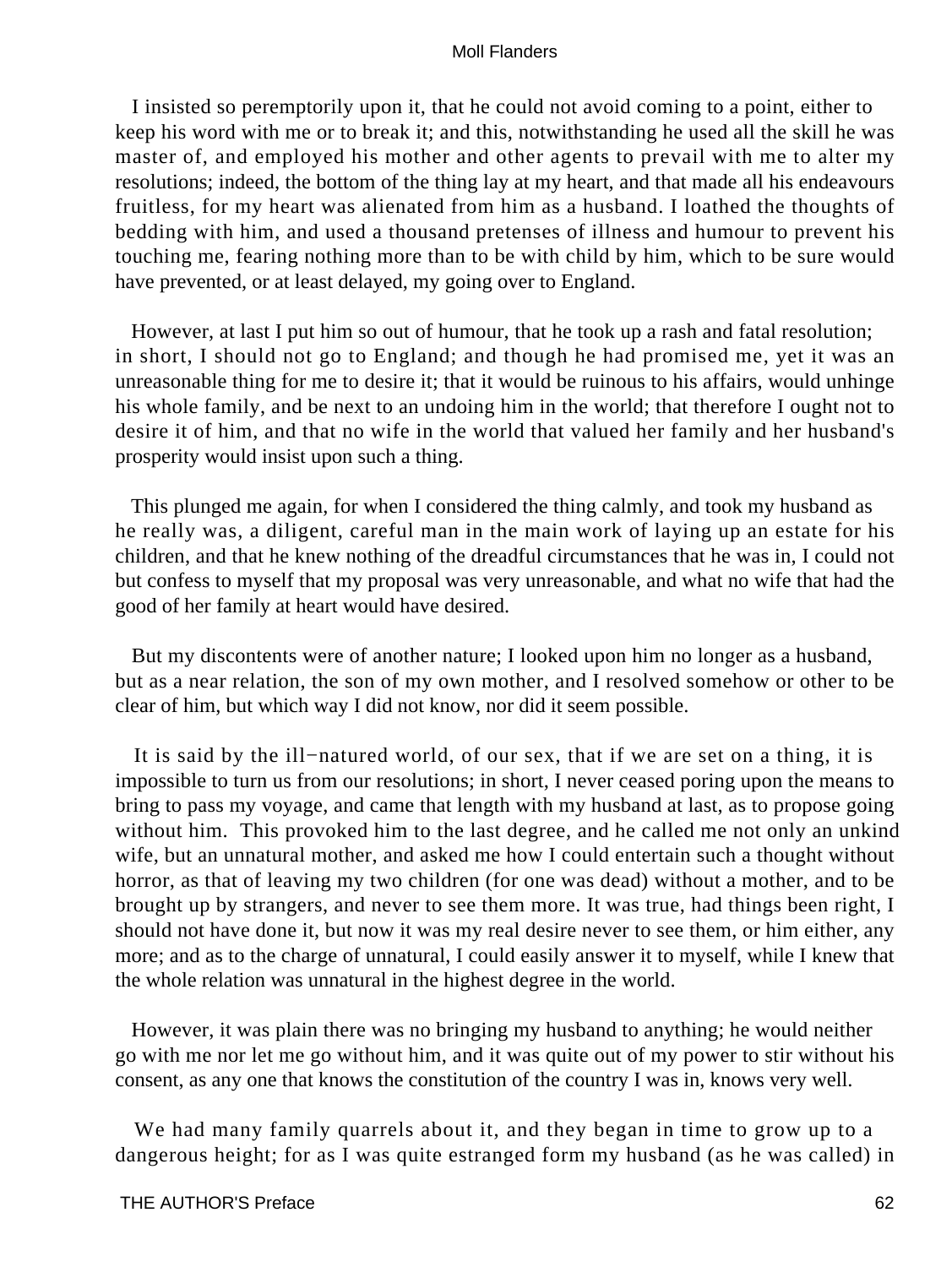I insisted so peremptorily upon it, that he could not avoid coming to a point, either to keep his word with me or to break it; and this, notwithstanding he used all the skill he was master of, and employed his mother and other agents to prevail with me to alter my resolutions; indeed, the bottom of the thing lay at my heart, and that made all his endeavours fruitless, for my heart was alienated from him as a husband. I loathed the thoughts of bedding with him, and used a thousand pretenses of illness and humour to prevent his touching me, fearing nothing more than to be with child by him, which to be sure would have prevented, or at least delayed, my going over to England.

However, at last I put him so out of humour, that he took up a rash and fatal resolution; in short, I should not go to England; and though he had promised me, yet it was an unreasonable thing for me to desire it; that it would be ruinous to his affairs, would unhinge his whole family, and be next to an undoing him in the world; that therefore I ought not to desire it of him, and that no wife in the world that valued her family and her husband's prosperity would insist upon such a thing.

This plunged me again, for when I considered the thing calmly, and took my husband as he really was, a diligent, careful man in the main work of laying up an estate for his children, and that he knew nothing of the dreadful circumstances that he was in, I could not but confess to myself that my proposal was very unreasonable, and what no wife that had the good of her family at heart would have desired.

But my discontents were of another nature; I looked upon him no longer as a husband, but as a near relation, the son of my own mother, and I resolved somehow or other to be clear of him, but which way I did not know, nor did it seem possible.

It is said by the ill−natured world, of our sex, that if we are set on a thing, it is impossible to turn us from our resolutions; in short, I never ceased poring upon the means to bring to pass my voyage, and came that length with my husband at last, as to propose going without him. This provoked him to the last degree, and he called me not only an unkind wife, but an unnatural mother, and asked me how I could entertain such a thought without horror, as that of leaving my two children (for one was dead) without a mother, and to be brought up by strangers, and never to see them more. It was true, had things been right, I should not have done it, but now it was my real desire never to see them, or him either, any more; and as to the charge of unnatural, I could easily answer it to myself, while I knew that the whole relation was unnatural in the highest degree in the world.

However, it was plain there was no bringing my husband to anything; he would neither go with me nor let me go without him, and it was quite out of my power to stir without his consent, as any one that knows the constitution of the country I was in, knows very well.

We had many family quarrels about it, and they began in time to grow up to a dangerous height; for as I was quite estranged form my husband (as he was called) in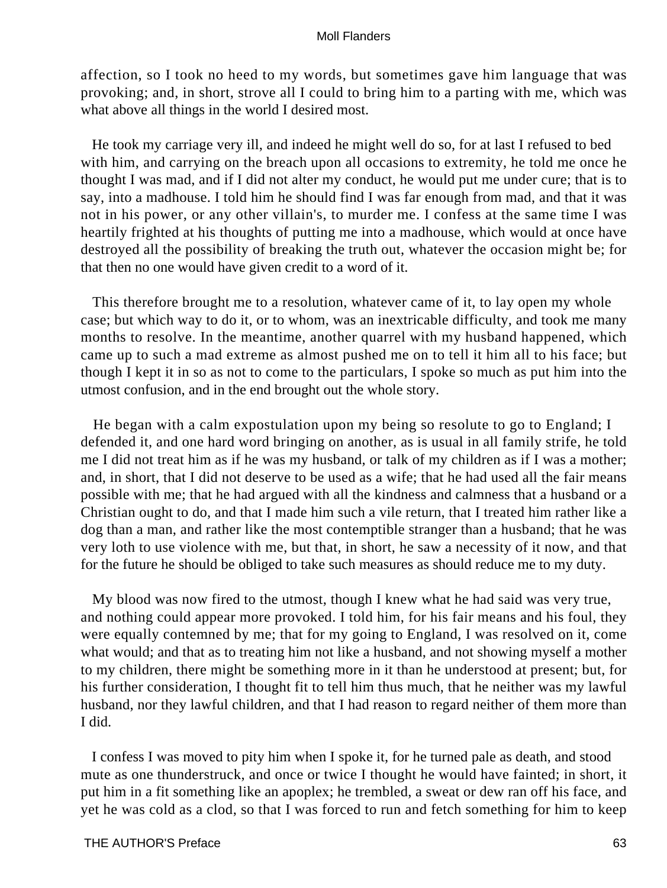affection, so I took no heed to my words, but sometimes gave him language that was provoking; and, in short, strove all I could to bring him to a parting with me, which was what above all things in the world I desired most.

He took my carriage very ill, and indeed he might well do so, for at last I refused to bed with him, and carrying on the breach upon all occasions to extremity, he told me once he thought I was mad, and if I did not alter my conduct, he would put me under cure; that is to say, into a madhouse. I told him he should find I was far enough from mad, and that it was not in his power, or any other villain's, to murder me. I confess at the same time I was heartily frighted at his thoughts of putting me into a madhouse, which would at once have destroyed all the possibility of breaking the truth out, whatever the occasion might be; for that then no one would have given credit to a word of it.

This therefore brought me to a resolution, whatever came of it, to lay open my whole case; but which way to do it, or to whom, was an inextricable difficulty, and took me many months to resolve. In the meantime, another quarrel with my husband happened, which came up to such a mad extreme as almost pushed me on to tell it him all to his face; but though I kept it in so as not to come to the particulars, I spoke so much as put him into the utmost confusion, and in the end brought out the whole story.

He began with a calm expostulation upon my being so resolute to go to England; I defended it, and one hard word bringing on another, as is usual in all family strife, he told me I did not treat him as if he was my husband, or talk of my children as if I was a mother; and, in short, that I did not deserve to be used as a wife; that he had used all the fair means possible with me; that he had argued with all the kindness and calmness that a husband or a Christian ought to do, and that I made him such a vile return, that I treated him rather like a dog than a man, and rather like the most contemptible stranger than a husband; that he was very loth to use violence with me, but that, in short, he saw a necessity of it now, and that for the future he should be obliged to take such measures as should reduce me to my duty.

My blood was now fired to the utmost, though I knew what he had said was very true, and nothing could appear more provoked. I told him, for his fair means and his foul, they were equally contemned by me; that for my going to England, I was resolved on it, come what would; and that as to treating him not like a husband, and not showing myself a mother to my children, there might be something more in it than he understood at present; but, for his further consideration, I thought fit to tell him thus much, that he neither was my lawful husband, nor they lawful children, and that I had reason to regard neither of them more than I did.

I confess I was moved to pity him when I spoke it, for he turned pale as death, and stood mute as one thunderstruck, and once or twice I thought he would have fainted; in short, it put him in a fit something like an apoplex; he trembled, a sweat or dew ran off his face, and yet he was cold as a clod, so that I was forced to run and fetch something for him to keep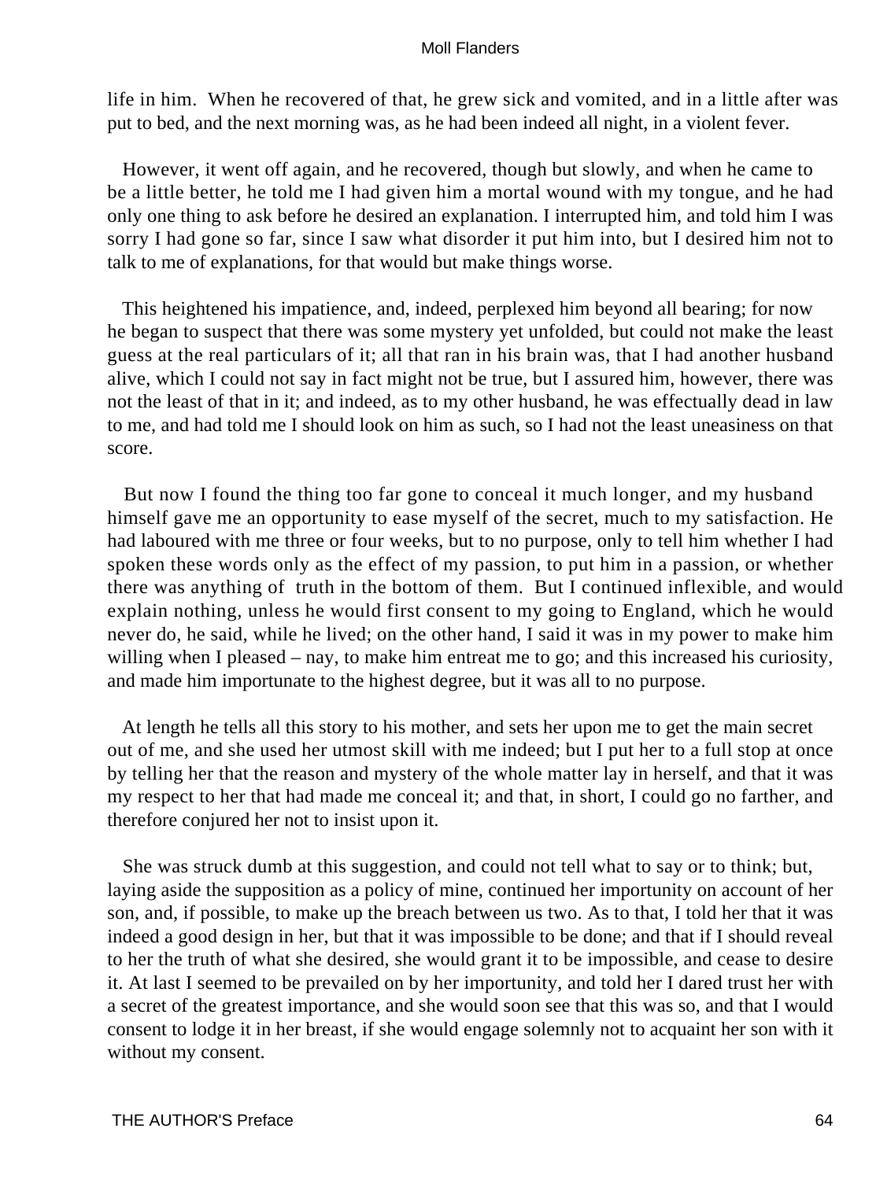life in him. When he recovered of that, he grew sick and vomited, and in a little after was put to bed, and the next morning was, as he had been indeed all night, in a violent fever.

However, it went off again, and he recovered, though but slowly, and when he came to be a little better, he told me I had given him a mortal wound with my tongue, and he had only one thing to ask before he desired an explanation. I interrupted him, and told him I was sorry I had gone so far, since I saw what disorder it put him into, but I desired him not to talk to me of explanations, for that would but make things worse.

This heightened his impatience, and, indeed, perplexed him beyond all bearing; for now he began to suspect that there was some mystery yet unfolded, but could not make the least guess at the real particulars of it; all that ran in his brain was, that I had another husband alive, which I could not say in fact might not be true, but I assured him, however, there was not the least of that in it; and indeed, as to my other husband, he was effectually dead in law to me, and had told me I should look on him as such, so I had not the least uneasiness on that score.

But now I found the thing too far gone to conceal it much longer, and my husband himself gave me an opportunity to ease myself of the secret, much to my satisfaction. He had laboured with me three or four weeks, but to no purpose, only to tell him whether I had spoken these words only as the effect of my passion, to put him in a passion, or whether there was anything of truth in the bottom of them. But I continued inflexible, and would explain nothing, unless he would first consent to my going to England, which he would never do, he said, while he lived; on the other hand, I said it was in my power to make him willing when I pleased – nay, to make him entreat me to go; and this increased his curiosity, and made him importunate to the highest degree, but it was all to no purpose.

At length he tells all this story to his mother, and sets her upon me to get the main secret out of me, and she used her utmost skill with me indeed; but I put her to a full stop at once by telling her that the reason and mystery of the whole matter lay in herself, and that it was my respect to her that had made me conceal it; and that, in short, I could go no farther, and therefore conjured her not to insist upon it.

She was struck dumb at this suggestion, and could not tell what to say or to think; but, laying aside the supposition as a policy of mine, continued her importunity on account of her son, and, if possible, to make up the breach between us two. As to that, I told her that it was indeed a good design in her, but that it was impossible to be done; and that if I should reveal to her the truth of what she desired, she would grant it to be impossible, and cease to desire it. At last I seemed to be prevailed on by her importunity, and told her I dared trust her with a secret of the greatest importance, and she would soon see that this was so, and that I would consent to lodge it in her breast, if she would engage solemnly not to acquaint her son with it without my consent.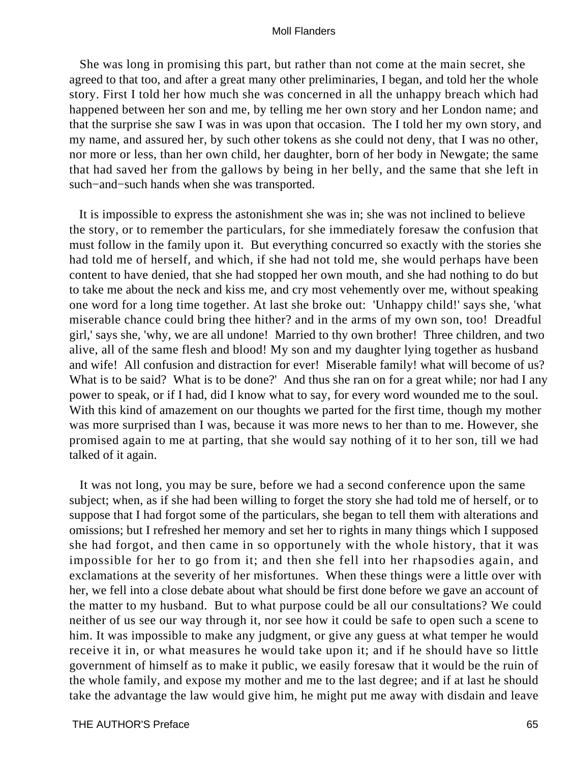She was long in promising this part, but rather than not come at the main secret, she agreed to that too, and after a great many other preliminaries, I began, and told her the whole story. First I told her how much she was concerned in all the unhappy breach which had happened between her son and me, by telling me her own story and her London name; and that the surprise she saw I was in was upon that occasion. The I told her my own story, and my name, and assured her, by such other tokens as she could not deny, that I was no other, nor more or less, than her own child, her daughter, born of her body in Newgate; the same that had saved her from the gallows by being in her belly, and the same that she left in such−and−such hands when she was transported.

It is impossible to express the astonishment she was in; she was not inclined to believe the story, or to remember the particulars, for she immediately foresaw the confusion that must follow in the family upon it. But everything concurred so exactly with the stories she had told me of herself, and which, if she had not told me, she would perhaps have been content to have denied, that she had stopped her own mouth, and she had nothing to do but to take me about the neck and kiss me, and cry most vehemently over me, without speaking one word for a long time together. At last she broke out: 'Unhappy child!' says she, 'what miserable chance could bring thee hither? and in the arms of my own son, too! Dreadful girl,' says she, 'why, we are all undone! Married to thy own brother! Three children, and two alive, all of the same flesh and blood! My son and my daughter lying together as husband and wife! All confusion and distraction for ever! Miserable family! what will become of us? What is to be said? What is to be done?' And thus she ran on for a great while; nor had I any power to speak, or if I had, did I know what to say, for every word wounded me to the soul. With this kind of amazement on our thoughts we parted for the first time, though my mother was more surprised than I was, because it was more news to her than to me. However, she promised again to me at parting, that she would say nothing of it to her son, till we had talked of it again.

It was not long, you may be sure, before we had a second conference upon the same subject; when, as if she had been willing to forget the story she had told me of herself, or to suppose that I had forgot some of the particulars, she began to tell them with alterations and omissions; but I refreshed her memory and set her to rights in many things which I supposed she had forgot, and then came in so opportunely with the whole history, that it was impossible for her to go from it; and then she fell into her rhapsodies again, and exclamations at the severity of her misfortunes. When these things were a little over with her, we fell into a close debate about what should be first done before we gave an account of the matter to my husband. But to what purpose could be all our consultations? We could neither of us see our way through it, nor see how it could be safe to open such a scene to him. It was impossible to make any judgment, or give any guess at what temper he would receive it in, or what measures he would take upon it; and if he should have so little government of himself as to make it public, we easily foresaw that it would be the ruin of the whole family, and expose my mother and me to the last degree; and if at last he should take the advantage the law would give him, he might put me away with disdain and leave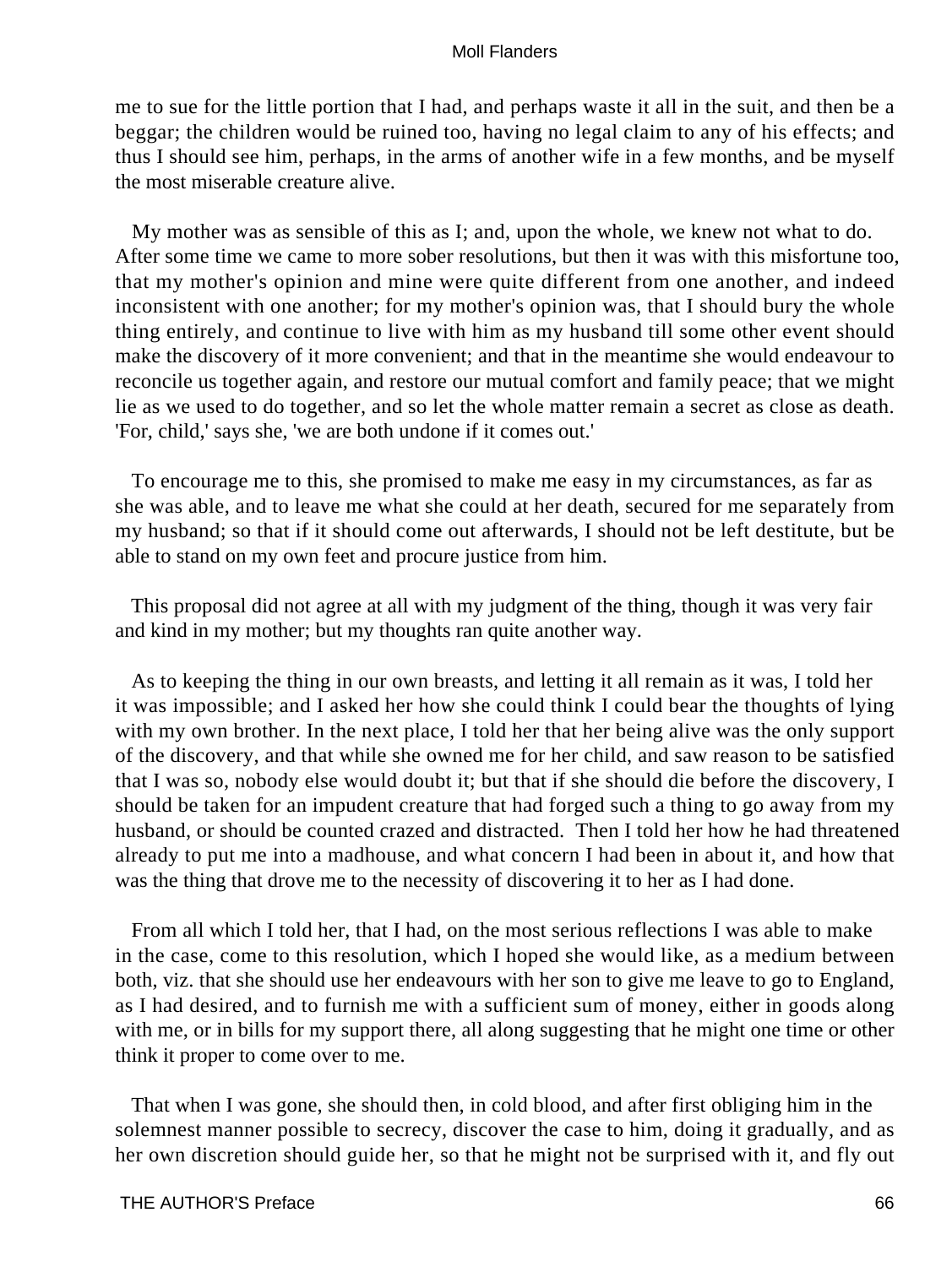me to sue for the little portion that I had, and perhaps waste it all in the suit, and then be a beggar; the children would be ruined too, having no legal claim to any of his effects; and thus I should see him, perhaps, in the arms of another wife in a few months, and be myself the most miserable creature alive.

My mother was as sensible of this as I; and, upon the whole, we knew not what to do. After some time we came to more sober resolutions, but then it was with this misfortune too, that my mother's opinion and mine were quite different from one another, and indeed inconsistent with one another; for my mother's opinion was, that I should bury the whole thing entirely, and continue to live with him as my husband till some other event should make the discovery of it more convenient; and that in the meantime she would endeavour to reconcile us together again, and restore our mutual comfort and family peace; that we might lie as we used to do together, and so let the whole matter remain a secret as close as death. 'For, child,' says she, 'we are both undone if it comes out.'

To encourage me to this, she promised to make me easy in my circumstances, as far as she was able, and to leave me what she could at her death, secured for me separately from my husband; so that if it should come out afterwards, I should not be left destitute, but be able to stand on my own feet and procure justice from him.

This proposal did not agree at all with my judgment of the thing, though it was very fair and kind in my mother; but my thoughts ran quite another way.

As to keeping the thing in our own breasts, and letting it all remain as it was, I told her it was impossible; and I asked her how she could think I could bear the thoughts of lying with my own brother. In the next place, I told her that her being alive was the only support of the discovery, and that while she owned me for her child, and saw reason to be satisfied that I was so, nobody else would doubt it; but that if she should die before the discovery, I should be taken for an impudent creature that had forged such a thing to go away from my husband, or should be counted crazed and distracted. Then I told her how he had threatened already to put me into a madhouse, and what concern I had been in about it, and how that was the thing that drove me to the necessity of discovering it to her as I had done.

From all which I told her, that I had, on the most serious reflections I was able to make in the case, come to this resolution, which I hoped she would like, as a medium between both, viz. that she should use her endeavours with her son to give me leave to go to England, as I had desired, and to furnish me with a sufficient sum of money, either in goods along with me, or in bills for my support there, all along suggesting that he might one time or other think it proper to come over to me.

That when I was gone, she should then, in cold blood, and after first obliging him in the solemnest manner possible to secrecy, discover the case to him, doing it gradually, and as her own discretion should guide her, so that he might not be surprised with it, and fly out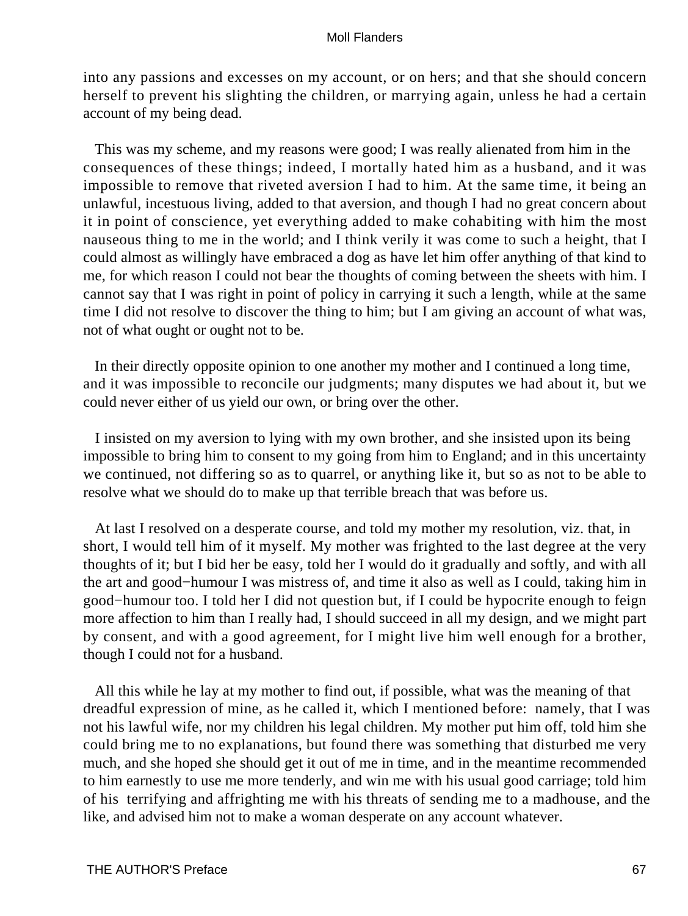into any passions and excesses on my account, or on hers; and that she should concern herself to prevent his slighting the children, or marrying again, unless he had a certain account of my being dead.

This was my scheme, and my reasons were good; I was really alienated from him in the consequences of these things; indeed, I mortally hated him as a husband, and it was impossible to remove that riveted aversion I had to him. At the same time, it being an unlawful, incestuous living, added to that aversion, and though I had no great concern about it in point of conscience, yet everything added to make cohabiting with him the most nauseous thing to me in the world; and I think verily it was come to such a height, that I could almost as willingly have embraced a dog as have let him offer anything of that kind to me, for which reason I could not bear the thoughts of coming between the sheets with him. I cannot say that I was right in point of policy in carrying it such a length, while at the same time I did not resolve to discover the thing to him; but I am giving an account of what was, not of what ought or ought not to be.

In their directly opposite opinion to one another my mother and I continued a long time, and it was impossible to reconcile our judgments; many disputes we had about it, but we could never either of us yield our own, or bring over the other.

I insisted on my aversion to lying with my own brother, and she insisted upon its being impossible to bring him to consent to my going from him to England; and in this uncertainty we continued, not differing so as to quarrel, or anything like it, but so as not to be able to resolve what we should do to make up that terrible breach that was before us.

At last I resolved on a desperate course, and told my mother my resolution, viz. that, in short, I would tell him of it myself. My mother was frighted to the last degree at the very thoughts of it; but I bid her be easy, told her I would do it gradually and softly, and with all the art and good−humour I was mistress of, and time it also as well as I could, taking him in good−humour too. I told her I did not question but, if I could be hypocrite enough to feign more affection to him than I really had, I should succeed in all my design, and we might part by consent, and with a good agreement, for I might live him well enough for a brother, though I could not for a husband.

All this while he lay at my mother to find out, if possible, what was the meaning of that dreadful expression of mine, as he called it, which I mentioned before: namely, that I was not his lawful wife, nor my children his legal children. My mother put him off, told him she could bring me to no explanations, but found there was something that disturbed me very much, and she hoped she should get it out of me in time, and in the meantime recommended to him earnestly to use me more tenderly, and win me with his usual good carriage; told him of his terrifying and affrighting me with his threats of sending me to a madhouse, and the like, and advised him not to make a woman desperate on any account whatever.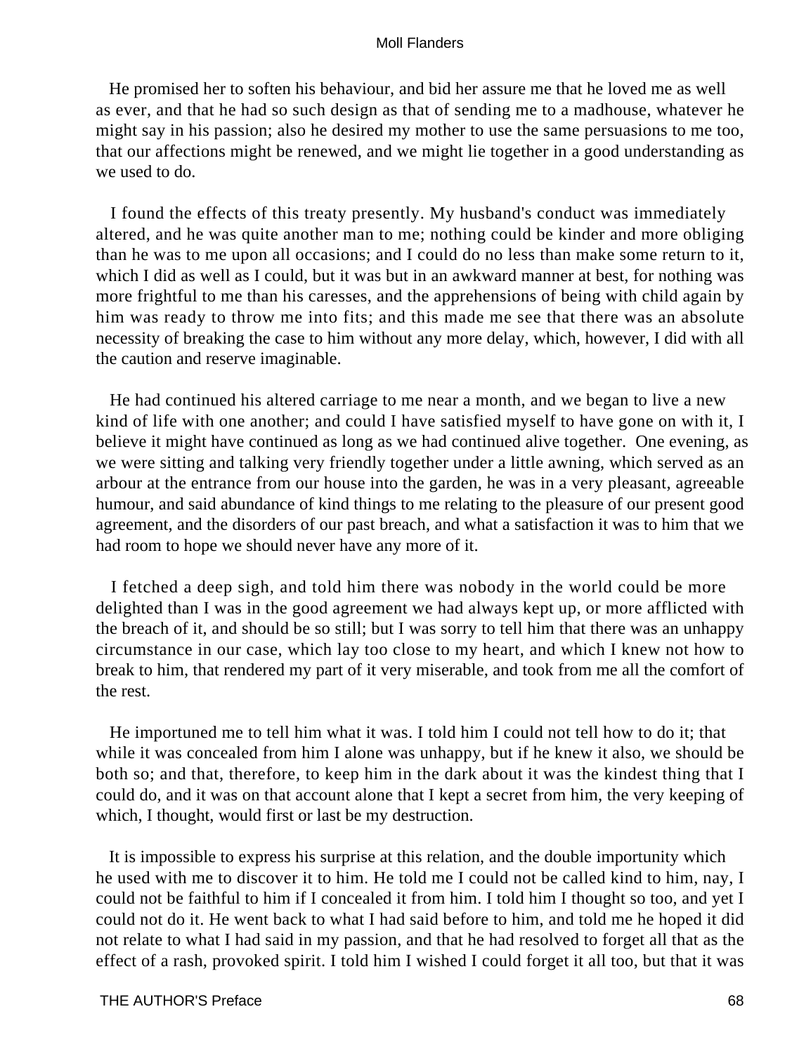He promised her to soften his behaviour, and bid her assure me that he loved me as well as ever, and that he had so such design as that of sending me to a madhouse, whatever he might say in his passion; also he desired my mother to use the same persuasions to me too, that our affections might be renewed, and we might lie together in a good understanding as we used to do.

I found the effects of this treaty presently. My husband's conduct was immediately altered, and he was quite another man to me; nothing could be kinder and more obliging than he was to me upon all occasions; and I could do no less than make some return to it, which I did as well as I could, but it was but in an awkward manner at best, for nothing was more frightful to me than his caresses, and the apprehensions of being with child again by him was ready to throw me into fits; and this made me see that there was an absolute necessity of breaking the case to him without any more delay, which, however, I did with all the caution and reserve imaginable.

He had continued his altered carriage to me near a month, and we began to live a new kind of life with one another; and could I have satisfied myself to have gone on with it, I believe it might have continued as long as we had continued alive together. One evening, as we were sitting and talking very friendly together under a little awning, which served as an arbour at the entrance from our house into the garden, he was in a very pleasant, agreeable humour, and said abundance of kind things to me relating to the pleasure of our present good agreement, and the disorders of our past breach, and what a satisfaction it was to him that we had room to hope we should never have any more of it.

I fetched a deep sigh, and told him there was nobody in the world could be more delighted than I was in the good agreement we had always kept up, or more afflicted with the breach of it, and should be so still; but I was sorry to tell him that there was an unhappy circumstance in our case, which lay too close to my heart, and which I knew not how to break to him, that rendered my part of it very miserable, and took from me all the comfort of the rest.

He importuned me to tell him what it was. I told him I could not tell how to do it; that while it was concealed from him I alone was unhappy, but if he knew it also, we should be both so; and that, therefore, to keep him in the dark about it was the kindest thing that I could do, and it was on that account alone that I kept a secret from him, the very keeping of which, I thought, would first or last be my destruction.

It is impossible to express his surprise at this relation, and the double importunity which he used with me to discover it to him. He told me I could not be called kind to him, nay, I could not be faithful to him if I concealed it from him. I told him I thought so too, and yet I could not do it. He went back to what I had said before to him, and told me he hoped it did not relate to what I had said in my passion, and that he had resolved to forget all that as the effect of a rash, provoked spirit. I told him I wished I could forget it all too, but that it was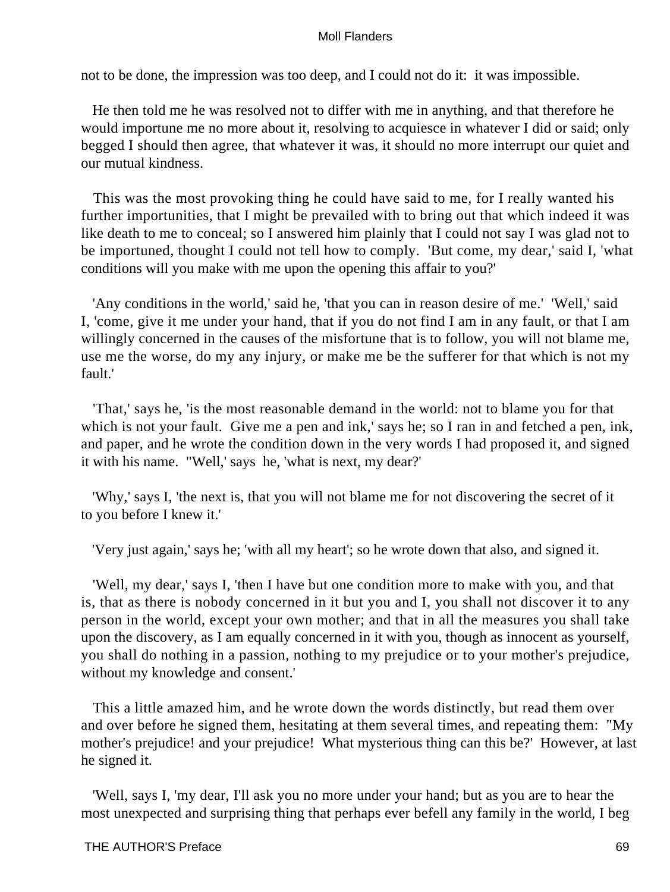not to be done, the impression was too deep, and I could not do it: it was impossible.

He then told me he was resolved not to differ with me in anything, and that therefore he would importune me no more about it, resolving to acquiesce in whatever I did or said; only begged I should then agree, that whatever it was, it should no more interrupt our quiet and our mutual kindness.

This was the most provoking thing he could have said to me, for I really wanted his further importunities, that I might be prevailed with to bring out that which indeed it was like death to me to conceal; so I answered him plainly that I could not say I was glad not to be importuned, thought I could not tell how to comply. 'But come, my dear,' said I, 'what conditions will you make with me upon the opening this affair to you?'

'Any conditions in the world,' said he, 'that you can in reason desire of me.' 'Well,' said I, 'come, give it me under your hand, that if you do not find I am in any fault, or that I am willingly concerned in the causes of the misfortune that is to follow, you will not blame me, use me the worse, do my any injury, or make me be the sufferer for that which is not my fault.'

'That,' says he, 'is the most reasonable demand in the world: not to blame you for that which is not your fault. Give me a pen and ink,' says he; so I ran in and fetched a pen, ink, and paper, and he wrote the condition down in the very words I had proposed it, and signed it with his name. "Well,' says he, 'what is next, my dear?'

'Why,' says I, 'the next is, that you will not blame me for not discovering the secret of it to you before I knew it.'

'Very just again,' says he; 'with all my heart'; so he wrote down that also, and signed it.

'Well, my dear,' says I, 'then I have but one condition more to make with you, and that is, that as there is nobody concerned in it but you and I, you shall not discover it to any person in the world, except your own mother; and that in all the measures you shall take upon the discovery, as I am equally concerned in it with you, though as innocent as yourself, you shall do nothing in a passion, nothing to my prejudice or to your mother's prejudice, without my knowledge and consent.'

This a little amazed him, and he wrote down the words distinctly, but read them over and over before he signed them, hesitating at them several times, and repeating them: "My mother's prejudice! and your prejudice! What mysterious thing can this be?' However, at last he signed it.

'Well, says I, 'my dear, I'll ask you no more under your hand; but as you are to hear the most unexpected and surprising thing that perhaps ever befell any family in the world, I beg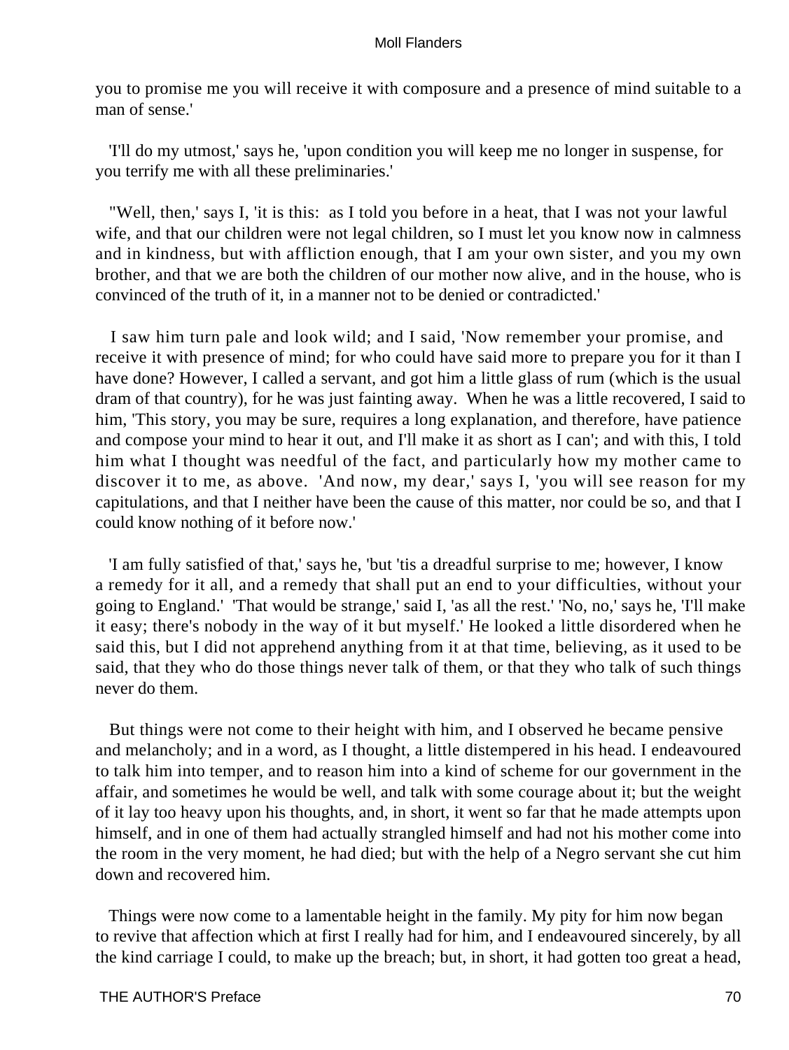you to promise me you will receive it with composure and a presence of mind suitable to a man of sense.'

'I'll do my utmost,' says he, 'upon condition you will keep me no longer in suspense, for you terrify me with all these preliminaries.'

"Well, then,' says I, 'it is this: as I told you before in a heat, that I was not your lawful wife, and that our children were not legal children, so I must let you know now in calmness and in kindness, but with affliction enough, that I am your own sister, and you my own brother, and that we are both the children of our mother now alive, and in the house, who is convinced of the truth of it, in a manner not to be denied or contradicted.'

I saw him turn pale and look wild; and I said, 'Now remember your promise, and receive it with presence of mind; for who could have said more to prepare you for it than I have done? However, I called a servant, and got him a little glass of rum (which is the usual dram of that country), for he was just fainting away. When he was a little recovered, I said to him, 'This story, you may be sure, requires a long explanation, and therefore, have patience and compose your mind to hear it out, and I'll make it as short as I can'; and with this, I told him what I thought was needful of the fact, and particularly how my mother came to discover it to me, as above. 'And now, my dear,' says I, 'you will see reason for my capitulations, and that I neither have been the cause of this matter, nor could be so, and that I could know nothing of it before now.'

'I am fully satisfied of that,' says he, 'but 'tis a dreadful surprise to me; however, I know a remedy for it all, and a remedy that shall put an end to your difficulties, without your going to England.' 'That would be strange,' said I, 'as all the rest.' 'No, no,' says he, 'I'll make it easy; there's nobody in the way of it but myself.' He looked a little disordered when he said this, but I did not apprehend anything from it at that time, believing, as it used to be said, that they who do those things never talk of them, or that they who talk of such things never do them.

But things were not come to their height with him, and I observed he became pensive and melancholy; and in a word, as I thought, a little distempered in his head. I endeavoured to talk him into temper, and to reason him into a kind of scheme for our government in the affair, and sometimes he would be well, and talk with some courage about it; but the weight of it lay too heavy upon his thoughts, and, in short, it went so far that he made attempts upon himself, and in one of them had actually strangled himself and had not his mother come into the room in the very moment, he had died; but with the help of a Negro servant she cut him down and recovered him.

Things were now come to a lamentable height in the family. My pity for him now began to revive that affection which at first I really had for him, and I endeavoured sincerely, by all the kind carriage I could, to make up the breach; but, in short, it had gotten too great a head,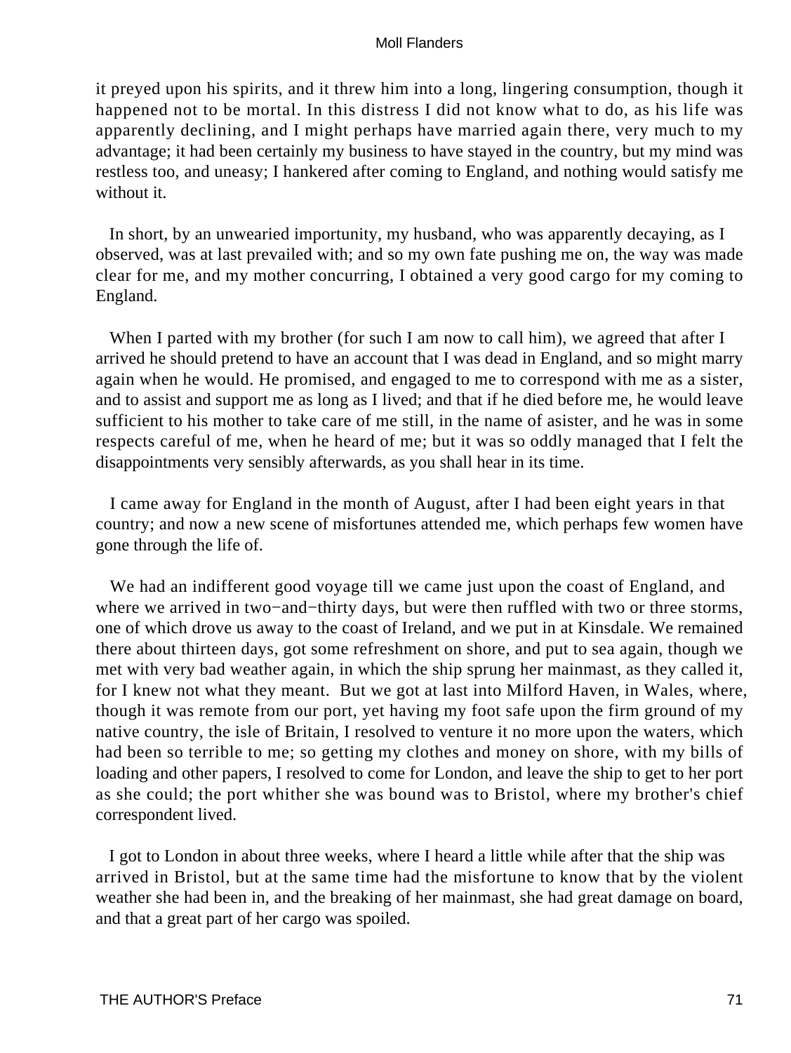it preyed upon his spirits, and it threw him into a long, lingering consumption, though it happened not to be mortal. In this distress I did not know what to do, as his life was apparently declining, and I might perhaps have married again there, very much to my advantage; it had been certainly my business to have stayed in the country, but my mind was restless too, and uneasy; I hankered after coming to England, and nothing would satisfy me without it.

In short, by an unwearied importunity, my husband, who was apparently decaying, as I observed, was at last prevailed with; and so my own fate pushing me on, the way was made clear for me, and my mother concurring, I obtained a very good cargo for my coming to England.

When I parted with my brother (for such I am now to call him), we agreed that after I arrived he should pretend to have an account that I was dead in England, and so might marry again when he would. He promised, and engaged to me to correspond with me as a sister, and to assist and support me as long as I lived; and that if he died before me, he would leave sufficient to his mother to take care of me still, in the name of asister, and he was in some respects careful of me, when he heard of me; but it was so oddly managed that I felt the disappointments very sensibly afterwards, as you shall hear in its time.

I came away for England in the month of August, after I had been eight years in that country; and now a new scene of misfortunes attended me, which perhaps few women have gone through the life of.

We had an indifferent good voyage till we came just upon the coast of England, and where we arrived in two−and−thirty days, but were then ruffled with two or three storms, one of which drove us away to the coast of Ireland, and we put in at Kinsdale. We remained there about thirteen days, got some refreshment on shore, and put to sea again, though we met with very bad weather again, in which the ship sprung her mainmast, as they called it, for I knew not what they meant. But we got at last into Milford Haven, in Wales, where, though it was remote from our port, yet having my foot safe upon the firm ground of my native country, the isle of Britain, I resolved to venture it no more upon the waters, which had been so terrible to me; so getting my clothes and money on shore, with my bills of loading and other papers, I resolved to come for London, and leave the ship to get to her port as she could; the port whither she was bound was to Bristol, where my brother's chief correspondent lived.

I got to London in about three weeks, where I heard a little while after that the ship was arrived in Bristol, but at the same time had the misfortune to know that by the violent weather she had been in, and the breaking of her mainmast, she had great damage on board, and that a great part of her cargo was spoiled.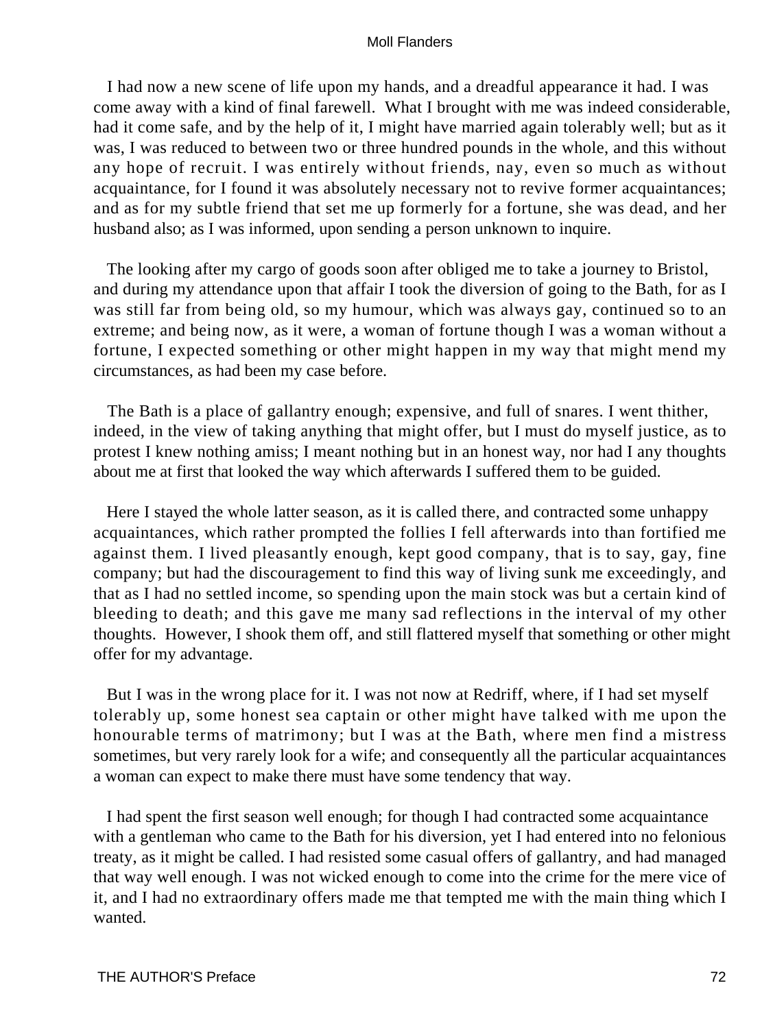I had now a new scene of life upon my hands, and a dreadful appearance it had. I was come away with a kind of final farewell. What I brought with me was indeed considerable, had it come safe, and by the help of it, I might have married again tolerably well; but as it was, I was reduced to between two or three hundred pounds in the whole, and this without any hope of recruit. I was entirely without friends, nay, even so much as without acquaintance, for I found it was absolutely necessary not to revive former acquaintances; and as for my subtle friend that set me up formerly for a fortune, she was dead, and her husband also; as I was informed, upon sending a person unknown to inquire.

The looking after my cargo of goods soon after obliged me to take a journey to Bristol, and during my attendance upon that affair I took the diversion of going to the Bath, for as I was still far from being old, so my humour, which was always gay, continued so to an extreme; and being now, as it were, a woman of fortune though I was a woman without a fortune, I expected something or other might happen in my way that might mend my circumstances, as had been my case before.

The Bath is a place of gallantry enough; expensive, and full of snares. I went thither, indeed, in the view of taking anything that might offer, but I must do myself justice, as to protest I knew nothing amiss; I meant nothing but in an honest way, nor had I any thoughts about me at first that looked the way which afterwards I suffered them to be guided.

Here I stayed the whole latter season, as it is called there, and contracted some unhappy acquaintances, which rather prompted the follies I fell afterwards into than fortified me against them. I lived pleasantly enough, kept good company, that is to say, gay, fine company; but had the discouragement to find this way of living sunk me exceedingly, and that as I had no settled income, so spending upon the main stock was but a certain kind of bleeding to death; and this gave me many sad reflections in the interval of my other thoughts. However, I shook them off, and still flattered myself that something or other might offer for my advantage.

But I was in the wrong place for it. I was not now at Redriff, where, if I had set myself tolerably up, some honest sea captain or other might have talked with me upon the honourable terms of matrimony; but I was at the Bath, where men find a mistress sometimes, but very rarely look for a wife; and consequently all the particular acquaintances a woman can expect to make there must have some tendency that way.

I had spent the first season well enough; for though I had contracted some acquaintance with a gentleman who came to the Bath for his diversion, yet I had entered into no felonious treaty, as it might be called. I had resisted some casual offers of gallantry, and had managed that way well enough. I was not wicked enough to come into the crime for the mere vice of it, and I had no extraordinary offers made me that tempted me with the main thing which I wanted.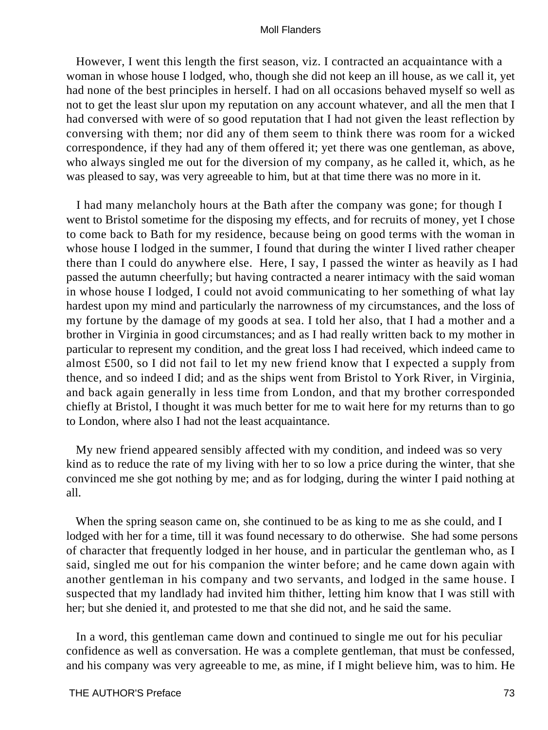However, I went this length the first season, viz. I contracted an acquaintance with a woman in whose house I lodged, who, though she did not keep an ill house, as we call it, yet had none of the best principles in herself. I had on all occasions behaved myself so well as not to get the least slur upon my reputation on any account whatever, and all the men that I had conversed with were of so good reputation that I had not given the least reflection by conversing with them; nor did any of them seem to think there was room for a wicked correspondence, if they had any of them offered it; yet there was one gentleman, as above, who always singled me out for the diversion of my company, as he called it, which, as he was pleased to say, was very agreeable to him, but at that time there was no more in it.

I had many melancholy hours at the Bath after the company was gone; for though I went to Bristol sometime for the disposing my effects, and for recruits of money, yet I chose to come back to Bath for my residence, because being on good terms with the woman in whose house I lodged in the summer, I found that during the winter I lived rather cheaper there than I could do anywhere else. Here, I say, I passed the winter as heavily as I had passed the autumn cheerfully; but having contracted a nearer intimacy with the said woman in whose house I lodged, I could not avoid communicating to her something of what lay hardest upon my mind and particularly the narrowness of my circumstances, and the loss of my fortune by the damage of my goods at sea. I told her also, that I had a mother and a brother in Virginia in good circumstances; and as I had really written back to my mother in particular to represent my condition, and the great loss I had received, which indeed came to almost £500, so I did not fail to let my new friend know that I expected a supply from thence, and so indeed I did; and as the ships went from Bristol to York River, in Virginia, and back again generally in less time from London, and that my brother corresponded chiefly at Bristol, I thought it was much better for me to wait here for my returns than to go to London, where also I had not the least acquaintance.

My new friend appeared sensibly affected with my condition, and indeed was so very kind as to reduce the rate of my living with her to so low a price during the winter, that she convinced me she got nothing by me; and as for lodging, during the winter I paid nothing at all.

When the spring season came on, she continued to be as king to me as she could, and I lodged with her for a time, till it was found necessary to do otherwise. She had some persons of character that frequently lodged in her house, and in particular the gentleman who, as I said, singled me out for his companion the winter before; and he came down again with another gentleman in his company and two servants, and lodged in the same house. I suspected that my landlady had invited him thither, letting him know that I was still with her; but she denied it, and protested to me that she did not, and he said the same.

In a word, this gentleman came down and continued to single me out for his peculiar confidence as well as conversation. He was a complete gentleman, that must be confessed, and his company was very agreeable to me, as mine, if I might believe him, was to him. He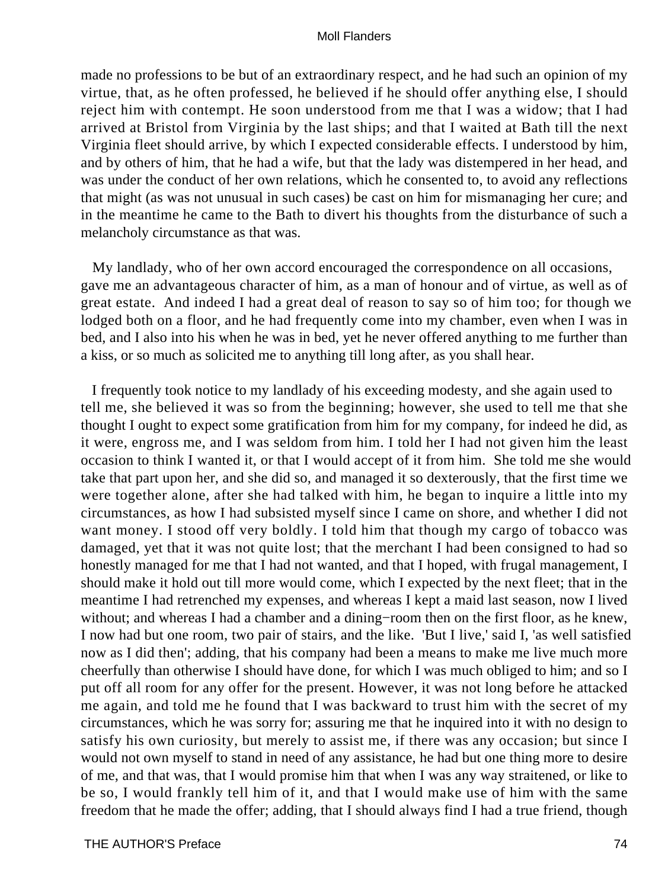made no professions to be but of an extraordinary respect, and he had such an opinion of my virtue, that, as he often professed, he believed if he should offer anything else, I should reject him with contempt. He soon understood from me that I was a widow; that I had arrived at Bristol from Virginia by the last ships; and that I waited at Bath till the next Virginia fleet should arrive, by which I expected considerable effects. I understood by him, and by others of him, that he had a wife, but that the lady was distempered in her head, and was under the conduct of her own relations, which he consented to, to avoid any reflections that might (as was not unusual in such cases) be cast on him for mismanaging her cure; and in the meantime he came to the Bath to divert his thoughts from the disturbance of such a melancholy circumstance as that was.

My landlady, who of her own accord encouraged the correspondence on all occasions, gave me an advantageous character of him, as a man of honour and of virtue, as well as of great estate. And indeed I had a great deal of reason to say so of him too; for though we lodged both on a floor, and he had frequently come into my chamber, even when I was in bed, and I also into his when he was in bed, yet he never offered anything to me further than a kiss, or so much as solicited me to anything till long after, as you shall hear.

I frequently took notice to my landlady of his exceeding modesty, and she again used to tell me, she believed it was so from the beginning; however, she used to tell me that she thought I ought to expect some gratification from him for my company, for indeed he did, as it were, engross me, and I was seldom from him. I told her I had not given him the least occasion to think I wanted it, or that I would accept of it from him. She told me she would take that part upon her, and she did so, and managed it so dexterously, that the first time we were together alone, after she had talked with him, he began to inquire a little into my circumstances, as how I had subsisted myself since I came on shore, and whether I did not want money. I stood off very boldly. I told him that though my cargo of tobacco was damaged, yet that it was not quite lost; that the merchant I had been consigned to had so honestly managed for me that I had not wanted, and that I hoped, with frugal management, I should make it hold out till more would come, which I expected by the next fleet; that in the meantime I had retrenched my expenses, and whereas I kept a maid last season, now I lived without; and whereas I had a chamber and a dining−room then on the first floor, as he knew, I now had but one room, two pair of stairs, and the like. 'But I live,' said I, 'as well satisfied now as I did then'; adding, that his company had been a means to make me live much more cheerfully than otherwise I should have done, for which I was much obliged to him; and so I put off all room for any offer for the present. However, it was not long before he attacked me again, and told me he found that I was backward to trust him with the secret of my circumstances, which he was sorry for; assuring me that he inquired into it with no design to satisfy his own curiosity, but merely to assist me, if there was any occasion; but since I would not own myself to stand in need of any assistance, he had but one thing more to desire of me, and that was, that I would promise him that when I was any way straitened, or like to be so, I would frankly tell him of it, and that I would make use of him with the same freedom that he made the offer; adding, that I should always find I had a true friend, though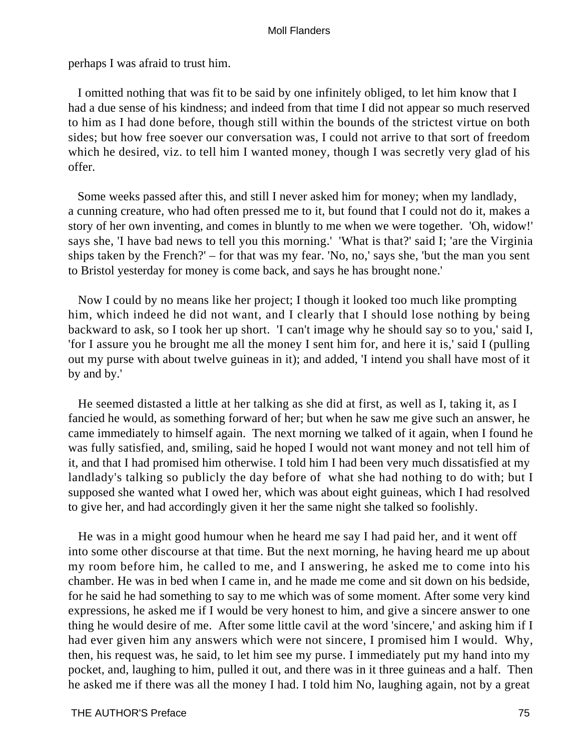perhaps I was afraid to trust him.

I omitted nothing that was fit to be said by one infinitely obliged, to let him know that I had a due sense of his kindness; and indeed from that time I did not appear so much reserved to him as I had done before, though still within the bounds of the strictest virtue on both sides; but how free soever our conversation was, I could not arrive to that sort of freedom which he desired, viz. to tell him I wanted money, though I was secretly very glad of his offer.

Some weeks passed after this, and still I never asked him for money; when my landlady, a cunning creature, who had often pressed me to it, but found that I could not do it, makes a story of her own inventing, and comes in bluntly to me when we were together. 'Oh, widow!' says she, 'I have bad news to tell you this morning.' 'What is that?' said I; 'are the Virginia ships taken by the French?' – for that was my fear. 'No, no,' says she, 'but the man you sent to Bristol yesterday for money is come back, and says he has brought none.'

Now I could by no means like her project; I though it looked too much like prompting him, which indeed he did not want, and I clearly that I should lose nothing by being backward to ask, so I took her up short. 'I can't image why he should say so to you,' said I, 'for I assure you he brought me all the money I sent him for, and here it is,' said I (pulling out my purse with about twelve guineas in it); and added, 'I intend you shall have most of it by and by.'

He seemed distasted a little at her talking as she did at first, as well as I, taking it, as I fancied he would, as something forward of her; but when he saw me give such an answer, he came immediately to himself again. The next morning we talked of it again, when I found he was fully satisfied, and, smiling, said he hoped I would not want money and not tell him of it, and that I had promised him otherwise. I told him I had been very much dissatisfied at my landlady's talking so publicly the day before of what she had nothing to do with; but I supposed she wanted what I owed her, which was about eight guineas, which I had resolved to give her, and had accordingly given it her the same night she talked so foolishly.

He was in a might good humour when he heard me say I had paid her, and it went off into some other discourse at that time. But the next morning, he having heard me up about my room before him, he called to me, and I answering, he asked me to come into his chamber. He was in bed when I came in, and he made me come and sit down on his bedside, for he said he had something to say to me which was of some moment. After some very kind expressions, he asked me if I would be very honest to him, and give a sincere answer to one thing he would desire of me. After some little cavil at the word 'sincere,' and asking him if I had ever given him any answers which were not sincere, I promised him I would. Why, then, his request was, he said, to let him see my purse. I immediately put my hand into my pocket, and, laughing to him, pulled it out, and there was in it three guineas and a half. Then he asked me if there was all the money I had. I told him No, laughing again, not by a great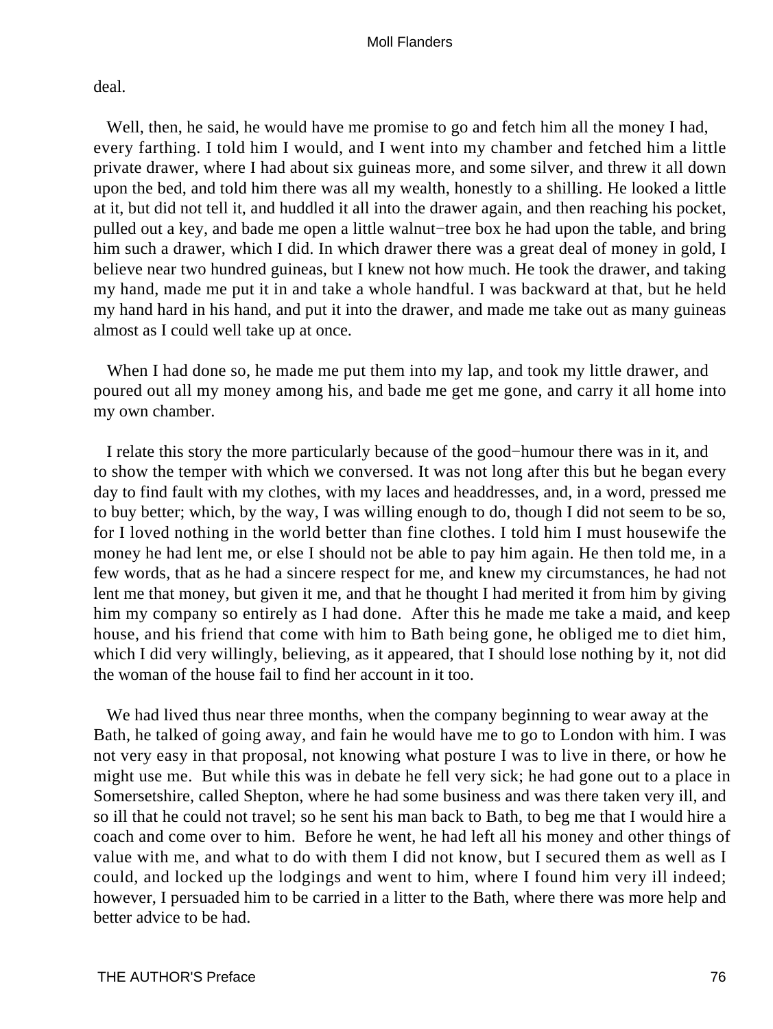deal.

Well, then, he said, he would have me promise to go and fetch him all the money I had, every farthing. I told him I would, and I went into my chamber and fetched him a little private drawer, where I had about six guineas more, and some silver, and threw it all down upon the bed, and told him there was all my wealth, honestly to a shilling. He looked a little at it, but did not tell it, and huddled it all into the drawer again, and then reaching his pocket, pulled out a key, and bade me open a little walnut−tree box he had upon the table, and bring him such a drawer, which I did. In which drawer there was a great deal of money in gold, I believe near two hundred guineas, but I knew not how much. He took the drawer, and taking my hand, made me put it in and take a whole handful. I was backward at that, but he held my hand hard in his hand, and put it into the drawer, and made me take out as many guineas almost as I could well take up at once.

When I had done so, he made me put them into my lap, and took my little drawer, and poured out all my money among his, and bade me get me gone, and carry it all home into my own chamber.

I relate this story the more particularly because of the good−humour there was in it, and to show the temper with which we conversed. It was not long after this but he began every day to find fault with my clothes, with my laces and headdresses, and, in a word, pressed me to buy better; which, by the way, I was willing enough to do, though I did not seem to be so, for I loved nothing in the world better than fine clothes. I told him I must housewife the money he had lent me, or else I should not be able to pay him again. He then told me, in a few words, that as he had a sincere respect for me, and knew my circumstances, he had not lent me that money, but given it me, and that he thought I had merited it from him by giving him my company so entirely as I had done. After this he made me take a maid, and keep house, and his friend that come with him to Bath being gone, he obliged me to diet him, which I did very willingly, believing, as it appeared, that I should lose nothing by it, not did the woman of the house fail to find her account in it too.

We had lived thus near three months, when the company beginning to wear away at the Bath, he talked of going away, and fain he would have me to go to London with him. I was not very easy in that proposal, not knowing what posture I was to live in there, or how he might use me. But while this was in debate he fell very sick; he had gone out to a place in Somersetshire, called Shepton, where he had some business and was there taken very ill, and so ill that he could not travel; so he sent his man back to Bath, to beg me that I would hire a coach and come over to him. Before he went, he had left all his money and other things of value with me, and what to do with them I did not know, but I secured them as well as I could, and locked up the lodgings and went to him, where I found him very ill indeed; however, I persuaded him to be carried in a litter to the Bath, where there was more help and better advice to be had.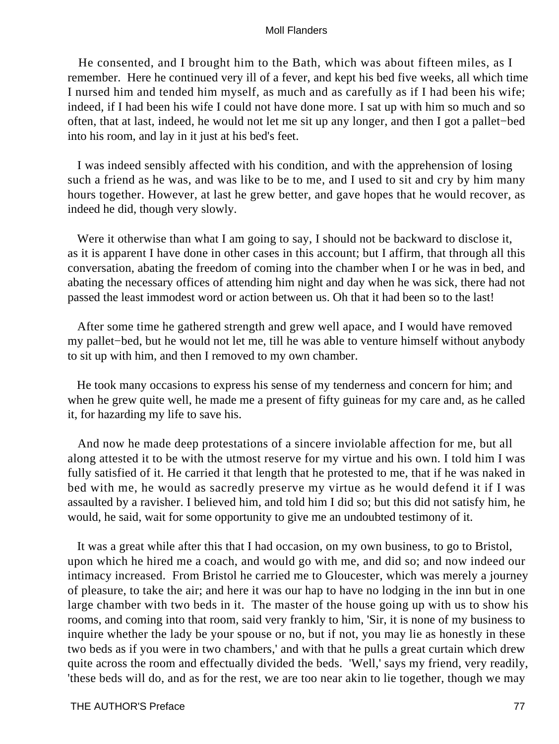He consented, and I brought him to the Bath, which was about fifteen miles, as I remember. Here he continued very ill of a fever, and kept his bed five weeks, all which time I nursed him and tended him myself, as much and as carefully as if I had been his wife; indeed, if I had been his wife I could not have done more. I sat up with him so much and so often, that at last, indeed, he would not let me sit up any longer, and then I got a pallet−bed into his room, and lay in it just at his bed's feet.

I was indeed sensibly affected with his condition, and with the apprehension of losing such a friend as he was, and was like to be to me, and I used to sit and cry by him many hours together. However, at last he grew better, and gave hopes that he would recover, as indeed he did, though very slowly.

Were it otherwise than what I am going to say, I should not be backward to disclose it, as it is apparent I have done in other cases in this account; but I affirm, that through all this conversation, abating the freedom of coming into the chamber when I or he was in bed, and abating the necessary offices of attending him night and day when he was sick, there had not passed the least immodest word or action between us. Oh that it had been so to the last!

After some time he gathered strength and grew well apace, and I would have removed my pallet−bed, but he would not let me, till he was able to venture himself without anybody to sit up with him, and then I removed to my own chamber.

He took many occasions to express his sense of my tenderness and concern for him; and when he grew quite well, he made me a present of fifty guineas for my care and, as he called it, for hazarding my life to save his.

And now he made deep protestations of a sincere inviolable affection for me, but all along attested it to be with the utmost reserve for my virtue and his own. I told him I was fully satisfied of it. He carried it that length that he protested to me, that if he was naked in bed with me, he would as sacredly preserve my virtue as he would defend it if I was assaulted by a ravisher. I believed him, and told him I did so; but this did not satisfy him, he would, he said, wait for some opportunity to give me an undoubted testimony of it.

It was a great while after this that I had occasion, on my own business, to go to Bristol, upon which he hired me a coach, and would go with me, and did so; and now indeed our intimacy increased. From Bristol he carried me to Gloucester, which was merely a journey of pleasure, to take the air; and here it was our hap to have no lodging in the inn but in one large chamber with two beds in it. The master of the house going up with us to show his rooms, and coming into that room, said very frankly to him, 'Sir, it is none of my business to inquire whether the lady be your spouse or no, but if not, you may lie as honestly in these two beds as if you were in two chambers,' and with that he pulls a great curtain which drew quite across the room and effectually divided the beds. 'Well,' says my friend, very readily, 'these beds will do, and as for the rest, we are too near akin to lie together, though we may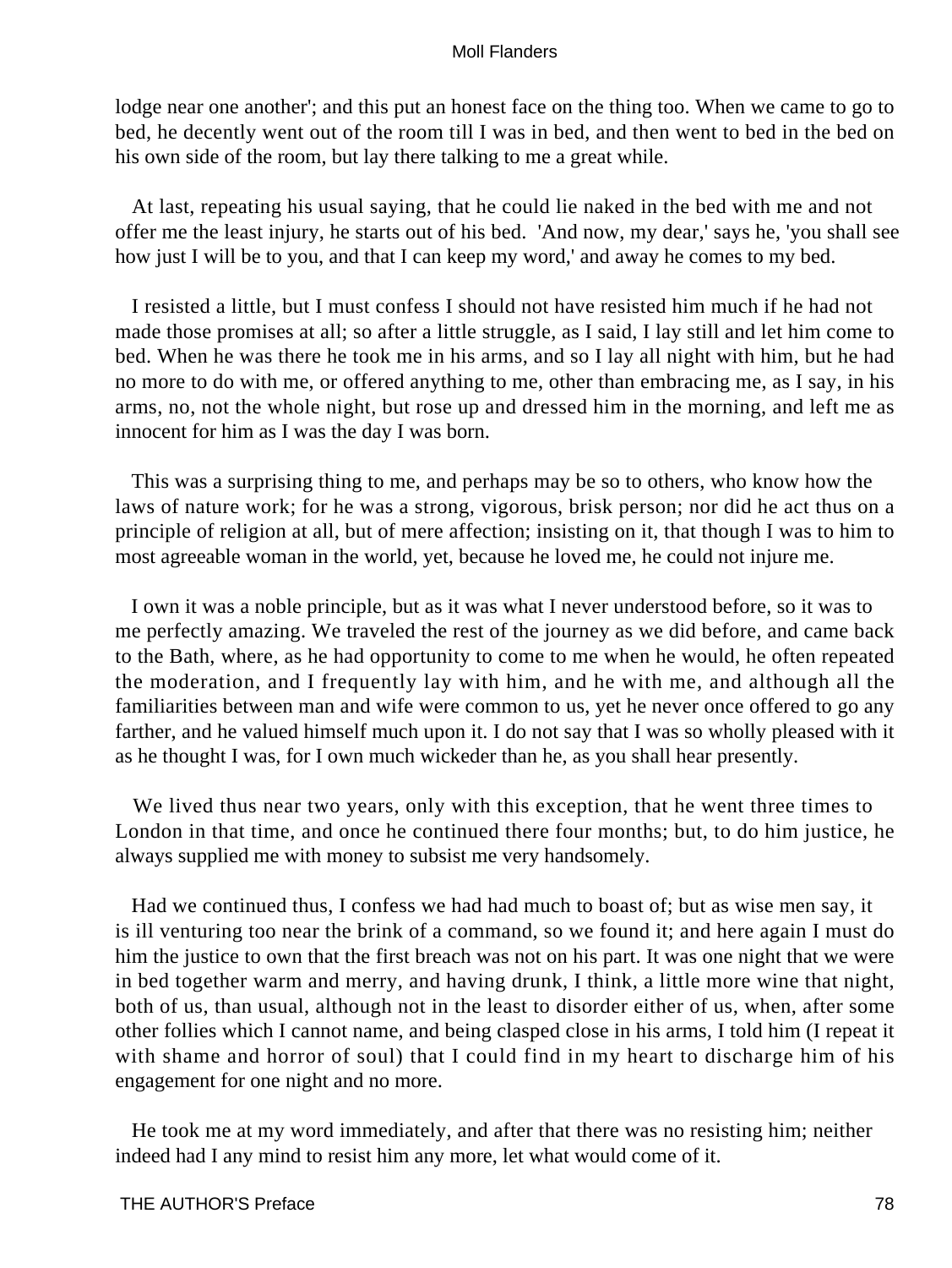lodge near one another'; and this put an honest face on the thing too. When we came to go to bed, he decently went out of the room till I was in bed, and then went to bed in the bed on his own side of the room, but lay there talking to me a great while.

At last, repeating his usual saying, that he could lie naked in the bed with me and not offer me the least injury, he starts out of his bed. 'And now, my dear,' says he, 'you shall see how just I will be to you, and that I can keep my word,' and away he comes to my bed.

I resisted a little, but I must confess I should not have resisted him much if he had not made those promises at all; so after a little struggle, as I said, I lay still and let him come to bed. When he was there he took me in his arms, and so I lay all night with him, but he had no more to do with me, or offered anything to me, other than embracing me, as I say, in his arms, no, not the whole night, but rose up and dressed him in the morning, and left me as innocent for him as I was the day I was born.

This was a surprising thing to me, and perhaps may be so to others, who know how the laws of nature work; for he was a strong, vigorous, brisk person; nor did he act thus on a principle of religion at all, but of mere affection; insisting on it, that though I was to him to most agreeable woman in the world, yet, because he loved me, he could not injure me.

I own it was a noble principle, but as it was what I never understood before, so it was to me perfectly amazing. We traveled the rest of the journey as we did before, and came back to the Bath, where, as he had opportunity to come to me when he would, he often repeated the moderation, and I frequently lay with him, and he with me, and although all the familiarities between man and wife were common to us, yet he never once offered to go any farther, and he valued himself much upon it. I do not say that I was so wholly pleased with it as he thought I was, for I own much wickeder than he, as you shall hear presently.

We lived thus near two years, only with this exception, that he went three times to London in that time, and once he continued there four months; but, to do him justice, he always supplied me with money to subsist me very handsomely.

Had we continued thus, I confess we had had much to boast of; but as wise men say, it is ill venturing too near the brink of a command, so we found it; and here again I must do him the justice to own that the first breach was not on his part. It was one night that we were in bed together warm and merry, and having drunk, I think, a little more wine that night, both of us, than usual, although not in the least to disorder either of us, when, after some other follies which I cannot name, and being clasped close in his arms, I told him (I repeat it with shame and horror of soul) that I could find in my heart to discharge him of his engagement for one night and no more.

He took me at my word immediately, and after that there was no resisting him; neither indeed had I any mind to resist him any more, let what would come of it.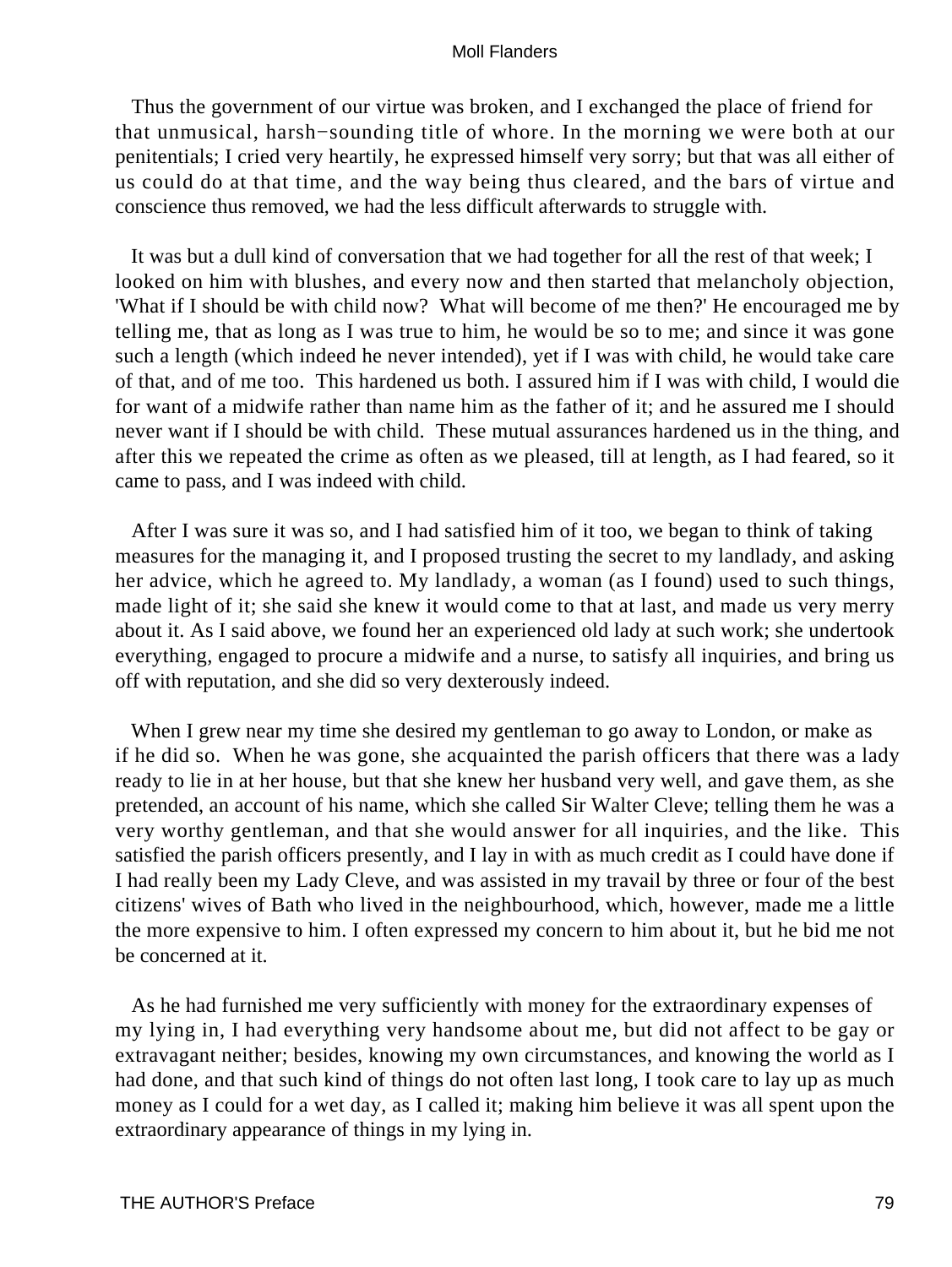Thus the government of our virtue was broken, and I exchanged the place of friend for that unmusical, harsh−sounding title of whore. In the morning we were both at our penitentials; I cried very heartily, he expressed himself very sorry; but that was all either of us could do at that time, and the way being thus cleared, and the bars of virtue and conscience thus removed, we had the less difficult afterwards to struggle with.

It was but a dull kind of conversation that we had together for all the rest of that week; I looked on him with blushes, and every now and then started that melancholy objection, 'What if I should be with child now? What will become of me then?' He encouraged me by telling me, that as long as I was true to him, he would be so to me; and since it was gone such a length (which indeed he never intended), yet if I was with child, he would take care of that, and of me too. This hardened us both. I assured him if I was with child, I would die for want of a midwife rather than name him as the father of it; and he assured me I should never want if I should be with child. These mutual assurances hardened us in the thing, and after this we repeated the crime as often as we pleased, till at length, as I had feared, so it came to pass, and I was indeed with child.

After I was sure it was so, and I had satisfied him of it too, we began to think of taking measures for the managing it, and I proposed trusting the secret to my landlady, and asking her advice, which he agreed to. My landlady, a woman (as I found) used to such things, made light of it; she said she knew it would come to that at last, and made us very merry about it. As I said above, we found her an experienced old lady at such work; she undertook everything, engaged to procure a midwife and a nurse, to satisfy all inquiries, and bring us off with reputation, and she did so very dexterously indeed.

When I grew near my time she desired my gentleman to go away to London, or make as if he did so. When he was gone, she acquainted the parish officers that there was a lady ready to lie in at her house, but that she knew her husband very well, and gave them, as she pretended, an account of his name, which she called Sir Walter Cleve; telling them he was a very worthy gentleman, and that she would answer for all inquiries, and the like. This satisfied the parish officers presently, and I lay in with as much credit as I could have done if I had really been my Lady Cleve, and was assisted in my travail by three or four of the best citizens' wives of Bath who lived in the neighbourhood, which, however, made me a little the more expensive to him. I often expressed my concern to him about it, but he bid me not be concerned at it.

As he had furnished me very sufficiently with money for the extraordinary expenses of my lying in, I had everything very handsome about me, but did not affect to be gay or extravagant neither; besides, knowing my own circumstances, and knowing the world as I had done, and that such kind of things do not often last long, I took care to lay up as much money as I could for a wet day, as I called it; making him believe it was all spent upon the extraordinary appearance of things in my lying in.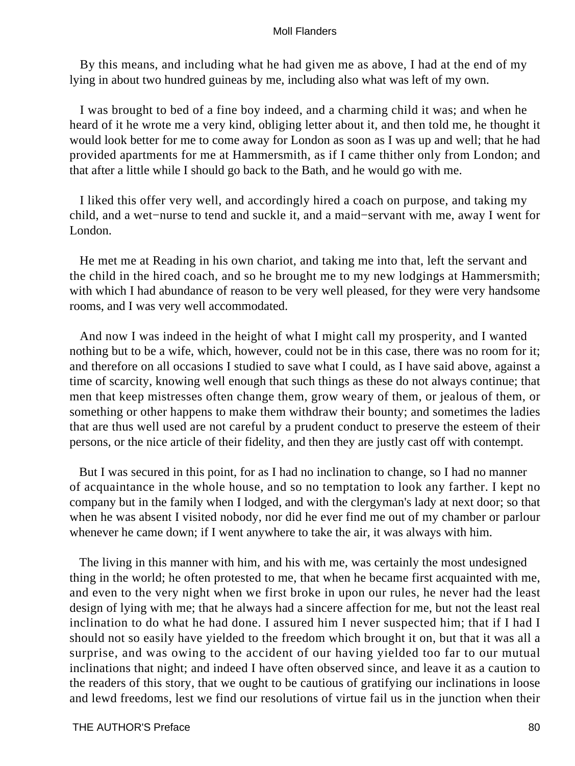By this means, and including what he had given me as above, I had at the end of my lying in about two hundred guineas by me, including also what was left of my own.

I was brought to bed of a fine boy indeed, and a charming child it was; and when he heard of it he wrote me a very kind, obliging letter about it, and then told me, he thought it would look better for me to come away for London as soon as I was up and well; that he had provided apartments for me at Hammersmith, as if I came thither only from London; and that after a little while I should go back to the Bath, and he would go with me.

I liked this offer very well, and accordingly hired a coach on purpose, and taking my child, and a wet−nurse to tend and suckle it, and a maid−servant with me, away I went for London.

He met me at Reading in his own chariot, and taking me into that, left the servant and the child in the hired coach, and so he brought me to my new lodgings at Hammersmith; with which I had abundance of reason to be very well pleased, for they were very handsome rooms, and I was very well accommodated.

And now I was indeed in the height of what I might call my prosperity, and I wanted nothing but to be a wife, which, however, could not be in this case, there was no room for it; and therefore on all occasions I studied to save what I could, as I have said above, against a time of scarcity, knowing well enough that such things as these do not always continue; that men that keep mistresses often change them, grow weary of them, or jealous of them, or something or other happens to make them withdraw their bounty; and sometimes the ladies that are thus well used are not careful by a prudent conduct to preserve the esteem of their persons, or the nice article of their fidelity, and then they are justly cast off with contempt.

But I was secured in this point, for as I had no inclination to change, so I had no manner of acquaintance in the whole house, and so no temptation to look any farther. I kept no company but in the family when I lodged, and with the clergyman's lady at next door; so that when he was absent I visited nobody, nor did he ever find me out of my chamber or parlour whenever he came down; if I went anywhere to take the air, it was always with him.

The living in this manner with him, and his with me, was certainly the most undesigned thing in the world; he often protested to me, that when he became first acquainted with me, and even to the very night when we first broke in upon our rules, he never had the least design of lying with me; that he always had a sincere affection for me, but not the least real inclination to do what he had done. I assured him I never suspected him; that if I had I should not so easily have yielded to the freedom which brought it on, but that it was all a surprise, and was owing to the accident of our having yielded too far to our mutual inclinations that night; and indeed I have often observed since, and leave it as a caution to the readers of this story, that we ought to be cautious of gratifying our inclinations in loose and lewd freedoms, lest we find our resolutions of virtue fail us in the junction when their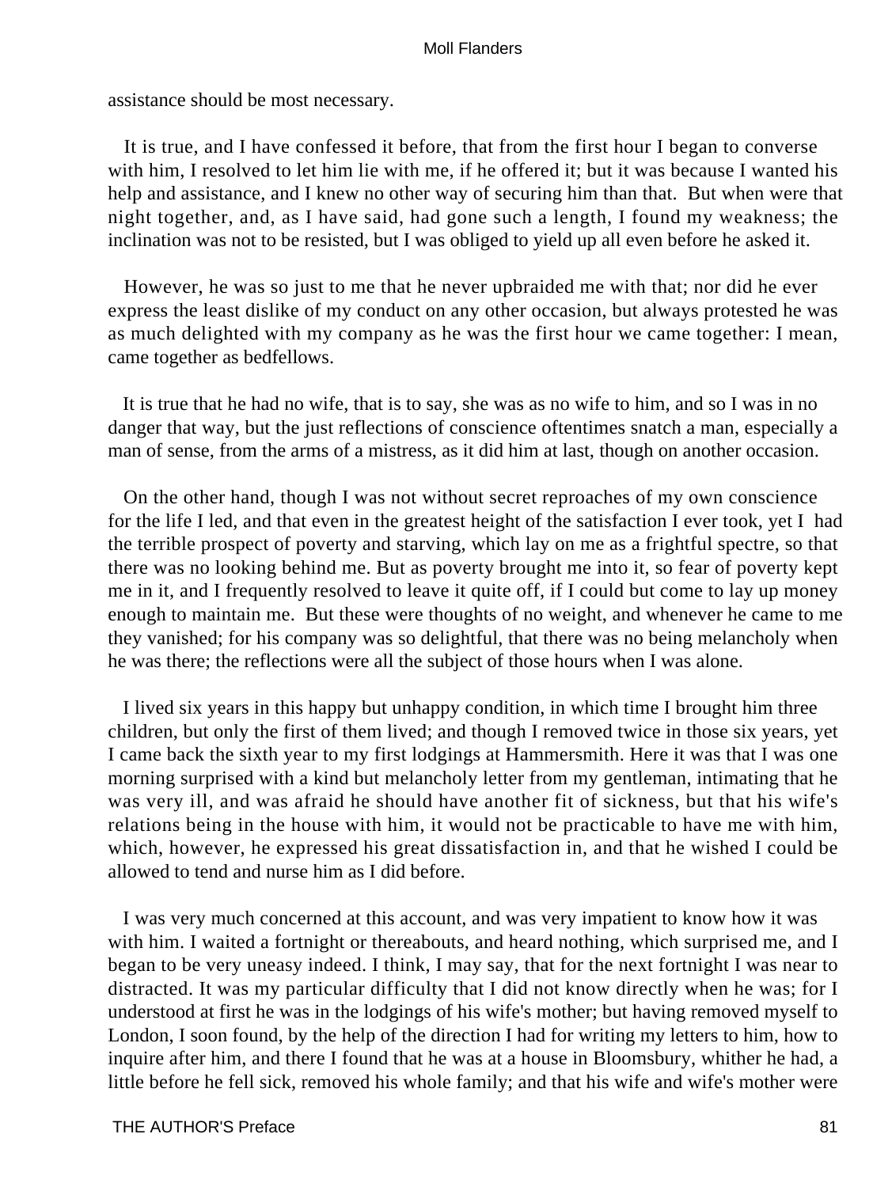assistance should be most necessary.

It is true, and I have confessed it before, that from the first hour I began to converse with him, I resolved to let him lie with me, if he offered it; but it was because I wanted his help and assistance, and I knew no other way of securing him than that. But when were that night together, and, as I have said, had gone such a length, I found my weakness; the inclination was not to be resisted, but I was obliged to yield up all even before he asked it.

However, he was so just to me that he never upbraided me with that; nor did he ever express the least dislike of my conduct on any other occasion, but always protested he was as much delighted with my company as he was the first hour we came together: I mean, came together as bedfellows.

It is true that he had no wife, that is to say, she was as no wife to him, and so I was in no danger that way, but the just reflections of conscience oftentimes snatch a man, especially a man of sense, from the arms of a mistress, as it did him at last, though on another occasion.

On the other hand, though I was not without secret reproaches of my own conscience for the life I led, and that even in the greatest height of the satisfaction I ever took, yet I had the terrible prospect of poverty and starving, which lay on me as a frightful spectre, so that there was no looking behind me. But as poverty brought me into it, so fear of poverty kept me in it, and I frequently resolved to leave it quite off, if I could but come to lay up money enough to maintain me. But these were thoughts of no weight, and whenever he came to me they vanished; for his company was so delightful, that there was no being melancholy when he was there; the reflections were all the subject of those hours when I was alone.

I lived six years in this happy but unhappy condition, in which time I brought him three children, but only the first of them lived; and though I removed twice in those six years, yet I came back the sixth year to my first lodgings at Hammersmith. Here it was that I was one morning surprised with a kind but melancholy letter from my gentleman, intimating that he was very ill, and was afraid he should have another fit of sickness, but that his wife's relations being in the house with him, it would not be practicable to have me with him, which, however, he expressed his great dissatisfaction in, and that he wished I could be allowed to tend and nurse him as I did before.

I was very much concerned at this account, and was very impatient to know how it was with him. I waited a fortnight or thereabouts, and heard nothing, which surprised me, and I began to be very uneasy indeed. I think, I may say, that for the next fortnight I was near to distracted. It was my particular difficulty that I did not know directly when he was; for I understood at first he was in the lodgings of his wife's mother; but having removed myself to London, I soon found, by the help of the direction I had for writing my letters to him, how to inquire after him, and there I found that he was at a house in Bloomsbury, whither he had, a little before he fell sick, removed his whole family; and that his wife and wife's mother were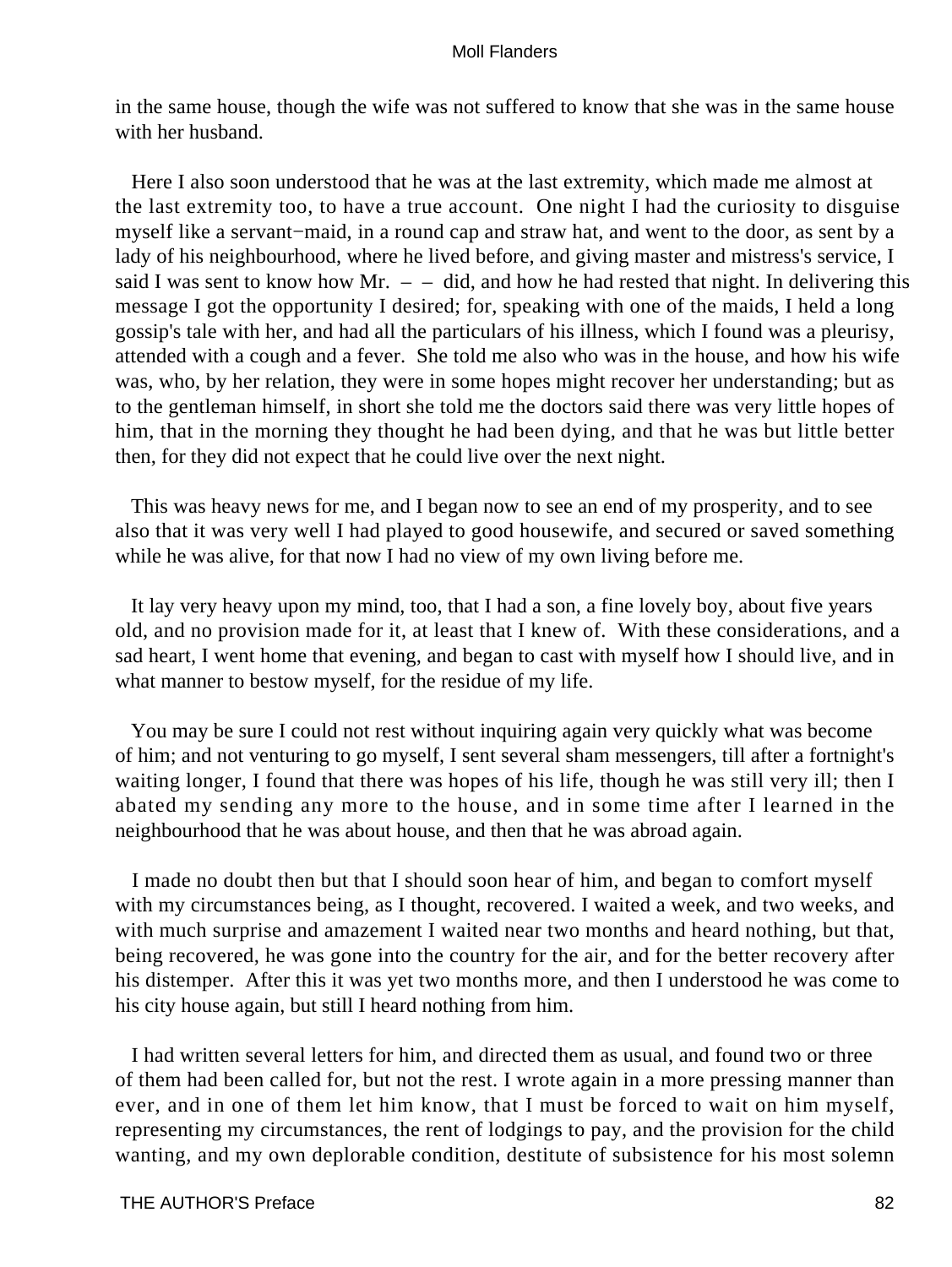in the same house, though the wife was not suffered to know that she was in the same house with her husband.

Here I also soon understood that he was at the last extremity, which made me almost at the last extremity too, to have a true account. One night I had the curiosity to disguise myself like a servant−maid, in a round cap and straw hat, and went to the door, as sent by a lady of his neighbourhood, where he lived before, and giving master and mistress's service, I said I was sent to know how Mr. – – did, and how he had rested that night. In delivering this message I got the opportunity I desired; for, speaking with one of the maids, I held a long gossip's tale with her, and had all the particulars of his illness, which I found was a pleurisy, attended with a cough and a fever. She told me also who was in the house, and how his wife was, who, by her relation, they were in some hopes might recover her understanding; but as to the gentleman himself, in short she told me the doctors said there was very little hopes of him, that in the morning they thought he had been dying, and that he was but little better then, for they did not expect that he could live over the next night.

This was heavy news for me, and I began now to see an end of my prosperity, and to see also that it was very well I had played to good housewife, and secured or saved something while he was alive, for that now I had no view of my own living before me.

It lay very heavy upon my mind, too, that I had a son, a fine lovely boy, about five years old, and no provision made for it, at least that I knew of. With these considerations, and a sad heart, I went home that evening, and began to cast with myself how I should live, and in what manner to bestow myself, for the residue of my life.

You may be sure I could not rest without inquiring again very quickly what was become of him; and not venturing to go myself, I sent several sham messengers, till after a fortnight's waiting longer, I found that there was hopes of his life, though he was still very ill; then I abated my sending any more to the house, and in some time after I learned in the neighbourhood that he was about house, and then that he was abroad again.

I made no doubt then but that I should soon hear of him, and began to comfort myself with my circumstances being, as I thought, recovered. I waited a week, and two weeks, and with much surprise and amazement I waited near two months and heard nothing, but that, being recovered, he was gone into the country for the air, and for the better recovery after his distemper. After this it was yet two months more, and then I understood he was come to his city house again, but still I heard nothing from him.

I had written several letters for him, and directed them as usual, and found two or three of them had been called for, but not the rest. I wrote again in a more pressing manner than ever, and in one of them let him know, that I must be forced to wait on him myself, representing my circumstances, the rent of lodgings to pay, and the provision for the child wanting, and my own deplorable condition, destitute of subsistence for his most solemn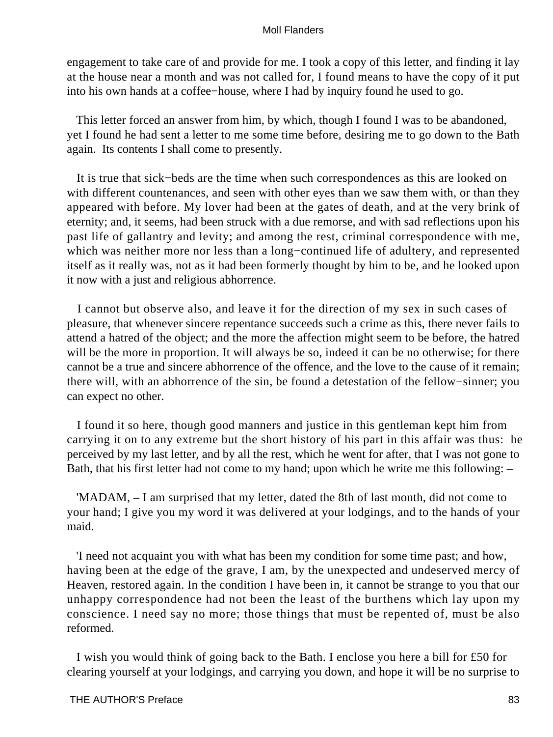engagement to take care of and provide for me. I took a copy of this letter, and finding it lay at the house near a month and was not called for, I found means to have the copy of it put into his own hands at a coffee−house, where I had by inquiry found he used to go.

This letter forced an answer from him, by which, though I found I was to be abandoned, yet I found he had sent a letter to me some time before, desiring me to go down to the Bath again. Its contents I shall come to presently.

It is true that sick−beds are the time when such correspondences as this are looked on with different countenances, and seen with other eyes than we saw them with, or than they appeared with before. My lover had been at the gates of death, and at the very brink of eternity; and, it seems, had been struck with a due remorse, and with sad reflections upon his past life of gallantry and levity; and among the rest, criminal correspondence with me, which was neither more nor less than a long−continued life of adultery, and represented itself as it really was, not as it had been formerly thought by him to be, and he looked upon it now with a just and religious abhorrence.

I cannot but observe also, and leave it for the direction of my sex in such cases of pleasure, that whenever sincere repentance succeeds such a crime as this, there never fails to attend a hatred of the object; and the more the affection might seem to be before, the hatred will be the more in proportion. It will always be so, indeed it can be no otherwise; for there cannot be a true and sincere abhorrence of the offence, and the love to the cause of it remain; there will, with an abhorrence of the sin, be found a detestation of the fellow−sinner; you can expect no other.

I found it so here, though good manners and justice in this gentleman kept him from carrying it on to any extreme but the short history of his part in this affair was thus: he perceived by my last letter, and by all the rest, which he went for after, that I was not gone to Bath, that his first letter had not come to my hand; upon which he write me this following: –

'MADAM, – I am surprised that my letter, dated the 8th of last month, did not come to your hand; I give you my word it was delivered at your lodgings, and to the hands of your maid.

'I need not acquaint you with what has been my condition for some time past; and how, having been at the edge of the grave, I am, by the unexpected and undeserved mercy of Heaven, restored again. In the condition I have been in, it cannot be strange to you that our unhappy correspondence had not been the least of the burthens which lay upon my conscience. I need say no more; those things that must be repented of, must be also reformed.

I wish you would think of going back to the Bath. I enclose you here a bill for £50 for clearing yourself at your lodgings, and carrying you down, and hope it will be no surprise to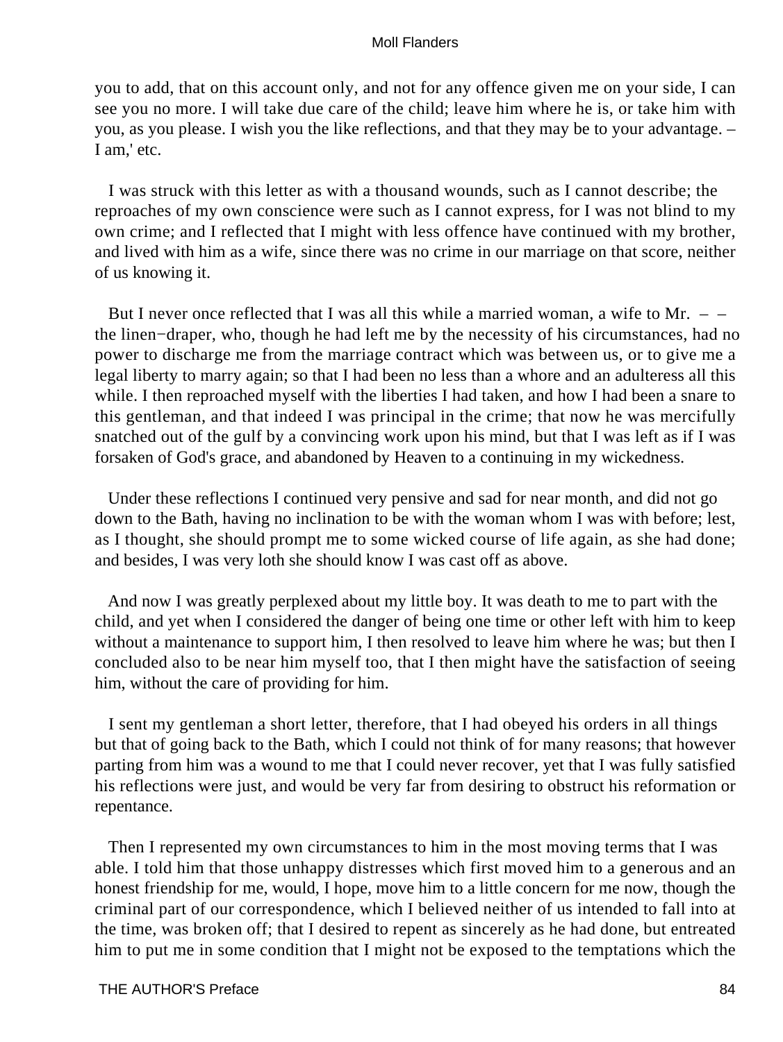you to add, that on this account only, and not for any offence given me on your side, I can see you no more. I will take due care of the child; leave him where he is, or take him with you, as you please. I wish you the like reflections, and that they may be to your advantage. – I am,' etc.

I was struck with this letter as with a thousand wounds, such as I cannot describe; the reproaches of my own conscience were such as I cannot express, for I was not blind to my own crime; and I reflected that I might with less offence have continued with my brother, and lived with him as a wife, since there was no crime in our marriage on that score, neither of us knowing it.

But I never once reflected that I was all this while a married woman, a wife to Mr. – – the linen−draper, who, though he had left me by the necessity of his circumstances, had no power to discharge me from the marriage contract which was between us, or to give me a legal liberty to marry again; so that I had been no less than a whore and an adulteress all this while. I then reproached myself with the liberties I had taken, and how I had been a snare to this gentleman, and that indeed I was principal in the crime; that now he was mercifully snatched out of the gulf by a convincing work upon his mind, but that I was left as if I was forsaken of God's grace, and abandoned by Heaven to a continuing in my wickedness.

Under these reflections I continued very pensive and sad for near month, and did not go down to the Bath, having no inclination to be with the woman whom I was with before; lest, as I thought, she should prompt me to some wicked course of life again, as she had done; and besides, I was very loth she should know I was cast off as above.

And now I was greatly perplexed about my little boy. It was death to me to part with the child, and yet when I considered the danger of being one time or other left with him to keep without a maintenance to support him, I then resolved to leave him where he was; but then I concluded also to be near him myself too, that I then might have the satisfaction of seeing him, without the care of providing for him.

I sent my gentleman a short letter, therefore, that I had obeyed his orders in all things but that of going back to the Bath, which I could not think of for many reasons; that however parting from him was a wound to me that I could never recover, yet that I was fully satisfied his reflections were just, and would be very far from desiring to obstruct his reformation or repentance.

Then I represented my own circumstances to him in the most moving terms that I was able. I told him that those unhappy distresses which first moved him to a generous and an honest friendship for me, would, I hope, move him to a little concern for me now, though the criminal part of our correspondence, which I believed neither of us intended to fall into at the time, was broken off; that I desired to repent as sincerely as he had done, but entreated him to put me in some condition that I might not be exposed to the temptations which the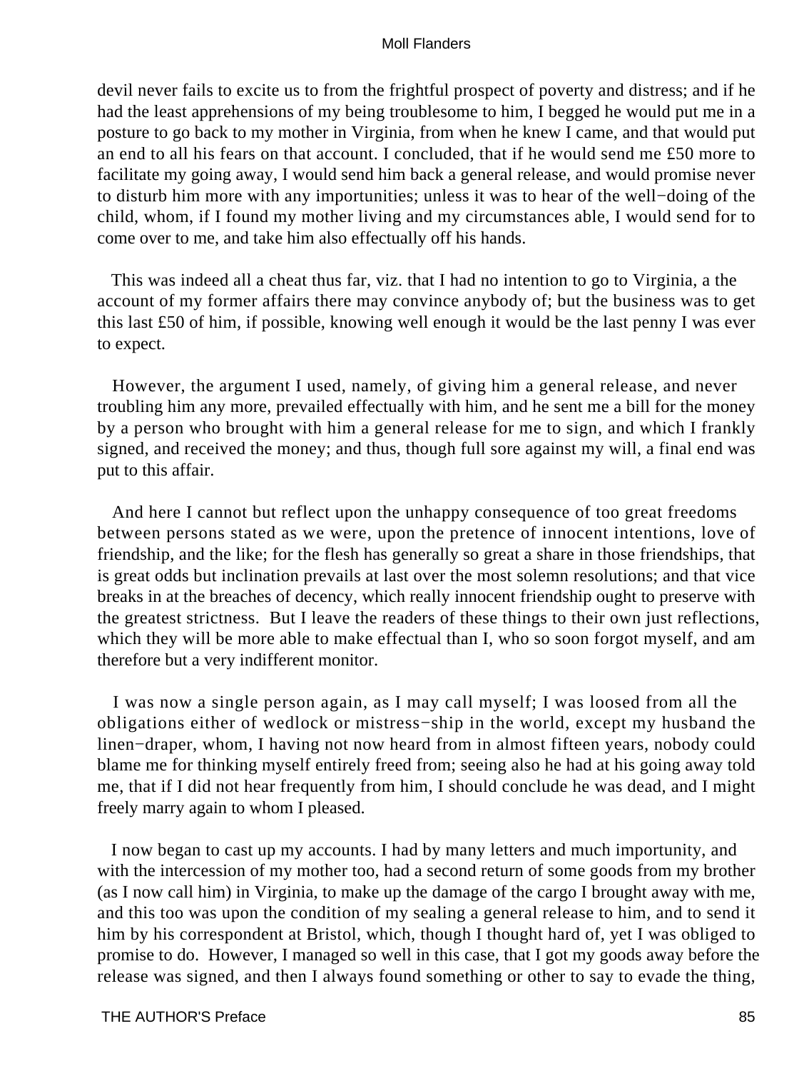devil never fails to excite us to from the frightful prospect of poverty and distress; and if he had the least apprehensions of my being troublesome to him, I begged he would put me in a posture to go back to my mother in Virginia, from when he knew I came, and that would put an end to all his fears on that account. I concluded, that if he would send me £50 more to facilitate my going away, I would send him back a general release, and would promise never to disturb him more with any importunities; unless it was to hear of the well−doing of the child, whom, if I found my mother living and my circumstances able, I would send for to come over to me, and take him also effectually off his hands.

This was indeed all a cheat thus far, viz. that I had no intention to go to Virginia, a the account of my former affairs there may convince anybody of; but the business was to get this last £50 of him, if possible, knowing well enough it would be the last penny I was ever to expect.

However, the argument I used, namely, of giving him a general release, and never troubling him any more, prevailed effectually with him, and he sent me a bill for the money by a person who brought with him a general release for me to sign, and which I frankly signed, and received the money; and thus, though full sore against my will, a final end was put to this affair.

And here I cannot but reflect upon the unhappy consequence of too great freedoms between persons stated as we were, upon the pretence of innocent intentions, love of friendship, and the like; for the flesh has generally so great a share in those friendships, that is great odds but inclination prevails at last over the most solemn resolutions; and that vice breaks in at the breaches of decency, which really innocent friendship ought to preserve with the greatest strictness. But I leave the readers of these things to their own just reflections, which they will be more able to make effectual than I, who so soon forgot myself, and am therefore but a very indifferent monitor.

I was now a single person again, as I may call myself; I was loosed from all the obligations either of wedlock or mistress−ship in the world, except my husband the linen−draper, whom, I having not now heard from in almost fifteen years, nobody could blame me for thinking myself entirely freed from; seeing also he had at his going away told me, that if I did not hear frequently from him, I should conclude he was dead, and I might freely marry again to whom I pleased.

I now began to cast up my accounts. I had by many letters and much importunity, and with the intercession of my mother too, had a second return of some goods from my brother (as I now call him) in Virginia, to make up the damage of the cargo I brought away with me, and this too was upon the condition of my sealing a general release to him, and to send it him by his correspondent at Bristol, which, though I thought hard of, yet I was obliged to promise to do. However, I managed so well in this case, that I got my goods away before the release was signed, and then I always found something or other to say to evade the thing,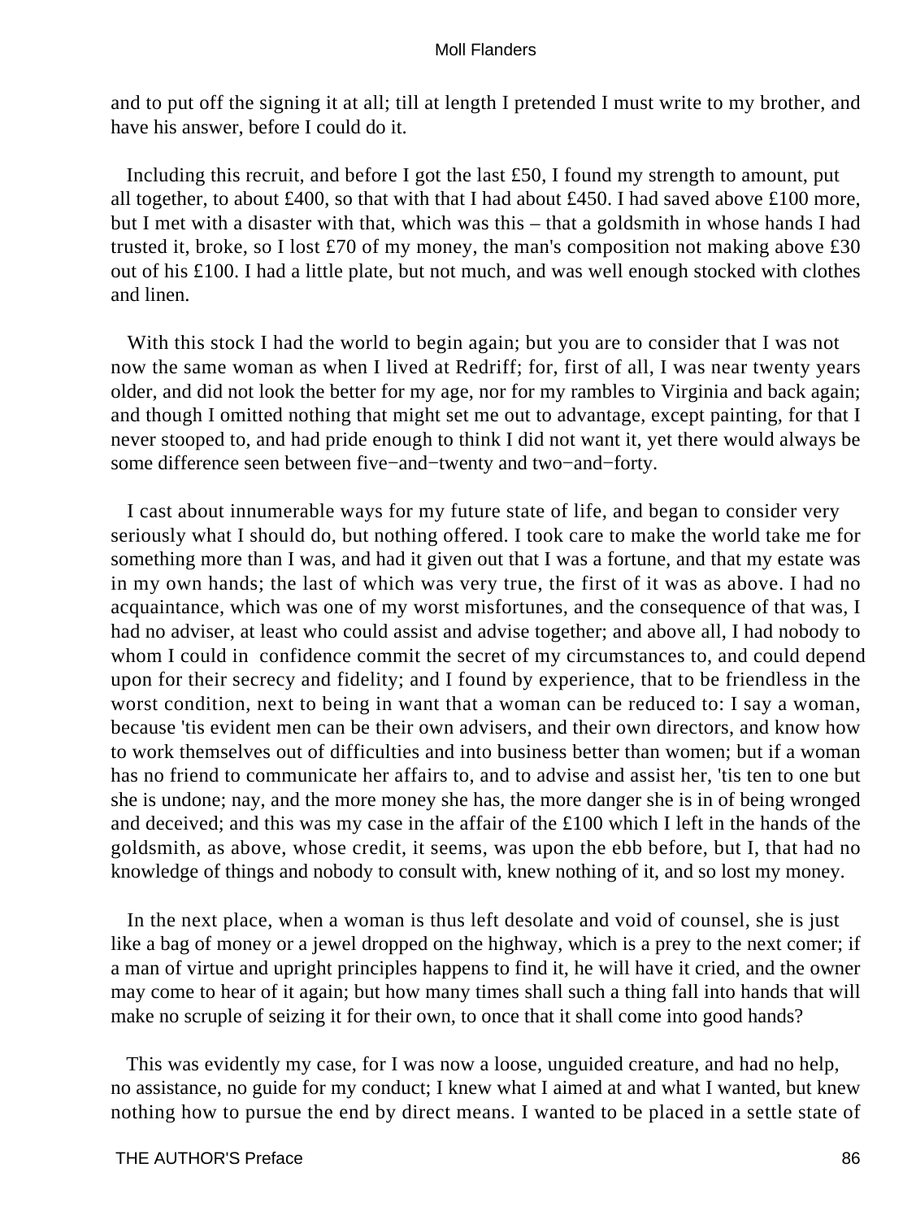and to put off the signing it at all; till at length I pretended I must write to my brother, and have his answer, before I could do it.

Including this recruit, and before I got the last £50, I found my strength to amount, put all together, to about £400, so that with that I had about £450. I had saved above £100 more, but I met with a disaster with that, which was this – that a goldsmith in whose hands I had trusted it, broke, so I lost £70 of my money, the man's composition not making above £30 out of his £100. I had a little plate, but not much, and was well enough stocked with clothes and linen.

With this stock I had the world to begin again; but you are to consider that I was not now the same woman as when I lived at Redriff; for, first of all, I was near twenty years older, and did not look the better for my age, nor for my rambles to Virginia and back again; and though I omitted nothing that might set me out to advantage, except painting, for that I never stooped to, and had pride enough to think I did not want it, yet there would always be some difference seen between five−and−twenty and two−and−forty.

I cast about innumerable ways for my future state of life, and began to consider very seriously what I should do, but nothing offered. I took care to make the world take me for something more than I was, and had it given out that I was a fortune, and that my estate was in my own hands; the last of which was very true, the first of it was as above. I had no acquaintance, which was one of my worst misfortunes, and the consequence of that was, I had no adviser, at least who could assist and advise together; and above all, I had nobody to whom I could in confidence commit the secret of my circumstances to, and could depend upon for their secrecy and fidelity; and I found by experience, that to be friendless in the worst condition, next to being in want that a woman can be reduced to: I say a woman, because 'tis evident men can be their own advisers, and their own directors, and know how to work themselves out of difficulties and into business better than women; but if a woman has no friend to communicate her affairs to, and to advise and assist her, 'tis ten to one but she is undone; nay, and the more money she has, the more danger she is in of being wronged and deceived; and this was my case in the affair of the £100 which I left in the hands of the goldsmith, as above, whose credit, it seems, was upon the ebb before, but I, that had no knowledge of things and nobody to consult with, knew nothing of it, and so lost my money.

In the next place, when a woman is thus left desolate and void of counsel, she is just like a bag of money or a jewel dropped on the highway, which is a prey to the next comer; if a man of virtue and upright principles happens to find it, he will have it cried, and the owner may come to hear of it again; but how many times shall such a thing fall into hands that will make no scruple of seizing it for their own, to once that it shall come into good hands?

This was evidently my case, for I was now a loose, unguided creature, and had no help, no assistance, no guide for my conduct; I knew what I aimed at and what I wanted, but knew nothing how to pursue the end by direct means. I wanted to be placed in a settle state of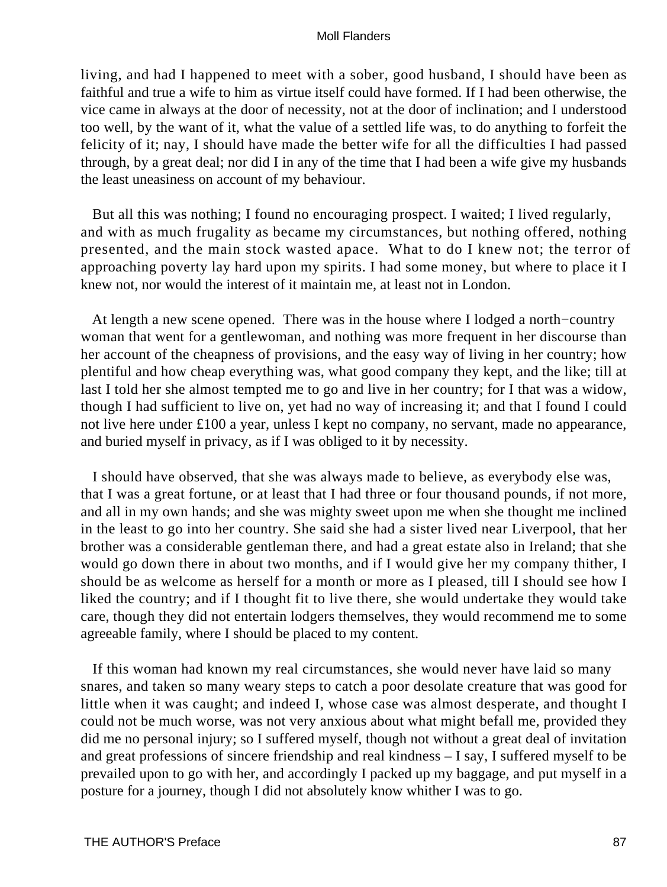living, and had I happened to meet with a sober, good husband, I should have been as faithful and true a wife to him as virtue itself could have formed. If I had been otherwise, the vice came in always at the door of necessity, not at the door of inclination; and I understood too well, by the want of it, what the value of a settled life was, to do anything to forfeit the felicity of it; nay, I should have made the better wife for all the difficulties I had passed through, by a great deal; nor did I in any of the time that I had been a wife give my husbands the least uneasiness on account of my behaviour.

But all this was nothing; I found no encouraging prospect. I waited; I lived regularly, and with as much frugality as became my circumstances, but nothing offered, nothing presented, and the main stock wasted apace. What to do I knew not; the terror of approaching poverty lay hard upon my spirits. I had some money, but where to place it I knew not, nor would the interest of it maintain me, at least not in London.

At length a new scene opened. There was in the house where I lodged a north−country woman that went for a gentlewoman, and nothing was more frequent in her discourse than her account of the cheapness of provisions, and the easy way of living in her country; how plentiful and how cheap everything was, what good company they kept, and the like; till at last I told her she almost tempted me to go and live in her country; for I that was a widow, though I had sufficient to live on, yet had no way of increasing it; and that I found I could not live here under £100 a year, unless I kept no company, no servant, made no appearance, and buried myself in privacy, as if I was obliged to it by necessity.

I should have observed, that she was always made to believe, as everybody else was, that I was a great fortune, or at least that I had three or four thousand pounds, if not more, and all in my own hands; and she was mighty sweet upon me when she thought me inclined in the least to go into her country. She said she had a sister lived near Liverpool, that her brother was a considerable gentleman there, and had a great estate also in Ireland; that she would go down there in about two months, and if I would give her my company thither, I should be as welcome as herself for a month or more as I pleased, till I should see how I liked the country; and if I thought fit to live there, she would undertake they would take care, though they did not entertain lodgers themselves, they would recommend me to some agreeable family, where I should be placed to my content.

If this woman had known my real circumstances, she would never have laid so many snares, and taken so many weary steps to catch a poor desolate creature that was good for little when it was caught; and indeed I, whose case was almost desperate, and thought I could not be much worse, was not very anxious about what might befall me, provided they did me no personal injury; so I suffered myself, though not without a great deal of invitation and great professions of sincere friendship and real kindness – I say, I suffered myself to be prevailed upon to go with her, and accordingly I packed up my baggage, and put myself in a posture for a journey, though I did not absolutely know whither I was to go.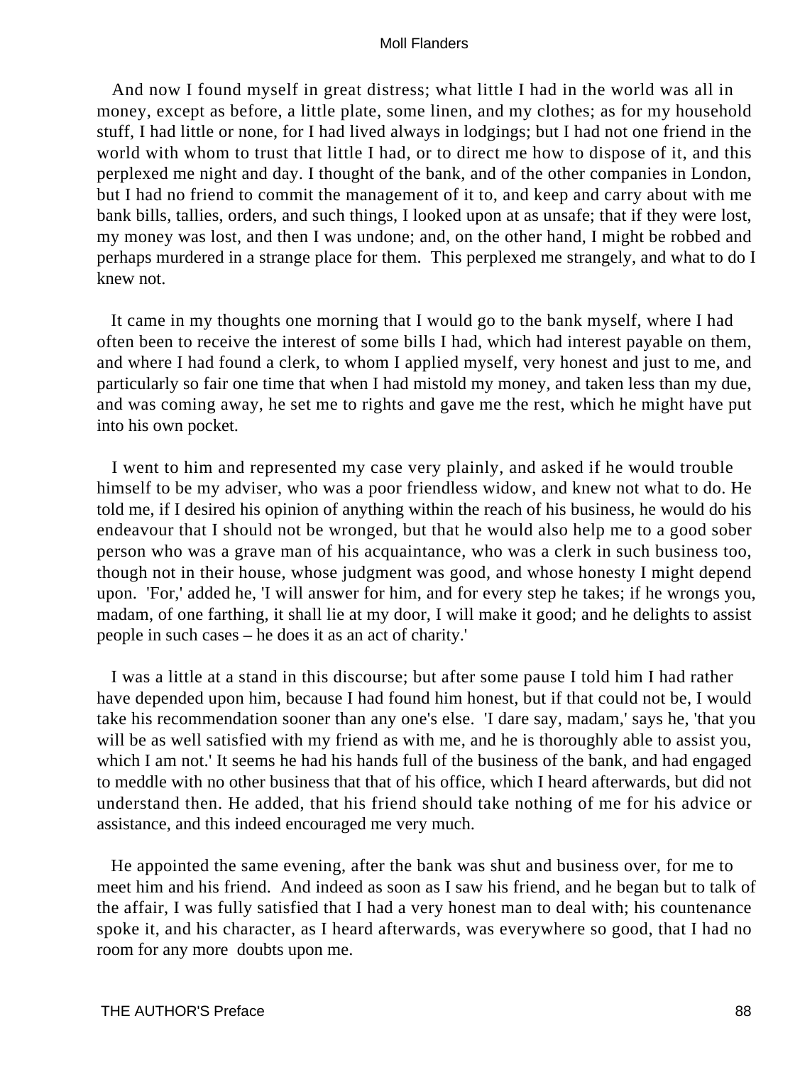And now I found myself in great distress; what little I had in the world was all in money, except as before, a little plate, some linen, and my clothes; as for my household stuff, I had little or none, for I had lived always in lodgings; but I had not one friend in the world with whom to trust that little I had, or to direct me how to dispose of it, and this perplexed me night and day. I thought of the bank, and of the other companies in London, but I had no friend to commit the management of it to, and keep and carry about with me bank bills, tallies, orders, and such things, I looked upon at as unsafe; that if they were lost, my money was lost, and then I was undone; and, on the other hand, I might be robbed and perhaps murdered in a strange place for them. This perplexed me strangely, and what to do I knew not.

It came in my thoughts one morning that I would go to the bank myself, where I had often been to receive the interest of some bills I had, which had interest payable on them, and where I had found a clerk, to whom I applied myself, very honest and just to me, and particularly so fair one time that when I had mistold my money, and taken less than my due, and was coming away, he set me to rights and gave me the rest, which he might have put into his own pocket.

I went to him and represented my case very plainly, and asked if he would trouble himself to be my adviser, who was a poor friendless widow, and knew not what to do. He told me, if I desired his opinion of anything within the reach of his business, he would do his endeavour that I should not be wronged, but that he would also help me to a good sober person who was a grave man of his acquaintance, who was a clerk in such business too, though not in their house, whose judgment was good, and whose honesty I might depend upon. 'For,' added he, 'I will answer for him, and for every step he takes; if he wrongs you, madam, of one farthing, it shall lie at my door, I will make it good; and he delights to assist people in such cases – he does it as an act of charity.'

I was a little at a stand in this discourse; but after some pause I told him I had rather have depended upon him, because I had found him honest, but if that could not be, I would take his recommendation sooner than any one's else. 'I dare say, madam,' says he, 'that you will be as well satisfied with my friend as with me, and he is thoroughly able to assist you, which I am not.' It seems he had his hands full of the business of the bank, and had engaged to meddle with no other business that that of his office, which I heard afterwards, but did not understand then. He added, that his friend should take nothing of me for his advice or assistance, and this indeed encouraged me very much.

He appointed the same evening, after the bank was shut and business over, for me to meet him and his friend. And indeed as soon as I saw his friend, and he began but to talk of the affair, I was fully satisfied that I had a very honest man to deal with; his countenance spoke it, and his character, as I heard afterwards, was everywhere so good, that I had no room for any more doubts upon me.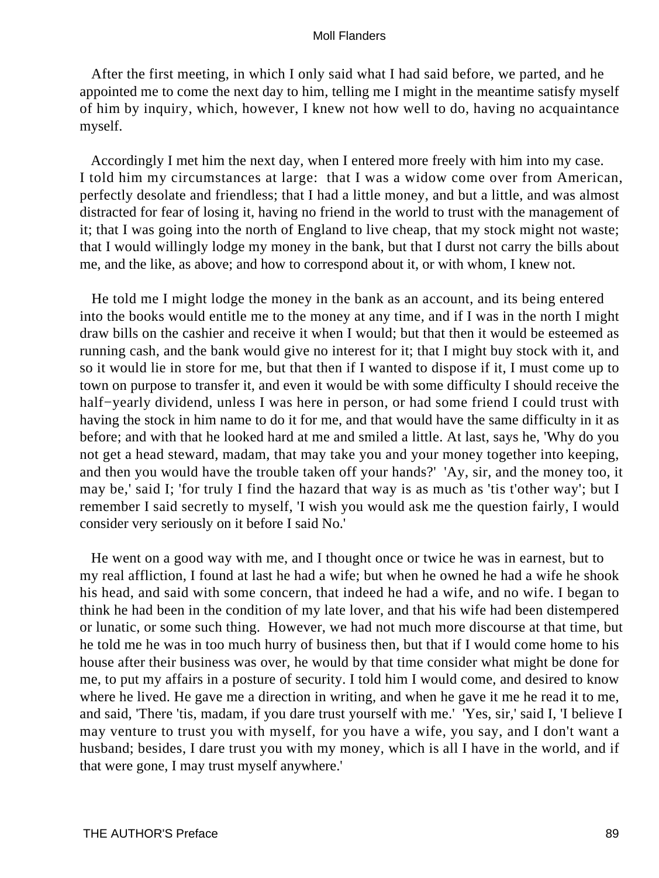After the first meeting, in which I only said what I had said before, we parted, and he appointed me to come the next day to him, telling me I might in the meantime satisfy myself of him by inquiry, which, however, I knew not how well to do, having no acquaintance myself.

Accordingly I met him the next day, when I entered more freely with him into my case. I told him my circumstances at large: that I was a widow come over from American, perfectly desolate and friendless; that I had a little money, and but a little, and was almost distracted for fear of losing it, having no friend in the world to trust with the management of it; that I was going into the north of England to live cheap, that my stock might not waste; that I would willingly lodge my money in the bank, but that I durst not carry the bills about me, and the like, as above; and how to correspond about it, or with whom, I knew not.

He told me I might lodge the money in the bank as an account, and its being entered into the books would entitle me to the money at any time, and if I was in the north I might draw bills on the cashier and receive it when I would; but that then it would be esteemed as running cash, and the bank would give no interest for it; that I might buy stock with it, and so it would lie in store for me, but that then if I wanted to dispose if it, I must come up to town on purpose to transfer it, and even it would be with some difficulty I should receive the half−yearly dividend, unless I was here in person, or had some friend I could trust with having the stock in him name to do it for me, and that would have the same difficulty in it as before; and with that he looked hard at me and smiled a little. At last, says he, 'Why do you not get a head steward, madam, that may take you and your money together into keeping, and then you would have the trouble taken off your hands?' 'Ay, sir, and the money too, it may be,' said I; 'for truly I find the hazard that way is as much as 'tis t'other way'; but I remember I said secretly to myself, 'I wish you would ask me the question fairly, I would consider very seriously on it before I said No.'

He went on a good way with me, and I thought once or twice he was in earnest, but to my real affliction, I found at last he had a wife; but when he owned he had a wife he shook his head, and said with some concern, that indeed he had a wife, and no wife. I began to think he had been in the condition of my late lover, and that his wife had been distempered or lunatic, or some such thing. However, we had not much more discourse at that time, but he told me he was in too much hurry of business then, but that if I would come home to his house after their business was over, he would by that time consider what might be done for me, to put my affairs in a posture of security. I told him I would come, and desired to know where he lived. He gave me a direction in writing, and when he gave it me he read it to me, and said, 'There 'tis, madam, if you dare trust yourself with me.' 'Yes, sir,' said I, 'I believe I may venture to trust you with myself, for you have a wife, you say, and I don't want a husband; besides, I dare trust you with my money, which is all I have in the world, and if that were gone, I may trust myself anywhere.'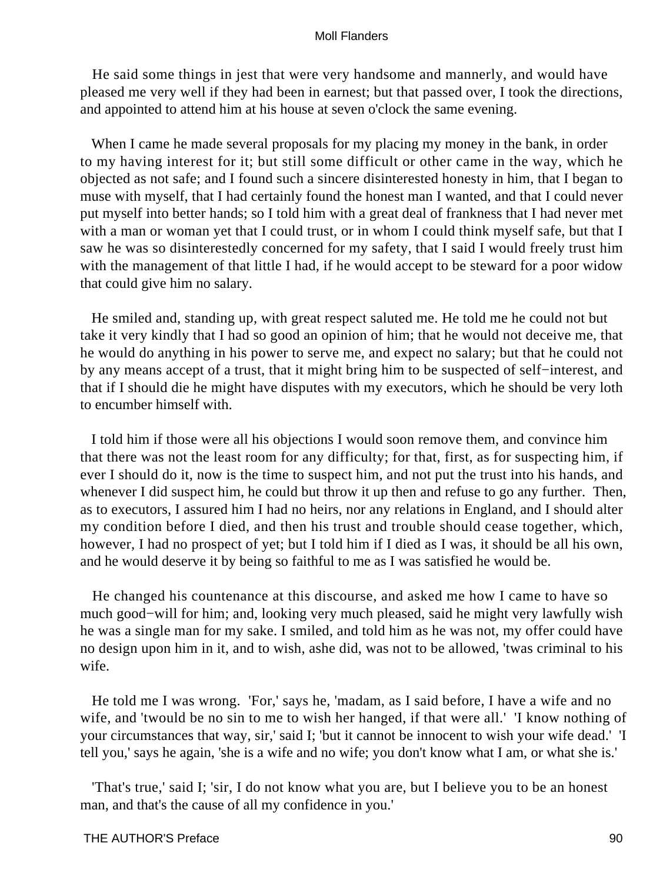He said some things in jest that were very handsome and mannerly, and would have pleased me very well if they had been in earnest; but that passed over, I took the directions, and appointed to attend him at his house at seven o'clock the same evening.

When I came he made several proposals for my placing my money in the bank, in order to my having interest for it; but still some difficult or other came in the way, which he objected as not safe; and I found such a sincere disinterested honesty in him, that I began to muse with myself, that I had certainly found the honest man I wanted, and that I could never put myself into better hands; so I told him with a great deal of frankness that I had never met with a man or woman yet that I could trust, or in whom I could think myself safe, but that I saw he was so disinterestedly concerned for my safety, that I said I would freely trust him with the management of that little I had, if he would accept to be steward for a poor widow that could give him no salary.

He smiled and, standing up, with great respect saluted me. He told me he could not but take it very kindly that I had so good an opinion of him; that he would not deceive me, that he would do anything in his power to serve me, and expect no salary; but that he could not by any means accept of a trust, that it might bring him to be suspected of self−interest, and that if I should die he might have disputes with my executors, which he should be very loth to encumber himself with.

I told him if those were all his objections I would soon remove them, and convince him that there was not the least room for any difficulty; for that, first, as for suspecting him, if ever I should do it, now is the time to suspect him, and not put the trust into his hands, and whenever I did suspect him, he could but throw it up then and refuse to go any further. Then, as to executors, I assured him I had no heirs, nor any relations in England, and I should alter my condition before I died, and then his trust and trouble should cease together, which, however, I had no prospect of yet; but I told him if I died as I was, it should be all his own, and he would deserve it by being so faithful to me as I was satisfied he would be.

He changed his countenance at this discourse, and asked me how I came to have so much good−will for him; and, looking very much pleased, said he might very lawfully wish he was a single man for my sake. I smiled, and told him as he was not, my offer could have no design upon him in it, and to wish, ashe did, was not to be allowed, 'twas criminal to his wife.

He told me I was wrong. 'For,' says he, 'madam, as I said before, I have a wife and no wife, and 'twould be no sin to me to wish her hanged, if that were all.' 'I know nothing of your circumstances that way, sir,' said I; 'but it cannot be innocent to wish your wife dead.' 'I tell you,' says he again, 'she is a wife and no wife; you don't know what I am, or what she is.'

'That's true,' said I; 'sir, I do not know what you are, but I believe you to be an honest man, and that's the cause of all my confidence in you.'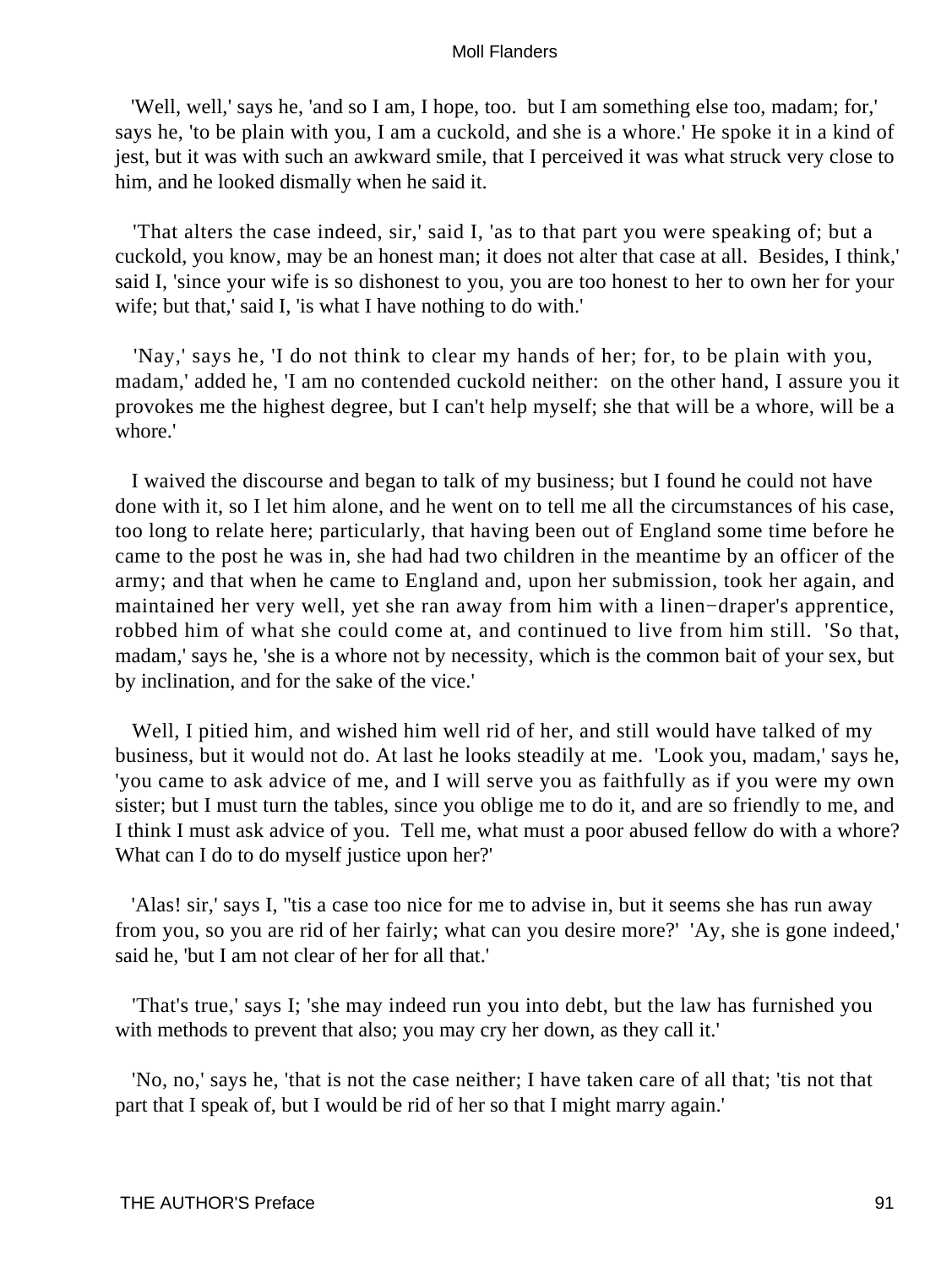'Well, well,' says he, 'and so I am, I hope, too. but I am something else too, madam; for,' says he, 'to be plain with you, I am a cuckold, and she is a whore.' He spoke it in a kind of jest, but it was with such an awkward smile, that I perceived it was what struck very close to him, and he looked dismally when he said it.

'That alters the case indeed, sir,' said I, 'as to that part you were speaking of; but a cuckold, you know, may be an honest man; it does not alter that case at all. Besides, I think,' said I, 'since your wife is so dishonest to you, you are too honest to her to own her for your wife; but that,' said I, 'is what I have nothing to do with.'

'Nay,' says he, 'I do not think to clear my hands of her; for, to be plain with you, madam,' added he, 'I am no contended cuckold neither: on the other hand, I assure you it provokes me the highest degree, but I can't help myself; she that will be a whore, will be a whore.'

I waived the discourse and began to talk of my business; but I found he could not have done with it, so I let him alone, and he went on to tell me all the circumstances of his case, too long to relate here; particularly, that having been out of England some time before he came to the post he was in, she had had two children in the meantime by an officer of the army; and that when he came to England and, upon her submission, took her again, and maintained her very well, yet she ran away from him with a linen−draper's apprentice, robbed him of what she could come at, and continued to live from him still. 'So that, madam,' says he, 'she is a whore not by necessity, which is the common bait of your sex, but by inclination, and for the sake of the vice.'

Well, I pitied him, and wished him well rid of her, and still would have talked of my business, but it would not do. At last he looks steadily at me. 'Look you, madam,' says he, 'you came to ask advice of me, and I will serve you as faithfully as if you were my own sister; but I must turn the tables, since you oblige me to do it, and are so friendly to me, and I think I must ask advice of you. Tell me, what must a poor abused fellow do with a whore? What can I do to do myself justice upon her?'

'Alas! sir,' says I, ''tis a case too nice for me to advise in, but it seems she has run away from you, so you are rid of her fairly; what can you desire more?' 'Ay, she is gone indeed,' said he, 'but I am not clear of her for all that.'

'That's true,' says I; 'she may indeed run you into debt, but the law has furnished you with methods to prevent that also; you may cry her down, as they call it.'

'No, no,' says he, 'that is not the case neither; I have taken care of all that; 'tis not that part that I speak of, but I would be rid of her so that I might marry again.'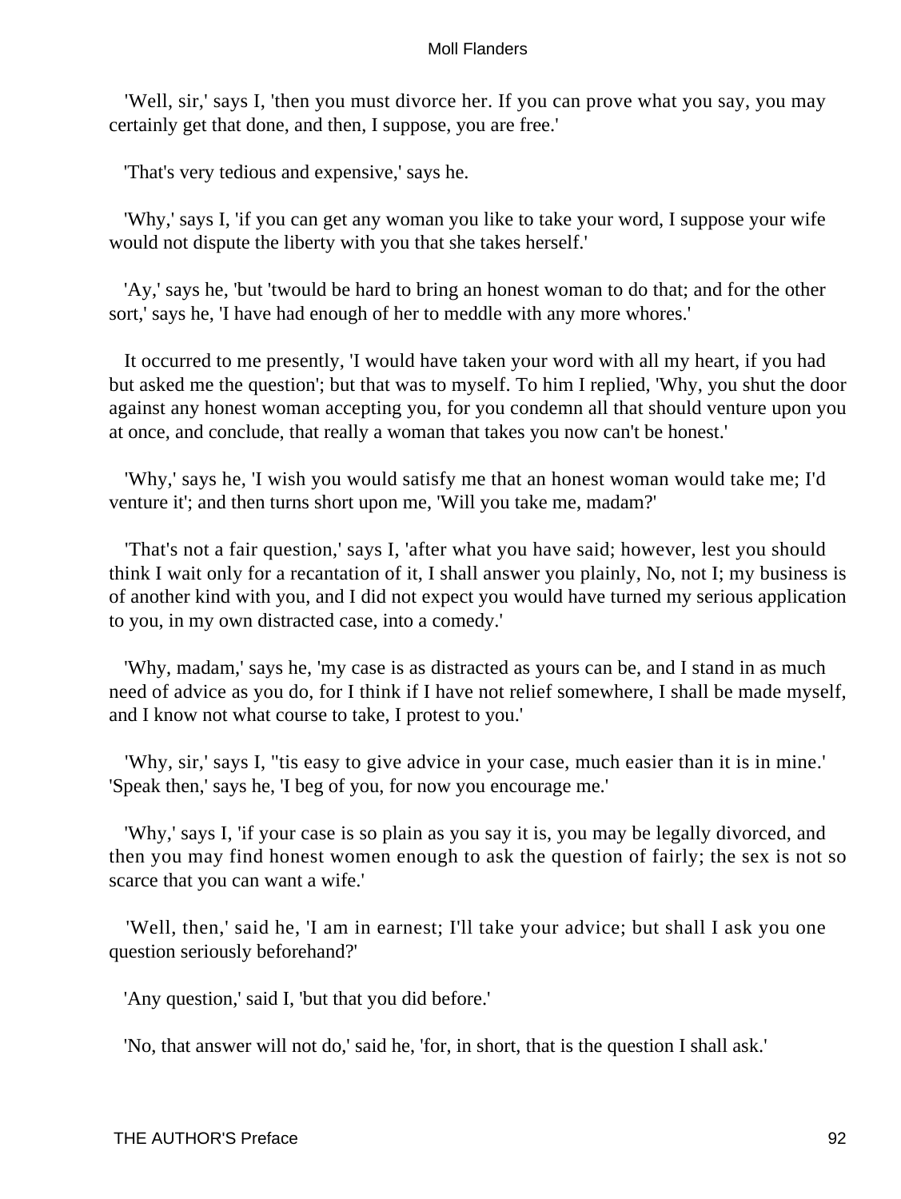'Well, sir,' says I, 'then you must divorce her. If you can prove what you say, you may certainly get that done, and then, I suppose, you are free.'

'That's very tedious and expensive,' says he.

'Why,' says I, 'if you can get any woman you like to take your word, I suppose your wife would not dispute the liberty with you that she takes herself.'

'Ay,' says he, 'but 'twould be hard to bring an honest woman to do that; and for the other sort,' says he, 'I have had enough of her to meddle with any more whores.'

It occurred to me presently, 'I would have taken your word with all my heart, if you had but asked me the question'; but that was to myself. To him I replied, 'Why, you shut the door against any honest woman accepting you, for you condemn all that should venture upon you at once, and conclude, that really a woman that takes you now can't be honest.'

'Why,' says he, 'I wish you would satisfy me that an honest woman would take me; I'd venture it'; and then turns short upon me, 'Will you take me, madam?'

'That's not a fair question,' says I, 'after what you have said; however, lest you should think I wait only for a recantation of it, I shall answer you plainly, No, not I; my business is of another kind with you, and I did not expect you would have turned my serious application to you, in my own distracted case, into a comedy.'

'Why, madam,' says he, 'my case is as distracted as yours can be, and I stand in as much need of advice as you do, for I think if I have not relief somewhere, I shall be made myself, and I know not what course to take, I protest to you.'

'Why, sir,' says I, ''tis easy to give advice in your case, much easier than it is in mine.' 'Speak then,' says he, 'I beg of you, for now you encourage me.'

'Why,' says I, 'if your case is so plain as you say it is, you may be legally divorced, and then you may find honest women enough to ask the question of fairly; the sex is not so scarce that you can want a wife.'

'Well, then,' said he, 'I am in earnest; I'll take your advice; but shall I ask you one question seriously beforehand?'

'Any question,' said I, 'but that you did before.'

'No, that answer will not do,' said he, 'for, in short, that is the question I shall ask.'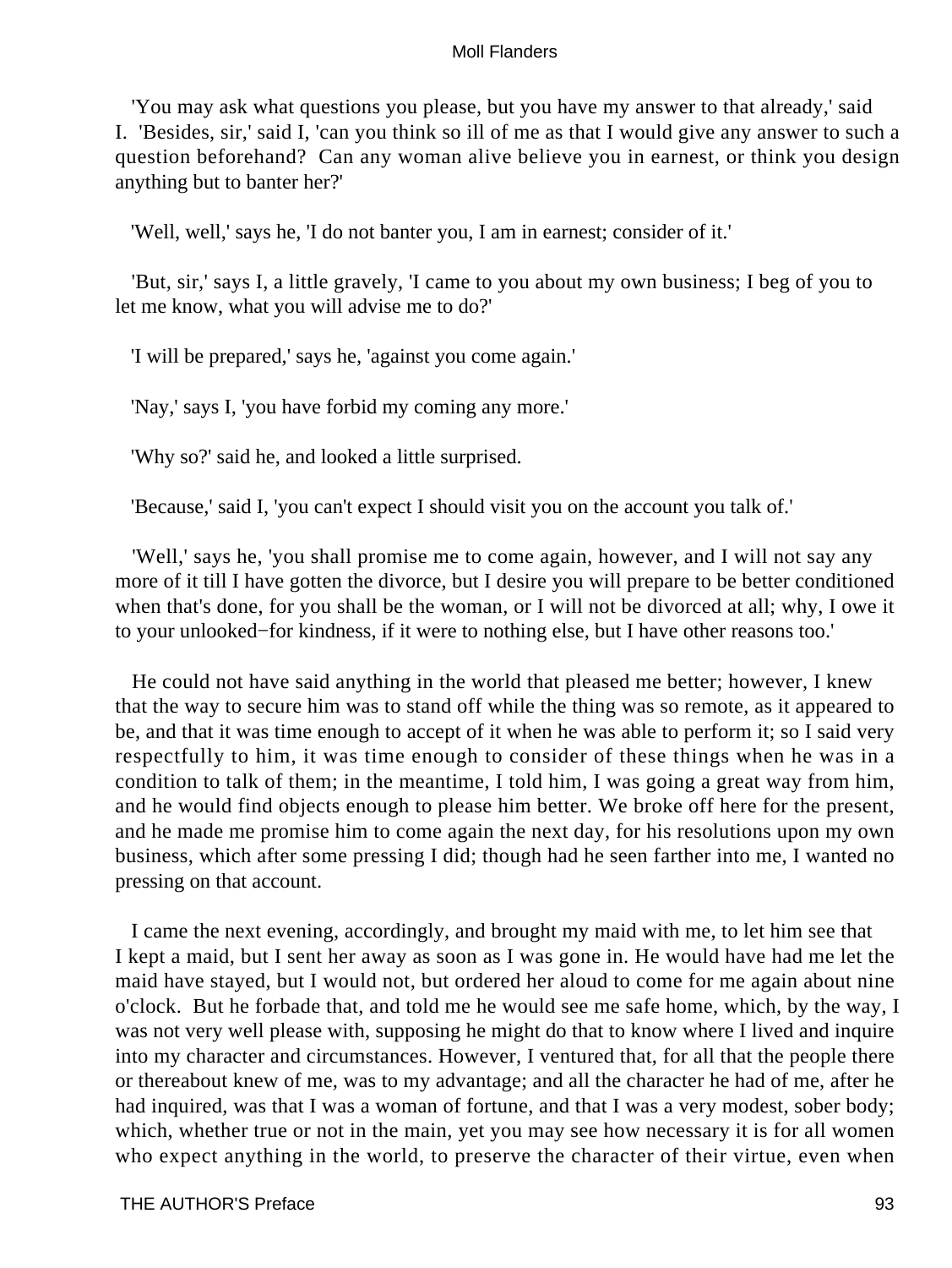'You may ask what questions you please, but you have my answer to that already,' said I. 'Besides, sir,' said I, 'can you think so ill of me as that I would give any answer to such a question beforehand? Can any woman alive believe you in earnest, or think you design anything but to banter her?'

'Well, well,' says he, 'I do not banter you, I am in earnest; consider of it.'

'But, sir,' says I, a little gravely, 'I came to you about my own business; I beg of you to let me know, what you will advise me to do?'

'I will be prepared,' says he, 'against you come again.'

'Nay,' says I, 'you have forbid my coming any more.'

'Why so?' said he, and looked a little surprised.

'Because,' said I, 'you can't expect I should visit you on the account you talk of.'

'Well,' says he, 'you shall promise me to come again, however, and I will not say any more of it till I have gotten the divorce, but I desire you will prepare to be better conditioned when that's done, for you shall be the woman, or I will not be divorced at all; why, I owe it to your unlooked−for kindness, if it were to nothing else, but I have other reasons too.'

He could not have said anything in the world that pleased me better; however, I knew that the way to secure him was to stand off while the thing was so remote, as it appeared to be, and that it was time enough to accept of it when he was able to perform it; so I said very respectfully to him, it was time enough to consider of these things when he was in a condition to talk of them; in the meantime, I told him, I was going a great way from him, and he would find objects enough to please him better. We broke off here for the present, and he made me promise him to come again the next day, for his resolutions upon my own business, which after some pressing I did; though had he seen farther into me, I wanted no pressing on that account.

I came the next evening, accordingly, and brought my maid with me, to let him see that I kept a maid, but I sent her away as soon as I was gone in. He would have had me let the maid have stayed, but I would not, but ordered her aloud to come for me again about nine o'clock. But he forbade that, and told me he would see me safe home, which, by the way, I was not very well please with, supposing he might do that to know where I lived and inquire into my character and circumstances. However, I ventured that, for all that the people there or thereabout knew of me, was to my advantage; and all the character he had of me, after he had inquired, was that I was a woman of fortune, and that I was a very modest, sober body; which, whether true or not in the main, yet you may see how necessary it is for all women who expect anything in the world, to preserve the character of their virtue, even when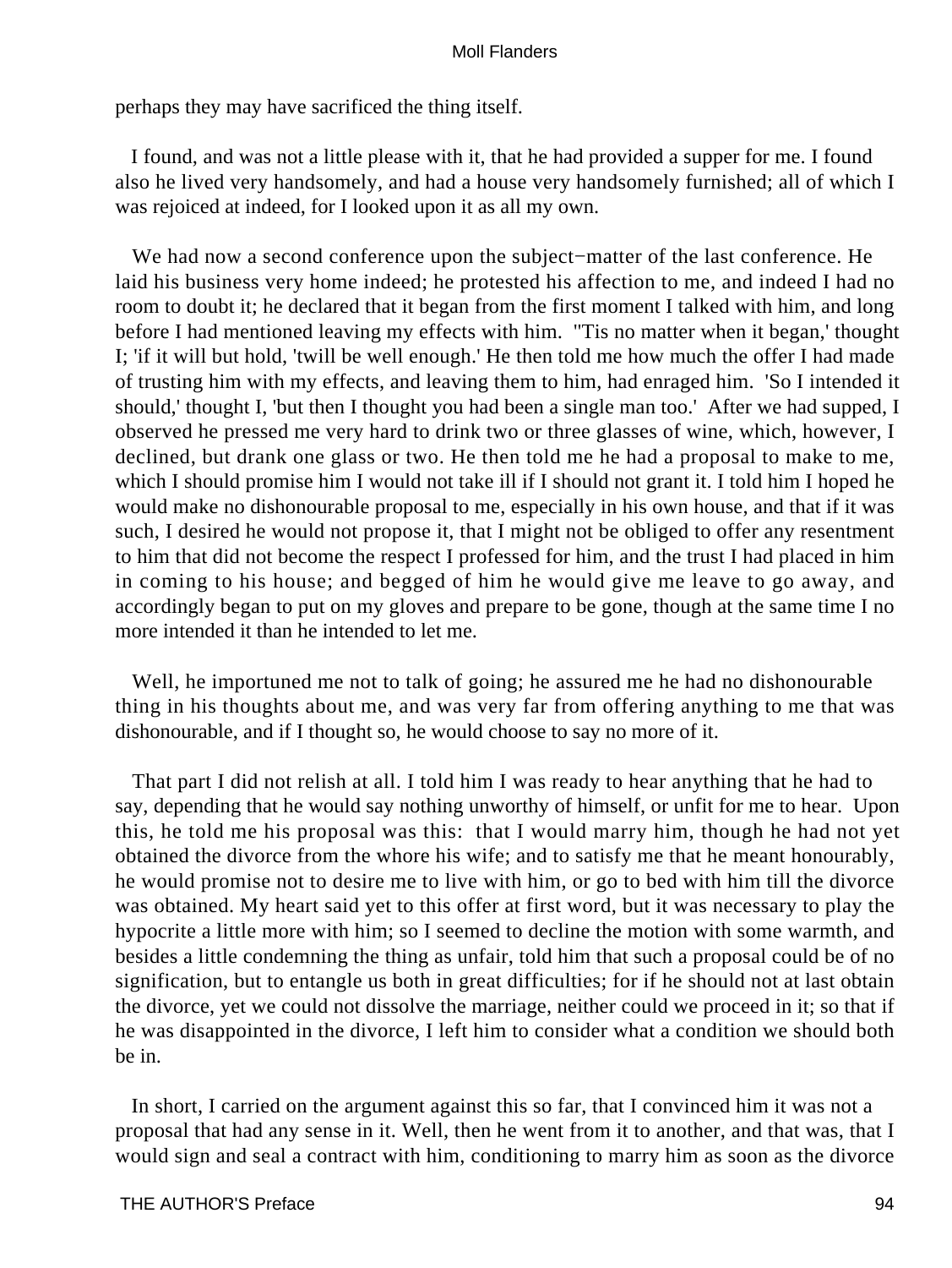perhaps they may have sacrificed the thing itself.

I found, and was not a little please with it, that he had provided a supper for me. I found also he lived very handsomely, and had a house very handsomely furnished; all of which I was rejoiced at indeed, for I looked upon it as all my own.

We had now a second conference upon the subject−matter of the last conference. He laid his business very home indeed; he protested his affection to me, and indeed I had no room to doubt it; he declared that it began from the first moment I talked with him, and long before I had mentioned leaving my effects with him. ''Tis no matter when it began,' thought I; 'if it will but hold, 'twill be well enough.' He then told me how much the offer I had made of trusting him with my effects, and leaving them to him, had enraged him. 'So I intended it should,' thought I, 'but then I thought you had been a single man too.' After we had supped, I observed he pressed me very hard to drink two or three glasses of wine, which, however, I declined, but drank one glass or two. He then told me he had a proposal to make to me, which I should promise him I would not take ill if I should not grant it. I told him I hoped he would make no dishonourable proposal to me, especially in his own house, and that if it was such, I desired he would not propose it, that I might not be obliged to offer any resentment to him that did not become the respect I professed for him, and the trust I had placed in him in coming to his house; and begged of him he would give me leave to go away, and accordingly began to put on my gloves and prepare to be gone, though at the same time I no more intended it than he intended to let me.

Well, he importuned me not to talk of going; he assured me he had no dishonourable thing in his thoughts about me, and was very far from offering anything to me that was dishonourable, and if I thought so, he would choose to say no more of it.

That part I did not relish at all. I told him I was ready to hear anything that he had to say, depending that he would say nothing unworthy of himself, or unfit for me to hear. Upon this, he told me his proposal was this: that I would marry him, though he had not yet obtained the divorce from the whore his wife; and to satisfy me that he meant honourably, he would promise not to desire me to live with him, or go to bed with him till the divorce was obtained. My heart said yet to this offer at first word, but it was necessary to play the hypocrite a little more with him; so I seemed to decline the motion with some warmth, and besides a little condemning the thing as unfair, told him that such a proposal could be of no signification, but to entangle us both in great difficulties; for if he should not at last obtain the divorce, yet we could not dissolve the marriage, neither could we proceed in it; so that if he was disappointed in the divorce, I left him to consider what a condition we should both be in.

In short, I carried on the argument against this so far, that I convinced him it was not a proposal that had any sense in it. Well, then he went from it to another, and that was, that I would sign and seal a contract with him, conditioning to marry him as soon as the divorce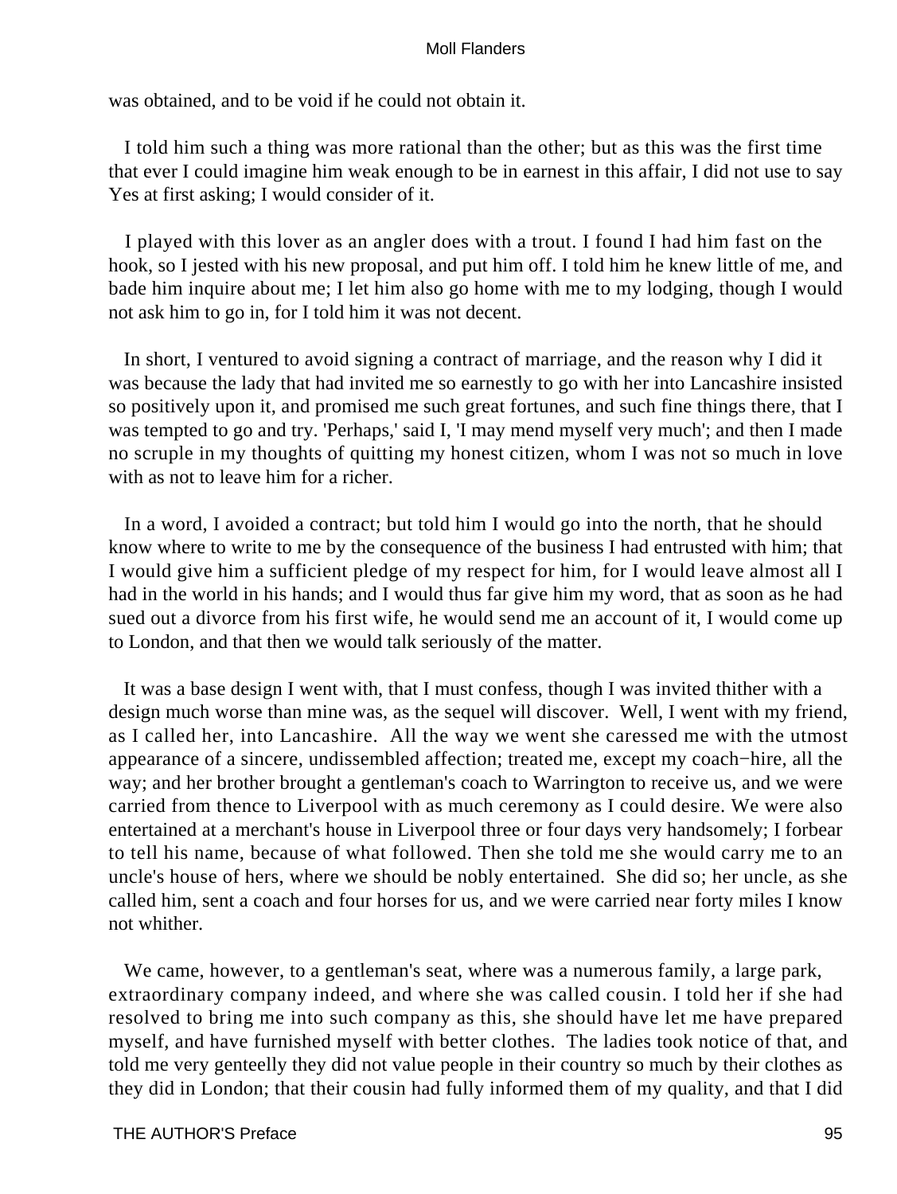was obtained, and to be void if he could not obtain it.

I told him such a thing was more rational than the other; but as this was the first time that ever I could imagine him weak enough to be in earnest in this affair, I did not use to say Yes at first asking; I would consider of it.

I played with this lover as an angler does with a trout. I found I had him fast on the hook, so I jested with his new proposal, and put him off. I told him he knew little of me, and bade him inquire about me; I let him also go home with me to my lodging, though I would not ask him to go in, for I told him it was not decent.

In short, I ventured to avoid signing a contract of marriage, and the reason why I did it was because the lady that had invited me so earnestly to go with her into Lancashire insisted so positively upon it, and promised me such great fortunes, and such fine things there, that I was tempted to go and try. 'Perhaps,' said I, 'I may mend myself very much'; and then I made no scruple in my thoughts of quitting my honest citizen, whom I was not so much in love with as not to leave him for a richer.

In a word, I avoided a contract; but told him I would go into the north, that he should know where to write to me by the consequence of the business I had entrusted with him; that I would give him a sufficient pledge of my respect for him, for I would leave almost all I had in the world in his hands; and I would thus far give him my word, that as soon as he had sued out a divorce from his first wife, he would send me an account of it, I would come up to London, and that then we would talk seriously of the matter.

It was a base design I went with, that I must confess, though I was invited thither with a design much worse than mine was, as the sequel will discover. Well, I went with my friend, as I called her, into Lancashire. All the way we went she caressed me with the utmost appearance of a sincere, undissembled affection; treated me, except my coach-hire, all the way; and her brother brought a gentleman's coach to Warrington to receive us, and we were carried from thence to Liverpool with as much ceremony as I could desire. We were also entertained at a merchant's house in Liverpool three or four days very handsomely; I forbear to tell his name, because of what followed. Then she told me she would carry me to an uncle's house of hers, where we should be nobly entertained. She did so; her uncle, as she called him, sent a coach and four horses for us, and we were carried near forty miles I know not whither.

We came, however, to a gentleman's seat, where was a numerous family, a large park, extraordinary company indeed, and where she was called cousin. I told her if she had resolved to bring me into such company as this, she should have let me have prepared myself, and have furnished myself with better clothes. The ladies took notice of that, and told me very genteelly they did not value people in their country so much by their clothes as they did in London; that their cousin had fully informed them of my quality, and that I did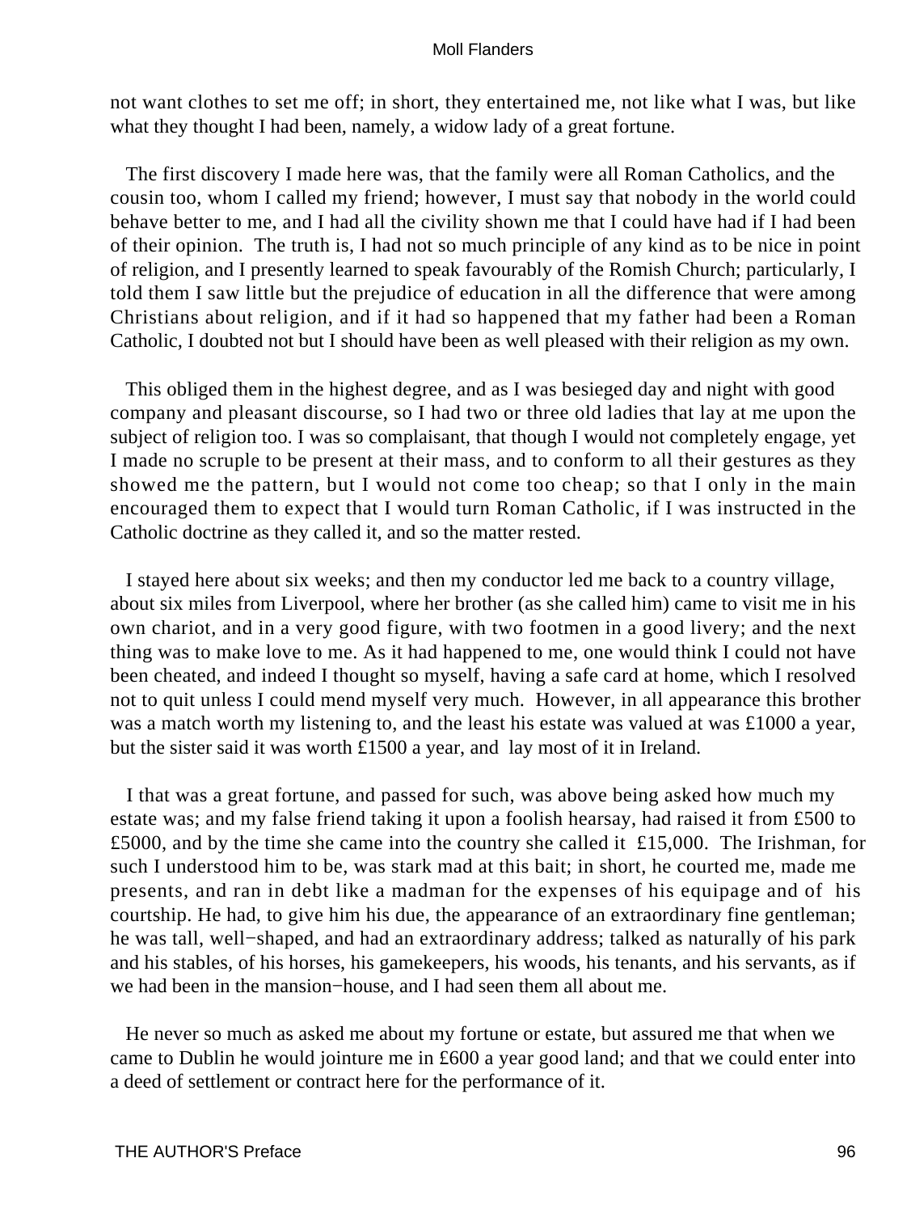not want clothes to set me off; in short, they entertained me, not like what I was, but like what they thought I had been, namely, a widow lady of a great fortune.

The first discovery I made here was, that the family were all Roman Catholics, and the cousin too, whom I called my friend; however, I must say that nobody in the world could behave better to me, and I had all the civility shown me that I could have had if I had been of their opinion. The truth is, I had not so much principle of any kind as to be nice in point of religion, and I presently learned to speak favourably of the Romish Church; particularly, I told them I saw little but the prejudice of education in all the difference that were among Christians about religion, and if it had so happened that my father had been a Roman Catholic, I doubted not but I should have been as well pleased with their religion as my own.

This obliged them in the highest degree, and as I was besieged day and night with good company and pleasant discourse, so I had two or three old ladies that lay at me upon the subject of religion too. I was so complaisant, that though I would not completely engage, yet I made no scruple to be present at their mass, and to conform to all their gestures as they showed me the pattern, but I would not come too cheap; so that I only in the main encouraged them to expect that I would turn Roman Catholic, if I was instructed in the Catholic doctrine as they called it, and so the matter rested.

I stayed here about six weeks; and then my conductor led me back to a country village, about six miles from Liverpool, where her brother (as she called him) came to visit me in his own chariot, and in a very good figure, with two footmen in a good livery; and the next thing was to make love to me. As it had happened to me, one would think I could not have been cheated, and indeed I thought so myself, having a safe card at home, which I resolved not to quit unless I could mend myself very much. However, in all appearance this brother was a match worth my listening to, and the least his estate was valued at was £1000 a year, but the sister said it was worth £1500 a year, and lay most of it in Ireland.

I that was a great fortune, and passed for such, was above being asked how much my estate was; and my false friend taking it upon a foolish hearsay, had raised it from £500 to £5000, and by the time she came into the country she called it £15,000. The Irishman, for such I understood him to be, was stark mad at this bait; in short, he courted me, made me presents, and ran in debt like a madman for the expenses of his equipage and of his courtship. He had, to give him his due, the appearance of an extraordinary fine gentleman; he was tall, well−shaped, and had an extraordinary address; talked as naturally of his park and his stables, of his horses, his gamekeepers, his woods, his tenants, and his servants, as if we had been in the mansion−house, and I had seen them all about me.

He never so much as asked me about my fortune or estate, but assured me that when we came to Dublin he would jointure me in £600 a year good land; and that we could enter into a deed of settlement or contract here for the performance of it.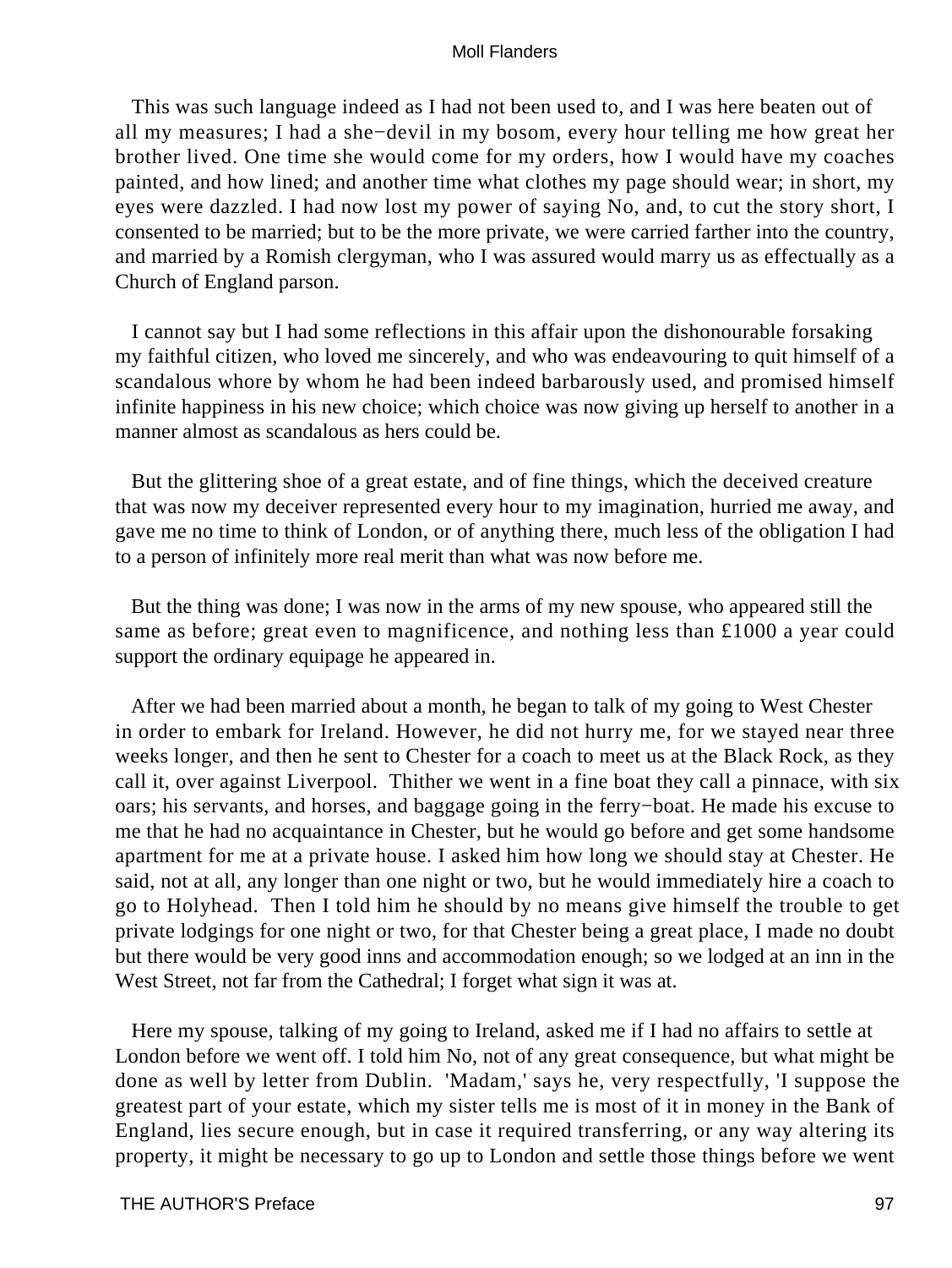This was such language indeed as I had not been used to, and I was here beaten out of all my measures; I had a she−devil in my bosom, every hour telling me how great her brother lived. One time she would come for my orders, how I would have my coaches painted, and how lined; and another time what clothes my page should wear; in short, my eyes were dazzled. I had now lost my power of saying No, and, to cut the story short, I consented to be married; but to be the more private, we were carried farther into the country, and married by a Romish clergyman, who I was assured would marry us as effectually as a Church of England parson.

I cannot say but I had some reflections in this affair upon the dishonourable forsaking my faithful citizen, who loved me sincerely, and who was endeavouring to quit himself of a scandalous whore by whom he had been indeed barbarously used, and promised himself infinite happiness in his new choice; which choice was now giving up herself to another in a manner almost as scandalous as hers could be.

But the glittering shoe of a great estate, and of fine things, which the deceived creature that was now my deceiver represented every hour to my imagination, hurried me away, and gave me no time to think of London, or of anything there, much less of the obligation I had to a person of infinitely more real merit than what was now before me.

But the thing was done; I was now in the arms of my new spouse, who appeared still the same as before; great even to magnificence, and nothing less than £1000 a year could support the ordinary equipage he appeared in.

After we had been married about a month, he began to talk of my going to West Chester in order to embark for Ireland. However, he did not hurry me, for we stayed near three weeks longer, and then he sent to Chester for a coach to meet us at the Black Rock, as they call it, over against Liverpool. Thither we went in a fine boat they call a pinnace, with six oars; his servants, and horses, and baggage going in the ferry−boat. He made his excuse to me that he had no acquaintance in Chester, but he would go before and get some handsome apartment for me at a private house. I asked him how long we should stay at Chester. He said, not at all, any longer than one night or two, but he would immediately hire a coach to go to Holyhead. Then I told him he should by no means give himself the trouble to get private lodgings for one night or two, for that Chester being a great place, I made no doubt but there would be very good inns and accommodation enough; so we lodged at an inn in the West Street, not far from the Cathedral; I forget what sign it was at.

Here my spouse, talking of my going to Ireland, asked me if I had no affairs to settle at London before we went off. I told him No, not of any great consequence, but what might be done as well by letter from Dublin. 'Madam,' says he, very respectfully, 'I suppose the greatest part of your estate, which my sister tells me is most of it in money in the Bank of England, lies secure enough, but in case it required transferring, or any way altering its property, it might be necessary to go up to London and settle those things before we went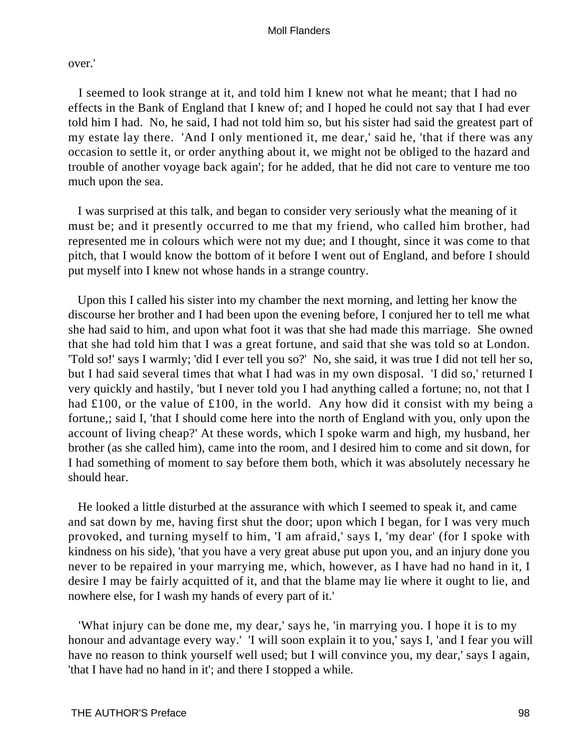over.'

I seemed to look strange at it, and told him I knew not what he meant; that I had no effects in the Bank of England that I knew of; and I hoped he could not say that I had ever told him I had. No, he said, I had not told him so, but his sister had said the greatest part of my estate lay there. 'And I only mentioned it, me dear,' said he, 'that if there was any occasion to settle it, or order anything about it, we might not be obliged to the hazard and trouble of another voyage back again'; for he added, that he did not care to venture me too much upon the sea.

I was surprised at this talk, and began to consider very seriously what the meaning of it must be; and it presently occurred to me that my friend, who called him brother, had represented me in colours which were not my due; and I thought, since it was come to that pitch, that I would know the bottom of it before I went out of England, and before I should put myself into I knew not whose hands in a strange country.

Upon this I called his sister into my chamber the next morning, and letting her know the discourse her brother and I had been upon the evening before, I conjured her to tell me what she had said to him, and upon what foot it was that she had made this marriage. She owned that she had told him that I was a great fortune, and said that she was told so at London. 'Told so!' says I warmly; 'did I ever tell you so?' No, she said, it was true I did not tell her so, but I had said several times that what I had was in my own disposal. 'I did so,' returned I very quickly and hastily, 'but I never told you I had anything called a fortune; no, not that I had £100, or the value of £100, in the world. Any how did it consist with my being a fortune,; said I, 'that I should come here into the north of England with you, only upon the account of living cheap?' At these words, which I spoke warm and high, my husband, her brother (as she called him), came into the room, and I desired him to come and sit down, for I had something of moment to say before them both, which it was absolutely necessary he should hear.

He looked a little disturbed at the assurance with which I seemed to speak it, and came and sat down by me, having first shut the door; upon which I began, for I was very much provoked, and turning myself to him, 'I am afraid,' says I, 'my dear' (for I spoke with kindness on his side), 'that you have a very great abuse put upon you, and an injury done you never to be repaired in your marrying me, which, however, as I have had no hand in it, I desire I may be fairly acquitted of it, and that the blame may lie where it ought to lie, and nowhere else, for I wash my hands of every part of it.'

'What injury can be done me, my dear,' says he, 'in marrying you. I hope it is to my honour and advantage every way.' 'I will soon explain it to you,' says I, 'and I fear you will have no reason to think yourself well used; but I will convince you, my dear,' says I again, 'that I have had no hand in it'; and there I stopped a while.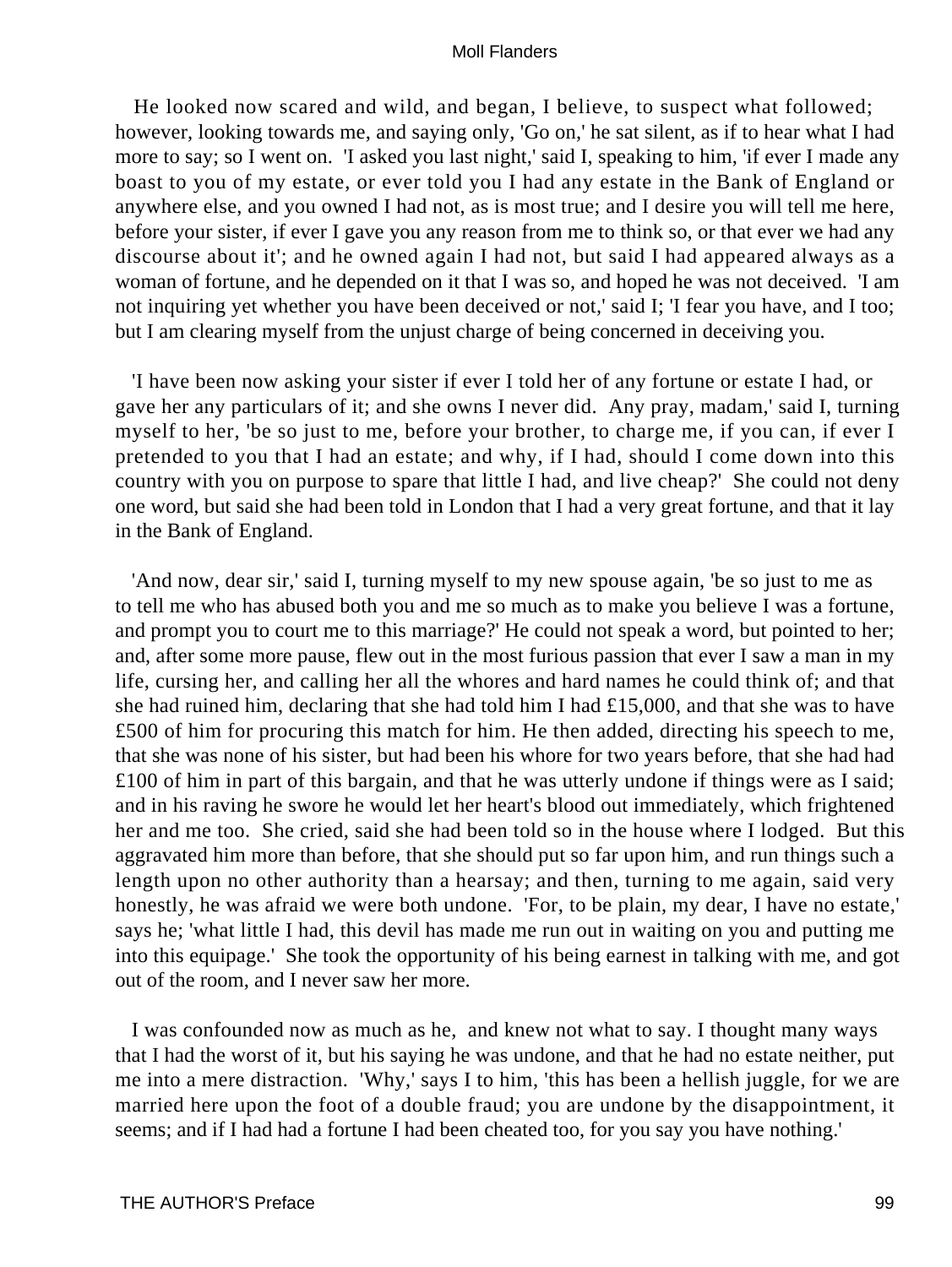He looked now scared and wild, and began, I believe, to suspect what followed; however, looking towards me, and saying only, 'Go on,' he sat silent, as if to hear what I had more to say; so I went on. 'I asked you last night,' said I, speaking to him, 'if ever I made any boast to you of my estate, or ever told you I had any estate in the Bank of England or anywhere else, and you owned I had not, as is most true; and I desire you will tell me here, before your sister, if ever I gave you any reason from me to think so, or that ever we had any discourse about it'; and he owned again I had not, but said I had appeared always as a woman of fortune, and he depended on it that I was so, and hoped he was not deceived. 'I am not inquiring yet whether you have been deceived or not,' said I; 'I fear you have, and I too; but I am clearing myself from the unjust charge of being concerned in deceiving you.

'I have been now asking your sister if ever I told her of any fortune or estate I had, or gave her any particulars of it; and she owns I never did. Any pray, madam,' said I, turning myself to her, 'be so just to me, before your brother, to charge me, if you can, if ever I pretended to you that I had an estate; and why, if I had, should I come down into this country with you on purpose to spare that little I had, and live cheap?' She could not deny one word, but said she had been told in London that I had a very great fortune, and that it lay in the Bank of England.

'And now, dear sir,' said I, turning myself to my new spouse again, 'be so just to me as to tell me who has abused both you and me so much as to make you believe I was a fortune, and prompt you to court me to this marriage?' He could not speak a word, but pointed to her; and, after some more pause, flew out in the most furious passion that ever I saw a man in my life, cursing her, and calling her all the whores and hard names he could think of; and that she had ruined him, declaring that she had told him I had £15,000, and that she was to have £500 of him for procuring this match for him. He then added, directing his speech to me, that she was none of his sister, but had been his whore for two years before, that she had had £100 of him in part of this bargain, and that he was utterly undone if things were as I said; and in his raving he swore he would let her heart's blood out immediately, which frightened her and me too. She cried, said she had been told so in the house where I lodged. But this aggravated him more than before, that she should put so far upon him, and run things such a length upon no other authority than a hearsay; and then, turning to me again, said very honestly, he was afraid we were both undone. 'For, to be plain, my dear, I have no estate,' says he; 'what little I had, this devil has made me run out in waiting on you and putting me into this equipage.' She took the opportunity of his being earnest in talking with me, and got out of the room, and I never saw her more.

I was confounded now as much as he, and knew not what to say. I thought many ways that I had the worst of it, but his saying he was undone, and that he had no estate neither, put me into a mere distraction. 'Why,' says I to him, 'this has been a hellish juggle, for we are married here upon the foot of a double fraud; you are undone by the disappointment, it seems; and if I had had a fortune I had been cheated too, for you say you have nothing.'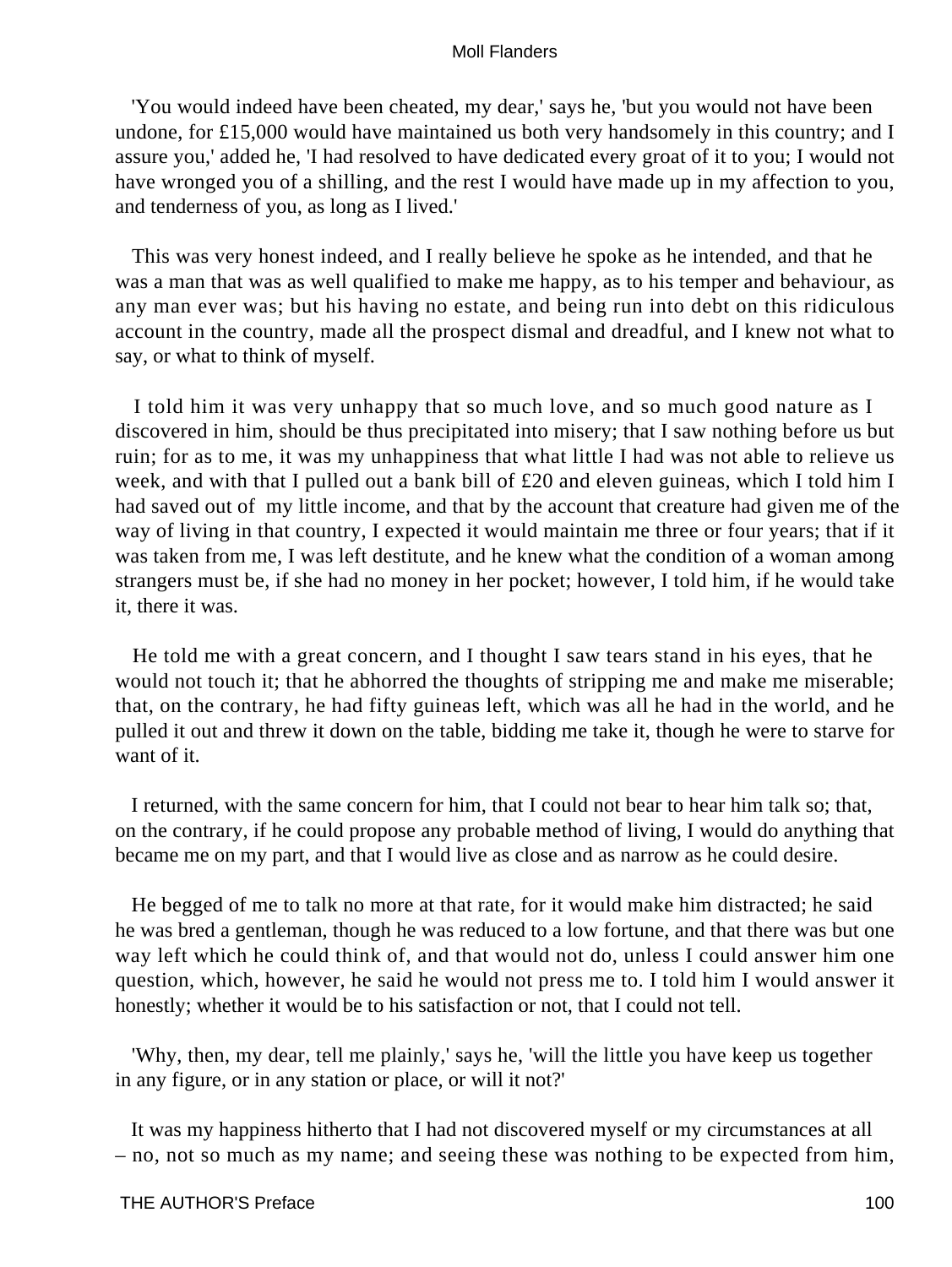'You would indeed have been cheated, my dear,' says he, 'but you would not have been undone, for £15,000 would have maintained us both very handsomely in this country; and I assure you,' added he, 'I had resolved to have dedicated every groat of it to you; I would not have wronged you of a shilling, and the rest I would have made up in my affection to you, and tenderness of you, as long as I lived.'

This was very honest indeed, and I really believe he spoke as he intended, and that he was a man that was as well qualified to make me happy, as to his temper and behaviour, as any man ever was; but his having no estate, and being run into debt on this ridiculous account in the country, made all the prospect dismal and dreadful, and I knew not what to say, or what to think of myself.

I told him it was very unhappy that so much love, and so much good nature as I discovered in him, should be thus precipitated into misery; that I saw nothing before us but ruin; for as to me, it was my unhappiness that what little I had was not able to relieve us week, and with that I pulled out a bank bill of £20 and eleven guineas, which I told him I had saved out of my little income, and that by the account that creature had given me of the way of living in that country, I expected it would maintain me three or four years; that if it was taken from me, I was left destitute, and he knew what the condition of a woman among strangers must be, if she had no money in her pocket; however, I told him, if he would take it, there it was.

He told me with a great concern, and I thought I saw tears stand in his eyes, that he would not touch it; that he abhorred the thoughts of stripping me and make me miserable; that, on the contrary, he had fifty guineas left, which was all he had in the world, and he pulled it out and threw it down on the table, bidding me take it, though he were to starve for want of it.

I returned, with the same concern for him, that I could not bear to hear him talk so; that, on the contrary, if he could propose any probable method of living, I would do anything that became me on my part, and that I would live as close and as narrow as he could desire.

He begged of me to talk no more at that rate, for it would make him distracted; he said he was bred a gentleman, though he was reduced to a low fortune, and that there was but one way left which he could think of, and that would not do, unless I could answer him one question, which, however, he said he would not press me to. I told him I would answer it honestly; whether it would be to his satisfaction or not, that I could not tell.

'Why, then, my dear, tell me plainly,' says he, 'will the little you have keep us together in any figure, or in any station or place, or will it not?'

It was my happiness hitherto that I had not discovered myself or my circumstances at all – no, not so much as my name; and seeing these was nothing to be expected from him,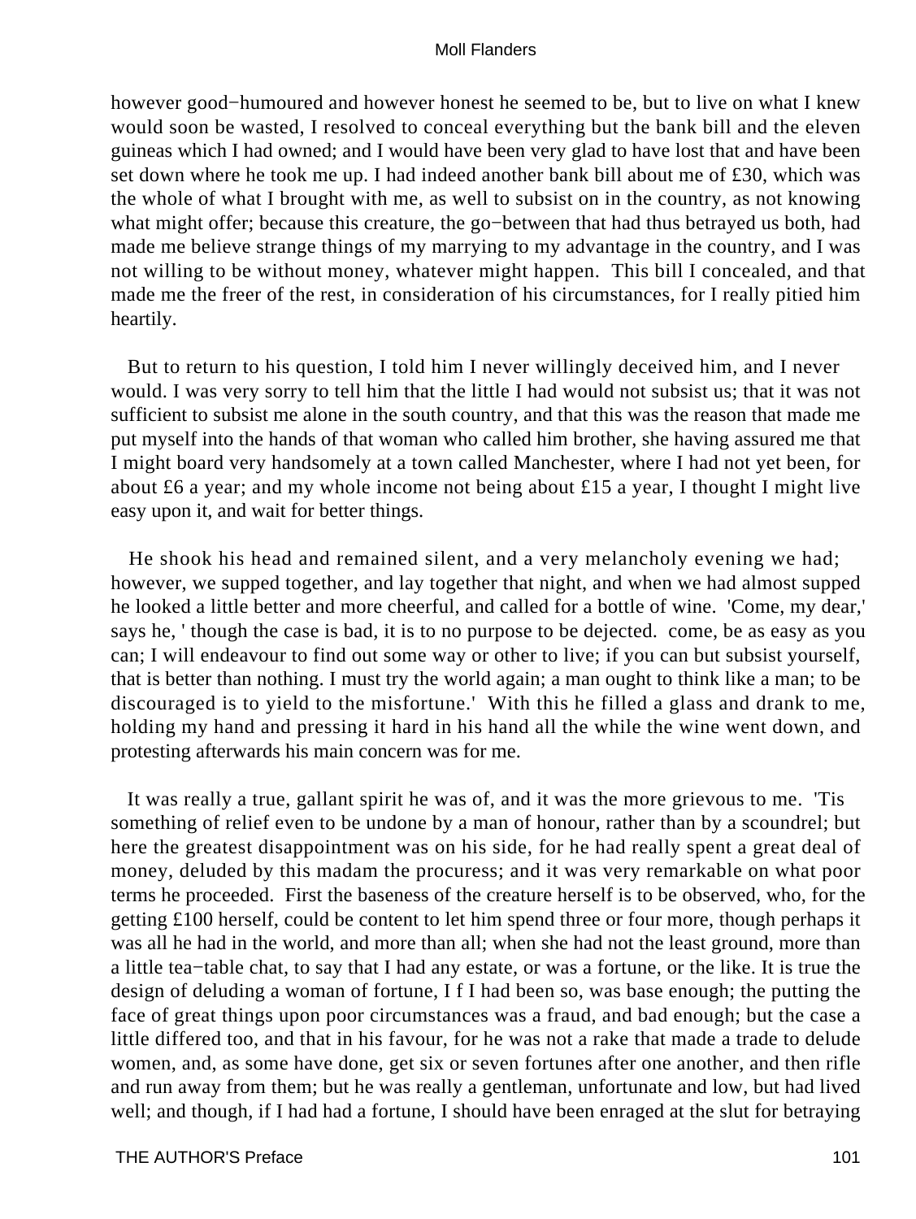however good−humoured and however honest he seemed to be, but to live on what I knew would soon be wasted, I resolved to conceal everything but the bank bill and the eleven guineas which I had owned; and I would have been very glad to have lost that and have been set down where he took me up. I had indeed another bank bill about me of £30, which was the whole of what I brought with me, as well to subsist on in the country, as not knowing what might offer; because this creature, the go−between that had thus betrayed us both, had made me believe strange things of my marrying to my advantage in the country, and I was not willing to be without money, whatever might happen. This bill I concealed, and that made me the freer of the rest, in consideration of his circumstances, for I really pitied him heartily.

But to return to his question, I told him I never willingly deceived him, and I never would. I was very sorry to tell him that the little I had would not subsist us; that it was not sufficient to subsist me alone in the south country, and that this was the reason that made me put myself into the hands of that woman who called him brother, she having assured me that I might board very handsomely at a town called Manchester, where I had not yet been, for about £6 a year; and my whole income not being about £15 a year, I thought I might live easy upon it, and wait for better things.

He shook his head and remained silent, and a very melancholy evening we had; however, we supped together, and lay together that night, and when we had almost supped he looked a little better and more cheerful, and called for a bottle of wine. 'Come, my dear,' says he, ' though the case is bad, it is to no purpose to be dejected. come, be as easy as you can; I will endeavour to find out some way or other to live; if you can but subsist yourself, that is better than nothing. I must try the world again; a man ought to think like a man; to be discouraged is to yield to the misfortune.' With this he filled a glass and drank to me, holding my hand and pressing it hard in his hand all the while the wine went down, and protesting afterwards his main concern was for me.

It was really a true, gallant spirit he was of, and it was the more grievous to me. 'Tis something of relief even to be undone by a man of honour, rather than by a scoundrel; but here the greatest disappointment was on his side, for he had really spent a great deal of money, deluded by this madam the procuress; and it was very remarkable on what poor terms he proceeded. First the baseness of the creature herself is to be observed, who, for the getting £100 herself, could be content to let him spend three or four more, though perhaps it was all he had in the world, and more than all; when she had not the least ground, more than a little tea−table chat, to say that I had any estate, or was a fortune, or the like. It is true the design of deluding a woman of fortune, I f I had been so, was base enough; the putting the face of great things upon poor circumstances was a fraud, and bad enough; but the case a little differed too, and that in his favour, for he was not a rake that made a trade to delude women, and, as some have done, get six or seven fortunes after one another, and then rifle and run away from them; but he was really a gentleman, unfortunate and low, but had lived well; and though, if I had had a fortune, I should have been enraged at the slut for betraying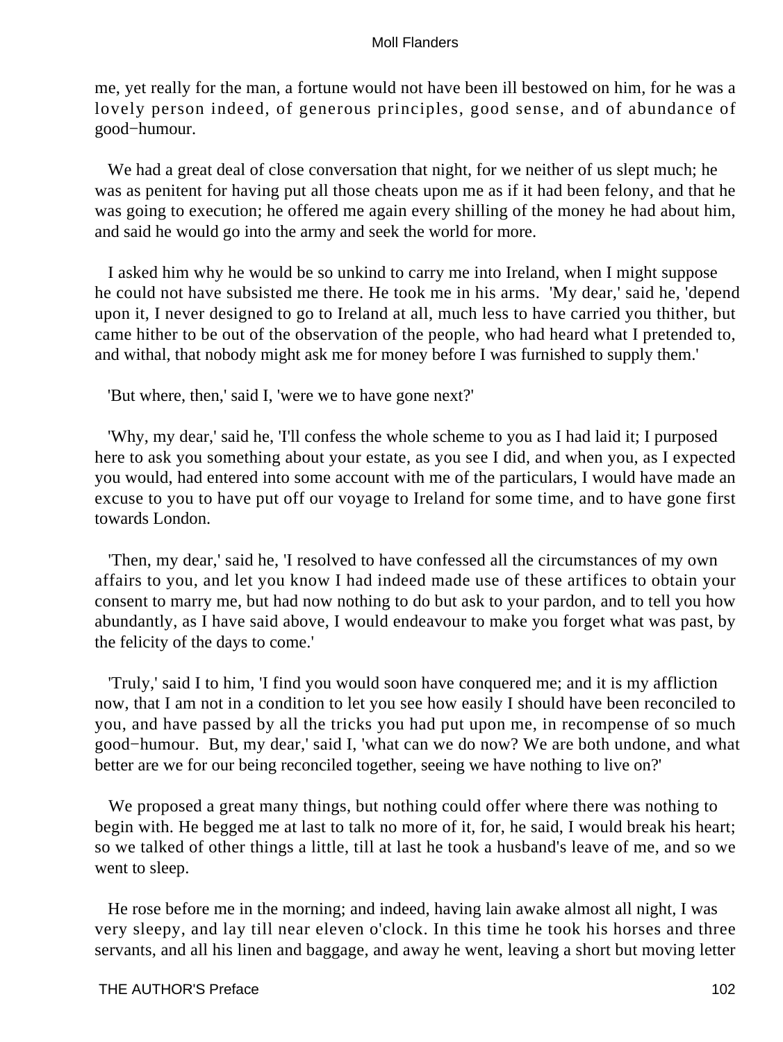me, yet really for the man, a fortune would not have been ill bestowed on him, for he was a lovely person indeed, of generous principles, good sense, and of abundance of good−humour.

We had a great deal of close conversation that night, for we neither of us slept much; he was as penitent for having put all those cheats upon me as if it had been felony, and that he was going to execution; he offered me again every shilling of the money he had about him, and said he would go into the army and seek the world for more.

I asked him why he would be so unkind to carry me into Ireland, when I might suppose he could not have subsisted me there. He took me in his arms. 'My dear,' said he, 'depend upon it, I never designed to go to Ireland at all, much less to have carried you thither, but came hither to be out of the observation of the people, who had heard what I pretended to, and withal, that nobody might ask me for money before I was furnished to supply them.'

'But where, then,' said I, 'were we to have gone next?'

'Why, my dear,' said he, 'I'll confess the whole scheme to you as I had laid it; I purposed here to ask you something about your estate, as you see I did, and when you, as I expected you would, had entered into some account with me of the particulars, I would have made an excuse to you to have put off our voyage to Ireland for some time, and to have gone first towards London.

'Then, my dear,' said he, 'I resolved to have confessed all the circumstances of my own affairs to you, and let you know I had indeed made use of these artifices to obtain your consent to marry me, but had now nothing to do but ask to your pardon, and to tell you how abundantly, as I have said above, I would endeavour to make you forget what was past, by the felicity of the days to come.'

'Truly,' said I to him, 'I find you would soon have conquered me; and it is my affliction now, that I am not in a condition to let you see how easily I should have been reconciled to you, and have passed by all the tricks you had put upon me, in recompense of so much good−humour. But, my dear,' said I, 'what can we do now? We are both undone, and what better are we for our being reconciled together, seeing we have nothing to live on?'

We proposed a great many things, but nothing could offer where there was nothing to begin with. He begged me at last to talk no more of it, for, he said, I would break his heart; so we talked of other things a little, till at last he took a husband's leave of me, and so we went to sleep.

He rose before me in the morning; and indeed, having lain awake almost all night, I was very sleepy, and lay till near eleven o'clock. In this time he took his horses and three servants, and all his linen and baggage, and away he went, leaving a short but moving letter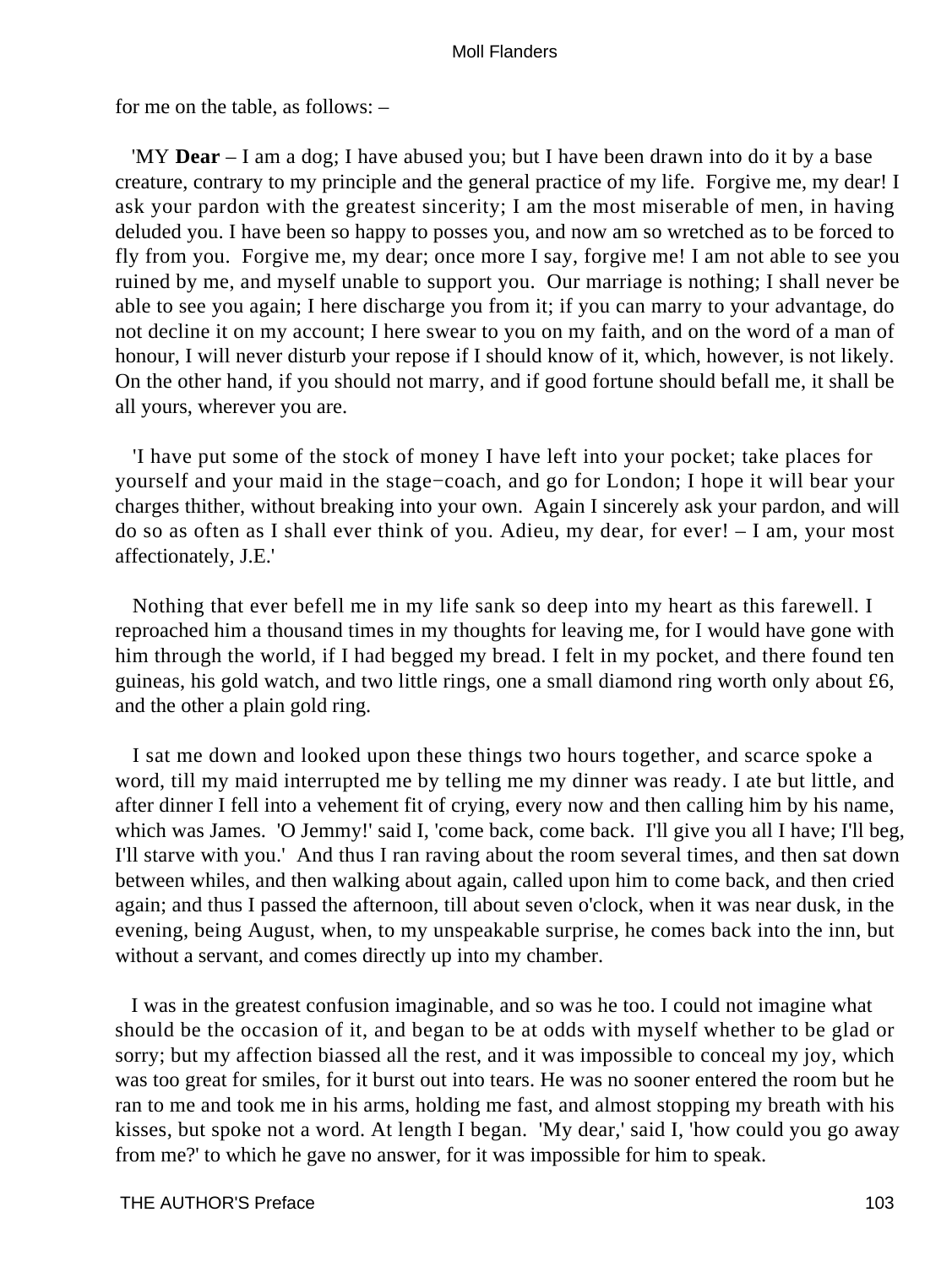for me on the table, as follows: –

'MY **Dear** – I am a dog; I have abused you; but I have been drawn into do it by a base creature, contrary to my principle and the general practice of my life. Forgive me, my dear! I ask your pardon with the greatest sincerity; I am the most miserable of men, in having deluded you. I have been so happy to posses you, and now am so wretched as to be forced to fly from you. Forgive me, my dear; once more I say, forgive me! I am not able to see you ruined by me, and myself unable to support you. Our marriage is nothing; I shall never be able to see you again; I here discharge you from it; if you can marry to your advantage, do not decline it on my account; I here swear to you on my faith, and on the word of a man of honour, I will never disturb your repose if I should know of it, which, however, is not likely. On the other hand, if you should not marry, and if good fortune should befall me, it shall be all yours, wherever you are.

'I have put some of the stock of money I have left into your pocket; take places for yourself and your maid in the stage−coach, and go for London; I hope it will bear your charges thither, without breaking into your own. Again I sincerely ask your pardon, and will do so as often as I shall ever think of you. Adieu, my dear, for ever! – I am, your most affectionately, J.E.'

Nothing that ever befell me in my life sank so deep into my heart as this farewell. I reproached him a thousand times in my thoughts for leaving me, for I would have gone with him through the world, if I had begged my bread. I felt in my pocket, and there found ten guineas, his gold watch, and two little rings, one a small diamond ring worth only about £6, and the other a plain gold ring.

I sat me down and looked upon these things two hours together, and scarce spoke a word, till my maid interrupted me by telling me my dinner was ready. I ate but little, and after dinner I fell into a vehement fit of crying, every now and then calling him by his name, which was James. 'O Jemmy!' said I, 'come back, come back. I'll give you all I have; I'll beg, I'll starve with you.' And thus I ran raving about the room several times, and then sat down between whiles, and then walking about again, called upon him to come back, and then cried again; and thus I passed the afternoon, till about seven o'clock, when it was near dusk, in the evening, being August, when, to my unspeakable surprise, he comes back into the inn, but without a servant, and comes directly up into my chamber.

I was in the greatest confusion imaginable, and so was he too. I could not imagine what should be the occasion of it, and began to be at odds with myself whether to be glad or sorry; but my affection biassed all the rest, and it was impossible to conceal my joy, which was too great for smiles, for it burst out into tears. He was no sooner entered the room but he ran to me and took me in his arms, holding me fast, and almost stopping my breath with his kisses, but spoke not a word. At length I began. 'My dear,' said I, 'how could you go away from me?' to which he gave no answer, for it was impossible for him to speak.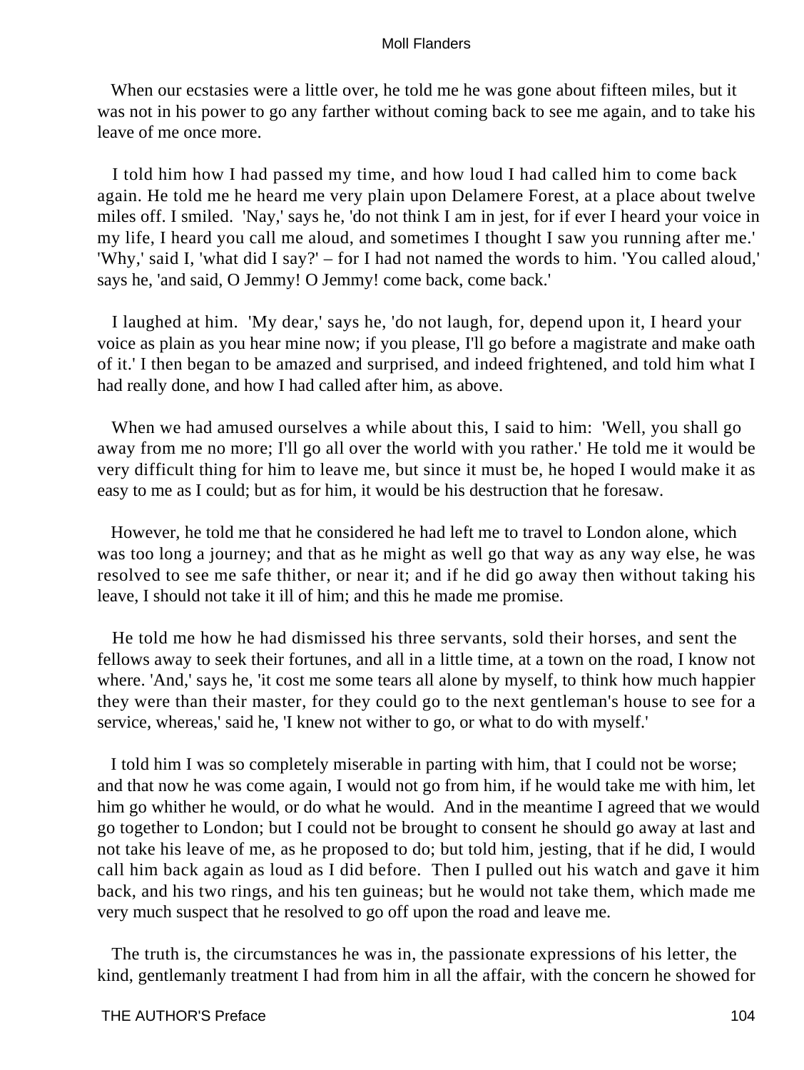When our ecstasies were a little over, he told me he was gone about fifteen miles, but it was not in his power to go any farther without coming back to see me again, and to take his leave of me once more.

I told him how I had passed my time, and how loud I had called him to come back again. He told me he heard me very plain upon Delamere Forest, at a place about twelve miles off. I smiled. 'Nay,' says he, 'do not think I am in jest, for if ever I heard your voice in my life, I heard you call me aloud, and sometimes I thought I saw you running after me.' 'Why,' said I, 'what did I say?' – for I had not named the words to him. 'You called aloud,' says he, 'and said, O Jemmy! O Jemmy! come back, come back.'

I laughed at him. 'My dear,' says he, 'do not laugh, for, depend upon it, I heard your voice as plain as you hear mine now; if you please, I'll go before a magistrate and make oath of it.' I then began to be amazed and surprised, and indeed frightened, and told him what I had really done, and how I had called after him, as above.

When we had amused ourselves a while about this, I said to him: 'Well, you shall go away from me no more; I'll go all over the world with you rather.' He told me it would be very difficult thing for him to leave me, but since it must be, he hoped I would make it as easy to me as I could; but as for him, it would be his destruction that he foresaw.

However, he told me that he considered he had left me to travel to London alone, which was too long a journey; and that as he might as well go that way as any way else, he was resolved to see me safe thither, or near it; and if he did go away then without taking his leave, I should not take it ill of him; and this he made me promise.

He told me how he had dismissed his three servants, sold their horses, and sent the fellows away to seek their fortunes, and all in a little time, at a town on the road, I know not where. 'And,' says he, 'it cost me some tears all alone by myself, to think how much happier they were than their master, for they could go to the next gentleman's house to see for a service, whereas,' said he, 'I knew not wither to go, or what to do with myself.'

I told him I was so completely miserable in parting with him, that I could not be worse; and that now he was come again, I would not go from him, if he would take me with him, let him go whither he would, or do what he would. And in the meantime I agreed that we would go together to London; but I could not be brought to consent he should go away at last and not take his leave of me, as he proposed to do; but told him, jesting, that if he did, I would call him back again as loud as I did before. Then I pulled out his watch and gave it him back, and his two rings, and his ten guineas; but he would not take them, which made me very much suspect that he resolved to go off upon the road and leave me.

The truth is, the circumstances he was in, the passionate expressions of his letter, the kind, gentlemanly treatment I had from him in all the affair, with the concern he showed for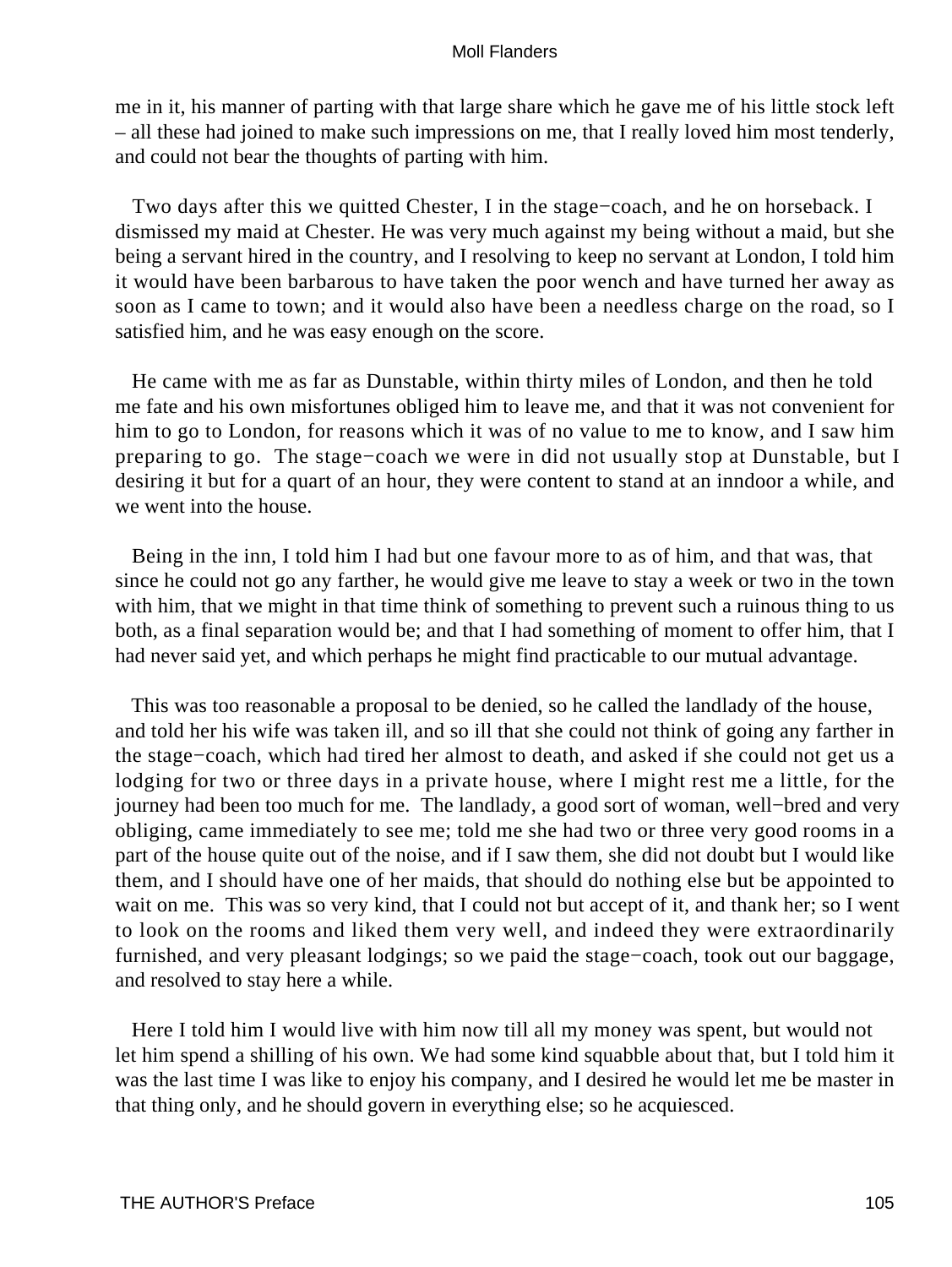me in it, his manner of parting with that large share which he gave me of his little stock left – all these had joined to make such impressions on me, that I really loved him most tenderly, and could not bear the thoughts of parting with him.

Two days after this we quitted Chester, I in the stage−coach, and he on horseback. I dismissed my maid at Chester. He was very much against my being without a maid, but she being a servant hired in the country, and I resolving to keep no servant at London, I told him it would have been barbarous to have taken the poor wench and have turned her away as soon as I came to town; and it would also have been a needless charge on the road, so I satisfied him, and he was easy enough on the score.

He came with me as far as Dunstable, within thirty miles of London, and then he told me fate and his own misfortunes obliged him to leave me, and that it was not convenient for him to go to London, for reasons which it was of no value to me to know, and I saw him preparing to go. The stage−coach we were in did not usually stop at Dunstable, but I desiring it but for a quart of an hour, they were content to stand at an inndoor a while, and we went into the house.

Being in the inn, I told him I had but one favour more to as of him, and that was, that since he could not go any farther, he would give me leave to stay a week or two in the town with him, that we might in that time think of something to prevent such a ruinous thing to us both, as a final separation would be; and that I had something of moment to offer him, that I had never said yet, and which perhaps he might find practicable to our mutual advantage.

This was too reasonable a proposal to be denied, so he called the landlady of the house, and told her his wife was taken ill, and so ill that she could not think of going any farther in the stage−coach, which had tired her almost to death, and asked if she could not get us a lodging for two or three days in a private house, where I might rest me a little, for the journey had been too much for me. The landlady, a good sort of woman, well−bred and very obliging, came immediately to see me; told me she had two or three very good rooms in a part of the house quite out of the noise, and if I saw them, she did not doubt but I would like them, and I should have one of her maids, that should do nothing else but be appointed to wait on me. This was so very kind, that I could not but accept of it, and thank her; so I went to look on the rooms and liked them very well, and indeed they were extraordinarily furnished, and very pleasant lodgings; so we paid the stage−coach, took out our baggage, and resolved to stay here a while.

Here I told him I would live with him now till all my money was spent, but would not let him spend a shilling of his own. We had some kind squabble about that, but I told him it was the last time I was like to enjoy his company, and I desired he would let me be master in that thing only, and he should govern in everything else; so he acquiesced.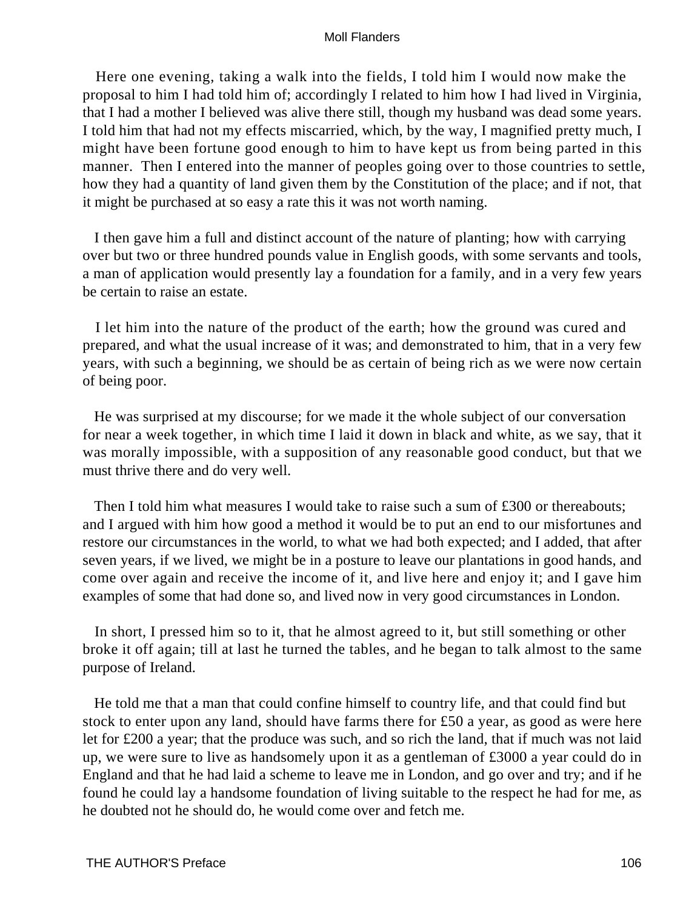Here one evening, taking a walk into the fields, I told him I would now make the proposal to him I had told him of; accordingly I related to him how I had lived in Virginia, that I had a mother I believed was alive there still, though my husband was dead some years. I told him that had not my effects miscarried, which, by the way, I magnified pretty much, I might have been fortune good enough to him to have kept us from being parted in this manner. Then I entered into the manner of peoples going over to those countries to settle, how they had a quantity of land given them by the Constitution of the place; and if not, that it might be purchased at so easy a rate this it was not worth naming.

I then gave him a full and distinct account of the nature of planting; how with carrying over but two or three hundred pounds value in English goods, with some servants and tools, a man of application would presently lay a foundation for a family, and in a very few years be certain to raise an estate.

I let him into the nature of the product of the earth; how the ground was cured and prepared, and what the usual increase of it was; and demonstrated to him, that in a very few years, with such a beginning, we should be as certain of being rich as we were now certain of being poor.

He was surprised at my discourse; for we made it the whole subject of our conversation for near a week together, in which time I laid it down in black and white, as we say, that it was morally impossible, with a supposition of any reasonable good conduct, but that we must thrive there and do very well.

Then I told him what measures I would take to raise such a sum of £300 or thereabouts; and I argued with him how good a method it would be to put an end to our misfortunes and restore our circumstances in the world, to what we had both expected; and I added, that after seven years, if we lived, we might be in a posture to leave our plantations in good hands, and come over again and receive the income of it, and live here and enjoy it; and I gave him examples of some that had done so, and lived now in very good circumstances in London.

In short, I pressed him so to it, that he almost agreed to it, but still something or other broke it off again; till at last he turned the tables, and he began to talk almost to the same purpose of Ireland.

He told me that a man that could confine himself to country life, and that could find but stock to enter upon any land, should have farms there for £50 a year, as good as were here let for £200 a year; that the produce was such, and so rich the land, that if much was not laid up, we were sure to live as handsomely upon it as a gentleman of £3000 a year could do in England and that he had laid a scheme to leave me in London, and go over and try; and if he found he could lay a handsome foundation of living suitable to the respect he had for me, as he doubted not he should do, he would come over and fetch me.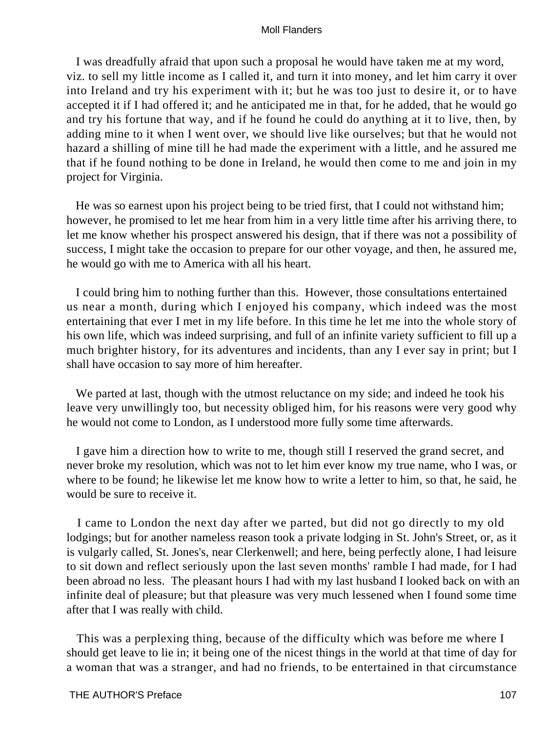I was dreadfully afraid that upon such a proposal he would have taken me at my word, viz. to sell my little income as I called it, and turn it into money, and let him carry it over into Ireland and try his experiment with it; but he was too just to desire it, or to have accepted it if I had offered it; and he anticipated me in that, for he added, that he would go and try his fortune that way, and if he found he could do anything at it to live, then, by adding mine to it when I went over, we should live like ourselves; but that he would not hazard a shilling of mine till he had made the experiment with a little, and he assured me that if he found nothing to be done in Ireland, he would then come to me and join in my project for Virginia.

He was so earnest upon his project being to be tried first, that I could not withstand him; however, he promised to let me hear from him in a very little time after his arriving there, to let me know whether his prospect answered his design, that if there was not a possibility of success, I might take the occasion to prepare for our other voyage, and then, he assured me, he would go with me to America with all his heart.

I could bring him to nothing further than this. However, those consultations entertained us near a month, during which I enjoyed his company, which indeed was the most entertaining that ever I met in my life before. In this time he let me into the whole story of his own life, which was indeed surprising, and full of an infinite variety sufficient to fill up a much brighter history, for its adventures and incidents, than any I ever say in print; but I shall have occasion to say more of him hereafter.

We parted at last, though with the utmost reluctance on my side; and indeed he took his leave very unwillingly too, but necessity obliged him, for his reasons were very good why he would not come to London, as I understood more fully some time afterwards.

I gave him a direction how to write to me, though still I reserved the grand secret, and never broke my resolution, which was not to let him ever know my true name, who I was, or where to be found; he likewise let me know how to write a letter to him, so that, he said, he would be sure to receive it.

I came to London the next day after we parted, but did not go directly to my old lodgings; but for another nameless reason took a private lodging in St. John's Street, or, as it is vulgarly called, St. Jones's, near Clerkenwell; and here, being perfectly alone, I had leisure to sit down and reflect seriously upon the last seven months' ramble I had made, for I had been abroad no less. The pleasant hours I had with my last husband I looked back on with an infinite deal of pleasure; but that pleasure was very much lessened when I found some time after that I was really with child.

This was a perplexing thing, because of the difficulty which was before me where I should get leave to lie in; it being one of the nicest things in the world at that time of day for a woman that was a stranger, and had no friends, to be entertained in that circumstance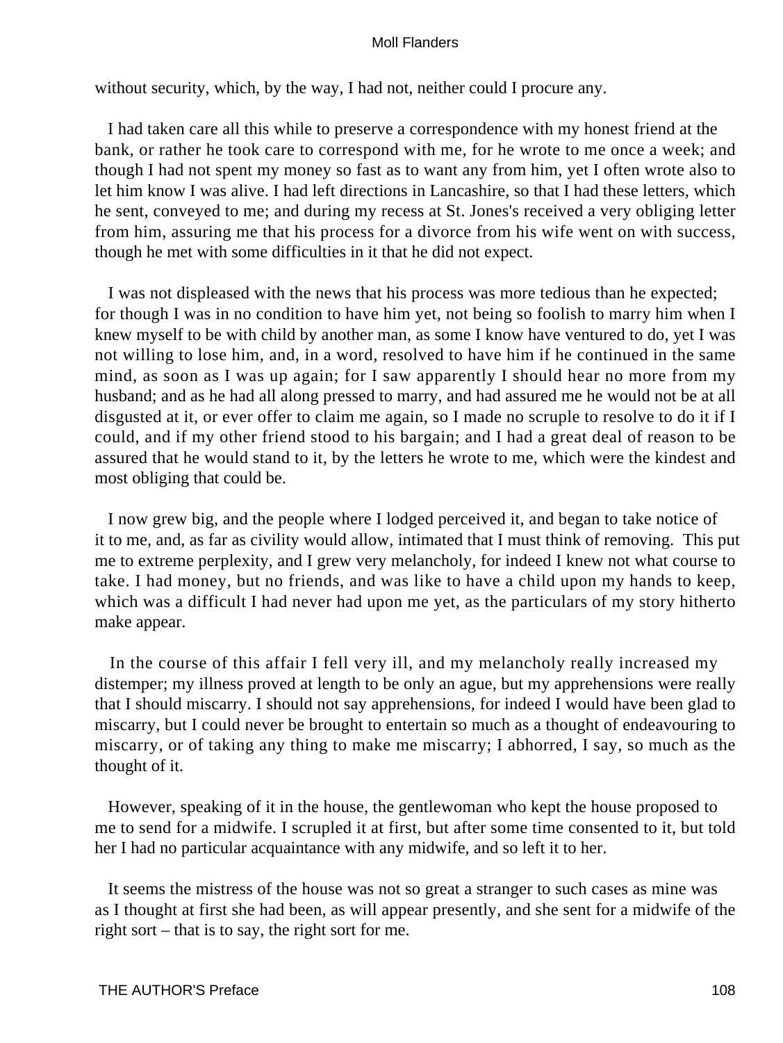without security, which, by the way, I had not, neither could I procure any.

I had taken care all this while to preserve a correspondence with my honest friend at the bank, or rather he took care to correspond with me, for he wrote to me once a week; and though I had not spent my money so fast as to want any from him, yet I often wrote also to let him know I was alive. I had left directions in Lancashire, so that I had these letters, which he sent, conveyed to me; and during my recess at St. Jones's received a very obliging letter from him, assuring me that his process for a divorce from his wife went on with success, though he met with some difficulties in it that he did not expect.

I was not displeased with the news that his process was more tedious than he expected; for though I was in no condition to have him yet, not being so foolish to marry him when I knew myself to be with child by another man, as some I know have ventured to do, yet I was not willing to lose him, and, in a word, resolved to have him if he continued in the same mind, as soon as I was up again; for I saw apparently I should hear no more from my husband; and as he had all along pressed to marry, and had assured me he would not be at all disgusted at it, or ever offer to claim me again, so I made no scruple to resolve to do it if I could, and if my other friend stood to his bargain; and I had a great deal of reason to be assured that he would stand to it, by the letters he wrote to me, which were the kindest and most obliging that could be.

I now grew big, and the people where I lodged perceived it, and began to take notice of it to me, and, as far as civility would allow, intimated that I must think of removing. This put me to extreme perplexity, and I grew very melancholy, for indeed I knew not what course to take. I had money, but no friends, and was like to have a child upon my hands to keep, which was a difficult I had never had upon me yet, as the particulars of my story hitherto make appear.

In the course of this affair I fell very ill, and my melancholy really increased my distemper; my illness proved at length to be only an ague, but my apprehensions were really that I should miscarry. I should not say apprehensions, for indeed I would have been glad to miscarry, but I could never be brought to entertain so much as a thought of endeavouring to miscarry, or of taking any thing to make me miscarry; I abhorred, I say, so much as the thought of it.

However, speaking of it in the house, the gentlewoman who kept the house proposed to me to send for a midwife. I scrupled it at first, but after some time consented to it, but told her I had no particular acquaintance with any midwife, and so left it to her.

It seems the mistress of the house was not so great a stranger to such cases as mine was as I thought at first she had been, as will appear presently, and she sent for a midwife of the right sort – that is to say, the right sort for me.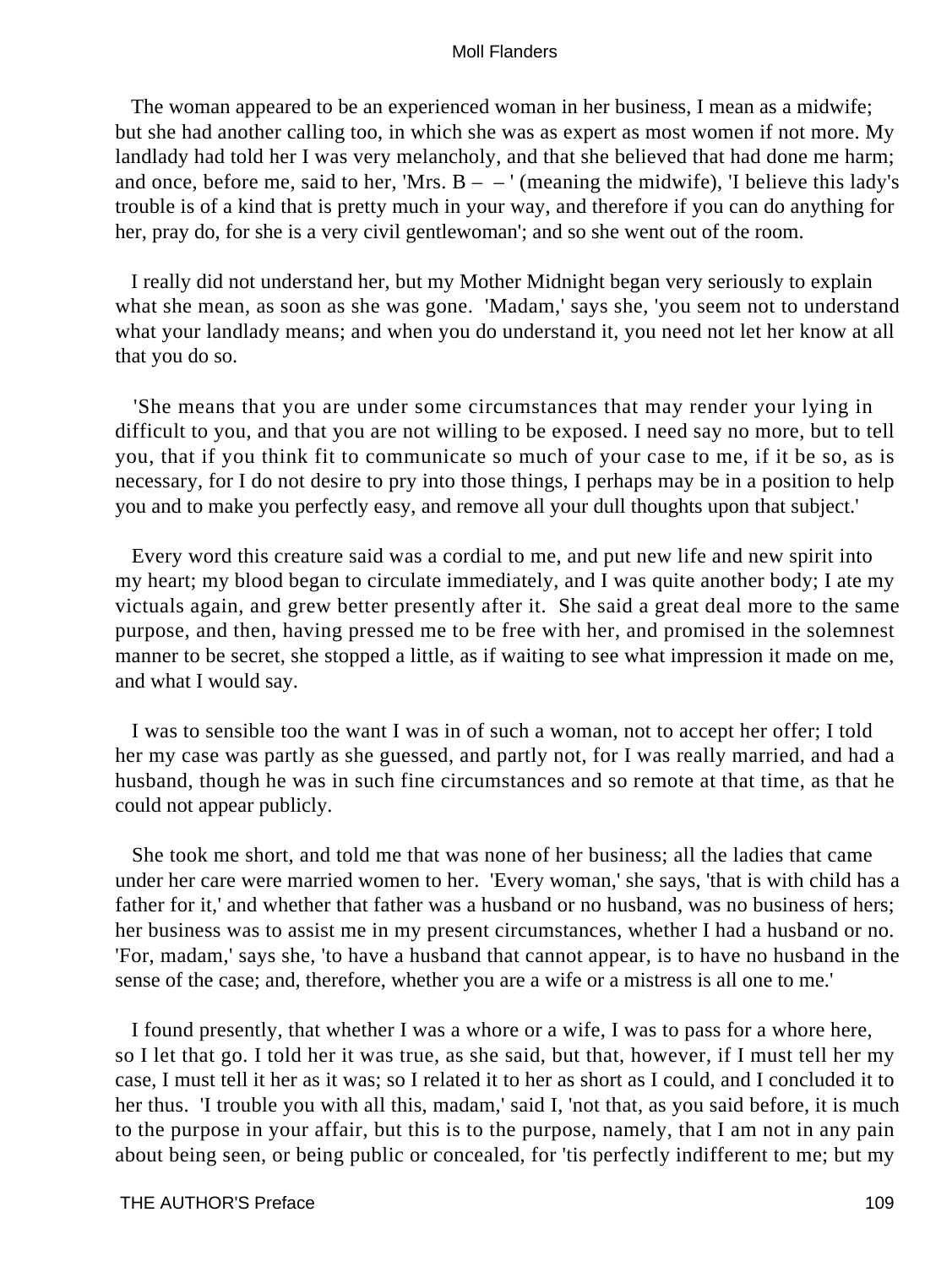The woman appeared to be an experienced woman in her business, I mean as a midwife; but she had another calling too, in which she was as expert as most women if not more. My landlady had told her I was very melancholy, and that she believed that had done me harm; and once, before me, said to her, 'Mrs. B – – ' (meaning the midwife), 'I believe this lady's trouble is of a kind that is pretty much in your way, and therefore if you can do anything for her, pray do, for she is a very civil gentlewoman'; and so she went out of the room.

I really did not understand her, but my Mother Midnight began very seriously to explain what she mean, as soon as she was gone. 'Madam,' says she, 'you seem not to understand what your landlady means; and when you do understand it, you need not let her know at all that you do so.

'She means that you are under some circumstances that may render your lying in difficult to you, and that you are not willing to be exposed. I need say no more, but to tell you, that if you think fit to communicate so much of your case to me, if it be so, as is necessary, for I do not desire to pry into those things, I perhaps may be in a position to help you and to make you perfectly easy, and remove all your dull thoughts upon that subject.'

Every word this creature said was a cordial to me, and put new life and new spirit into my heart; my blood began to circulate immediately, and I was quite another body; I ate my victuals again, and grew better presently after it. She said a great deal more to the same purpose, and then, having pressed me to be free with her, and promised in the solemnest manner to be secret, she stopped a little, as if waiting to see what impression it made on me, and what I would say.

I was to sensible too the want I was in of such a woman, not to accept her offer; I told her my case was partly as she guessed, and partly not, for I was really married, and had a husband, though he was in such fine circumstances and so remote at that time, as that he could not appear publicly.

She took me short, and told me that was none of her business; all the ladies that came under her care were married women to her. 'Every woman,' she says, 'that is with child has a father for it,' and whether that father was a husband or no husband, was no business of hers; her business was to assist me in my present circumstances, whether I had a husband or no. 'For, madam,' says she, 'to have a husband that cannot appear, is to have no husband in the sense of the case; and, therefore, whether you are a wife or a mistress is all one to me.'

I found presently, that whether I was a whore or a wife, I was to pass for a whore here, so I let that go. I told her it was true, as she said, but that, however, if I must tell her my case, I must tell it her as it was; so I related it to her as short as I could, and I concluded it to her thus. 'I trouble you with all this, madam,' said I, 'not that, as you said before, it is much to the purpose in your affair, but this is to the purpose, namely, that I am not in any pain about being seen, or being public or concealed, for 'tis perfectly indifferent to me; but my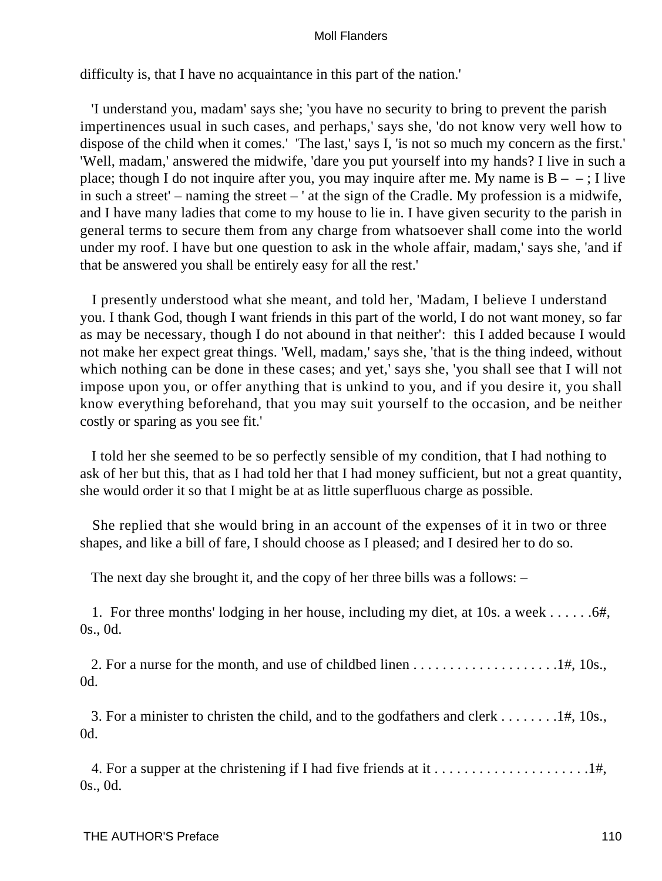difficulty is, that I have no acquaintance in this part of the nation.'

'I understand you, madam' says she; 'you have no security to bring to prevent the parish impertinences usual in such cases, and perhaps,' says she, 'do not know very well how to dispose of the child when it comes.' 'The last,' says I, 'is not so much my concern as the first.' 'Well, madam,' answered the midwife, 'dare you put yourself into my hands? I live in such a place; though I do not inquire after you, you may inquire after me. My name is B – – ; I live in such a street' – naming the street – ' at the sign of the Cradle. My profession is a midwife, and I have many ladies that come to my house to lie in. I have given security to the parish in general terms to secure them from any charge from whatsoever shall come into the world under my roof. I have but one question to ask in the whole affair, madam,' says she, 'and if that be answered you shall be entirely easy for all the rest.'

I presently understood what she meant, and told her, 'Madam, I believe I understand you. I thank God, though I want friends in this part of the world, I do not want money, so far as may be necessary, though I do not abound in that neither': this I added because I would not make her expect great things. 'Well, madam,' says she, 'that is the thing indeed, without which nothing can be done in these cases; and yet,' says she, 'you shall see that I will not impose upon you, or offer anything that is unkind to you, and if you desire it, you shall know everything beforehand, that you may suit yourself to the occasion, and be neither costly or sparing as you see fit.'

I told her she seemed to be so perfectly sensible of my condition, that I had nothing to ask of her but this, that as I had told her that I had money sufficient, but not a great quantity, she would order it so that I might be at as little superfluous charge as possible.

She replied that she would bring in an account of the expenses of it in two or three shapes, and like a bill of fare, I should choose as I pleased; and I desired her to do so.

The next day she brought it, and the copy of her three bills was a follows: –

1. For three months' lodging in her house, including my diet, at 10s. a week . . . . . .6#, 0s., 0d.

2. For a nurse for the month, and use of childbed linen . . . . . . . . . . . . . . . . . . . .1#, 10s., 0d.

3. For a minister to christen the child, and to the godfathers and clerk . . . . . . . .1#, 10s., 0d.

4. For a supper at the christening if I had five friends at it . . . . . . . . . . . . . . . . . . . . .1#, 0s., 0d.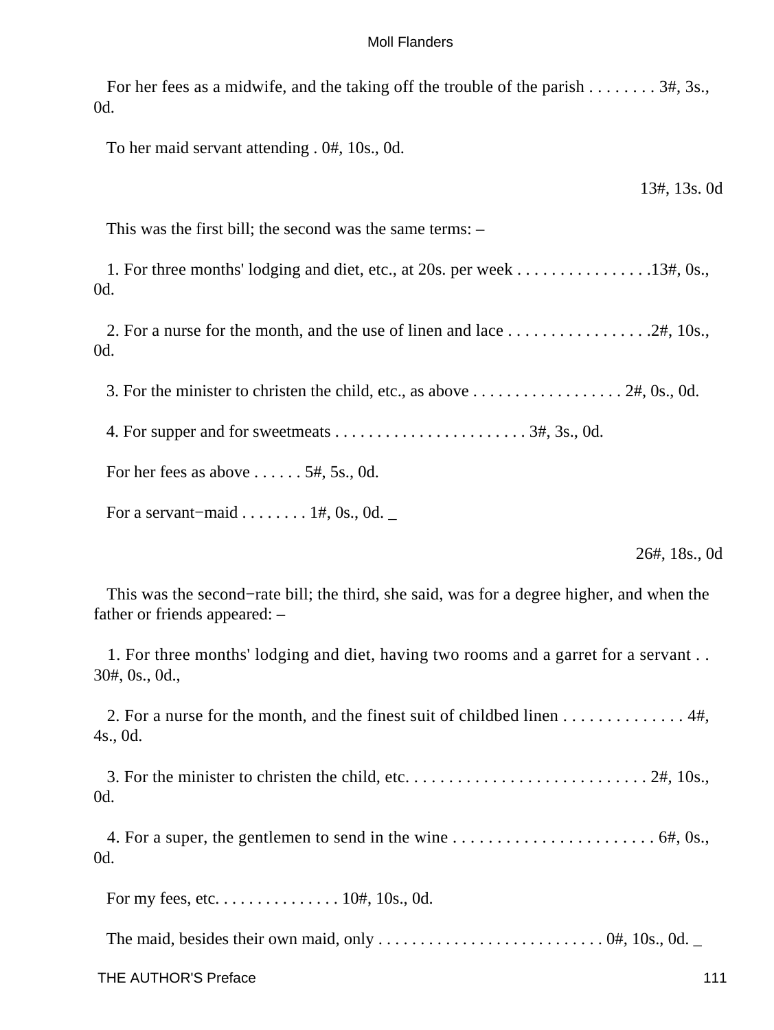For her fees as a midwife, and the taking off the trouble of the parish . . . . . . . . 3#, 3s., 0d.

To her maid servant attending . 0#, 10s., 0d.

13#, 13s. 0d

This was the first bill; the second was the same terms: –

1. For three months' lodging and diet, etc., at 20s. per week . . . . . . . . . . . . . . . .13#, 0s., 0d.

2. For a nurse for the month, and the use of linen and lace . . . . . . . . . . . . . . . . .2#, 10s., 0d.

3. For the minister to christen the child, etc., as above . . . . . . . . . . . . . . . . . . 2#, 0s., 0d.

4. For supper and for sweetmeats . . . . . . . . . . . . . . . . . . . . . . . . 3#, 3s., 0d.

For her fees as above . . . . . . 5#, 5s., 0d.

For a servant−maid . . . . . . . . 1#, 0s., 0d. _

26#, 18s., 0d

This was the second−rate bill; the third, she said, was for a degree higher, and when the father or friends appeared: –

1. For three months' lodging and diet, having two rooms and a garret for a servant . . 30#, 0s., 0d.,

2. For a nurse for the month, and the finest suit of childbed linen . . . . . . . . . . . . . . 4#, 4s., 0d.

3. For the minister to christen the child, etc. . . . . . . . . . . . . . . . . . . . . . . . . . . . 2#, 10s., 0d.

4. For a super, the gentlemen to send in the wine . . . . . . . . . . . . . . . . . . . . . . . . 6#, 0s., 0d.

For my fees, etc. . . . . . . . . . . . . . . 10#, 10s., 0d.

The maid, besides their own maid, only . . . . . . . . . . . . . . . . . . . . . . . . . . . 0#, 10s., 0d. _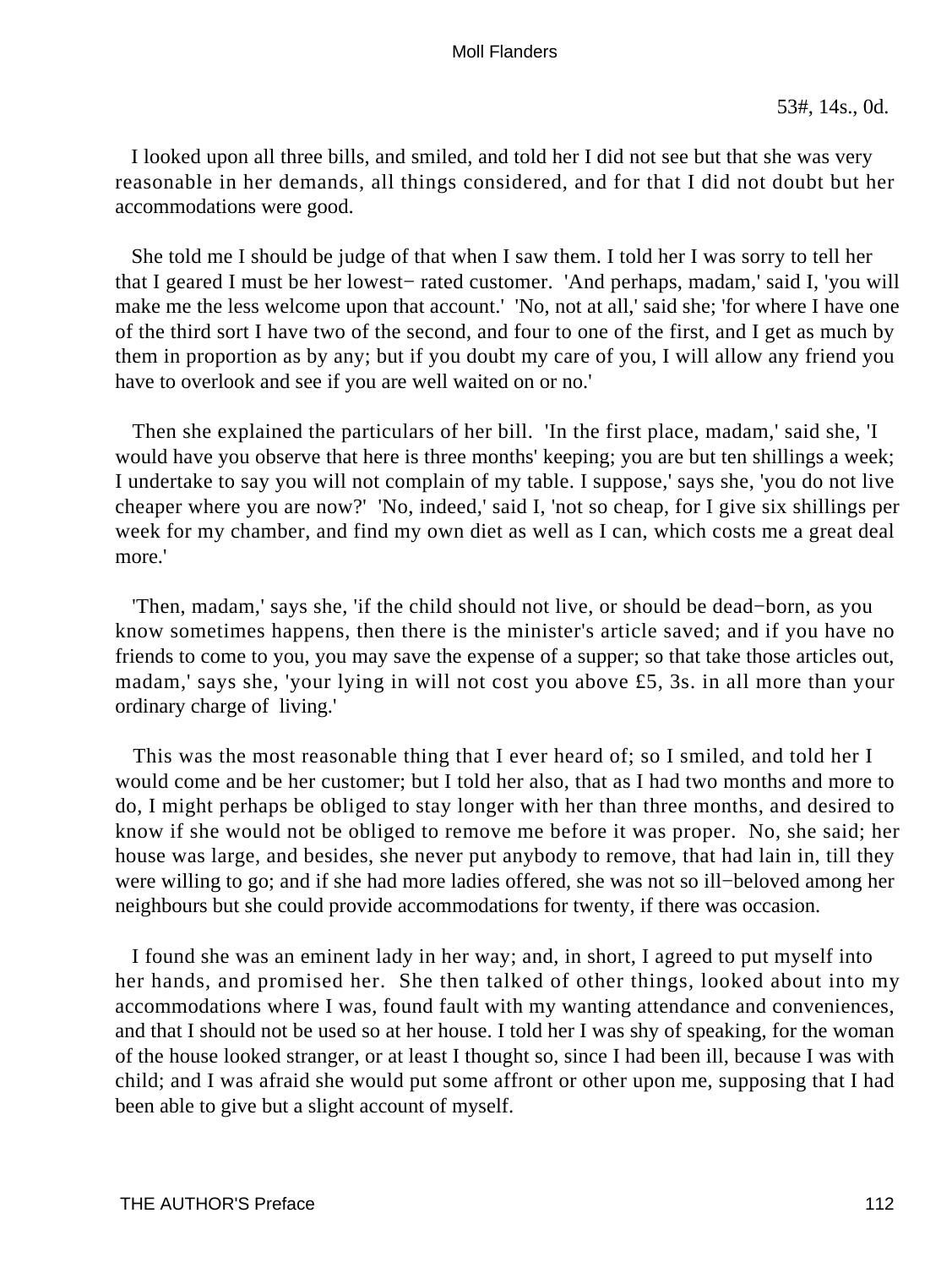53#, 14s., 0d.

I looked upon all three bills, and smiled, and told her I did not see but that she was very reasonable in her demands, all things considered, and for that I did not doubt but her accommodations were good.

She told me I should be judge of that when I saw them. I told her I was sorry to tell her that I geared I must be her lowest− rated customer. 'And perhaps, madam,' said I, 'you will make me the less welcome upon that account.' 'No, not at all,' said she; 'for where I have one of the third sort I have two of the second, and four to one of the first, and I get as much by them in proportion as by any; but if you doubt my care of you, I will allow any friend you have to overlook and see if you are well waited on or no.'

Then she explained the particulars of her bill. 'In the first place, madam,' said she, 'I would have you observe that here is three months' keeping; you are but ten shillings a week; I undertake to say you will not complain of my table. I suppose,' says she, 'you do not live cheaper where you are now?' 'No, indeed,' said I, 'not so cheap, for I give six shillings per week for my chamber, and find my own diet as well as I can, which costs me a great deal more.'

'Then, madam,' says she, 'if the child should not live, or should be dead−born, as you know sometimes happens, then there is the minister's article saved; and if you have no friends to come to you, you may save the expense of a supper; so that take those articles out, madam,' says she, 'your lying in will not cost you above £5, 3s. in all more than your ordinary charge of living.'

This was the most reasonable thing that I ever heard of; so I smiled, and told her I would come and be her customer; but I told her also, that as I had two months and more to do, I might perhaps be obliged to stay longer with her than three months, and desired to know if she would not be obliged to remove me before it was proper. No, she said; her house was large, and besides, she never put anybody to remove, that had lain in, till they were willing to go; and if she had more ladies offered, she was not so ill−beloved among her neighbours but she could provide accommodations for twenty, if there was occasion.

I found she was an eminent lady in her way; and, in short, I agreed to put myself into her hands, and promised her. She then talked of other things, looked about into my accommodations where I was, found fault with my wanting attendance and conveniences, and that I should not be used so at her house. I told her I was shy of speaking, for the woman of the house looked stranger, or at least I thought so, since I had been ill, because I was with child; and I was afraid she would put some affront or other upon me, supposing that I had been able to give but a slight account of myself.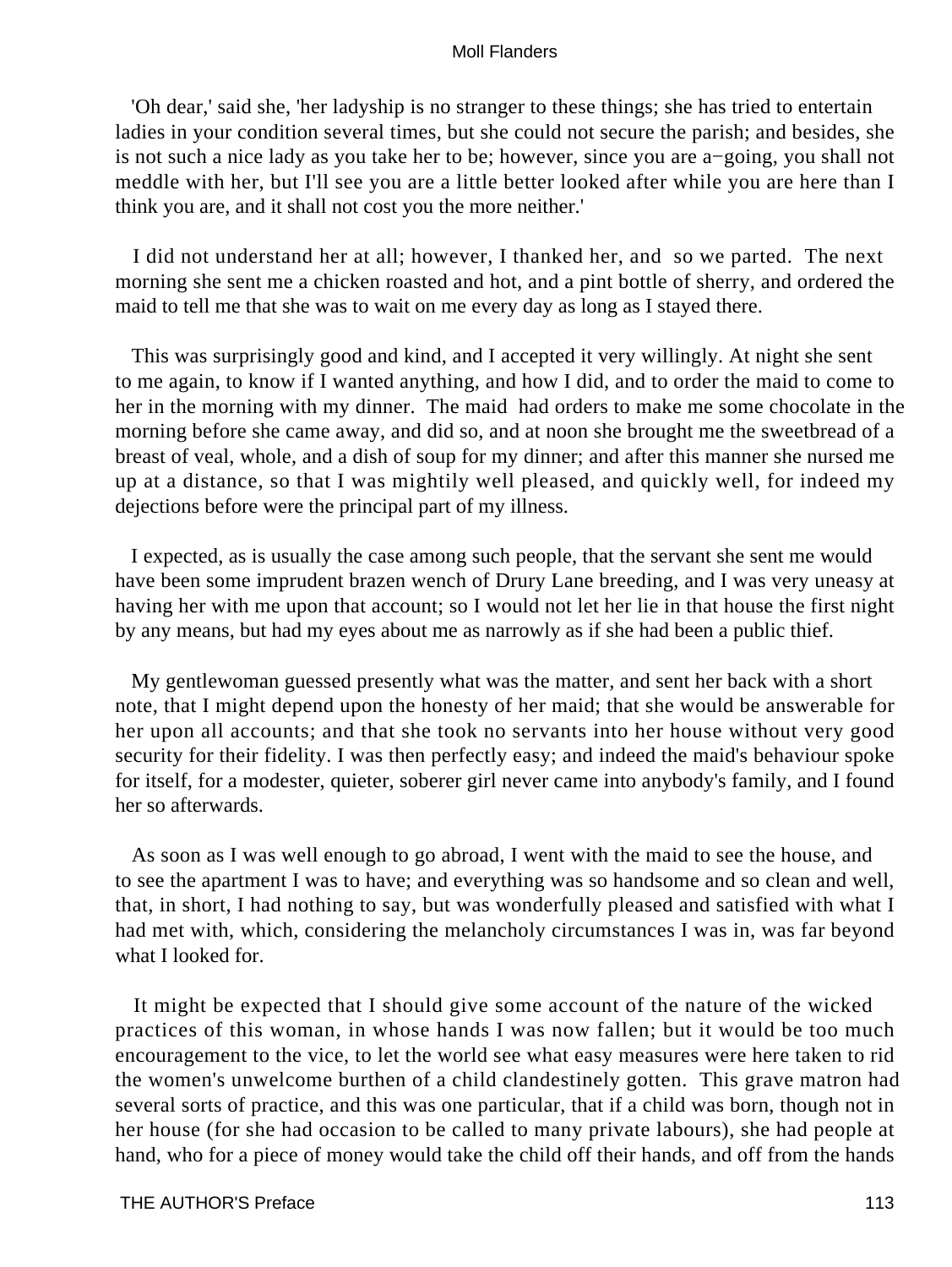'Oh dear,' said she, 'her ladyship is no stranger to these things; she has tried to entertain ladies in your condition several times, but she could not secure the parish; and besides, she is not such a nice lady as you take her to be; however, since you are a−going, you shall not meddle with her, but I'll see you are a little better looked after while you are here than I think you are, and it shall not cost you the more neither.'

I did not understand her at all; however, I thanked her, and so we parted. The next morning she sent me a chicken roasted and hot, and a pint bottle of sherry, and ordered the maid to tell me that she was to wait on me every day as long as I stayed there.

This was surprisingly good and kind, and I accepted it very willingly. At night she sent to me again, to know if I wanted anything, and how I did, and to order the maid to come to her in the morning with my dinner. The maid had orders to make me some chocolate in the morning before she came away, and did so, and at noon she brought me the sweetbread of a breast of veal, whole, and a dish of soup for my dinner; and after this manner she nursed me up at a distance, so that I was mightily well pleased, and quickly well, for indeed my dejections before were the principal part of my illness.

I expected, as is usually the case among such people, that the servant she sent me would have been some imprudent brazen wench of Drury Lane breeding, and I was very uneasy at having her with me upon that account; so I would not let her lie in that house the first night by any means, but had my eyes about me as narrowly as if she had been a public thief.

My gentlewoman guessed presently what was the matter, and sent her back with a short note, that I might depend upon the honesty of her maid; that she would be answerable for her upon all accounts; and that she took no servants into her house without very good security for their fidelity. I was then perfectly easy; and indeed the maid's behaviour spoke for itself, for a modester, quieter, soberer girl never came into anybody's family, and I found her so afterwards.

As soon as I was well enough to go abroad, I went with the maid to see the house, and to see the apartment I was to have; and everything was so handsome and so clean and well, that, in short, I had nothing to say, but was wonderfully pleased and satisfied with what I had met with, which, considering the melancholy circumstances I was in, was far beyond what I looked for.

It might be expected that I should give some account of the nature of the wicked practices of this woman, in whose hands I was now fallen; but it would be too much encouragement to the vice, to let the world see what easy measures were here taken to rid the women's unwelcome burthen of a child clandestinely gotten. This grave matron had several sorts of practice, and this was one particular, that if a child was born, though not in her house (for she had occasion to be called to many private labours), she had people at hand, who for a piece of money would take the child off their hands, and off from the hands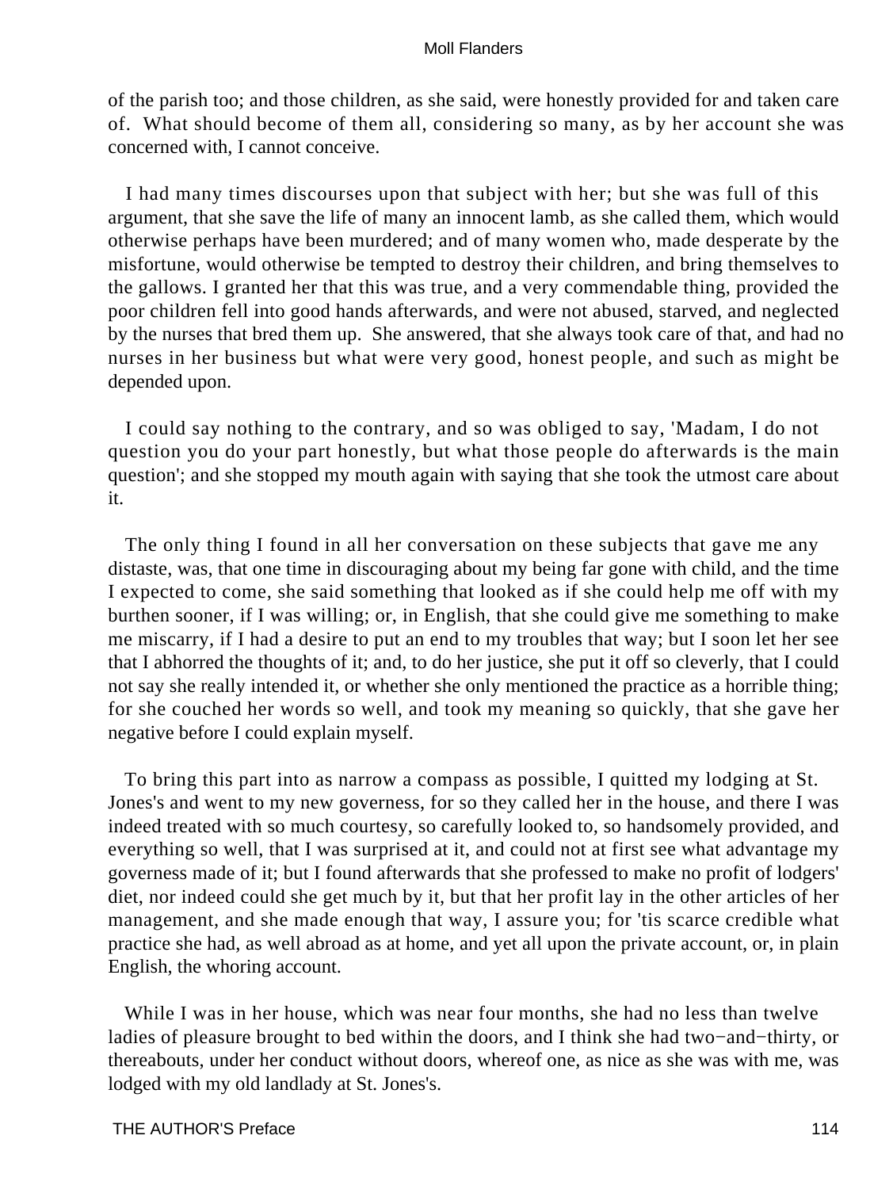of the parish too; and those children, as she said, were honestly provided for and taken care of. What should become of them all, considering so many, as by her account she was concerned with, I cannot conceive.

I had many times discourses upon that subject with her; but she was full of this argument, that she save the life of many an innocent lamb, as she called them, which would otherwise perhaps have been murdered; and of many women who, made desperate by the misfortune, would otherwise be tempted to destroy their children, and bring themselves to the gallows. I granted her that this was true, and a very commendable thing, provided the poor children fell into good hands afterwards, and were not abused, starved, and neglected by the nurses that bred them up. She answered, that she always took care of that, and had no nurses in her business but what were very good, honest people, and such as might be depended upon.

I could say nothing to the contrary, and so was obliged to say, 'Madam, I do not question you do your part honestly, but what those people do afterwards is the main question'; and she stopped my mouth again with saying that she took the utmost care about it.

The only thing I found in all her conversation on these subjects that gave me any distaste, was, that one time in discouraging about my being far gone with child, and the time I expected to come, she said something that looked as if she could help me off with my burthen sooner, if I was willing; or, in English, that she could give me something to make me miscarry, if I had a desire to put an end to my troubles that way; but I soon let her see that I abhorred the thoughts of it; and, to do her justice, she put it off so cleverly, that I could not say she really intended it, or whether she only mentioned the practice as a horrible thing; for she couched her words so well, and took my meaning so quickly, that she gave her negative before I could explain myself.

To bring this part into as narrow a compass as possible, I quitted my lodging at St. Jones's and went to my new governess, for so they called her in the house, and there I was indeed treated with so much courtesy, so carefully looked to, so handsomely provided, and everything so well, that I was surprised at it, and could not at first see what advantage my governess made of it; but I found afterwards that she professed to make no profit of lodgers' diet, nor indeed could she get much by it, but that her profit lay in the other articles of her management, and she made enough that way, I assure you; for 'tis scarce credible what practice she had, as well abroad as at home, and yet all upon the private account, or, in plain English, the whoring account.

While I was in her house, which was near four months, she had no less than twelve ladies of pleasure brought to bed within the doors, and I think she had two−and−thirty, or thereabouts, under her conduct without doors, whereof one, as nice as she was with me, was lodged with my old landlady at St. Jones's.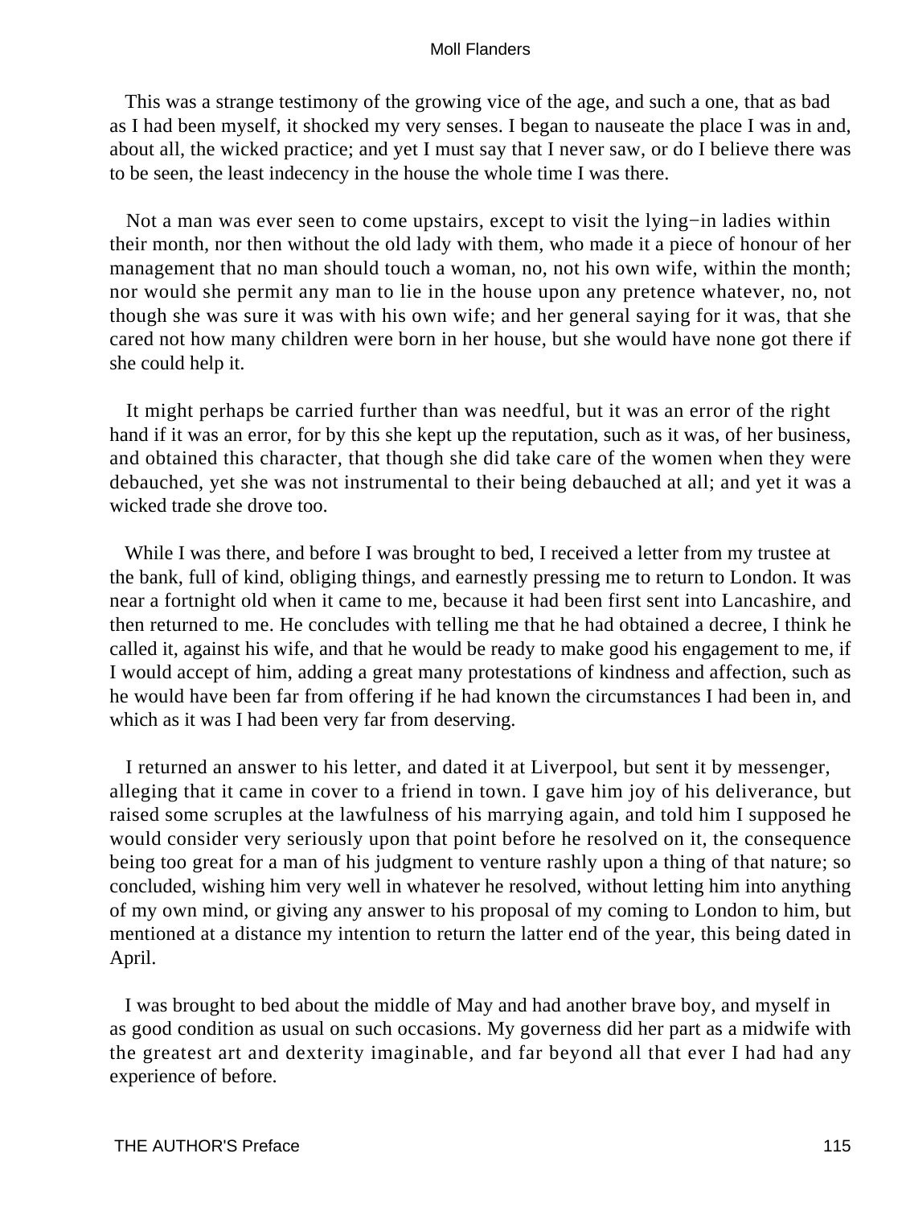This was a strange testimony of the growing vice of the age, and such a one, that as bad as I had been myself, it shocked my very senses. I began to nauseate the place I was in and, about all, the wicked practice; and yet I must say that I never saw, or do I believe there was to be seen, the least indecency in the house the whole time I was there.

Not a man was ever seen to come upstairs, except to visit the lying−in ladies within their month, nor then without the old lady with them, who made it a piece of honour of her management that no man should touch a woman, no, not his own wife, within the month; nor would she permit any man to lie in the house upon any pretence whatever, no, not though she was sure it was with his own wife; and her general saying for it was, that she cared not how many children were born in her house, but she would have none got there if she could help it.

It might perhaps be carried further than was needful, but it was an error of the right hand if it was an error, for by this she kept up the reputation, such as it was, of her business, and obtained this character, that though she did take care of the women when they were debauched, yet she was not instrumental to their being debauched at all; and yet it was a wicked trade she drove too.

While I was there, and before I was brought to bed, I received a letter from my trustee at the bank, full of kind, obliging things, and earnestly pressing me to return to London. It was near a fortnight old when it came to me, because it had been first sent into Lancashire, and then returned to me. He concludes with telling me that he had obtained a decree, I think he called it, against his wife, and that he would be ready to make good his engagement to me, if I would accept of him, adding a great many protestations of kindness and affection, such as he would have been far from offering if he had known the circumstances I had been in, and which as it was I had been very far from deserving.

I returned an answer to his letter, and dated it at Liverpool, but sent it by messenger, alleging that it came in cover to a friend in town. I gave him joy of his deliverance, but raised some scruples at the lawfulness of his marrying again, and told him I supposed he would consider very seriously upon that point before he resolved on it, the consequence being too great for a man of his judgment to venture rashly upon a thing of that nature; so concluded, wishing him very well in whatever he resolved, without letting him into anything of my own mind, or giving any answer to his proposal of my coming to London to him, but mentioned at a distance my intention to return the latter end of the year, this being dated in April.

I was brought to bed about the middle of May and had another brave boy, and myself in as good condition as usual on such occasions. My governess did her part as a midwife with the greatest art and dexterity imaginable, and far beyond all that ever I had had any experience of before.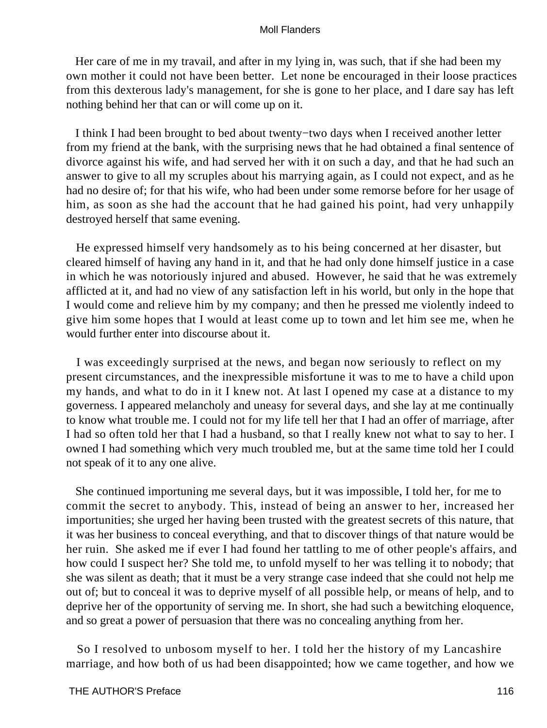Her care of me in my travail, and after in my lying in, was such, that if she had been my own mother it could not have been better. Let none be encouraged in their loose practices from this dexterous lady's management, for she is gone to her place, and I dare say has left nothing behind her that can or will come up on it.

I think I had been brought to bed about twenty−two days when I received another letter from my friend at the bank, with the surprising news that he had obtained a final sentence of divorce against his wife, and had served her with it on such a day, and that he had such an answer to give to all my scruples about his marrying again, as I could not expect, and as he had no desire of; for that his wife, who had been under some remorse before for her usage of him, as soon as she had the account that he had gained his point, had very unhappily destroyed herself that same evening.

He expressed himself very handsomely as to his being concerned at her disaster, but cleared himself of having any hand in it, and that he had only done himself justice in a case in which he was notoriously injured and abused. However, he said that he was extremely afflicted at it, and had no view of any satisfaction left in his world, but only in the hope that I would come and relieve him by my company; and then he pressed me violently indeed to give him some hopes that I would at least come up to town and let him see me, when he would further enter into discourse about it.

I was exceedingly surprised at the news, and began now seriously to reflect on my present circumstances, and the inexpressible misfortune it was to me to have a child upon my hands, and what to do in it I knew not. At last I opened my case at a distance to my governess. I appeared melancholy and uneasy for several days, and she lay at me continually to know what trouble me. I could not for my life tell her that I had an offer of marriage, after I had so often told her that I had a husband, so that I really knew not what to say to her. I owned I had something which very much troubled me, but at the same time told her I could not speak of it to any one alive.

She continued importuning me several days, but it was impossible, I told her, for me to commit the secret to anybody. This, instead of being an answer to her, increased her importunities; she urged her having been trusted with the greatest secrets of this nature, that it was her business to conceal everything, and that to discover things of that nature would be her ruin. She asked me if ever I had found her tattling to me of other people's affairs, and how could I suspect her? She told me, to unfold myself to her was telling it to nobody; that she was silent as death; that it must be a very strange case indeed that she could not help me out of; but to conceal it was to deprive myself of all possible help, or means of help, and to deprive her of the opportunity of serving me. In short, she had such a bewitching eloquence, and so great a power of persuasion that there was no concealing anything from her.

So I resolved to unbosom myself to her. I told her the history of my Lancashire marriage, and how both of us had been disappointed; how we came together, and how we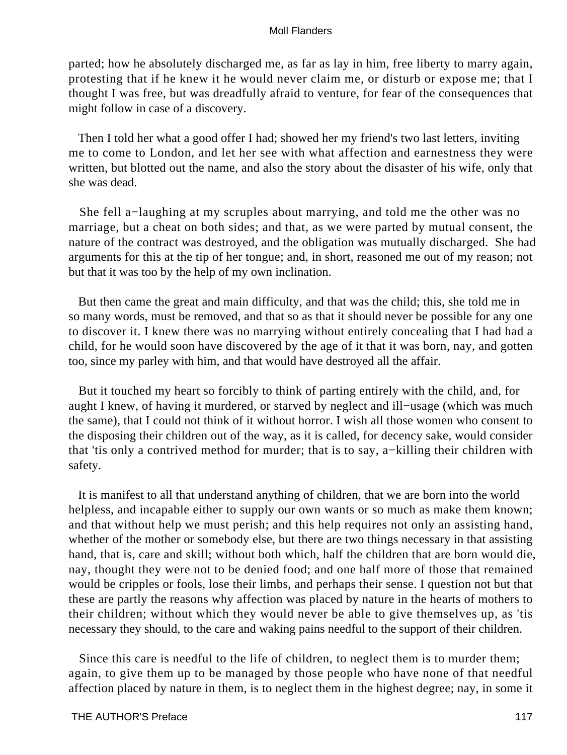parted; how he absolutely discharged me, as far as lay in him, free liberty to marry again, protesting that if he knew it he would never claim me, or disturb or expose me; that I thought I was free, but was dreadfully afraid to venture, for fear of the consequences that might follow in case of a discovery.

Then I told her what a good offer I had; showed her my friend's two last letters, inviting me to come to London, and let her see with what affection and earnestness they were written, but blotted out the name, and also the story about the disaster of his wife, only that she was dead.

She fell a−laughing at my scruples about marrying, and told me the other was no marriage, but a cheat on both sides; and that, as we were parted by mutual consent, the nature of the contract was destroyed, and the obligation was mutually discharged. She had arguments for this at the tip of her tongue; and, in short, reasoned me out of my reason; not but that it was too by the help of my own inclination.

But then came the great and main difficulty, and that was the child; this, she told me in so many words, must be removed, and that so as that it should never be possible for any one to discover it. I knew there was no marrying without entirely concealing that I had had a child, for he would soon have discovered by the age of it that it was born, nay, and gotten too, since my parley with him, and that would have destroyed all the affair.

But it touched my heart so forcibly to think of parting entirely with the child, and, for aught I knew, of having it murdered, or starved by neglect and ill−usage (which was much the same), that I could not think of it without horror. I wish all those women who consent to the disposing their children out of the way, as it is called, for decency sake, would consider that 'tis only a contrived method for murder; that is to say, a−killing their children with safety.

It is manifest to all that understand anything of children, that we are born into the world helpless, and incapable either to supply our own wants or so much as make them known; and that without help we must perish; and this help requires not only an assisting hand, whether of the mother or somebody else, but there are two things necessary in that assisting hand, that is, care and skill; without both which, half the children that are born would die, nay, thought they were not to be denied food; and one half more of those that remained would be cripples or fools, lose their limbs, and perhaps their sense. I question not but that these are partly the reasons why affection was placed by nature in the hearts of mothers to their children; without which they would never be able to give themselves up, as 'tis necessary they should, to the care and waking pains needful to the support of their children.

Since this care is needful to the life of children, to neglect them is to murder them; again, to give them up to be managed by those people who have none of that needful affection placed by nature in them, is to neglect them in the highest degree; nay, in some it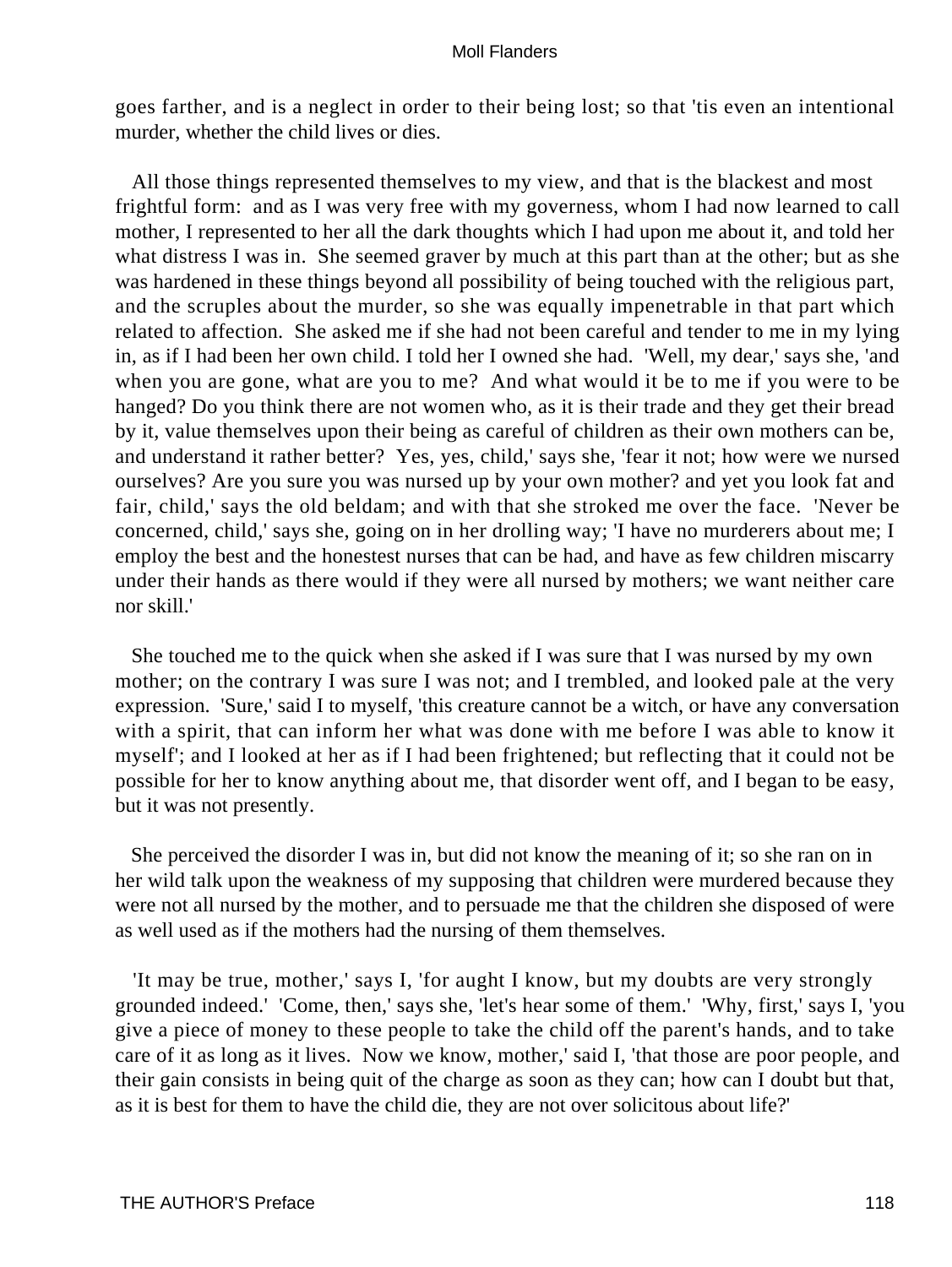goes farther, and is a neglect in order to their being lost; so that 'tis even an intentional murder, whether the child lives or dies.

All those things represented themselves to my view, and that is the blackest and most frightful form: and as I was very free with my governess, whom I had now learned to call mother, I represented to her all the dark thoughts which I had upon me about it, and told her what distress I was in. She seemed graver by much at this part than at the other; but as she was hardened in these things beyond all possibility of being touched with the religious part, and the scruples about the murder, so she was equally impenetrable in that part which related to affection. She asked me if she had not been careful and tender to me in my lying in, as if I had been her own child. I told her I owned she had. 'Well, my dear,' says she, 'and when you are gone, what are you to me? And what would it be to me if you were to be hanged? Do you think there are not women who, as it is their trade and they get their bread by it, value themselves upon their being as careful of children as their own mothers can be, and understand it rather better? Yes, yes, child,' says she, 'fear it not; how were we nursed ourselves? Are you sure you was nursed up by your own mother? and yet you look fat and fair, child,' says the old beldam; and with that she stroked me over the face. 'Never be concerned, child,' says she, going on in her drolling way; 'I have no murderers about me; I employ the best and the honestest nurses that can be had, and have as few children miscarry under their hands as there would if they were all nursed by mothers; we want neither care nor skill.'

She touched me to the quick when she asked if I was sure that I was nursed by my own mother; on the contrary I was sure I was not; and I trembled, and looked pale at the very expression. 'Sure,' said I to myself, 'this creature cannot be a witch, or have any conversation with a spirit, that can inform her what was done with me before I was able to know it myself'; and I looked at her as if I had been frightened; but reflecting that it could not be possible for her to know anything about me, that disorder went off, and I began to be easy, but it was not presently.

She perceived the disorder I was in, but did not know the meaning of it; so she ran on in her wild talk upon the weakness of my supposing that children were murdered because they were not all nursed by the mother, and to persuade me that the children she disposed of were as well used as if the mothers had the nursing of them themselves.

'It may be true, mother,' says I, 'for aught I know, but my doubts are very strongly grounded indeed.' 'Come, then,' says she, 'let's hear some of them.' 'Why, first,' says I, 'you give a piece of money to these people to take the child off the parent's hands, and to take care of it as long as it lives. Now we know, mother,' said I, 'that those are poor people, and their gain consists in being quit of the charge as soon as they can; how can I doubt but that, as it is best for them to have the child die, they are not over solicitous about life?'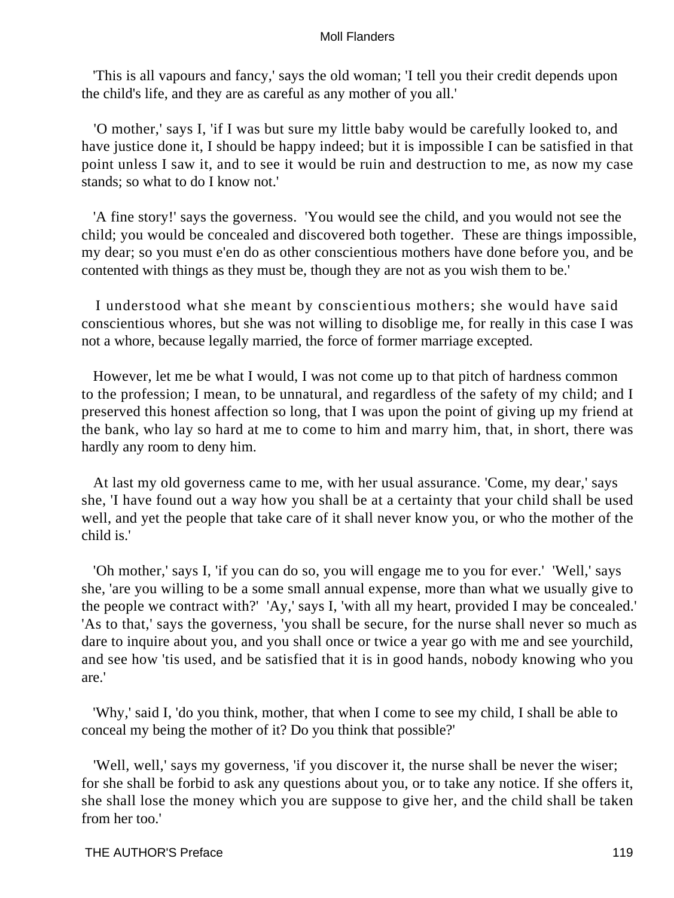'This is all vapours and fancy,' says the old woman; 'I tell you their credit depends upon the child's life, and they are as careful as any mother of you all.'

'O mother,' says I, 'if I was but sure my little baby would be carefully looked to, and have justice done it, I should be happy indeed; but it is impossible I can be satisfied in that point unless I saw it, and to see it would be ruin and destruction to me, as now my case stands; so what to do I know not.'

'A fine story!' says the governess. 'You would see the child, and you would not see the child; you would be concealed and discovered both together. These are things impossible, my dear; so you must e'en do as other conscientious mothers have done before you, and be contented with things as they must be, though they are not as you wish them to be.'

I understood what she meant by conscientious mothers; she would have said conscientious whores, but she was not willing to disoblige me, for really in this case I was not a whore, because legally married, the force of former marriage excepted.

However, let me be what I would, I was not come up to that pitch of hardness common to the profession; I mean, to be unnatural, and regardless of the safety of my child; and I preserved this honest affection so long, that I was upon the point of giving up my friend at the bank, who lay so hard at me to come to him and marry him, that, in short, there was hardly any room to deny him.

At last my old governess came to me, with her usual assurance. 'Come, my dear,' says she, 'I have found out a way how you shall be at a certainty that your child shall be used well, and yet the people that take care of it shall never know you, or who the mother of the child is.'

'Oh mother,' says I, 'if you can do so, you will engage me to you for ever.' 'Well,' says she, 'are you willing to be a some small annual expense, more than what we usually give to the people we contract with?' 'Ay,' says I, 'with all my heart, provided I may be concealed.' 'As to that,' says the governess, 'you shall be secure, for the nurse shall never so much as dare to inquire about you, and you shall once or twice a year go with me and see yourchild, and see how 'tis used, and be satisfied that it is in good hands, nobody knowing who you are.'

'Why,' said I, 'do you think, mother, that when I come to see my child, I shall be able to conceal my being the mother of it? Do you think that possible?'

'Well, well,' says my governess, 'if you discover it, the nurse shall be never the wiser; for she shall be forbid to ask any questions about you, or to take any notice. If she offers it, she shall lose the money which you are suppose to give her, and the child shall be taken from her too.'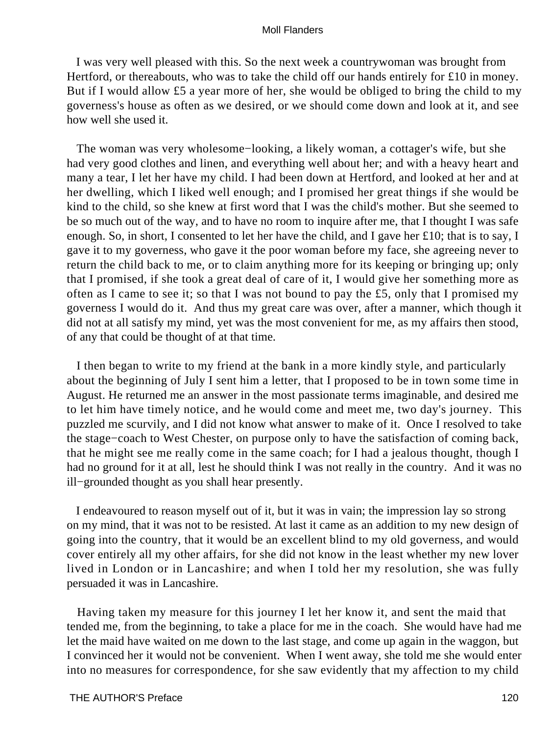I was very well pleased with this. So the next week a countrywoman was brought from Hertford, or thereabouts, who was to take the child off our hands entirely for £10 in money. But if I would allow £5 a year more of her, she would be obliged to bring the child to my governess's house as often as we desired, or we should come down and look at it, and see how well she used it.

The woman was very wholesome−looking, a likely woman, a cottager's wife, but she had very good clothes and linen, and everything well about her; and with a heavy heart and many a tear, I let her have my child. I had been down at Hertford, and looked at her and at her dwelling, which I liked well enough; and I promised her great things if she would be kind to the child, so she knew at first word that I was the child's mother. But she seemed to be so much out of the way, and to have no room to inquire after me, that I thought I was safe enough. So, in short, I consented to let her have the child, and I gave her £10; that is to say, I gave it to my governess, who gave it the poor woman before my face, she agreeing never to return the child back to me, or to claim anything more for its keeping or bringing up; only that I promised, if she took a great deal of care of it, I would give her something more as often as I came to see it; so that I was not bound to pay the £5, only that I promised my governess I would do it. And thus my great care was over, after a manner, which though it did not at all satisfy my mind, yet was the most convenient for me, as my affairs then stood, of any that could be thought of at that time.

I then began to write to my friend at the bank in a more kindly style, and particularly about the beginning of July I sent him a letter, that I proposed to be in town some time in August. He returned me an answer in the most passionate terms imaginable, and desired me to let him have timely notice, and he would come and meet me, two day's journey. This puzzled me scurvily, and I did not know what answer to make of it. Once I resolved to take the stage−coach to West Chester, on purpose only to have the satisfaction of coming back, that he might see me really come in the same coach; for I had a jealous thought, though I had no ground for it at all, lest he should think I was not really in the country. And it was no ill−grounded thought as you shall hear presently.

I endeavoured to reason myself out of it, but it was in vain; the impression lay so strong on my mind, that it was not to be resisted. At last it came as an addition to my new design of going into the country, that it would be an excellent blind to my old governess, and would cover entirely all my other affairs, for she did not know in the least whether my new lover lived in London or in Lancashire; and when I told her my resolution, she was fully persuaded it was in Lancashire.

Having taken my measure for this journey I let her know it, and sent the maid that tended me, from the beginning, to take a place for me in the coach. She would have had me let the maid have waited on me down to the last stage, and come up again in the waggon, but I convinced her it would not be convenient. When I went away, she told me she would enter into no measures for correspondence, for she saw evidently that my affection to my child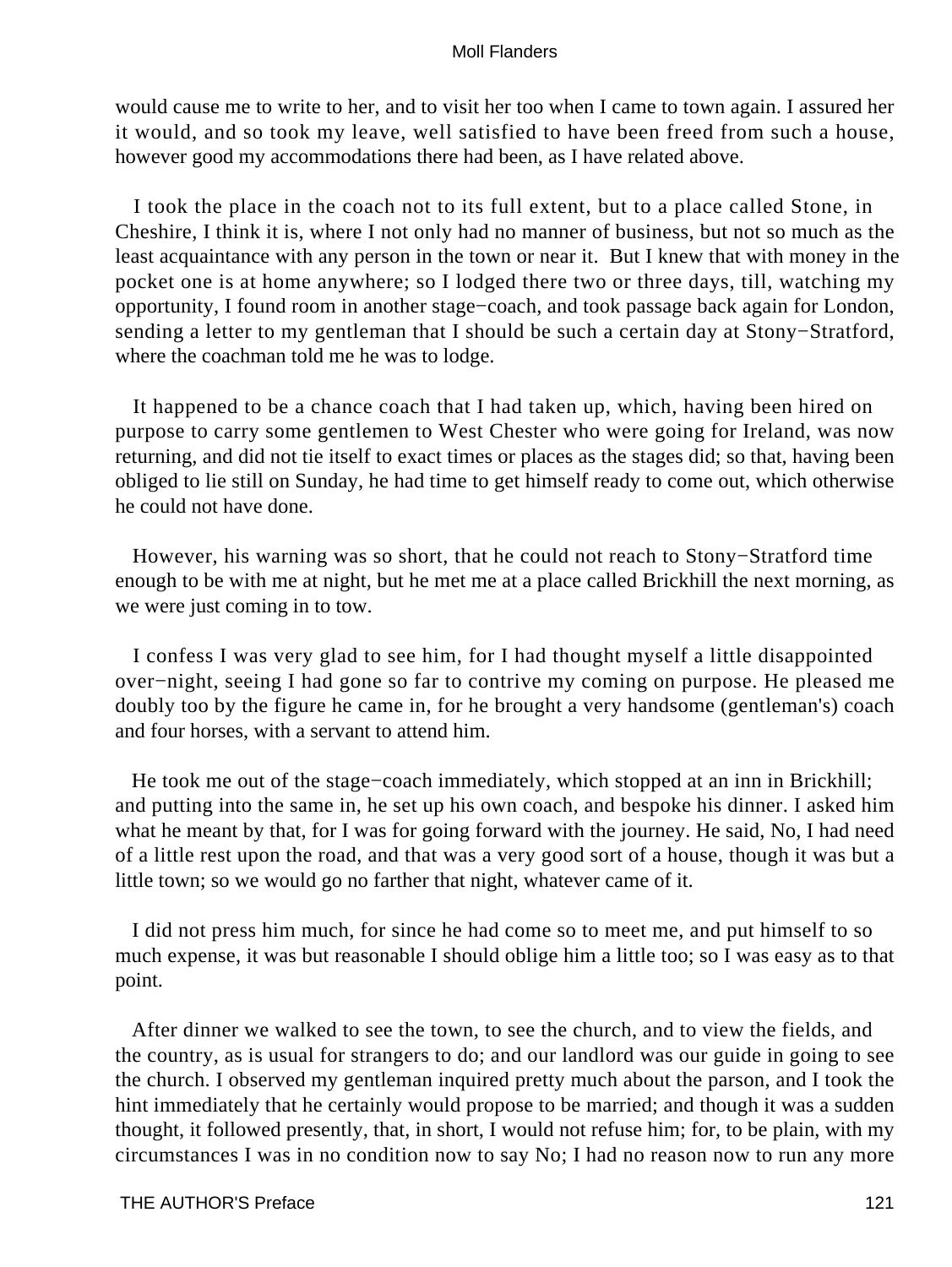would cause me to write to her, and to visit her too when I came to town again. I assured her it would, and so took my leave, well satisfied to have been freed from such a house, however good my accommodations there had been, as I have related above.

I took the place in the coach not to its full extent, but to a place called Stone, in Cheshire, I think it is, where I not only had no manner of business, but not so much as the least acquaintance with any person in the town or near it. But I knew that with money in the pocket one is at home anywhere; so I lodged there two or three days, till, watching my opportunity, I found room in another stage−coach, and took passage back again for London, sending a letter to my gentleman that I should be such a certain day at Stony−Stratford, where the coachman told me he was to lodge.

It happened to be a chance coach that I had taken up, which, having been hired on purpose to carry some gentlemen to West Chester who were going for Ireland, was now returning, and did not tie itself to exact times or places as the stages did; so that, having been obliged to lie still on Sunday, he had time to get himself ready to come out, which otherwise he could not have done.

However, his warning was so short, that he could not reach to Stony−Stratford time enough to be with me at night, but he met me at a place called Brickhill the next morning, as we were just coming in to tow.

I confess I was very glad to see him, for I had thought myself a little disappointed over−night, seeing I had gone so far to contrive my coming on purpose. He pleased me doubly too by the figure he came in, for he brought a very handsome (gentleman's) coach and four horses, with a servant to attend him.

He took me out of the stage−coach immediately, which stopped at an inn in Brickhill; and putting into the same in, he set up his own coach, and bespoke his dinner. I asked him what he meant by that, for I was for going forward with the journey. He said, No, I had need of a little rest upon the road, and that was a very good sort of a house, though it was but a little town; so we would go no farther that night, whatever came of it.

I did not press him much, for since he had come so to meet me, and put himself to so much expense, it was but reasonable I should oblige him a little too; so I was easy as to that point.

After dinner we walked to see the town, to see the church, and to view the fields, and the country, as is usual for strangers to do; and our landlord was our guide in going to see the church. I observed my gentleman inquired pretty much about the parson, and I took the hint immediately that he certainly would propose to be married; and though it was a sudden thought, it followed presently, that, in short, I would not refuse him; for, to be plain, with my circumstances I was in no condition now to say No; I had no reason now to run any more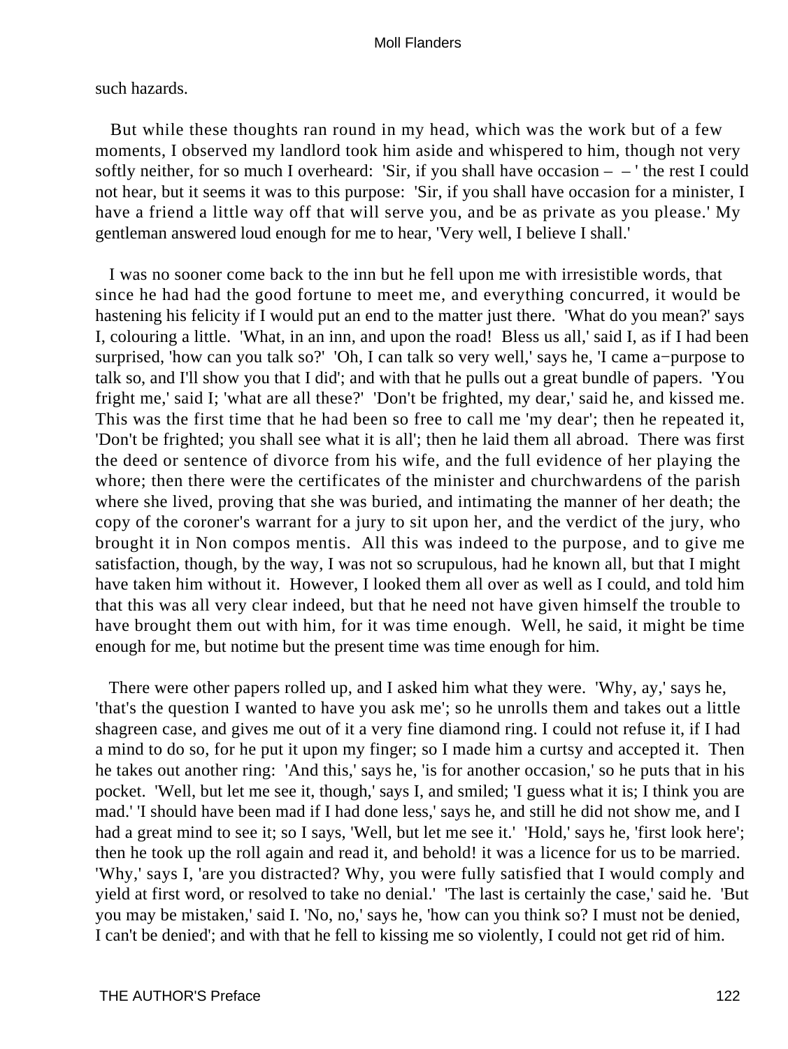such hazards.

But while these thoughts ran round in my head, which was the work but of a few moments, I observed my landlord took him aside and whispered to him, though not very softly neither, for so much I overheard: 'Sir, if you shall have occasion – – ' the rest I could not hear, but it seems it was to this purpose: 'Sir, if you shall have occasion for a minister, I have a friend a little way off that will serve you, and be as private as you please.' My gentleman answered loud enough for me to hear, 'Very well, I believe I shall.'

I was no sooner come back to the inn but he fell upon me with irresistible words, that since he had had the good fortune to meet me, and everything concurred, it would be hastening his felicity if I would put an end to the matter just there. 'What do you mean?' says I, colouring a little. 'What, in an inn, and upon the road! Bless us all,' said I, as if I had been surprised, 'how can you talk so?' 'Oh, I can talk so very well,' says he, 'I came a−purpose to talk so, and I'll show you that I did'; and with that he pulls out a great bundle of papers. 'You fright me,' said I; 'what are all these?' 'Don't be frighted, my dear,' said he, and kissed me. This was the first time that he had been so free to call me 'my dear'; then he repeated it, 'Don't be frighted; you shall see what it is all'; then he laid them all abroad. There was first the deed or sentence of divorce from his wife, and the full evidence of her playing the whore; then there were the certificates of the minister and churchwardens of the parish where she lived, proving that she was buried, and intimating the manner of her death; the copy of the coroner's warrant for a jury to sit upon her, and the verdict of the jury, who brought it in Non compos mentis. All this was indeed to the purpose, and to give me satisfaction, though, by the way, I was not so scrupulous, had he known all, but that I might have taken him without it. However, I looked them all over as well as I could, and told him that this was all very clear indeed, but that he need not have given himself the trouble to have brought them out with him, for it was time enough. Well, he said, it might be time enough for me, but notime but the present time was time enough for him.

There were other papers rolled up, and I asked him what they were. 'Why, ay,' says he, 'that's the question I wanted to have you ask me'; so he unrolls them and takes out a little shagreen case, and gives me out of it a very fine diamond ring. I could not refuse it, if I had a mind to do so, for he put it upon my finger; so I made him a curtsy and accepted it. Then he takes out another ring: 'And this,' says he, 'is for another occasion,' so he puts that in his pocket. 'Well, but let me see it, though,' says I, and smiled; 'I guess what it is; I think you are mad.' 'I should have been mad if I had done less,' says he, and still he did not show me, and I had a great mind to see it; so I says, 'Well, but let me see it.' 'Hold,' says he, 'first look here'; then he took up the roll again and read it, and behold! it was a licence for us to be married. 'Why,' says I, 'are you distracted? Why, you were fully satisfied that I would comply and yield at first word, or resolved to take no denial.' 'The last is certainly the case,' said he. 'But you may be mistaken,' said I. 'No, no,' says he, 'how can you think so? I must not be denied, I can't be denied'; and with that he fell to kissing me so violently, I could not get rid of him.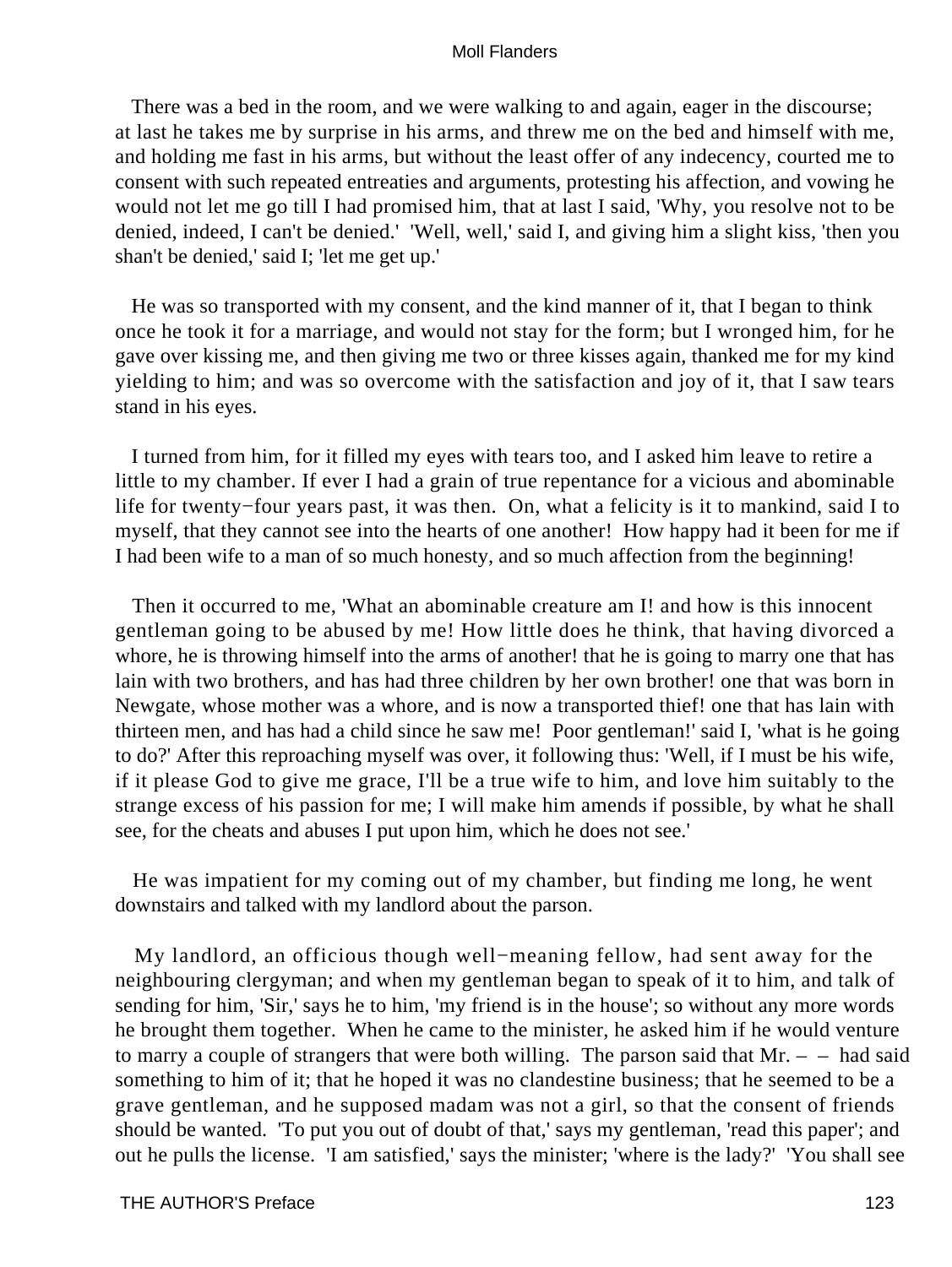There was a bed in the room, and we were walking to and again, eager in the discourse; at last he takes me by surprise in his arms, and threw me on the bed and himself with me, and holding me fast in his arms, but without the least offer of any indecency, courted me to consent with such repeated entreaties and arguments, protesting his affection, and vowing he would not let me go till I had promised him, that at last I said, 'Why, you resolve not to be denied, indeed, I can't be denied.' 'Well, well,' said I, and giving him a slight kiss, 'then you shan't be denied,' said I; 'let me get up.'

He was so transported with my consent, and the kind manner of it, that I began to think once he took it for a marriage, and would not stay for the form; but I wronged him, for he gave over kissing me, and then giving me two or three kisses again, thanked me for my kind yielding to him; and was so overcome with the satisfaction and joy of it, that I saw tears stand in his eyes.

I turned from him, for it filled my eyes with tears too, and I asked him leave to retire a little to my chamber. If ever I had a grain of true repentance for a vicious and abominable life for twenty−four years past, it was then. On, what a felicity is it to mankind, said I to myself, that they cannot see into the hearts of one another! How happy had it been for me if I had been wife to a man of so much honesty, and so much affection from the beginning!

Then it occurred to me, 'What an abominable creature am I! and how is this innocent gentleman going to be abused by me! How little does he think, that having divorced a whore, he is throwing himself into the arms of another! that he is going to marry one that has lain with two brothers, and has had three children by her own brother! one that was born in Newgate, whose mother was a whore, and is now a transported thief! one that has lain with thirteen men, and has had a child since he saw me! Poor gentleman!' said I, 'what is he going to do?' After this reproaching myself was over, it following thus: 'Well, if I must be his wife, if it please God to give me grace, I'll be a true wife to him, and love him suitably to the strange excess of his passion for me; I will make him amends if possible, by what he shall see, for the cheats and abuses I put upon him, which he does not see.'

He was impatient for my coming out of my chamber, but finding me long, he went downstairs and talked with my landlord about the parson.

My landlord, an officious though well−meaning fellow, had sent away for the neighbouring clergyman; and when my gentleman began to speak of it to him, and talk of sending for him, 'Sir,' says he to him, 'my friend is in the house'; so without any more words he brought them together. When he came to the minister, he asked him if he would venture to marry a couple of strangers that were both willing. The parson said that Mr. – – had said something to him of it; that he hoped it was no clandestine business; that he seemed to be a grave gentleman, and he supposed madam was not a girl, so that the consent of friends should be wanted. 'To put you out of doubt of that,' says my gentleman, 'read this paper'; and out he pulls the license. 'I am satisfied,' says the minister; 'where is the lady?' 'You shall see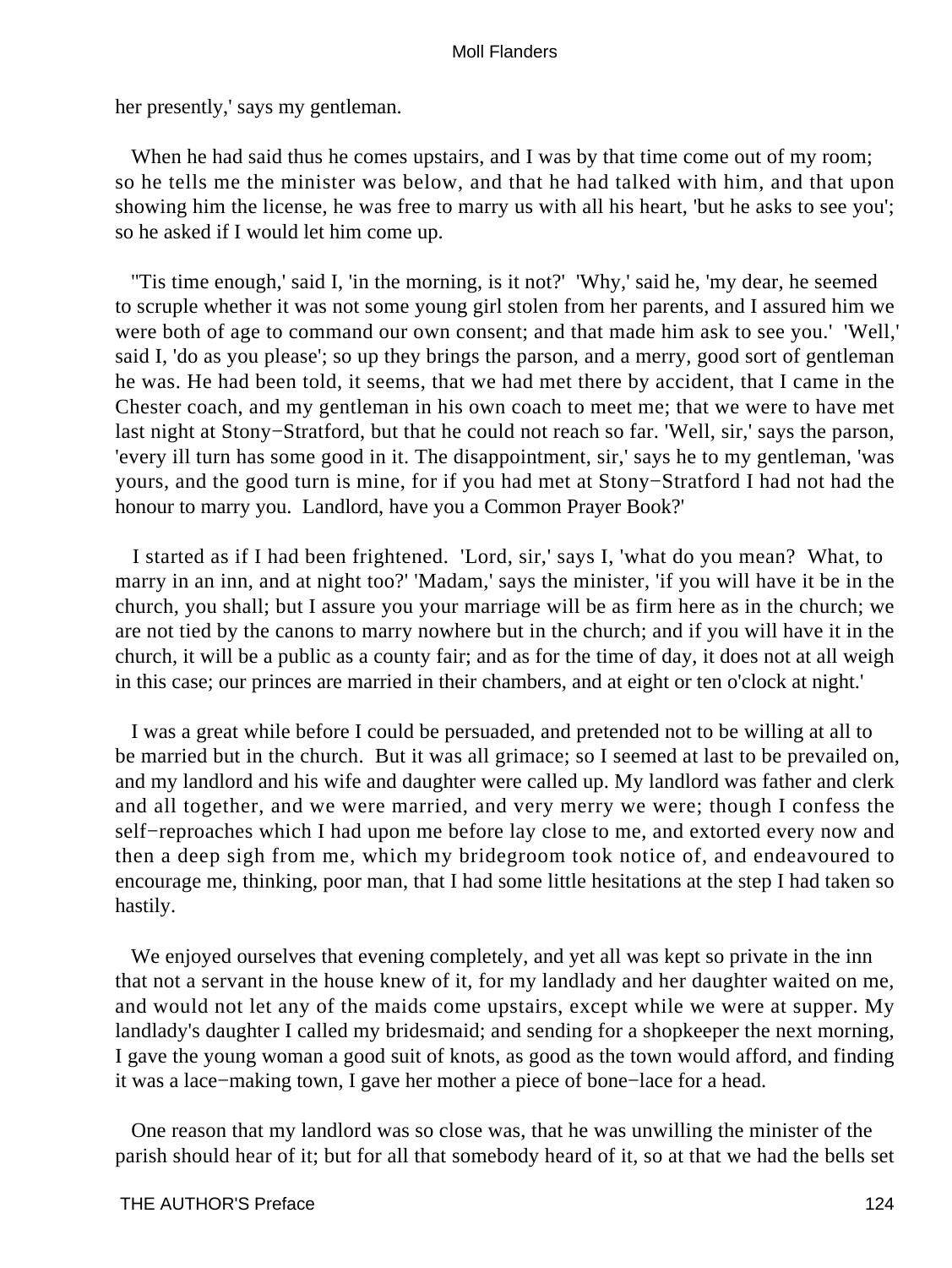her presently,' says my gentleman.

When he had said thus he comes upstairs, and I was by that time come out of my room; so he tells me the minister was below, and that he had talked with him, and that upon showing him the license, he was free to marry us with all his heart, 'but he asks to see you'; so he asked if I would let him come up.

''Tis time enough,' said I, 'in the morning, is it not?' 'Why,' said he, 'my dear, he seemed to scruple whether it was not some young girl stolen from her parents, and I assured him we were both of age to command our own consent; and that made him ask to see you.' 'Well,' said I, 'do as you please'; so up they brings the parson, and a merry, good sort of gentleman he was. He had been told, it seems, that we had met there by accident, that I came in the Chester coach, and my gentleman in his own coach to meet me; that we were to have met last night at Stony−Stratford, but that he could not reach so far. 'Well, sir,' says the parson, 'every ill turn has some good in it. The disappointment, sir,' says he to my gentleman, 'was yours, and the good turn is mine, for if you had met at Stony−Stratford I had not had the honour to marry you. Landlord, have you a Common Prayer Book?'

I started as if I had been frightened. 'Lord, sir,' says I, 'what do you mean? What, to marry in an inn, and at night too?' 'Madam,' says the minister, 'if you will have it be in the church, you shall; but I assure you your marriage will be as firm here as in the church; we are not tied by the canons to marry nowhere but in the church; and if you will have it in the church, it will be a public as a county fair; and as for the time of day, it does not at all weigh in this case; our princes are married in their chambers, and at eight or ten o'clock at night.'

I was a great while before I could be persuaded, and pretended not to be willing at all to be married but in the church. But it was all grimace; so I seemed at last to be prevailed on, and my landlord and his wife and daughter were called up. My landlord was father and clerk and all together, and we were married, and very merry we were; though I confess the self−reproaches which I had upon me before lay close to me, and extorted every now and then a deep sigh from me, which my bridegroom took notice of, and endeavoured to encourage me, thinking, poor man, that I had some little hesitations at the step I had taken so hastily.

We enjoyed ourselves that evening completely, and yet all was kept so private in the inn that not a servant in the house knew of it, for my landlady and her daughter waited on me, and would not let any of the maids come upstairs, except while we were at supper. My landlady's daughter I called my bridesmaid; and sending for a shopkeeper the next morning, I gave the young woman a good suit of knots, as good as the town would afford, and finding it was a lace−making town, I gave her mother a piece of bone−lace for a head.

One reason that my landlord was so close was, that he was unwilling the minister of the parish should hear of it; but for all that somebody heard of it, so at that we had the bells set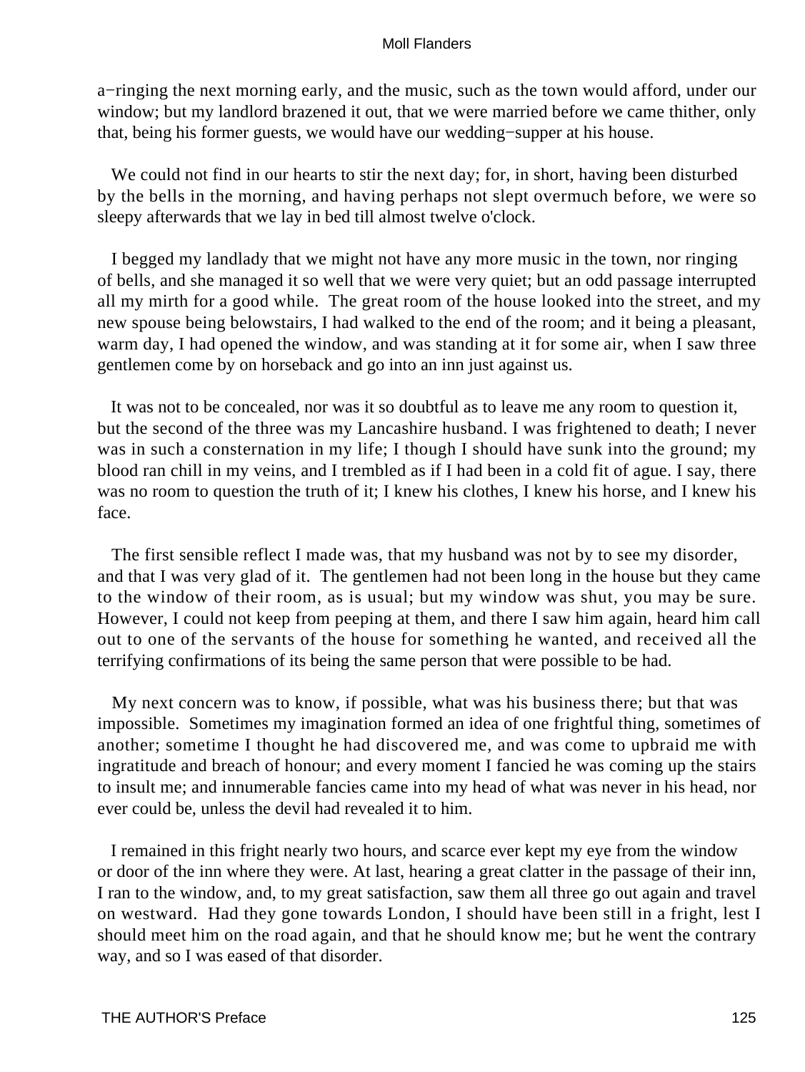a−ringing the next morning early, and the music, such as the town would afford, under our window; but my landlord brazened it out, that we were married before we came thither, only that, being his former guests, we would have our wedding−supper at his house.

We could not find in our hearts to stir the next day; for, in short, having been disturbed by the bells in the morning, and having perhaps not slept overmuch before, we were so sleepy afterwards that we lay in bed till almost twelve o'clock.

I begged my landlady that we might not have any more music in the town, nor ringing of bells, and she managed it so well that we were very quiet; but an odd passage interrupted all my mirth for a good while. The great room of the house looked into the street, and my new spouse being belowstairs, I had walked to the end of the room; and it being a pleasant, warm day, I had opened the window, and was standing at it for some air, when I saw three gentlemen come by on horseback and go into an inn just against us.

It was not to be concealed, nor was it so doubtful as to leave me any room to question it, but the second of the three was my Lancashire husband. I was frightened to death; I never was in such a consternation in my life; I though I should have sunk into the ground; my blood ran chill in my veins, and I trembled as if I had been in a cold fit of ague. I say, there was no room to question the truth of it; I knew his clothes, I knew his horse, and I knew his face.

The first sensible reflect I made was, that my husband was not by to see my disorder, and that I was very glad of it. The gentlemen had not been long in the house but they came to the window of their room, as is usual; but my window was shut, you may be sure. However, I could not keep from peeping at them, and there I saw him again, heard him call out to one of the servants of the house for something he wanted, and received all the terrifying confirmations of its being the same person that were possible to be had.

My next concern was to know, if possible, what was his business there; but that was impossible. Sometimes my imagination formed an idea of one frightful thing, sometimes of another; sometime I thought he had discovered me, and was come to upbraid me with ingratitude and breach of honour; and every moment I fancied he was coming up the stairs to insult me; and innumerable fancies came into my head of what was never in his head, nor ever could be, unless the devil had revealed it to him.

I remained in this fright nearly two hours, and scarce ever kept my eye from the window or door of the inn where they were. At last, hearing a great clatter in the passage of their inn, I ran to the window, and, to my great satisfaction, saw them all three go out again and travel on westward. Had they gone towards London, I should have been still in a fright, lest I should meet him on the road again, and that he should know me; but he went the contrary way, and so I was eased of that disorder.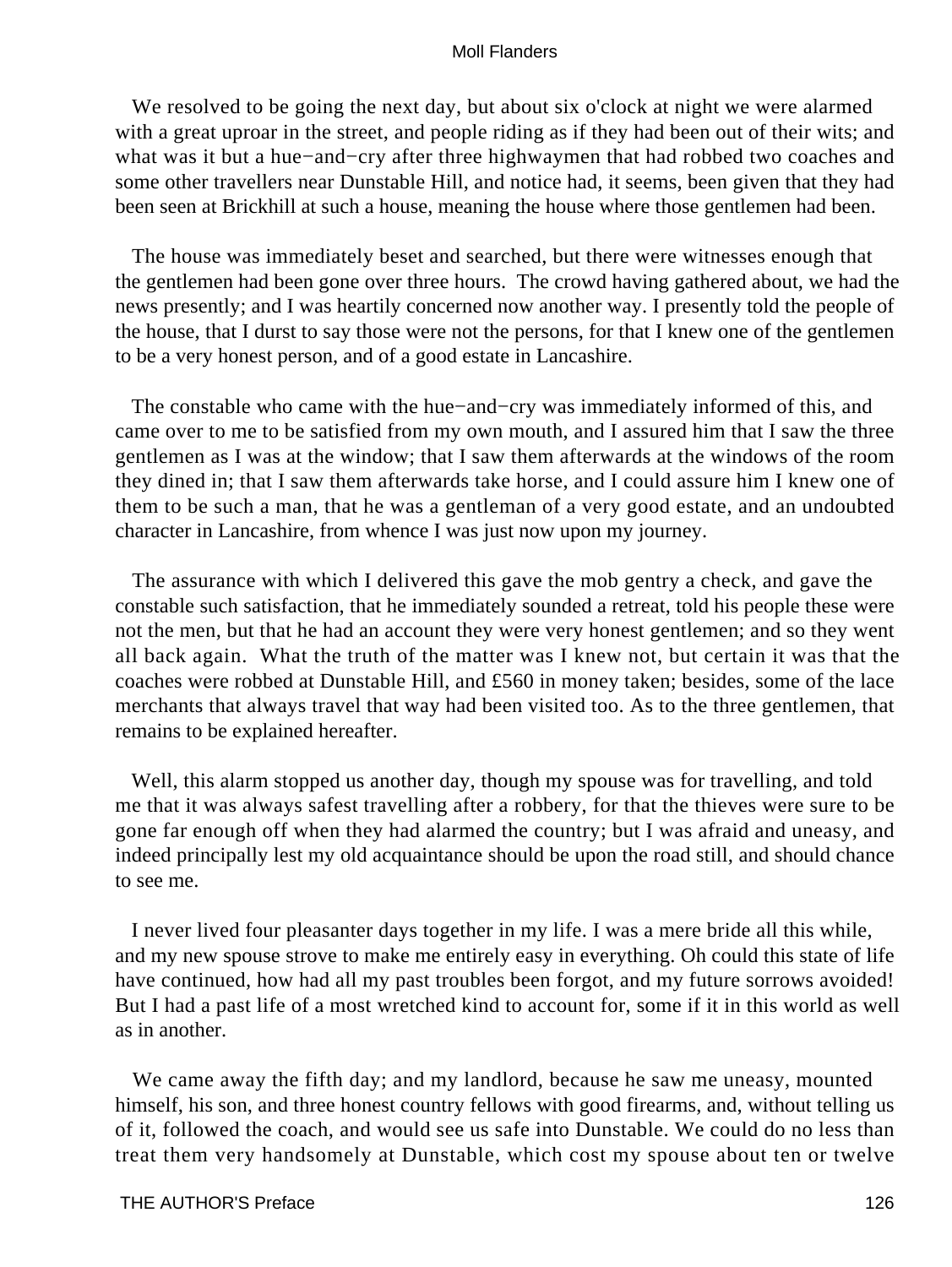We resolved to be going the next day, but about six o'clock at night we were alarmed with a great uproar in the street, and people riding as if they had been out of their wits; and what was it but a hue−and−cry after three highwaymen that had robbed two coaches and some other travellers near Dunstable Hill, and notice had, it seems, been given that they had been seen at Brickhill at such a house, meaning the house where those gentlemen had been.

The house was immediately beset and searched, but there were witnesses enough that the gentlemen had been gone over three hours. The crowd having gathered about, we had the news presently; and I was heartily concerned now another way. I presently told the people of the house, that I durst to say those were not the persons, for that I knew one of the gentlemen to be a very honest person, and of a good estate in Lancashire.

The constable who came with the hue−and−cry was immediately informed of this, and came over to me to be satisfied from my own mouth, and I assured him that I saw the three gentlemen as I was at the window; that I saw them afterwards at the windows of the room they dined in; that I saw them afterwards take horse, and I could assure him I knew one of them to be such a man, that he was a gentleman of a very good estate, and an undoubted character in Lancashire, from whence I was just now upon my journey.

The assurance with which I delivered this gave the mob gentry a check, and gave the constable such satisfaction, that he immediately sounded a retreat, told his people these were not the men, but that he had an account they were very honest gentlemen; and so they went all back again. What the truth of the matter was I knew not, but certain it was that the coaches were robbed at Dunstable Hill, and £560 in money taken; besides, some of the lace merchants that always travel that way had been visited too. As to the three gentlemen, that remains to be explained hereafter.

Well, this alarm stopped us another day, though my spouse was for travelling, and told me that it was always safest travelling after a robbery, for that the thieves were sure to be gone far enough off when they had alarmed the country; but I was afraid and uneasy, and indeed principally lest my old acquaintance should be upon the road still, and should chance to see me.

I never lived four pleasanter days together in my life. I was a mere bride all this while, and my new spouse strove to make me entirely easy in everything. Oh could this state of life have continued, how had all my past troubles been forgot, and my future sorrows avoided! But I had a past life of a most wretched kind to account for, some if it in this world as well as in another.

We came away the fifth day; and my landlord, because he saw me uneasy, mounted himself, his son, and three honest country fellows with good firearms, and, without telling us of it, followed the coach, and would see us safe into Dunstable. We could do no less than treat them very handsomely at Dunstable, which cost my spouse about ten or twelve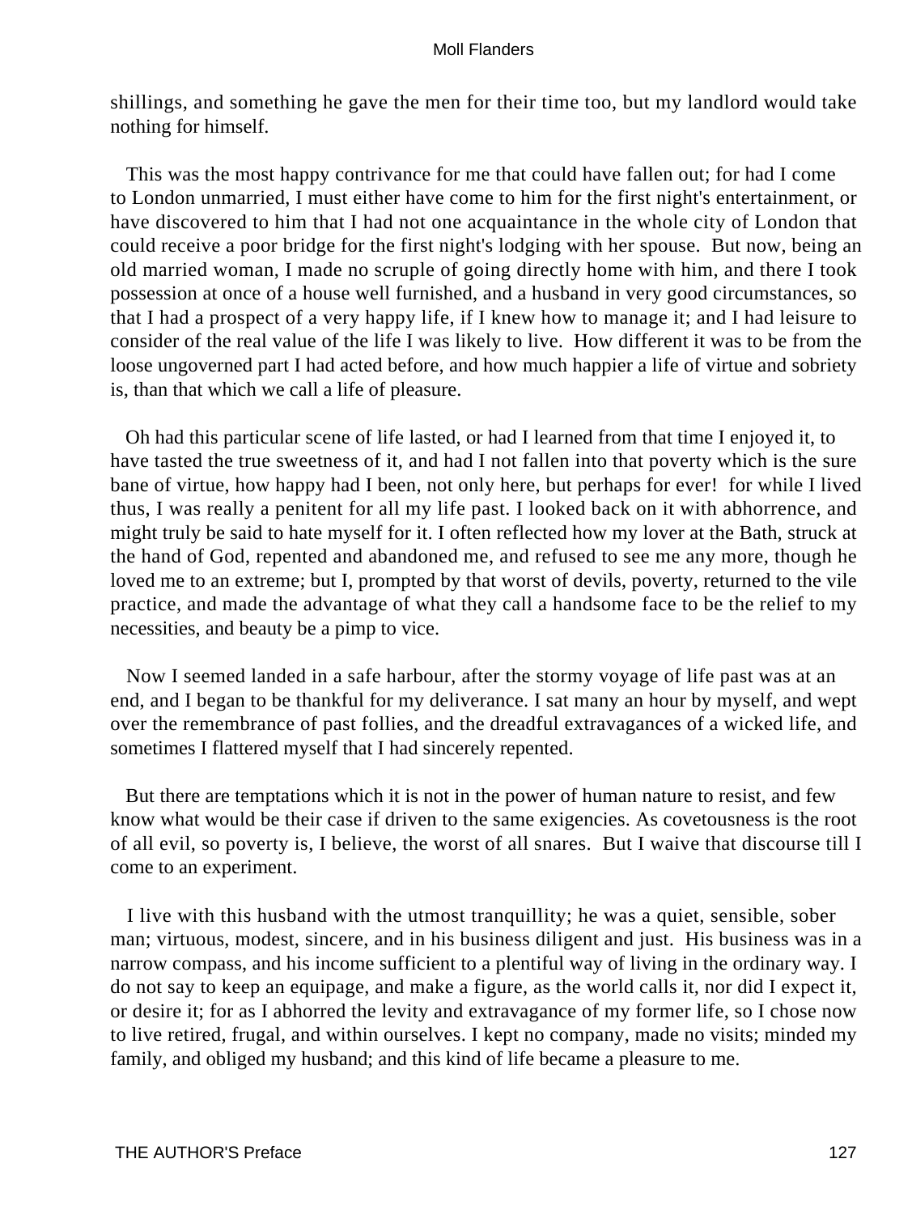shillings, and something he gave the men for their time too, but my landlord would take nothing for himself.

This was the most happy contrivance for me that could have fallen out; for had I come to London unmarried, I must either have come to him for the first night's entertainment, or have discovered to him that I had not one acquaintance in the whole city of London that could receive a poor bridge for the first night's lodging with her spouse. But now, being an old married woman, I made no scruple of going directly home with him, and there I took possession at once of a house well furnished, and a husband in very good circumstances, so that I had a prospect of a very happy life, if I knew how to manage it; and I had leisure to consider of the real value of the life I was likely to live. How different it was to be from the loose ungoverned part I had acted before, and how much happier a life of virtue and sobriety is, than that which we call a life of pleasure.

Oh had this particular scene of life lasted, or had I learned from that time I enjoyed it, to have tasted the true sweetness of it, and had I not fallen into that poverty which is the sure bane of virtue, how happy had I been, not only here, but perhaps for ever! for while I lived thus, I was really a penitent for all my life past. I looked back on it with abhorrence, and might truly be said to hate myself for it. I often reflected how my lover at the Bath, struck at the hand of God, repented and abandoned me, and refused to see me any more, though he loved me to an extreme; but I, prompted by that worst of devils, poverty, returned to the vile practice, and made the advantage of what they call a handsome face to be the relief to my necessities, and beauty be a pimp to vice.

Now I seemed landed in a safe harbour, after the stormy voyage of life past was at an end, and I began to be thankful for my deliverance. I sat many an hour by myself, and wept over the remembrance of past follies, and the dreadful extravagances of a wicked life, and sometimes I flattered myself that I had sincerely repented.

But there are temptations which it is not in the power of human nature to resist, and few know what would be their case if driven to the same exigencies. As covetousness is the root of all evil, so poverty is, I believe, the worst of all snares. But I waive that discourse till I come to an experiment.

I live with this husband with the utmost tranquillity; he was a quiet, sensible, sober man; virtuous, modest, sincere, and in his business diligent and just. His business was in a narrow compass, and his income sufficient to a plentiful way of living in the ordinary way. I do not say to keep an equipage, and make a figure, as the world calls it, nor did I expect it, or desire it; for as I abhorred the levity and extravagance of my former life, so I chose now to live retired, frugal, and within ourselves. I kept no company, made no visits; minded my family, and obliged my husband; and this kind of life became a pleasure to me.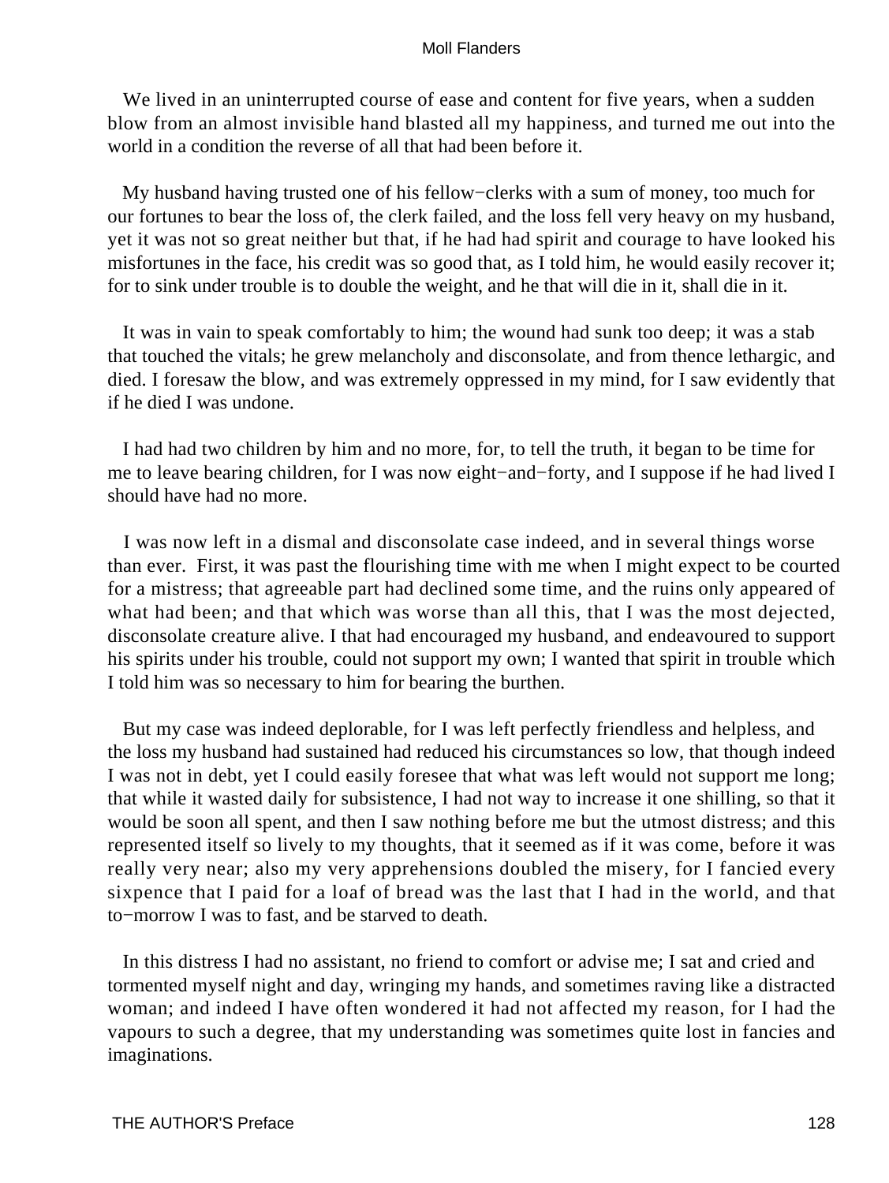We lived in an uninterrupted course of ease and content for five years, when a sudden blow from an almost invisible hand blasted all my happiness, and turned me out into the world in a condition the reverse of all that had been before it.

My husband having trusted one of his fellow−clerks with a sum of money, too much for our fortunes to bear the loss of, the clerk failed, and the loss fell very heavy on my husband, yet it was not so great neither but that, if he had had spirit and courage to have looked his misfortunes in the face, his credit was so good that, as I told him, he would easily recover it; for to sink under trouble is to double the weight, and he that will die in it, shall die in it.

It was in vain to speak comfortably to him; the wound had sunk too deep; it was a stab that touched the vitals; he grew melancholy and disconsolate, and from thence lethargic, and died. I foresaw the blow, and was extremely oppressed in my mind, for I saw evidently that if he died I was undone.

I had had two children by him and no more, for, to tell the truth, it began to be time for me to leave bearing children, for I was now eight−and−forty, and I suppose if he had lived I should have had no more.

I was now left in a dismal and disconsolate case indeed, and in several things worse than ever. First, it was past the flourishing time with me when I might expect to be courted for a mistress; that agreeable part had declined some time, and the ruins only appeared of what had been; and that which was worse than all this, that I was the most dejected, disconsolate creature alive. I that had encouraged my husband, and endeavoured to support his spirits under his trouble, could not support my own; I wanted that spirit in trouble which I told him was so necessary to him for bearing the burthen.

But my case was indeed deplorable, for I was left perfectly friendless and helpless, and the loss my husband had sustained had reduced his circumstances so low, that though indeed I was not in debt, yet I could easily foresee that what was left would not support me long; that while it wasted daily for subsistence, I had not way to increase it one shilling, so that it would be soon all spent, and then I saw nothing before me but the utmost distress; and this represented itself so lively to my thoughts, that it seemed as if it was come, before it was really very near; also my very apprehensions doubled the misery, for I fancied every sixpence that I paid for a loaf of bread was the last that I had in the world, and that to−morrow I was to fast, and be starved to death.

In this distress I had no assistant, no friend to comfort or advise me; I sat and cried and tormented myself night and day, wringing my hands, and sometimes raving like a distracted woman; and indeed I have often wondered it had not affected my reason, for I had the vapours to such a degree, that my understanding was sometimes quite lost in fancies and imaginations.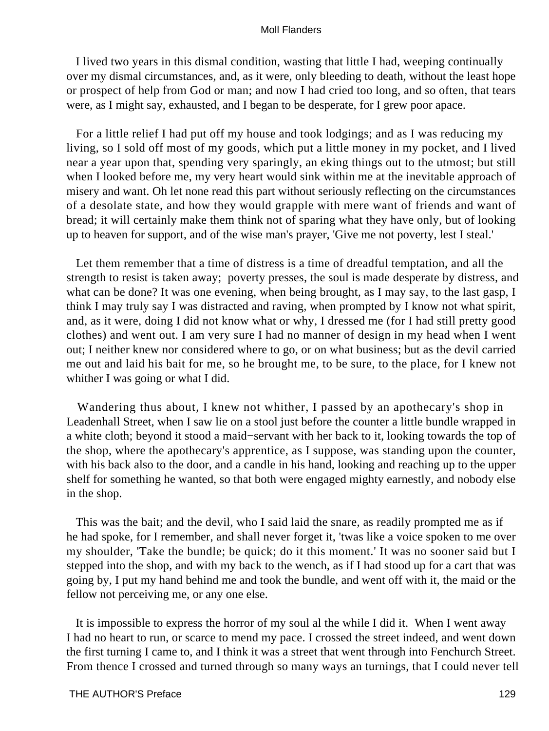I lived two years in this dismal condition, wasting that little I had, weeping continually over my dismal circumstances, and, as it were, only bleeding to death, without the least hope or prospect of help from God or man; and now I had cried too long, and so often, that tears were, as I might say, exhausted, and I began to be desperate, for I grew poor apace.

For a little relief I had put off my house and took lodgings; and as I was reducing my living, so I sold off most of my goods, which put a little money in my pocket, and I lived near a year upon that, spending very sparingly, an eking things out to the utmost; but still when I looked before me, my very heart would sink within me at the inevitable approach of misery and want. Oh let none read this part without seriously reflecting on the circumstances of a desolate state, and how they would grapple with mere want of friends and want of bread; it will certainly make them think not of sparing what they have only, but of looking up to heaven for support, and of the wise man's prayer, 'Give me not poverty, lest I steal.'

Let them remember that a time of distress is a time of dreadful temptation, and all the strength to resist is taken away; poverty presses, the soul is made desperate by distress, and what can be done? It was one evening, when being brought, as I may say, to the last gasp, I think I may truly say I was distracted and raving, when prompted by I know not what spirit, and, as it were, doing I did not know what or why, I dressed me (for I had still pretty good clothes) and went out. I am very sure I had no manner of design in my head when I went out; I neither knew nor considered where to go, or on what business; but as the devil carried me out and laid his bait for me, so he brought me, to be sure, to the place, for I knew not whither I was going or what I did.

Wandering thus about, I knew not whither, I passed by an apothecary's shop in Leadenhall Street, when I saw lie on a stool just before the counter a little bundle wrapped in a white cloth; beyond it stood a maid−servant with her back to it, looking towards the top of the shop, where the apothecary's apprentice, as I suppose, was standing upon the counter, with his back also to the door, and a candle in his hand, looking and reaching up to the upper shelf for something he wanted, so that both were engaged mighty earnestly, and nobody else in the shop.

This was the bait; and the devil, who I said laid the snare, as readily prompted me as if he had spoke, for I remember, and shall never forget it, 'twas like a voice spoken to me over my shoulder, 'Take the bundle; be quick; do it this moment.' It was no sooner said but I stepped into the shop, and with my back to the wench, as if I had stood up for a cart that was going by, I put my hand behind me and took the bundle, and went off with it, the maid or the fellow not perceiving me, or any one else.

It is impossible to express the horror of my soul al the while I did it. When I went away I had no heart to run, or scarce to mend my pace. I crossed the street indeed, and went down the first turning I came to, and I think it was a street that went through into Fenchurch Street. From thence I crossed and turned through so many ways an turnings, that I could never tell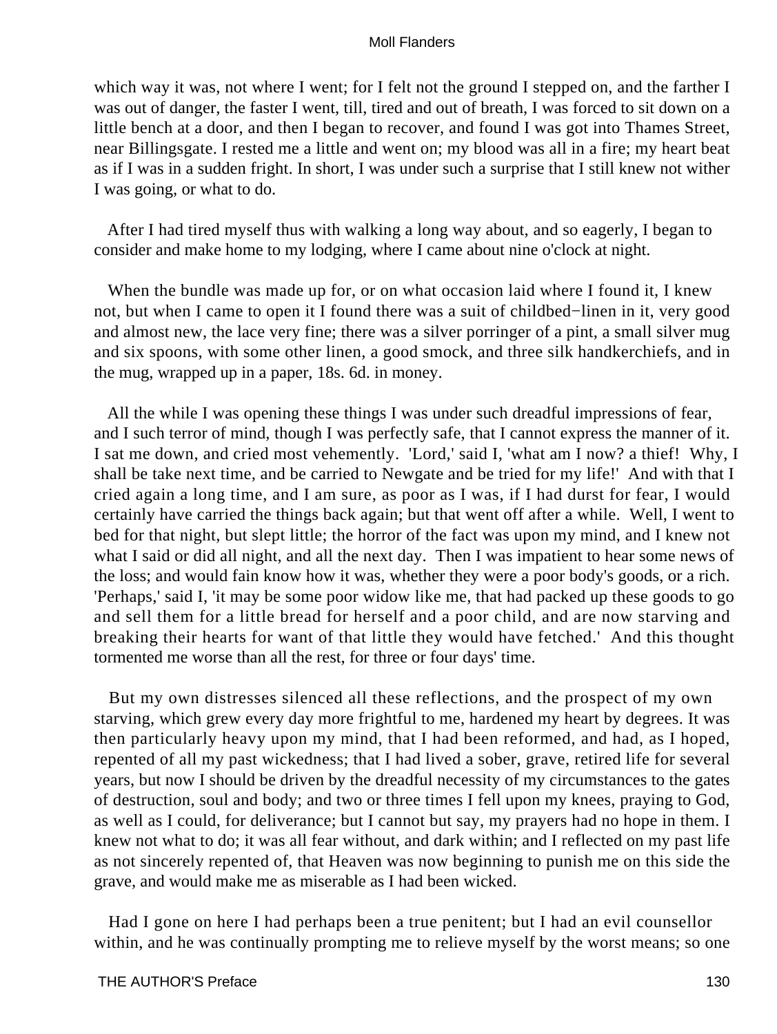which way it was, not where I went; for I felt not the ground I stepped on, and the farther I was out of danger, the faster I went, till, tired and out of breath, I was forced to sit down on a little bench at a door, and then I began to recover, and found I was got into Thames Street, near Billingsgate. I rested me a little and went on; my blood was all in a fire; my heart beat as if I was in a sudden fright. In short, I was under such a surprise that I still knew not wither I was going, or what to do.

After I had tired myself thus with walking a long way about, and so eagerly, I began to consider and make home to my lodging, where I came about nine o'clock at night.

When the bundle was made up for, or on what occasion laid where I found it, I knew not, but when I came to open it I found there was a suit of childbed−linen in it, very good and almost new, the lace very fine; there was a silver porringer of a pint, a small silver mug and six spoons, with some other linen, a good smock, and three silk handkerchiefs, and in the mug, wrapped up in a paper, 18s. 6d. in money.

All the while I was opening these things I was under such dreadful impressions of fear, and I such terror of mind, though I was perfectly safe, that I cannot express the manner of it. I sat me down, and cried most vehemently. 'Lord,' said I, 'what am I now? a thief! Why, I shall be take next time, and be carried to Newgate and be tried for my life!' And with that I cried again a long time, and I am sure, as poor as I was, if I had durst for fear, I would certainly have carried the things back again; but that went off after a while. Well, I went to bed for that night, but slept little; the horror of the fact was upon my mind, and I knew not what I said or did all night, and all the next day. Then I was impatient to hear some news of the loss; and would fain know how it was, whether they were a poor body's goods, or a rich. 'Perhaps,' said I, 'it may be some poor widow like me, that had packed up these goods to go and sell them for a little bread for herself and a poor child, and are now starving and breaking their hearts for want of that little they would have fetched.' And this thought tormented me worse than all the rest, for three or four days' time.

But my own distresses silenced all these reflections, and the prospect of my own starving, which grew every day more frightful to me, hardened my heart by degrees. It was then particularly heavy upon my mind, that I had been reformed, and had, as I hoped, repented of all my past wickedness; that I had lived a sober, grave, retired life for several years, but now I should be driven by the dreadful necessity of my circumstances to the gates of destruction, soul and body; and two or three times I fell upon my knees, praying to God, as well as I could, for deliverance; but I cannot but say, my prayers had no hope in them. I knew not what to do; it was all fear without, and dark within; and I reflected on my past life as not sincerely repented of, that Heaven was now beginning to punish me on this side the grave, and would make me as miserable as I had been wicked.

Had I gone on here I had perhaps been a true penitent; but I had an evil counsellor within, and he was continually prompting me to relieve myself by the worst means; so one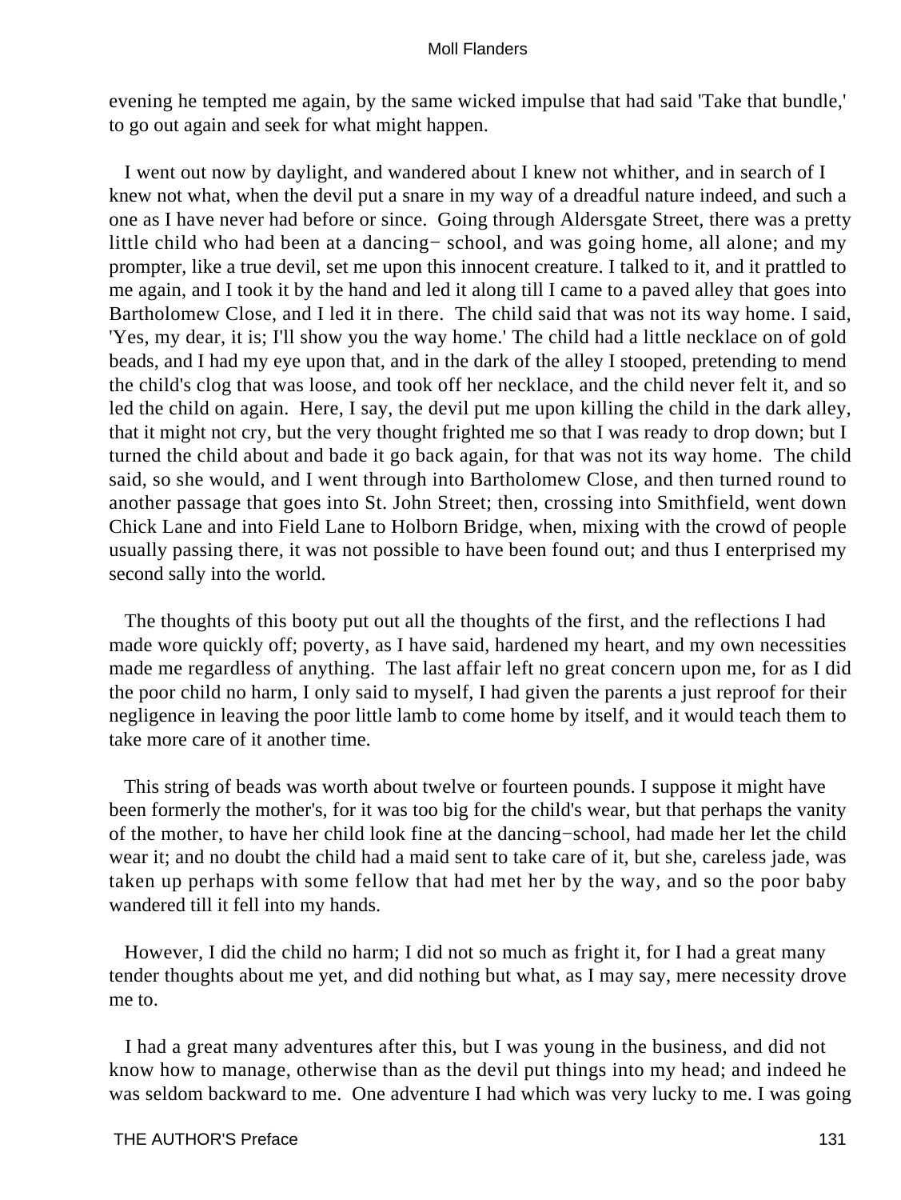evening he tempted me again, by the same wicked impulse that had said 'Take that bundle,' to go out again and seek for what might happen.

I went out now by daylight, and wandered about I knew not whither, and in search of I knew not what, when the devil put a snare in my way of a dreadful nature indeed, and such a one as I have never had before or since. Going through Aldersgate Street, there was a pretty little child who had been at a dancing− school, and was going home, all alone; and my prompter, like a true devil, set me upon this innocent creature. I talked to it, and it prattled to me again, and I took it by the hand and led it along till I came to a paved alley that goes into Bartholomew Close, and I led it in there. The child said that was not its way home. I said, 'Yes, my dear, it is; I'll show you the way home.' The child had a little necklace on of gold beads, and I had my eye upon that, and in the dark of the alley I stooped, pretending to mend the child's clog that was loose, and took off her necklace, and the child never felt it, and so led the child on again. Here, I say, the devil put me upon killing the child in the dark alley, that it might not cry, but the very thought frighted me so that I was ready to drop down; but I turned the child about and bade it go back again, for that was not its way home. The child said, so she would, and I went through into Bartholomew Close, and then turned round to another passage that goes into St. John Street; then, crossing into Smithfield, went down Chick Lane and into Field Lane to Holborn Bridge, when, mixing with the crowd of people usually passing there, it was not possible to have been found out; and thus I enterprised my second sally into the world.

The thoughts of this booty put out all the thoughts of the first, and the reflections I had made wore quickly off; poverty, as I have said, hardened my heart, and my own necessities made me regardless of anything. The last affair left no great concern upon me, for as I did the poor child no harm, I only said to myself, I had given the parents a just reproof for their negligence in leaving the poor little lamb to come home by itself, and it would teach them to take more care of it another time.

This string of beads was worth about twelve or fourteen pounds. I suppose it might have been formerly the mother's, for it was too big for the child's wear, but that perhaps the vanity of the mother, to have her child look fine at the dancing−school, had made her let the child wear it; and no doubt the child had a maid sent to take care of it, but she, careless jade, was taken up perhaps with some fellow that had met her by the way, and so the poor baby wandered till it fell into my hands.

However, I did the child no harm; I did not so much as fright it, for I had a great many tender thoughts about me yet, and did nothing but what, as I may say, mere necessity drove me to.

I had a great many adventures after this, but I was young in the business, and did not know how to manage, otherwise than as the devil put things into my head; and indeed he was seldom backward to me. One adventure I had which was very lucky to me. I was going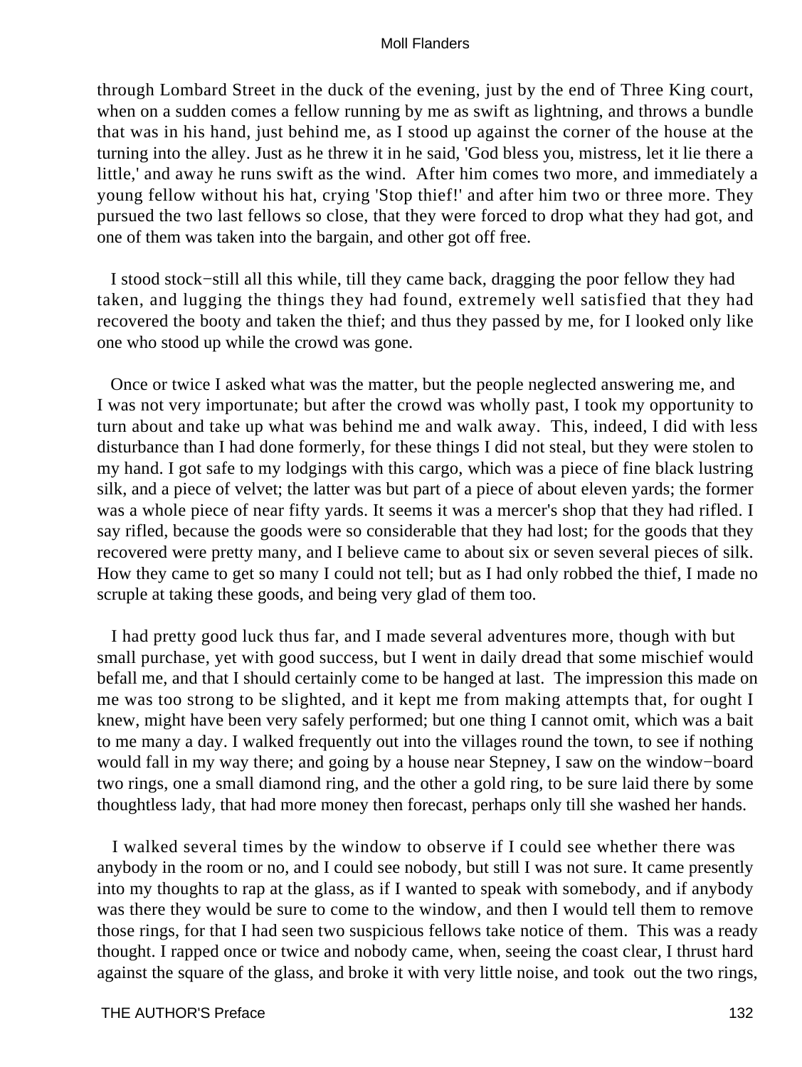through Lombard Street in the duck of the evening, just by the end of Three King court, when on a sudden comes a fellow running by me as swift as lightning, and throws a bundle that was in his hand, just behind me, as I stood up against the corner of the house at the turning into the alley. Just as he threw it in he said, 'God bless you, mistress, let it lie there a little,' and away he runs swift as the wind. After him comes two more, and immediately a young fellow without his hat, crying 'Stop thief!' and after him two or three more. They pursued the two last fellows so close, that they were forced to drop what they had got, and one of them was taken into the bargain, and other got off free.

I stood stock−still all this while, till they came back, dragging the poor fellow they had taken, and lugging the things they had found, extremely well satisfied that they had recovered the booty and taken the thief; and thus they passed by me, for I looked only like one who stood up while the crowd was gone.

Once or twice I asked what was the matter, but the people neglected answering me, and I was not very importunate; but after the crowd was wholly past, I took my opportunity to turn about and take up what was behind me and walk away. This, indeed, I did with less disturbance than I had done formerly, for these things I did not steal, but they were stolen to my hand. I got safe to my lodgings with this cargo, which was a piece of fine black lustring silk, and a piece of velvet; the latter was but part of a piece of about eleven yards; the former was a whole piece of near fifty yards. It seems it was a mercer's shop that they had rifled. I say rifled, because the goods were so considerable that they had lost; for the goods that they recovered were pretty many, and I believe came to about six or seven several pieces of silk. How they came to get so many I could not tell; but as I had only robbed the thief, I made no scruple at taking these goods, and being very glad of them too.

I had pretty good luck thus far, and I made several adventures more, though with but small purchase, yet with good success, but I went in daily dread that some mischief would befall me, and that I should certainly come to be hanged at last. The impression this made on me was too strong to be slighted, and it kept me from making attempts that, for ought I knew, might have been very safely performed; but one thing I cannot omit, which was a bait to me many a day. I walked frequently out into the villages round the town, to see if nothing would fall in my way there; and going by a house near Stepney, I saw on the window−board two rings, one a small diamond ring, and the other a gold ring, to be sure laid there by some thoughtless lady, that had more money then forecast, perhaps only till she washed her hands.

I walked several times by the window to observe if I could see whether there was anybody in the room or no, and I could see nobody, but still I was not sure. It came presently into my thoughts to rap at the glass, as if I wanted to speak with somebody, and if anybody was there they would be sure to come to the window, and then I would tell them to remove those rings, for that I had seen two suspicious fellows take notice of them. This was a ready thought. I rapped once or twice and nobody came, when, seeing the coast clear, I thrust hard against the square of the glass, and broke it with very little noise, and took out the two rings,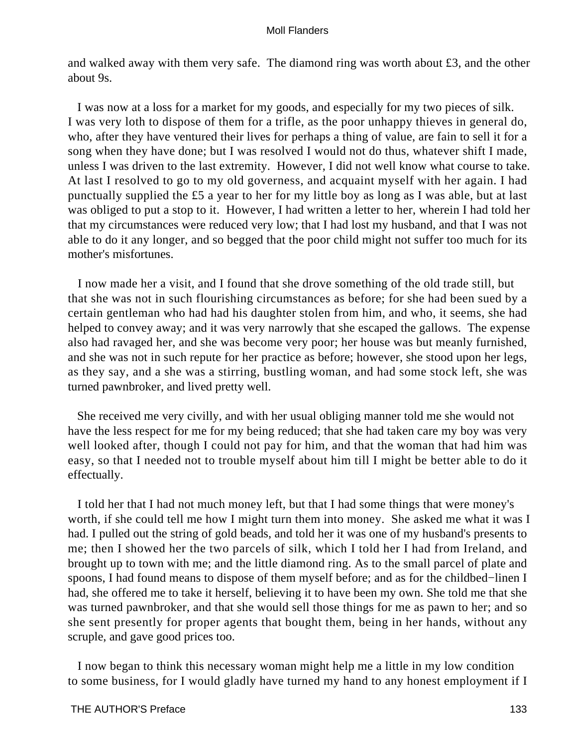and walked away with them very safe. The diamond ring was worth about £3, and the other about 9s.

I was now at a loss for a market for my goods, and especially for my two pieces of silk. I was very loth to dispose of them for a trifle, as the poor unhappy thieves in general do, who, after they have ventured their lives for perhaps a thing of value, are fain to sell it for a song when they have done; but I was resolved I would not do thus, whatever shift I made, unless I was driven to the last extremity. However, I did not well know what course to take. At last I resolved to go to my old governess, and acquaint myself with her again. I had punctually supplied the £5 a year to her for my little boy as long as I was able, but at last was obliged to put a stop to it. However, I had written a letter to her, wherein I had told her that my circumstances were reduced very low; that I had lost my husband, and that I was not able to do it any longer, and so begged that the poor child might not suffer too much for its mother's misfortunes.

I now made her a visit, and I found that she drove something of the old trade still, but that she was not in such flourishing circumstances as before; for she had been sued by a certain gentleman who had had his daughter stolen from him, and who, it seems, she had helped to convey away; and it was very narrowly that she escaped the gallows. The expense also had ravaged her, and she was become very poor; her house was but meanly furnished, and she was not in such repute for her practice as before; however, she stood upon her legs, as they say, and a she was a stirring, bustling woman, and had some stock left, she was turned pawnbroker, and lived pretty well.

She received me very civilly, and with her usual obliging manner told me she would not have the less respect for me for my being reduced; that she had taken care my boy was very well looked after, though I could not pay for him, and that the woman that had him was easy, so that I needed not to trouble myself about him till I might be better able to do it effectually.

I told her that I had not much money left, but that I had some things that were money's worth, if she could tell me how I might turn them into money. She asked me what it was I had. I pulled out the string of gold beads, and told her it was one of my husband's presents to me; then I showed her the two parcels of silk, which I told her I had from Ireland, and brought up to town with me; and the little diamond ring. As to the small parcel of plate and spoons, I had found means to dispose of them myself before; and as for the childbed−linen I had, she offered me to take it herself, believing it to have been my own. She told me that she was turned pawnbroker, and that she would sell those things for me as pawn to her; and so she sent presently for proper agents that bought them, being in her hands, without any scruple, and gave good prices too.

I now began to think this necessary woman might help me a little in my low condition to some business, for I would gladly have turned my hand to any honest employment if I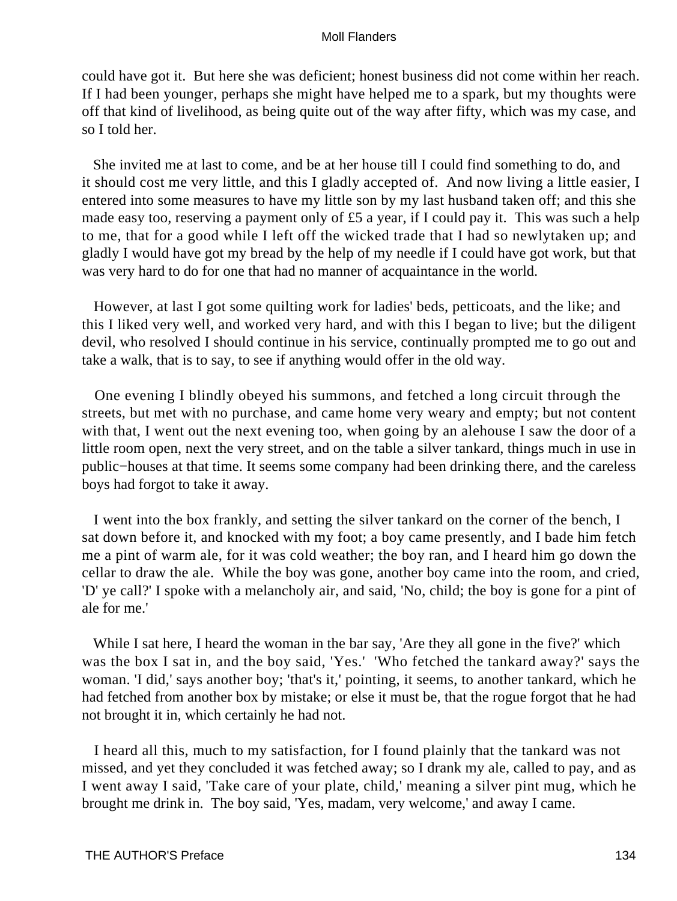could have got it. But here she was deficient; honest business did not come within her reach. If I had been younger, perhaps she might have helped me to a spark, but my thoughts were off that kind of livelihood, as being quite out of the way after fifty, which was my case, and so I told her.

She invited me at last to come, and be at her house till I could find something to do, and it should cost me very little, and this I gladly accepted of. And now living a little easier, I entered into some measures to have my little son by my last husband taken off; and this she made easy too, reserving a payment only of £5 a year, if I could pay it. This was such a help to me, that for a good while I left off the wicked trade that I had so newlytaken up; and gladly I would have got my bread by the help of my needle if I could have got work, but that was very hard to do for one that had no manner of acquaintance in the world.

However, at last I got some quilting work for ladies' beds, petticoats, and the like; and this I liked very well, and worked very hard, and with this I began to live; but the diligent devil, who resolved I should continue in his service, continually prompted me to go out and take a walk, that is to say, to see if anything would offer in the old way.

One evening I blindly obeyed his summons, and fetched a long circuit through the streets, but met with no purchase, and came home very weary and empty; but not content with that, I went out the next evening too, when going by an alehouse I saw the door of a little room open, next the very street, and on the table a silver tankard, things much in use in public−houses at that time. It seems some company had been drinking there, and the careless boys had forgot to take it away.

I went into the box frankly, and setting the silver tankard on the corner of the bench, I sat down before it, and knocked with my foot; a boy came presently, and I bade him fetch me a pint of warm ale, for it was cold weather; the boy ran, and I heard him go down the cellar to draw the ale. While the boy was gone, another boy came into the room, and cried, 'D' ye call?' I spoke with a melancholy air, and said, 'No, child; the boy is gone for a pint of ale for me.'

While I sat here, I heard the woman in the bar say, 'Are they all gone in the five?' which was the box I sat in, and the boy said, 'Yes.' 'Who fetched the tankard away?' says the woman. 'I did,' says another boy; 'that's it,' pointing, it seems, to another tankard, which he had fetched from another box by mistake; or else it must be, that the rogue forgot that he had not brought it in, which certainly he had not.

I heard all this, much to my satisfaction, for I found plainly that the tankard was not missed, and yet they concluded it was fetched away; so I drank my ale, called to pay, and as I went away I said, 'Take care of your plate, child,' meaning a silver pint mug, which he brought me drink in. The boy said, 'Yes, madam, very welcome,' and away I came.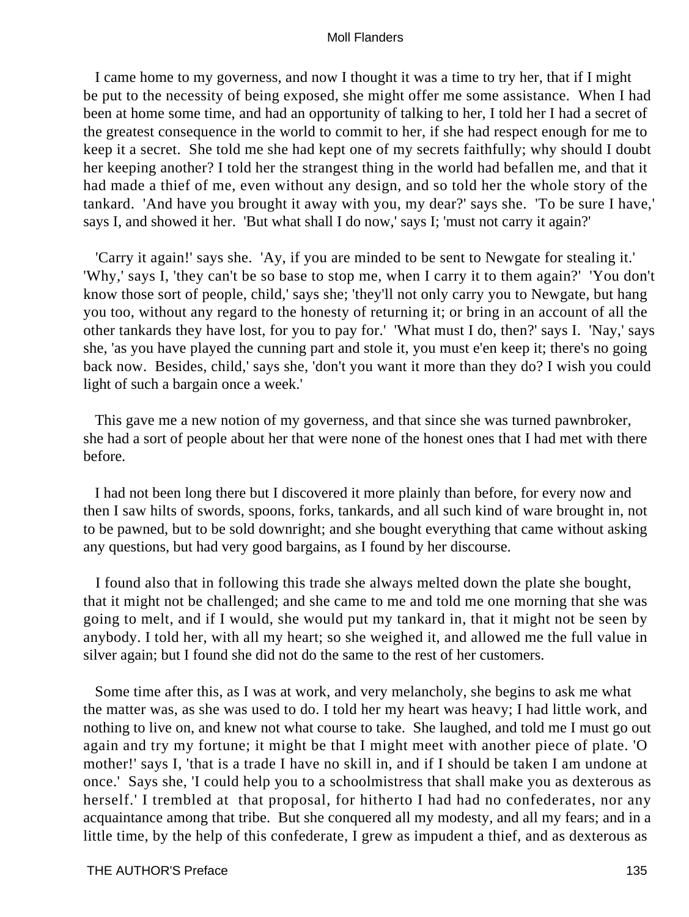I came home to my governess, and now I thought it was a time to try her, that if I might be put to the necessity of being exposed, she might offer me some assistance. When I had been at home some time, and had an opportunity of talking to her, I told her I had a secret of the greatest consequence in the world to commit to her, if she had respect enough for me to keep it a secret. She told me she had kept one of my secrets faithfully; why should I doubt her keeping another? I told her the strangest thing in the world had befallen me, and that it had made a thief of me, even without any design, and so told her the whole story of the tankard. 'And have you brought it away with you, my dear?' says she. 'To be sure I have,' says I, and showed it her. 'But what shall I do now,' says I; 'must not carry it again?'

'Carry it again!' says she. 'Ay, if you are minded to be sent to Newgate for stealing it.' 'Why,' says I, 'they can't be so base to stop me, when I carry it to them again?' 'You don't know those sort of people, child,' says she; 'they'll not only carry you to Newgate, but hang you too, without any regard to the honesty of returning it; or bring in an account of all the other tankards they have lost, for you to pay for.' 'What must I do, then?' says I. 'Nay,' says she, 'as you have played the cunning part and stole it, you must e'en keep it; there's no going back now. Besides, child,' says she, 'don't you want it more than they do? I wish you could light of such a bargain once a week.'

This gave me a new notion of my governess, and that since she was turned pawnbroker, she had a sort of people about her that were none of the honest ones that I had met with there before.

I had not been long there but I discovered it more plainly than before, for every now and then I saw hilts of swords, spoons, forks, tankards, and all such kind of ware brought in, not to be pawned, but to be sold downright; and she bought everything that came without asking any questions, but had very good bargains, as I found by her discourse.

I found also that in following this trade she always melted down the plate she bought, that it might not be challenged; and she came to me and told me one morning that she was going to melt, and if I would, she would put my tankard in, that it might not be seen by anybody. I told her, with all my heart; so she weighed it, and allowed me the full value in silver again; but I found she did not do the same to the rest of her customers.

Some time after this, as I was at work, and very melancholy, she begins to ask me what the matter was, as she was used to do. I told her my heart was heavy; I had little work, and nothing to live on, and knew not what course to take. She laughed, and told me I must go out again and try my fortune; it might be that I might meet with another piece of plate. 'O mother!' says I, 'that is a trade I have no skill in, and if I should be taken I am undone at once.' Says she, 'I could help you to a schoolmistress that shall make you as dexterous as herself.' I trembled at that proposal, for hitherto I had had no confederates, nor any acquaintance among that tribe. But she conquered all my modesty, and all my fears; and in a little time, by the help of this confederate, I grew as impudent a thief, and as dexterous as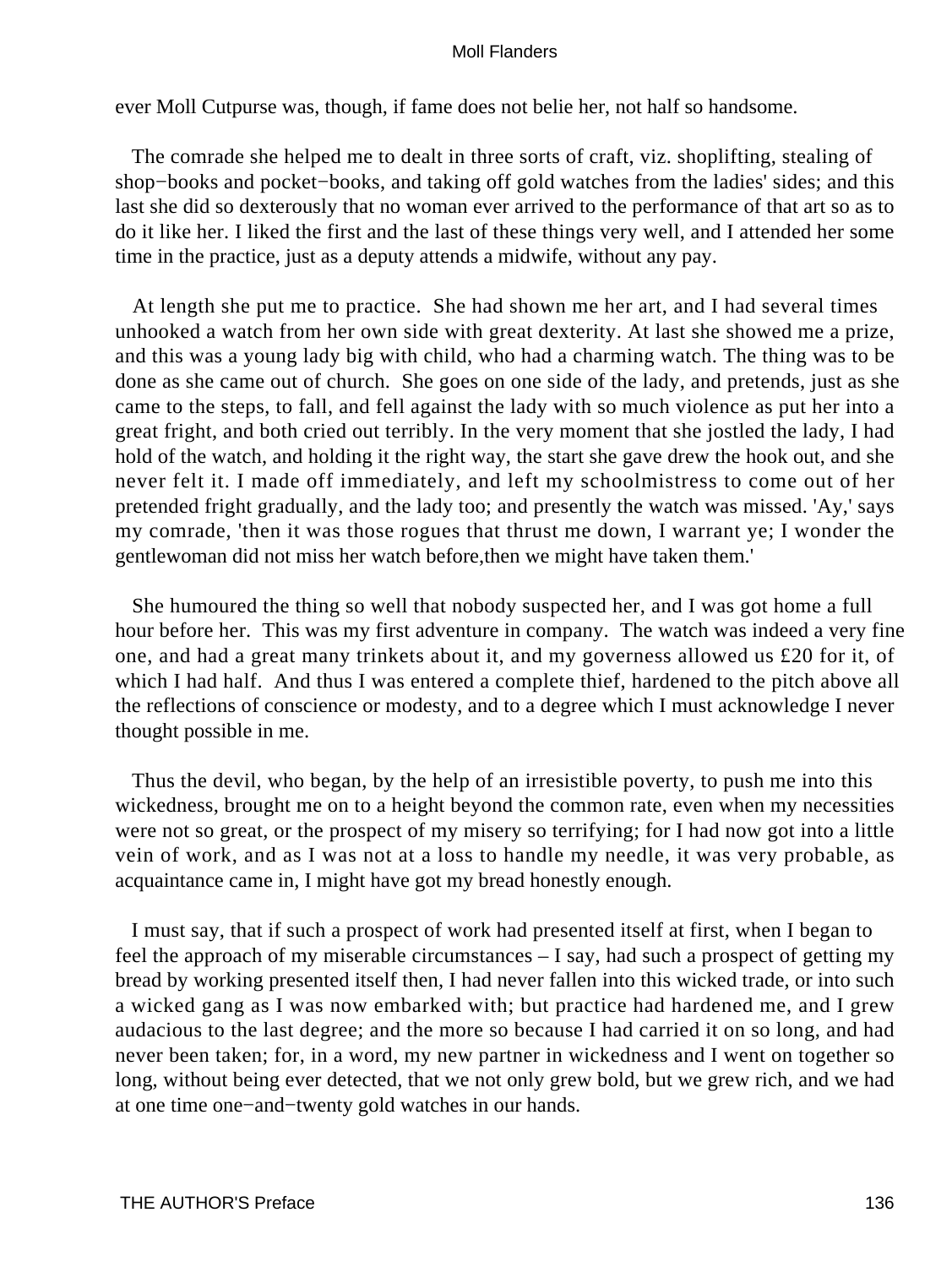ever Moll Cutpurse was, though, if fame does not belie her, not half so handsome.

The comrade she helped me to dealt in three sorts of craft, viz. shoplifting, stealing of shop−books and pocket−books, and taking off gold watches from the ladies' sides; and this last she did so dexterously that no woman ever arrived to the performance of that art so as to do it like her. I liked the first and the last of these things very well, and I attended her some time in the practice, just as a deputy attends a midwife, without any pay.

At length she put me to practice. She had shown me her art, and I had several times unhooked a watch from her own side with great dexterity. At last she showed me a prize, and this was a young lady big with child, who had a charming watch. The thing was to be done as she came out of church. She goes on one side of the lady, and pretends, just as she came to the steps, to fall, and fell against the lady with so much violence as put her into a great fright, and both cried out terribly. In the very moment that she jostled the lady, I had hold of the watch, and holding it the right way, the start she gave drew the hook out, and she never felt it. I made off immediately, and left my schoolmistress to come out of her pretended fright gradually, and the lady too; and presently the watch was missed. 'Ay,' says my comrade, 'then it was those rogues that thrust me down, I warrant ye; I wonder the gentlewoman did not miss her watch before,then we might have taken them.'

She humoured the thing so well that nobody suspected her, and I was got home a full hour before her. This was my first adventure in company. The watch was indeed a very fine one, and had a great many trinkets about it, and my governess allowed us £20 for it, of which I had half. And thus I was entered a complete thief, hardened to the pitch above all the reflections of conscience or modesty, and to a degree which I must acknowledge I never thought possible in me.

Thus the devil, who began, by the help of an irresistible poverty, to push me into this wickedness, brought me on to a height beyond the common rate, even when my necessities were not so great, or the prospect of my misery so terrifying; for I had now got into a little vein of work, and as I was not at a loss to handle my needle, it was very probable, as acquaintance came in, I might have got my bread honestly enough.

I must say, that if such a prospect of work had presented itself at first, when I began to feel the approach of my miserable circumstances – I say, had such a prospect of getting my bread by working presented itself then, I had never fallen into this wicked trade, or into such a wicked gang as I was now embarked with; but practice had hardened me, and I grew audacious to the last degree; and the more so because I had carried it on so long, and had never been taken; for, in a word, my new partner in wickedness and I went on together so long, without being ever detected, that we not only grew bold, but we grew rich, and we had at one time one−and−twenty gold watches in our hands.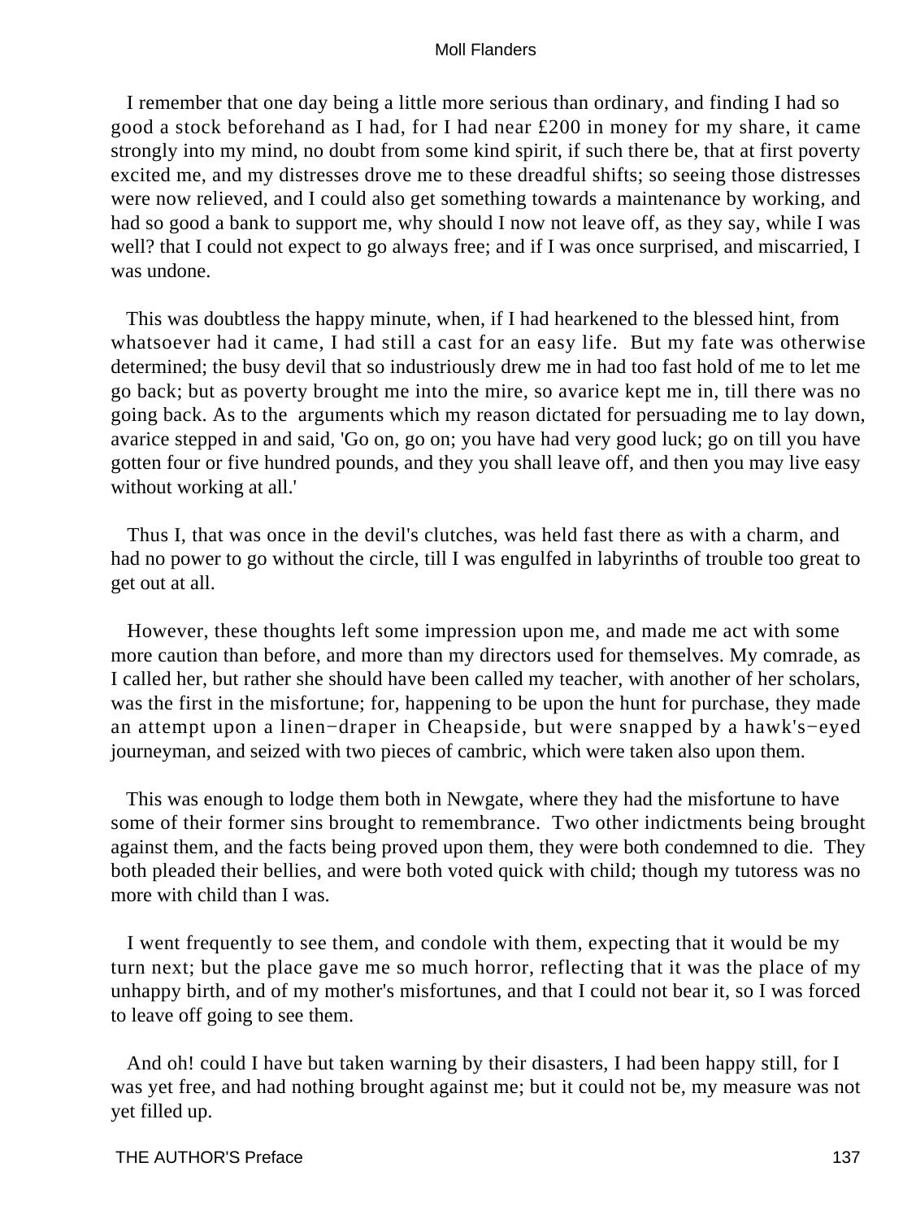I remember that one day being a little more serious than ordinary, and finding I had so good a stock beforehand as I had, for I had near £200 in money for my share, it came strongly into my mind, no doubt from some kind spirit, if such there be, that at first poverty excited me, and my distresses drove me to these dreadful shifts; so seeing those distresses were now relieved, and I could also get something towards a maintenance by working, and had so good a bank to support me, why should I now not leave off, as they say, while I was well? that I could not expect to go always free; and if I was once surprised, and miscarried, I was undone.

This was doubtless the happy minute, when, if I had hearkened to the blessed hint, from whatsoever had it came, I had still a cast for an easy life. But my fate was otherwise determined; the busy devil that so industriously drew me in had too fast hold of me to let me go back; but as poverty brought me into the mire, so avarice kept me in, till there was no going back. As to the arguments which my reason dictated for persuading me to lay down, avarice stepped in and said, 'Go on, go on; you have had very good luck; go on till you have gotten four or five hundred pounds, and they you shall leave off, and then you may live easy without working at all.'

Thus I, that was once in the devil's clutches, was held fast there as with a charm, and had no power to go without the circle, till I was engulfed in labyrinths of trouble too great to get out at all.

However, these thoughts left some impression upon me, and made me act with some more caution than before, and more than my directors used for themselves. My comrade, as I called her, but rather she should have been called my teacher, with another of her scholars, was the first in the misfortune; for, happening to be upon the hunt for purchase, they made an attempt upon a linen−draper in Cheapside, but were snapped by a hawk's−eyed journeyman, and seized with two pieces of cambric, which were taken also upon them.

This was enough to lodge them both in Newgate, where they had the misfortune to have some of their former sins brought to remembrance. Two other indictments being brought against them, and the facts being proved upon them, they were both condemned to die. They both pleaded their bellies, and were both voted quick with child; though my tutoress was no more with child than I was.

I went frequently to see them, and condole with them, expecting that it would be my turn next; but the place gave me so much horror, reflecting that it was the place of my unhappy birth, and of my mother's misfortunes, and that I could not bear it, so I was forced to leave off going to see them.

And oh! could I have but taken warning by their disasters, I had been happy still, for I was yet free, and had nothing brought against me; but it could not be, my measure was not yet filled up.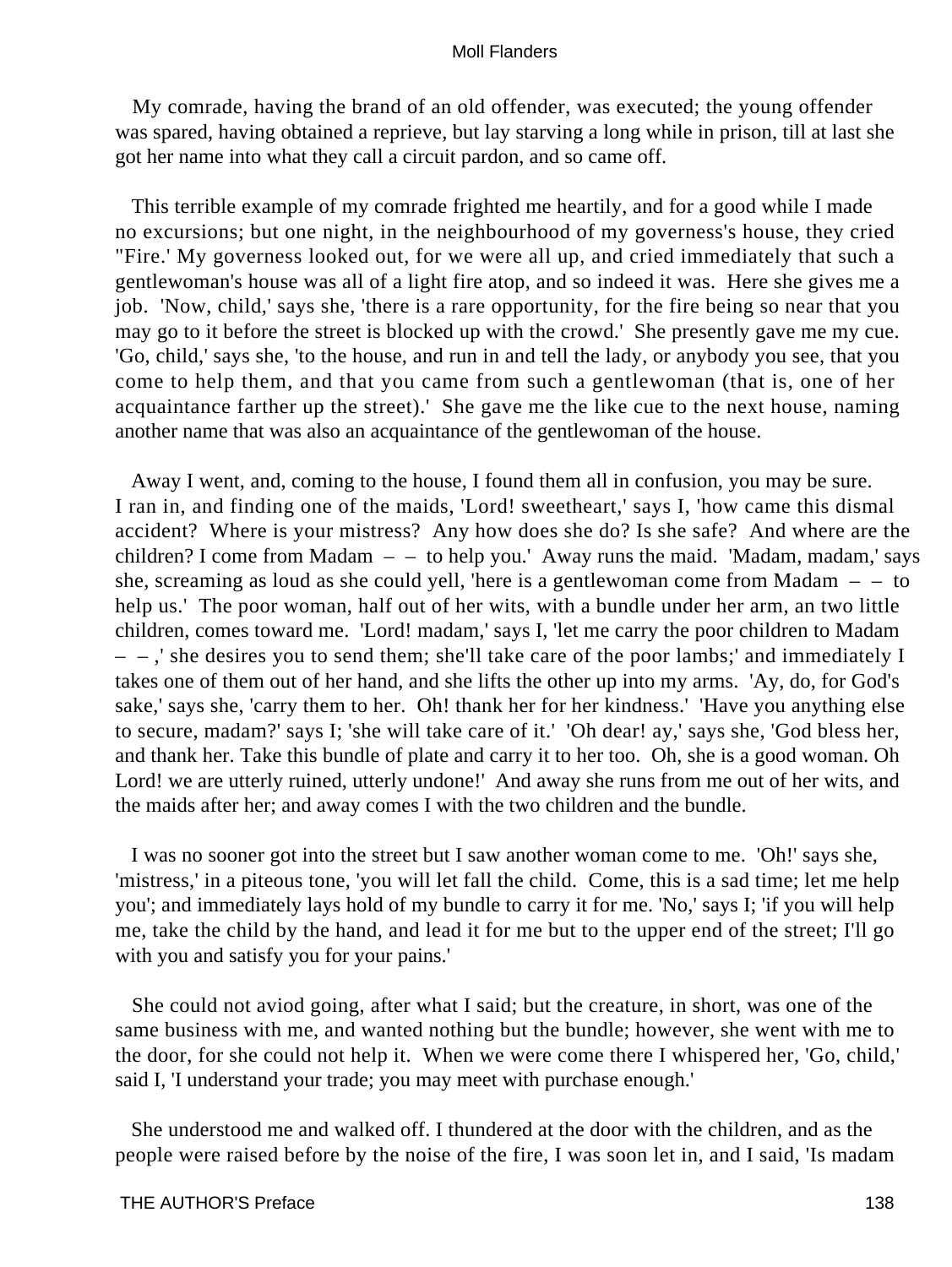My comrade, having the brand of an old offender, was executed; the young offender was spared, having obtained a reprieve, but lay starving a long while in prison, till at last she got her name into what they call a circuit pardon, and so came off.

This terrible example of my comrade frighted me heartily, and for a good while I made no excursions; but one night, in the neighbourhood of my governess's house, they cried "Fire.' My governess looked out, for we were all up, and cried immediately that such a gentlewoman's house was all of a light fire atop, and so indeed it was. Here she gives me a job. 'Now, child,' says she, 'there is a rare opportunity, for the fire being so near that you may go to it before the street is blocked up with the crowd.' She presently gave me my cue. 'Go, child,' says she, 'to the house, and run in and tell the lady, or anybody you see, that you come to help them, and that you came from such a gentlewoman (that is, one of her acquaintance farther up the street).' She gave me the like cue to the next house, naming another name that was also an acquaintance of the gentlewoman of the house.

Away I went, and, coming to the house, I found them all in confusion, you may be sure. I ran in, and finding one of the maids, 'Lord! sweetheart,' says I, 'how came this dismal accident? Where is your mistress? Any how does she do? Is she safe? And where are the children? I come from Madam – – to help you.' Away runs the maid. 'Madam, madam,' says she, screaming as loud as she could yell, 'here is a gentlewoman come from Madam – – to help us.' The poor woman, half out of her wits, with a bundle under her arm, an two little children, comes toward me. 'Lord! madam,' says I, 'let me carry the poor children to Madam – – ,' she desires you to send them; she'll take care of the poor lambs;' and immediately I takes one of them out of her hand, and she lifts the other up into my arms. 'Ay, do, for God's sake,' says she, 'carry them to her. Oh! thank her for her kindness.' 'Have you anything else to secure, madam?' says I; 'she will take care of it.' 'Oh dear! ay,' says she, 'God bless her, and thank her. Take this bundle of plate and carry it to her too. Oh, she is a good woman. Oh Lord! we are utterly ruined, utterly undone!' And away she runs from me out of her wits, and the maids after her; and away comes I with the two children and the bundle.

I was no sooner got into the street but I saw another woman come to me. 'Oh!' says she, 'mistress,' in a piteous tone, 'you will let fall the child. Come, this is a sad time; let me help you'; and immediately lays hold of my bundle to carry it for me. 'No,' says I; 'if you will help me, take the child by the hand, and lead it for me but to the upper end of the street; I'll go with you and satisfy you for your pains.'

She could not aviod going, after what I said; but the creature, in short, was one of the same business with me, and wanted nothing but the bundle; however, she went with me to the door, for she could not help it. When we were come there I whispered her, 'Go, child,' said I, 'I understand your trade; you may meet with purchase enough.'

She understood me and walked off. I thundered at the door with the children, and as the people were raised before by the noise of the fire, I was soon let in, and I said, 'Is madam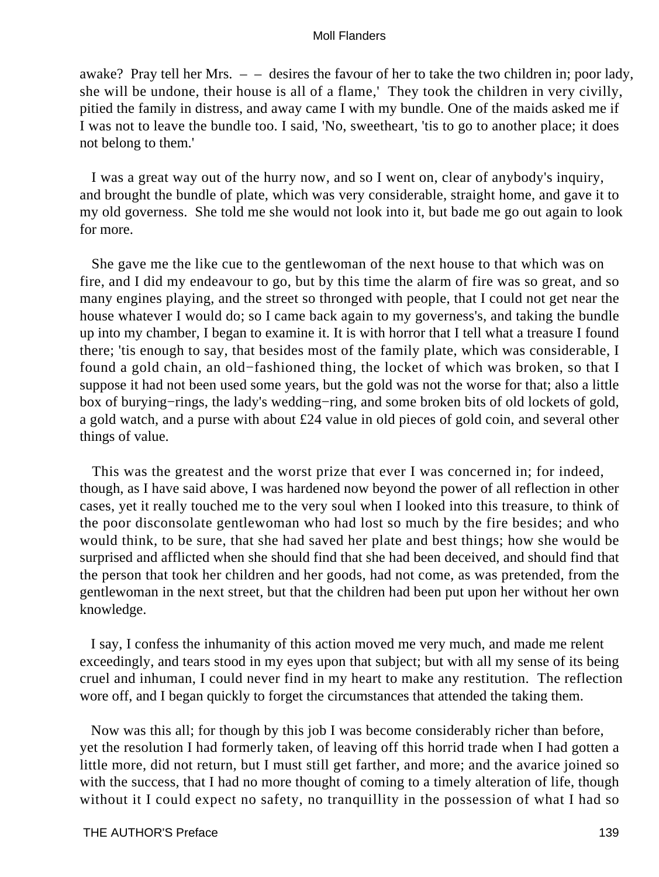awake? Pray tell her Mrs. – – desires the favour of her to take the two children in; poor lady, she will be undone, their house is all of a flame,' They took the children in very civilly, pitied the family in distress, and away came I with my bundle. One of the maids asked me if I was not to leave the bundle too. I said, 'No, sweetheart, 'tis to go to another place; it does not belong to them.'

I was a great way out of the hurry now, and so I went on, clear of anybody's inquiry, and brought the bundle of plate, which was very considerable, straight home, and gave it to my old governess. She told me she would not look into it, but bade me go out again to look for more.

She gave me the like cue to the gentlewoman of the next house to that which was on fire, and I did my endeavour to go, but by this time the alarm of fire was so great, and so many engines playing, and the street so thronged with people, that I could not get near the house whatever I would do; so I came back again to my governess's, and taking the bundle up into my chamber, I began to examine it. It is with horror that I tell what a treasure I found there; 'tis enough to say, that besides most of the family plate, which was considerable, I found a gold chain, an old−fashioned thing, the locket of which was broken, so that I suppose it had not been used some years, but the gold was not the worse for that; also a little box of burying−rings, the lady's wedding−ring, and some broken bits of old lockets of gold, a gold watch, and a purse with about £24 value in old pieces of gold coin, and several other things of value.

This was the greatest and the worst prize that ever I was concerned in; for indeed, though, as I have said above, I was hardened now beyond the power of all reflection in other cases, yet it really touched me to the very soul when I looked into this treasure, to think of the poor disconsolate gentlewoman who had lost so much by the fire besides; and who would think, to be sure, that she had saved her plate and best things; how she would be surprised and afflicted when she should find that she had been deceived, and should find that the person that took her children and her goods, had not come, as was pretended, from the gentlewoman in the next street, but that the children had been put upon her without her own knowledge.

I say, I confess the inhumanity of this action moved me very much, and made me relent exceedingly, and tears stood in my eyes upon that subject; but with all my sense of its being cruel and inhuman, I could never find in my heart to make any restitution. The reflection wore off, and I began quickly to forget the circumstances that attended the taking them.

Now was this all; for though by this job I was become considerably richer than before, yet the resolution I had formerly taken, of leaving off this horrid trade when I had gotten a little more, did not return, but I must still get farther, and more; and the avarice joined so with the success, that I had no more thought of coming to a timely alteration of life, though without it I could expect no safety, no tranquillity in the possession of what I had so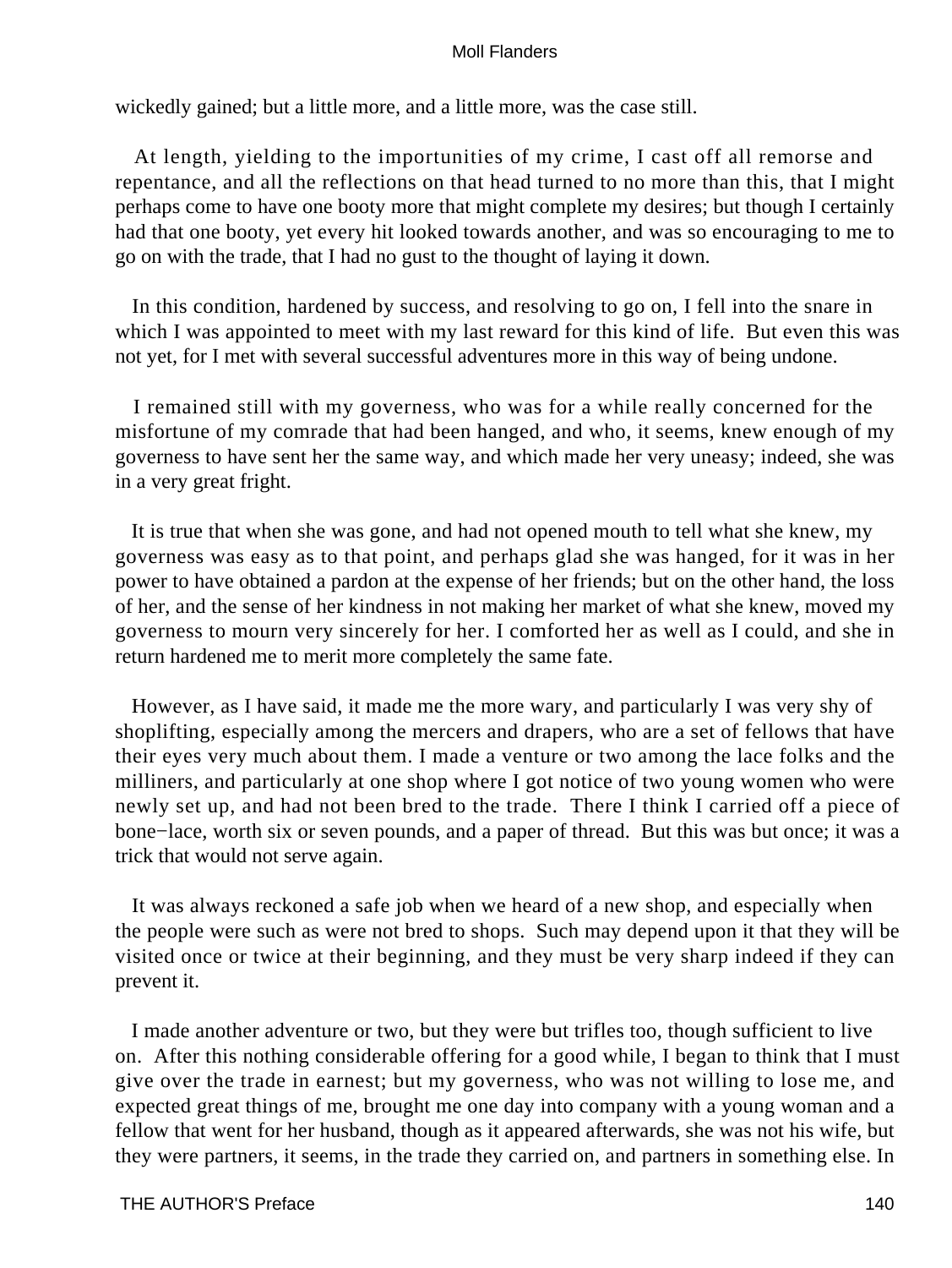wickedly gained; but a little more, and a little more, was the case still.

At length, yielding to the importunities of my crime, I cast off all remorse and repentance, and all the reflections on that head turned to no more than this, that I might perhaps come to have one booty more that might complete my desires; but though I certainly had that one booty, yet every hit looked towards another, and was so encouraging to me to go on with the trade, that I had no gust to the thought of laying it down.

In this condition, hardened by success, and resolving to go on, I fell into the snare in which I was appointed to meet with my last reward for this kind of life. But even this was not yet, for I met with several successful adventures more in this way of being undone.

I remained still with my governess, who was for a while really concerned for the misfortune of my comrade that had been hanged, and who, it seems, knew enough of my governess to have sent her the same way, and which made her very uneasy; indeed, she was in a very great fright.

It is true that when she was gone, and had not opened mouth to tell what she knew, my governess was easy as to that point, and perhaps glad she was hanged, for it was in her power to have obtained a pardon at the expense of her friends; but on the other hand, the loss of her, and the sense of her kindness in not making her market of what she knew, moved my governess to mourn very sincerely for her. I comforted her as well as I could, and she in return hardened me to merit more completely the same fate.

However, as I have said, it made me the more wary, and particularly I was very shy of shoplifting, especially among the mercers and drapers, who are a set of fellows that have their eyes very much about them. I made a venture or two among the lace folks and the milliners, and particularly at one shop where I got notice of two young women who were newly set up, and had not been bred to the trade. There I think I carried off a piece of bone−lace, worth six or seven pounds, and a paper of thread. But this was but once; it was a trick that would not serve again.

It was always reckoned a safe job when we heard of a new shop, and especially when the people were such as were not bred to shops. Such may depend upon it that they will be visited once or twice at their beginning, and they must be very sharp indeed if they can prevent it.

I made another adventure or two, but they were but trifles too, though sufficient to live on. After this nothing considerable offering for a good while, I began to think that I must give over the trade in earnest; but my governess, who was not willing to lose me, and expected great things of me, brought me one day into company with a young woman and a fellow that went for her husband, though as it appeared afterwards, she was not his wife, but they were partners, it seems, in the trade they carried on, and partners in something else. In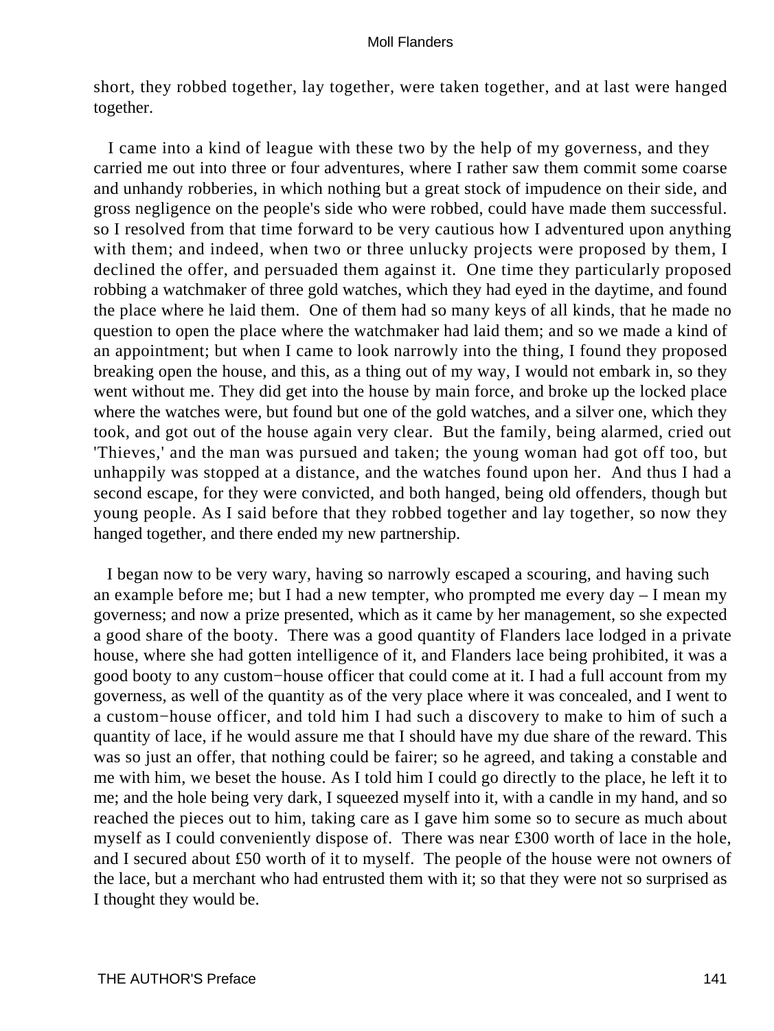short, they robbed together, lay together, were taken together, and at last were hanged together.

I came into a kind of league with these two by the help of my governess, and they carried me out into three or four adventures, where I rather saw them commit some coarse and unhandy robberies, in which nothing but a great stock of impudence on their side, and gross negligence on the people's side who were robbed, could have made them successful. so I resolved from that time forward to be very cautious how I adventured upon anything with them; and indeed, when two or three unlucky projects were proposed by them, I declined the offer, and persuaded them against it. One time they particularly proposed robbing a watchmaker of three gold watches, which they had eyed in the daytime, and found the place where he laid them. One of them had so many keys of all kinds, that he made no question to open the place where the watchmaker had laid them; and so we made a kind of an appointment; but when I came to look narrowly into the thing, I found they proposed breaking open the house, and this, as a thing out of my way, I would not embark in, so they went without me. They did get into the house by main force, and broke up the locked place where the watches were, but found but one of the gold watches, and a silver one, which they took, and got out of the house again very clear. But the family, being alarmed, cried out 'Thieves,' and the man was pursued and taken; the young woman had got off too, but unhappily was stopped at a distance, and the watches found upon her. And thus I had a second escape, for they were convicted, and both hanged, being old offenders, though but young people. As I said before that they robbed together and lay together, so now they hanged together, and there ended my new partnership.

I began now to be very wary, having so narrowly escaped a scouring, and having such an example before me; but I had a new tempter, who prompted me every day – I mean my governess; and now a prize presented, which as it came by her management, so she expected a good share of the booty. There was a good quantity of Flanders lace lodged in a private house, where she had gotten intelligence of it, and Flanders lace being prohibited, it was a good booty to any custom−house officer that could come at it. I had a full account from my governess, as well of the quantity as of the very place where it was concealed, and I went to a custom−house officer, and told him I had such a discovery to make to him of such a quantity of lace, if he would assure me that I should have my due share of the reward. This was so just an offer, that nothing could be fairer; so he agreed, and taking a constable and me with him, we beset the house. As I told him I could go directly to the place, he left it to me; and the hole being very dark, I squeezed myself into it, with a candle in my hand, and so reached the pieces out to him, taking care as I gave him some so to secure as much about myself as I could conveniently dispose of. There was near £300 worth of lace in the hole, and I secured about £50 worth of it to myself. The people of the house were not owners of the lace, but a merchant who had entrusted them with it; so that they were not so surprised as I thought they would be.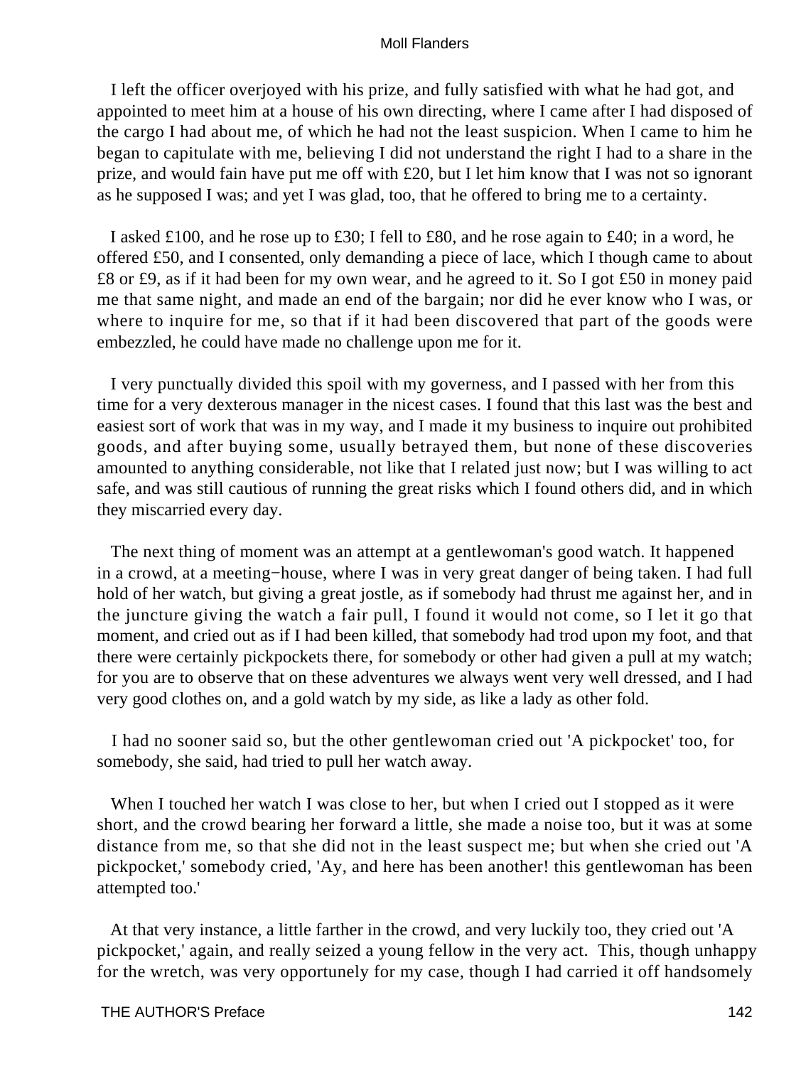I left the officer overjoyed with his prize, and fully satisfied with what he had got, and appointed to meet him at a house of his own directing, where I came after I had disposed of the cargo I had about me, of which he had not the least suspicion. When I came to him he began to capitulate with me, believing I did not understand the right I had to a share in the prize, and would fain have put me off with £20, but I let him know that I was not so ignorant as he supposed I was; and yet I was glad, too, that he offered to bring me to a certainty.

I asked £100, and he rose up to £30; I fell to £80, and he rose again to £40; in a word, he offered £50, and I consented, only demanding a piece of lace, which I though came to about £8 or £9, as if it had been for my own wear, and he agreed to it. So I got £50 in money paid me that same night, and made an end of the bargain; nor did he ever know who I was, or where to inquire for me, so that if it had been discovered that part of the goods were embezzled, he could have made no challenge upon me for it.

I very punctually divided this spoil with my governess, and I passed with her from this time for a very dexterous manager in the nicest cases. I found that this last was the best and easiest sort of work that was in my way, and I made it my business to inquire out prohibited goods, and after buying some, usually betrayed them, but none of these discoveries amounted to anything considerable, not like that I related just now; but I was willing to act safe, and was still cautious of running the great risks which I found others did, and in which they miscarried every day.

The next thing of moment was an attempt at a gentlewoman's good watch. It happened in a crowd, at a meeting−house, where I was in very great danger of being taken. I had full hold of her watch, but giving a great jostle, as if somebody had thrust me against her, and in the juncture giving the watch a fair pull, I found it would not come, so I let it go that moment, and cried out as if I had been killed, that somebody had trod upon my foot, and that there were certainly pickpockets there, for somebody or other had given a pull at my watch; for you are to observe that on these adventures we always went very well dressed, and I had very good clothes on, and a gold watch by my side, as like a lady as other fold.

I had no sooner said so, but the other gentlewoman cried out 'A pickpocket' too, for somebody, she said, had tried to pull her watch away.

When I touched her watch I was close to her, but when I cried out I stopped as it were short, and the crowd bearing her forward a little, she made a noise too, but it was at some distance from me, so that she did not in the least suspect me; but when she cried out 'A pickpocket,' somebody cried, 'Ay, and here has been another! this gentlewoman has been attempted too.'

At that very instance, a little farther in the crowd, and very luckily too, they cried out 'A pickpocket,' again, and really seized a young fellow in the very act. This, though unhappy for the wretch, was very opportunely for my case, though I had carried it off handsomely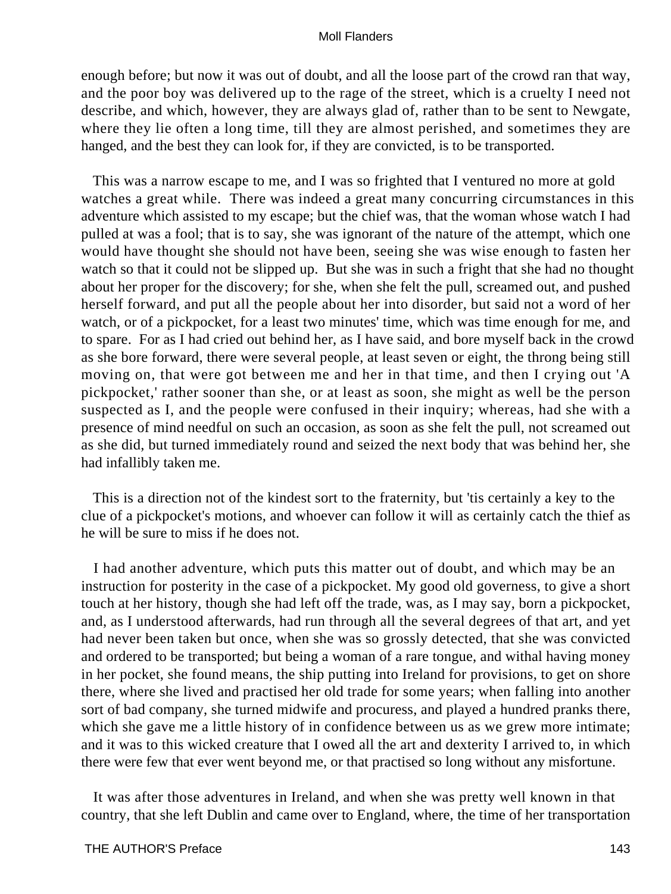enough before; but now it was out of doubt, and all the loose part of the crowd ran that way, and the poor boy was delivered up to the rage of the street, which is a cruelty I need not describe, and which, however, they are always glad of, rather than to be sent to Newgate, where they lie often a long time, till they are almost perished, and sometimes they are hanged, and the best they can look for, if they are convicted, is to be transported.

This was a narrow escape to me, and I was so frighted that I ventured no more at gold watches a great while. There was indeed a great many concurring circumstances in this adventure which assisted to my escape; but the chief was, that the woman whose watch I had pulled at was a fool; that is to say, she was ignorant of the nature of the attempt, which one would have thought she should not have been, seeing she was wise enough to fasten her watch so that it could not be slipped up. But she was in such a fright that she had no thought about her proper for the discovery; for she, when she felt the pull, screamed out, and pushed herself forward, and put all the people about her into disorder, but said not a word of her watch, or of a pickpocket, for a least two minutes' time, which was time enough for me, and to spare. For as I had cried out behind her, as I have said, and bore myself back in the crowd as she bore forward, there were several people, at least seven or eight, the throng being still moving on, that were got between me and her in that time, and then I crying out 'A pickpocket,' rather sooner than she, or at least as soon, she might as well be the person suspected as I, and the people were confused in their inquiry; whereas, had she with a presence of mind needful on such an occasion, as soon as she felt the pull, not screamed out as she did, but turned immediately round and seized the next body that was behind her, she had infallibly taken me.

This is a direction not of the kindest sort to the fraternity, but 'tis certainly a key to the clue of a pickpocket's motions, and whoever can follow it will as certainly catch the thief as he will be sure to miss if he does not.

I had another adventure, which puts this matter out of doubt, and which may be an instruction for posterity in the case of a pickpocket. My good old governess, to give a short touch at her history, though she had left off the trade, was, as I may say, born a pickpocket, and, as I understood afterwards, had run through all the several degrees of that art, and yet had never been taken but once, when she was so grossly detected, that she was convicted and ordered to be transported; but being a woman of a rare tongue, and withal having money in her pocket, she found means, the ship putting into Ireland for provisions, to get on shore there, where she lived and practised her old trade for some years; when falling into another sort of bad company, she turned midwife and procuress, and played a hundred pranks there, which she gave me a little history of in confidence between us as we grew more intimate; and it was to this wicked creature that I owed all the art and dexterity I arrived to, in which there were few that ever went beyond me, or that practised so long without any misfortune.

It was after those adventures in Ireland, and when she was pretty well known in that country, that she left Dublin and came over to England, where, the time of her transportation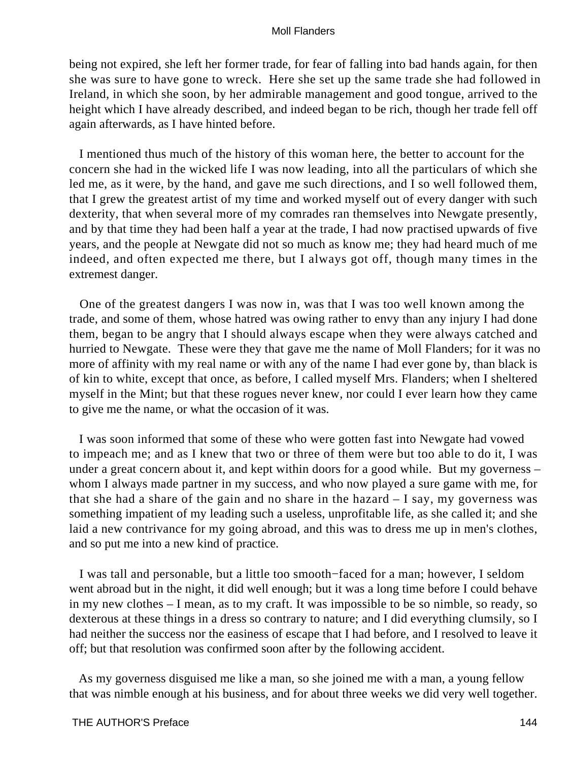being not expired, she left her former trade, for fear of falling into bad hands again, for then she was sure to have gone to wreck. Here she set up the same trade she had followed in Ireland, in which she soon, by her admirable management and good tongue, arrived to the height which I have already described, and indeed began to be rich, though her trade fell off again afterwards, as I have hinted before.

I mentioned thus much of the history of this woman here, the better to account for the concern she had in the wicked life I was now leading, into all the particulars of which she led me, as it were, by the hand, and gave me such directions, and I so well followed them, that I grew the greatest artist of my time and worked myself out of every danger with such dexterity, that when several more of my comrades ran themselves into Newgate presently, and by that time they had been half a year at the trade, I had now practised upwards of five years, and the people at Newgate did not so much as know me; they had heard much of me indeed, and often expected me there, but I always got off, though many times in the extremest danger.

One of the greatest dangers I was now in, was that I was too well known among the trade, and some of them, whose hatred was owing rather to envy than any injury I had done them, began to be angry that I should always escape when they were always catched and hurried to Newgate. These were they that gave me the name of Moll Flanders; for it was no more of affinity with my real name or with any of the name I had ever gone by, than black is of kin to white, except that once, as before, I called myself Mrs. Flanders; when I sheltered myself in the Mint; but that these rogues never knew, nor could I ever learn how they came to give me the name, or what the occasion of it was.

I was soon informed that some of these who were gotten fast into Newgate had vowed to impeach me; and as I knew that two or three of them were but too able to do it, I was under a great concern about it, and kept within doors for a good while. But my governess – whom I always made partner in my success, and who now played a sure game with me, for that she had a share of the gain and no share in the hazard – I say, my governess was something impatient of my leading such a useless, unprofitable life, as she called it; and she laid a new contrivance for my going abroad, and this was to dress me up in men's clothes, and so put me into a new kind of practice.

I was tall and personable, but a little too smooth−faced for a man; however, I seldom went abroad but in the night, it did well enough; but it was a long time before I could behave in my new clothes – I mean, as to my craft. It was impossible to be so nimble, so ready, so dexterous at these things in a dress so contrary to nature; and I did everything clumsily, so I had neither the success nor the easiness of escape that I had before, and I resolved to leave it off; but that resolution was confirmed soon after by the following accident.

As my governess disguised me like a man, so she joined me with a man, a young fellow that was nimble enough at his business, and for about three weeks we did very well together.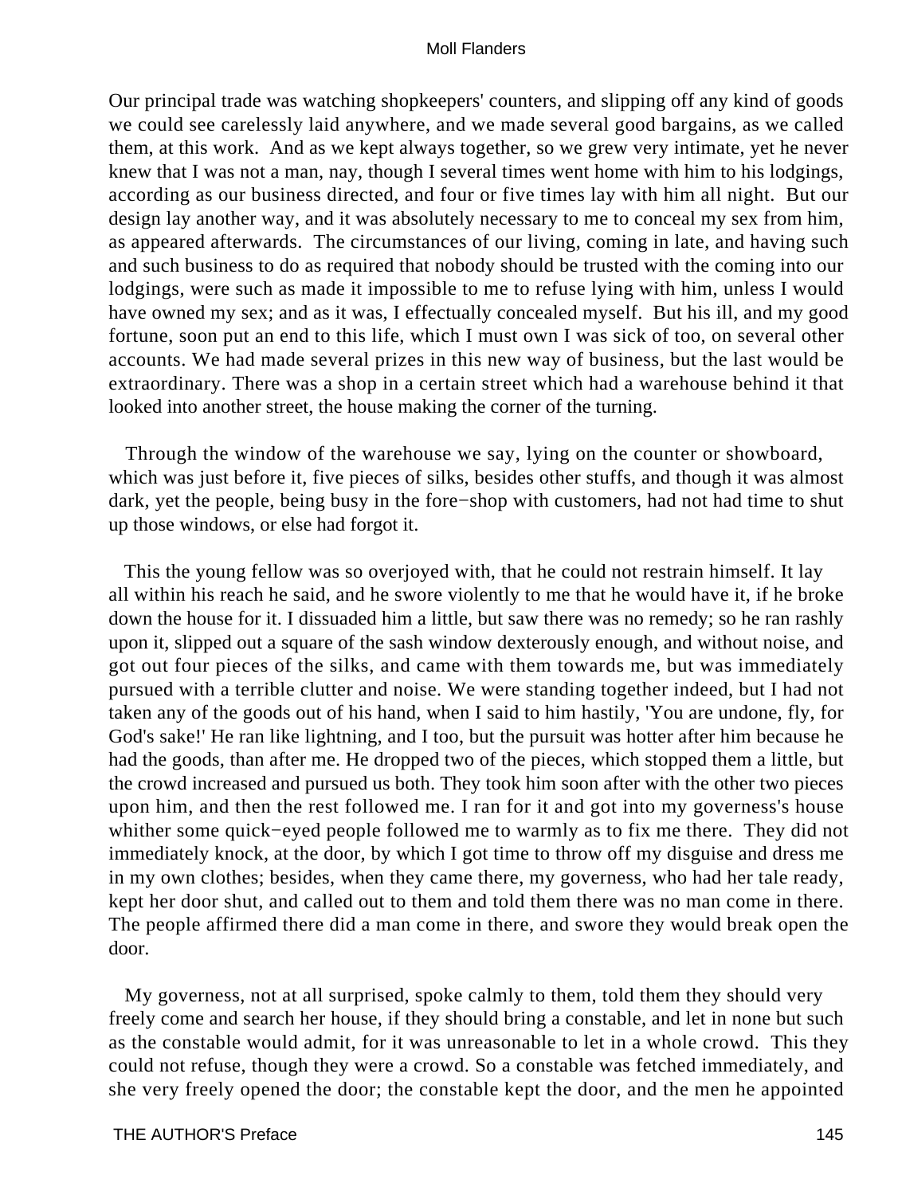Our principal trade was watching shopkeepers' counters, and slipping off any kind of goods we could see carelessly laid anywhere, and we made several good bargains, as we called them, at this work. And as we kept always together, so we grew very intimate, yet he never knew that I was not a man, nay, though I several times went home with him to his lodgings, according as our business directed, and four or five times lay with him all night. But our design lay another way, and it was absolutely necessary to me to conceal my sex from him, as appeared afterwards. The circumstances of our living, coming in late, and having such and such business to do as required that nobody should be trusted with the coming into our lodgings, were such as made it impossible to me to refuse lying with him, unless I would have owned my sex; and as it was, I effectually concealed myself. But his ill, and my good fortune, soon put an end to this life, which I must own I was sick of too, on several other accounts. We had made several prizes in this new way of business, but the last would be extraordinary. There was a shop in a certain street which had a warehouse behind it that looked into another street, the house making the corner of the turning.

Through the window of the warehouse we say, lying on the counter or showboard, which was just before it, five pieces of silks, besides other stuffs, and though it was almost dark, yet the people, being busy in the fore−shop with customers, had not had time to shut up those windows, or else had forgot it.

This the young fellow was so overjoyed with, that he could not restrain himself. It lay all within his reach he said, and he swore violently to me that he would have it, if he broke down the house for it. I dissuaded him a little, but saw there was no remedy; so he ran rashly upon it, slipped out a square of the sash window dexterously enough, and without noise, and got out four pieces of the silks, and came with them towards me, but was immediately pursued with a terrible clutter and noise. We were standing together indeed, but I had not taken any of the goods out of his hand, when I said to him hastily, 'You are undone, fly, for God's sake!' He ran like lightning, and I too, but the pursuit was hotter after him because he had the goods, than after me. He dropped two of the pieces, which stopped them a little, but the crowd increased and pursued us both. They took him soon after with the other two pieces upon him, and then the rest followed me. I ran for it and got into my governess's house whither some quick−eyed people followed me to warmly as to fix me there. They did not immediately knock, at the door, by which I got time to throw off my disguise and dress me in my own clothes; besides, when they came there, my governess, who had her tale ready, kept her door shut, and called out to them and told them there was no man come in there. The people affirmed there did a man come in there, and swore they would break open the door.

My governess, not at all surprised, spoke calmly to them, told them they should very freely come and search her house, if they should bring a constable, and let in none but such as the constable would admit, for it was unreasonable to let in a whole crowd. This they could not refuse, though they were a crowd. So a constable was fetched immediately, and she very freely opened the door; the constable kept the door, and the men he appointed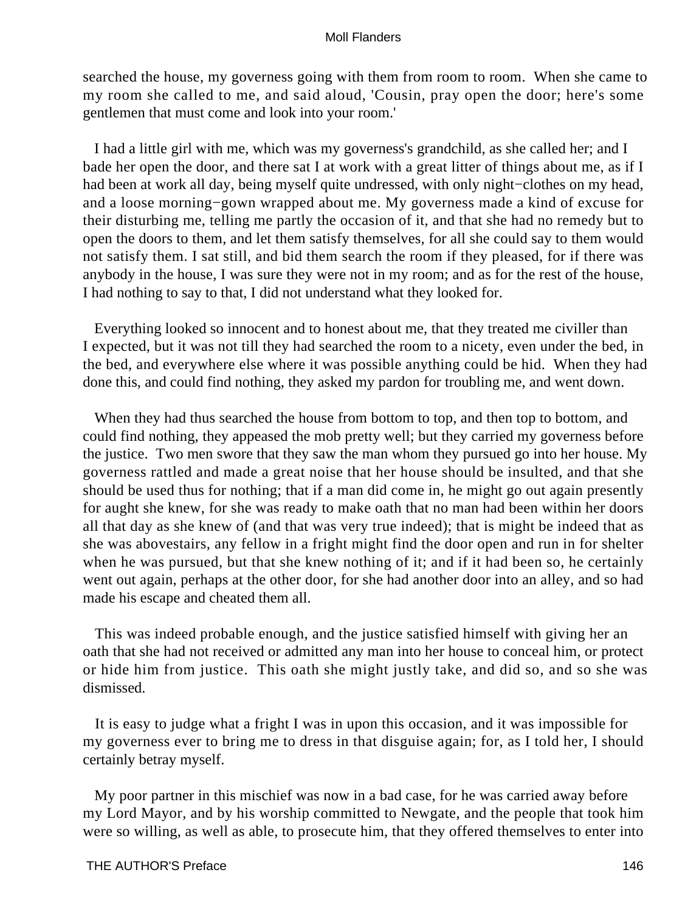searched the house, my governess going with them from room to room. When she came to my room she called to me, and said aloud, 'Cousin, pray open the door; here's some gentlemen that must come and look into your room.'

I had a little girl with me, which was my governess's grandchild, as she called her; and I bade her open the door, and there sat I at work with a great litter of things about me, as if I had been at work all day, being myself quite undressed, with only night−clothes on my head, and a loose morning−gown wrapped about me. My governess made a kind of excuse for their disturbing me, telling me partly the occasion of it, and that she had no remedy but to open the doors to them, and let them satisfy themselves, for all she could say to them would not satisfy them. I sat still, and bid them search the room if they pleased, for if there was anybody in the house, I was sure they were not in my room; and as for the rest of the house, I had nothing to say to that, I did not understand what they looked for.

Everything looked so innocent and to honest about me, that they treated me civiller than I expected, but it was not till they had searched the room to a nicety, even under the bed, in the bed, and everywhere else where it was possible anything could be hid. When they had done this, and could find nothing, they asked my pardon for troubling me, and went down.

When they had thus searched the house from bottom to top, and then top to bottom, and could find nothing, they appeased the mob pretty well; but they carried my governess before the justice. Two men swore that they saw the man whom they pursued go into her house. My governess rattled and made a great noise that her house should be insulted, and that she should be used thus for nothing; that if a man did come in, he might go out again presently for aught she knew, for she was ready to make oath that no man had been within her doors all that day as she knew of (and that was very true indeed); that is might be indeed that as she was abovestairs, any fellow in a fright might find the door open and run in for shelter when he was pursued, but that she knew nothing of it; and if it had been so, he certainly went out again, perhaps at the other door, for she had another door into an alley, and so had made his escape and cheated them all.

This was indeed probable enough, and the justice satisfied himself with giving her an oath that she had not received or admitted any man into her house to conceal him, or protect or hide him from justice. This oath she might justly take, and did so, and so she was dismissed.

It is easy to judge what a fright I was in upon this occasion, and it was impossible for my governess ever to bring me to dress in that disguise again; for, as I told her, I should certainly betray myself.

My poor partner in this mischief was now in a bad case, for he was carried away before my Lord Mayor, and by his worship committed to Newgate, and the people that took him were so willing, as well as able, to prosecute him, that they offered themselves to enter into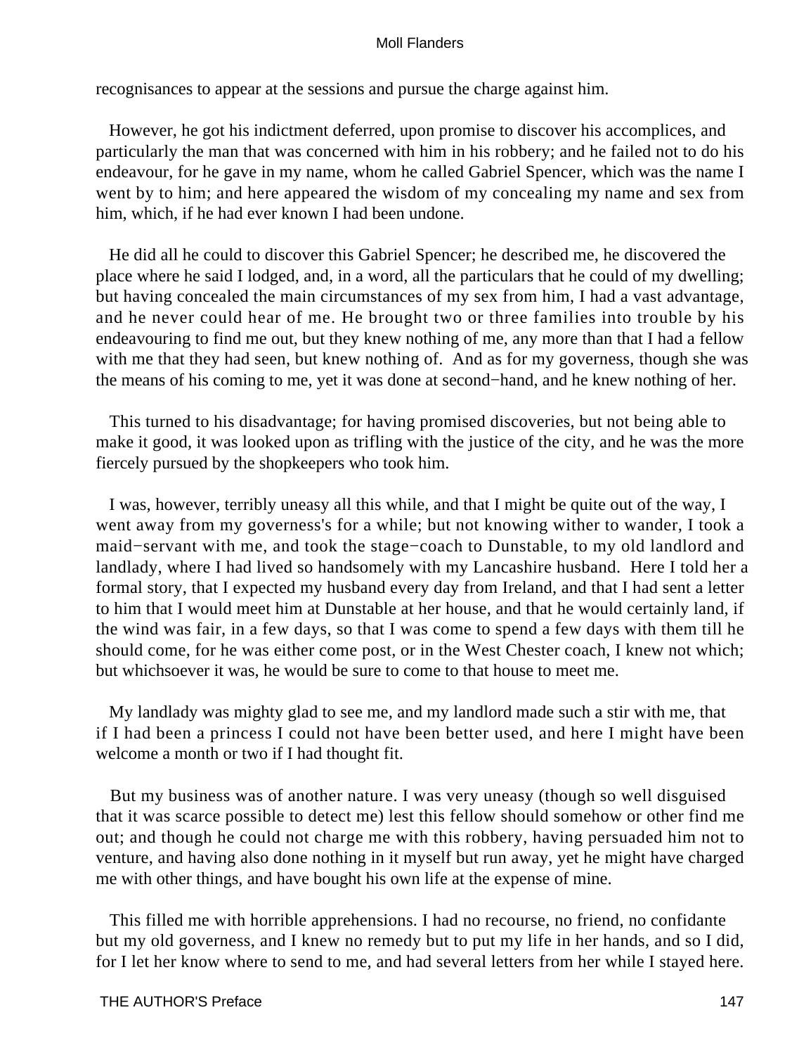recognisances to appear at the sessions and pursue the charge against him.

However, he got his indictment deferred, upon promise to discover his accomplices, and particularly the man that was concerned with him in his robbery; and he failed not to do his endeavour, for he gave in my name, whom he called Gabriel Spencer, which was the name I went by to him; and here appeared the wisdom of my concealing my name and sex from him, which, if he had ever known I had been undone.

He did all he could to discover this Gabriel Spencer; he described me, he discovered the place where he said I lodged, and, in a word, all the particulars that he could of my dwelling; but having concealed the main circumstances of my sex from him, I had a vast advantage, and he never could hear of me. He brought two or three families into trouble by his endeavouring to find me out, but they knew nothing of me, any more than that I had a fellow with me that they had seen, but knew nothing of. And as for my governess, though she was the means of his coming to me, yet it was done at second−hand, and he knew nothing of her.

This turned to his disadvantage; for having promised discoveries, but not being able to make it good, it was looked upon as trifling with the justice of the city, and he was the more fiercely pursued by the shopkeepers who took him.

I was, however, terribly uneasy all this while, and that I might be quite out of the way, I went away from my governess's for a while; but not knowing wither to wander, I took a maid−servant with me, and took the stage−coach to Dunstable, to my old landlord and landlady, where I had lived so handsomely with my Lancashire husband. Here I told her a formal story, that I expected my husband every day from Ireland, and that I had sent a letter to him that I would meet him at Dunstable at her house, and that he would certainly land, if the wind was fair, in a few days, so that I was come to spend a few days with them till he should come, for he was either come post, or in the West Chester coach, I knew not which; but whichsoever it was, he would be sure to come to that house to meet me.

My landlady was mighty glad to see me, and my landlord made such a stir with me, that if I had been a princess I could not have been better used, and here I might have been welcome a month or two if I had thought fit.

But my business was of another nature. I was very uneasy (though so well disguised that it was scarce possible to detect me) lest this fellow should somehow or other find me out; and though he could not charge me with this robbery, having persuaded him not to venture, and having also done nothing in it myself but run away, yet he might have charged me with other things, and have bought his own life at the expense of mine.

This filled me with horrible apprehensions. I had no recourse, no friend, no confidante but my old governess, and I knew no remedy but to put my life in her hands, and so I did, for I let her know where to send to me, and had several letters from her while I stayed here.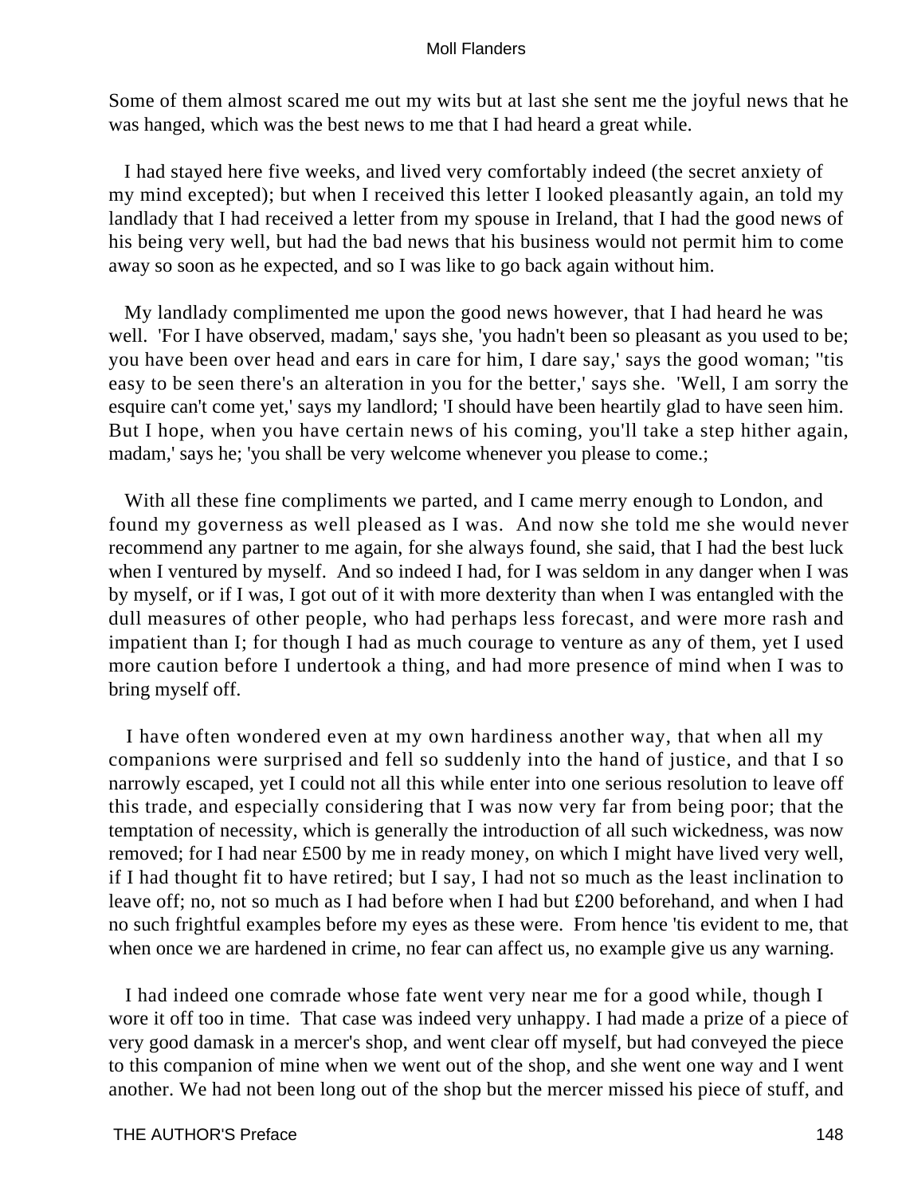Some of them almost scared me out my wits but at last she sent me the joyful news that he was hanged, which was the best news to me that I had heard a great while.

I had stayed here five weeks, and lived very comfortably indeed (the secret anxiety of my mind excepted); but when I received this letter I looked pleasantly again, an told my landlady that I had received a letter from my spouse in Ireland, that I had the good news of his being very well, but had the bad news that his business would not permit him to come away so soon as he expected, and so I was like to go back again without him.

My landlady complimented me upon the good news however, that I had heard he was well. 'For I have observed, madam,' says she, 'you hadn't been so pleasant as you used to be; you have been over head and ears in care for him, I dare say,' says the good woman; ''tis easy to be seen there's an alteration in you for the better,' says she. 'Well, I am sorry the esquire can't come yet,' says my landlord; 'I should have been heartily glad to have seen him. But I hope, when you have certain news of his coming, you'll take a step hither again, madam,' says he; 'you shall be very welcome whenever you please to come.;

With all these fine compliments we parted, and I came merry enough to London, and found my governess as well pleased as I was. And now she told me she would never recommend any partner to me again, for she always found, she said, that I had the best luck when I ventured by myself. And so indeed I had, for I was seldom in any danger when I was by myself, or if I was, I got out of it with more dexterity than when I was entangled with the dull measures of other people, who had perhaps less forecast, and were more rash and impatient than I; for though I had as much courage to venture as any of them, yet I used more caution before I undertook a thing, and had more presence of mind when I was to bring myself off.

I have often wondered even at my own hardiness another way, that when all my companions were surprised and fell so suddenly into the hand of justice, and that I so narrowly escaped, yet I could not all this while enter into one serious resolution to leave off this trade, and especially considering that I was now very far from being poor; that the temptation of necessity, which is generally the introduction of all such wickedness, was now removed; for I had near £500 by me in ready money, on which I might have lived very well, if I had thought fit to have retired; but I say, I had not so much as the least inclination to leave off; no, not so much as I had before when I had but £200 beforehand, and when I had no such frightful examples before my eyes as these were. From hence 'tis evident to me, that when once we are hardened in crime, no fear can affect us, no example give us any warning.

I had indeed one comrade whose fate went very near me for a good while, though I wore it off too in time. That case was indeed very unhappy. I had made a prize of a piece of very good damask in a mercer's shop, and went clear off myself, but had conveyed the piece to this companion of mine when we went out of the shop, and she went one way and I went another. We had not been long out of the shop but the mercer missed his piece of stuff, and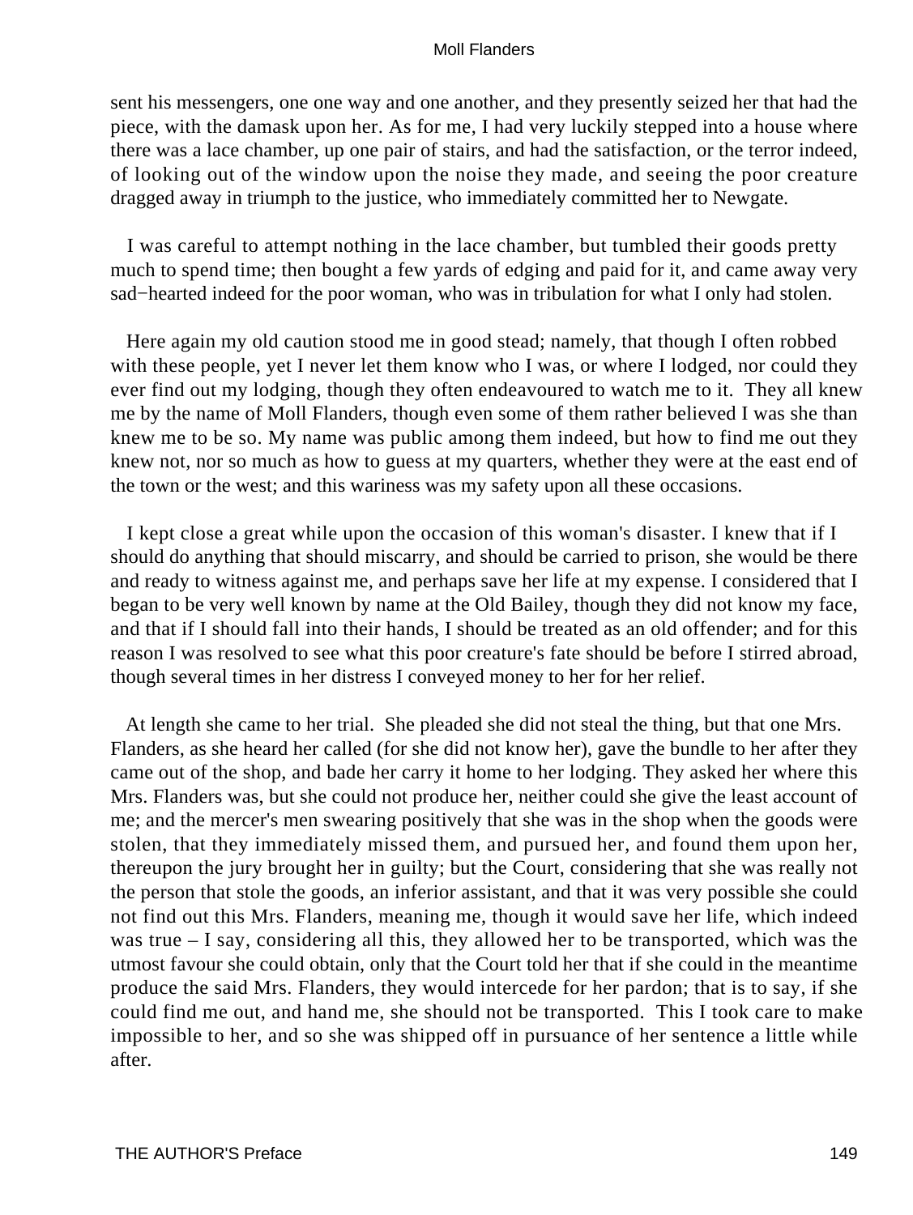sent his messengers, one one way and one another, and they presently seized her that had the piece, with the damask upon her. As for me, I had very luckily stepped into a house where there was a lace chamber, up one pair of stairs, and had the satisfaction, or the terror indeed, of looking out of the window upon the noise they made, and seeing the poor creature dragged away in triumph to the justice, who immediately committed her to Newgate.

I was careful to attempt nothing in the lace chamber, but tumbled their goods pretty much to spend time; then bought a few yards of edging and paid for it, and came away very sad−hearted indeed for the poor woman, who was in tribulation for what I only had stolen.

Here again my old caution stood me in good stead; namely, that though I often robbed with these people, yet I never let them know who I was, or where I lodged, nor could they ever find out my lodging, though they often endeavoured to watch me to it. They all knew me by the name of Moll Flanders, though even some of them rather believed I was she than knew me to be so. My name was public among them indeed, but how to find me out they knew not, nor so much as how to guess at my quarters, whether they were at the east end of the town or the west; and this wariness was my safety upon all these occasions.

I kept close a great while upon the occasion of this woman's disaster. I knew that if I should do anything that should miscarry, and should be carried to prison, she would be there and ready to witness against me, and perhaps save her life at my expense. I considered that I began to be very well known by name at the Old Bailey, though they did not know my face, and that if I should fall into their hands, I should be treated as an old offender; and for this reason I was resolved to see what this poor creature's fate should be before I stirred abroad, though several times in her distress I conveyed money to her for her relief.

At length she came to her trial. She pleaded she did not steal the thing, but that one Mrs. Flanders, as she heard her called (for she did not know her), gave the bundle to her after they came out of the shop, and bade her carry it home to her lodging. They asked her where this Mrs. Flanders was, but she could not produce her, neither could she give the least account of me; and the mercer's men swearing positively that she was in the shop when the goods were stolen, that they immediately missed them, and pursued her, and found them upon her, thereupon the jury brought her in guilty; but the Court, considering that she was really not the person that stole the goods, an inferior assistant, and that it was very possible she could not find out this Mrs. Flanders, meaning me, though it would save her life, which indeed was true – I say, considering all this, they allowed her to be transported, which was the utmost favour she could obtain, only that the Court told her that if she could in the meantime produce the said Mrs. Flanders, they would intercede for her pardon; that is to say, if she could find me out, and hand me, she should not be transported. This I took care to make impossible to her, and so she was shipped off in pursuance of her sentence a little while after.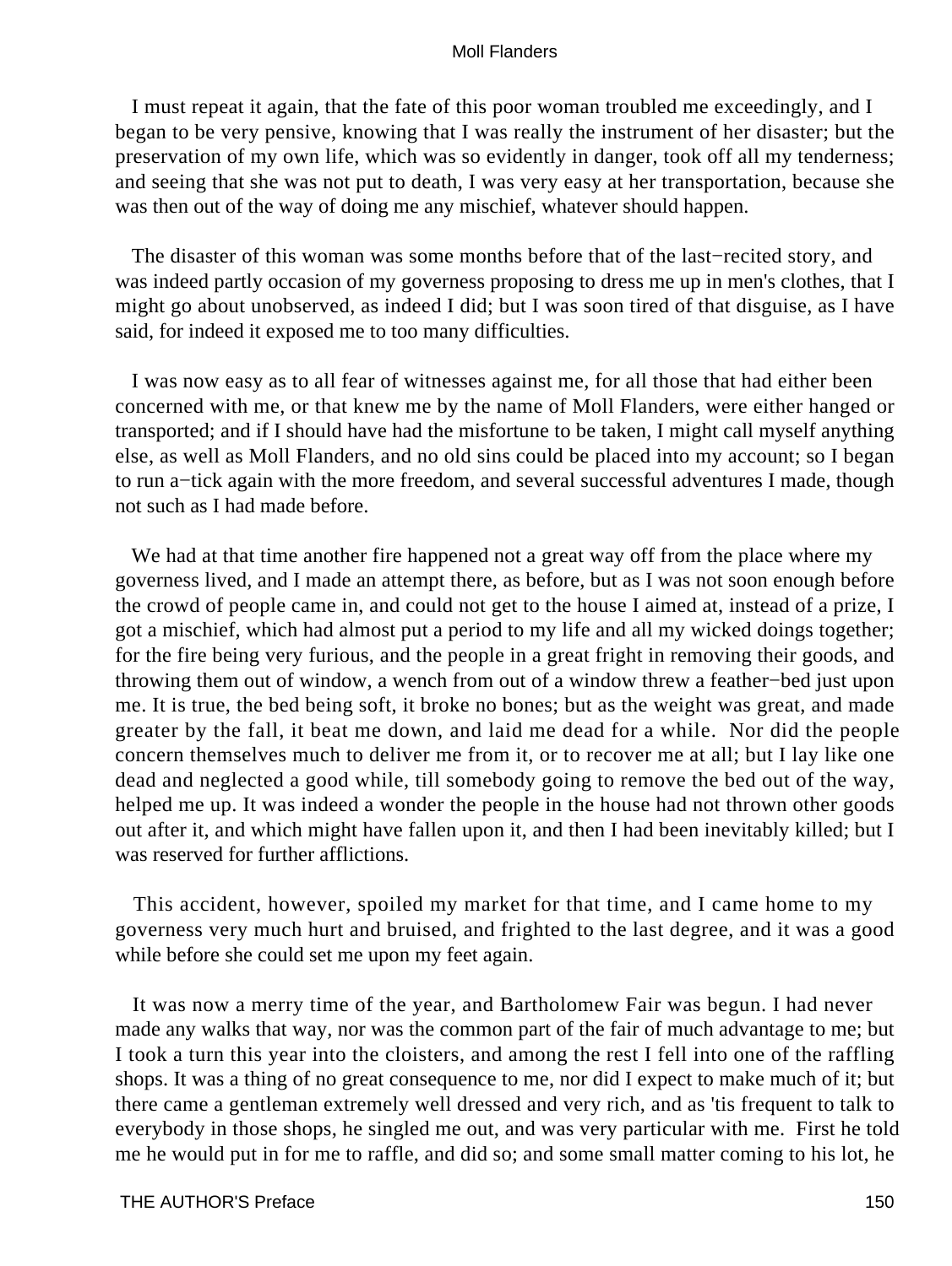I must repeat it again, that the fate of this poor woman troubled me exceedingly, and I began to be very pensive, knowing that I was really the instrument of her disaster; but the preservation of my own life, which was so evidently in danger, took off all my tenderness; and seeing that she was not put to death, I was very easy at her transportation, because she was then out of the way of doing me any mischief, whatever should happen.

The disaster of this woman was some months before that of the last−recited story, and was indeed partly occasion of my governess proposing to dress me up in men's clothes, that I might go about unobserved, as indeed I did; but I was soon tired of that disguise, as I have said, for indeed it exposed me to too many difficulties.

I was now easy as to all fear of witnesses against me, for all those that had either been concerned with me, or that knew me by the name of Moll Flanders, were either hanged or transported; and if I should have had the misfortune to be taken, I might call myself anything else, as well as Moll Flanders, and no old sins could be placed into my account; so I began to run a−tick again with the more freedom, and several successful adventures I made, though not such as I had made before.

We had at that time another fire happened not a great way off from the place where my governess lived, and I made an attempt there, as before, but as I was not soon enough before the crowd of people came in, and could not get to the house I aimed at, instead of a prize, I got a mischief, which had almost put a period to my life and all my wicked doings together; for the fire being very furious, and the people in a great fright in removing their goods, and throwing them out of window, a wench from out of a window threw a feather−bed just upon me. It is true, the bed being soft, it broke no bones; but as the weight was great, and made greater by the fall, it beat me down, and laid me dead for a while. Nor did the people concern themselves much to deliver me from it, or to recover me at all; but I lay like one dead and neglected a good while, till somebody going to remove the bed out of the way, helped me up. It was indeed a wonder the people in the house had not thrown other goods out after it, and which might have fallen upon it, and then I had been inevitably killed; but I was reserved for further afflictions.

This accident, however, spoiled my market for that time, and I came home to my governess very much hurt and bruised, and frighted to the last degree, and it was a good while before she could set me upon my feet again.

It was now a merry time of the year, and Bartholomew Fair was begun. I had never made any walks that way, nor was the common part of the fair of much advantage to me; but I took a turn this year into the cloisters, and among the rest I fell into one of the raffling shops. It was a thing of no great consequence to me, nor did I expect to make much of it; but there came a gentleman extremely well dressed and very rich, and as 'tis frequent to talk to everybody in those shops, he singled me out, and was very particular with me. First he told me he would put in for me to raffle, and did so; and some small matter coming to his lot, he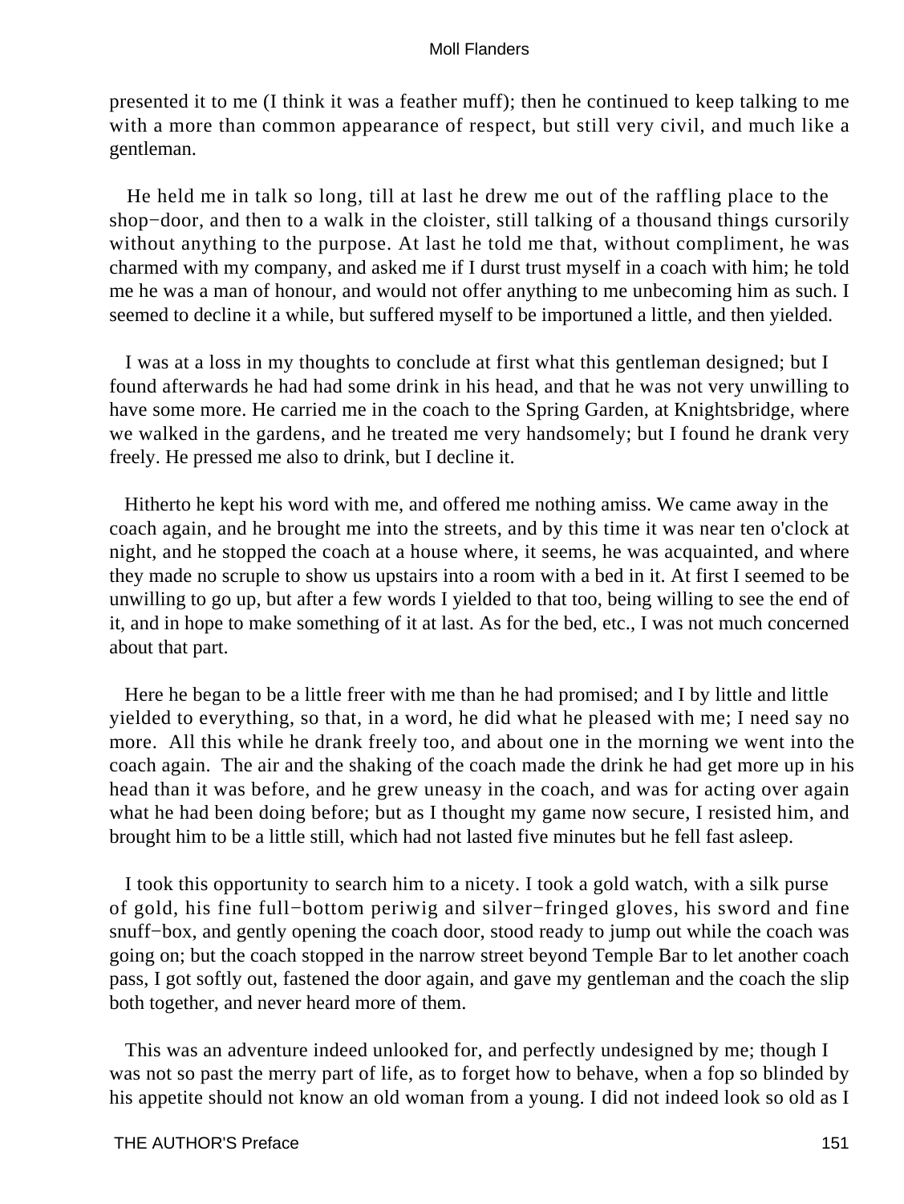presented it to me (I think it was a feather muff); then he continued to keep talking to me with a more than common appearance of respect, but still very civil, and much like a gentleman.

He held me in talk so long, till at last he drew me out of the raffling place to the shop−door, and then to a walk in the cloister, still talking of a thousand things cursorily without anything to the purpose. At last he told me that, without compliment, he was charmed with my company, and asked me if I durst trust myself in a coach with him; he told me he was a man of honour, and would not offer anything to me unbecoming him as such. I seemed to decline it a while, but suffered myself to be importuned a little, and then yielded.

I was at a loss in my thoughts to conclude at first what this gentleman designed; but I found afterwards he had had some drink in his head, and that he was not very unwilling to have some more. He carried me in the coach to the Spring Garden, at Knightsbridge, where we walked in the gardens, and he treated me very handsomely; but I found he drank very freely. He pressed me also to drink, but I decline it.

Hitherto he kept his word with me, and offered me nothing amiss. We came away in the coach again, and he brought me into the streets, and by this time it was near ten o'clock at night, and he stopped the coach at a house where, it seems, he was acquainted, and where they made no scruple to show us upstairs into a room with a bed in it. At first I seemed to be unwilling to go up, but after a few words I yielded to that too, being willing to see the end of it, and in hope to make something of it at last. As for the bed, etc., I was not much concerned about that part.

Here he began to be a little freer with me than he had promised; and I by little and little yielded to everything, so that, in a word, he did what he pleased with me; I need say no more. All this while he drank freely too, and about one in the morning we went into the coach again. The air and the shaking of the coach made the drink he had get more up in his head than it was before, and he grew uneasy in the coach, and was for acting over again what he had been doing before; but as I thought my game now secure, I resisted him, and brought him to be a little still, which had not lasted five minutes but he fell fast asleep.

I took this opportunity to search him to a nicety. I took a gold watch, with a silk purse of gold, his fine full−bottom periwig and silver−fringed gloves, his sword and fine snuff−box, and gently opening the coach door, stood ready to jump out while the coach was going on; but the coach stopped in the narrow street beyond Temple Bar to let another coach pass, I got softly out, fastened the door again, and gave my gentleman and the coach the slip both together, and never heard more of them.

This was an adventure indeed unlooked for, and perfectly undesigned by me; though I was not so past the merry part of life, as to forget how to behave, when a fop so blinded by his appetite should not know an old woman from a young. I did not indeed look so old as I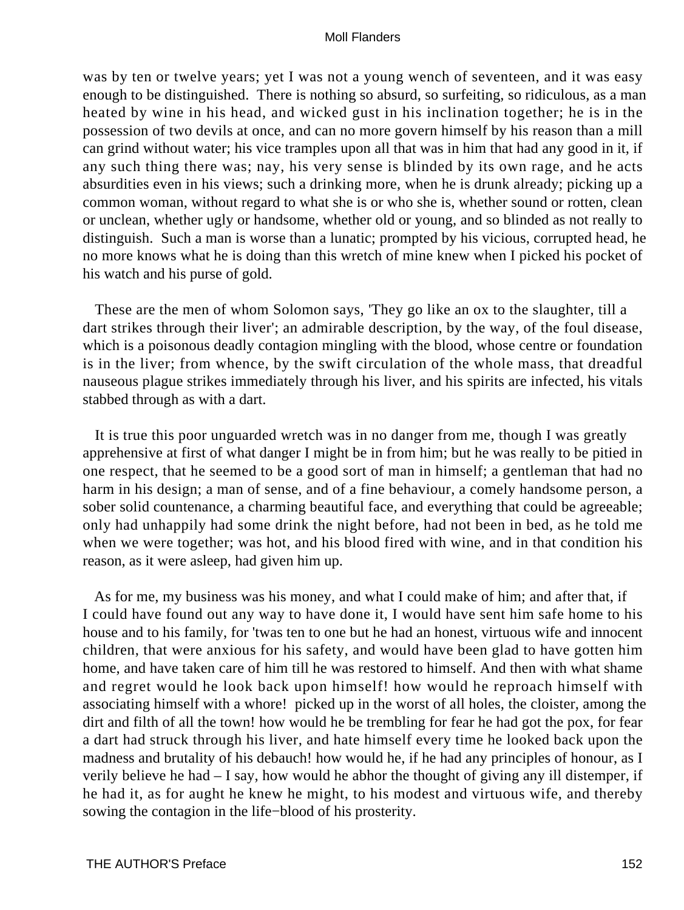was by ten or twelve years; yet I was not a young wench of seventeen, and it was easy enough to be distinguished. There is nothing so absurd, so surfeiting, so ridiculous, as a man heated by wine in his head, and wicked gust in his inclination together; he is in the possession of two devils at once, and can no more govern himself by his reason than a mill can grind without water; his vice tramples upon all that was in him that had any good in it, if any such thing there was; nay, his very sense is blinded by its own rage, and he acts absurdities even in his views; such a drinking more, when he is drunk already; picking up a common woman, without regard to what she is or who she is, whether sound or rotten, clean or unclean, whether ugly or handsome, whether old or young, and so blinded as not really to distinguish. Such a man is worse than a lunatic; prompted by his vicious, corrupted head, he no more knows what he is doing than this wretch of mine knew when I picked his pocket of his watch and his purse of gold.

These are the men of whom Solomon says, 'They go like an ox to the slaughter, till a dart strikes through their liver'; an admirable description, by the way, of the foul disease, which is a poisonous deadly contagion mingling with the blood, whose centre or foundation is in the liver; from whence, by the swift circulation of the whole mass, that dreadful nauseous plague strikes immediately through his liver, and his spirits are infected, his vitals stabbed through as with a dart.

It is true this poor unguarded wretch was in no danger from me, though I was greatly apprehensive at first of what danger I might be in from him; but he was really to be pitied in one respect, that he seemed to be a good sort of man in himself; a gentleman that had no harm in his design; a man of sense, and of a fine behaviour, a comely handsome person, a sober solid countenance, a charming beautiful face, and everything that could be agreeable; only had unhappily had some drink the night before, had not been in bed, as he told me when we were together; was hot, and his blood fired with wine, and in that condition his reason, as it were asleep, had given him up.

As for me, my business was his money, and what I could make of him; and after that, if I could have found out any way to have done it, I would have sent him safe home to his house and to his family, for 'twas ten to one but he had an honest, virtuous wife and innocent children, that were anxious for his safety, and would have been glad to have gotten him home, and have taken care of him till he was restored to himself. And then with what shame and regret would he look back upon himself! how would he reproach himself with associating himself with a whore! picked up in the worst of all holes, the cloister, among the dirt and filth of all the town! how would he be trembling for fear he had got the pox, for fear a dart had struck through his liver, and hate himself every time he looked back upon the madness and brutality of his debauch! how would he, if he had any principles of honour, as I verily believe he had – I say, how would he abhor the thought of giving any ill distemper, if he had it, as for aught he knew he might, to his modest and virtuous wife, and thereby sowing the contagion in the life−blood of his prosterity.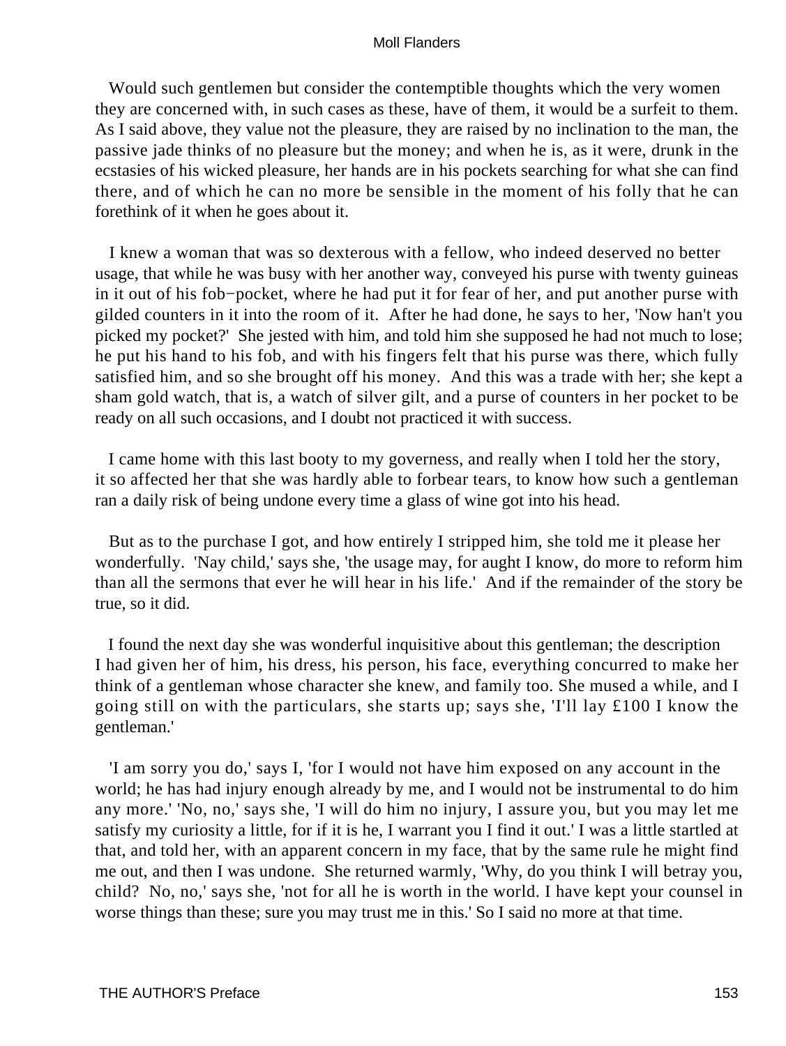Would such gentlemen but consider the contemptible thoughts which the very women they are concerned with, in such cases as these, have of them, it would be a surfeit to them. As I said above, they value not the pleasure, they are raised by no inclination to the man, the passive jade thinks of no pleasure but the money; and when he is, as it were, drunk in the ecstasies of his wicked pleasure, her hands are in his pockets searching for what she can find there, and of which he can no more be sensible in the moment of his folly that he can forethink of it when he goes about it.

I knew a woman that was so dexterous with a fellow, who indeed deserved no better usage, that while he was busy with her another way, conveyed his purse with twenty guineas in it out of his fob−pocket, where he had put it for fear of her, and put another purse with gilded counters in it into the room of it. After he had done, he says to her, 'Now han't you picked my pocket?' She jested with him, and told him she supposed he had not much to lose; he put his hand to his fob, and with his fingers felt that his purse was there, which fully satisfied him, and so she brought off his money. And this was a trade with her; she kept a sham gold watch, that is, a watch of silver gilt, and a purse of counters in her pocket to be ready on all such occasions, and I doubt not practiced it with success.

I came home with this last booty to my governess, and really when I told her the story, it so affected her that she was hardly able to forbear tears, to know how such a gentleman ran a daily risk of being undone every time a glass of wine got into his head.

But as to the purchase I got, and how entirely I stripped him, she told me it please her wonderfully. 'Nay child,' says she, 'the usage may, for aught I know, do more to reform him than all the sermons that ever he will hear in his life.' And if the remainder of the story be true, so it did.

I found the next day she was wonderful inquisitive about this gentleman; the description I had given her of him, his dress, his person, his face, everything concurred to make her think of a gentleman whose character she knew, and family too. She mused a while, and I going still on with the particulars, she starts up; says she, 'I'll lay £100 I know the gentleman.'

'I am sorry you do,' says I, 'for I would not have him exposed on any account in the world; he has had injury enough already by me, and I would not be instrumental to do him any more.' 'No, no,' says she, 'I will do him no injury, I assure you, but you may let me satisfy my curiosity a little, for if it is he, I warrant you I find it out.' I was a little startled at that, and told her, with an apparent concern in my face, that by the same rule he might find me out, and then I was undone. She returned warmly, 'Why, do you think I will betray you, child? No, no,' says she, 'not for all he is worth in the world. I have kept your counsel in worse things than these; sure you may trust me in this.' So I said no more at that time.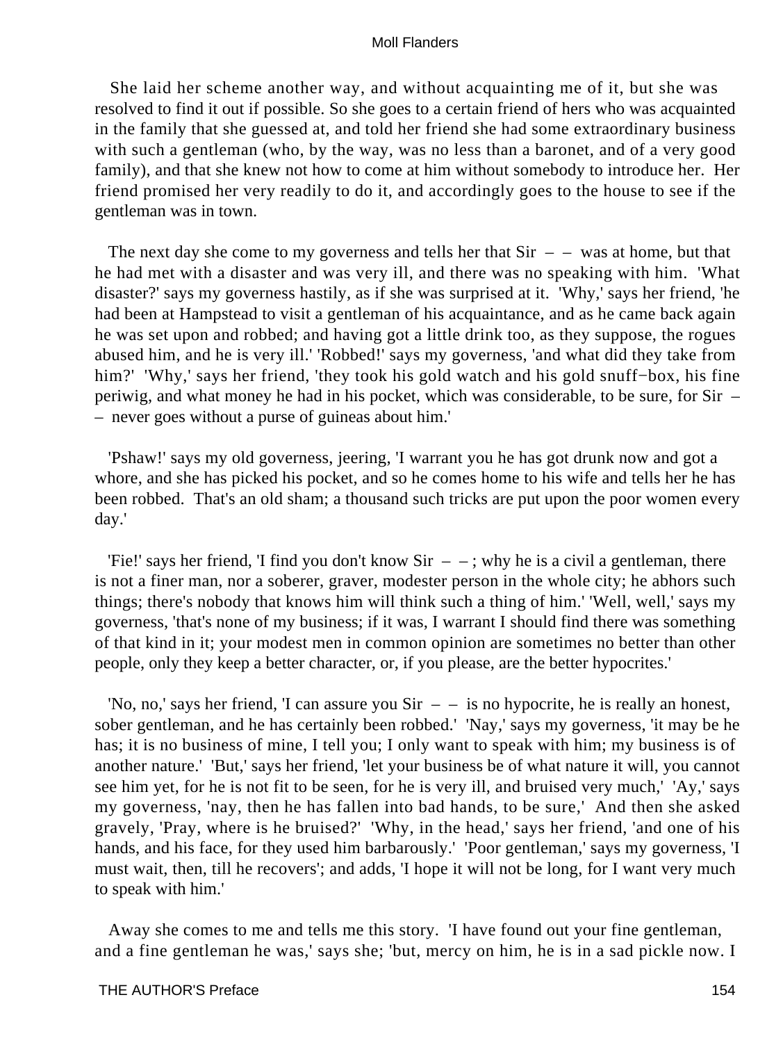She laid her scheme another way, and without acquainting me of it, but she was resolved to find it out if possible. So she goes to a certain friend of hers who was acquainted in the family that she guessed at, and told her friend she had some extraordinary business with such a gentleman (who, by the way, was no less than a baronet, and of a very good family), and that she knew not how to come at him without somebody to introduce her. Her friend promised her very readily to do it, and accordingly goes to the house to see if the gentleman was in town.

The next day she come to my governess and tells her that Sir – – was at home, but that he had met with a disaster and was very ill, and there was no speaking with him. 'What disaster?' says my governess hastily, as if she was surprised at it. 'Why,' says her friend, 'he had been at Hampstead to visit a gentleman of his acquaintance, and as he came back again he was set upon and robbed; and having got a little drink too, as they suppose, the rogues abused him, and he is very ill.' 'Robbed!' says my governess, 'and what did they take from him?' 'Why,' says her friend, 'they took his gold watch and his gold snuff−box, his fine periwig, and what money he had in his pocket, which was considerable, to be sure, for Sir – – never goes without a purse of guineas about him.'

'Pshaw!' says my old governess, jeering, 'I warrant you he has got drunk now and got a whore, and she has picked his pocket, and so he comes home to his wife and tells her he has been robbed. That's an old sham; a thousand such tricks are put upon the poor women every day.'

'Fie!' says her friend, 'I find you don't know Sir – –; why he is a civil a gentleman, there is not a finer man, nor a soberer, graver, modester person in the whole city; he abhors such things; there's nobody that knows him will think such a thing of him.' 'Well, well,' says my governess, 'that's none of my business; if it was, I warrant I should find there was something of that kind in it; your modest men in common opinion are sometimes no better than other people, only they keep a better character, or, if you please, are the better hypocrites.'

'No, no,' says her friend, 'I can assure you Sir – – is no hypocrite, he is really an honest, sober gentleman, and he has certainly been robbed.' 'Nay,' says my governess, 'it may be he has; it is no business of mine, I tell you; I only want to speak with him; my business is of another nature.' 'But,' says her friend, 'let your business be of what nature it will, you cannot see him yet, for he is not fit to be seen, for he is very ill, and bruised very much,' 'Ay,' says my governess, 'nay, then he has fallen into bad hands, to be sure,' And then she asked gravely, 'Pray, where is he bruised?' 'Why, in the head,' says her friend, 'and one of his hands, and his face, for they used him barbarously.' 'Poor gentleman,' says my governess, 'I must wait, then, till he recovers'; and adds, 'I hope it will not be long, for I want very much to speak with him.'

Away she comes to me and tells me this story. 'I have found out your fine gentleman, and a fine gentleman he was,' says she; 'but, mercy on him, he is in a sad pickle now. I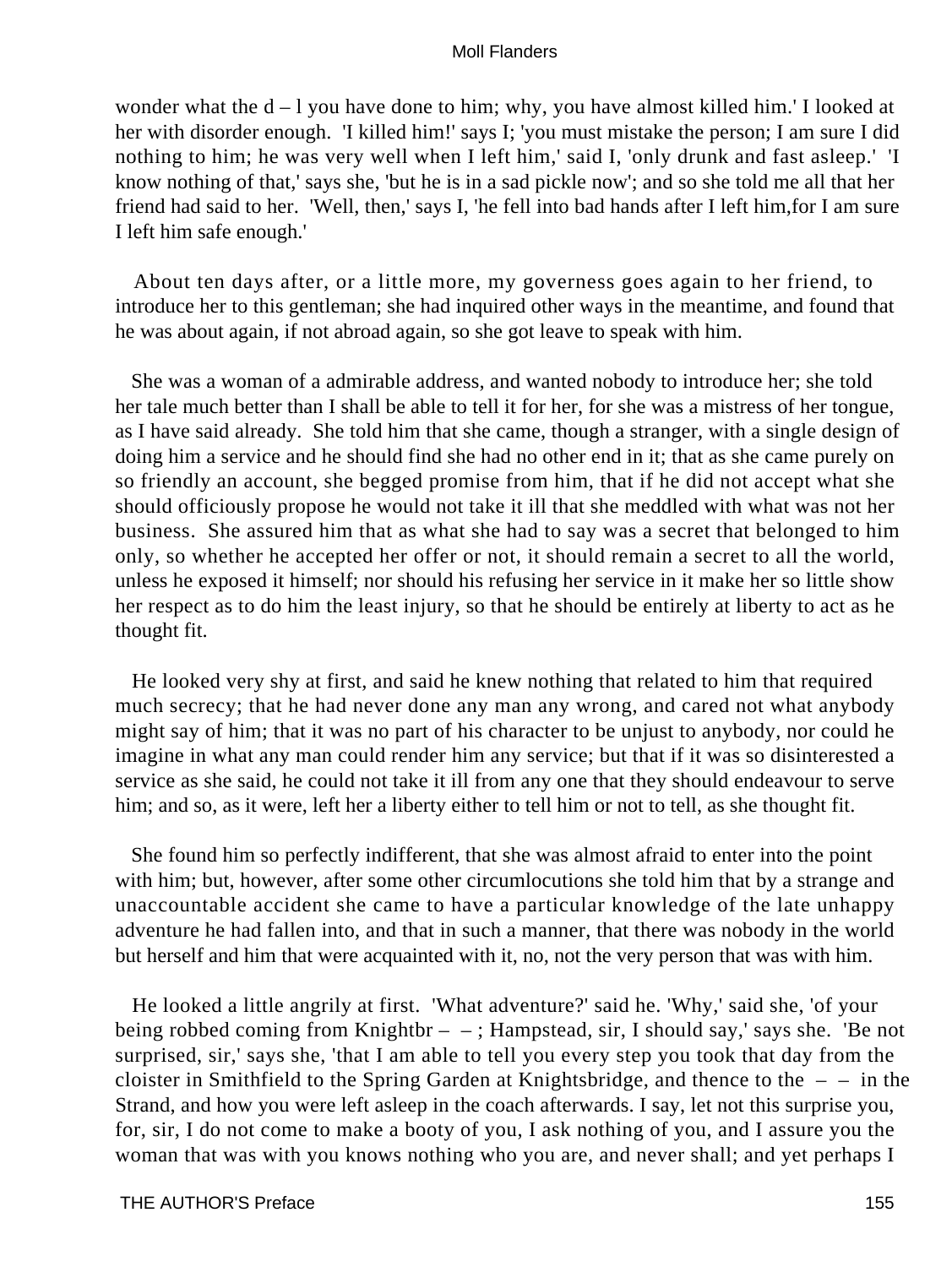wonder what the d – l you have done to him; why, you have almost killed him.' I looked at her with disorder enough. 'I killed him!' says I; 'you must mistake the person; I am sure I did nothing to him; he was very well when I left him,' said I, 'only drunk and fast asleep.' 'I know nothing of that,' says she, 'but he is in a sad pickle now'; and so she told me all that her friend had said to her. 'Well, then,' says I, 'he fell into bad hands after I left him,for I am sure I left him safe enough.'

About ten days after, or a little more, my governess goes again to her friend, to introduce her to this gentleman; she had inquired other ways in the meantime, and found that he was about again, if not abroad again, so she got leave to speak with him.

She was a woman of a admirable address, and wanted nobody to introduce her; she told her tale much better than I shall be able to tell it for her, for she was a mistress of her tongue, as I have said already. She told him that she came, though a stranger, with a single design of doing him a service and he should find she had no other end in it; that as she came purely on so friendly an account, she begged promise from him, that if he did not accept what she should officiously propose he would not take it ill that she meddled with what was not her business. She assured him that as what she had to say was a secret that belonged to him only, so whether he accepted her offer or not, it should remain a secret to all the world, unless he exposed it himself; nor should his refusing her service in it make her so little show her respect as to do him the least injury, so that he should be entirely at liberty to act as he thought fit.

He looked very shy at first, and said he knew nothing that related to him that required much secrecy; that he had never done any man any wrong, and cared not what anybody might say of him; that it was no part of his character to be unjust to anybody, nor could he imagine in what any man could render him any service; but that if it was so disinterested a service as she said, he could not take it ill from any one that they should endeavour to serve him; and so, as it were, left her a liberty either to tell him or not to tell, as she thought fit.

She found him so perfectly indifferent, that she was almost afraid to enter into the point with him; but, however, after some other circumlocutions she told him that by a strange and unaccountable accident she came to have a particular knowledge of the late unhappy adventure he had fallen into, and that in such a manner, that there was nobody in the world but herself and him that were acquainted with it, no, not the very person that was with him.

He looked a little angrily at first. 'What adventure?' said he. 'Why,' said she, 'of your being robbed coming from Knightbr – – ; Hampstead, sir, I should say,' says she. 'Be not surprised, sir,' says she, 'that I am able to tell you every step you took that day from the cloister in Smithfield to the Spring Garden at Knightsbridge, and thence to the – – in the Strand, and how you were left asleep in the coach afterwards. I say, let not this surprise you, for, sir, I do not come to make a booty of you, I ask nothing of you, and I assure you the woman that was with you knows nothing who you are, and never shall; and yet perhaps I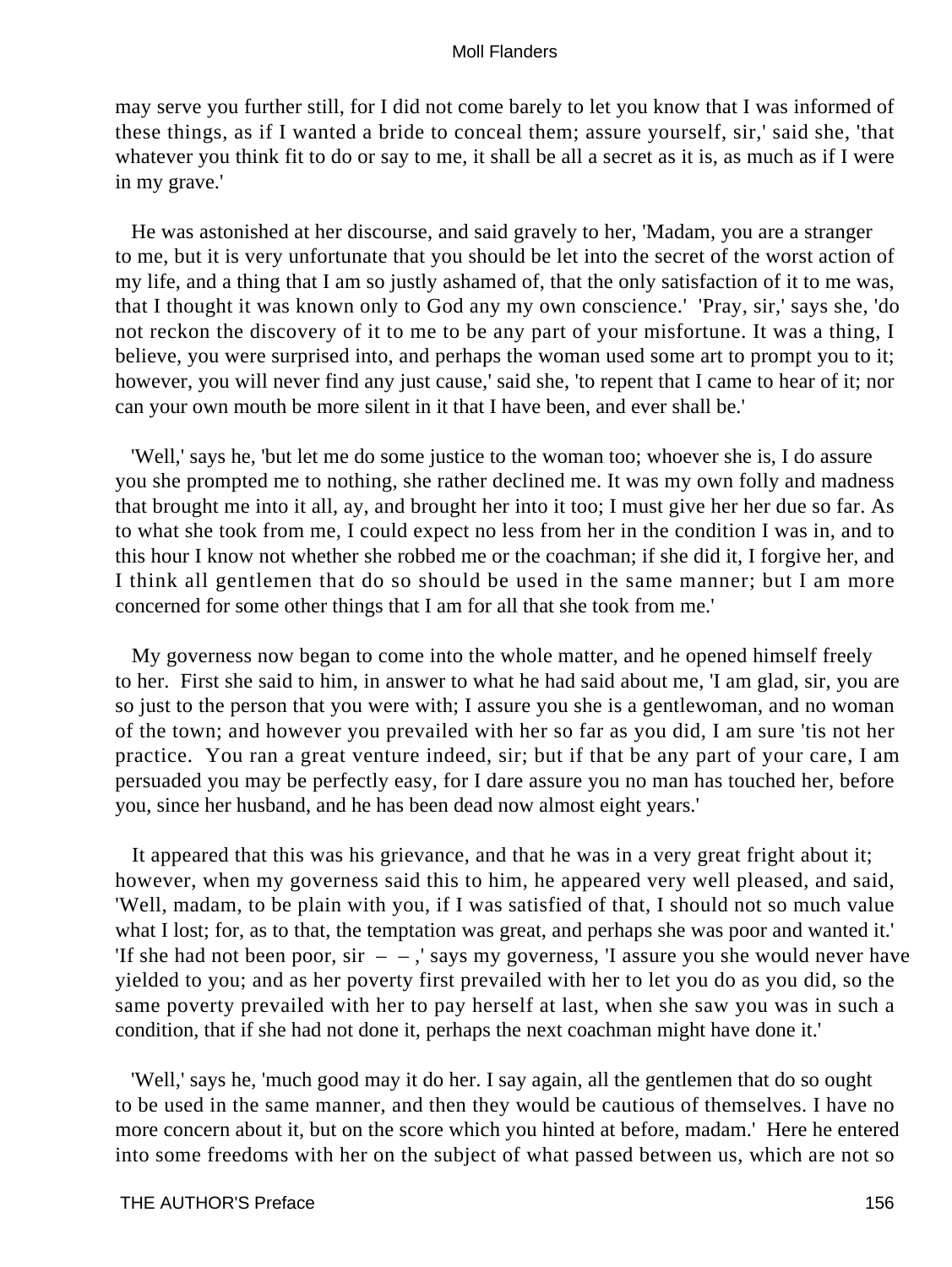may serve you further still, for I did not come barely to let you know that I was informed of these things, as if I wanted a bride to conceal them; assure yourself, sir,' said she, 'that whatever you think fit to do or say to me, it shall be all a secret as it is, as much as if I were in my grave.'

He was astonished at her discourse, and said gravely to her, 'Madam, you are a stranger to me, but it is very unfortunate that you should be let into the secret of the worst action of my life, and a thing that I am so justly ashamed of, that the only satisfaction of it to me was, that I thought it was known only to God any my own conscience.' 'Pray, sir,' says she, 'do not reckon the discovery of it to me to be any part of your misfortune. It was a thing, I believe, you were surprised into, and perhaps the woman used some art to prompt you to it; however, you will never find any just cause,' said she, 'to repent that I came to hear of it; nor can your own mouth be more silent in it that I have been, and ever shall be.'

'Well,' says he, 'but let me do some justice to the woman too; whoever she is, I do assure you she prompted me to nothing, she rather declined me. It was my own folly and madness that brought me into it all, ay, and brought her into it too; I must give her her due so far. As to what she took from me, I could expect no less from her in the condition I was in, and to this hour I know not whether she robbed me or the coachman; if she did it, I forgive her, and I think all gentlemen that do so should be used in the same manner; but I am more concerned for some other things that I am for all that she took from me.'

My governess now began to come into the whole matter, and he opened himself freely to her. First she said to him, in answer to what he had said about me, 'I am glad, sir, you are so just to the person that you were with; I assure you she is a gentlewoman, and no woman of the town; and however you prevailed with her so far as you did, I am sure 'tis not her practice. You ran a great venture indeed, sir; but if that be any part of your care, I am persuaded you may be perfectly easy, for I dare assure you no man has touched her, before you, since her husband, and he has been dead now almost eight years.'

It appeared that this was his grievance, and that he was in a very great fright about it; however, when my governess said this to him, he appeared very well pleased, and said, 'Well, madam, to be plain with you, if I was satisfied of that, I should not so much value what I lost; for, as to that, the temptation was great, and perhaps she was poor and wanted it.' 'If she had not been poor, sir – – ,' says my governess, 'I assure you she would never have yielded to you; and as her poverty first prevailed with her to let you do as you did, so the same poverty prevailed with her to pay herself at last, when she saw you was in such a condition, that if she had not done it, perhaps the next coachman might have done it.'

'Well,' says he, 'much good may it do her. I say again, all the gentlemen that do so ought to be used in the same manner, and then they would be cautious of themselves. I have no more concern about it, but on the score which you hinted at before, madam.' Here he entered into some freedoms with her on the subject of what passed between us, which are not so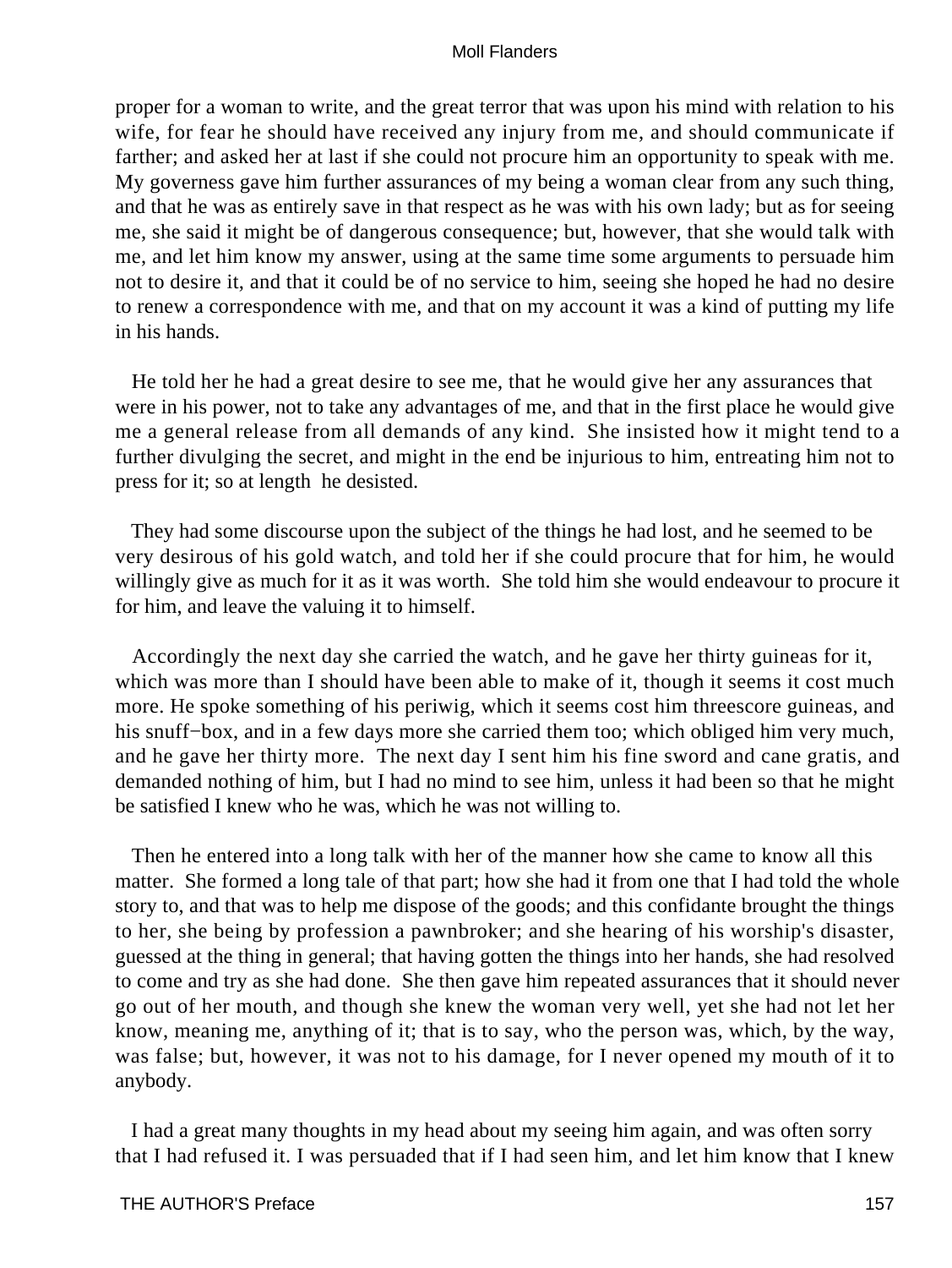proper for a woman to write, and the great terror that was upon his mind with relation to his wife, for fear he should have received any injury from me, and should communicate if farther; and asked her at last if she could not procure him an opportunity to speak with me. My governess gave him further assurances of my being a woman clear from any such thing, and that he was as entirely save in that respect as he was with his own lady; but as for seeing me, she said it might be of dangerous consequence; but, however, that she would talk with me, and let him know my answer, using at the same time some arguments to persuade him not to desire it, and that it could be of no service to him, seeing she hoped he had no desire to renew a correspondence with me, and that on my account it was a kind of putting my life in his hands.

He told her he had a great desire to see me, that he would give her any assurances that were in his power, not to take any advantages of me, and that in the first place he would give me a general release from all demands of any kind. She insisted how it might tend to a further divulging the secret, and might in the end be injurious to him, entreating him not to press for it; so at length he desisted.

They had some discourse upon the subject of the things he had lost, and he seemed to be very desirous of his gold watch, and told her if she could procure that for him, he would willingly give as much for it as it was worth. She told him she would endeavour to procure it for him, and leave the valuing it to himself.

Accordingly the next day she carried the watch, and he gave her thirty guineas for it, which was more than I should have been able to make of it, though it seems it cost much more. He spoke something of his periwig, which it seems cost him threescore guineas, and his snuff−box, and in a few days more she carried them too; which obliged him very much, and he gave her thirty more. The next day I sent him his fine sword and cane gratis, and demanded nothing of him, but I had no mind to see him, unless it had been so that he might be satisfied I knew who he was, which he was not willing to.

Then he entered into a long talk with her of the manner how she came to know all this matter. She formed a long tale of that part; how she had it from one that I had told the whole story to, and that was to help me dispose of the goods; and this confidante brought the things to her, she being by profession a pawnbroker; and she hearing of his worship's disaster, guessed at the thing in general; that having gotten the things into her hands, she had resolved to come and try as she had done. She then gave him repeated assurances that it should never go out of her mouth, and though she knew the woman very well, yet she had not let her know, meaning me, anything of it; that is to say, who the person was, which, by the way, was false; but, however, it was not to his damage, for I never opened my mouth of it to anybody.

I had a great many thoughts in my head about my seeing him again, and was often sorry that I had refused it. I was persuaded that if I had seen him, and let him know that I knew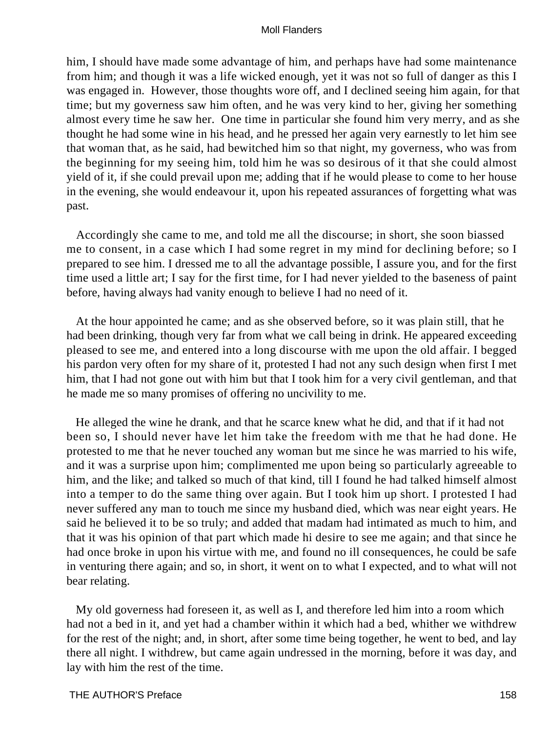him, I should have made some advantage of him, and perhaps have had some maintenance from him; and though it was a life wicked enough, yet it was not so full of danger as this I was engaged in. However, those thoughts wore off, and I declined seeing him again, for that time; but my governess saw him often, and he was very kind to her, giving her something almost every time he saw her. One time in particular she found him very merry, and as she thought he had some wine in his head, and he pressed her again very earnestly to let him see that woman that, as he said, had bewitched him so that night, my governess, who was from the beginning for my seeing him, told him he was so desirous of it that she could almost yield of it, if she could prevail upon me; adding that if he would please to come to her house in the evening, she would endeavour it, upon his repeated assurances of forgetting what was past.

Accordingly she came to me, and told me all the discourse; in short, she soon biassed me to consent, in a case which I had some regret in my mind for declining before; so I prepared to see him. I dressed me to all the advantage possible, I assure you, and for the first time used a little art; I say for the first time, for I had never yielded to the baseness of paint before, having always had vanity enough to believe I had no need of it.

At the hour appointed he came; and as she observed before, so it was plain still, that he had been drinking, though very far from what we call being in drink. He appeared exceeding pleased to see me, and entered into a long discourse with me upon the old affair. I begged his pardon very often for my share of it, protested I had not any such design when first I met him, that I had not gone out with him but that I took him for a very civil gentleman, and that he made me so many promises of offering no uncivility to me.

He alleged the wine he drank, and that he scarce knew what he did, and that if it had not been so, I should never have let him take the freedom with me that he had done. He protested to me that he never touched any woman but me since he was married to his wife, and it was a surprise upon him; complimented me upon being so particularly agreeable to him, and the like; and talked so much of that kind, till I found he had talked himself almost into a temper to do the same thing over again. But I took him up short. I protested I had never suffered any man to touch me since my husband died, which was near eight years. He said he believed it to be so truly; and added that madam had intimated as much to him, and that it was his opinion of that part which made hi desire to see me again; and that since he had once broke in upon his virtue with me, and found no ill consequences, he could be safe in venturing there again; and so, in short, it went on to what I expected, and to what will not bear relating.

My old governess had foreseen it, as well as I, and therefore led him into a room which had not a bed in it, and yet had a chamber within it which had a bed, whither we withdrew for the rest of the night; and, in short, after some time being together, he went to bed, and lay there all night. I withdrew, but came again undressed in the morning, before it was day, and lay with him the rest of the time.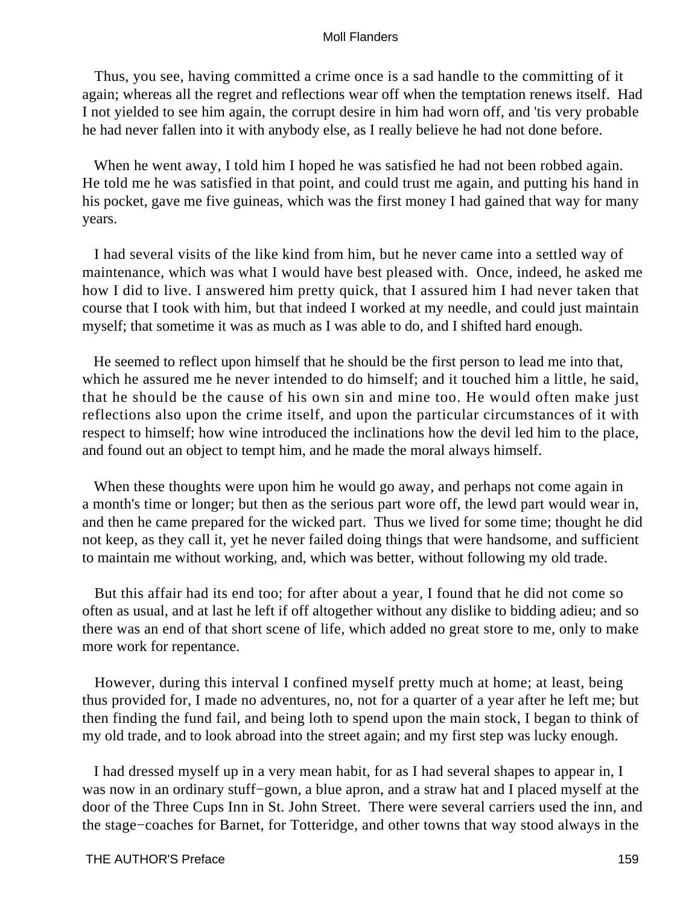Thus, you see, having committed a crime once is a sad handle to the committing of it again; whereas all the regret and reflections wear off when the temptation renews itself. Had I not yielded to see him again, the corrupt desire in him had worn off, and 'tis very probable he had never fallen into it with anybody else, as I really believe he had not done before.

When he went away, I told him I hoped he was satisfied he had not been robbed again. He told me he was satisfied in that point, and could trust me again, and putting his hand in his pocket, gave me five guineas, which was the first money I had gained that way for many years.

I had several visits of the like kind from him, but he never came into a settled way of maintenance, which was what I would have best pleased with. Once, indeed, he asked me how I did to live. I answered him pretty quick, that I assured him I had never taken that course that I took with him, but that indeed I worked at my needle, and could just maintain myself; that sometime it was as much as I was able to do, and I shifted hard enough.

He seemed to reflect upon himself that he should be the first person to lead me into that, which he assured me he never intended to do himself; and it touched him a little, he said, that he should be the cause of his own sin and mine too. He would often make just reflections also upon the crime itself, and upon the particular circumstances of it with respect to himself; how wine introduced the inclinations how the devil led him to the place, and found out an object to tempt him, and he made the moral always himself.

When these thoughts were upon him he would go away, and perhaps not come again in a month's time or longer; but then as the serious part wore off, the lewd part would wear in, and then he came prepared for the wicked part. Thus we lived for some time; thought he did not keep, as they call it, yet he never failed doing things that were handsome, and sufficient to maintain me without working, and, which was better, without following my old trade.

But this affair had its end too; for after about a year, I found that he did not come so often as usual, and at last he left if off altogether without any dislike to bidding adieu; and so there was an end of that short scene of life, which added no great store to me, only to make more work for repentance.

However, during this interval I confined myself pretty much at home; at least, being thus provided for, I made no adventures, no, not for a quarter of a year after he left me; but then finding the fund fail, and being loth to spend upon the main stock, I began to think of my old trade, and to look abroad into the street again; and my first step was lucky enough.

I had dressed myself up in a very mean habit, for as I had several shapes to appear in, I was now in an ordinary stuff−gown, a blue apron, and a straw hat and I placed myself at the door of the Three Cups Inn in St. John Street. There were several carriers used the inn, and the stage−coaches for Barnet, for Totteridge, and other towns that way stood always in the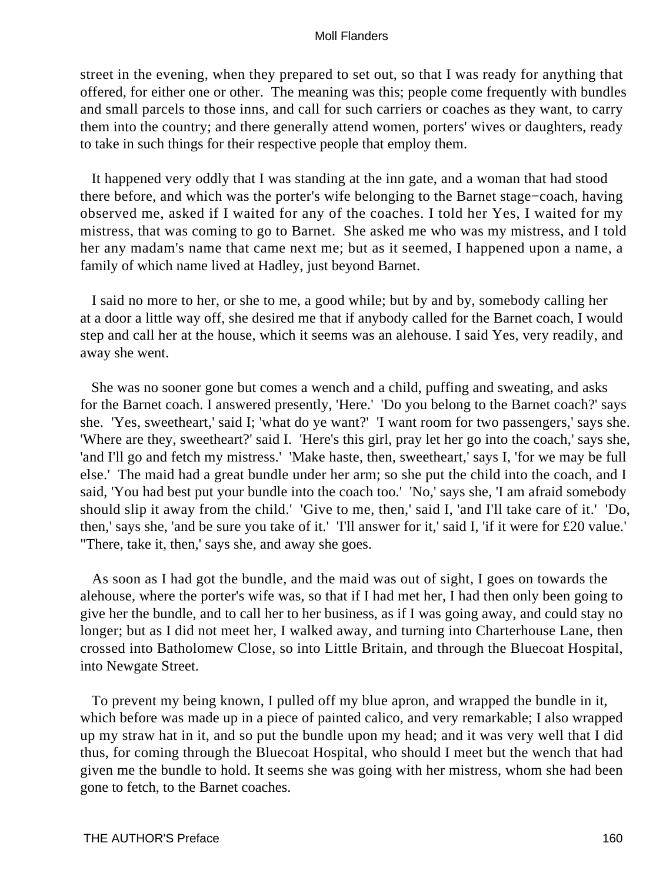street in the evening, when they prepared to set out, so that I was ready for anything that offered, for either one or other. The meaning was this; people come frequently with bundles and small parcels to those inns, and call for such carriers or coaches as they want, to carry them into the country; and there generally attend women, porters' wives or daughters, ready to take in such things for their respective people that employ them.

It happened very oddly that I was standing at the inn gate, and a woman that had stood there before, and which was the porter's wife belonging to the Barnet stage−coach, having observed me, asked if I waited for any of the coaches. I told her Yes, I waited for my mistress, that was coming to go to Barnet. She asked me who was my mistress, and I told her any madam's name that came next me; but as it seemed, I happened upon a name, a family of which name lived at Hadley, just beyond Barnet.

I said no more to her, or she to me, a good while; but by and by, somebody calling her at a door a little way off, she desired me that if anybody called for the Barnet coach, I would step and call her at the house, which it seems was an alehouse. I said Yes, very readily, and away she went.

She was no sooner gone but comes a wench and a child, puffing and sweating, and asks for the Barnet coach. I answered presently, 'Here.' 'Do you belong to the Barnet coach?' says she. 'Yes, sweetheart,' said I; 'what do ye want?' 'I want room for two passengers,' says she. 'Where are they, sweetheart?' said I. 'Here's this girl, pray let her go into the coach,' says she, 'and I'll go and fetch my mistress.' 'Make haste, then, sweetheart,' says I, 'for we may be full else.' The maid had a great bundle under her arm; so she put the child into the coach, and I said, 'You had best put your bundle into the coach too.' 'No,' says she, 'I am afraid somebody should slip it away from the child.' 'Give to me, then,' said I, 'and I'll take care of it.' 'Do, then,' says she, 'and be sure you take of it.' 'I'll answer for it,' said I, 'if it were for £20 value.' ''There, take it, then,' says she, and away she goes.

As soon as I had got the bundle, and the maid was out of sight, I goes on towards the alehouse, where the porter's wife was, so that if I had met her, I had then only been going to give her the bundle, and to call her to her business, as if I was going away, and could stay no longer; but as I did not meet her, I walked away, and turning into Charterhouse Lane, then crossed into Batholomew Close, so into Little Britain, and through the Bluecoat Hospital, into Newgate Street.

To prevent my being known, I pulled off my blue apron, and wrapped the bundle in it, which before was made up in a piece of painted calico, and very remarkable; I also wrapped up my straw hat in it, and so put the bundle upon my head; and it was very well that I did thus, for coming through the Bluecoat Hospital, who should I meet but the wench that had given me the bundle to hold. It seems she was going with her mistress, whom she had been gone to fetch, to the Barnet coaches.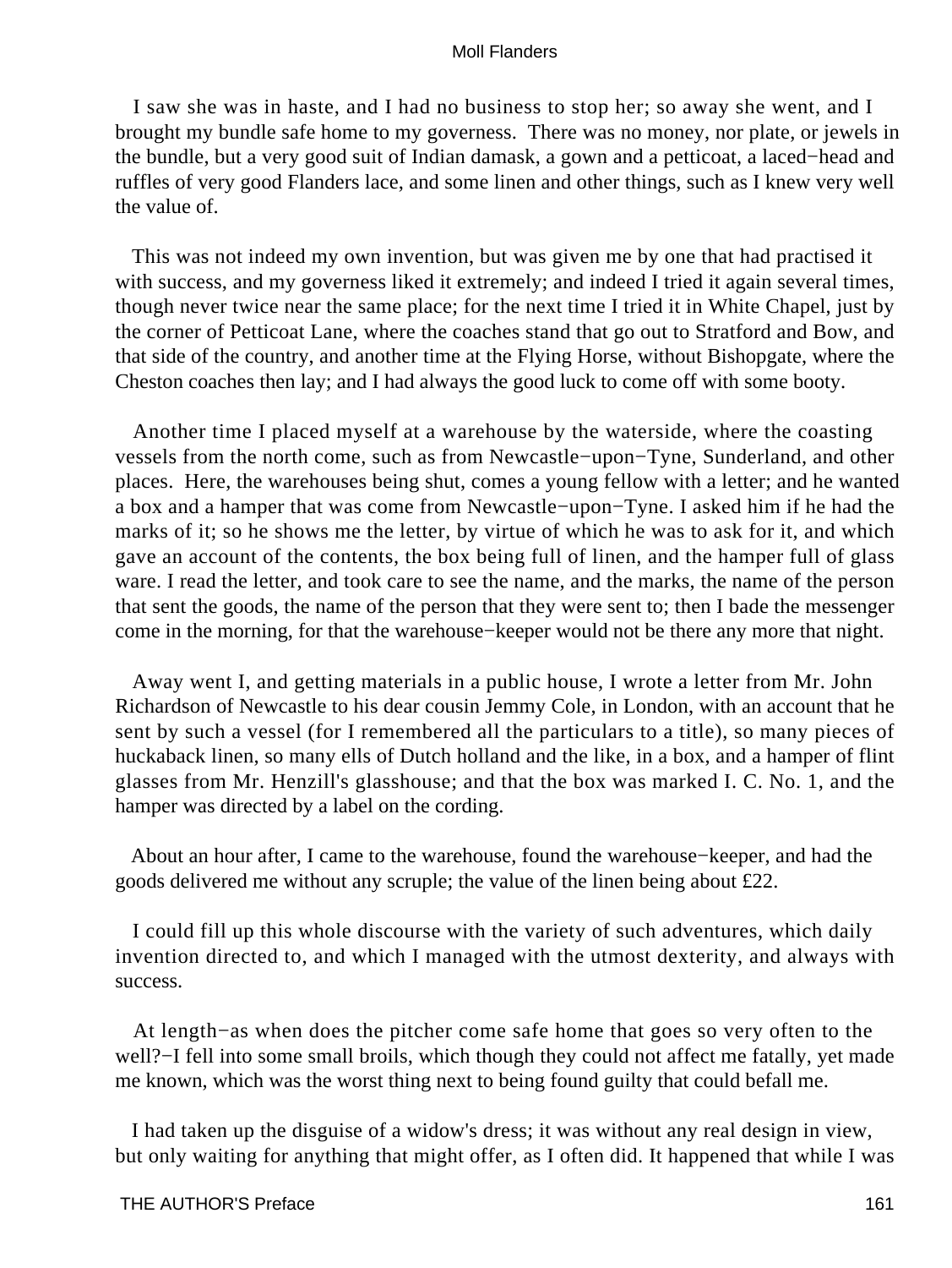I saw she was in haste, and I had no business to stop her; so away she went, and I brought my bundle safe home to my governess. There was no money, nor plate, or jewels in the bundle, but a very good suit of Indian damask, a gown and a petticoat, a laced−head and ruffles of very good Flanders lace, and some linen and other things, such as I knew very well the value of.

This was not indeed my own invention, but was given me by one that had practised it with success, and my governess liked it extremely; and indeed I tried it again several times, though never twice near the same place; for the next time I tried it in White Chapel, just by the corner of Petticoat Lane, where the coaches stand that go out to Stratford and Bow, and that side of the country, and another time at the Flying Horse, without Bishopgate, where the Cheston coaches then lay; and I had always the good luck to come off with some booty.

Another time I placed myself at a warehouse by the waterside, where the coasting vessels from the north come, such as from Newcastle−upon−Tyne, Sunderland, and other places. Here, the warehouses being shut, comes a young fellow with a letter; and he wanted a box and a hamper that was come from Newcastle−upon−Tyne. I asked him if he had the marks of it; so he shows me the letter, by virtue of which he was to ask for it, and which gave an account of the contents, the box being full of linen, and the hamper full of glass ware. I read the letter, and took care to see the name, and the marks, the name of the person that sent the goods, the name of the person that they were sent to; then I bade the messenger come in the morning, for that the warehouse−keeper would not be there any more that night.

Away went I, and getting materials in a public house, I wrote a letter from Mr. John Richardson of Newcastle to his dear cousin Jemmy Cole, in London, with an account that he sent by such a vessel (for I remembered all the particulars to a title), so many pieces of huckaback linen, so many ells of Dutch holland and the like, in a box, and a hamper of flint glasses from Mr. Henzill's glasshouse; and that the box was marked I. C. No. 1, and the hamper was directed by a label on the cording.

About an hour after, I came to the warehouse, found the warehouse−keeper, and had the goods delivered me without any scruple; the value of the linen being about £22.

I could fill up this whole discourse with the variety of such adventures, which daily invention directed to, and which I managed with the utmost dexterity, and always with success.

At length−as when does the pitcher come safe home that goes so very often to the well?−I fell into some small broils, which though they could not affect me fatally, yet made me known, which was the worst thing next to being found guilty that could befall me.

I had taken up the disguise of a widow's dress; it was without any real design in view, but only waiting for anything that might offer, as I often did. It happened that while I was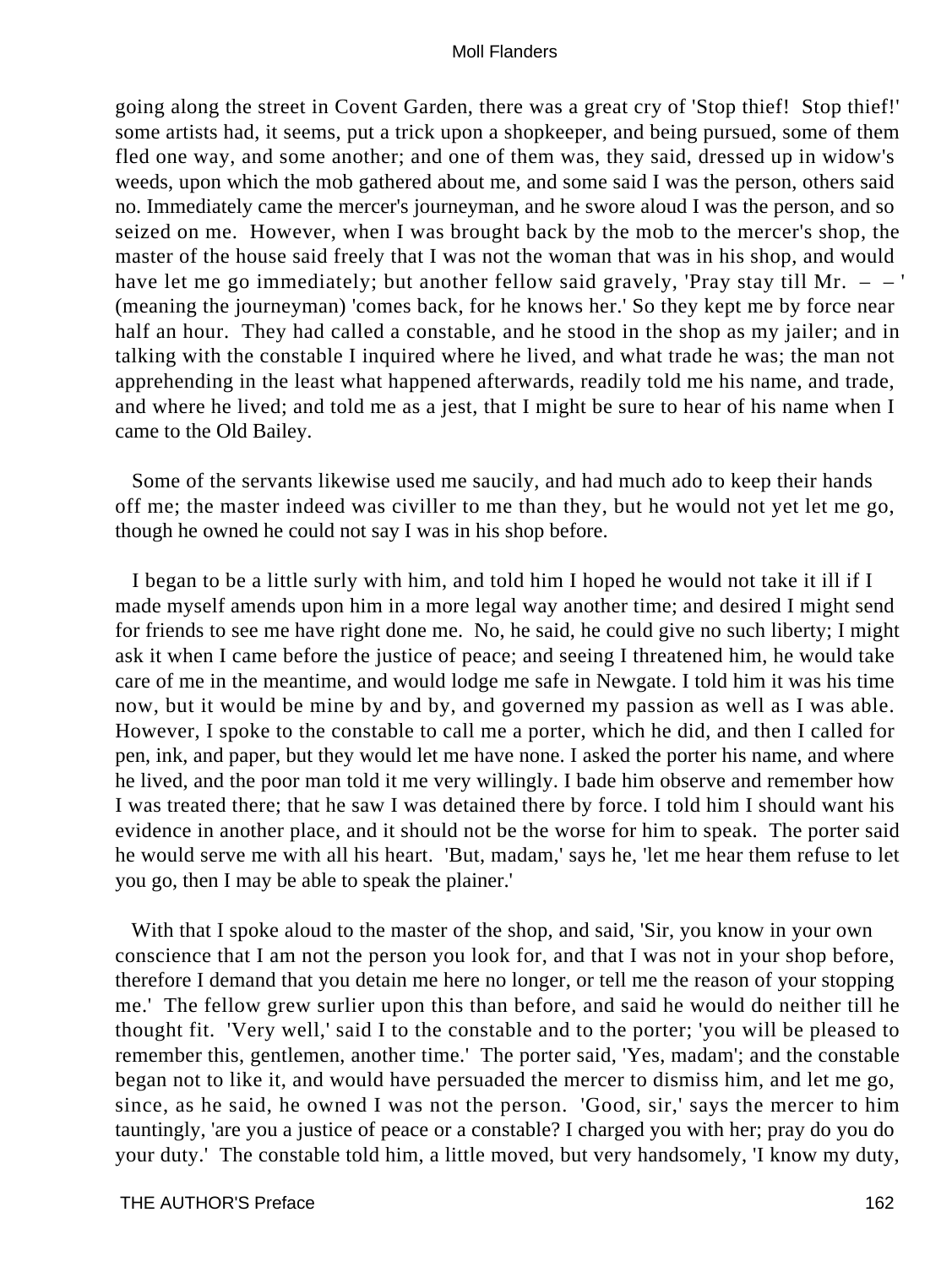going along the street in Covent Garden, there was a great cry of 'Stop thief! Stop thief!' some artists had, it seems, put a trick upon a shopkeeper, and being pursued, some of them fled one way, and some another; and one of them was, they said, dressed up in widow's weeds, upon which the mob gathered about me, and some said I was the person, others said no. Immediately came the mercer's journeyman, and he swore aloud I was the person, and so seized on me. However, when I was brought back by the mob to the mercer's shop, the master of the house said freely that I was not the woman that was in his shop, and would have let me go immediately; but another fellow said gravely, 'Pray stay till Mr. – – ' (meaning the journeyman) 'comes back, for he knows her.' So they kept me by force near half an hour. They had called a constable, and he stood in the shop as my jailer; and in talking with the constable I inquired where he lived, and what trade he was; the man not apprehending in the least what happened afterwards, readily told me his name, and trade, and where he lived; and told me as a jest, that I might be sure to hear of his name when I came to the Old Bailey.

Some of the servants likewise used me saucily, and had much ado to keep their hands off me; the master indeed was civiller to me than they, but he would not yet let me go, though he owned he could not say I was in his shop before.

I began to be a little surly with him, and told him I hoped he would not take it ill if I made myself amends upon him in a more legal way another time; and desired I might send for friends to see me have right done me. No, he said, he could give no such liberty; I might ask it when I came before the justice of peace; and seeing I threatened him, he would take care of me in the meantime, and would lodge me safe in Newgate. I told him it was his time now, but it would be mine by and by, and governed my passion as well as I was able. However, I spoke to the constable to call me a porter, which he did, and then I called for pen, ink, and paper, but they would let me have none. I asked the porter his name, and where he lived, and the poor man told it me very willingly. I bade him observe and remember how I was treated there; that he saw I was detained there by force. I told him I should want his evidence in another place, and it should not be the worse for him to speak. The porter said he would serve me with all his heart. 'But, madam,' says he, 'let me hear them refuse to let you go, then I may be able to speak the plainer.'

With that I spoke aloud to the master of the shop, and said, 'Sir, you know in your own conscience that I am not the person you look for, and that I was not in your shop before, therefore I demand that you detain me here no longer, or tell me the reason of your stopping me.' The fellow grew surlier upon this than before, and said he would do neither till he thought fit. 'Very well,' said I to the constable and to the porter; 'you will be pleased to remember this, gentlemen, another time.' The porter said, 'Yes, madam'; and the constable began not to like it, and would have persuaded the mercer to dismiss him, and let me go, since, as he said, he owned I was not the person. 'Good, sir,' says the mercer to him tauntingly, 'are you a justice of peace or a constable? I charged you with her; pray do you do your duty.' The constable told him, a little moved, but very handsomely, 'I know my duty,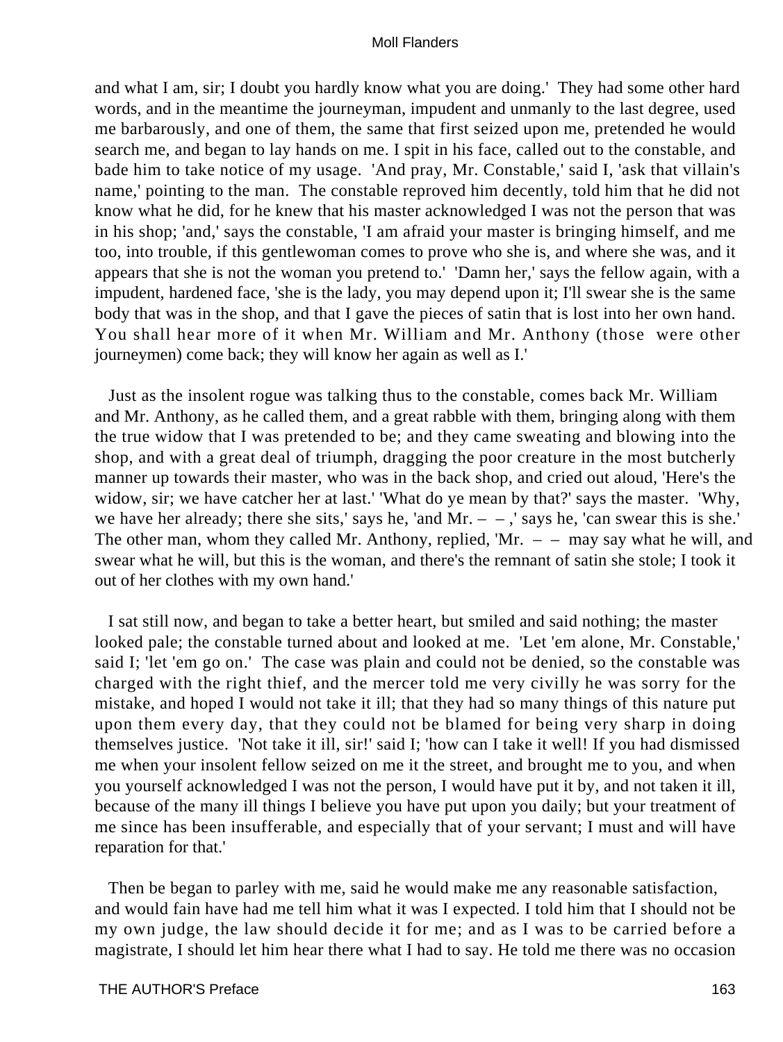and what I am, sir; I doubt you hardly know what you are doing.' They had some other hard words, and in the meantime the journeyman, impudent and unmanly to the last degree, used me barbarously, and one of them, the same that first seized upon me, pretended he would search me, and began to lay hands on me. I spit in his face, called out to the constable, and bade him to take notice of my usage. 'And pray, Mr. Constable,' said I, 'ask that villain's name,' pointing to the man. The constable reproved him decently, told him that he did not know what he did, for he knew that his master acknowledged I was not the person that was in his shop; 'and,' says the constable, 'I am afraid your master is bringing himself, and me too, into trouble, if this gentlewoman comes to prove who she is, and where she was, and it appears that she is not the woman you pretend to.' 'Damn her,' says the fellow again, with a impudent, hardened face, 'she is the lady, you may depend upon it; I'll swear she is the same body that was in the shop, and that I gave the pieces of satin that is lost into her own hand. You shall hear more of it when Mr. William and Mr. Anthony (those were other journeymen) come back; they will know her again as well as I.'

Just as the insolent rogue was talking thus to the constable, comes back Mr. William and Mr. Anthony, as he called them, and a great rabble with them, bringing along with them the true widow that I was pretended to be; and they came sweating and blowing into the shop, and with a great deal of triumph, dragging the poor creature in the most butcherly manner up towards their master, who was in the back shop, and cried out aloud, 'Here's the widow, sir; we have catcher her at last.' 'What do ye mean by that?' says the master. 'Why, we have her already; there she sits,' says he, 'and Mr. – – ,' says he, 'can swear this is she.' The other man, whom they called Mr. Anthony, replied, 'Mr. – – may say what he will, and swear what he will, but this is the woman, and there's the remnant of satin she stole; I took it out of her clothes with my own hand.'

I sat still now, and began to take a better heart, but smiled and said nothing; the master looked pale; the constable turned about and looked at me. 'Let 'em alone, Mr. Constable,' said I; 'let 'em go on.' The case was plain and could not be denied, so the constable was charged with the right thief, and the mercer told me very civilly he was sorry for the mistake, and hoped I would not take it ill; that they had so many things of this nature put upon them every day, that they could not be blamed for being very sharp in doing themselves justice. 'Not take it ill, sir!' said I; 'how can I take it well! If you had dismissed me when your insolent fellow seized on me it the street, and brought me to you, and when you yourself acknowledged I was not the person, I would have put it by, and not taken it ill, because of the many ill things I believe you have put upon you daily; but your treatment of me since has been insufferable, and especially that of your servant; I must and will have reparation for that.'

Then be began to parley with me, said he would make me any reasonable satisfaction, and would fain have had me tell him what it was I expected. I told him that I should not be my own judge, the law should decide it for me; and as I was to be carried before a magistrate, I should let him hear there what I had to say. He told me there was no occasion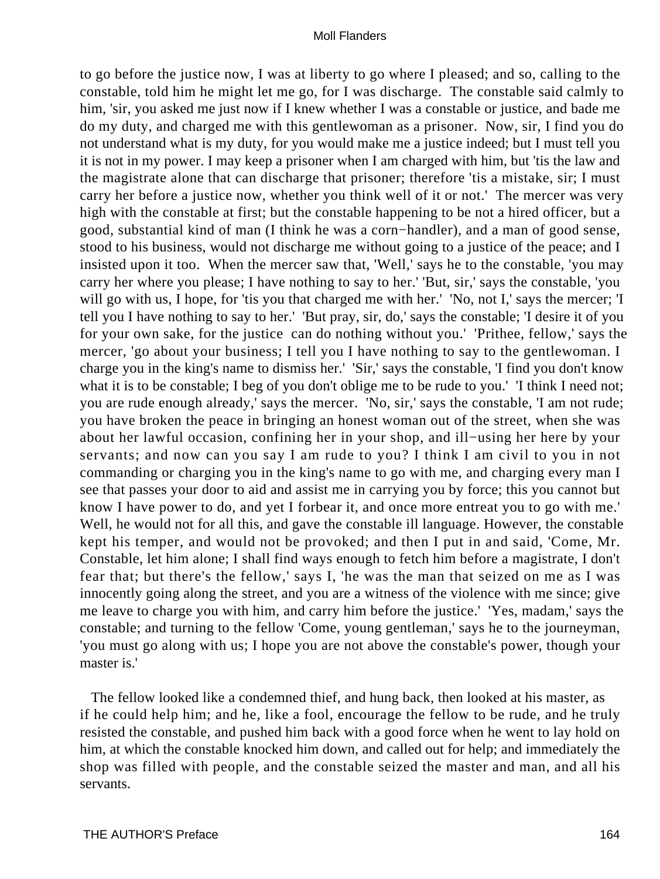to go before the justice now, I was at liberty to go where I pleased; and so, calling to the constable, told him he might let me go, for I was discharge. The constable said calmly to him, 'sir, you asked me just now if I knew whether I was a constable or justice, and bade me do my duty, and charged me with this gentlewoman as a prisoner. Now, sir, I find you do not understand what is my duty, for you would make me a justice indeed; but I must tell you it is not in my power. I may keep a prisoner when I am charged with him, but 'tis the law and the magistrate alone that can discharge that prisoner; therefore 'tis a mistake, sir; I must carry her before a justice now, whether you think well of it or not.' The mercer was very high with the constable at first; but the constable happening to be not a hired officer, but a good, substantial kind of man (I think he was a corn−handler), and a man of good sense, stood to his business, would not discharge me without going to a justice of the peace; and I insisted upon it too. When the mercer saw that, 'Well,' says he to the constable, 'you may carry her where you please; I have nothing to say to her.' 'But, sir,' says the constable, 'you will go with us, I hope, for 'tis you that charged me with her.' 'No, not I,' says the mercer; 'I tell you I have nothing to say to her.' 'But pray, sir, do,' says the constable; 'I desire it of you for your own sake, for the justice can do nothing without you.' 'Prithee, fellow,' says the mercer, 'go about your business; I tell you I have nothing to say to the gentlewoman. I charge you in the king's name to dismiss her.' 'Sir,' says the constable, 'I find you don't know what it is to be constable; I beg of you don't oblige me to be rude to you.' 'I think I need not; you are rude enough already,' says the mercer. 'No, sir,' says the constable, 'I am not rude; you have broken the peace in bringing an honest woman out of the street, when she was about her lawful occasion, confining her in your shop, and ill−using her here by your servants; and now can you say I am rude to you? I think I am civil to you in not commanding or charging you in the king's name to go with me, and charging every man I see that passes your door to aid and assist me in carrying you by force; this you cannot but know I have power to do, and yet I forbear it, and once more entreat you to go with me.' Well, he would not for all this, and gave the constable ill language. However, the constable kept his temper, and would not be provoked; and then I put in and said, 'Come, Mr. Constable, let him alone; I shall find ways enough to fetch him before a magistrate, I don't fear that; but there's the fellow,' says I, 'he was the man that seized on me as I was innocently going along the street, and you are a witness of the violence with me since; give me leave to charge you with him, and carry him before the justice.' 'Yes, madam,' says the constable; and turning to the fellow 'Come, young gentleman,' says he to the journeyman, 'you must go along with us; I hope you are not above the constable's power, though your master is.'

The fellow looked like a condemned thief, and hung back, then looked at his master, as if he could help him; and he, like a fool, encourage the fellow to be rude, and he truly resisted the constable, and pushed him back with a good force when he went to lay hold on him, at which the constable knocked him down, and called out for help; and immediately the shop was filled with people, and the constable seized the master and man, and all his servants.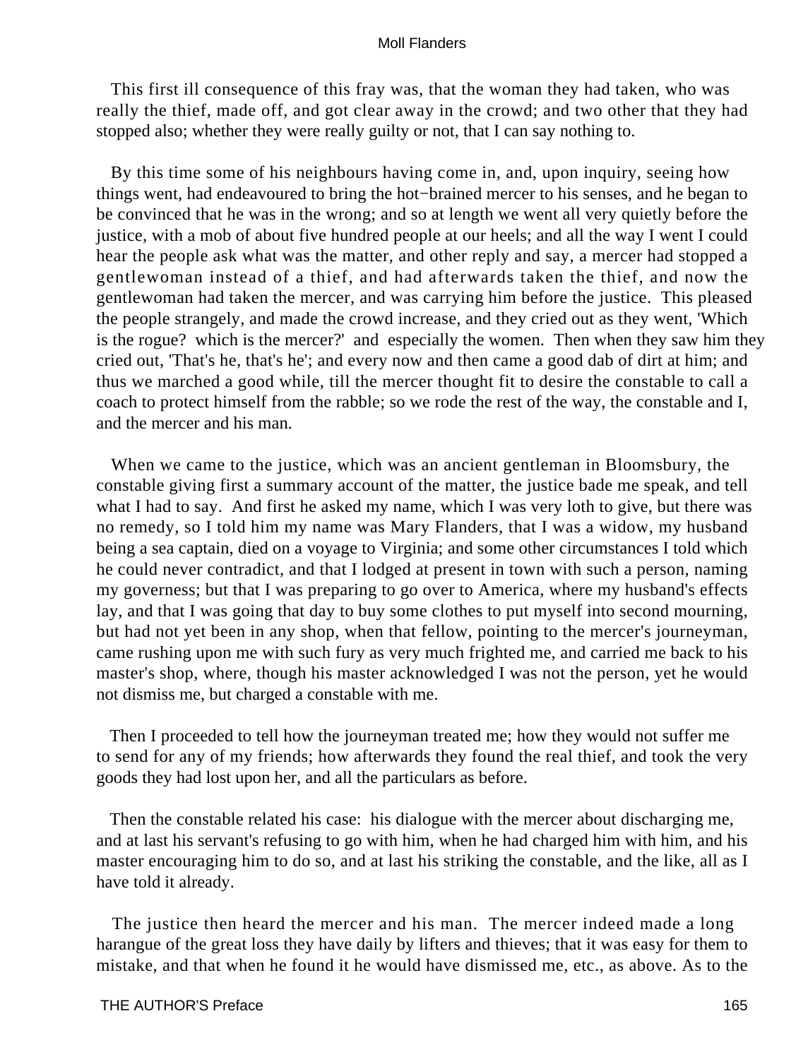This first ill consequence of this fray was, that the woman they had taken, who was really the thief, made off, and got clear away in the crowd; and two other that they had stopped also; whether they were really guilty or not, that I can say nothing to.

By this time some of his neighbours having come in, and, upon inquiry, seeing how things went, had endeavoured to bring the hot−brained mercer to his senses, and he began to be convinced that he was in the wrong; and so at length we went all very quietly before the justice, with a mob of about five hundred people at our heels; and all the way I went I could hear the people ask what was the matter, and other reply and say, a mercer had stopped a gentlewoman instead of a thief, and had afterwards taken the thief, and now the gentlewoman had taken the mercer, and was carrying him before the justice. This pleased the people strangely, and made the crowd increase, and they cried out as they went, 'Which is the rogue? which is the mercer?' and especially the women. Then when they saw him they cried out, 'That's he, that's he'; and every now and then came a good dab of dirt at him; and thus we marched a good while, till the mercer thought fit to desire the constable to call a coach to protect himself from the rabble; so we rode the rest of the way, the constable and I, and the mercer and his man.

When we came to the justice, which was an ancient gentleman in Bloomsbury, the constable giving first a summary account of the matter, the justice bade me speak, and tell what I had to say. And first he asked my name, which I was very loth to give, but there was no remedy, so I told him my name was Mary Flanders, that I was a widow, my husband being a sea captain, died on a voyage to Virginia; and some other circumstances I told which he could never contradict, and that I lodged at present in town with such a person, naming my governess; but that I was preparing to go over to America, where my husband's effects lay, and that I was going that day to buy some clothes to put myself into second mourning, but had not yet been in any shop, when that fellow, pointing to the mercer's journeyman, came rushing upon me with such fury as very much frighted me, and carried me back to his master's shop, where, though his master acknowledged I was not the person, yet he would not dismiss me, but charged a constable with me.

Then I proceeded to tell how the journeyman treated me; how they would not suffer me to send for any of my friends; how afterwards they found the real thief, and took the very goods they had lost upon her, and all the particulars as before.

Then the constable related his case: his dialogue with the mercer about discharging me, and at last his servant's refusing to go with him, when he had charged him with him, and his master encouraging him to do so, and at last his striking the constable, and the like, all as I have told it already.

The justice then heard the mercer and his man. The mercer indeed made a long harangue of the great loss they have daily by lifters and thieves; that it was easy for them to mistake, and that when he found it he would have dismissed me, etc., as above. As to the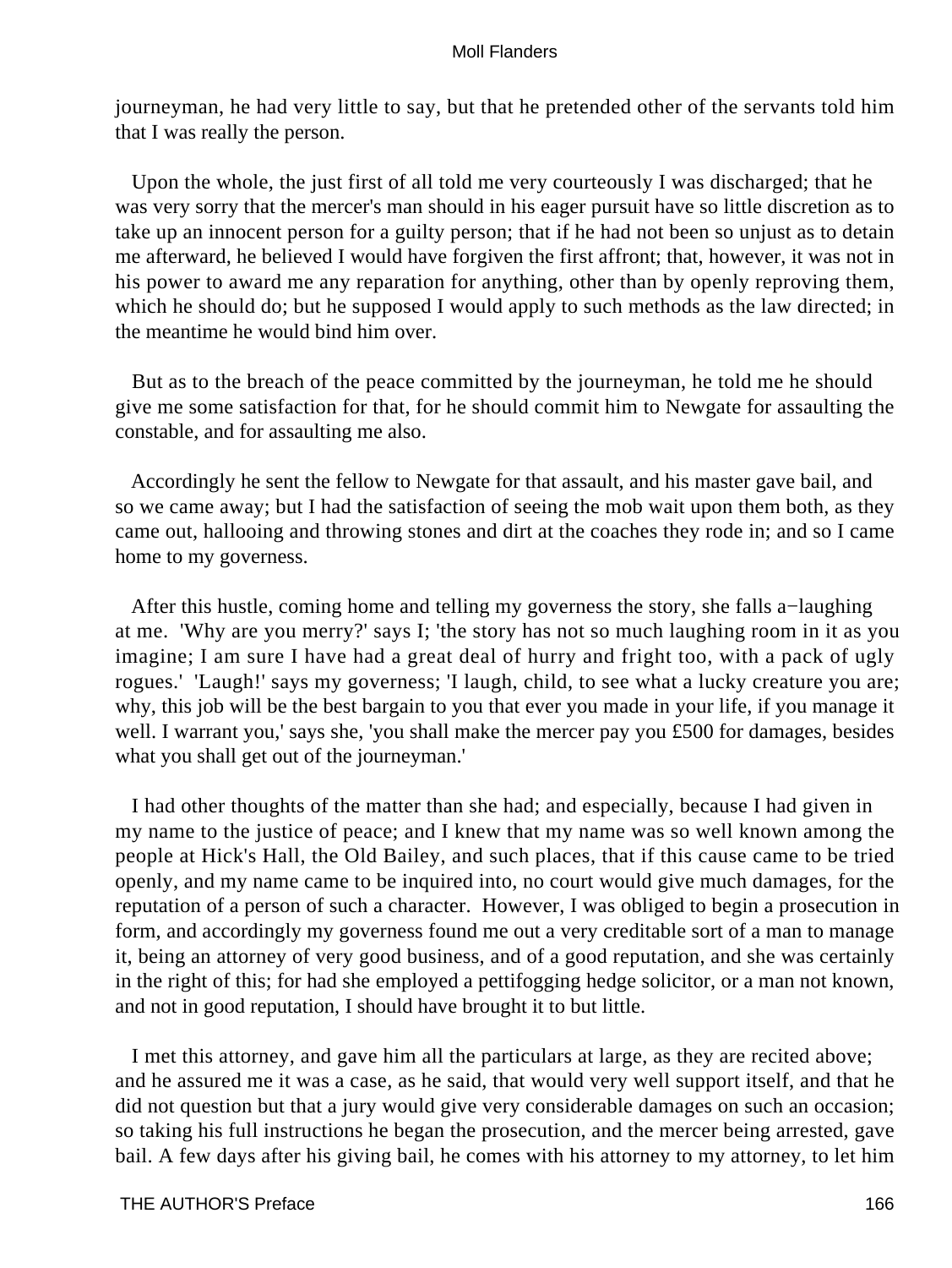journeyman, he had very little to say, but that he pretended other of the servants told him that I was really the person.

Upon the whole, the just first of all told me very courteously I was discharged; that he was very sorry that the mercer's man should in his eager pursuit have so little discretion as to take up an innocent person for a guilty person; that if he had not been so unjust as to detain me afterward, he believed I would have forgiven the first affront; that, however, it was not in his power to award me any reparation for anything, other than by openly reproving them, which he should do; but he supposed I would apply to such methods as the law directed; in the meantime he would bind him over.

But as to the breach of the peace committed by the journeyman, he told me he should give me some satisfaction for that, for he should commit him to Newgate for assaulting the constable, and for assaulting me also.

Accordingly he sent the fellow to Newgate for that assault, and his master gave bail, and so we came away; but I had the satisfaction of seeing the mob wait upon them both, as they came out, hallooing and throwing stones and dirt at the coaches they rode in; and so I came home to my governess.

After this hustle, coming home and telling my governess the story, she falls a−laughing at me. 'Why are you merry?' says I; 'the story has not so much laughing room in it as you imagine; I am sure I have had a great deal of hurry and fright too, with a pack of ugly rogues.' 'Laugh!' says my governess; 'I laugh, child, to see what a lucky creature you are; why, this job will be the best bargain to you that ever you made in your life, if you manage it well. I warrant you,' says she, 'you shall make the mercer pay you £500 for damages, besides what you shall get out of the journeyman.'

I had other thoughts of the matter than she had; and especially, because I had given in my name to the justice of peace; and I knew that my name was so well known among the people at Hick's Hall, the Old Bailey, and such places, that if this cause came to be tried openly, and my name came to be inquired into, no court would give much damages, for the reputation of a person of such a character. However, I was obliged to begin a prosecution in form, and accordingly my governess found me out a very creditable sort of a man to manage it, being an attorney of very good business, and of a good reputation, and she was certainly in the right of this; for had she employed a pettifogging hedge solicitor, or a man not known, and not in good reputation, I should have brought it to but little.

I met this attorney, and gave him all the particulars at large, as they are recited above; and he assured me it was a case, as he said, that would very well support itself, and that he did not question but that a jury would give very considerable damages on such an occasion; so taking his full instructions he began the prosecution, and the mercer being arrested, gave bail. A few days after his giving bail, he comes with his attorney to my attorney, to let him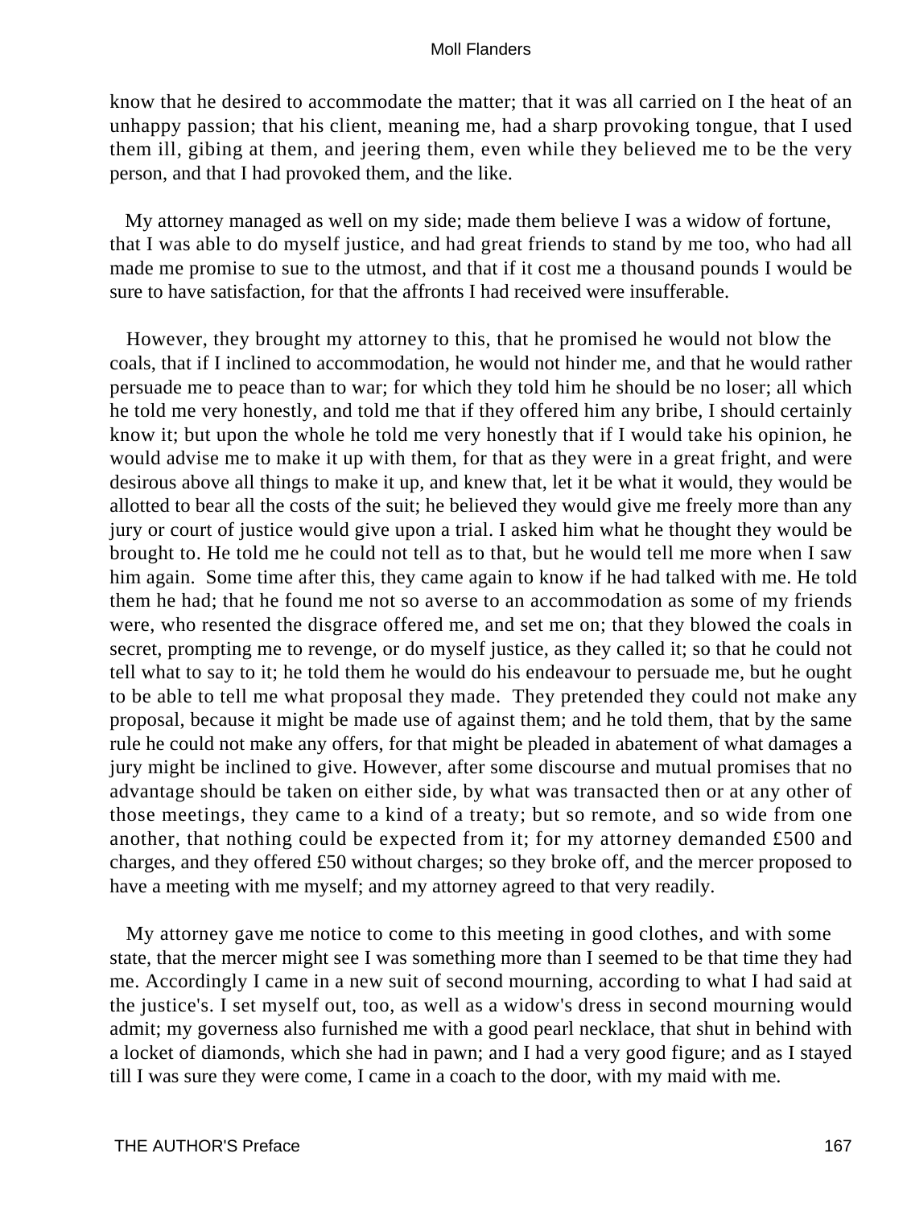know that he desired to accommodate the matter; that it was all carried on I the heat of an unhappy passion; that his client, meaning me, had a sharp provoking tongue, that I used them ill, gibing at them, and jeering them, even while they believed me to be the very person, and that I had provoked them, and the like.

My attorney managed as well on my side; made them believe I was a widow of fortune, that I was able to do myself justice, and had great friends to stand by me too, who had all made me promise to sue to the utmost, and that if it cost me a thousand pounds I would be sure to have satisfaction, for that the affronts I had received were insufferable.

However, they brought my attorney to this, that he promised he would not blow the coals, that if I inclined to accommodation, he would not hinder me, and that he would rather persuade me to peace than to war; for which they told him he should be no loser; all which he told me very honestly, and told me that if they offered him any bribe, I should certainly know it; but upon the whole he told me very honestly that if I would take his opinion, he would advise me to make it up with them, for that as they were in a great fright, and were desirous above all things to make it up, and knew that, let it be what it would, they would be allotted to bear all the costs of the suit; he believed they would give me freely more than any jury or court of justice would give upon a trial. I asked him what he thought they would be brought to. He told me he could not tell as to that, but he would tell me more when I saw him again. Some time after this, they came again to know if he had talked with me. He told them he had; that he found me not so averse to an accommodation as some of my friends were, who resented the disgrace offered me, and set me on; that they blowed the coals in secret, prompting me to revenge, or do myself justice, as they called it; so that he could not tell what to say to it; he told them he would do his endeavour to persuade me, but he ought to be able to tell me what proposal they made. They pretended they could not make any proposal, because it might be made use of against them; and he told them, that by the same rule he could not make any offers, for that might be pleaded in abatement of what damages a jury might be inclined to give. However, after some discourse and mutual promises that no advantage should be taken on either side, by what was transacted then or at any other of those meetings, they came to a kind of a treaty; but so remote, and so wide from one another, that nothing could be expected from it; for my attorney demanded £500 and charges, and they offered £50 without charges; so they broke off, and the mercer proposed to have a meeting with me myself; and my attorney agreed to that very readily.

My attorney gave me notice to come to this meeting in good clothes, and with some state, that the mercer might see I was something more than I seemed to be that time they had me. Accordingly I came in a new suit of second mourning, according to what I had said at the justice's. I set myself out, too, as well as a widow's dress in second mourning would admit; my governess also furnished me with a good pearl necklace, that shut in behind with a locket of diamonds, which she had in pawn; and I had a very good figure; and as I stayed till I was sure they were come, I came in a coach to the door, with my maid with me.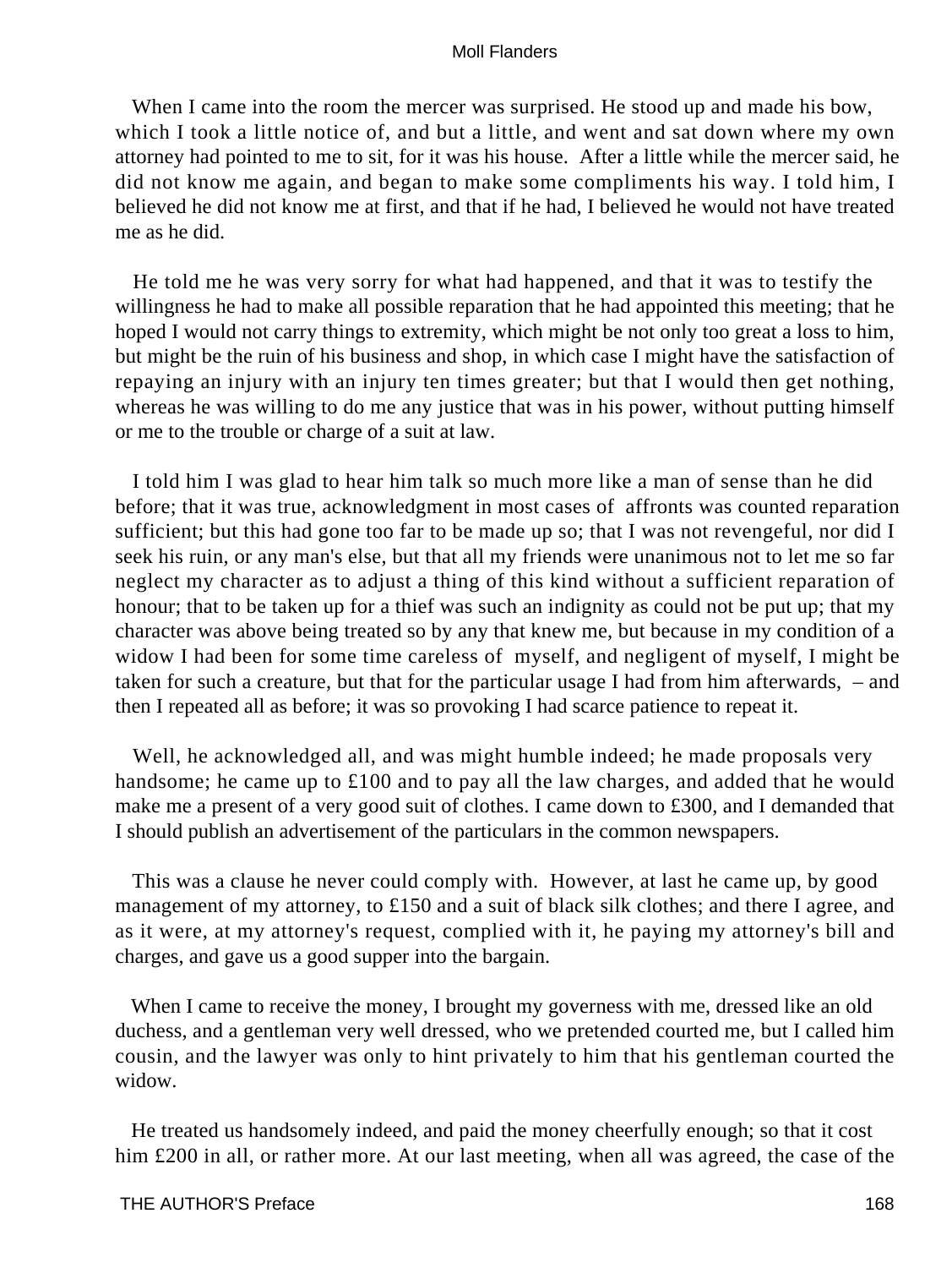When I came into the room the mercer was surprised. He stood up and made his bow, which I took a little notice of, and but a little, and went and sat down where my own attorney had pointed to me to sit, for it was his house. After a little while the mercer said, he did not know me again, and began to make some compliments his way. I told him, I believed he did not know me at first, and that if he had, I believed he would not have treated me as he did.

He told me he was very sorry for what had happened, and that it was to testify the willingness he had to make all possible reparation that he had appointed this meeting; that he hoped I would not carry things to extremity, which might be not only too great a loss to him, but might be the ruin of his business and shop, in which case I might have the satisfaction of repaying an injury with an injury ten times greater; but that I would then get nothing, whereas he was willing to do me any justice that was in his power, without putting himself or me to the trouble or charge of a suit at law.

I told him I was glad to hear him talk so much more like a man of sense than he did before; that it was true, acknowledgment in most cases of affronts was counted reparation sufficient; but this had gone too far to be made up so; that I was not revengeful, nor did I seek his ruin, or any man's else, but that all my friends were unanimous not to let me so far neglect my character as to adjust a thing of this kind without a sufficient reparation of honour; that to be taken up for a thief was such an indignity as could not be put up; that my character was above being treated so by any that knew me, but because in my condition of a widow I had been for some time careless of myself, and negligent of myself, I might be taken for such a creature, but that for the particular usage I had from him afterwards, – and then I repeated all as before; it was so provoking I had scarce patience to repeat it.

Well, he acknowledged all, and was might humble indeed; he made proposals very handsome; he came up to £100 and to pay all the law charges, and added that he would make me a present of a very good suit of clothes. I came down to £300, and I demanded that I should publish an advertisement of the particulars in the common newspapers.

This was a clause he never could comply with. However, at last he came up, by good management of my attorney, to £150 and a suit of black silk clothes; and there I agree, and as it were, at my attorney's request, complied with it, he paying my attorney's bill and charges, and gave us a good supper into the bargain.

When I came to receive the money, I brought my governess with me, dressed like an old duchess, and a gentleman very well dressed, who we pretended courted me, but I called him cousin, and the lawyer was only to hint privately to him that his gentleman courted the widow.

He treated us handsomely indeed, and paid the money cheerfully enough; so that it cost him £200 in all, or rather more. At our last meeting, when all was agreed, the case of the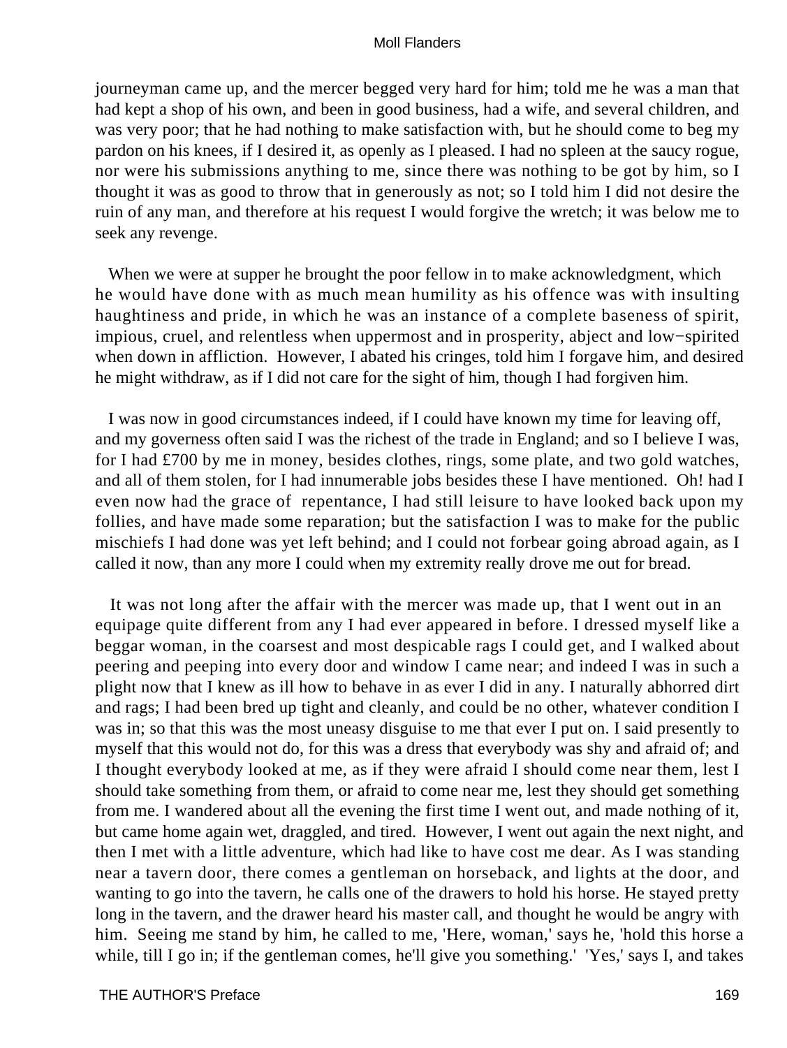journeyman came up, and the mercer begged very hard for him; told me he was a man that had kept a shop of his own, and been in good business, had a wife, and several children, and was very poor; that he had nothing to make satisfaction with, but he should come to beg my pardon on his knees, if I desired it, as openly as I pleased. I had no spleen at the saucy rogue, nor were his submissions anything to me, since there was nothing to be got by him, so I thought it was as good to throw that in generously as not; so I told him I did not desire the ruin of any man, and therefore at his request I would forgive the wretch; it was below me to seek any revenge.

When we were at supper he brought the poor fellow in to make acknowledgment, which he would have done with as much mean humility as his offence was with insulting haughtiness and pride, in which he was an instance of a complete baseness of spirit, impious, cruel, and relentless when uppermost and in prosperity, abject and low−spirited when down in affliction. However, I abated his cringes, told him I forgave him, and desired he might withdraw, as if I did not care for the sight of him, though I had forgiven him.

I was now in good circumstances indeed, if I could have known my time for leaving off, and my governess often said I was the richest of the trade in England; and so I believe I was, for I had £700 by me in money, besides clothes, rings, some plate, and two gold watches, and all of them stolen, for I had innumerable jobs besides these I have mentioned. Oh! had I even now had the grace of repentance, I had still leisure to have looked back upon my follies, and have made some reparation; but the satisfaction I was to make for the public mischiefs I had done was yet left behind; and I could not forbear going abroad again, as I called it now, than any more I could when my extremity really drove me out for bread.

It was not long after the affair with the mercer was made up, that I went out in an equipage quite different from any I had ever appeared in before. I dressed myself like a beggar woman, in the coarsest and most despicable rags I could get, and I walked about peering and peeping into every door and window I came near; and indeed I was in such a plight now that I knew as ill how to behave in as ever I did in any. I naturally abhorred dirt and rags; I had been bred up tight and cleanly, and could be no other, whatever condition I was in; so that this was the most uneasy disguise to me that ever I put on. I said presently to myself that this would not do, for this was a dress that everybody was shy and afraid of; and I thought everybody looked at me, as if they were afraid I should come near them, lest I should take something from them, or afraid to come near me, lest they should get something from me. I wandered about all the evening the first time I went out, and made nothing of it, but came home again wet, draggled, and tired. However, I went out again the next night, and then I met with a little adventure, which had like to have cost me dear. As I was standing near a tavern door, there comes a gentleman on horseback, and lights at the door, and wanting to go into the tavern, he calls one of the drawers to hold his horse. He stayed pretty long in the tavern, and the drawer heard his master call, and thought he would be angry with him. Seeing me stand by him, he called to me, 'Here, woman,' says he, 'hold this horse a while, till I go in; if the gentleman comes, he'll give you something.' 'Yes,' says I, and takes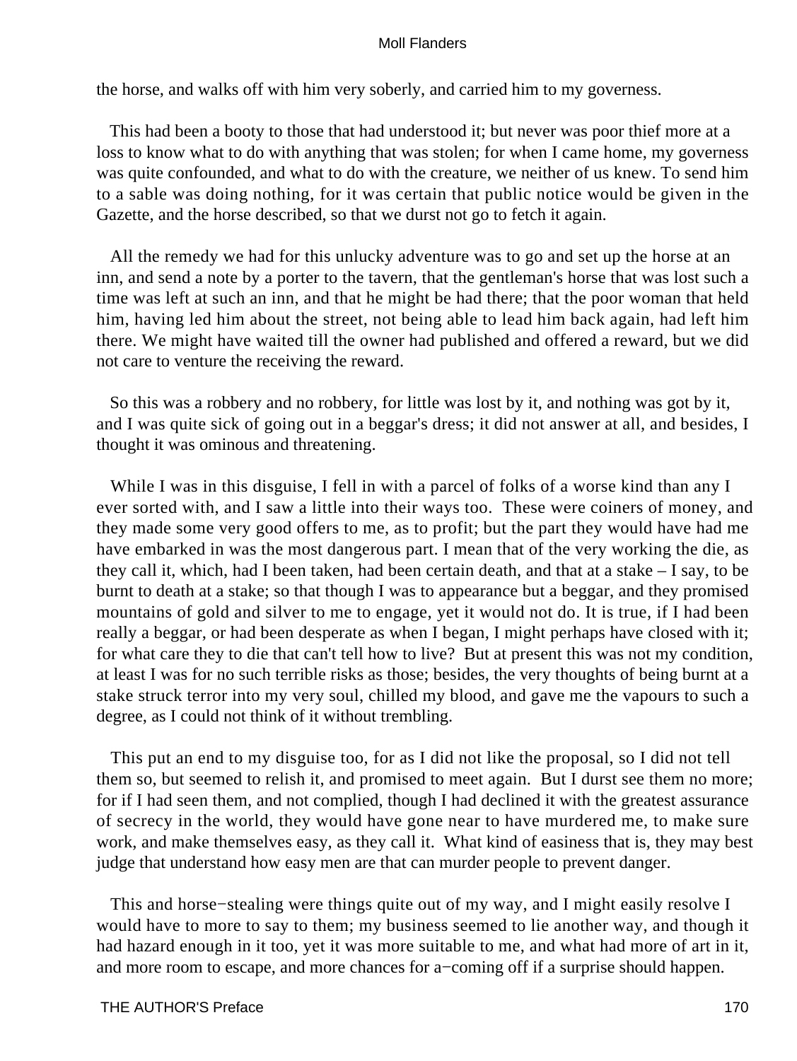the horse, and walks off with him very soberly, and carried him to my governess.

This had been a booty to those that had understood it; but never was poor thief more at a loss to know what to do with anything that was stolen; for when I came home, my governess was quite confounded, and what to do with the creature, we neither of us knew. To send him to a sable was doing nothing, for it was certain that public notice would be given in the Gazette, and the horse described, so that we durst not go to fetch it again.

All the remedy we had for this unlucky adventure was to go and set up the horse at an inn, and send a note by a porter to the tavern, that the gentleman's horse that was lost such a time was left at such an inn, and that he might be had there; that the poor woman that held him, having led him about the street, not being able to lead him back again, had left him there. We might have waited till the owner had published and offered a reward, but we did not care to venture the receiving the reward.

So this was a robbery and no robbery, for little was lost by it, and nothing was got by it, and I was quite sick of going out in a beggar's dress; it did not answer at all, and besides, I thought it was ominous and threatening.

While I was in this disguise, I fell in with a parcel of folks of a worse kind than any I ever sorted with, and I saw a little into their ways too. These were coiners of money, and they made some very good offers to me, as to profit; but the part they would have had me have embarked in was the most dangerous part. I mean that of the very working the die, as they call it, which, had I been taken, had been certain death, and that at a stake – I say, to be burnt to death at a stake; so that though I was to appearance but a beggar, and they promised mountains of gold and silver to me to engage, yet it would not do. It is true, if I had been really a beggar, or had been desperate as when I began, I might perhaps have closed with it; for what care they to die that can't tell how to live? But at present this was not my condition, at least I was for no such terrible risks as those; besides, the very thoughts of being burnt at a stake struck terror into my very soul, chilled my blood, and gave me the vapours to such a degree, as I could not think of it without trembling.

This put an end to my disguise too, for as I did not like the proposal, so I did not tell them so, but seemed to relish it, and promised to meet again. But I durst see them no more; for if I had seen them, and not complied, though I had declined it with the greatest assurance of secrecy in the world, they would have gone near to have murdered me, to make sure work, and make themselves easy, as they call it. What kind of easiness that is, they may best judge that understand how easy men are that can murder people to prevent danger.

This and horse−stealing were things quite out of my way, and I might easily resolve I would have to more to say to them; my business seemed to lie another way, and though it had hazard enough in it too, yet it was more suitable to me, and what had more of art in it, and more room to escape, and more chances for a−coming off if a surprise should happen.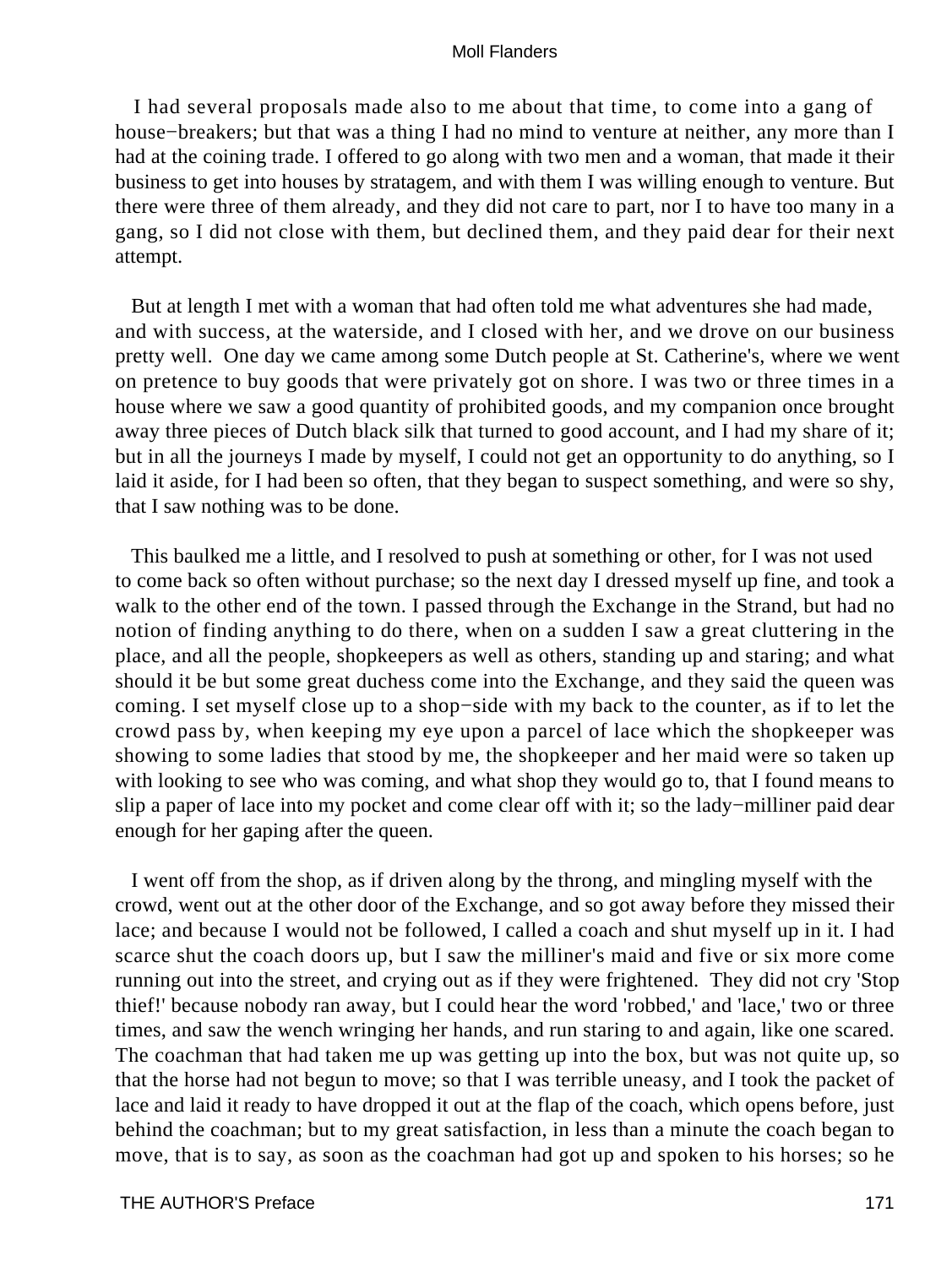I had several proposals made also to me about that time, to come into a gang of house−breakers; but that was a thing I had no mind to venture at neither, any more than I had at the coining trade. I offered to go along with two men and a woman, that made it their business to get into houses by stratagem, and with them I was willing enough to venture. But there were three of them already, and they did not care to part, nor I to have too many in a gang, so I did not close with them, but declined them, and they paid dear for their next attempt.

But at length I met with a woman that had often told me what adventures she had made, and with success, at the waterside, and I closed with her, and we drove on our business pretty well. One day we came among some Dutch people at St. Catherine's, where we went on pretence to buy goods that were privately got on shore. I was two or three times in a house where we saw a good quantity of prohibited goods, and my companion once brought away three pieces of Dutch black silk that turned to good account, and I had my share of it; but in all the journeys I made by myself, I could not get an opportunity to do anything, so I laid it aside, for I had been so often, that they began to suspect something, and were so shy, that I saw nothing was to be done.

This baulked me a little, and I resolved to push at something or other, for I was not used to come back so often without purchase; so the next day I dressed myself up fine, and took a walk to the other end of the town. I passed through the Exchange in the Strand, but had no notion of finding anything to do there, when on a sudden I saw a great cluttering in the place, and all the people, shopkeepers as well as others, standing up and staring; and what should it be but some great duchess come into the Exchange, and they said the queen was coming. I set myself close up to a shop−side with my back to the counter, as if to let the crowd pass by, when keeping my eye upon a parcel of lace which the shopkeeper was showing to some ladies that stood by me, the shopkeeper and her maid were so taken up with looking to see who was coming, and what shop they would go to, that I found means to slip a paper of lace into my pocket and come clear off with it; so the lady−milliner paid dear enough for her gaping after the queen.

I went off from the shop, as if driven along by the throng, and mingling myself with the crowd, went out at the other door of the Exchange, and so got away before they missed their lace; and because I would not be followed, I called a coach and shut myself up in it. I had scarce shut the coach doors up, but I saw the milliner's maid and five or six more come running out into the street, and crying out as if they were frightened. They did not cry 'Stop thief!' because nobody ran away, but I could hear the word 'robbed,' and 'lace,' two or three times, and saw the wench wringing her hands, and run staring to and again, like one scared. The coachman that had taken me up was getting up into the box, but was not quite up, so that the horse had not begun to move; so that I was terrible uneasy, and I took the packet of lace and laid it ready to have dropped it out at the flap of the coach, which opens before, just behind the coachman; but to my great satisfaction, in less than a minute the coach began to move, that is to say, as soon as the coachman had got up and spoken to his horses; so he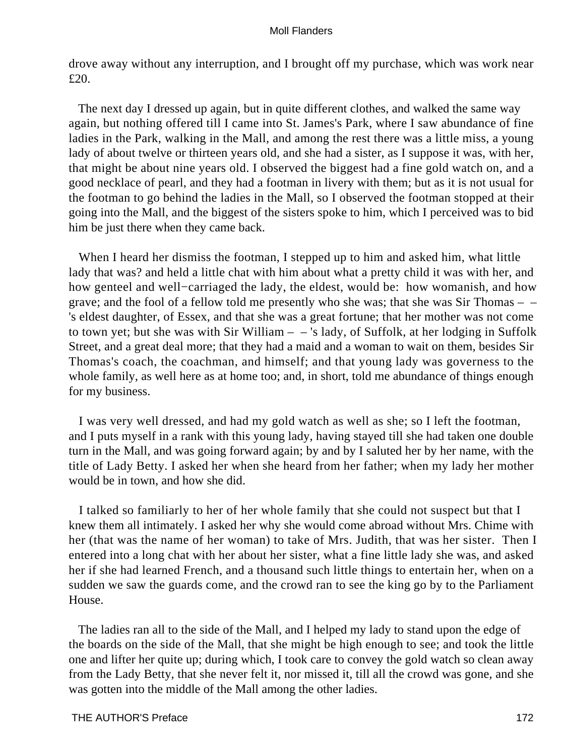drove away without any interruption, and I brought off my purchase, which was work near £20.

The next day I dressed up again, but in quite different clothes, and walked the same way again, but nothing offered till I came into St. James's Park, where I saw abundance of fine ladies in the Park, walking in the Mall, and among the rest there was a little miss, a young lady of about twelve or thirteen years old, and she had a sister, as I suppose it was, with her, that might be about nine years old. I observed the biggest had a fine gold watch on, and a good necklace of pearl, and they had a footman in livery with them; but as it is not usual for the footman to go behind the ladies in the Mall, so I observed the footman stopped at their going into the Mall, and the biggest of the sisters spoke to him, which I perceived was to bid him be just there when they came back.

When I heard her dismiss the footman, I stepped up to him and asked him, what little lady that was? and held a little chat with him about what a pretty child it was with her, and how genteel and well−carriaged the lady, the eldest, would be: how womanish, and how grave; and the fool of a fellow told me presently who she was; that she was Sir Thomas – – 's eldest daughter, of Essex, and that she was a great fortune; that her mother was not come to town yet; but she was with Sir William – – 's lady, of Suffolk, at her lodging in Suffolk Street, and a great deal more; that they had a maid and a woman to wait on them, besides Sir Thomas's coach, the coachman, and himself; and that young lady was governess to the whole family, as well here as at home too; and, in short, told me abundance of things enough for my business.

I was very well dressed, and had my gold watch as well as she; so I left the footman, and I puts myself in a rank with this young lady, having stayed till she had taken one double turn in the Mall, and was going forward again; by and by I saluted her by her name, with the title of Lady Betty. I asked her when she heard from her father; when my lady her mother would be in town, and how she did.

I talked so familiarly to her of her whole family that she could not suspect but that I knew them all intimately. I asked her why she would come abroad without Mrs. Chime with her (that was the name of her woman) to take of Mrs. Judith, that was her sister. Then I entered into a long chat with her about her sister, what a fine little lady she was, and asked her if she had learned French, and a thousand such little things to entertain her, when on a sudden we saw the guards come, and the crowd ran to see the king go by to the Parliament House.

The ladies ran all to the side of the Mall, and I helped my lady to stand upon the edge of the boards on the side of the Mall, that she might be high enough to see; and took the little one and lifter her quite up; during which, I took care to convey the gold watch so clean away from the Lady Betty, that she never felt it, nor missed it, till all the crowd was gone, and she was gotten into the middle of the Mall among the other ladies.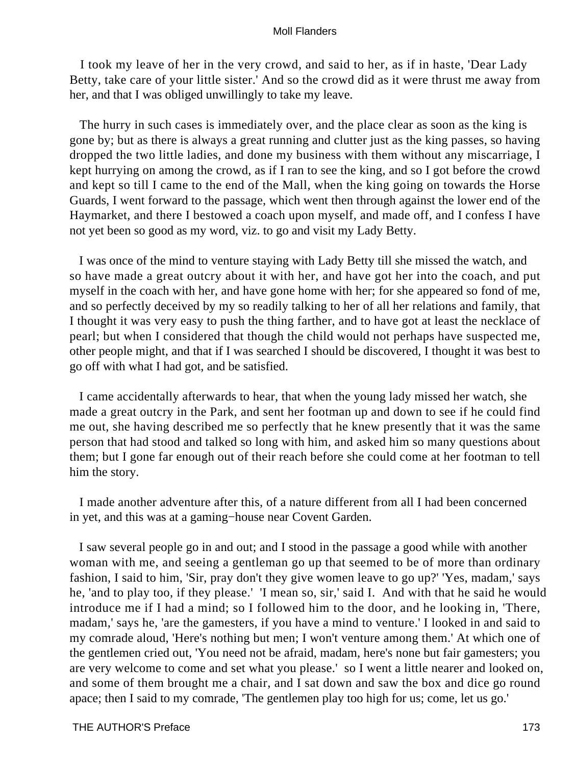I took my leave of her in the very crowd, and said to her, as if in haste, 'Dear Lady Betty, take care of your little sister.' And so the crowd did as it were thrust me away from her, and that I was obliged unwillingly to take my leave.

The hurry in such cases is immediately over, and the place clear as soon as the king is gone by; but as there is always a great running and clutter just as the king passes, so having dropped the two little ladies, and done my business with them without any miscarriage, I kept hurrying on among the crowd, as if I ran to see the king, and so I got before the crowd and kept so till I came to the end of the Mall, when the king going on towards the Horse Guards, I went forward to the passage, which went then through against the lower end of the Haymarket, and there I bestowed a coach upon myself, and made off, and I confess I have not yet been so good as my word, viz. to go and visit my Lady Betty.

I was once of the mind to venture staying with Lady Betty till she missed the watch, and so have made a great outcry about it with her, and have got her into the coach, and put myself in the coach with her, and have gone home with her; for she appeared so fond of me, and so perfectly deceived by my so readily talking to her of all her relations and family, that I thought it was very easy to push the thing farther, and to have got at least the necklace of pearl; but when I considered that though the child would not perhaps have suspected me, other people might, and that if I was searched I should be discovered, I thought it was best to go off with what I had got, and be satisfied.

I came accidentally afterwards to hear, that when the young lady missed her watch, she made a great outcry in the Park, and sent her footman up and down to see if he could find me out, she having described me so perfectly that he knew presently that it was the same person that had stood and talked so long with him, and asked him so many questions about them; but I gone far enough out of their reach before she could come at her footman to tell him the story.

I made another adventure after this, of a nature different from all I had been concerned in yet, and this was at a gaming−house near Covent Garden.

I saw several people go in and out; and I stood in the passage a good while with another woman with me, and seeing a gentleman go up that seemed to be of more than ordinary fashion, I said to him, 'Sir, pray don't they give women leave to go up?' 'Yes, madam,' says he, 'and to play too, if they please.' 'I mean so, sir,' said I. And with that he said he would introduce me if I had a mind; so I followed him to the door, and he looking in, 'There, madam,' says he, 'are the gamesters, if you have a mind to venture.' I looked in and said to my comrade aloud, 'Here's nothing but men; I won't venture among them.' At which one of the gentlemen cried out, 'You need not be afraid, madam, here's none but fair gamesters; you are very welcome to come and set what you please.' so I went a little nearer and looked on, and some of them brought me a chair, and I sat down and saw the box and dice go round apace; then I said to my comrade, 'The gentlemen play too high for us; come, let us go.'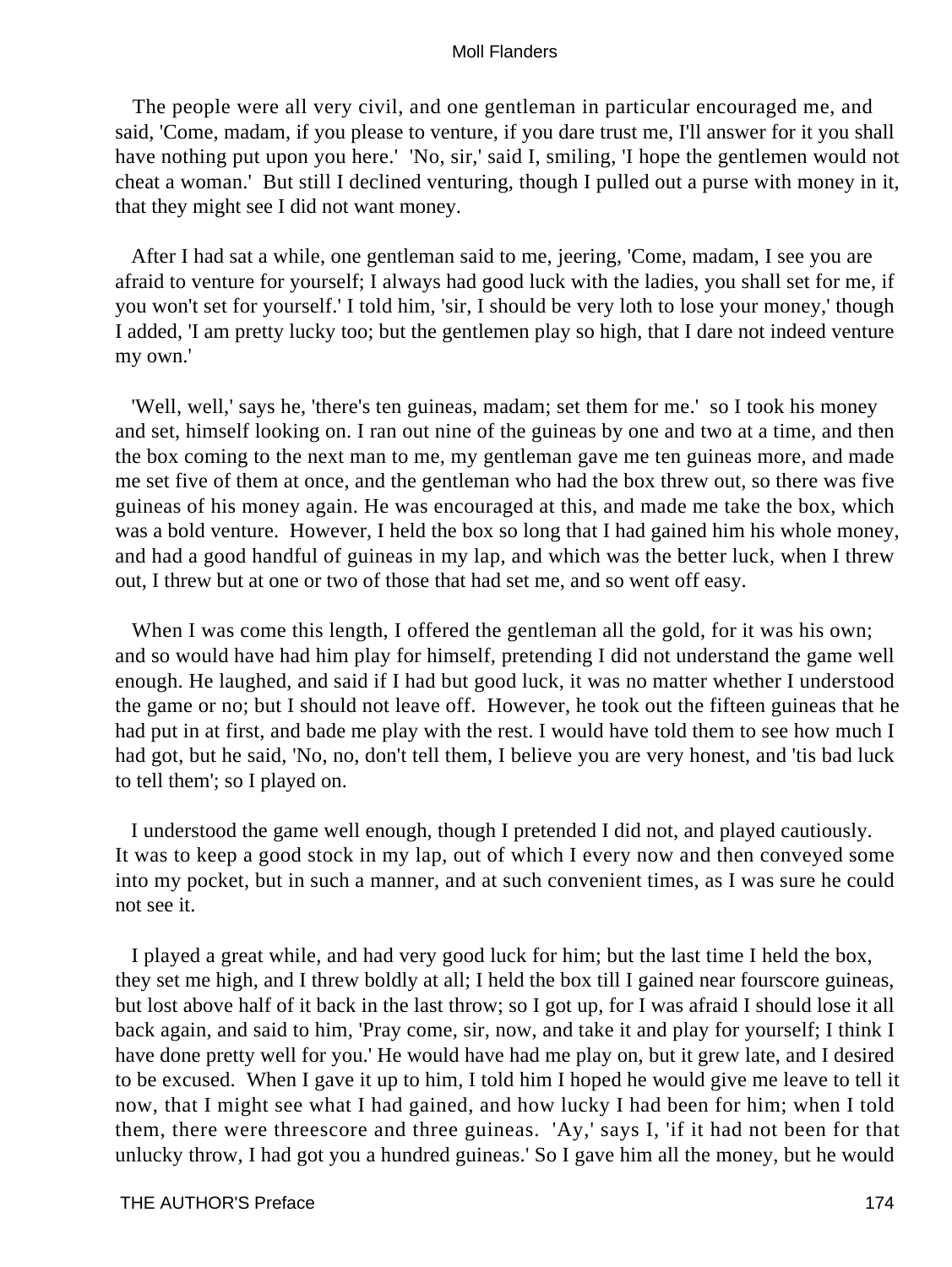The people were all very civil, and one gentleman in particular encouraged me, and said, 'Come, madam, if you please to venture, if you dare trust me, I'll answer for it you shall have nothing put upon you here.' 'No, sir,' said I, smiling, 'I hope the gentlemen would not cheat a woman.' But still I declined venturing, though I pulled out a purse with money in it, that they might see I did not want money.

After I had sat a while, one gentleman said to me, jeering, 'Come, madam, I see you are afraid to venture for yourself; I always had good luck with the ladies, you shall set for me, if you won't set for yourself.' I told him, 'sir, I should be very loth to lose your money,' though I added, 'I am pretty lucky too; but the gentlemen play so high, that I dare not indeed venture my own.'

'Well, well,' says he, 'there's ten guineas, madam; set them for me.' so I took his money and set, himself looking on. I ran out nine of the guineas by one and two at a time, and then the box coming to the next man to me, my gentleman gave me ten guineas more, and made me set five of them at once, and the gentleman who had the box threw out, so there was five guineas of his money again. He was encouraged at this, and made me take the box, which was a bold venture. However, I held the box so long that I had gained him his whole money, and had a good handful of guineas in my lap, and which was the better luck, when I threw out, I threw but at one or two of those that had set me, and so went off easy.

When I was come this length, I offered the gentleman all the gold, for it was his own; and so would have had him play for himself, pretending I did not understand the game well enough. He laughed, and said if I had but good luck, it was no matter whether I understood the game or no; but I should not leave off. However, he took out the fifteen guineas that he had put in at first, and bade me play with the rest. I would have told them to see how much I had got, but he said, 'No, no, don't tell them, I believe you are very honest, and 'tis bad luck to tell them'; so I played on.

I understood the game well enough, though I pretended I did not, and played cautiously. It was to keep a good stock in my lap, out of which I every now and then conveyed some into my pocket, but in such a manner, and at such convenient times, as I was sure he could not see it.

I played a great while, and had very good luck for him; but the last time I held the box, they set me high, and I threw boldly at all; I held the box till I gained near fourscore guineas, but lost above half of it back in the last throw; so I got up, for I was afraid I should lose it all back again, and said to him, 'Pray come, sir, now, and take it and play for yourself; I think I have done pretty well for you.' He would have had me play on, but it grew late, and I desired to be excused. When I gave it up to him, I told him I hoped he would give me leave to tell it now, that I might see what I had gained, and how lucky I had been for him; when I told them, there were threescore and three guineas. 'Ay,' says I, 'if it had not been for that unlucky throw, I had got you a hundred guineas.' So I gave him all the money, but he would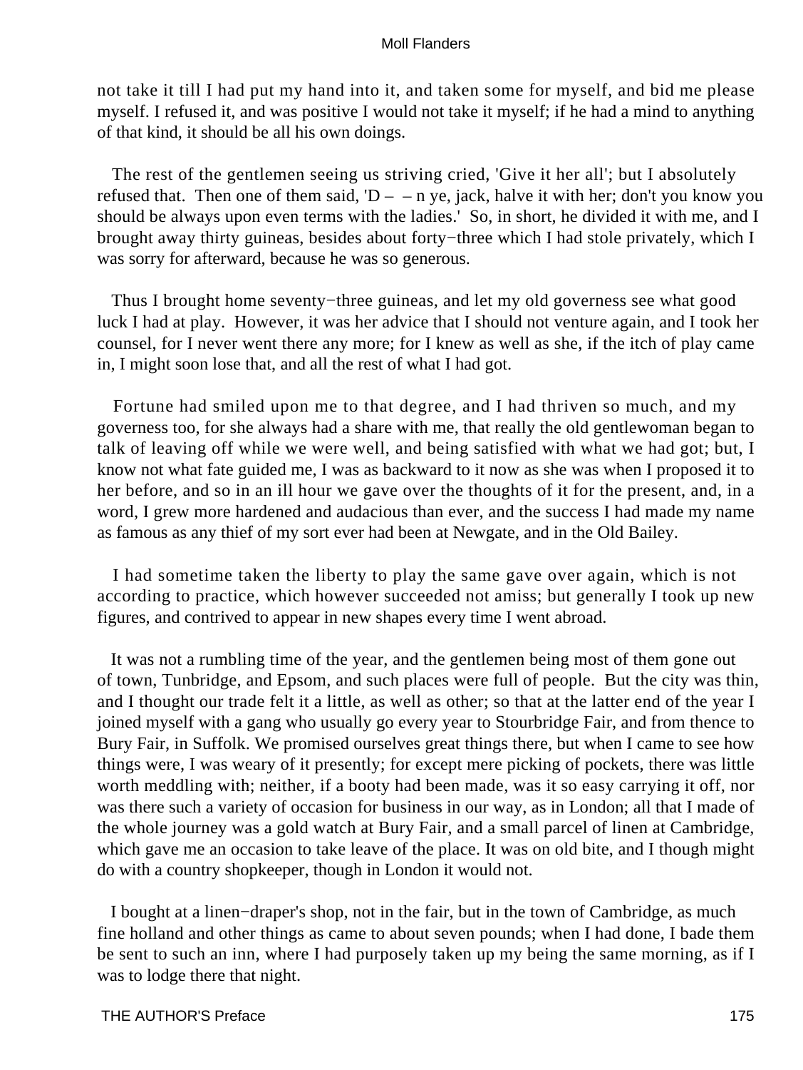not take it till I had put my hand into it, and taken some for myself, and bid me please myself. I refused it, and was positive I would not take it myself; if he had a mind to anything of that kind, it should be all his own doings.

The rest of the gentlemen seeing us striving cried, 'Give it her all'; but I absolutely refused that. Then one of them said, 'D – – n ye, jack, halve it with her; don't you know you should be always upon even terms with the ladies.' So, in short, he divided it with me, and I brought away thirty guineas, besides about forty−three which I had stole privately, which I was sorry for afterward, because he was so generous.

Thus I brought home seventy−three guineas, and let my old governess see what good luck I had at play. However, it was her advice that I should not venture again, and I took her counsel, for I never went there any more; for I knew as well as she, if the itch of play came in, I might soon lose that, and all the rest of what I had got.

Fortune had smiled upon me to that degree, and I had thriven so much, and my governess too, for she always had a share with me, that really the old gentlewoman began to talk of leaving off while we were well, and being satisfied with what we had got; but, I know not what fate guided me, I was as backward to it now as she was when I proposed it to her before, and so in an ill hour we gave over the thoughts of it for the present, and, in a word, I grew more hardened and audacious than ever, and the success I had made my name as famous as any thief of my sort ever had been at Newgate, and in the Old Bailey.

I had sometime taken the liberty to play the same gave over again, which is not according to practice, which however succeeded not amiss; but generally I took up new figures, and contrived to appear in new shapes every time I went abroad.

It was not a rumbling time of the year, and the gentlemen being most of them gone out of town, Tunbridge, and Epsom, and such places were full of people. But the city was thin, and I thought our trade felt it a little, as well as other; so that at the latter end of the year I joined myself with a gang who usually go every year to Stourbridge Fair, and from thence to Bury Fair, in Suffolk. We promised ourselves great things there, but when I came to see how things were, I was weary of it presently; for except mere picking of pockets, there was little worth meddling with; neither, if a booty had been made, was it so easy carrying it off, nor was there such a variety of occasion for business in our way, as in London; all that I made of the whole journey was a gold watch at Bury Fair, and a small parcel of linen at Cambridge, which gave me an occasion to take leave of the place. It was on old bite, and I though might do with a country shopkeeper, though in London it would not.

I bought at a linen−draper's shop, not in the fair, but in the town of Cambridge, as much fine holland and other things as came to about seven pounds; when I had done, I bade them be sent to such an inn, where I had purposely taken up my being the same morning, as if I was to lodge there that night.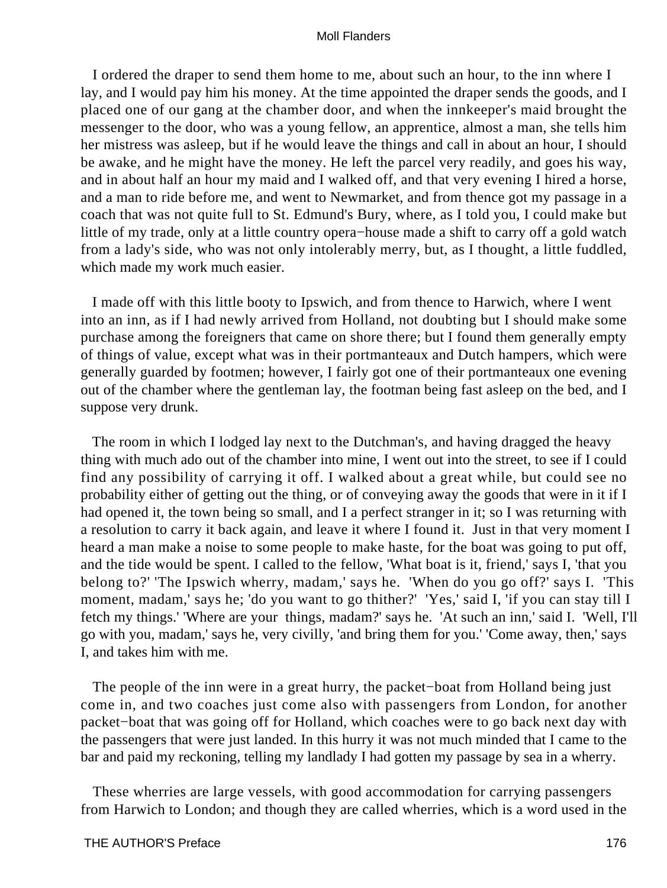I ordered the draper to send them home to me, about such an hour, to the inn where I lay, and I would pay him his money. At the time appointed the draper sends the goods, and I placed one of our gang at the chamber door, and when the innkeeper's maid brought the messenger to the door, who was a young fellow, an apprentice, almost a man, she tells him her mistress was asleep, but if he would leave the things and call in about an hour, I should be awake, and he might have the money. He left the parcel very readily, and goes his way, and in about half an hour my maid and I walked off, and that very evening I hired a horse, and a man to ride before me, and went to Newmarket, and from thence got my passage in a coach that was not quite full to St. Edmund's Bury, where, as I told you, I could make but little of my trade, only at a little country opera−house made a shift to carry off a gold watch from a lady's side, who was not only intolerably merry, but, as I thought, a little fuddled, which made my work much easier.

I made off with this little booty to Ipswich, and from thence to Harwich, where I went into an inn, as if I had newly arrived from Holland, not doubting but I should make some purchase among the foreigners that came on shore there; but I found them generally empty of things of value, except what was in their portmanteaux and Dutch hampers, which were generally guarded by footmen; however, I fairly got one of their portmanteaux one evening out of the chamber where the gentleman lay, the footman being fast asleep on the bed, and I suppose very drunk.

The room in which I lodged lay next to the Dutchman's, and having dragged the heavy thing with much ado out of the chamber into mine, I went out into the street, to see if I could find any possibility of carrying it off. I walked about a great while, but could see no probability either of getting out the thing, or of conveying away the goods that were in it if I had opened it, the town being so small, and I a perfect stranger in it; so I was returning with a resolution to carry it back again, and leave it where I found it. Just in that very moment I heard a man make a noise to some people to make haste, for the boat was going to put off, and the tide would be spent. I called to the fellow, 'What boat is it, friend,' says I, 'that you belong to?' 'The Ipswich wherry, madam,' says he. 'When do you go off?' says I. 'This moment, madam,' says he; 'do you want to go thither?' 'Yes,' said I, 'if you can stay till I fetch my things.' 'Where are your things, madam?' says he. 'At such an inn,' said I. 'Well, I'll go with you, madam,' says he, very civilly, 'and bring them for you.' 'Come away, then,' says I, and takes him with me.

The people of the inn were in a great hurry, the packet−boat from Holland being just come in, and two coaches just come also with passengers from London, for another packet−boat that was going off for Holland, which coaches were to go back next day with the passengers that were just landed. In this hurry it was not much minded that I came to the bar and paid my reckoning, telling my landlady I had gotten my passage by sea in a wherry.

These wherries are large vessels, with good accommodation for carrying passengers from Harwich to London; and though they are called wherries, which is a word used in the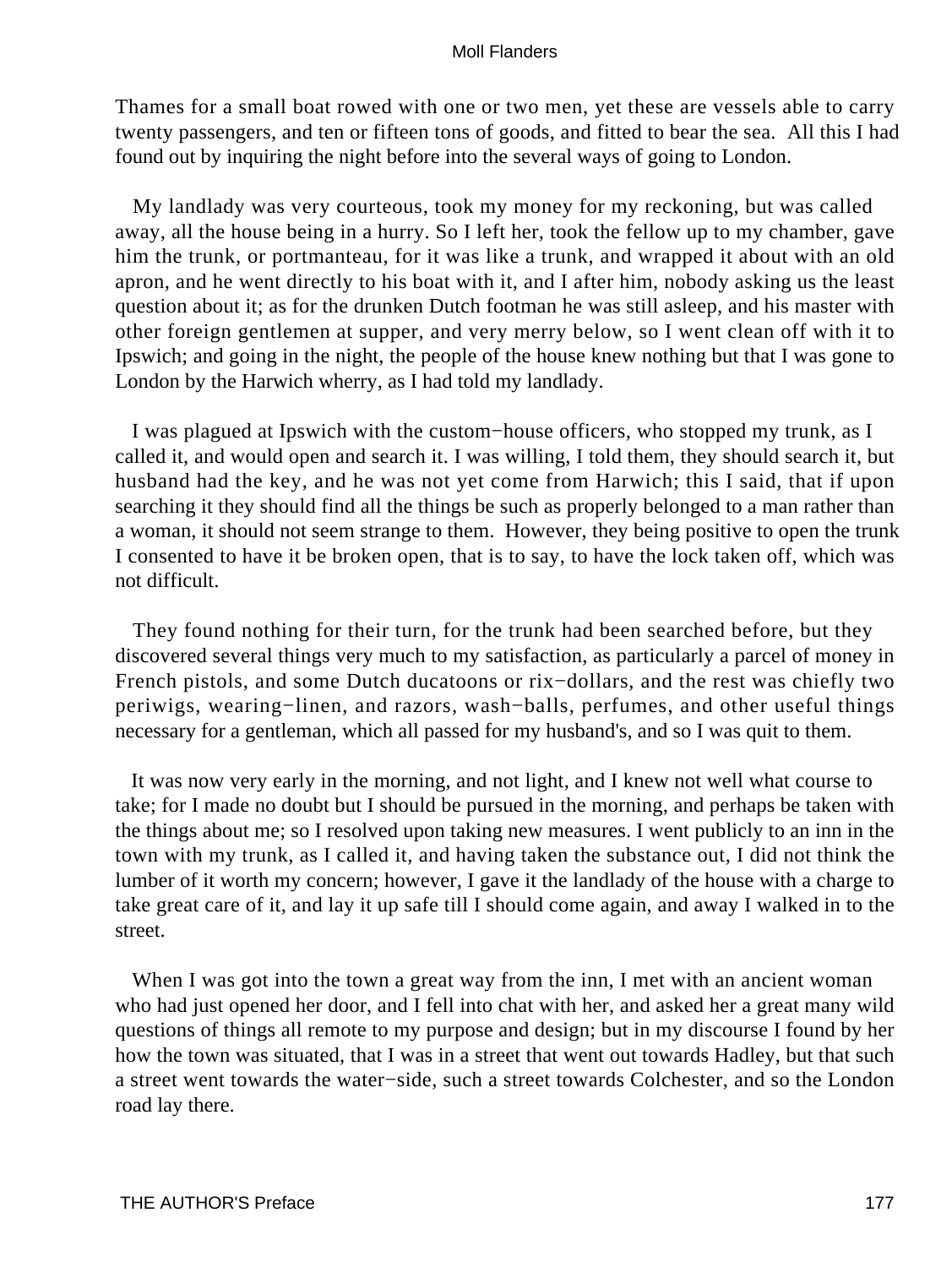Thames for a small boat rowed with one or two men, yet these are vessels able to carry twenty passengers, and ten or fifteen tons of goods, and fitted to bear the sea. All this I had found out by inquiring the night before into the several ways of going to London.

My landlady was very courteous, took my money for my reckoning, but was called away, all the house being in a hurry. So I left her, took the fellow up to my chamber, gave him the trunk, or portmanteau, for it was like a trunk, and wrapped it about with an old apron, and he went directly to his boat with it, and I after him, nobody asking us the least question about it; as for the drunken Dutch footman he was still asleep, and his master with other foreign gentlemen at supper, and very merry below, so I went clean off with it to Ipswich; and going in the night, the people of the house knew nothing but that I was gone to London by the Harwich wherry, as I had told my landlady.

I was plagued at Ipswich with the custom−house officers, who stopped my trunk, as I called it, and would open and search it. I was willing, I told them, they should search it, but husband had the key, and he was not yet come from Harwich; this I said, that if upon searching it they should find all the things be such as properly belonged to a man rather than a woman, it should not seem strange to them. However, they being positive to open the trunk I consented to have it be broken open, that is to say, to have the lock taken off, which was not difficult.

They found nothing for their turn, for the trunk had been searched before, but they discovered several things very much to my satisfaction, as particularly a parcel of money in French pistols, and some Dutch ducatoons or rix−dollars, and the rest was chiefly two periwigs, wearing−linen, and razors, wash−balls, perfumes, and other useful things necessary for a gentleman, which all passed for my husband's, and so I was quit to them.

It was now very early in the morning, and not light, and I knew not well what course to take; for I made no doubt but I should be pursued in the morning, and perhaps be taken with the things about me; so I resolved upon taking new measures. I went publicly to an inn in the town with my trunk, as I called it, and having taken the substance out, I did not think the lumber of it worth my concern; however, I gave it the landlady of the house with a charge to take great care of it, and lay it up safe till I should come again, and away I walked in to the street.

When I was got into the town a great way from the inn, I met with an ancient woman who had just opened her door, and I fell into chat with her, and asked her a great many wild questions of things all remote to my purpose and design; but in my discourse I found by her how the town was situated, that I was in a street that went out towards Hadley, but that such a street went towards the water−side, such a street towards Colchester, and so the London road lay there.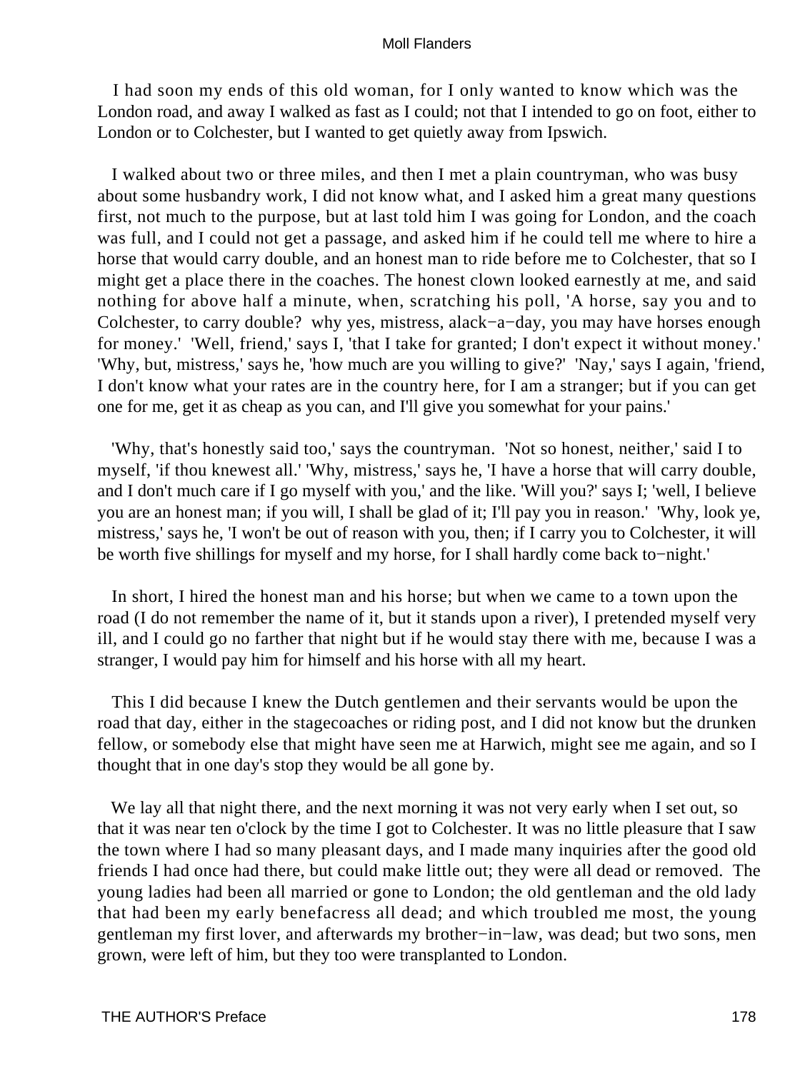I had soon my ends of this old woman, for I only wanted to know which was the London road, and away I walked as fast as I could; not that I intended to go on foot, either to London or to Colchester, but I wanted to get quietly away from Ipswich.

I walked about two or three miles, and then I met a plain countryman, who was busy about some husbandry work, I did not know what, and I asked him a great many questions first, not much to the purpose, but at last told him I was going for London, and the coach was full, and I could not get a passage, and asked him if he could tell me where to hire a horse that would carry double, and an honest man to ride before me to Colchester, that so I might get a place there in the coaches. The honest clown looked earnestly at me, and said nothing for above half a minute, when, scratching his poll, 'A horse, say you and to Colchester, to carry double? why yes, mistress, alack−a−day, you may have horses enough for money.' 'Well, friend,' says I, 'that I take for granted; I don't expect it without money.' 'Why, but, mistress,' says he, 'how much are you willing to give?' 'Nay,' says I again, 'friend, I don't know what your rates are in the country here, for I am a stranger; but if you can get one for me, get it as cheap as you can, and I'll give you somewhat for your pains.'

'Why, that's honestly said too,' says the countryman. 'Not so honest, neither,' said I to myself, 'if thou knewest all.' 'Why, mistress,' says he, 'I have a horse that will carry double, and I don't much care if I go myself with you,' and the like. 'Will you?' says I; 'well, I believe you are an honest man; if you will, I shall be glad of it; I'll pay you in reason.' 'Why, look ye, mistress,' says he, 'I won't be out of reason with you, then; if I carry you to Colchester, it will be worth five shillings for myself and my horse, for I shall hardly come back to−night.'

In short, I hired the honest man and his horse; but when we came to a town upon the road (I do not remember the name of it, but it stands upon a river), I pretended myself very ill, and I could go no farther that night but if he would stay there with me, because I was a stranger, I would pay him for himself and his horse with all my heart.

This I did because I knew the Dutch gentlemen and their servants would be upon the road that day, either in the stagecoaches or riding post, and I did not know but the drunken fellow, or somebody else that might have seen me at Harwich, might see me again, and so I thought that in one day's stop they would be all gone by.

We lay all that night there, and the next morning it was not very early when I set out, so that it was near ten o'clock by the time I got to Colchester. It was no little pleasure that I saw the town where I had so many pleasant days, and I made many inquiries after the good old friends I had once had there, but could make little out; they were all dead or removed. The young ladies had been all married or gone to London; the old gentleman and the old lady that had been my early benefacress all dead; and which troubled me most, the young gentleman my first lover, and afterwards my brother−in−law, was dead; but two sons, men grown, were left of him, but they too were transplanted to London.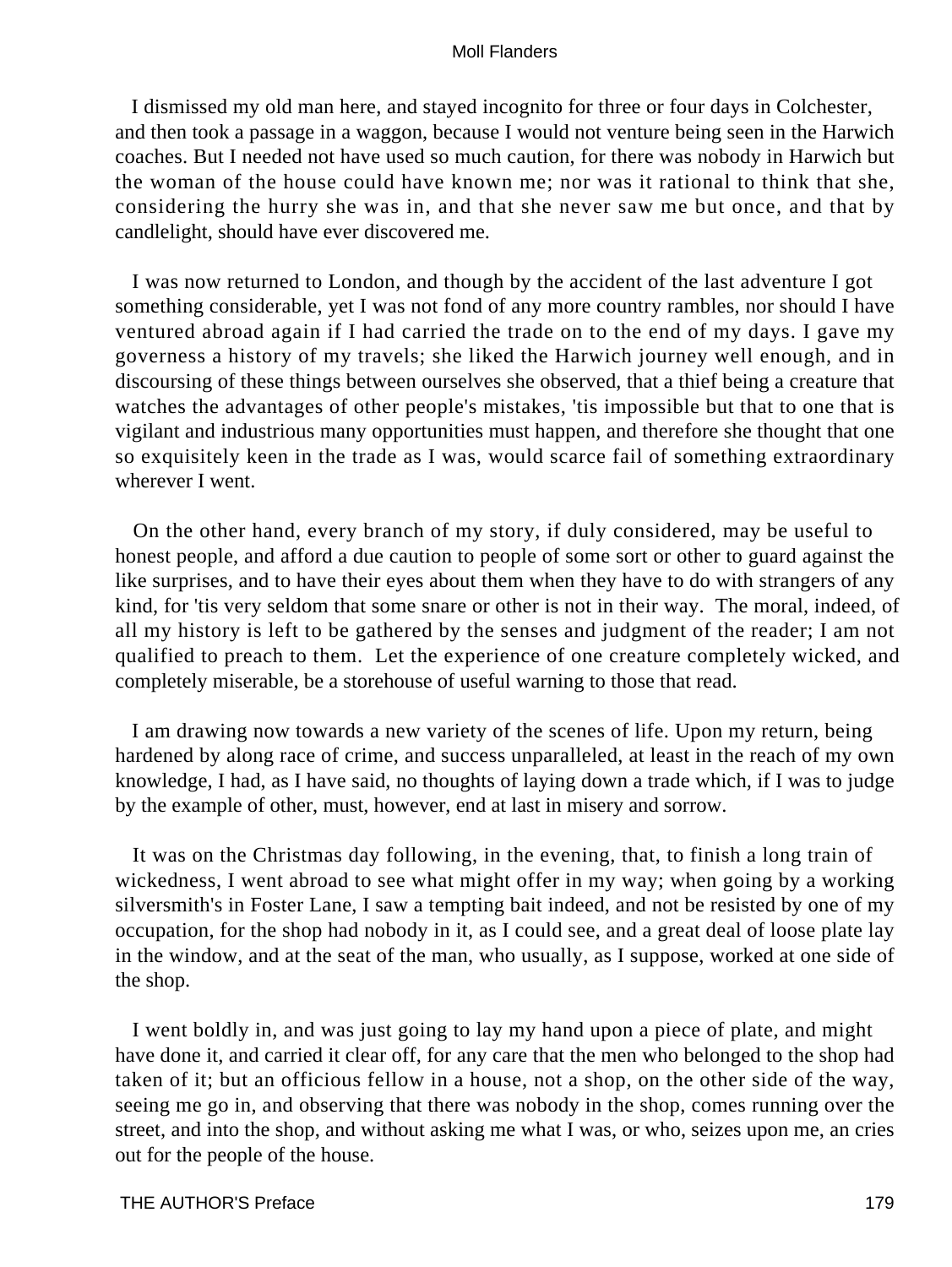I dismissed my old man here, and stayed incognito for three or four days in Colchester, and then took a passage in a waggon, because I would not venture being seen in the Harwich coaches. But I needed not have used so much caution, for there was nobody in Harwich but the woman of the house could have known me; nor was it rational to think that she, considering the hurry she was in, and that she never saw me but once, and that by candlelight, should have ever discovered me.

I was now returned to London, and though by the accident of the last adventure I got something considerable, yet I was not fond of any more country rambles, nor should I have ventured abroad again if I had carried the trade on to the end of my days. I gave my governess a history of my travels; she liked the Harwich journey well enough, and in discoursing of these things between ourselves she observed, that a thief being a creature that watches the advantages of other people's mistakes, 'tis impossible but that to one that is vigilant and industrious many opportunities must happen, and therefore she thought that one so exquisitely keen in the trade as I was, would scarce fail of something extraordinary wherever I went.

On the other hand, every branch of my story, if duly considered, may be useful to honest people, and afford a due caution to people of some sort or other to guard against the like surprises, and to have their eyes about them when they have to do with strangers of any kind, for 'tis very seldom that some snare or other is not in their way. The moral, indeed, of all my history is left to be gathered by the senses and judgment of the reader; I am not qualified to preach to them. Let the experience of one creature completely wicked, and completely miserable, be a storehouse of useful warning to those that read.

I am drawing now towards a new variety of the scenes of life. Upon my return, being hardened by along race of crime, and success unparalleled, at least in the reach of my own knowledge, I had, as I have said, no thoughts of laying down a trade which, if I was to judge by the example of other, must, however, end at last in misery and sorrow.

It was on the Christmas day following, in the evening, that, to finish a long train of wickedness, I went abroad to see what might offer in my way; when going by a working silversmith's in Foster Lane, I saw a tempting bait indeed, and not be resisted by one of my occupation, for the shop had nobody in it, as I could see, and a great deal of loose plate lay in the window, and at the seat of the man, who usually, as I suppose, worked at one side of the shop.

I went boldly in, and was just going to lay my hand upon a piece of plate, and might have done it, and carried it clear off, for any care that the men who belonged to the shop had taken of it; but an officious fellow in a house, not a shop, on the other side of the way, seeing me go in, and observing that there was nobody in the shop, comes running over the street, and into the shop, and without asking me what I was, or who, seizes upon me, an cries out for the people of the house.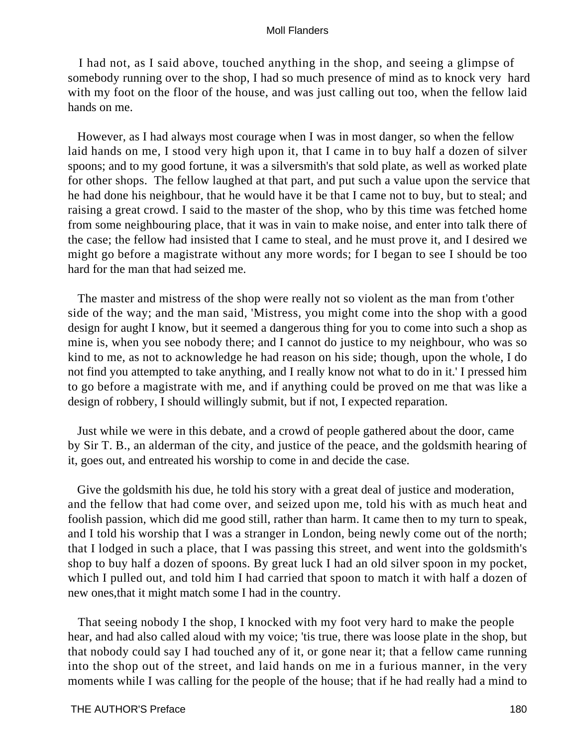I had not, as I said above, touched anything in the shop, and seeing a glimpse of somebody running over to the shop, I had so much presence of mind as to knock very hard with my foot on the floor of the house, and was just calling out too, when the fellow laid hands on me.

However, as I had always most courage when I was in most danger, so when the fellow laid hands on me, I stood very high upon it, that I came in to buy half a dozen of silver spoons; and to my good fortune, it was a silversmith's that sold plate, as well as worked plate for other shops. The fellow laughed at that part, and put such a value upon the service that he had done his neighbour, that he would have it be that I came not to buy, but to steal; and raising a great crowd. I said to the master of the shop, who by this time was fetched home from some neighbouring place, that it was in vain to make noise, and enter into talk there of the case; the fellow had insisted that I came to steal, and he must prove it, and I desired we might go before a magistrate without any more words; for I began to see I should be too hard for the man that had seized me.

The master and mistress of the shop were really not so violent as the man from t'other side of the way; and the man said, 'Mistress, you might come into the shop with a good design for aught I know, but it seemed a dangerous thing for you to come into such a shop as mine is, when you see nobody there; and I cannot do justice to my neighbour, who was so kind to me, as not to acknowledge he had reason on his side; though, upon the whole, I do not find you attempted to take anything, and I really know not what to do in it.' I pressed him to go before a magistrate with me, and if anything could be proved on me that was like a design of robbery, I should willingly submit, but if not, I expected reparation.

Just while we were in this debate, and a crowd of people gathered about the door, came by Sir T. B., an alderman of the city, and justice of the peace, and the goldsmith hearing of it, goes out, and entreated his worship to come in and decide the case.

Give the goldsmith his due, he told his story with a great deal of justice and moderation, and the fellow that had come over, and seized upon me, told his with as much heat and foolish passion, which did me good still, rather than harm. It came then to my turn to speak, and I told his worship that I was a stranger in London, being newly come out of the north; that I lodged in such a place, that I was passing this street, and went into the goldsmith's shop to buy half a dozen of spoons. By great luck I had an old silver spoon in my pocket, which I pulled out, and told him I had carried that spoon to match it with half a dozen of new ones,that it might match some I had in the country.

That seeing nobody I the shop, I knocked with my foot very hard to make the people hear, and had also called aloud with my voice; 'tis true, there was loose plate in the shop, but that nobody could say I had touched any of it, or gone near it; that a fellow came running into the shop out of the street, and laid hands on me in a furious manner, in the very moments while I was calling for the people of the house; that if he had really had a mind to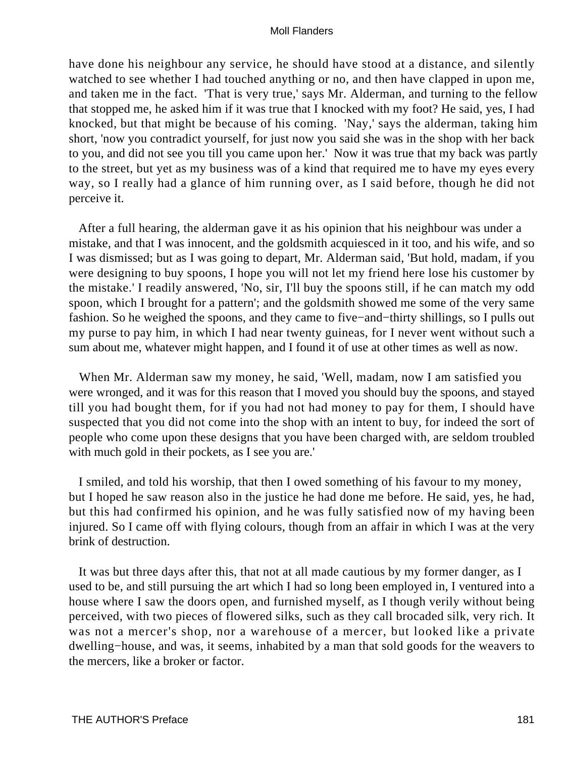have done his neighbour any service, he should have stood at a distance, and silently watched to see whether I had touched anything or no, and then have clapped in upon me, and taken me in the fact. 'That is very true,' says Mr. Alderman, and turning to the fellow that stopped me, he asked him if it was true that I knocked with my foot? He said, yes, I had knocked, but that might be because of his coming. 'Nay,' says the alderman, taking him short, 'now you contradict yourself, for just now you said she was in the shop with her back to you, and did not see you till you came upon her.' Now it was true that my back was partly to the street, but yet as my business was of a kind that required me to have my eyes every way, so I really had a glance of him running over, as I said before, though he did not perceive it.

After a full hearing, the alderman gave it as his opinion that his neighbour was under a mistake, and that I was innocent, and the goldsmith acquiesced in it too, and his wife, and so I was dismissed; but as I was going to depart, Mr. Alderman said, 'But hold, madam, if you were designing to buy spoons, I hope you will not let my friend here lose his customer by the mistake.' I readily answered, 'No, sir, I'll buy the spoons still, if he can match my odd spoon, which I brought for a pattern'; and the goldsmith showed me some of the very same fashion. So he weighed the spoons, and they came to five−and−thirty shillings, so I pulls out my purse to pay him, in which I had near twenty guineas, for I never went without such a sum about me, whatever might happen, and I found it of use at other times as well as now.

When Mr. Alderman saw my money, he said, 'Well, madam, now I am satisfied you were wronged, and it was for this reason that I moved you should buy the spoons, and stayed till you had bought them, for if you had not had money to pay for them, I should have suspected that you did not come into the shop with an intent to buy, for indeed the sort of people who come upon these designs that you have been charged with, are seldom troubled with much gold in their pockets, as I see you are.'

I smiled, and told his worship, that then I owed something of his favour to my money, but I hoped he saw reason also in the justice he had done me before. He said, yes, he had, but this had confirmed his opinion, and he was fully satisfied now of my having been injured. So I came off with flying colours, though from an affair in which I was at the very brink of destruction.

It was but three days after this, that not at all made cautious by my former danger, as I used to be, and still pursuing the art which I had so long been employed in, I ventured into a house where I saw the doors open, and furnished myself, as I though verily without being perceived, with two pieces of flowered silks, such as they call brocaded silk, very rich. It was not a mercer's shop, nor a warehouse of a mercer, but looked like a private dwelling−house, and was, it seems, inhabited by a man that sold goods for the weavers to the mercers, like a broker or factor.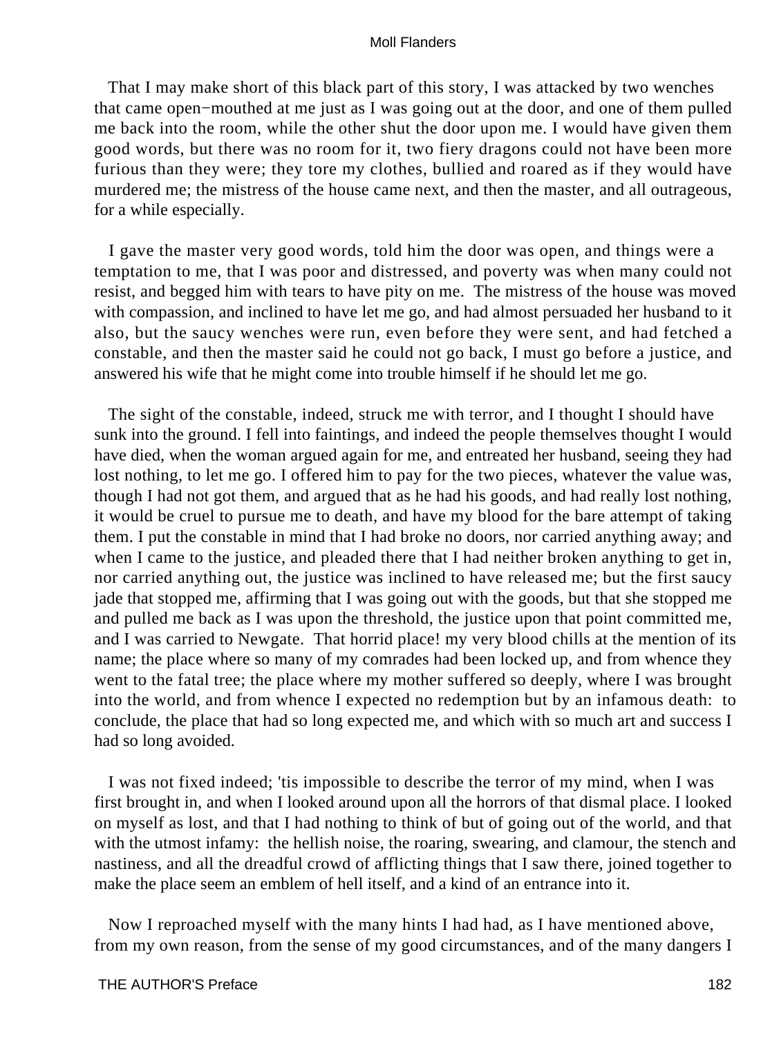That I may make short of this black part of this story, I was attacked by two wenches that came open−mouthed at me just as I was going out at the door, and one of them pulled me back into the room, while the other shut the door upon me. I would have given them good words, but there was no room for it, two fiery dragons could not have been more furious than they were; they tore my clothes, bullied and roared as if they would have murdered me; the mistress of the house came next, and then the master, and all outrageous, for a while especially.

I gave the master very good words, told him the door was open, and things were a temptation to me, that I was poor and distressed, and poverty was when many could not resist, and begged him with tears to have pity on me. The mistress of the house was moved with compassion, and inclined to have let me go, and had almost persuaded her husband to it also, but the saucy wenches were run, even before they were sent, and had fetched a constable, and then the master said he could not go back, I must go before a justice, and answered his wife that he might come into trouble himself if he should let me go.

The sight of the constable, indeed, struck me with terror, and I thought I should have sunk into the ground. I fell into faintings, and indeed the people themselves thought I would have died, when the woman argued again for me, and entreated her husband, seeing they had lost nothing, to let me go. I offered him to pay for the two pieces, whatever the value was, though I had not got them, and argued that as he had his goods, and had really lost nothing, it would be cruel to pursue me to death, and have my blood for the bare attempt of taking them. I put the constable in mind that I had broke no doors, nor carried anything away; and when I came to the justice, and pleaded there that I had neither broken anything to get in, nor carried anything out, the justice was inclined to have released me; but the first saucy jade that stopped me, affirming that I was going out with the goods, but that she stopped me and pulled me back as I was upon the threshold, the justice upon that point committed me, and I was carried to Newgate. That horrid place! my very blood chills at the mention of its name; the place where so many of my comrades had been locked up, and from whence they went to the fatal tree; the place where my mother suffered so deeply, where I was brought into the world, and from whence I expected no redemption but by an infamous death: to conclude, the place that had so long expected me, and which with so much art and success I had so long avoided.

I was not fixed indeed; 'tis impossible to describe the terror of my mind, when I was first brought in, and when I looked around upon all the horrors of that dismal place. I looked on myself as lost, and that I had nothing to think of but of going out of the world, and that with the utmost infamy: the hellish noise, the roaring, swearing, and clamour, the stench and nastiness, and all the dreadful crowd of afflicting things that I saw there, joined together to make the place seem an emblem of hell itself, and a kind of an entrance into it.

Now I reproached myself with the many hints I had had, as I have mentioned above, from my own reason, from the sense of my good circumstances, and of the many dangers I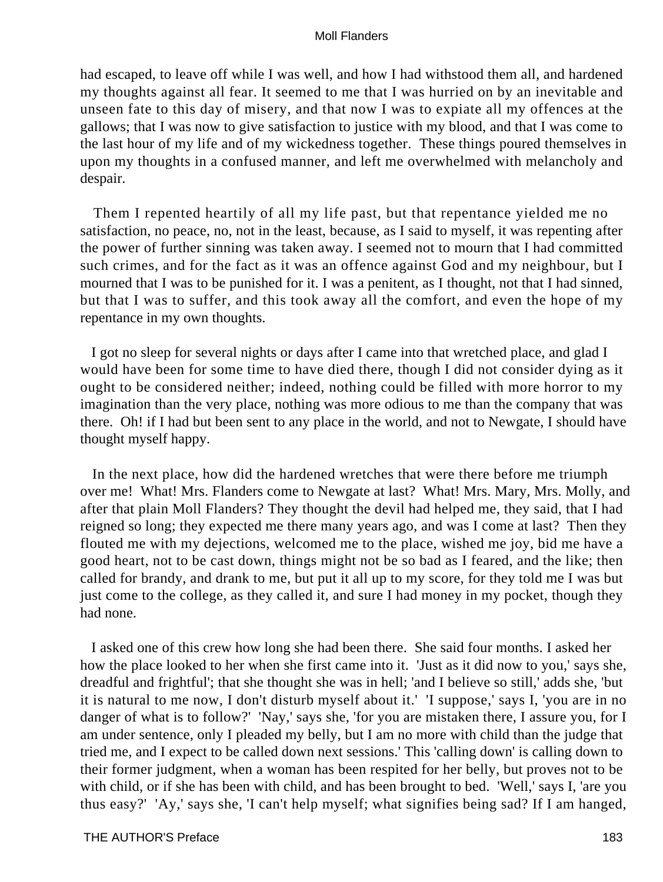had escaped, to leave off while I was well, and how I had withstood them all, and hardened my thoughts against all fear. It seemed to me that I was hurried on by an inevitable and unseen fate to this day of misery, and that now I was to expiate all my offences at the gallows; that I was now to give satisfaction to justice with my blood, and that I was come to the last hour of my life and of my wickedness together. These things poured themselves in upon my thoughts in a confused manner, and left me overwhelmed with melancholy and despair.

Them I repented heartily of all my life past, but that repentance yielded me no satisfaction, no peace, no, not in the least, because, as I said to myself, it was repenting after the power of further sinning was taken away. I seemed not to mourn that I had committed such crimes, and for the fact as it was an offence against God and my neighbour, but I mourned that I was to be punished for it. I was a penitent, as I thought, not that I had sinned, but that I was to suffer, and this took away all the comfort, and even the hope of my repentance in my own thoughts.

I got no sleep for several nights or days after I came into that wretched place, and glad I would have been for some time to have died there, though I did not consider dying as it ought to be considered neither; indeed, nothing could be filled with more horror to my imagination than the very place, nothing was more odious to me than the company that was there. Oh! if I had but been sent to any place in the world, and not to Newgate, I should have thought myself happy.

In the next place, how did the hardened wretches that were there before me triumph over me! What! Mrs. Flanders come to Newgate at last? What! Mrs. Mary, Mrs. Molly, and after that plain Moll Flanders? They thought the devil had helped me, they said, that I had reigned so long; they expected me there many years ago, and was I come at last? Then they flouted me with my dejections, welcomed me to the place, wished me joy, bid me have a good heart, not to be cast down, things might not be so bad as I feared, and the like; then called for brandy, and drank to me, but put it all up to my score, for they told me I was but just come to the college, as they called it, and sure I had money in my pocket, though they had none.

I asked one of this crew how long she had been there. She said four months. I asked her how the place looked to her when she first came into it. 'Just as it did now to you,' says she, dreadful and frightful'; that she thought she was in hell; 'and I believe so still,' adds she, 'but it is natural to me now, I don't disturb myself about it.' 'I suppose,' says I, 'you are in no danger of what is to follow?' 'Nay,' says she, 'for you are mistaken there, I assure you, for I am under sentence, only I pleaded my belly, but I am no more with child than the judge that tried me, and I expect to be called down next sessions.' This 'calling down' is calling down to their former judgment, when a woman has been respited for her belly, but proves not to be with child, or if she has been with child, and has been brought to bed. 'Well,' says I, 'are you thus easy?' 'Ay,' says she, 'I can't help myself; what signifies being sad? If I am hanged,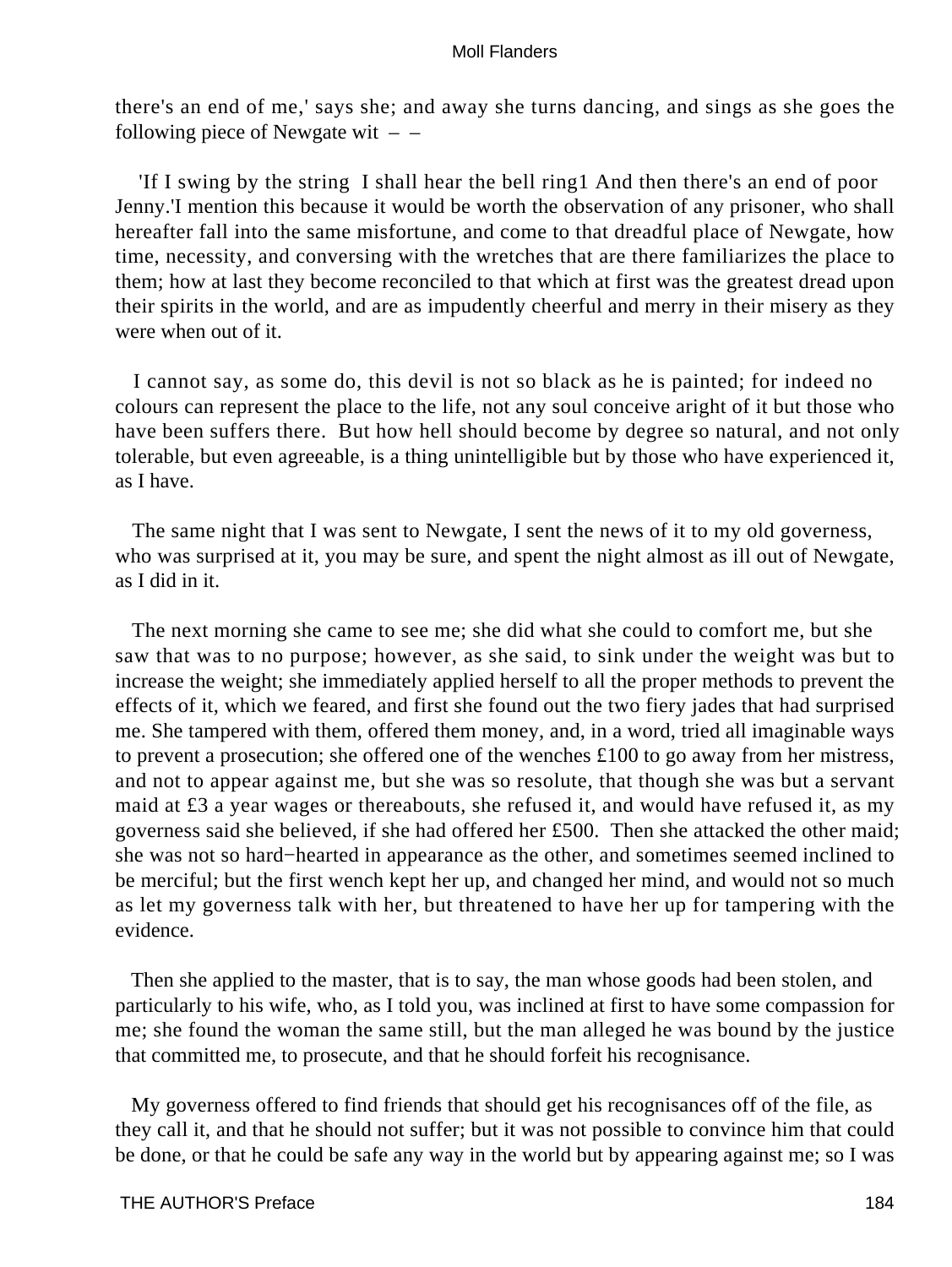there's an end of me,' says she; and away she turns dancing, and sings as she goes the following piece of Newgate wit – –

'If I swing by the string I shall hear the bell ring1 And then there's an end of poor Jenny.'I mention this because it would be worth the observation of any prisoner, who shall hereafter fall into the same misfortune, and come to that dreadful place of Newgate, how time, necessity, and conversing with the wretches that are there familiarizes the place to them; how at last they become reconciled to that which at first was the greatest dread upon their spirits in the world, and are as impudently cheerful and merry in their misery as they were when out of it.

I cannot say, as some do, this devil is not so black as he is painted; for indeed no colours can represent the place to the life, not any soul conceive aright of it but those who have been suffers there. But how hell should become by degree so natural, and not only tolerable, but even agreeable, is a thing unintelligible but by those who have experienced it, as I have.

The same night that I was sent to Newgate, I sent the news of it to my old governess, who was surprised at it, you may be sure, and spent the night almost as ill out of Newgate, as I did in it.

The next morning she came to see me; she did what she could to comfort me, but she saw that was to no purpose; however, as she said, to sink under the weight was but to increase the weight; she immediately applied herself to all the proper methods to prevent the effects of it, which we feared, and first she found out the two fiery jades that had surprised me. She tampered with them, offered them money, and, in a word, tried all imaginable ways to prevent a prosecution; she offered one of the wenches £100 to go away from her mistress, and not to appear against me, but she was so resolute, that though she was but a servant maid at £3 a year wages or thereabouts, she refused it, and would have refused it, as my governess said she believed, if she had offered her £500. Then she attacked the other maid; she was not so hard−hearted in appearance as the other, and sometimes seemed inclined to be merciful; but the first wench kept her up, and changed her mind, and would not so much as let my governess talk with her, but threatened to have her up for tampering with the evidence.

Then she applied to the master, that is to say, the man whose goods had been stolen, and particularly to his wife, who, as I told you, was inclined at first to have some compassion for me; she found the woman the same still, but the man alleged he was bound by the justice that committed me, to prosecute, and that he should forfeit his recognisance.

My governess offered to find friends that should get his recognisances off of the file, as they call it, and that he should not suffer; but it was not possible to convince him that could be done, or that he could be safe any way in the world but by appearing against me; so I was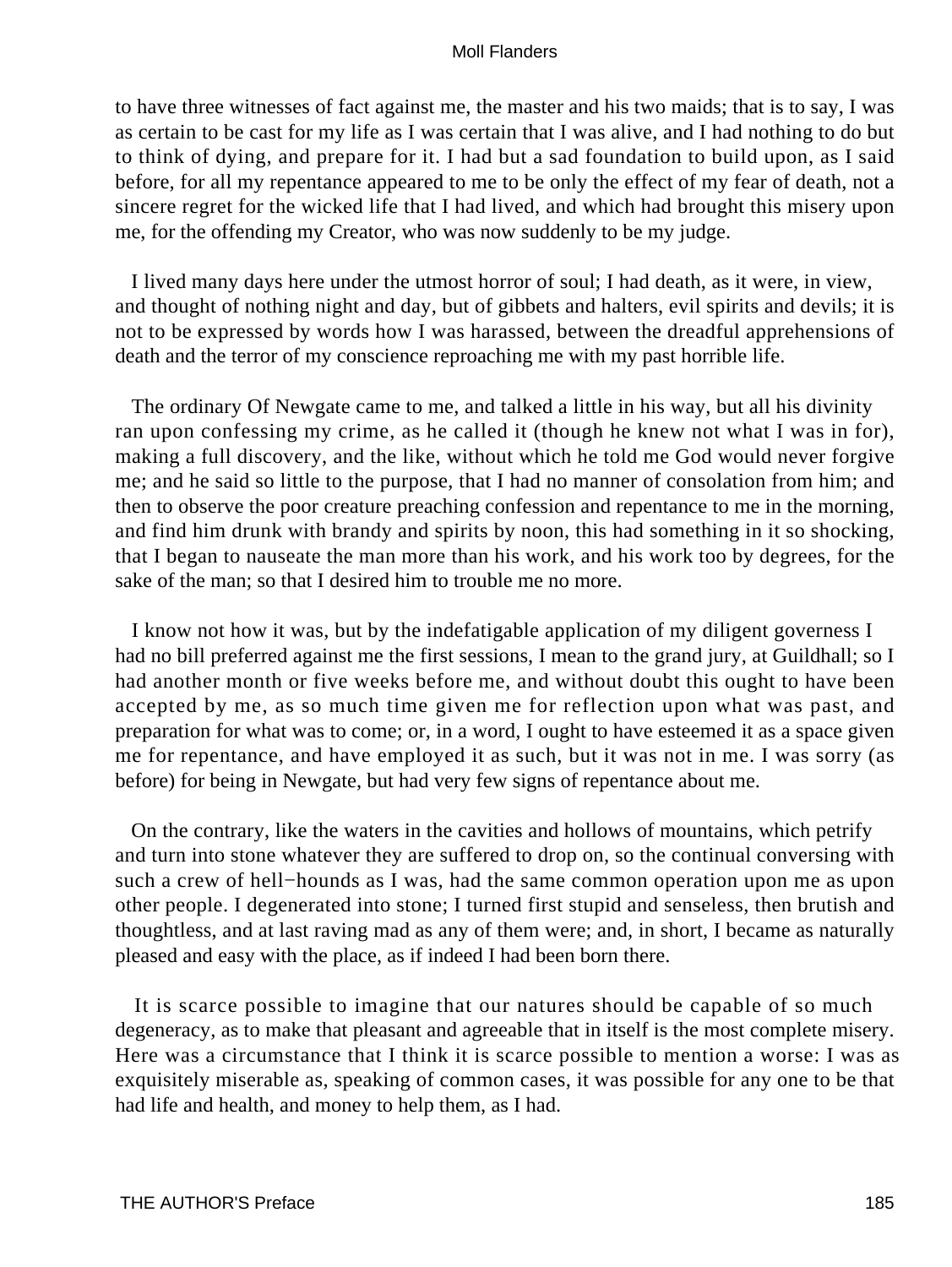to have three witnesses of fact against me, the master and his two maids; that is to say, I was as certain to be cast for my life as I was certain that I was alive, and I had nothing to do but to think of dying, and prepare for it. I had but a sad foundation to build upon, as I said before, for all my repentance appeared to me to be only the effect of my fear of death, not a sincere regret for the wicked life that I had lived, and which had brought this misery upon me, for the offending my Creator, who was now suddenly to be my judge.

I lived many days here under the utmost horror of soul; I had death, as it were, in view, and thought of nothing night and day, but of gibbets and halters, evil spirits and devils; it is not to be expressed by words how I was harassed, between the dreadful apprehensions of death and the terror of my conscience reproaching me with my past horrible life.

The ordinary Of Newgate came to me, and talked a little in his way, but all his divinity ran upon confessing my crime, as he called it (though he knew not what I was in for), making a full discovery, and the like, without which he told me God would never forgive me; and he said so little to the purpose, that I had no manner of consolation from him; and then to observe the poor creature preaching confession and repentance to me in the morning, and find him drunk with brandy and spirits by noon, this had something in it so shocking, that I began to nauseate the man more than his work, and his work too by degrees, for the sake of the man; so that I desired him to trouble me no more.

I know not how it was, but by the indefatigable application of my diligent governess I had no bill preferred against me the first sessions, I mean to the grand jury, at Guildhall; so I had another month or five weeks before me, and without doubt this ought to have been accepted by me, as so much time given me for reflection upon what was past, and preparation for what was to come; or, in a word, I ought to have esteemed it as a space given me for repentance, and have employed it as such, but it was not in me. I was sorry (as before) for being in Newgate, but had very few signs of repentance about me.

On the contrary, like the waters in the cavities and hollows of mountains, which petrify and turn into stone whatever they are suffered to drop on, so the continual conversing with such a crew of hell−hounds as I was, had the same common operation upon me as upon other people. I degenerated into stone; I turned first stupid and senseless, then brutish and thoughtless, and at last raving mad as any of them were; and, in short, I became as naturally pleased and easy with the place, as if indeed I had been born there.

It is scarce possible to imagine that our natures should be capable of so much degeneracy, as to make that pleasant and agreeable that in itself is the most complete misery. Here was a circumstance that I think it is scarce possible to mention a worse: I was as exquisitely miserable as, speaking of common cases, it was possible for any one to be that had life and health, and money to help them, as I had.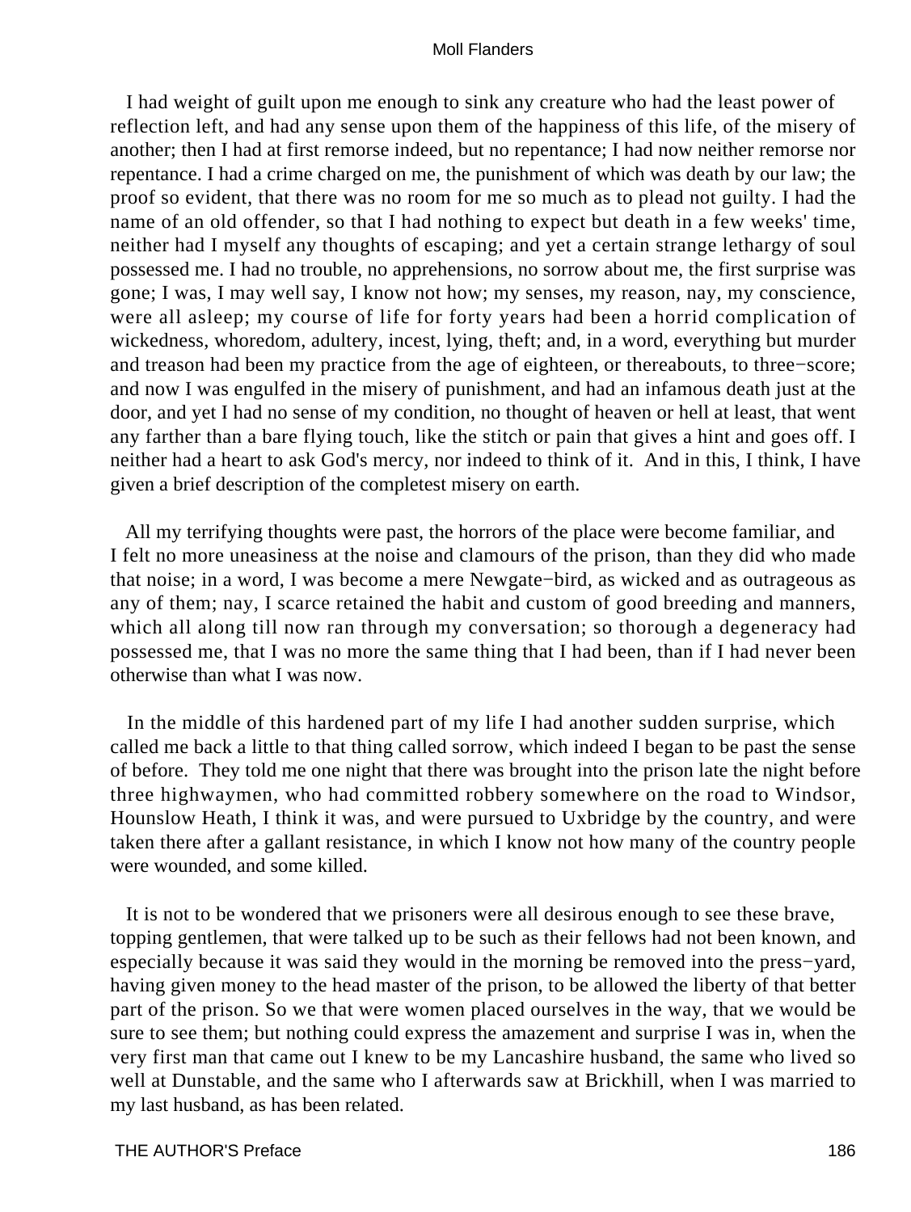I had weight of guilt upon me enough to sink any creature who had the least power of reflection left, and had any sense upon them of the happiness of this life, of the misery of another; then I had at first remorse indeed, but no repentance; I had now neither remorse nor repentance. I had a crime charged on me, the punishment of which was death by our law; the proof so evident, that there was no room for me so much as to plead not guilty. I had the name of an old offender, so that I had nothing to expect but death in a few weeks' time, neither had I myself any thoughts of escaping; and yet a certain strange lethargy of soul possessed me. I had no trouble, no apprehensions, no sorrow about me, the first surprise was gone; I was, I may well say, I know not how; my senses, my reason, nay, my conscience, were all asleep; my course of life for forty years had been a horrid complication of wickedness, whoredom, adultery, incest, lying, theft; and, in a word, everything but murder and treason had been my practice from the age of eighteen, or thereabouts, to three−score; and now I was engulfed in the misery of punishment, and had an infamous death just at the door, and yet I had no sense of my condition, no thought of heaven or hell at least, that went any farther than a bare flying touch, like the stitch or pain that gives a hint and goes off. I neither had a heart to ask God's mercy, nor indeed to think of it. And in this, I think, I have given a brief description of the completest misery on earth.

All my terrifying thoughts were past, the horrors of the place were become familiar, and I felt no more uneasiness at the noise and clamours of the prison, than they did who made that noise; in a word, I was become a mere Newgate−bird, as wicked and as outrageous as any of them; nay, I scarce retained the habit and custom of good breeding and manners, which all along till now ran through my conversation; so thorough a degeneracy had possessed me, that I was no more the same thing that I had been, than if I had never been otherwise than what I was now.

In the middle of this hardened part of my life I had another sudden surprise, which called me back a little to that thing called sorrow, which indeed I began to be past the sense of before. They told me one night that there was brought into the prison late the night before three highwaymen, who had committed robbery somewhere on the road to Windsor, Hounslow Heath, I think it was, and were pursued to Uxbridge by the country, and were taken there after a gallant resistance, in which I know not how many of the country people were wounded, and some killed.

It is not to be wondered that we prisoners were all desirous enough to see these brave, topping gentlemen, that were talked up to be such as their fellows had not been known, and especially because it was said they would in the morning be removed into the press−yard, having given money to the head master of the prison, to be allowed the liberty of that better part of the prison. So we that were women placed ourselves in the way, that we would be sure to see them; but nothing could express the amazement and surprise I was in, when the very first man that came out I knew to be my Lancashire husband, the same who lived so well at Dunstable, and the same who I afterwards saw at Brickhill, when I was married to my last husband, as has been related.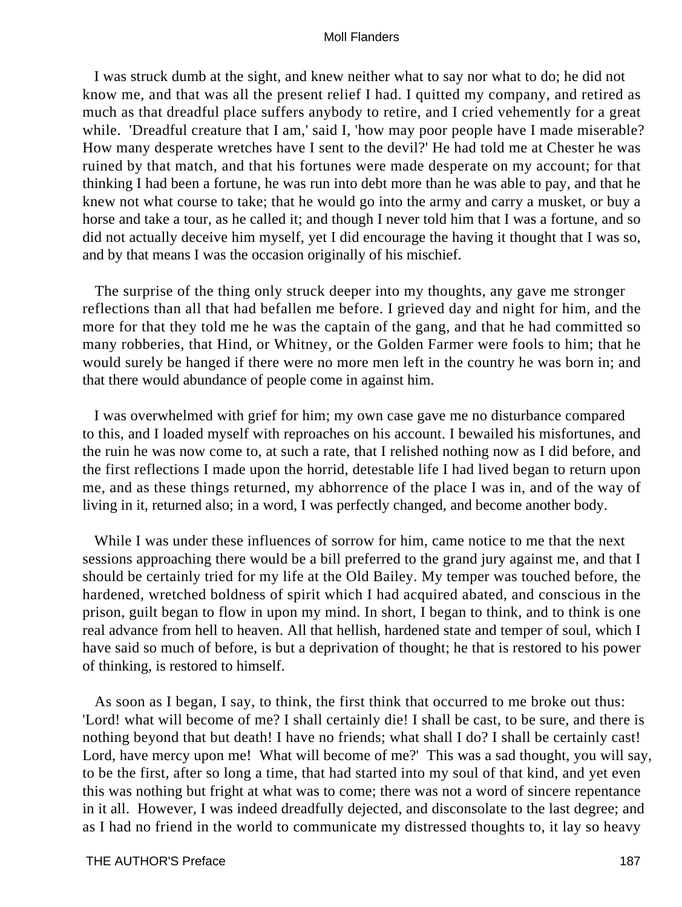I was struck dumb at the sight, and knew neither what to say nor what to do; he did not know me, and that was all the present relief I had. I quitted my company, and retired as much as that dreadful place suffers anybody to retire, and I cried vehemently for a great while. 'Dreadful creature that I am,' said I, 'how may poor people have I made miserable? How many desperate wretches have I sent to the devil?' He had told me at Chester he was ruined by that match, and that his fortunes were made desperate on my account; for that thinking I had been a fortune, he was run into debt more than he was able to pay, and that he knew not what course to take; that he would go into the army and carry a musket, or buy a horse and take a tour, as he called it; and though I never told him that I was a fortune, and so did not actually deceive him myself, yet I did encourage the having it thought that I was so, and by that means I was the occasion originally of his mischief.

The surprise of the thing only struck deeper into my thoughts, any gave me stronger reflections than all that had befallen me before. I grieved day and night for him, and the more for that they told me he was the captain of the gang, and that he had committed so many robberies, that Hind, or Whitney, or the Golden Farmer were fools to him; that he would surely be hanged if there were no more men left in the country he was born in; and that there would abundance of people come in against him.

I was overwhelmed with grief for him; my own case gave me no disturbance compared to this, and I loaded myself with reproaches on his account. I bewailed his misfortunes, and the ruin he was now come to, at such a rate, that I relished nothing now as I did before, and the first reflections I made upon the horrid, detestable life I had lived began to return upon me, and as these things returned, my abhorrence of the place I was in, and of the way of living in it, returned also; in a word, I was perfectly changed, and become another body.

While I was under these influences of sorrow for him, came notice to me that the next sessions approaching there would be a bill preferred to the grand jury against me, and that I should be certainly tried for my life at the Old Bailey. My temper was touched before, the hardened, wretched boldness of spirit which I had acquired abated, and conscious in the prison, guilt began to flow in upon my mind. In short, I began to think, and to think is one real advance from hell to heaven. All that hellish, hardened state and temper of soul, which I have said so much of before, is but a deprivation of thought; he that is restored to his power of thinking, is restored to himself.

As soon as I began, I say, to think, the first think that occurred to me broke out thus: 'Lord! what will become of me? I shall certainly die! I shall be cast, to be sure, and there is nothing beyond that but death! I have no friends; what shall I do? I shall be certainly cast! Lord, have mercy upon me! What will become of me?' This was a sad thought, you will say, to be the first, after so long a time, that had started into my soul of that kind, and yet even this was nothing but fright at what was to come; there was not a word of sincere repentance in it all. However, I was indeed dreadfully dejected, and disconsolate to the last degree; and as I had no friend in the world to communicate my distressed thoughts to, it lay so heavy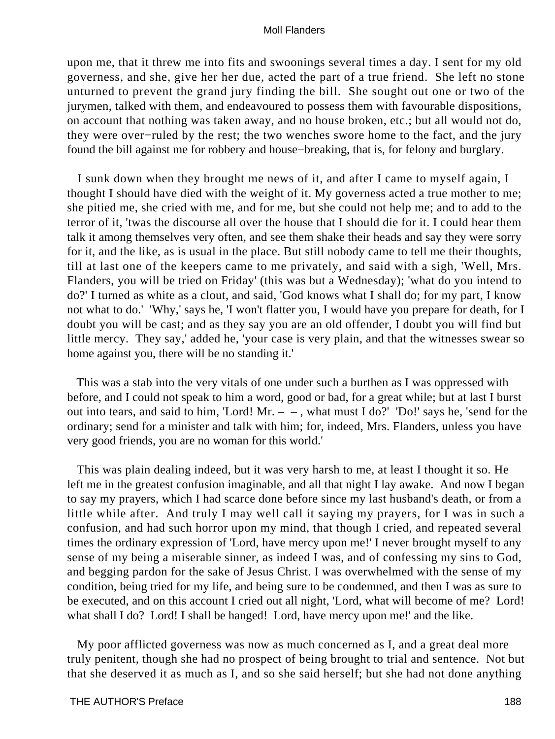upon me, that it threw me into fits and swoonings several times a day. I sent for my old governess, and she, give her her due, acted the part of a true friend. She left no stone unturned to prevent the grand jury finding the bill. She sought out one or two of the jurymen, talked with them, and endeavoured to possess them with favourable dispositions, on account that nothing was taken away, and no house broken, etc.; but all would not do, they were over−ruled by the rest; the two wenches swore home to the fact, and the jury found the bill against me for robbery and house−breaking, that is, for felony and burglary.

I sunk down when they brought me news of it, and after I came to myself again, I thought I should have died with the weight of it. My governess acted a true mother to me; she pitied me, she cried with me, and for me, but she could not help me; and to add to the terror of it, 'twas the discourse all over the house that I should die for it. I could hear them talk it among themselves very often, and see them shake their heads and say they were sorry for it, and the like, as is usual in the place. But still nobody came to tell me their thoughts, till at last one of the keepers came to me privately, and said with a sigh, 'Well, Mrs. Flanders, you will be tried on Friday' (this was but a Wednesday); 'what do you intend to do?' I turned as white as a clout, and said, 'God knows what I shall do; for my part, I know not what to do.' 'Why,' says he, 'I won't flatter you, I would have you prepare for death, for I doubt you will be cast; and as they say you are an old offender, I doubt you will find but little mercy. They say,' added he, 'your case is very plain, and that the witnesses swear so home against you, there will be no standing it.'

This was a stab into the very vitals of one under such a burthen as I was oppressed with before, and I could not speak to him a word, good or bad, for a great while; but at last I burst out into tears, and said to him, 'Lord! Mr. – – , what must I do?' 'Do!' says he, 'send for the ordinary; send for a minister and talk with him; for, indeed, Mrs. Flanders, unless you have very good friends, you are no woman for this world.'

This was plain dealing indeed, but it was very harsh to me, at least I thought it so. He left me in the greatest confusion imaginable, and all that night I lay awake. And now I began to say my prayers, which I had scarce done before since my last husband's death, or from a little while after. And truly I may well call it saying my prayers, for I was in such a confusion, and had such horror upon my mind, that though I cried, and repeated several times the ordinary expression of 'Lord, have mercy upon me!' I never brought myself to any sense of my being a miserable sinner, as indeed I was, and of confessing my sins to God, and begging pardon for the sake of Jesus Christ. I was overwhelmed with the sense of my condition, being tried for my life, and being sure to be condemned, and then I was as sure to be executed, and on this account I cried out all night, 'Lord, what will become of me? Lord! what shall I do? Lord! I shall be hanged! Lord, have mercy upon me!' and the like.

My poor afflicted governess was now as much concerned as I, and a great deal more truly penitent, though she had no prospect of being brought to trial and sentence. Not but that she deserved it as much as I, and so she said herself; but she had not done anything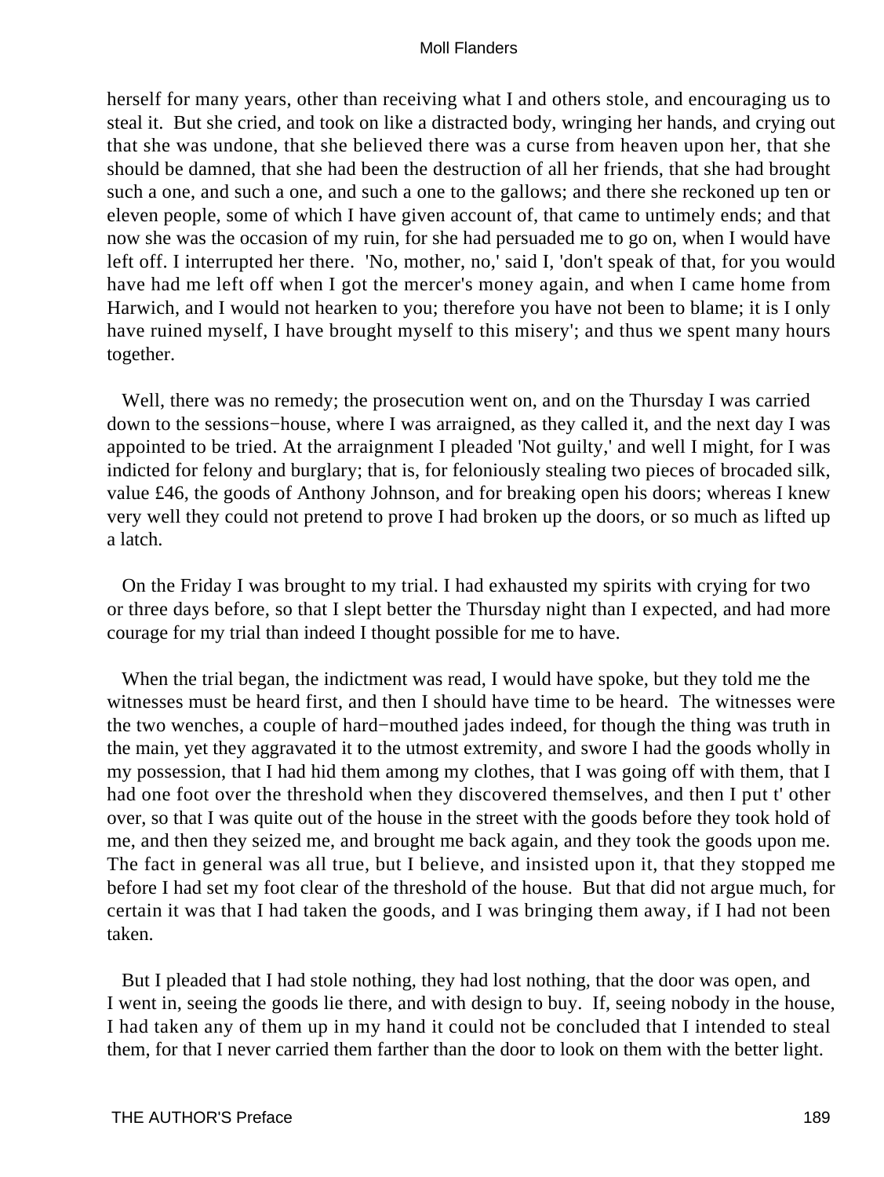herself for many years, other than receiving what I and others stole, and encouraging us to steal it. But she cried, and took on like a distracted body, wringing her hands, and crying out that she was undone, that she believed there was a curse from heaven upon her, that she should be damned, that she had been the destruction of all her friends, that she had brought such a one, and such a one, and such a one to the gallows; and there she reckoned up ten or eleven people, some of which I have given account of, that came to untimely ends; and that now she was the occasion of my ruin, for she had persuaded me to go on, when I would have left off. I interrupted her there. 'No, mother, no,' said I, 'don't speak of that, for you would have had me left off when I got the mercer's money again, and when I came home from Harwich, and I would not hearken to you; therefore you have not been to blame; it is I only have ruined myself, I have brought myself to this misery'; and thus we spent many hours together.

Well, there was no remedy; the prosecution went on, and on the Thursday I was carried down to the sessions−house, where I was arraigned, as they called it, and the next day I was appointed to be tried. At the arraignment I pleaded 'Not guilty,' and well I might, for I was indicted for felony and burglary; that is, for feloniously stealing two pieces of brocaded silk, value £46, the goods of Anthony Johnson, and for breaking open his doors; whereas I knew very well they could not pretend to prove I had broken up the doors, or so much as lifted up a latch.

On the Friday I was brought to my trial. I had exhausted my spirits with crying for two or three days before, so that I slept better the Thursday night than I expected, and had more courage for my trial than indeed I thought possible for me to have.

When the trial began, the indictment was read, I would have spoke, but they told me the witnesses must be heard first, and then I should have time to be heard. The witnesses were the two wenches, a couple of hard−mouthed jades indeed, for though the thing was truth in the main, yet they aggravated it to the utmost extremity, and swore I had the goods wholly in my possession, that I had hid them among my clothes, that I was going off with them, that I had one foot over the threshold when they discovered themselves, and then I put t' other over, so that I was quite out of the house in the street with the goods before they took hold of me, and then they seized me, and brought me back again, and they took the goods upon me. The fact in general was all true, but I believe, and insisted upon it, that they stopped me before I had set my foot clear of the threshold of the house. But that did not argue much, for certain it was that I had taken the goods, and I was bringing them away, if I had not been taken.

But I pleaded that I had stole nothing, they had lost nothing, that the door was open, and I went in, seeing the goods lie there, and with design to buy. If, seeing nobody in the house, I had taken any of them up in my hand it could not be concluded that I intended to steal them, for that I never carried them farther than the door to look on them with the better light.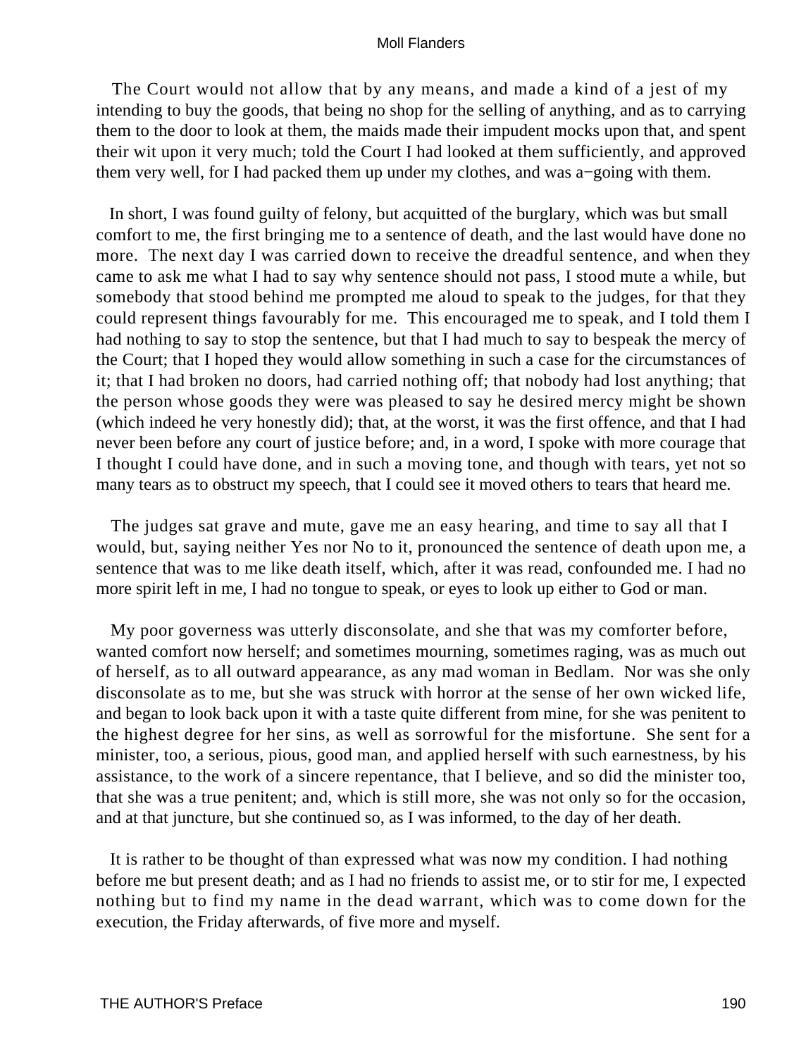The Court would not allow that by any means, and made a kind of a jest of my intending to buy the goods, that being no shop for the selling of anything, and as to carrying them to the door to look at them, the maids made their impudent mocks upon that, and spent their wit upon it very much; told the Court I had looked at them sufficiently, and approved them very well, for I had packed them up under my clothes, and was a−going with them.

In short, I was found guilty of felony, but acquitted of the burglary, which was but small comfort to me, the first bringing me to a sentence of death, and the last would have done no more. The next day I was carried down to receive the dreadful sentence, and when they came to ask me what I had to say why sentence should not pass, I stood mute a while, but somebody that stood behind me prompted me aloud to speak to the judges, for that they could represent things favourably for me. This encouraged me to speak, and I told them I had nothing to say to stop the sentence, but that I had much to say to bespeak the mercy of the Court; that I hoped they would allow something in such a case for the circumstances of it; that I had broken no doors, had carried nothing off; that nobody had lost anything; that the person whose goods they were was pleased to say he desired mercy might be shown (which indeed he very honestly did); that, at the worst, it was the first offence, and that I had never been before any court of justice before; and, in a word, I spoke with more courage that I thought I could have done, and in such a moving tone, and though with tears, yet not so many tears as to obstruct my speech, that I could see it moved others to tears that heard me.

The judges sat grave and mute, gave me an easy hearing, and time to say all that I would, but, saying neither Yes nor No to it, pronounced the sentence of death upon me, a sentence that was to me like death itself, which, after it was read, confounded me. I had no more spirit left in me, I had no tongue to speak, or eyes to look up either to God or man.

My poor governess was utterly disconsolate, and she that was my comforter before, wanted comfort now herself; and sometimes mourning, sometimes raging, was as much out of herself, as to all outward appearance, as any mad woman in Bedlam. Nor was she only disconsolate as to me, but she was struck with horror at the sense of her own wicked life, and began to look back upon it with a taste quite different from mine, for she was penitent to the highest degree for her sins, as well as sorrowful for the misfortune. She sent for a minister, too, a serious, pious, good man, and applied herself with such earnestness, by his assistance, to the work of a sincere repentance, that I believe, and so did the minister too, that she was a true penitent; and, which is still more, she was not only so for the occasion, and at that juncture, but she continued so, as I was informed, to the day of her death.

It is rather to be thought of than expressed what was now my condition. I had nothing before me but present death; and as I had no friends to assist me, or to stir for me, I expected nothing but to find my name in the dead warrant, which was to come down for the execution, the Friday afterwards, of five more and myself.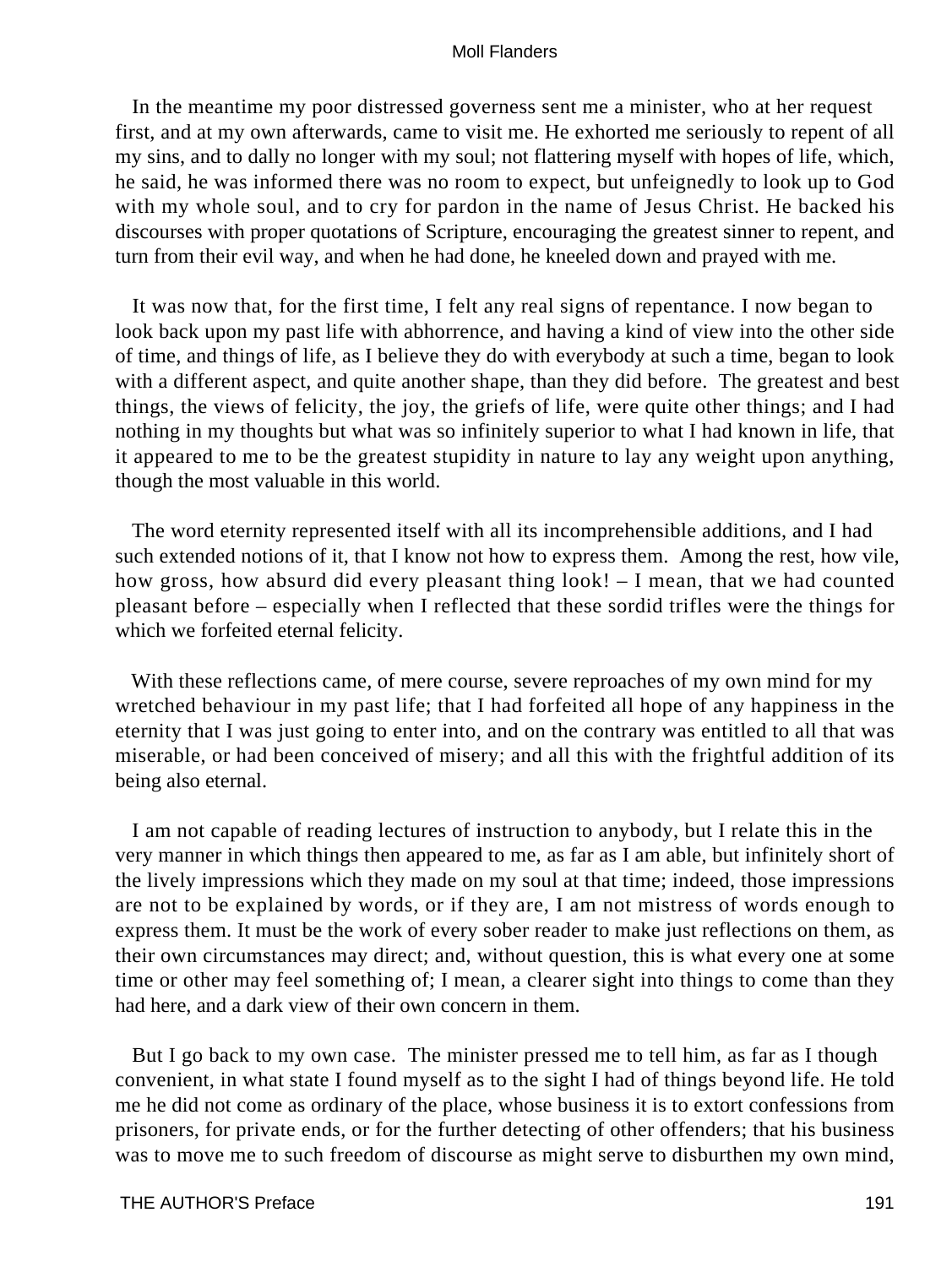In the meantime my poor distressed governess sent me a minister, who at her request first, and at my own afterwards, came to visit me. He exhorted me seriously to repent of all my sins, and to dally no longer with my soul; not flattering myself with hopes of life, which, he said, he was informed there was no room to expect, but unfeignedly to look up to God with my whole soul, and to cry for pardon in the name of Jesus Christ. He backed his discourses with proper quotations of Scripture, encouraging the greatest sinner to repent, and turn from their evil way, and when he had done, he kneeled down and prayed with me.

It was now that, for the first time, I felt any real signs of repentance. I now began to look back upon my past life with abhorrence, and having a kind of view into the other side of time, and things of life, as I believe they do with everybody at such a time, began to look with a different aspect, and quite another shape, than they did before. The greatest and best things, the views of felicity, the joy, the griefs of life, were quite other things; and I had nothing in my thoughts but what was so infinitely superior to what I had known in life, that it appeared to me to be the greatest stupidity in nature to lay any weight upon anything, though the most valuable in this world.

The word eternity represented itself with all its incomprehensible additions, and I had such extended notions of it, that I know not how to express them. Among the rest, how vile, how gross, how absurd did every pleasant thing look! – I mean, that we had counted pleasant before – especially when I reflected that these sordid trifles were the things for which we forfeited eternal felicity.

With these reflections came, of mere course, severe reproaches of my own mind for my wretched behaviour in my past life; that I had forfeited all hope of any happiness in the eternity that I was just going to enter into, and on the contrary was entitled to all that was miserable, or had been conceived of misery; and all this with the frightful addition of its being also eternal.

I am not capable of reading lectures of instruction to anybody, but I relate this in the very manner in which things then appeared to me, as far as I am able, but infinitely short of the lively impressions which they made on my soul at that time; indeed, those impressions are not to be explained by words, or if they are, I am not mistress of words enough to express them. It must be the work of every sober reader to make just reflections on them, as their own circumstances may direct; and, without question, this is what every one at some time or other may feel something of; I mean, a clearer sight into things to come than they had here, and a dark view of their own concern in them.

But I go back to my own case. The minister pressed me to tell him, as far as I though convenient, in what state I found myself as to the sight I had of things beyond life. He told me he did not come as ordinary of the place, whose business it is to extort confessions from prisoners, for private ends, or for the further detecting of other offenders; that his business was to move me to such freedom of discourse as might serve to disburthen my own mind,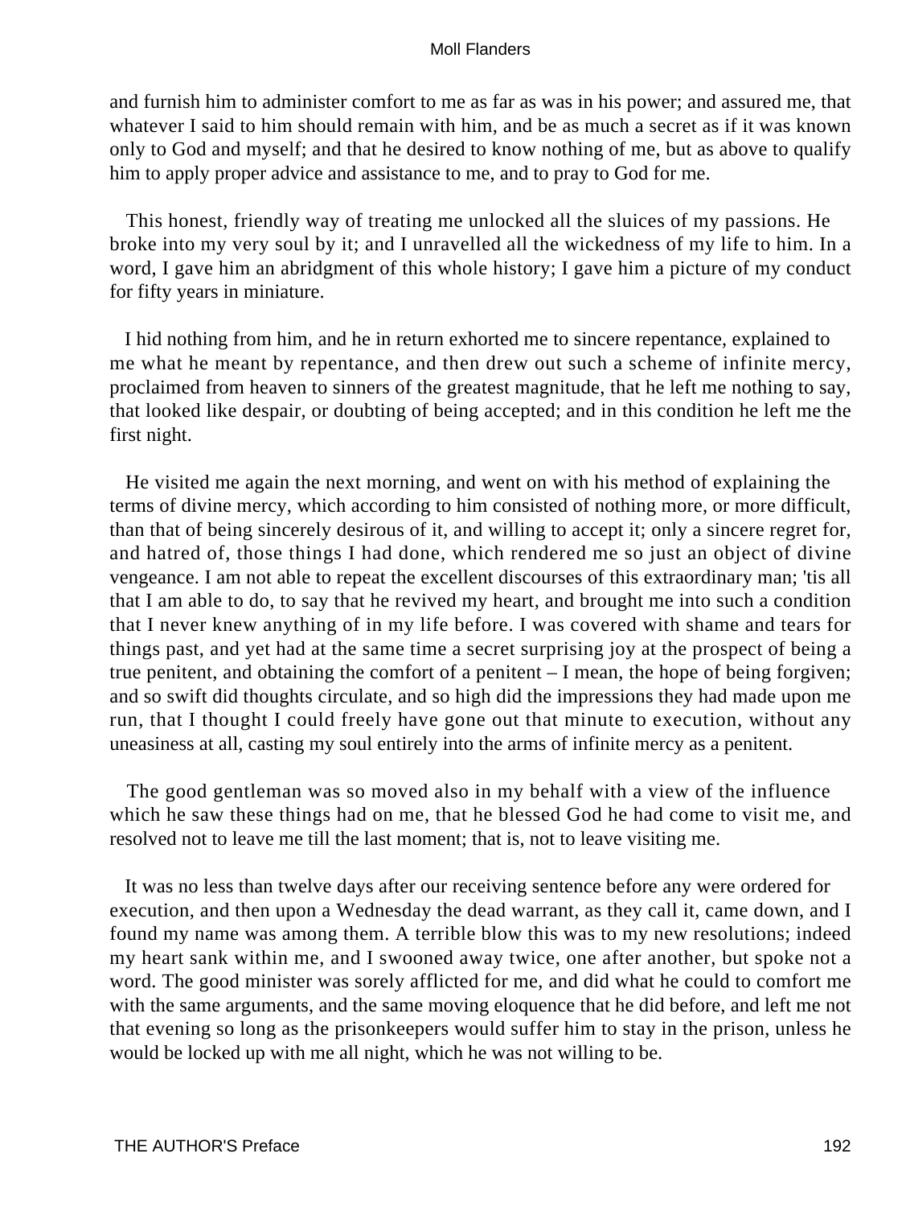and furnish him to administer comfort to me as far as was in his power; and assured me, that whatever I said to him should remain with him, and be as much a secret as if it was known only to God and myself; and that he desired to know nothing of me, but as above to qualify him to apply proper advice and assistance to me, and to pray to God for me.

This honest, friendly way of treating me unlocked all the sluices of my passions. He broke into my very soul by it; and I unravelled all the wickedness of my life to him. In a word, I gave him an abridgment of this whole history; I gave him a picture of my conduct for fifty years in miniature.

I hid nothing from him, and he in return exhorted me to sincere repentance, explained to me what he meant by repentance, and then drew out such a scheme of infinite mercy, proclaimed from heaven to sinners of the greatest magnitude, that he left me nothing to say, that looked like despair, or doubting of being accepted; and in this condition he left me the first night.

He visited me again the next morning, and went on with his method of explaining the terms of divine mercy, which according to him consisted of nothing more, or more difficult, than that of being sincerely desirous of it, and willing to accept it; only a sincere regret for, and hatred of, those things I had done, which rendered me so just an object of divine vengeance. I am not able to repeat the excellent discourses of this extraordinary man; 'tis all that I am able to do, to say that he revived my heart, and brought me into such a condition that I never knew anything of in my life before. I was covered with shame and tears for things past, and yet had at the same time a secret surprising joy at the prospect of being a true penitent, and obtaining the comfort of a penitent – I mean, the hope of being forgiven; and so swift did thoughts circulate, and so high did the impressions they had made upon me run, that I thought I could freely have gone out that minute to execution, without any uneasiness at all, casting my soul entirely into the arms of infinite mercy as a penitent.

The good gentleman was so moved also in my behalf with a view of the influence which he saw these things had on me, that he blessed God he had come to visit me, and resolved not to leave me till the last moment; that is, not to leave visiting me.

It was no less than twelve days after our receiving sentence before any were ordered for execution, and then upon a Wednesday the dead warrant, as they call it, came down, and I found my name was among them. A terrible blow this was to my new resolutions; indeed my heart sank within me, and I swooned away twice, one after another, but spoke not a word. The good minister was sorely afflicted for me, and did what he could to comfort me with the same arguments, and the same moving eloquence that he did before, and left me not that evening so long as the prisonkeepers would suffer him to stay in the prison, unless he would be locked up with me all night, which he was not willing to be.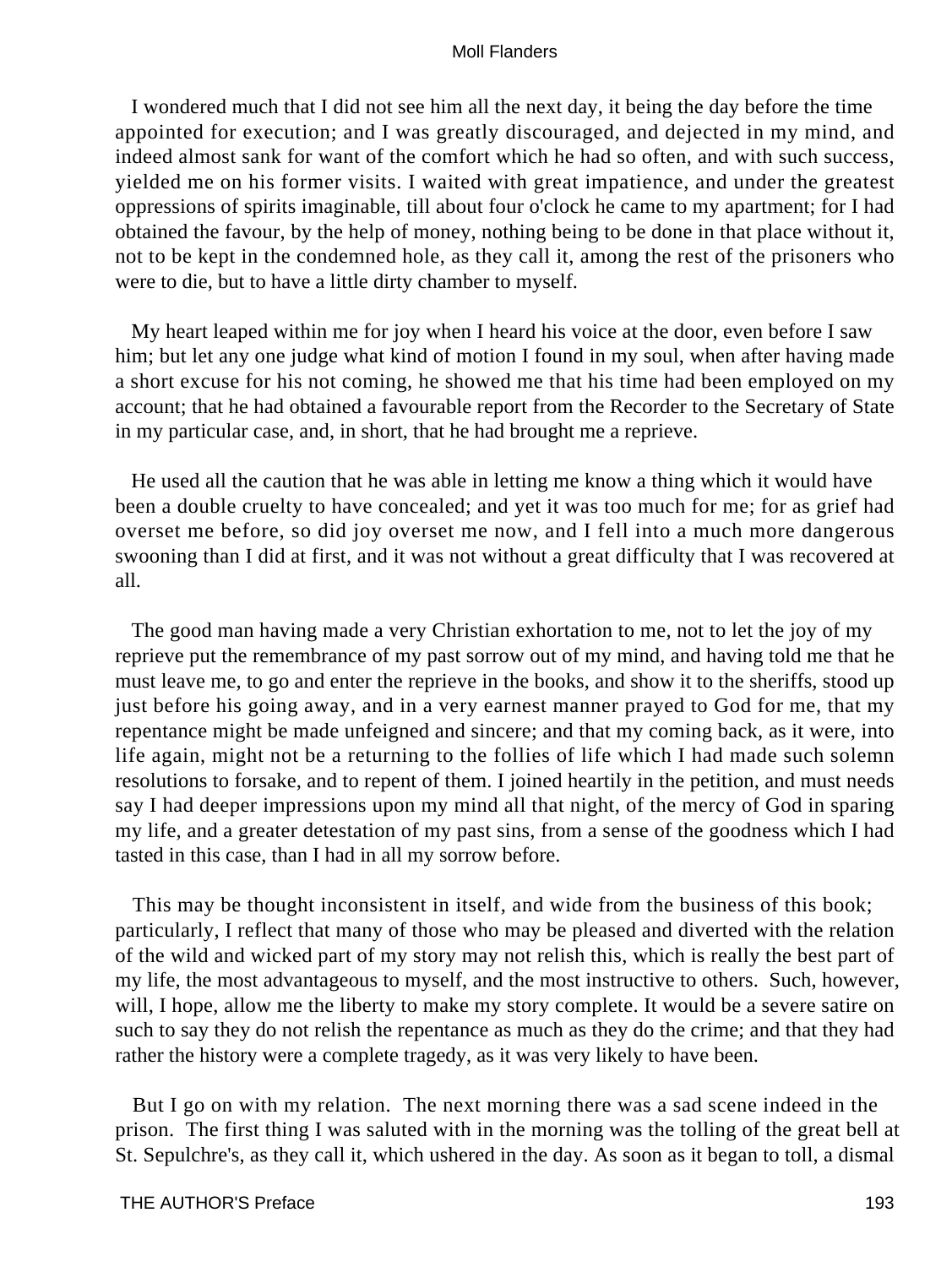I wondered much that I did not see him all the next day, it being the day before the time appointed for execution; and I was greatly discouraged, and dejected in my mind, and indeed almost sank for want of the comfort which he had so often, and with such success, yielded me on his former visits. I waited with great impatience, and under the greatest oppressions of spirits imaginable, till about four o'clock he came to my apartment; for I had obtained the favour, by the help of money, nothing being to be done in that place without it, not to be kept in the condemned hole, as they call it, among the rest of the prisoners who were to die, but to have a little dirty chamber to myself.

My heart leaped within me for joy when I heard his voice at the door, even before I saw him; but let any one judge what kind of motion I found in my soul, when after having made a short excuse for his not coming, he showed me that his time had been employed on my account; that he had obtained a favourable report from the Recorder to the Secretary of State in my particular case, and, in short, that he had brought me a reprieve.

He used all the caution that he was able in letting me know a thing which it would have been a double cruelty to have concealed; and yet it was too much for me; for as grief had overset me before, so did joy overset me now, and I fell into a much more dangerous swooning than I did at first, and it was not without a great difficulty that I was recovered at all.

The good man having made a very Christian exhortation to me, not to let the joy of my reprieve put the remembrance of my past sorrow out of my mind, and having told me that he must leave me, to go and enter the reprieve in the books, and show it to the sheriffs, stood up just before his going away, and in a very earnest manner prayed to God for me, that my repentance might be made unfeigned and sincere; and that my coming back, as it were, into life again, might not be a returning to the follies of life which I had made such solemn resolutions to forsake, and to repent of them. I joined heartily in the petition, and must needs say I had deeper impressions upon my mind all that night, of the mercy of God in sparing my life, and a greater detestation of my past sins, from a sense of the goodness which I had tasted in this case, than I had in all my sorrow before.

This may be thought inconsistent in itself, and wide from the business of this book; particularly, I reflect that many of those who may be pleased and diverted with the relation of the wild and wicked part of my story may not relish this, which is really the best part of my life, the most advantageous to myself, and the most instructive to others. Such, however, will, I hope, allow me the liberty to make my story complete. It would be a severe satire on such to say they do not relish the repentance as much as they do the crime; and that they had rather the history were a complete tragedy, as it was very likely to have been.

But I go on with my relation. The next morning there was a sad scene indeed in the prison. The first thing I was saluted with in the morning was the tolling of the great bell at St. Sepulchre's, as they call it, which ushered in the day. As soon as it began to toll, a dismal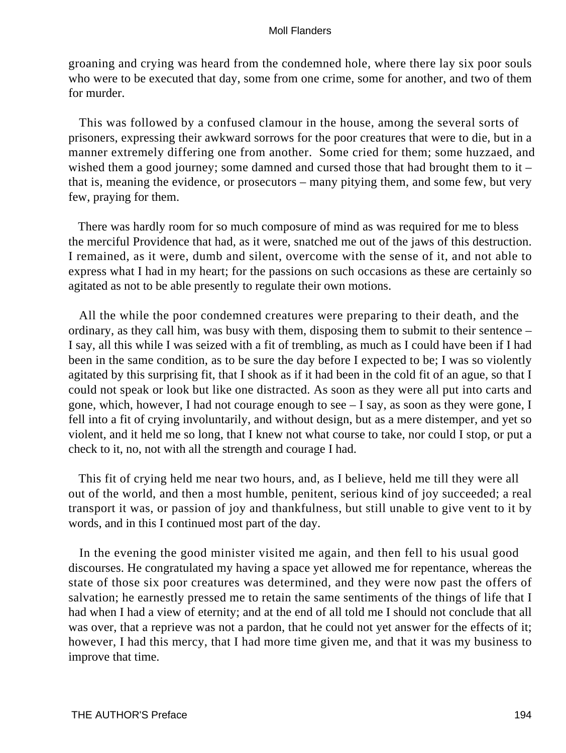groaning and crying was heard from the condemned hole, where there lay six poor souls who were to be executed that day, some from one crime, some for another, and two of them for murder.

This was followed by a confused clamour in the house, among the several sorts of prisoners, expressing their awkward sorrows for the poor creatures that were to die, but in a manner extremely differing one from another. Some cried for them; some huzzaed, and wished them a good journey; some damned and cursed those that had brought them to it – that is, meaning the evidence, or prosecutors – many pitying them, and some few, but very few, praying for them.

There was hardly room for so much composure of mind as was required for me to bless the merciful Providence that had, as it were, snatched me out of the jaws of this destruction. I remained, as it were, dumb and silent, overcome with the sense of it, and not able to express what I had in my heart; for the passions on such occasions as these are certainly so agitated as not to be able presently to regulate their own motions.

All the while the poor condemned creatures were preparing to their death, and the ordinary, as they call him, was busy with them, disposing them to submit to their sentence – I say, all this while I was seized with a fit of trembling, as much as I could have been if I had been in the same condition, as to be sure the day before I expected to be; I was so violently agitated by this surprising fit, that I shook as if it had been in the cold fit of an ague, so that I could not speak or look but like one distracted. As soon as they were all put into carts and gone, which, however, I had not courage enough to see – I say, as soon as they were gone, I fell into a fit of crying involuntarily, and without design, but as a mere distemper, and yet so violent, and it held me so long, that I knew not what course to take, nor could I stop, or put a check to it, no, not with all the strength and courage I had.

This fit of crying held me near two hours, and, as I believe, held me till they were all out of the world, and then a most humble, penitent, serious kind of joy succeeded; a real transport it was, or passion of joy and thankfulness, but still unable to give vent to it by words, and in this I continued most part of the day.

In the evening the good minister visited me again, and then fell to his usual good discourses. He congratulated my having a space yet allowed me for repentance, whereas the state of those six poor creatures was determined, and they were now past the offers of salvation; he earnestly pressed me to retain the same sentiments of the things of life that I had when I had a view of eternity; and at the end of all told me I should not conclude that all was over, that a reprieve was not a pardon, that he could not yet answer for the effects of it; however, I had this mercy, that I had more time given me, and that it was my business to improve that time.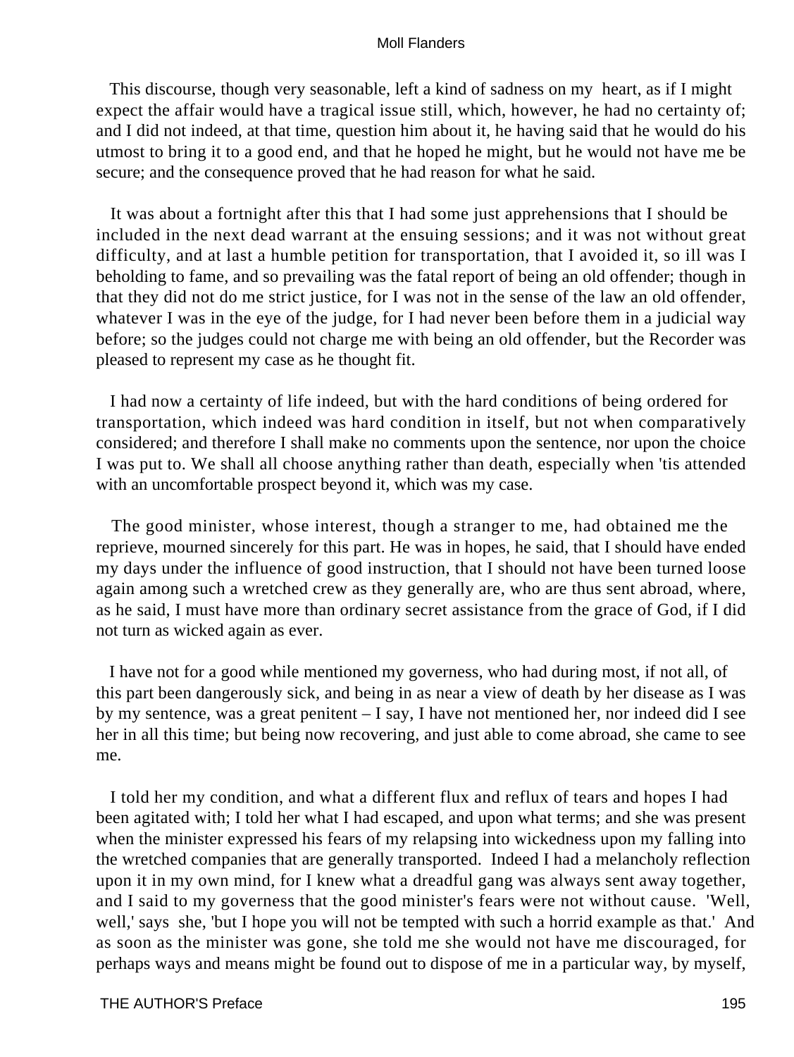This discourse, though very seasonable, left a kind of sadness on my heart, as if I might expect the affair would have a tragical issue still, which, however, he had no certainty of; and I did not indeed, at that time, question him about it, he having said that he would do his utmost to bring it to a good end, and that he hoped he might, but he would not have me be secure; and the consequence proved that he had reason for what he said.

It was about a fortnight after this that I had some just apprehensions that I should be included in the next dead warrant at the ensuing sessions; and it was not without great difficulty, and at last a humble petition for transportation, that I avoided it, so ill was I beholding to fame, and so prevailing was the fatal report of being an old offender; though in that they did not do me strict justice, for I was not in the sense of the law an old offender, whatever I was in the eye of the judge, for I had never been before them in a judicial way before; so the judges could not charge me with being an old offender, but the Recorder was pleased to represent my case as he thought fit.

I had now a certainty of life indeed, but with the hard conditions of being ordered for transportation, which indeed was hard condition in itself, but not when comparatively considered; and therefore I shall make no comments upon the sentence, nor upon the choice I was put to. We shall all choose anything rather than death, especially when 'tis attended with an uncomfortable prospect beyond it, which was my case.

The good minister, whose interest, though a stranger to me, had obtained me the reprieve, mourned sincerely for this part. He was in hopes, he said, that I should have ended my days under the influence of good instruction, that I should not have been turned loose again among such a wretched crew as they generally are, who are thus sent abroad, where, as he said, I must have more than ordinary secret assistance from the grace of God, if I did not turn as wicked again as ever.

I have not for a good while mentioned my governess, who had during most, if not all, of this part been dangerously sick, and being in as near a view of death by her disease as I was by my sentence, was a great penitent – I say, I have not mentioned her, nor indeed did I see her in all this time; but being now recovering, and just able to come abroad, she came to see me.

I told her my condition, and what a different flux and reflux of tears and hopes I had been agitated with; I told her what I had escaped, and upon what terms; and she was present when the minister expressed his fears of my relapsing into wickedness upon my falling into the wretched companies that are generally transported. Indeed I had a melancholy reflection upon it in my own mind, for I knew what a dreadful gang was always sent away together, and I said to my governess that the good minister's fears were not without cause. 'Well, well,' says she, 'but I hope you will not be tempted with such a horrid example as that.' And as soon as the minister was gone, she told me she would not have me discouraged, for perhaps ways and means might be found out to dispose of me in a particular way, by myself,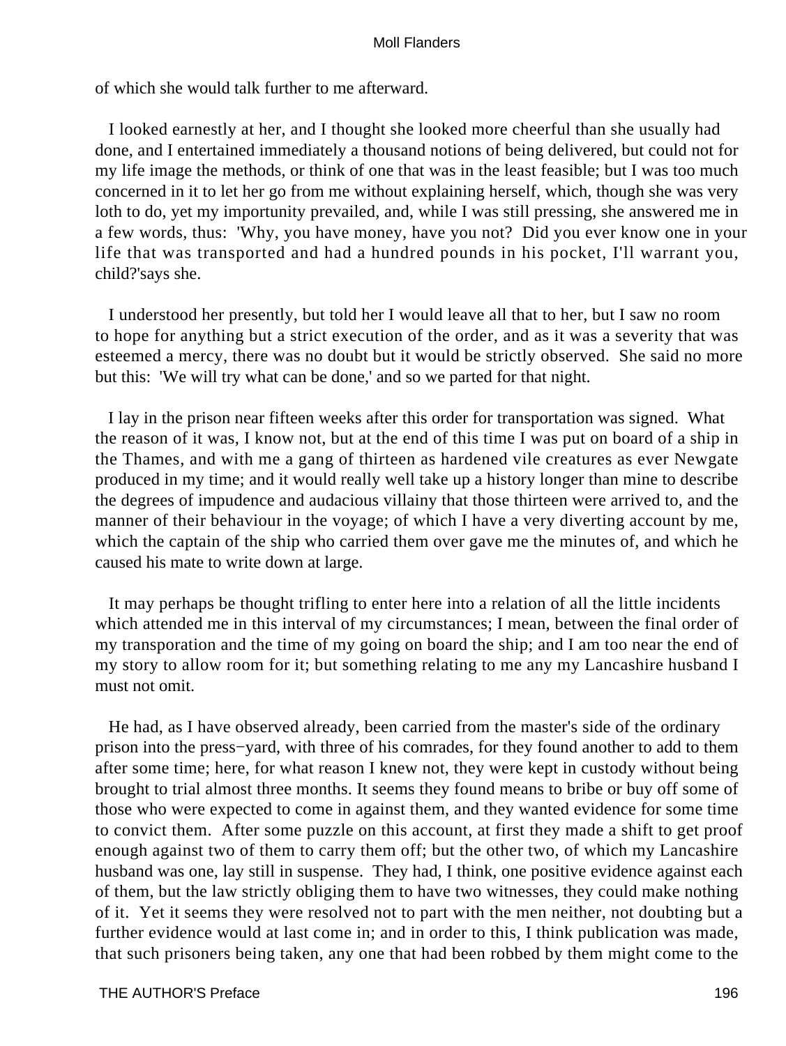of which she would talk further to me afterward.

I looked earnestly at her, and I thought she looked more cheerful than she usually had done, and I entertained immediately a thousand notions of being delivered, but could not for my life image the methods, or think of one that was in the least feasible; but I was too much concerned in it to let her go from me without explaining herself, which, though she was very loth to do, yet my importunity prevailed, and, while I was still pressing, she answered me in a few words, thus: 'Why, you have money, have you not? Did you ever know one in your life that was transported and had a hundred pounds in his pocket, I'll warrant you, child?'says she.

I understood her presently, but told her I would leave all that to her, but I saw no room to hope for anything but a strict execution of the order, and as it was a severity that was esteemed a mercy, there was no doubt but it would be strictly observed. She said no more but this: 'We will try what can be done,' and so we parted for that night.

I lay in the prison near fifteen weeks after this order for transportation was signed. What the reason of it was, I know not, but at the end of this time I was put on board of a ship in the Thames, and with me a gang of thirteen as hardened vile creatures as ever Newgate produced in my time; and it would really well take up a history longer than mine to describe the degrees of impudence and audacious villainy that those thirteen were arrived to, and the manner of their behaviour in the voyage; of which I have a very diverting account by me, which the captain of the ship who carried them over gave me the minutes of, and which he caused his mate to write down at large.

It may perhaps be thought trifling to enter here into a relation of all the little incidents which attended me in this interval of my circumstances; I mean, between the final order of my transporation and the time of my going on board the ship; and I am too near the end of my story to allow room for it; but something relating to me any my Lancashire husband I must not omit.

He had, as I have observed already, been carried from the master's side of the ordinary prison into the press−yard, with three of his comrades, for they found another to add to them after some time; here, for what reason I knew not, they were kept in custody without being brought to trial almost three months. It seems they found means to bribe or buy off some of those who were expected to come in against them, and they wanted evidence for some time to convict them. After some puzzle on this account, at first they made a shift to get proof enough against two of them to carry them off; but the other two, of which my Lancashire husband was one, lay still in suspense. They had, I think, one positive evidence against each of them, but the law strictly obliging them to have two witnesses, they could make nothing of it. Yet it seems they were resolved not to part with the men neither, not doubting but a further evidence would at last come in; and in order to this, I think publication was made, that such prisoners being taken, any one that had been robbed by them might come to the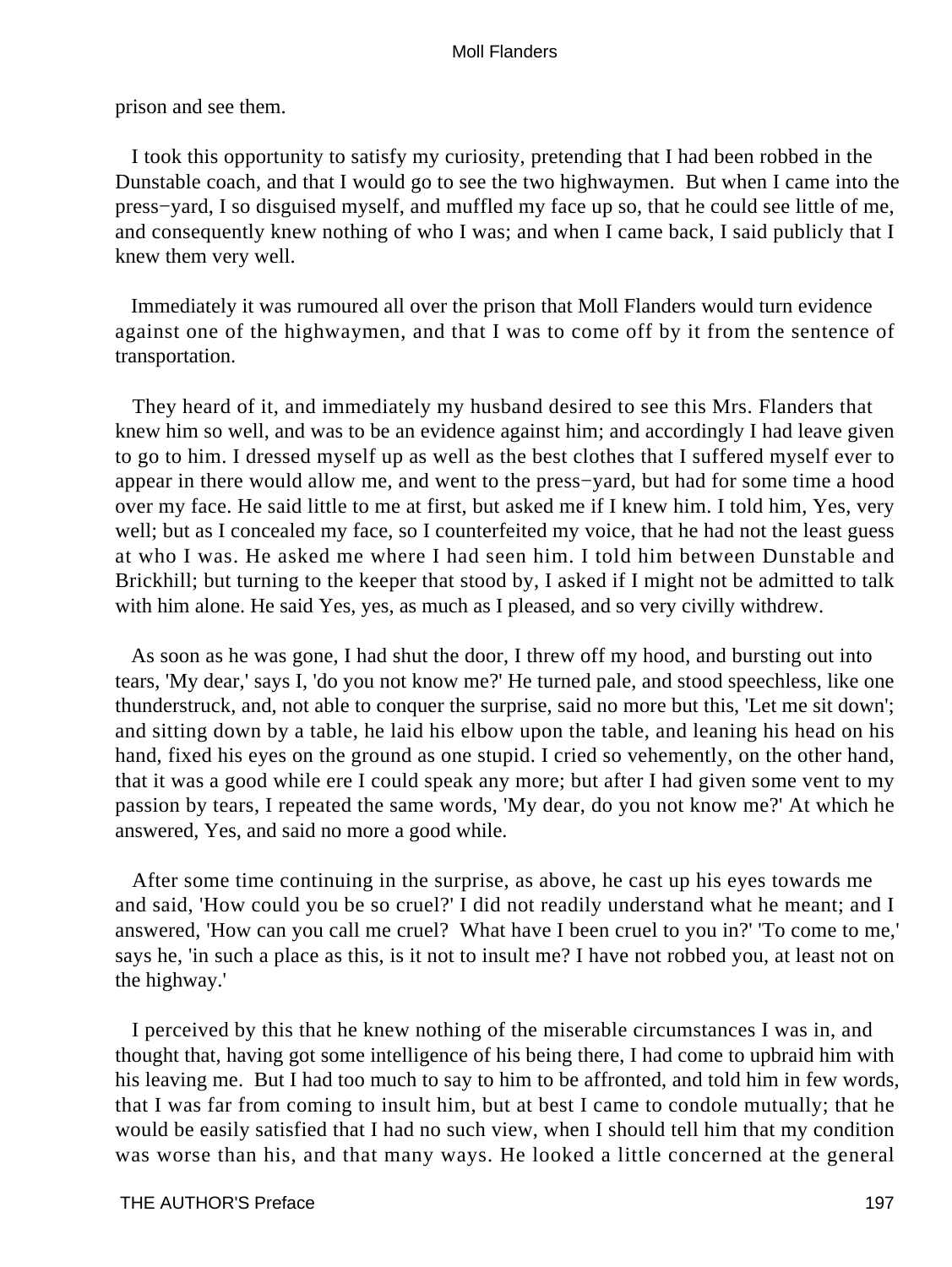prison and see them.

I took this opportunity to satisfy my curiosity, pretending that I had been robbed in the Dunstable coach, and that I would go to see the two highwaymen. But when I came into the press−yard, I so disguised myself, and muffled my face up so, that he could see little of me, and consequently knew nothing of who I was; and when I came back, I said publicly that I knew them very well.

Immediately it was rumoured all over the prison that Moll Flanders would turn evidence against one of the highwaymen, and that I was to come off by it from the sentence of transportation.

They heard of it, and immediately my husband desired to see this Mrs. Flanders that knew him so well, and was to be an evidence against him; and accordingly I had leave given to go to him. I dressed myself up as well as the best clothes that I suffered myself ever to appear in there would allow me, and went to the press−yard, but had for some time a hood over my face. He said little to me at first, but asked me if I knew him. I told him, Yes, very well; but as I concealed my face, so I counterfeited my voice, that he had not the least guess at who I was. He asked me where I had seen him. I told him between Dunstable and Brickhill; but turning to the keeper that stood by, I asked if I might not be admitted to talk with him alone. He said Yes, yes, as much as I pleased, and so very civilly withdrew.

As soon as he was gone, I had shut the door, I threw off my hood, and bursting out into tears, 'My dear,' says I, 'do you not know me?' He turned pale, and stood speechless, like one thunderstruck, and, not able to conquer the surprise, said no more but this, 'Let me sit down'; and sitting down by a table, he laid his elbow upon the table, and leaning his head on his hand, fixed his eyes on the ground as one stupid. I cried so vehemently, on the other hand, that it was a good while ere I could speak any more; but after I had given some vent to my passion by tears, I repeated the same words, 'My dear, do you not know me?' At which he answered, Yes, and said no more a good while.

After some time continuing in the surprise, as above, he cast up his eyes towards me and said, 'How could you be so cruel?' I did not readily understand what he meant; and I answered, 'How can you call me cruel? What have I been cruel to you in?' 'To come to me,' says he, 'in such a place as this, is it not to insult me? I have not robbed you, at least not on the highway.'

I perceived by this that he knew nothing of the miserable circumstances I was in, and thought that, having got some intelligence of his being there, I had come to upbraid him with his leaving me. But I had too much to say to him to be affronted, and told him in few words, that I was far from coming to insult him, but at best I came to condole mutually; that he would be easily satisfied that I had no such view, when I should tell him that my condition was worse than his, and that many ways. He looked a little concerned at the general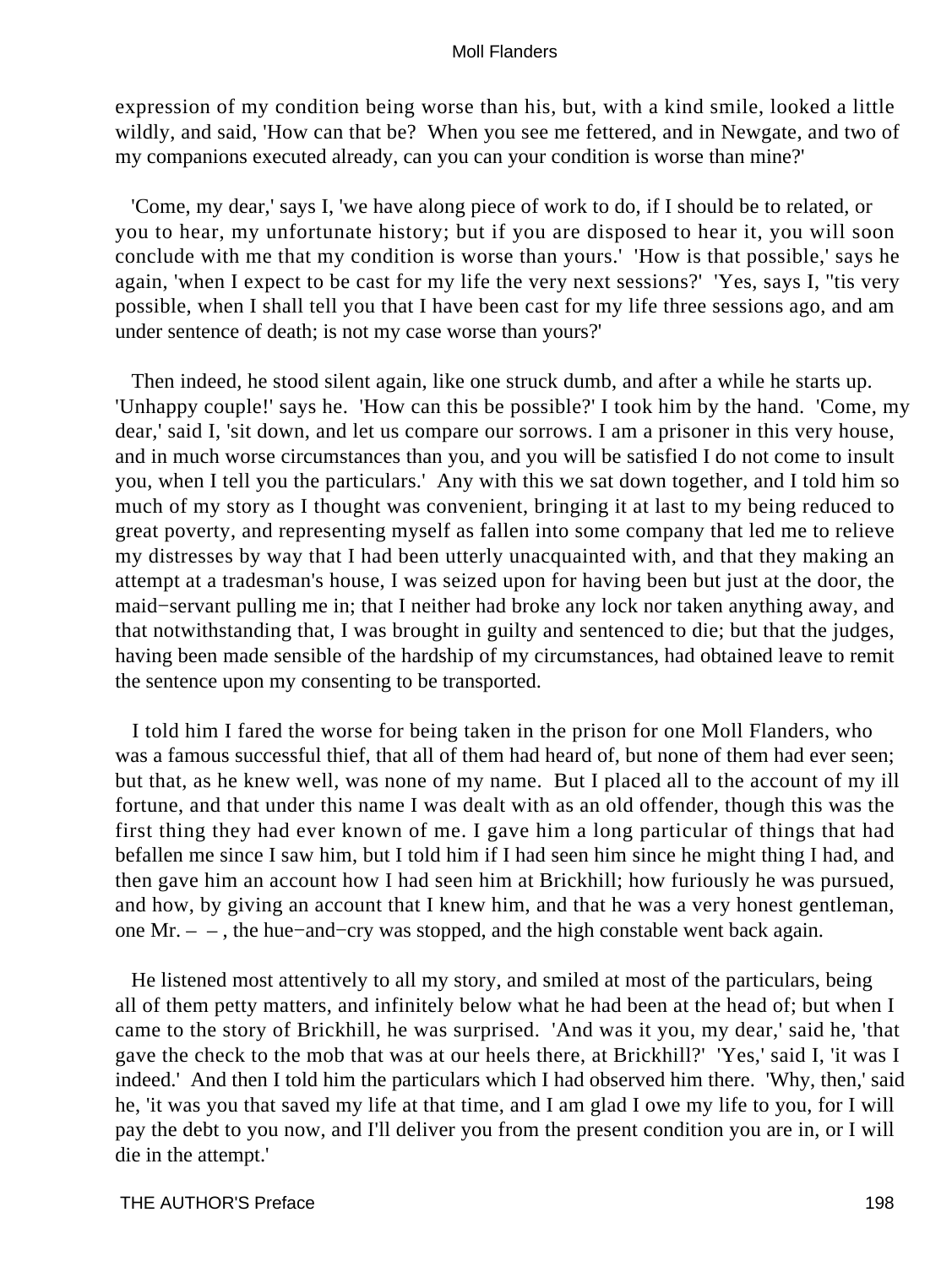expression of my condition being worse than his, but, with a kind smile, looked a little wildly, and said, 'How can that be? When you see me fettered, and in Newgate, and two of my companions executed already, can you can your condition is worse than mine?'

'Come, my dear,' says I, 'we have along piece of work to do, if I should be to related, or you to hear, my unfortunate history; but if you are disposed to hear it, you will soon conclude with me that my condition is worse than yours.' 'How is that possible,' says he again, 'when I expect to be cast for my life the very next sessions?' 'Yes, says I, ''tis very possible, when I shall tell you that I have been cast for my life three sessions ago, and am under sentence of death; is not my case worse than yours?'

Then indeed, he stood silent again, like one struck dumb, and after a while he starts up. 'Unhappy couple!' says he. 'How can this be possible?' I took him by the hand. 'Come, my dear,' said I, 'sit down, and let us compare our sorrows. I am a prisoner in this very house, and in much worse circumstances than you, and you will be satisfied I do not come to insult you, when I tell you the particulars.' Any with this we sat down together, and I told him so much of my story as I thought was convenient, bringing it at last to my being reduced to great poverty, and representing myself as fallen into some company that led me to relieve my distresses by way that I had been utterly unacquainted with, and that they making an attempt at a tradesman's house, I was seized upon for having been but just at the door, the maid−servant pulling me in; that I neither had broke any lock nor taken anything away, and that notwithstanding that, I was brought in guilty and sentenced to die; but that the judges, having been made sensible of the hardship of my circumstances, had obtained leave to remit the sentence upon my consenting to be transported.

I told him I fared the worse for being taken in the prison for one Moll Flanders, who was a famous successful thief, that all of them had heard of, but none of them had ever seen; but that, as he knew well, was none of my name. But I placed all to the account of my ill fortune, and that under this name I was dealt with as an old offender, though this was the first thing they had ever known of me. I gave him a long particular of things that had befallen me since I saw him, but I told him if I had seen him since he might thing I had, and then gave him an account how I had seen him at Brickhill; how furiously he was pursued, and how, by giving an account that I knew him, and that he was a very honest gentleman, one Mr. – – , the hue−and−cry was stopped, and the high constable went back again.

He listened most attentively to all my story, and smiled at most of the particulars, being all of them petty matters, and infinitely below what he had been at the head of; but when I came to the story of Brickhill, he was surprised. 'And was it you, my dear,' said he, 'that gave the check to the mob that was at our heels there, at Brickhill?' 'Yes,' said I, 'it was I indeed.' And then I told him the particulars which I had observed him there. 'Why, then,' said he, 'it was you that saved my life at that time, and I am glad I owe my life to you, for I will pay the debt to you now, and I'll deliver you from the present condition you are in, or I will die in the attempt.'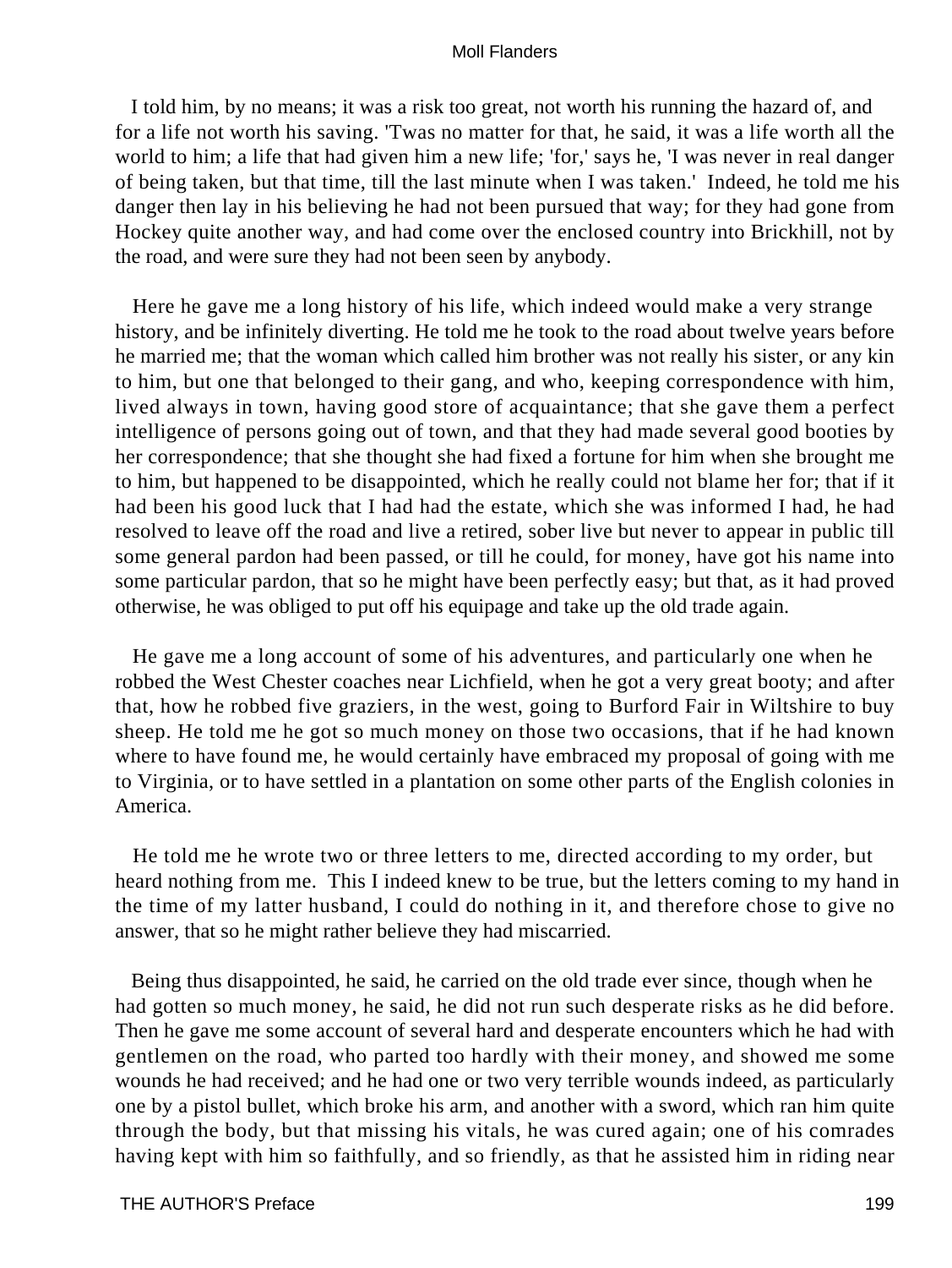I told him, by no means; it was a risk too great, not worth his running the hazard of, and for a life not worth his saving. 'Twas no matter for that, he said, it was a life worth all the world to him; a life that had given him a new life; 'for,' says he, 'I was never in real danger of being taken, but that time, till the last minute when I was taken.' Indeed, he told me his danger then lay in his believing he had not been pursued that way; for they had gone from Hockey quite another way, and had come over the enclosed country into Brickhill, not by the road, and were sure they had not been seen by anybody.

Here he gave me a long history of his life, which indeed would make a very strange history, and be infinitely diverting. He told me he took to the road about twelve years before he married me; that the woman which called him brother was not really his sister, or any kin to him, but one that belonged to their gang, and who, keeping correspondence with him, lived always in town, having good store of acquaintance; that she gave them a perfect intelligence of persons going out of town, and that they had made several good booties by her correspondence; that she thought she had fixed a fortune for him when she brought me to him, but happened to be disappointed, which he really could not blame her for; that if it had been his good luck that I had had the estate, which she was informed I had, he had resolved to leave off the road and live a retired, sober live but never to appear in public till some general pardon had been passed, or till he could, for money, have got his name into some particular pardon, that so he might have been perfectly easy; but that, as it had proved otherwise, he was obliged to put off his equipage and take up the old trade again.

He gave me a long account of some of his adventures, and particularly one when he robbed the West Chester coaches near Lichfield, when he got a very great booty; and after that, how he robbed five graziers, in the west, going to Burford Fair in Wiltshire to buy sheep. He told me he got so much money on those two occasions, that if he had known where to have found me, he would certainly have embraced my proposal of going with me to Virginia, or to have settled in a plantation on some other parts of the English colonies in America.

He told me he wrote two or three letters to me, directed according to my order, but heard nothing from me. This I indeed knew to be true, but the letters coming to my hand in the time of my latter husband, I could do nothing in it, and therefore chose to give no answer, that so he might rather believe they had miscarried.

Being thus disappointed, he said, he carried on the old trade ever since, though when he had gotten so much money, he said, he did not run such desperate risks as he did before. Then he gave me some account of several hard and desperate encounters which he had with gentlemen on the road, who parted too hardly with their money, and showed me some wounds he had received; and he had one or two very terrible wounds indeed, as particularly one by a pistol bullet, which broke his arm, and another with a sword, which ran him quite through the body, but that missing his vitals, he was cured again; one of his comrades having kept with him so faithfully, and so friendly, as that he assisted him in riding near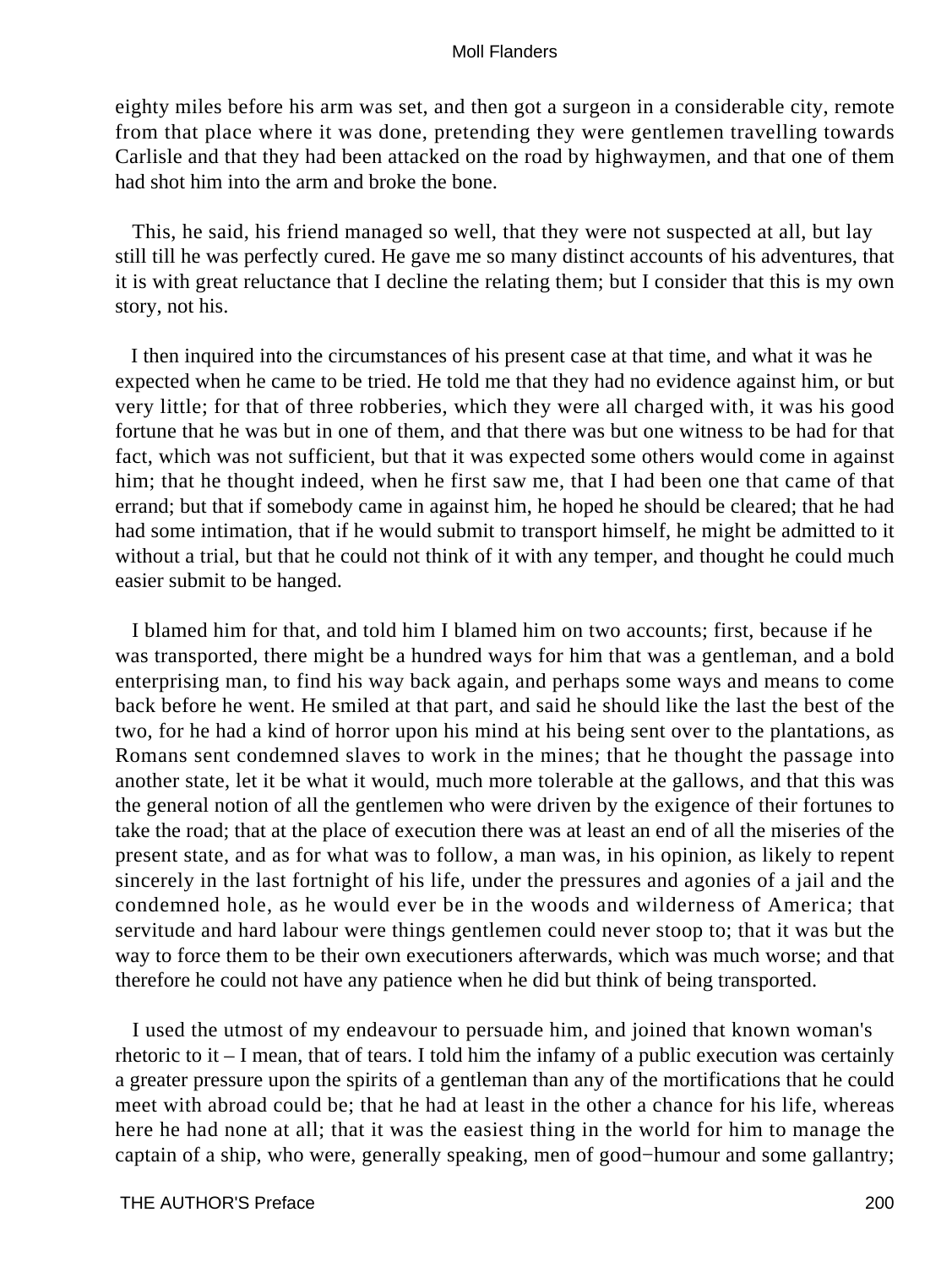eighty miles before his arm was set, and then got a surgeon in a considerable city, remote from that place where it was done, pretending they were gentlemen travelling towards Carlisle and that they had been attacked on the road by highwaymen, and that one of them had shot him into the arm and broke the bone.

This, he said, his friend managed so well, that they were not suspected at all, but lay still till he was perfectly cured. He gave me so many distinct accounts of his adventures, that it is with great reluctance that I decline the relating them; but I consider that this is my own story, not his.

I then inquired into the circumstances of his present case at that time, and what it was he expected when he came to be tried. He told me that they had no evidence against him, or but very little; for that of three robberies, which they were all charged with, it was his good fortune that he was but in one of them, and that there was but one witness to be had for that fact, which was not sufficient, but that it was expected some others would come in against him; that he thought indeed, when he first saw me, that I had been one that came of that errand; but that if somebody came in against him, he hoped he should be cleared; that he had had some intimation, that if he would submit to transport himself, he might be admitted to it without a trial, but that he could not think of it with any temper, and thought he could much easier submit to be hanged.

I blamed him for that, and told him I blamed him on two accounts; first, because if he was transported, there might be a hundred ways for him that was a gentleman, and a bold enterprising man, to find his way back again, and perhaps some ways and means to come back before he went. He smiled at that part, and said he should like the last the best of the two, for he had a kind of horror upon his mind at his being sent over to the plantations, as Romans sent condemned slaves to work in the mines; that he thought the passage into another state, let it be what it would, much more tolerable at the gallows, and that this was the general notion of all the gentlemen who were driven by the exigence of their fortunes to take the road; that at the place of execution there was at least an end of all the miseries of the present state, and as for what was to follow, a man was, in his opinion, as likely to repent sincerely in the last fortnight of his life, under the pressures and agonies of a jail and the condemned hole, as he would ever be in the woods and wilderness of America; that servitude and hard labour were things gentlemen could never stoop to; that it was but the way to force them to be their own executioners afterwards, which was much worse; and that therefore he could not have any patience when he did but think of being transported.

I used the utmost of my endeavour to persuade him, and joined that known woman's rhetoric to it – I mean, that of tears. I told him the infamy of a public execution was certainly a greater pressure upon the spirits of a gentleman than any of the mortifications that he could meet with abroad could be; that he had at least in the other a chance for his life, whereas here he had none at all; that it was the easiest thing in the world for him to manage the captain of a ship, who were, generally speaking, men of good−humour and some gallantry;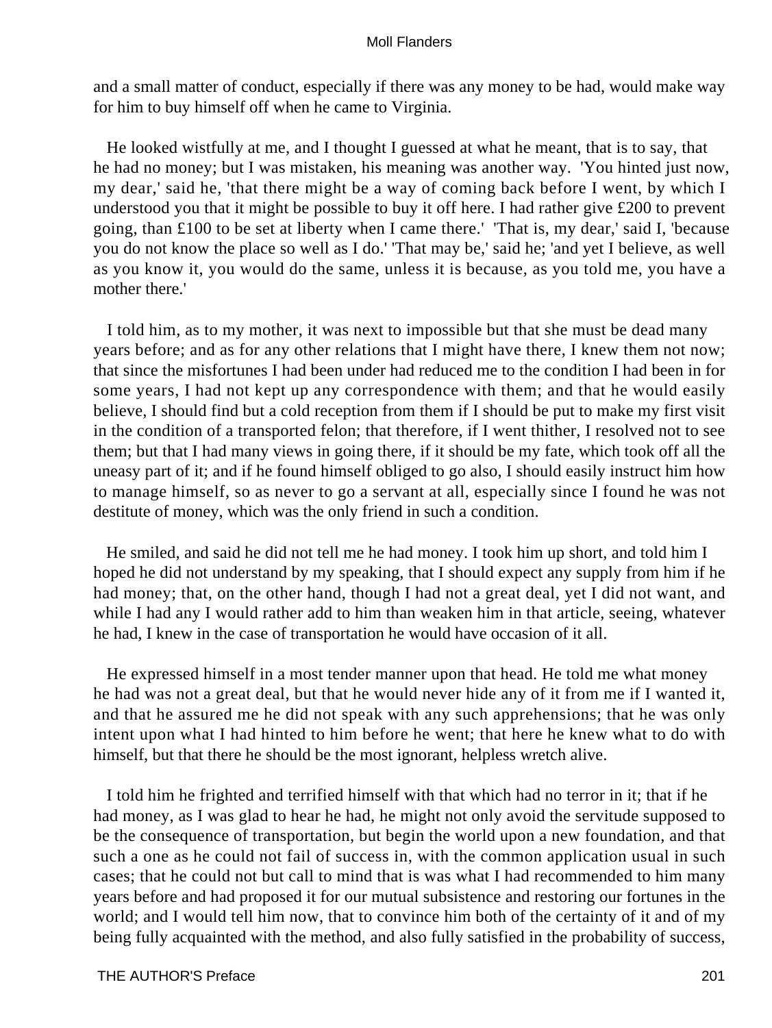and a small matter of conduct, especially if there was any money to be had, would make way for him to buy himself off when he came to Virginia.

He looked wistfully at me, and I thought I guessed at what he meant, that is to say, that he had no money; but I was mistaken, his meaning was another way. 'You hinted just now, my dear,' said he, 'that there might be a way of coming back before I went, by which I understood you that it might be possible to buy it off here. I had rather give £200 to prevent going, than £100 to be set at liberty when I came there.' 'That is, my dear,' said I, 'because you do not know the place so well as I do.' 'That may be,' said he; 'and yet I believe, as well as you know it, you would do the same, unless it is because, as you told me, you have a mother there.'

I told him, as to my mother, it was next to impossible but that she must be dead many years before; and as for any other relations that I might have there, I knew them not now; that since the misfortunes I had been under had reduced me to the condition I had been in for some years, I had not kept up any correspondence with them; and that he would easily believe, I should find but a cold reception from them if I should be put to make my first visit in the condition of a transported felon; that therefore, if I went thither, I resolved not to see them; but that I had many views in going there, if it should be my fate, which took off all the uneasy part of it; and if he found himself obliged to go also, I should easily instruct him how to manage himself, so as never to go a servant at all, especially since I found he was not destitute of money, which was the only friend in such a condition.

He smiled, and said he did not tell me he had money. I took him up short, and told him I hoped he did not understand by my speaking, that I should expect any supply from him if he had money; that, on the other hand, though I had not a great deal, yet I did not want, and while I had any I would rather add to him than weaken him in that article, seeing, whatever he had, I knew in the case of transportation he would have occasion of it all.

He expressed himself in a most tender manner upon that head. He told me what money he had was not a great deal, but that he would never hide any of it from me if I wanted it, and that he assured me he did not speak with any such apprehensions; that he was only intent upon what I had hinted to him before he went; that here he knew what to do with himself, but that there he should be the most ignorant, helpless wretch alive.

I told him he frighted and terrified himself with that which had no terror in it; that if he had money, as I was glad to hear he had, he might not only avoid the servitude supposed to be the consequence of transportation, but begin the world upon a new foundation, and that such a one as he could not fail of success in, with the common application usual in such cases; that he could not but call to mind that is was what I had recommended to him many years before and had proposed it for our mutual subsistence and restoring our fortunes in the world; and I would tell him now, that to convince him both of the certainty of it and of my being fully acquainted with the method, and also fully satisfied in the probability of success,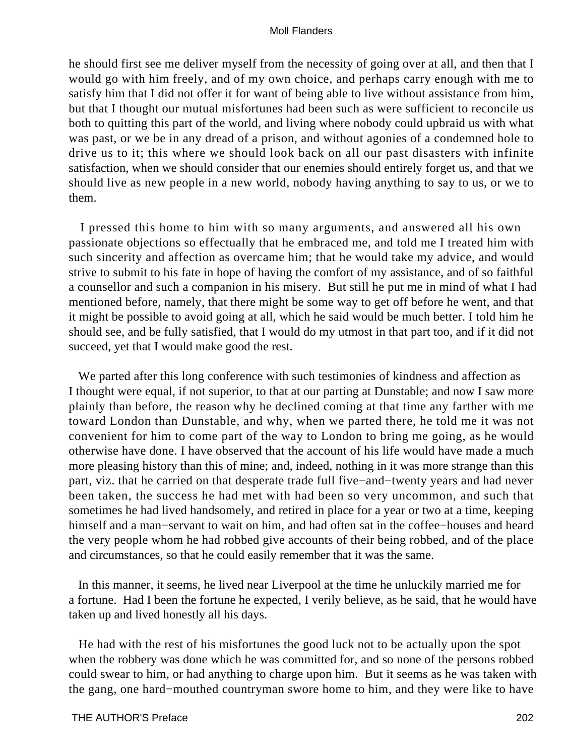he should first see me deliver myself from the necessity of going over at all, and then that I would go with him freely, and of my own choice, and perhaps carry enough with me to satisfy him that I did not offer it for want of being able to live without assistance from him, but that I thought our mutual misfortunes had been such as were sufficient to reconcile us both to quitting this part of the world, and living where nobody could upbraid us with what was past, or we be in any dread of a prison, and without agonies of a condemned hole to drive us to it; this where we should look back on all our past disasters with infinite satisfaction, when we should consider that our enemies should entirely forget us, and that we should live as new people in a new world, nobody having anything to say to us, or we to them.

I pressed this home to him with so many arguments, and answered all his own passionate objections so effectually that he embraced me, and told me I treated him with such sincerity and affection as overcame him; that he would take my advice, and would strive to submit to his fate in hope of having the comfort of my assistance, and of so faithful a counsellor and such a companion in his misery. But still he put me in mind of what I had mentioned before, namely, that there might be some way to get off before he went, and that it might be possible to avoid going at all, which he said would be much better. I told him he should see, and be fully satisfied, that I would do my utmost in that part too, and if it did not succeed, yet that I would make good the rest.

We parted after this long conference with such testimonies of kindness and affection as I thought were equal, if not superior, to that at our parting at Dunstable; and now I saw more plainly than before, the reason why he declined coming at that time any farther with me toward London than Dunstable, and why, when we parted there, he told me it was not convenient for him to come part of the way to London to bring me going, as he would otherwise have done. I have observed that the account of his life would have made a much more pleasing history than this of mine; and, indeed, nothing in it was more strange than this part, viz. that he carried on that desperate trade full five−and−twenty years and had never been taken, the success he had met with had been so very uncommon, and such that sometimes he had lived handsomely, and retired in place for a year or two at a time, keeping himself and a man−servant to wait on him, and had often sat in the coffee−houses and heard the very people whom he had robbed give accounts of their being robbed, and of the place and circumstances, so that he could easily remember that it was the same.

In this manner, it seems, he lived near Liverpool at the time he unluckily married me for a fortune. Had I been the fortune he expected, I verily believe, as he said, that he would have taken up and lived honestly all his days.

He had with the rest of his misfortunes the good luck not to be actually upon the spot when the robbery was done which he was committed for, and so none of the persons robbed could swear to him, or had anything to charge upon him. But it seems as he was taken with the gang, one hard−mouthed countryman swore home to him, and they were like to have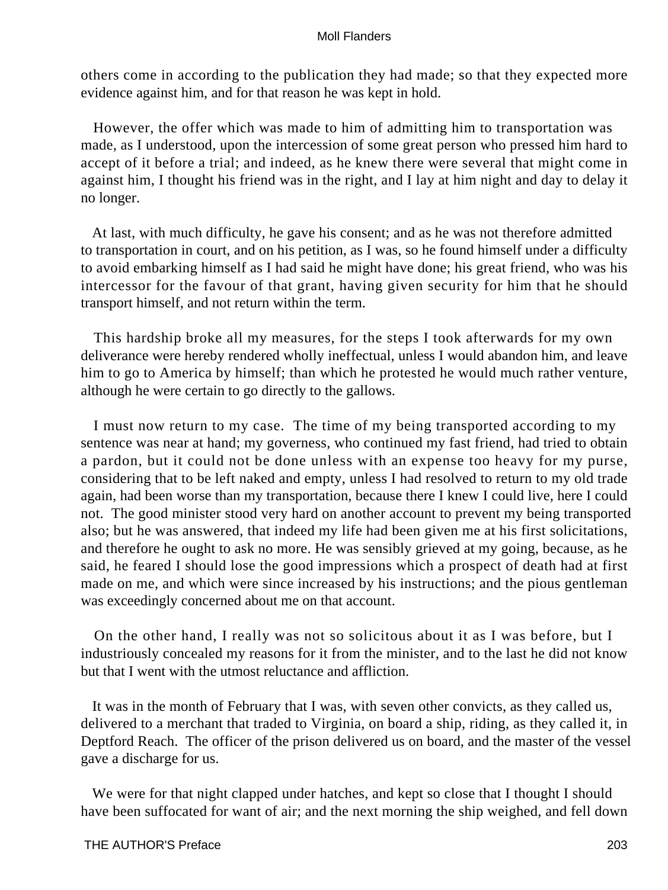others come in according to the publication they had made; so that they expected more evidence against him, and for that reason he was kept in hold.

However, the offer which was made to him of admitting him to transportation was made, as I understood, upon the intercession of some great person who pressed him hard to accept of it before a trial; and indeed, as he knew there were several that might come in against him, I thought his friend was in the right, and I lay at him night and day to delay it no longer.

At last, with much difficulty, he gave his consent; and as he was not therefore admitted to transportation in court, and on his petition, as I was, so he found himself under a difficulty to avoid embarking himself as I had said he might have done; his great friend, who was his intercessor for the favour of that grant, having given security for him that he should transport himself, and not return within the term.

This hardship broke all my measures, for the steps I took afterwards for my own deliverance were hereby rendered wholly ineffectual, unless I would abandon him, and leave him to go to America by himself; than which he protested he would much rather venture, although he were certain to go directly to the gallows.

I must now return to my case. The time of my being transported according to my sentence was near at hand; my governess, who continued my fast friend, had tried to obtain a pardon, but it could not be done unless with an expense too heavy for my purse, considering that to be left naked and empty, unless I had resolved to return to my old trade again, had been worse than my transportation, because there I knew I could live, here I could not. The good minister stood very hard on another account to prevent my being transported also; but he was answered, that indeed my life had been given me at his first solicitations, and therefore he ought to ask no more. He was sensibly grieved at my going, because, as he said, he feared I should lose the good impressions which a prospect of death had at first made on me, and which were since increased by his instructions; and the pious gentleman was exceedingly concerned about me on that account.

On the other hand, I really was not so solicitous about it as I was before, but I industriously concealed my reasons for it from the minister, and to the last he did not know but that I went with the utmost reluctance and affliction.

It was in the month of February that I was, with seven other convicts, as they called us, delivered to a merchant that traded to Virginia, on board a ship, riding, as they called it, in Deptford Reach. The officer of the prison delivered us on board, and the master of the vessel gave a discharge for us.

We were for that night clapped under hatches, and kept so close that I thought I should have been suffocated for want of air; and the next morning the ship weighed, and fell down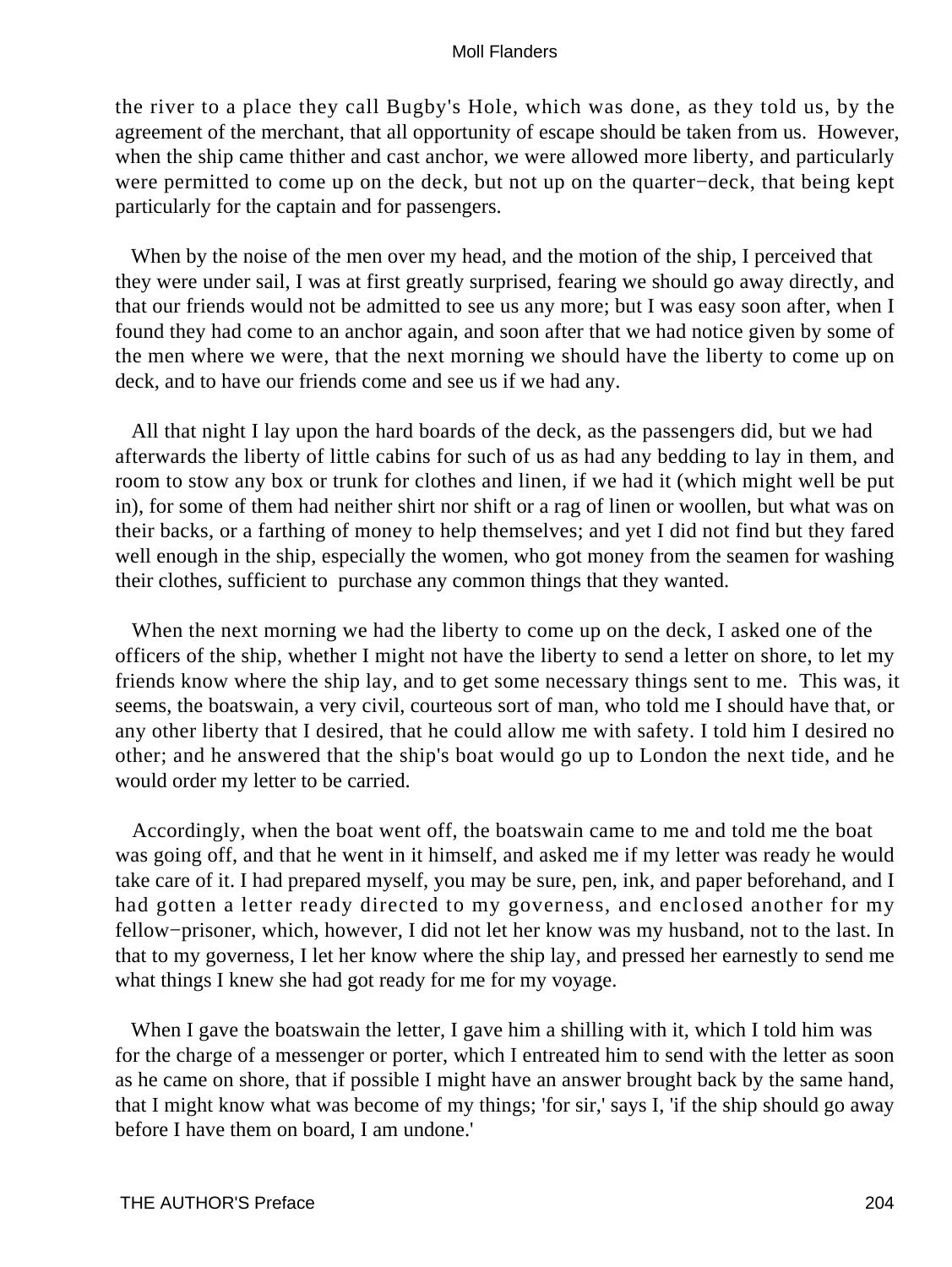the river to a place they call Bugby's Hole, which was done, as they told us, by the agreement of the merchant, that all opportunity of escape should be taken from us. However, when the ship came thither and cast anchor, we were allowed more liberty, and particularly were permitted to come up on the deck, but not up on the quarter−deck, that being kept particularly for the captain and for passengers.

When by the noise of the men over my head, and the motion of the ship, I perceived that they were under sail, I was at first greatly surprised, fearing we should go away directly, and that our friends would not be admitted to see us any more; but I was easy soon after, when I found they had come to an anchor again, and soon after that we had notice given by some of the men where we were, that the next morning we should have the liberty to come up on deck, and to have our friends come and see us if we had any.

All that night I lay upon the hard boards of the deck, as the passengers did, but we had afterwards the liberty of little cabins for such of us as had any bedding to lay in them, and room to stow any box or trunk for clothes and linen, if we had it (which might well be put in), for some of them had neither shirt nor shift or a rag of linen or woollen, but what was on their backs, or a farthing of money to help themselves; and yet I did not find but they fared well enough in the ship, especially the women, who got money from the seamen for washing their clothes, sufficient to purchase any common things that they wanted.

When the next morning we had the liberty to come up on the deck, I asked one of the officers of the ship, whether I might not have the liberty to send a letter on shore, to let my friends know where the ship lay, and to get some necessary things sent to me. This was, it seems, the boatswain, a very civil, courteous sort of man, who told me I should have that, or any other liberty that I desired, that he could allow me with safety. I told him I desired no other; and he answered that the ship's boat would go up to London the next tide, and he would order my letter to be carried.

Accordingly, when the boat went off, the boatswain came to me and told me the boat was going off, and that he went in it himself, and asked me if my letter was ready he would take care of it. I had prepared myself, you may be sure, pen, ink, and paper beforehand, and I had gotten a letter ready directed to my governess, and enclosed another for my fellow−prisoner, which, however, I did not let her know was my husband, not to the last. In that to my governess, I let her know where the ship lay, and pressed her earnestly to send me what things I knew she had got ready for me for my voyage.

When I gave the boatswain the letter, I gave him a shilling with it, which I told him was for the charge of a messenger or porter, which I entreated him to send with the letter as soon as he came on shore, that if possible I might have an answer brought back by the same hand, that I might know what was become of my things; 'for sir,' says I, 'if the ship should go away before I have them on board, I am undone.'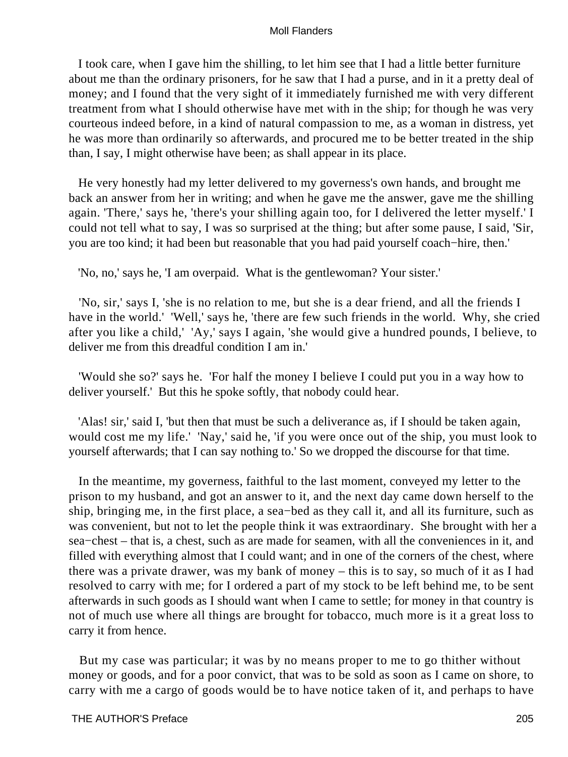I took care, when I gave him the shilling, to let him see that I had a little better furniture about me than the ordinary prisoners, for he saw that I had a purse, and in it a pretty deal of money; and I found that the very sight of it immediately furnished me with very different treatment from what I should otherwise have met with in the ship; for though he was very courteous indeed before, in a kind of natural compassion to me, as a woman in distress, yet he was more than ordinarily so afterwards, and procured me to be better treated in the ship than, I say, I might otherwise have been; as shall appear in its place.

He very honestly had my letter delivered to my governess's own hands, and brought me back an answer from her in writing; and when he gave me the answer, gave me the shilling again. 'There,' says he, 'there's your shilling again too, for I delivered the letter myself.' I could not tell what to say, I was so surprised at the thing; but after some pause, I said, 'Sir, you are too kind; it had been but reasonable that you had paid yourself coach−hire, then.'

'No, no,' says he, 'I am overpaid. What is the gentlewoman? Your sister.'

'No, sir,' says I, 'she is no relation to me, but she is a dear friend, and all the friends I have in the world.' 'Well,' says he, 'there are few such friends in the world. Why, she cried after you like a child,' 'Ay,' says I again, 'she would give a hundred pounds, I believe, to deliver me from this dreadful condition I am in.'

'Would she so?' says he. 'For half the money I believe I could put you in a way how to deliver yourself.' But this he spoke softly, that nobody could hear.

'Alas! sir,' said I, 'but then that must be such a deliverance as, if I should be taken again, would cost me my life.' 'Nay,' said he, 'if you were once out of the ship, you must look to yourself afterwards; that I can say nothing to.' So we dropped the discourse for that time.

In the meantime, my governess, faithful to the last moment, conveyed my letter to the prison to my husband, and got an answer to it, and the next day came down herself to the ship, bringing me, in the first place, a sea−bed as they call it, and all its furniture, such as was convenient, but not to let the people think it was extraordinary. She brought with her a sea−chest – that is, a chest, such as are made for seamen, with all the conveniences in it, and filled with everything almost that I could want; and in one of the corners of the chest, where there was a private drawer, was my bank of money – this is to say, so much of it as I had resolved to carry with me; for I ordered a part of my stock to be left behind me, to be sent afterwards in such goods as I should want when I came to settle; for money in that country is not of much use where all things are brought for tobacco, much more is it a great loss to carry it from hence.

But my case was particular; it was by no means proper to me to go thither without money or goods, and for a poor convict, that was to be sold as soon as I came on shore, to carry with me a cargo of goods would be to have notice taken of it, and perhaps to have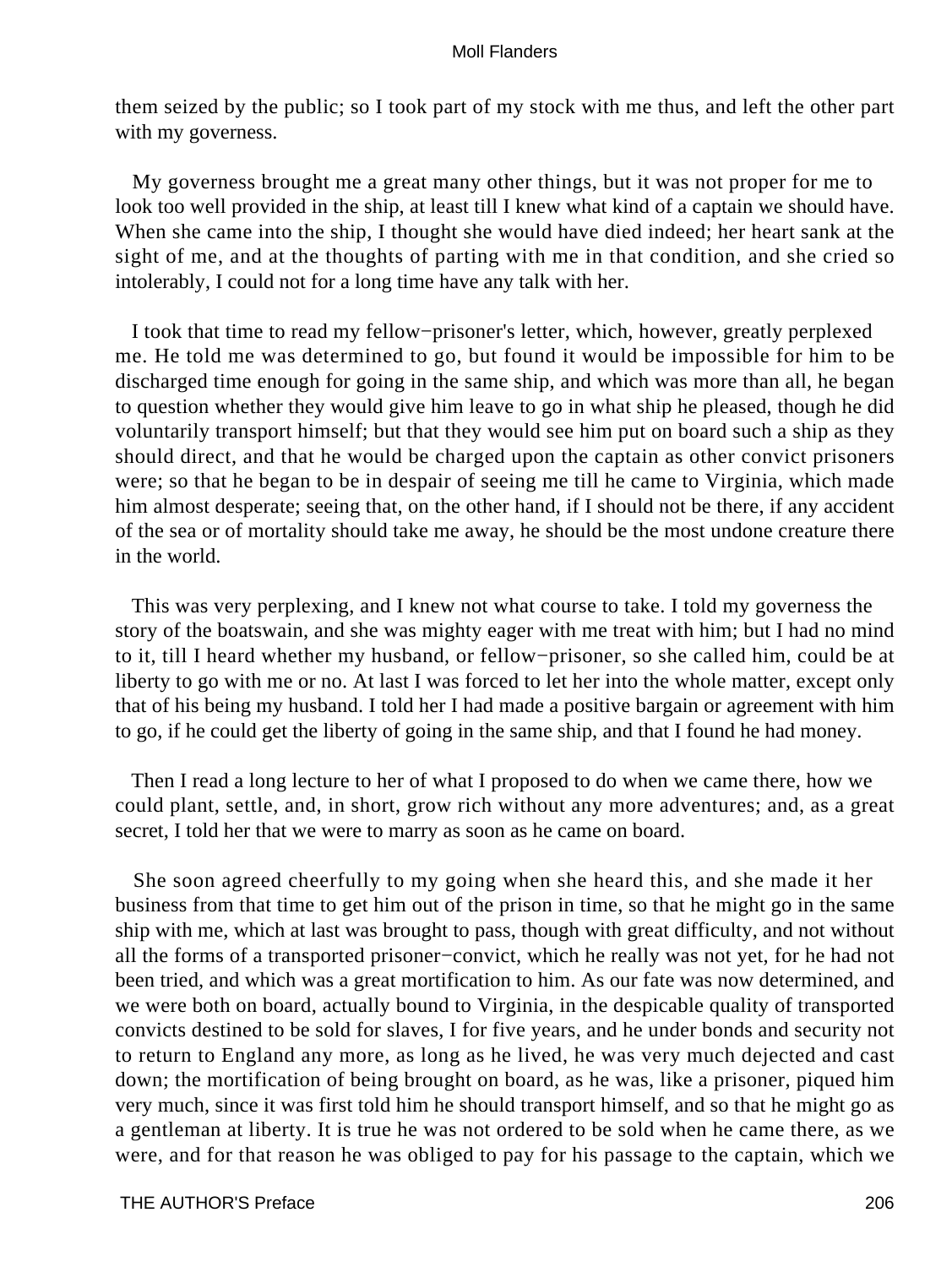them seized by the public; so I took part of my stock with me thus, and left the other part with my governess.

My governess brought me a great many other things, but it was not proper for me to look too well provided in the ship, at least till I knew what kind of a captain we should have. When she came into the ship, I thought she would have died indeed; her heart sank at the sight of me, and at the thoughts of parting with me in that condition, and she cried so intolerably, I could not for a long time have any talk with her.

I took that time to read my fellow−prisoner's letter, which, however, greatly perplexed me. He told me was determined to go, but found it would be impossible for him to be discharged time enough for going in the same ship, and which was more than all, he began to question whether they would give him leave to go in what ship he pleased, though he did voluntarily transport himself; but that they would see him put on board such a ship as they should direct, and that he would be charged upon the captain as other convict prisoners were; so that he began to be in despair of seeing me till he came to Virginia, which made him almost desperate; seeing that, on the other hand, if I should not be there, if any accident of the sea or of mortality should take me away, he should be the most undone creature there in the world.

This was very perplexing, and I knew not what course to take. I told my governess the story of the boatswain, and she was mighty eager with me treat with him; but I had no mind to it, till I heard whether my husband, or fellow−prisoner, so she called him, could be at liberty to go with me or no. At last I was forced to let her into the whole matter, except only that of his being my husband. I told her I had made a positive bargain or agreement with him to go, if he could get the liberty of going in the same ship, and that I found he had money.

Then I read a long lecture to her of what I proposed to do when we came there, how we could plant, settle, and, in short, grow rich without any more adventures; and, as a great secret, I told her that we were to marry as soon as he came on board.

She soon agreed cheerfully to my going when she heard this, and she made it her business from that time to get him out of the prison in time, so that he might go in the same ship with me, which at last was brought to pass, though with great difficulty, and not without all the forms of a transported prisoner−convict, which he really was not yet, for he had not been tried, and which was a great mortification to him. As our fate was now determined, and we were both on board, actually bound to Virginia, in the despicable quality of transported convicts destined to be sold for slaves, I for five years, and he under bonds and security not to return to England any more, as long as he lived, he was very much dejected and cast down; the mortification of being brought on board, as he was, like a prisoner, piqued him very much, since it was first told him he should transport himself, and so that he might go as a gentleman at liberty. It is true he was not ordered to be sold when he came there, as we were, and for that reason he was obliged to pay for his passage to the captain, which we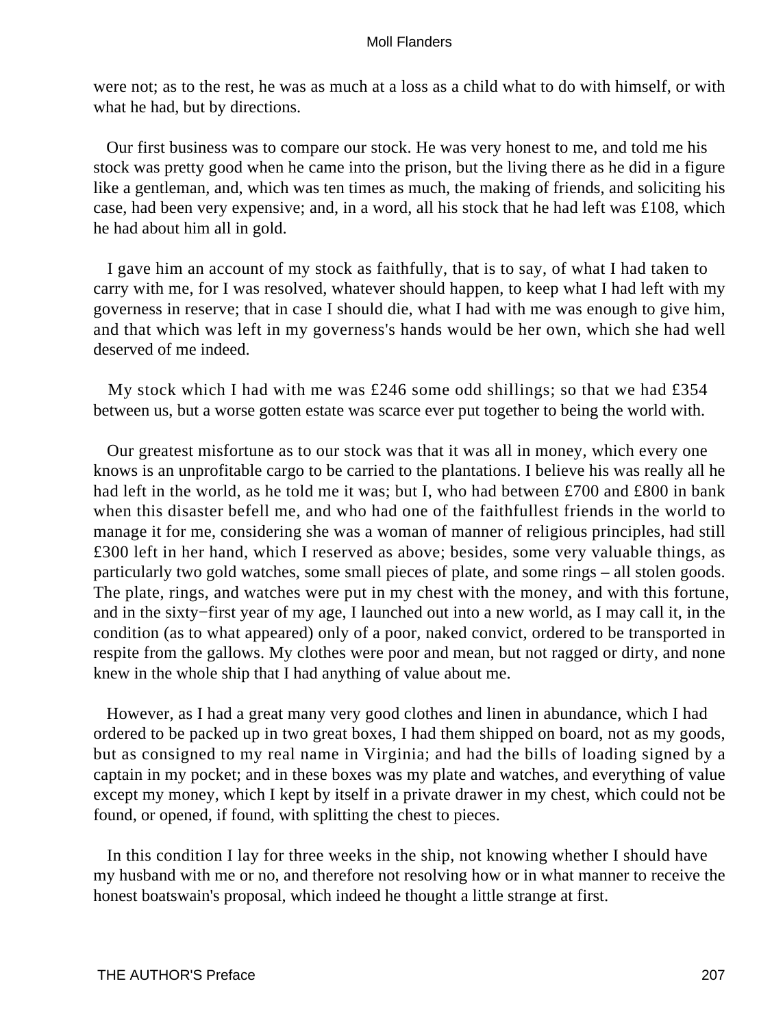were not; as to the rest, he was as much at a loss as a child what to do with himself, or with what he had, but by directions.

Our first business was to compare our stock. He was very honest to me, and told me his stock was pretty good when he came into the prison, but the living there as he did in a figure like a gentleman, and, which was ten times as much, the making of friends, and soliciting his case, had been very expensive; and, in a word, all his stock that he had left was £108, which he had about him all in gold.

I gave him an account of my stock as faithfully, that is to say, of what I had taken to carry with me, for I was resolved, whatever should happen, to keep what I had left with my governess in reserve; that in case I should die, what I had with me was enough to give him, and that which was left in my governess's hands would be her own, which she had well deserved of me indeed.

My stock which I had with me was £246 some odd shillings; so that we had £354 between us, but a worse gotten estate was scarce ever put together to being the world with.

Our greatest misfortune as to our stock was that it was all in money, which every one knows is an unprofitable cargo to be carried to the plantations. I believe his was really all he had left in the world, as he told me it was; but I, who had between £700 and £800 in bank when this disaster befell me, and who had one of the faithfullest friends in the world to manage it for me, considering she was a woman of manner of religious principles, had still £300 left in her hand, which I reserved as above; besides, some very valuable things, as particularly two gold watches, some small pieces of plate, and some rings – all stolen goods. The plate, rings, and watches were put in my chest with the money, and with this fortune, and in the sixty−first year of my age, I launched out into a new world, as I may call it, in the condition (as to what appeared) only of a poor, naked convict, ordered to be transported in respite from the gallows. My clothes were poor and mean, but not ragged or dirty, and none knew in the whole ship that I had anything of value about me.

However, as I had a great many very good clothes and linen in abundance, which I had ordered to be packed up in two great boxes, I had them shipped on board, not as my goods, but as consigned to my real name in Virginia; and had the bills of loading signed by a captain in my pocket; and in these boxes was my plate and watches, and everything of value except my money, which I kept by itself in a private drawer in my chest, which could not be found, or opened, if found, with splitting the chest to pieces.

In this condition I lay for three weeks in the ship, not knowing whether I should have my husband with me or no, and therefore not resolving how or in what manner to receive the honest boatswain's proposal, which indeed he thought a little strange at first.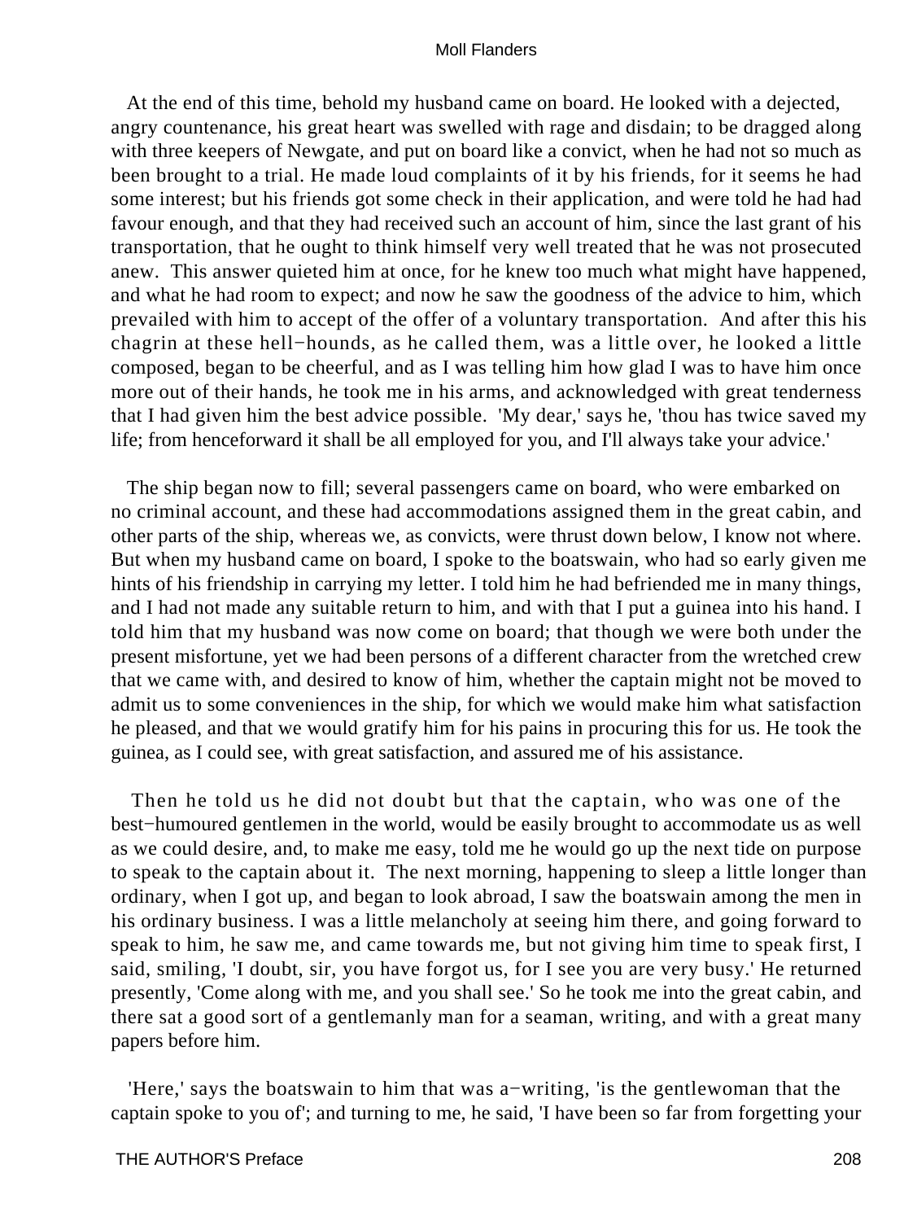At the end of this time, behold my husband came on board. He looked with a dejected, angry countenance, his great heart was swelled with rage and disdain; to be dragged along with three keepers of Newgate, and put on board like a convict, when he had not so much as been brought to a trial. He made loud complaints of it by his friends, for it seems he had some interest; but his friends got some check in their application, and were told he had had favour enough, and that they had received such an account of him, since the last grant of his transportation, that he ought to think himself very well treated that he was not prosecuted anew. This answer quieted him at once, for he knew too much what might have happened, and what he had room to expect; and now he saw the goodness of the advice to him, which prevailed with him to accept of the offer of a voluntary transportation. And after this his chagrin at these hell−hounds, as he called them, was a little over, he looked a little composed, began to be cheerful, and as I was telling him how glad I was to have him once more out of their hands, he took me in his arms, and acknowledged with great tenderness that I had given him the best advice possible. 'My dear,' says he, 'thou has twice saved my life; from henceforward it shall be all employed for you, and I'll always take your advice.'

The ship began now to fill; several passengers came on board, who were embarked on no criminal account, and these had accommodations assigned them in the great cabin, and other parts of the ship, whereas we, as convicts, were thrust down below, I know not where. But when my husband came on board, I spoke to the boatswain, who had so early given me hints of his friendship in carrying my letter. I told him he had befriended me in many things, and I had not made any suitable return to him, and with that I put a guinea into his hand. I told him that my husband was now come on board; that though we were both under the present misfortune, yet we had been persons of a different character from the wretched crew that we came with, and desired to know of him, whether the captain might not be moved to admit us to some conveniences in the ship, for which we would make him what satisfaction he pleased, and that we would gratify him for his pains in procuring this for us. He took the guinea, as I could see, with great satisfaction, and assured me of his assistance.

Then he told us he did not doubt but that the captain, who was one of the best−humoured gentlemen in the world, would be easily brought to accommodate us as well as we could desire, and, to make me easy, told me he would go up the next tide on purpose to speak to the captain about it. The next morning, happening to sleep a little longer than ordinary, when I got up, and began to look abroad, I saw the boatswain among the men in his ordinary business. I was a little melancholy at seeing him there, and going forward to speak to him, he saw me, and came towards me, but not giving him time to speak first, I said, smiling, 'I doubt, sir, you have forgot us, for I see you are very busy.' He returned presently, 'Come along with me, and you shall see.' So he took me into the great cabin, and there sat a good sort of a gentlemanly man for a seaman, writing, and with a great many papers before him.

'Here,' says the boatswain to him that was a−writing, 'is the gentlewoman that the captain spoke to you of'; and turning to me, he said, 'I have been so far from forgetting your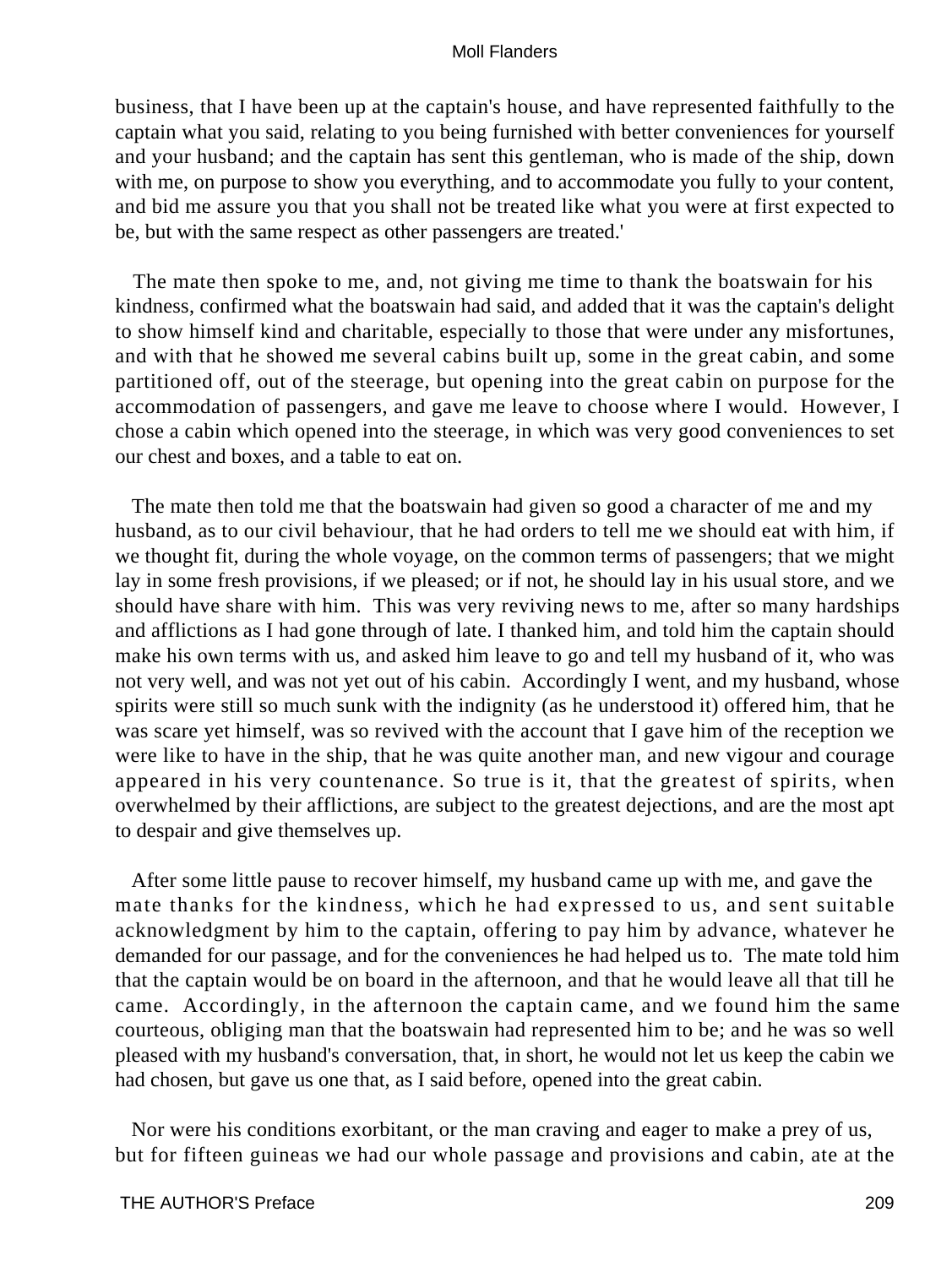business, that I have been up at the captain's house, and have represented faithfully to the captain what you said, relating to you being furnished with better conveniences for yourself and your husband; and the captain has sent this gentleman, who is made of the ship, down with me, on purpose to show you everything, and to accommodate you fully to your content, and bid me assure you that you shall not be treated like what you were at first expected to be, but with the same respect as other passengers are treated.'

The mate then spoke to me, and, not giving me time to thank the boatswain for his kindness, confirmed what the boatswain had said, and added that it was the captain's delight to show himself kind and charitable, especially to those that were under any misfortunes, and with that he showed me several cabins built up, some in the great cabin, and some partitioned off, out of the steerage, but opening into the great cabin on purpose for the accommodation of passengers, and gave me leave to choose where I would. However, I chose a cabin which opened into the steerage, in which was very good conveniences to set our chest and boxes, and a table to eat on.

The mate then told me that the boatswain had given so good a character of me and my husband, as to our civil behaviour, that he had orders to tell me we should eat with him, if we thought fit, during the whole voyage, on the common terms of passengers; that we might lay in some fresh provisions, if we pleased; or if not, he should lay in his usual store, and we should have share with him. This was very reviving news to me, after so many hardships and afflictions as I had gone through of late. I thanked him, and told him the captain should make his own terms with us, and asked him leave to go and tell my husband of it, who was not very well, and was not yet out of his cabin. Accordingly I went, and my husband, whose spirits were still so much sunk with the indignity (as he understood it) offered him, that he was scare yet himself, was so revived with the account that I gave him of the reception we were like to have in the ship, that he was quite another man, and new vigour and courage appeared in his very countenance. So true is it, that the greatest of spirits, when overwhelmed by their afflictions, are subject to the greatest dejections, and are the most apt to despair and give themselves up.

After some little pause to recover himself, my husband came up with me, and gave the mate thanks for the kindness, which he had expressed to us, and sent suitable acknowledgment by him to the captain, offering to pay him by advance, whatever he demanded for our passage, and for the conveniences he had helped us to. The mate told him that the captain would be on board in the afternoon, and that he would leave all that till he came. Accordingly, in the afternoon the captain came, and we found him the same courteous, obliging man that the boatswain had represented him to be; and he was so well pleased with my husband's conversation, that, in short, he would not let us keep the cabin we had chosen, but gave us one that, as I said before, opened into the great cabin.

Nor were his conditions exorbitant, or the man craving and eager to make a prey of us, but for fifteen guineas we had our whole passage and provisions and cabin, ate at the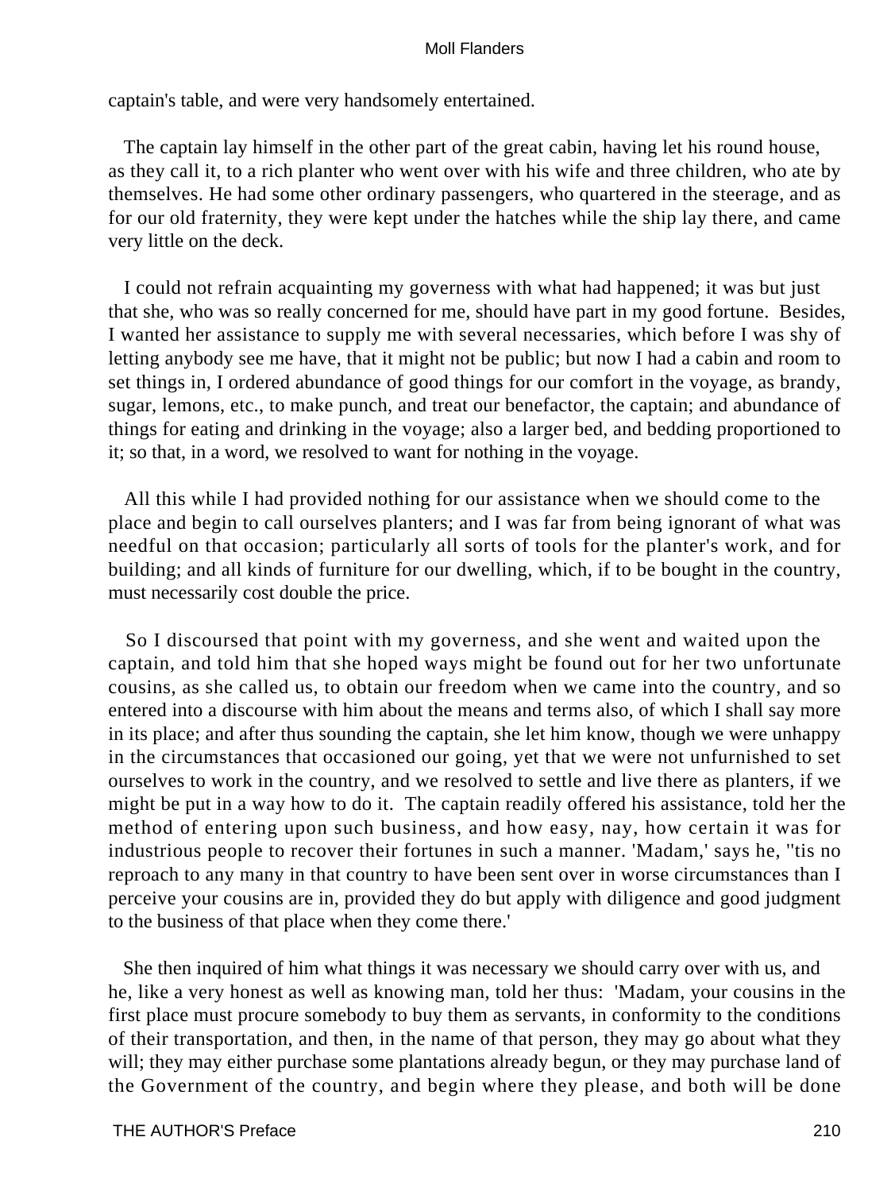captain's table, and were very handsomely entertained.

The captain lay himself in the other part of the great cabin, having let his round house, as they call it, to a rich planter who went over with his wife and three children, who ate by themselves. He had some other ordinary passengers, who quartered in the steerage, and as for our old fraternity, they were kept under the hatches while the ship lay there, and came very little on the deck.

I could not refrain acquainting my governess with what had happened; it was but just that she, who was so really concerned for me, should have part in my good fortune. Besides, I wanted her assistance to supply me with several necessaries, which before I was shy of letting anybody see me have, that it might not be public; but now I had a cabin and room to set things in, I ordered abundance of good things for our comfort in the voyage, as brandy, sugar, lemons, etc., to make punch, and treat our benefactor, the captain; and abundance of things for eating and drinking in the voyage; also a larger bed, and bedding proportioned to it; so that, in a word, we resolved to want for nothing in the voyage.

All this while I had provided nothing for our assistance when we should come to the place and begin to call ourselves planters; and I was far from being ignorant of what was needful on that occasion; particularly all sorts of tools for the planter's work, and for building; and all kinds of furniture for our dwelling, which, if to be bought in the country, must necessarily cost double the price.

So I discoursed that point with my governess, and she went and waited upon the captain, and told him that she hoped ways might be found out for her two unfortunate cousins, as she called us, to obtain our freedom when we came into the country, and so entered into a discourse with him about the means and terms also, of which I shall say more in its place; and after thus sounding the captain, she let him know, though we were unhappy in the circumstances that occasioned our going, yet that we were not unfurnished to set ourselves to work in the country, and we resolved to settle and live there as planters, if we might be put in a way how to do it. The captain readily offered his assistance, told her the method of entering upon such business, and how easy, nay, how certain it was for industrious people to recover their fortunes in such a manner. 'Madam,' says he, ''tis no reproach to any many in that country to have been sent over in worse circumstances than I perceive your cousins are in, provided they do but apply with diligence and good judgment to the business of that place when they come there.'

She then inquired of him what things it was necessary we should carry over with us, and he, like a very honest as well as knowing man, told her thus: 'Madam, your cousins in the first place must procure somebody to buy them as servants, in conformity to the conditions of their transportation, and then, in the name of that person, they may go about what they will; they may either purchase some plantations already begun, or they may purchase land of the Government of the country, and begin where they please, and both will be done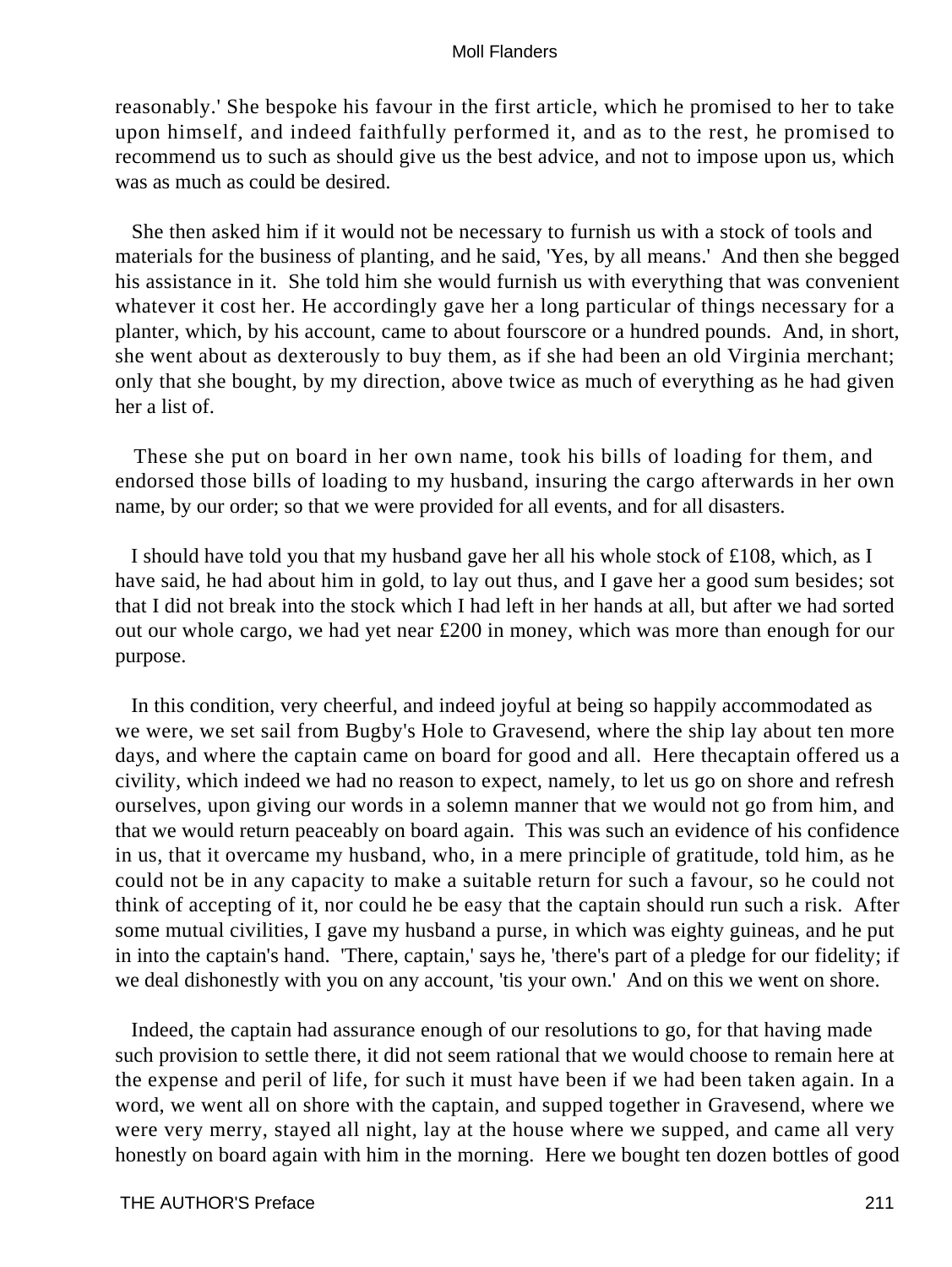reasonably.' She bespoke his favour in the first article, which he promised to her to take upon himself, and indeed faithfully performed it, and as to the rest, he promised to recommend us to such as should give us the best advice, and not to impose upon us, which was as much as could be desired.

She then asked him if it would not be necessary to furnish us with a stock of tools and materials for the business of planting, and he said, 'Yes, by all means.' And then she begged his assistance in it. She told him she would furnish us with everything that was convenient whatever it cost her. He accordingly gave her a long particular of things necessary for a planter, which, by his account, came to about fourscore or a hundred pounds. And, in short, she went about as dexterously to buy them, as if she had been an old Virginia merchant; only that she bought, by my direction, above twice as much of everything as he had given her a list of.

These she put on board in her own name, took his bills of loading for them, and endorsed those bills of loading to my husband, insuring the cargo afterwards in her own name, by our order; so that we were provided for all events, and for all disasters.

I should have told you that my husband gave her all his whole stock of £108, which, as I have said, he had about him in gold, to lay out thus, and I gave her a good sum besides; sot that I did not break into the stock which I had left in her hands at all, but after we had sorted out our whole cargo, we had yet near £200 in money, which was more than enough for our purpose.

In this condition, very cheerful, and indeed joyful at being so happily accommodated as we were, we set sail from Bugby's Hole to Gravesend, where the ship lay about ten more days, and where the captain came on board for good and all. Here thecaptain offered us a civility, which indeed we had no reason to expect, namely, to let us go on shore and refresh ourselves, upon giving our words in a solemn manner that we would not go from him, and that we would return peaceably on board again. This was such an evidence of his confidence in us, that it overcame my husband, who, in a mere principle of gratitude, told him, as he could not be in any capacity to make a suitable return for such a favour, so he could not think of accepting of it, nor could he be easy that the captain should run such a risk. After some mutual civilities, I gave my husband a purse, in which was eighty guineas, and he put in into the captain's hand. 'There, captain,' says he, 'there's part of a pledge for our fidelity; if we deal dishonestly with you on any account, 'tis your own.' And on this we went on shore.

Indeed, the captain had assurance enough of our resolutions to go, for that having made such provision to settle there, it did not seem rational that we would choose to remain here at the expense and peril of life, for such it must have been if we had been taken again. In a word, we went all on shore with the captain, and supped together in Gravesend, where we were very merry, stayed all night, lay at the house where we supped, and came all very honestly on board again with him in the morning. Here we bought ten dozen bottles of good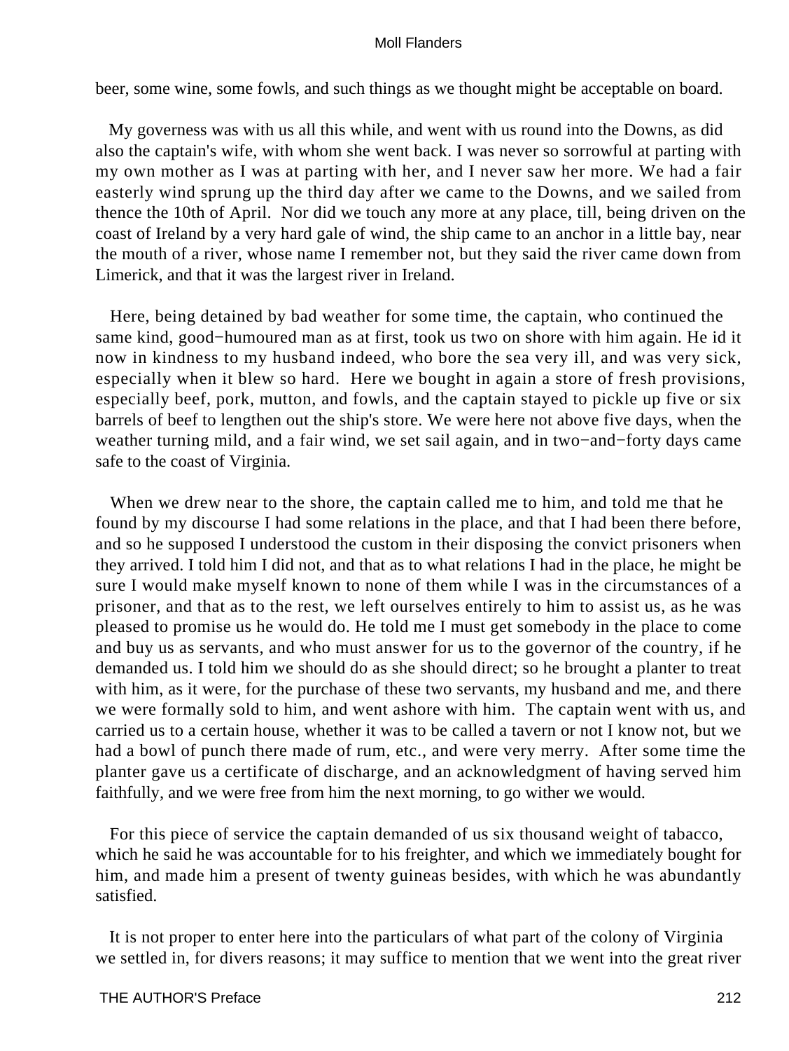beer, some wine, some fowls, and such things as we thought might be acceptable on board.

My governess was with us all this while, and went with us round into the Downs, as did also the captain's wife, with whom she went back. I was never so sorrowful at parting with my own mother as I was at parting with her, and I never saw her more. We had a fair easterly wind sprung up the third day after we came to the Downs, and we sailed from thence the 10th of April. Nor did we touch any more at any place, till, being driven on the coast of Ireland by a very hard gale of wind, the ship came to an anchor in a little bay, near the mouth of a river, whose name I remember not, but they said the river came down from Limerick, and that it was the largest river in Ireland.

Here, being detained by bad weather for some time, the captain, who continued the same kind, good−humoured man as at first, took us two on shore with him again. He id it now in kindness to my husband indeed, who bore the sea very ill, and was very sick, especially when it blew so hard. Here we bought in again a store of fresh provisions, especially beef, pork, mutton, and fowls, and the captain stayed to pickle up five or six barrels of beef to lengthen out the ship's store. We were here not above five days, when the weather turning mild, and a fair wind, we set sail again, and in two−and−forty days came safe to the coast of Virginia.

When we drew near to the shore, the captain called me to him, and told me that he found by my discourse I had some relations in the place, and that I had been there before, and so he supposed I understood the custom in their disposing the convict prisoners when they arrived. I told him I did not, and that as to what relations I had in the place, he might be sure I would make myself known to none of them while I was in the circumstances of a prisoner, and that as to the rest, we left ourselves entirely to him to assist us, as he was pleased to promise us he would do. He told me I must get somebody in the place to come and buy us as servants, and who must answer for us to the governor of the country, if he demanded us. I told him we should do as she should direct; so he brought a planter to treat with him, as it were, for the purchase of these two servants, my husband and me, and there we were formally sold to him, and went ashore with him. The captain went with us, and carried us to a certain house, whether it was to be called a tavern or not I know not, but we had a bowl of punch there made of rum, etc., and were very merry. After some time the planter gave us a certificate of discharge, and an acknowledgment of having served him faithfully, and we were free from him the next morning, to go wither we would.

For this piece of service the captain demanded of us six thousand weight of tabacco, which he said he was accountable for to his freighter, and which we immediately bought for him, and made him a present of twenty guineas besides, with which he was abundantly satisfied.

It is not proper to enter here into the particulars of what part of the colony of Virginia we settled in, for divers reasons; it may suffice to mention that we went into the great river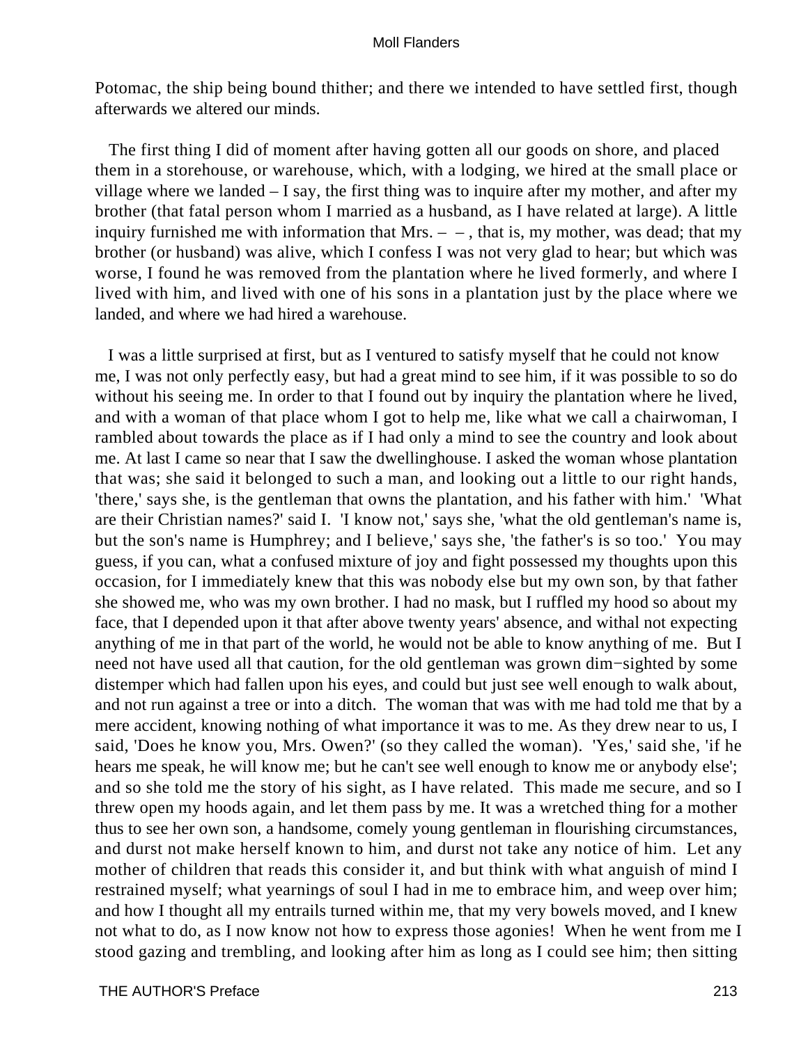Potomac, the ship being bound thither; and there we intended to have settled first, though afterwards we altered our minds.

The first thing I did of moment after having gotten all our goods on shore, and placed them in a storehouse, or warehouse, which, with a lodging, we hired at the small place or village where we landed – I say, the first thing was to inquire after my mother, and after my brother (that fatal person whom I married as a husband, as I have related at large). A little inquiry furnished me with information that Mrs. – – , that is, my mother, was dead; that my brother (or husband) was alive, which I confess I was not very glad to hear; but which was worse, I found he was removed from the plantation where he lived formerly, and where I lived with him, and lived with one of his sons in a plantation just by the place where we landed, and where we had hired a warehouse.

I was a little surprised at first, but as I ventured to satisfy myself that he could not know me, I was not only perfectly easy, but had a great mind to see him, if it was possible to so do without his seeing me. In order to that I found out by inquiry the plantation where he lived, and with a woman of that place whom I got to help me, like what we call a chairwoman, I rambled about towards the place as if I had only a mind to see the country and look about me. At last I came so near that I saw the dwellinghouse. I asked the woman whose plantation that was; she said it belonged to such a man, and looking out a little to our right hands, 'there,' says she, is the gentleman that owns the plantation, and his father with him.' 'What are their Christian names?' said I. 'I know not,' says she, 'what the old gentleman's name is, but the son's name is Humphrey; and I believe,' says she, 'the father's is so too.' You may guess, if you can, what a confused mixture of joy and fight possessed my thoughts upon this occasion, for I immediately knew that this was nobody else but my own son, by that father she showed me, who was my own brother. I had no mask, but I ruffled my hood so about my face, that I depended upon it that after above twenty years' absence, and withal not expecting anything of me in that part of the world, he would not be able to know anything of me. But I need not have used all that caution, for the old gentleman was grown dim−sighted by some distemper which had fallen upon his eyes, and could but just see well enough to walk about, and not run against a tree or into a ditch. The woman that was with me had told me that by a mere accident, knowing nothing of what importance it was to me. As they drew near to us, I said, 'Does he know you, Mrs. Owen?' (so they called the woman). 'Yes,' said she, 'if he hears me speak, he will know me; but he can't see well enough to know me or anybody else'; and so she told me the story of his sight, as I have related. This made me secure, and so I threw open my hoods again, and let them pass by me. It was a wretched thing for a mother thus to see her own son, a handsome, comely young gentleman in flourishing circumstances, and durst not make herself known to him, and durst not take any notice of him. Let any mother of children that reads this consider it, and but think with what anguish of mind I restrained myself; what yearnings of soul I had in me to embrace him, and weep over him; and how I thought all my entrails turned within me, that my very bowels moved, and I knew not what to do, as I now know not how to express those agonies! When he went from me I stood gazing and trembling, and looking after him as long as I could see him; then sitting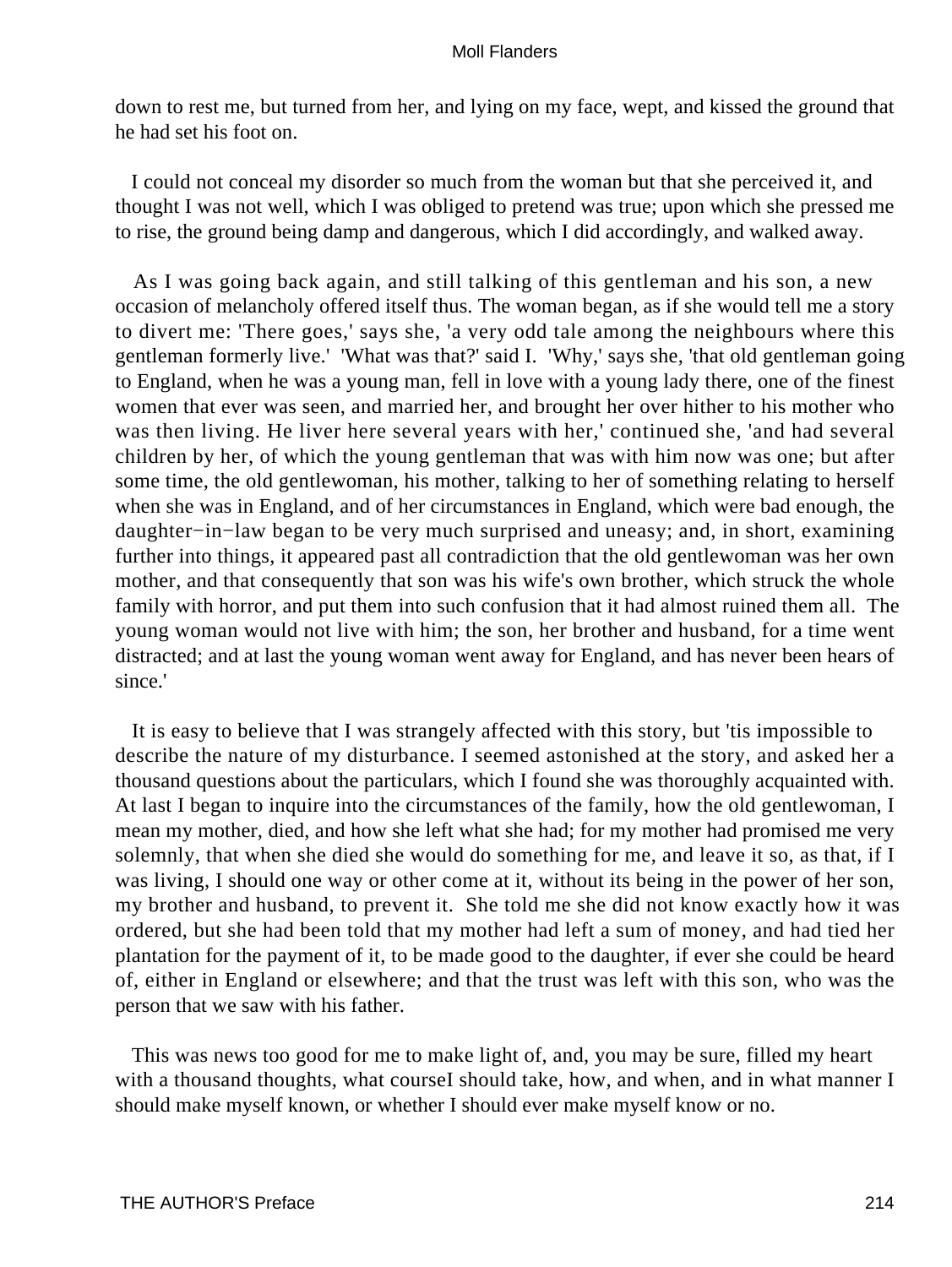down to rest me, but turned from her, and lying on my face, wept, and kissed the ground that he had set his foot on.

I could not conceal my disorder so much from the woman but that she perceived it, and thought I was not well, which I was obliged to pretend was true; upon which she pressed me to rise, the ground being damp and dangerous, which I did accordingly, and walked away.

As I was going back again, and still talking of this gentleman and his son, a new occasion of melancholy offered itself thus. The woman began, as if she would tell me a story to divert me: 'There goes,' says she, 'a very odd tale among the neighbours where this gentleman formerly live.' 'What was that?' said I. 'Why,' says she, 'that old gentleman going to England, when he was a young man, fell in love with a young lady there, one of the finest women that ever was seen, and married her, and brought her over hither to his mother who was then living. He liver here several years with her,' continued she, 'and had several children by her, of which the young gentleman that was with him now was one; but after some time, the old gentlewoman, his mother, talking to her of something relating to herself when she was in England, and of her circumstances in England, which were bad enough, the daughter−in−law began to be very much surprised and uneasy; and, in short, examining further into things, it appeared past all contradiction that the old gentlewoman was her own mother, and that consequently that son was his wife's own brother, which struck the whole family with horror, and put them into such confusion that it had almost ruined them all. The young woman would not live with him; the son, her brother and husband, for a time went distracted; and at last the young woman went away for England, and has never been hears of since.'

It is easy to believe that I was strangely affected with this story, but 'tis impossible to describe the nature of my disturbance. I seemed astonished at the story, and asked her a thousand questions about the particulars, which I found she was thoroughly acquainted with. At last I began to inquire into the circumstances of the family, how the old gentlewoman, I mean my mother, died, and how she left what she had; for my mother had promised me very solemnly, that when she died she would do something for me, and leave it so, as that, if I was living, I should one way or other come at it, without its being in the power of her son, my brother and husband, to prevent it. She told me she did not know exactly how it was ordered, but she had been told that my mother had left a sum of money, and had tied her plantation for the payment of it, to be made good to the daughter, if ever she could be heard of, either in England or elsewhere; and that the trust was left with this son, who was the person that we saw with his father.

This was news too good for me to make light of, and, you may be sure, filled my heart with a thousand thoughts, what courseI should take, how, and when, and in what manner I should make myself known, or whether I should ever make myself know or no.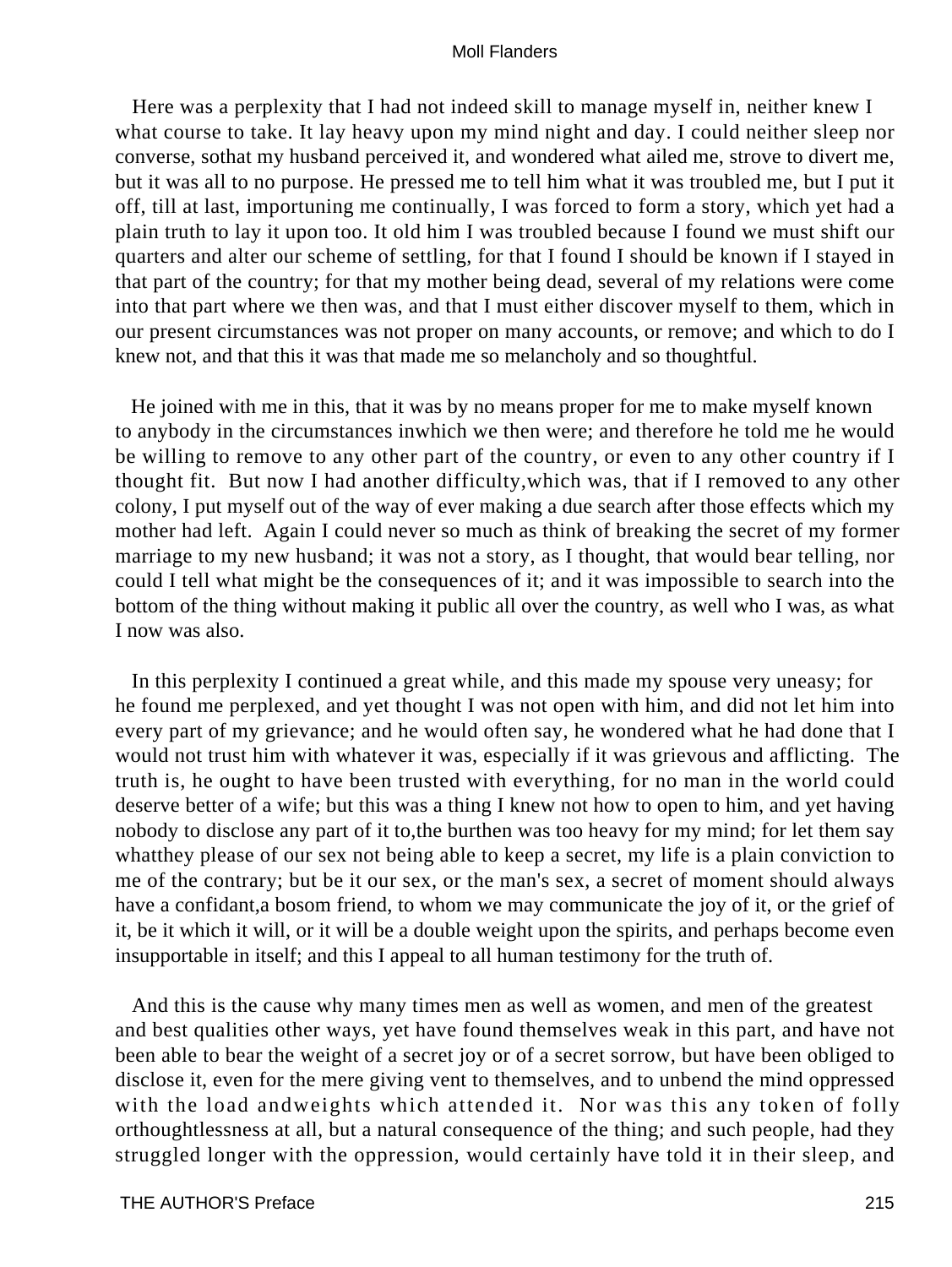Here was a perplexity that I had not indeed skill to manage myself in, neither knew I what course to take. It lay heavy upon my mind night and day. I could neither sleep nor converse, sothat my husband perceived it, and wondered what ailed me, strove to divert me, but it was all to no purpose. He pressed me to tell him what it was troubled me, but I put it off, till at last, importuning me continually, I was forced to form a story, which yet had a plain truth to lay it upon too. It old him I was troubled because I found we must shift our quarters and alter our scheme of settling, for that I found I should be known if I stayed in that part of the country; for that my mother being dead, several of my relations were come into that part where we then was, and that I must either discover myself to them, which in our present circumstances was not proper on many accounts, or remove; and which to do I knew not, and that this it was that made me so melancholy and so thoughtful.

He joined with me in this, that it was by no means proper for me to make myself known to anybody in the circumstances inwhich we then were; and therefore he told me he would be willing to remove to any other part of the country, or even to any other country if I thought fit. But now I had another difficulty,which was, that if I removed to any other colony, I put myself out of the way of ever making a due search after those effects which my mother had left. Again I could never so much as think of breaking the secret of my former marriage to my new husband; it was not a story, as I thought, that would bear telling, nor could I tell what might be the consequences of it; and it was impossible to search into the bottom of the thing without making it public all over the country, as well who I was, as what I now was also.

In this perplexity I continued a great while, and this made my spouse very uneasy; for he found me perplexed, and yet thought I was not open with him, and did not let him into every part of my grievance; and he would often say, he wondered what he had done that I would not trust him with whatever it was, especially if it was grievous and afflicting. The truth is, he ought to have been trusted with everything, for no man in the world could deserve better of a wife; but this was a thing I knew not how to open to him, and yet having nobody to disclose any part of it to,the burthen was too heavy for my mind; for let them say whatthey please of our sex not being able to keep a secret, my life is a plain conviction to me of the contrary; but be it our sex, or the man's sex, a secret of moment should always have a confidant,a bosom friend, to whom we may communicate the joy of it, or the grief of it, be it which it will, or it will be a double weight upon the spirits, and perhaps become even insupportable in itself; and this I appeal to all human testimony for the truth of.

And this is the cause why many times men as well as women, and men of the greatest and best qualities other ways, yet have found themselves weak in this part, and have not been able to bear the weight of a secret joy or of a secret sorrow, but have been obliged to disclose it, even for the mere giving vent to themselves, and to unbend the mind oppressed with the load andweights which attended it. Nor was this any token of folly orthoughtlessness at all, but a natural consequence of the thing; and such people, had they struggled longer with the oppression, would certainly have told it in their sleep, and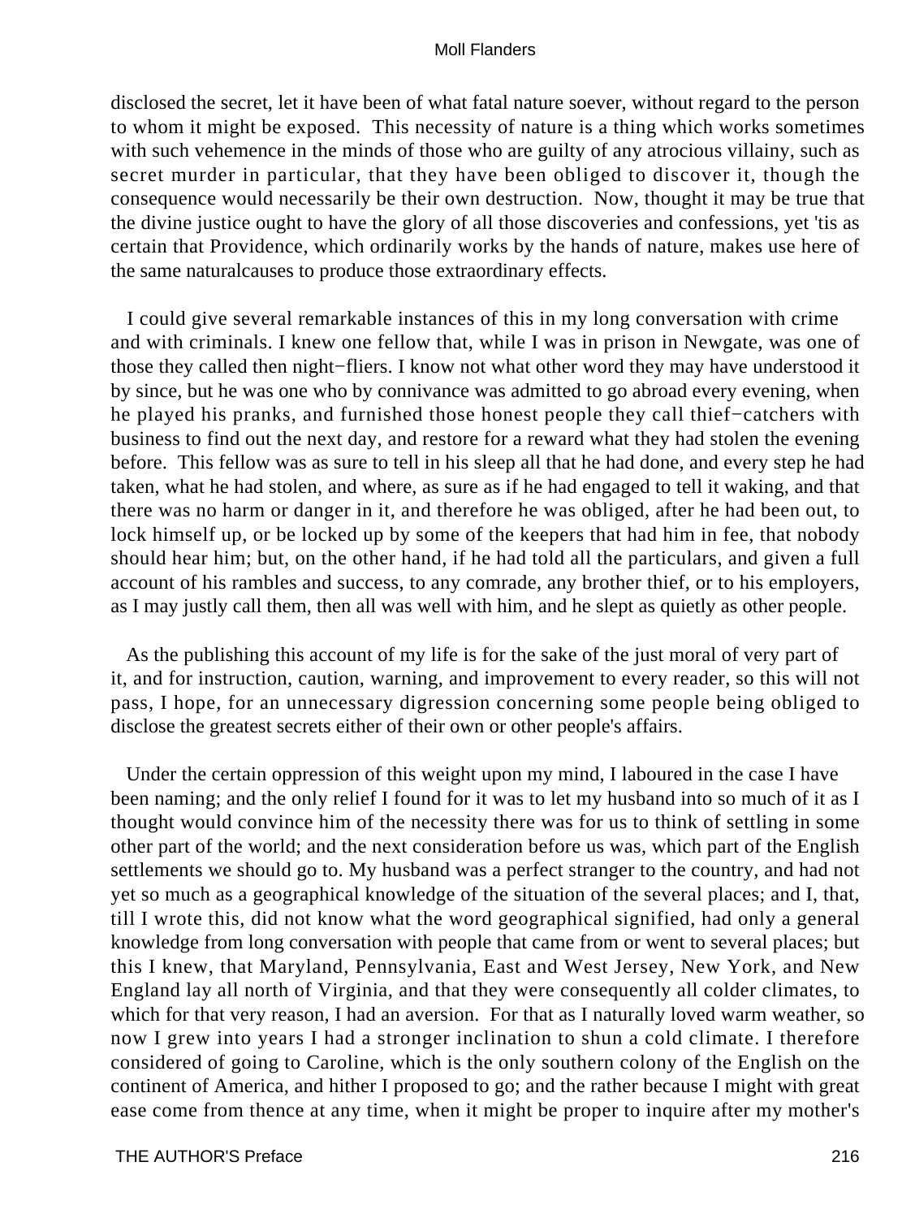disclosed the secret, let it have been of what fatal nature soever, without regard to the person to whom it might be exposed. This necessity of nature is a thing which works sometimes with such vehemence in the minds of those who are guilty of any atrocious villainy, such as secret murder in particular, that they have been obliged to discover it, though the consequence would necessarily be their own destruction. Now, thought it may be true that the divine justice ought to have the glory of all those discoveries and confessions, yet 'tis as certain that Providence, which ordinarily works by the hands of nature, makes use here of the same naturalcauses to produce those extraordinary effects.

I could give several remarkable instances of this in my long conversation with crime and with criminals. I knew one fellow that, while I was in prison in Newgate, was one of those they called then night−fliers. I know not what other word they may have understood it by since, but he was one who by connivance was admitted to go abroad every evening, when he played his pranks, and furnished those honest people they call thief−catchers with business to find out the next day, and restore for a reward what they had stolen the evening before. This fellow was as sure to tell in his sleep all that he had done, and every step he had taken, what he had stolen, and where, as sure as if he had engaged to tell it waking, and that there was no harm or danger in it, and therefore he was obliged, after he had been out, to lock himself up, or be locked up by some of the keepers that had him in fee, that nobody should hear him; but, on the other hand, if he had told all the particulars, and given a full account of his rambles and success, to any comrade, any brother thief, or to his employers, as I may justly call them, then all was well with him, and he slept as quietly as other people.

As the publishing this account of my life is for the sake of the just moral of very part of it, and for instruction, caution, warning, and improvement to every reader, so this will not pass, I hope, for an unnecessary digression concerning some people being obliged to disclose the greatest secrets either of their own or other people's affairs.

Under the certain oppression of this weight upon my mind, I laboured in the case I have been naming; and the only relief I found for it was to let my husband into so much of it as I thought would convince him of the necessity there was for us to think of settling in some other part of the world; and the next consideration before us was, which part of the English settlements we should go to. My husband was a perfect stranger to the country, and had not yet so much as a geographical knowledge of the situation of the several places; and I, that, till I wrote this, did not know what the word geographical signified, had only a general knowledge from long conversation with people that came from or went to several places; but this I knew, that Maryland, Pennsylvania, East and West Jersey, New York, and New England lay all north of Virginia, and that they were consequently all colder climates, to which for that very reason, I had an aversion. For that as I naturally loved warm weather, so now I grew into years I had a stronger inclination to shun a cold climate. I therefore considered of going to Caroline, which is the only southern colony of the English on the continent of America, and hither I proposed to go; and the rather because I might with great ease come from thence at any time, when it might be proper to inquire after my mother's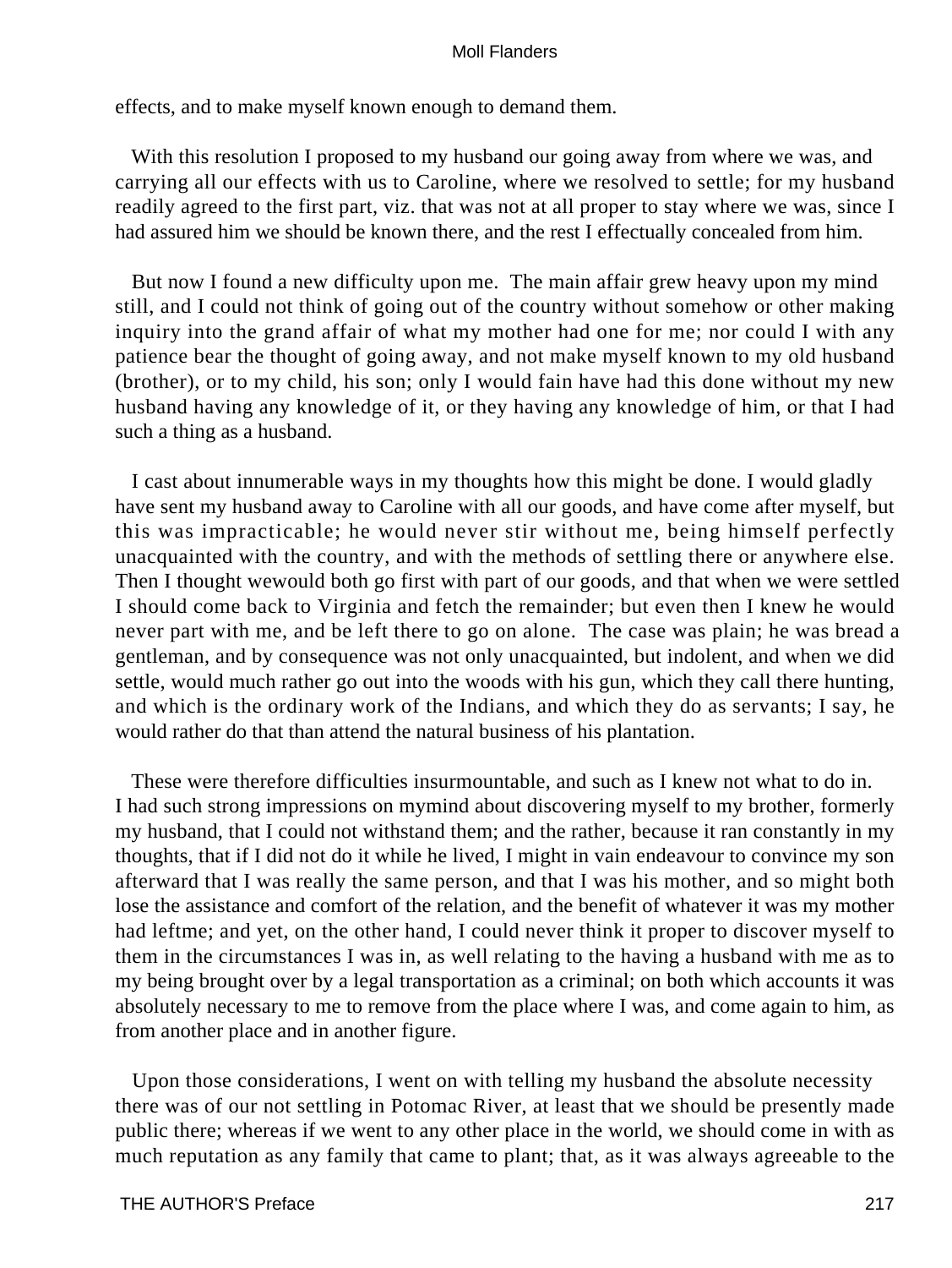effects, and to make myself known enough to demand them.

With this resolution I proposed to my husband our going away from where we was, and carrying all our effects with us to Caroline, where we resolved to settle; for my husband readily agreed to the first part, viz. that was not at all proper to stay where we was, since I had assured him we should be known there, and the rest I effectually concealed from him.

But now I found a new difficulty upon me. The main affair grew heavy upon my mind still, and I could not think of going out of the country without somehow or other making inquiry into the grand affair of what my mother had one for me; nor could I with any patience bear the thought of going away, and not make myself known to my old husband (brother), or to my child, his son; only I would fain have had this done without my new husband having any knowledge of it, or they having any knowledge of him, or that I had such a thing as a husband.

I cast about innumerable ways in my thoughts how this might be done. I would gladly have sent my husband away to Caroline with all our goods, and have come after myself, but this was impracticable; he would never stir without me, being himself perfectly unacquainted with the country, and with the methods of settling there or anywhere else. Then I thought wewould both go first with part of our goods, and that when we were settled I should come back to Virginia and fetch the remainder; but even then I knew he would never part with me, and be left there to go on alone. The case was plain; he was bread a gentleman, and by consequence was not only unacquainted, but indolent, and when we did settle, would much rather go out into the woods with his gun, which they call there hunting, and which is the ordinary work of the Indians, and which they do as servants; I say, he would rather do that than attend the natural business of his plantation.

These were therefore difficulties insurmountable, and such as I knew not what to do in. I had such strong impressions on mymind about discovering myself to my brother, formerly my husband, that I could not withstand them; and the rather, because it ran constantly in my thoughts, that if I did not do it while he lived, I might in vain endeavour to convince my son afterward that I was really the same person, and that I was his mother, and so might both lose the assistance and comfort of the relation, and the benefit of whatever it was my mother had leftme; and yet, on the other hand, I could never think it proper to discover myself to them in the circumstances I was in, as well relating to the having a husband with me as to my being brought over by a legal transportation as a criminal; on both which accounts it was absolutely necessary to me to remove from the place where I was, and come again to him, as from another place and in another figure.

Upon those considerations, I went on with telling my husband the absolute necessity there was of our not settling in Potomac River, at least that we should be presently made public there; whereas if we went to any other place in the world, we should come in with as much reputation as any family that came to plant; that, as it was always agreeable to the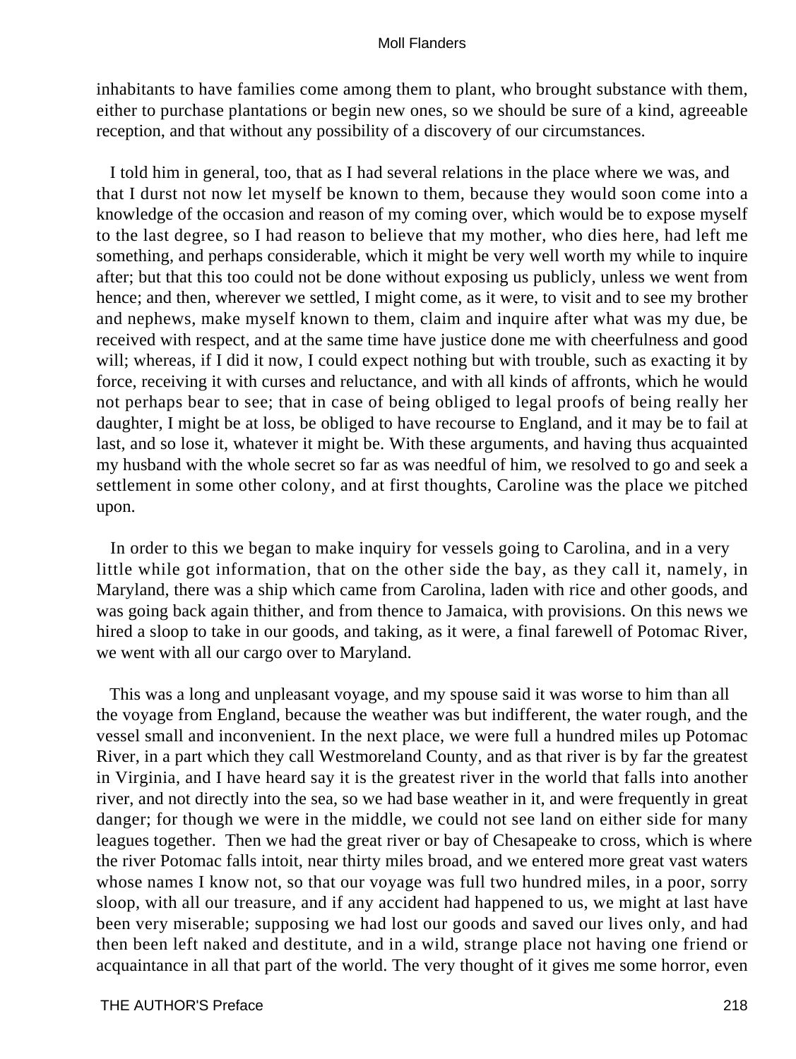inhabitants to have families come among them to plant, who brought substance with them, either to purchase plantations or begin new ones, so we should be sure of a kind, agreeable reception, and that without any possibility of a discovery of our circumstances.

I told him in general, too, that as I had several relations in the place where we was, and that I durst not now let myself be known to them, because they would soon come into a knowledge of the occasion and reason of my coming over, which would be to expose myself to the last degree, so I had reason to believe that my mother, who dies here, had left me something, and perhaps considerable, which it might be very well worth my while to inquire after; but that this too could not be done without exposing us publicly, unless we went from hence; and then, wherever we settled, I might come, as it were, to visit and to see my brother and nephews, make myself known to them, claim and inquire after what was my due, be received with respect, and at the same time have justice done me with cheerfulness and good will; whereas, if I did it now, I could expect nothing but with trouble, such as exacting it by force, receiving it with curses and reluctance, and with all kinds of affronts, which he would not perhaps bear to see; that in case of being obliged to legal proofs of being really her daughter, I might be at loss, be obliged to have recourse to England, and it may be to fail at last, and so lose it, whatever it might be. With these arguments, and having thus acquainted my husband with the whole secret so far as was needful of him, we resolved to go and seek a settlement in some other colony, and at first thoughts, Caroline was the place we pitched upon.

In order to this we began to make inquiry for vessels going to Carolina, and in a very little while got information, that on the other side the bay, as they call it, namely, in Maryland, there was a ship which came from Carolina, laden with rice and other goods, and was going back again thither, and from thence to Jamaica, with provisions. On this news we hired a sloop to take in our goods, and taking, as it were, a final farewell of Potomac River, we went with all our cargo over to Maryland.

This was a long and unpleasant voyage, and my spouse said it was worse to him than all the voyage from England, because the weather was but indifferent, the water rough, and the vessel small and inconvenient. In the next place, we were full a hundred miles up Potomac River, in a part which they call Westmoreland County, and as that river is by far the greatest in Virginia, and I have heard say it is the greatest river in the world that falls into another river, and not directly into the sea, so we had base weather in it, and were frequently in great danger; for though we were in the middle, we could not see land on either side for many leagues together. Then we had the great river or bay of Chesapeake to cross, which is where the river Potomac falls intoit, near thirty miles broad, and we entered more great vast waters whose names I know not, so that our voyage was full two hundred miles, in a poor, sorry sloop, with all our treasure, and if any accident had happened to us, we might at last have been very miserable; supposing we had lost our goods and saved our lives only, and had then been left naked and destitute, and in a wild, strange place not having one friend or acquaintance in all that part of the world. The very thought of it gives me some horror, even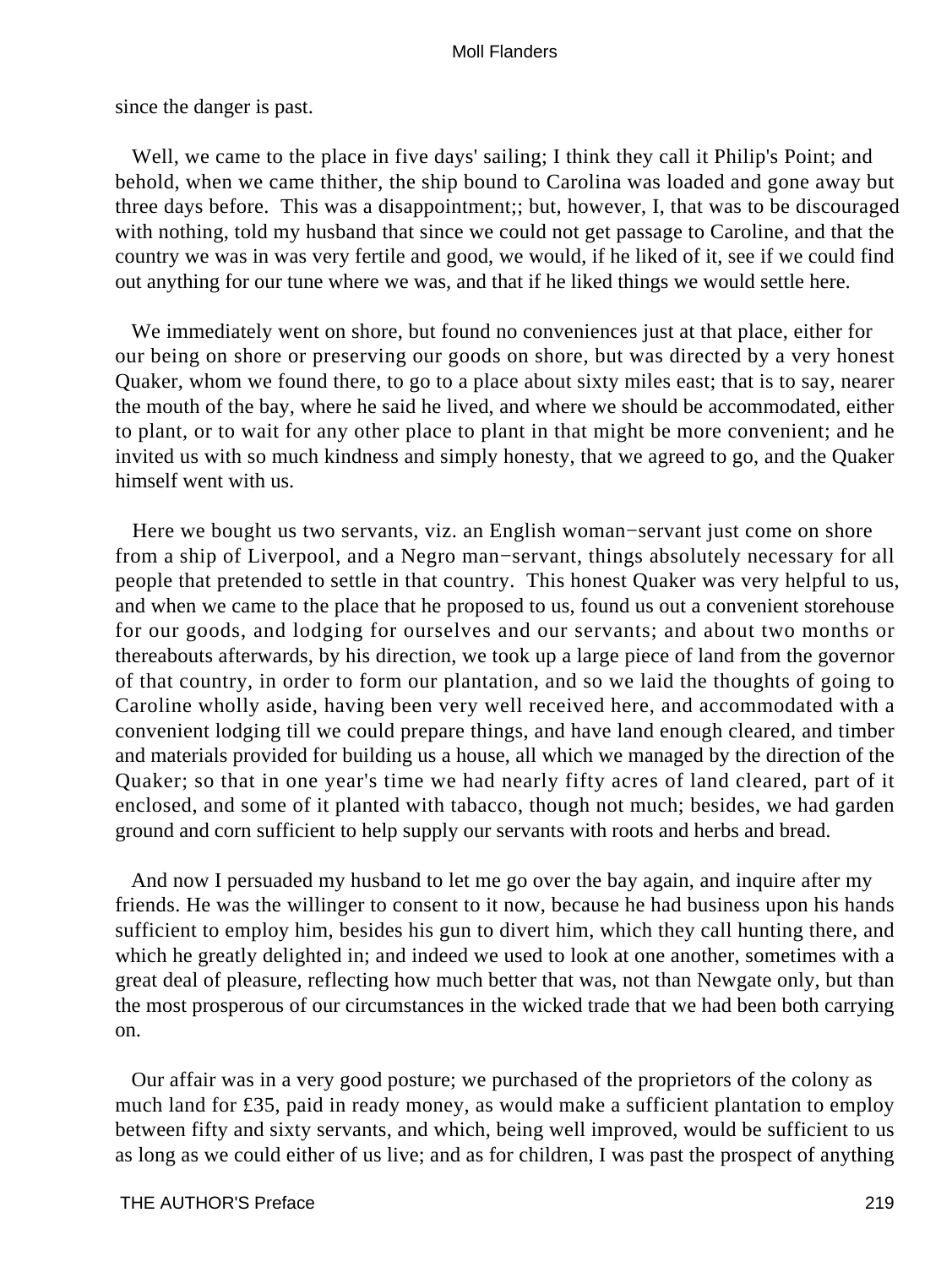since the danger is past.

Well, we came to the place in five days' sailing; I think they call it Philip's Point; and behold, when we came thither, the ship bound to Carolina was loaded and gone away but three days before. This was a disappointment;; but, however, I, that was to be discouraged with nothing, told my husband that since we could not get passage to Caroline, and that the country we was in was very fertile and good, we would, if he liked of it, see if we could find out anything for our tune where we was, and that if he liked things we would settle here.

We immediately went on shore, but found no conveniences just at that place, either for our being on shore or preserving our goods on shore, but was directed by a very honest Quaker, whom we found there, to go to a place about sixty miles east; that is to say, nearer the mouth of the bay, where he said he lived, and where we should be accommodated, either to plant, or to wait for any other place to plant in that might be more convenient; and he invited us with so much kindness and simply honesty, that we agreed to go, and the Quaker himself went with us.

Here we bought us two servants, viz. an English woman−servant just come on shore from a ship of Liverpool, and a Negro man−servant, things absolutely necessary for all people that pretended to settle in that country. This honest Quaker was very helpful to us, and when we came to the place that he proposed to us, found us out a convenient storehouse for our goods, and lodging for ourselves and our servants; and about two months or thereabouts afterwards, by his direction, we took up a large piece of land from the governor of that country, in order to form our plantation, and so we laid the thoughts of going to Caroline wholly aside, having been very well received here, and accommodated with a convenient lodging till we could prepare things, and have land enough cleared, and timber and materials provided for building us a house, all which we managed by the direction of the Quaker; so that in one year's time we had nearly fifty acres of land cleared, part of it enclosed, and some of it planted with tabacco, though not much; besides, we had garden ground and corn sufficient to help supply our servants with roots and herbs and bread.

And now I persuaded my husband to let me go over the bay again, and inquire after my friends. He was the willinger to consent to it now, because he had business upon his hands sufficient to employ him, besides his gun to divert him, which they call hunting there, and which he greatly delighted in; and indeed we used to look at one another, sometimes with a great deal of pleasure, reflecting how much better that was, not than Newgate only, but than the most prosperous of our circumstances in the wicked trade that we had been both carrying on.

Our affair was in a very good posture; we purchased of the proprietors of the colony as much land for £35, paid in ready money, as would make a sufficient plantation to employ between fifty and sixty servants, and which, being well improved, would be sufficient to us as long as we could either of us live; and as for children, I was past the prospect of anything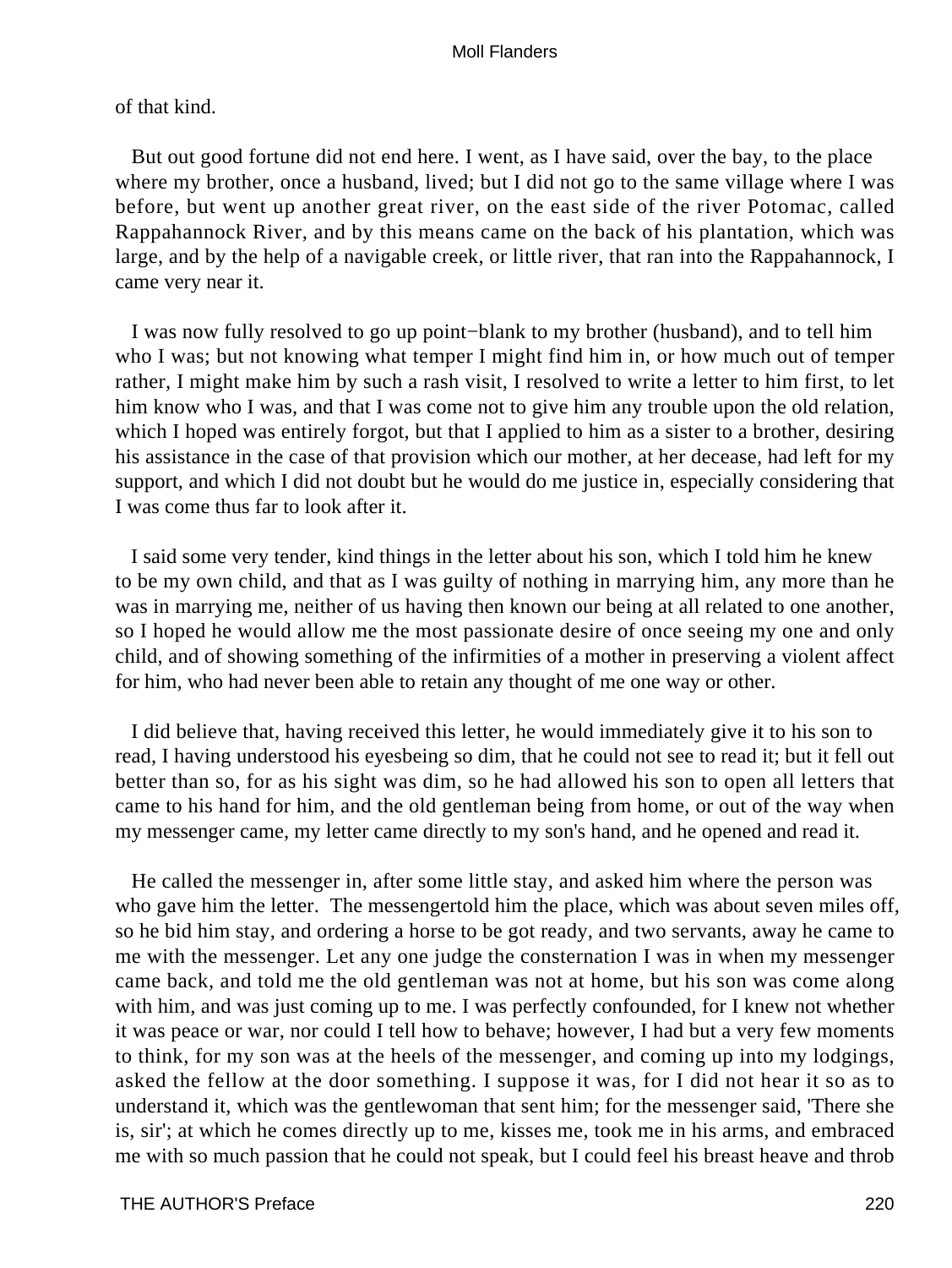of that kind.

But out good fortune did not end here. I went, as I have said, over the bay, to the place where my brother, once a husband, lived; but I did not go to the same village where I was before, but went up another great river, on the east side of the river Potomac, called Rappahannock River, and by this means came on the back of his plantation, which was large, and by the help of a navigable creek, or little river, that ran into the Rappahannock, I came very near it.

I was now fully resolved to go up point−blank to my brother (husband), and to tell him who I was; but not knowing what temper I might find him in, or how much out of temper rather, I might make him by such a rash visit, I resolved to write a letter to him first, to let him know who I was, and that I was come not to give him any trouble upon the old relation, which I hoped was entirely forgot, but that I applied to him as a sister to a brother, desiring his assistance in the case of that provision which our mother, at her decease, had left for my support, and which I did not doubt but he would do me justice in, especially considering that I was come thus far to look after it.

I said some very tender, kind things in the letter about his son, which I told him he knew to be my own child, and that as I was guilty of nothing in marrying him, any more than he was in marrying me, neither of us having then known our being at all related to one another, so I hoped he would allow me the most passionate desire of once seeing my one and only child, and of showing something of the infirmities of a mother in preserving a violent affect for him, who had never been able to retain any thought of me one way or other.

I did believe that, having received this letter, he would immediately give it to his son to read, I having understood his eyesbeing so dim, that he could not see to read it; but it fell out better than so, for as his sight was dim, so he had allowed his son to open all letters that came to his hand for him, and the old gentleman being from home, or out of the way when my messenger came, my letter came directly to my son's hand, and he opened and read it.

He called the messenger in, after some little stay, and asked him where the person was who gave him the letter. The messengertold him the place, which was about seven miles off, so he bid him stay, and ordering a horse to be got ready, and two servants, away he came to me with the messenger. Let any one judge the consternation I was in when my messenger came back, and told me the old gentleman was not at home, but his son was come along with him, and was just coming up to me. I was perfectly confounded, for I knew not whether it was peace or war, nor could I tell how to behave; however, I had but a very few moments to think, for my son was at the heels of the messenger, and coming up into my lodgings, asked the fellow at the door something. I suppose it was, for I did not hear it so as to understand it, which was the gentlewoman that sent him; for the messenger said, 'There she is, sir'; at which he comes directly up to me, kisses me, took me in his arms, and embraced me with so much passion that he could not speak, but I could feel his breast heave and throb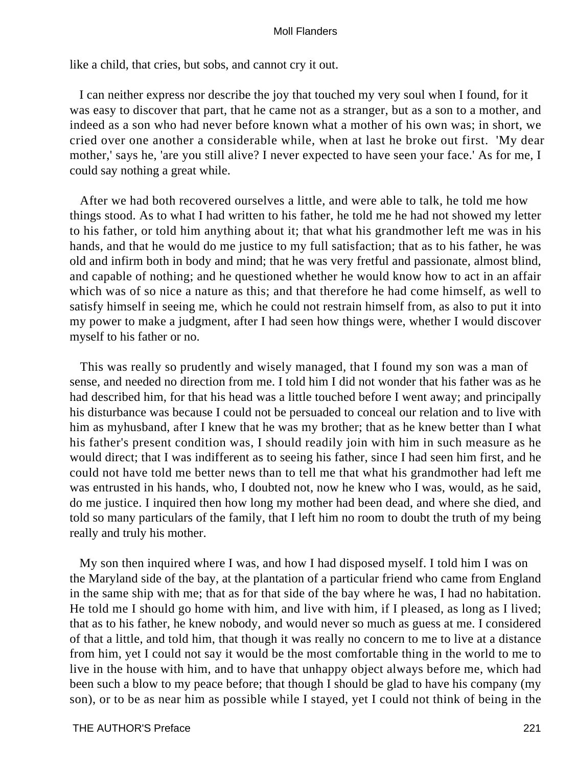like a child, that cries, but sobs, and cannot cry it out.

I can neither express nor describe the joy that touched my very soul when I found, for it was easy to discover that part, that he came not as a stranger, but as a son to a mother, and indeed as a son who had never before known what a mother of his own was; in short, we cried over one another a considerable while, when at last he broke out first. 'My dear mother,' says he, 'are you still alive? I never expected to have seen your face.' As for me, I could say nothing a great while.

After we had both recovered ourselves a little, and were able to talk, he told me how things stood. As to what I had written to his father, he told me he had not showed my letter to his father, or told him anything about it; that what his grandmother left me was in his hands, and that he would do me justice to my full satisfaction; that as to his father, he was old and infirm both in body and mind; that he was very fretful and passionate, almost blind, and capable of nothing; and he questioned whether he would know how to act in an affair which was of so nice a nature as this; and that therefore he had come himself, as well to satisfy himself in seeing me, which he could not restrain himself from, as also to put it into my power to make a judgment, after I had seen how things were, whether I would discover myself to his father or no.

This was really so prudently and wisely managed, that I found my son was a man of sense, and needed no direction from me. I told him I did not wonder that his father was as he had described him, for that his head was a little touched before I went away; and principally his disturbance was because I could not be persuaded to conceal our relation and to live with him as myhusband, after I knew that he was my brother; that as he knew better than I what his father's present condition was, I should readily join with him in such measure as he would direct; that I was indifferent as to seeing his father, since I had seen him first, and he could not have told me better news than to tell me that what his grandmother had left me was entrusted in his hands, who, I doubted not, now he knew who I was, would, as he said, do me justice. I inquired then how long my mother had been dead, and where she died, and told so many particulars of the family, that I left him no room to doubt the truth of my being really and truly his mother.

My son then inquired where I was, and how I had disposed myself. I told him I was on the Maryland side of the bay, at the plantation of a particular friend who came from England in the same ship with me; that as for that side of the bay where he was, I had no habitation. He told me I should go home with him, and live with him, if I pleased, as long as I lived; that as to his father, he knew nobody, and would never so much as guess at me. I considered of that a little, and told him, that though it was really no concern to me to live at a distance from him, yet I could not say it would be the most comfortable thing in the world to me to live in the house with him, and to have that unhappy object always before me, which had been such a blow to my peace before; that though I should be glad to have his company (my son), or to be as near him as possible while I stayed, yet I could not think of being in the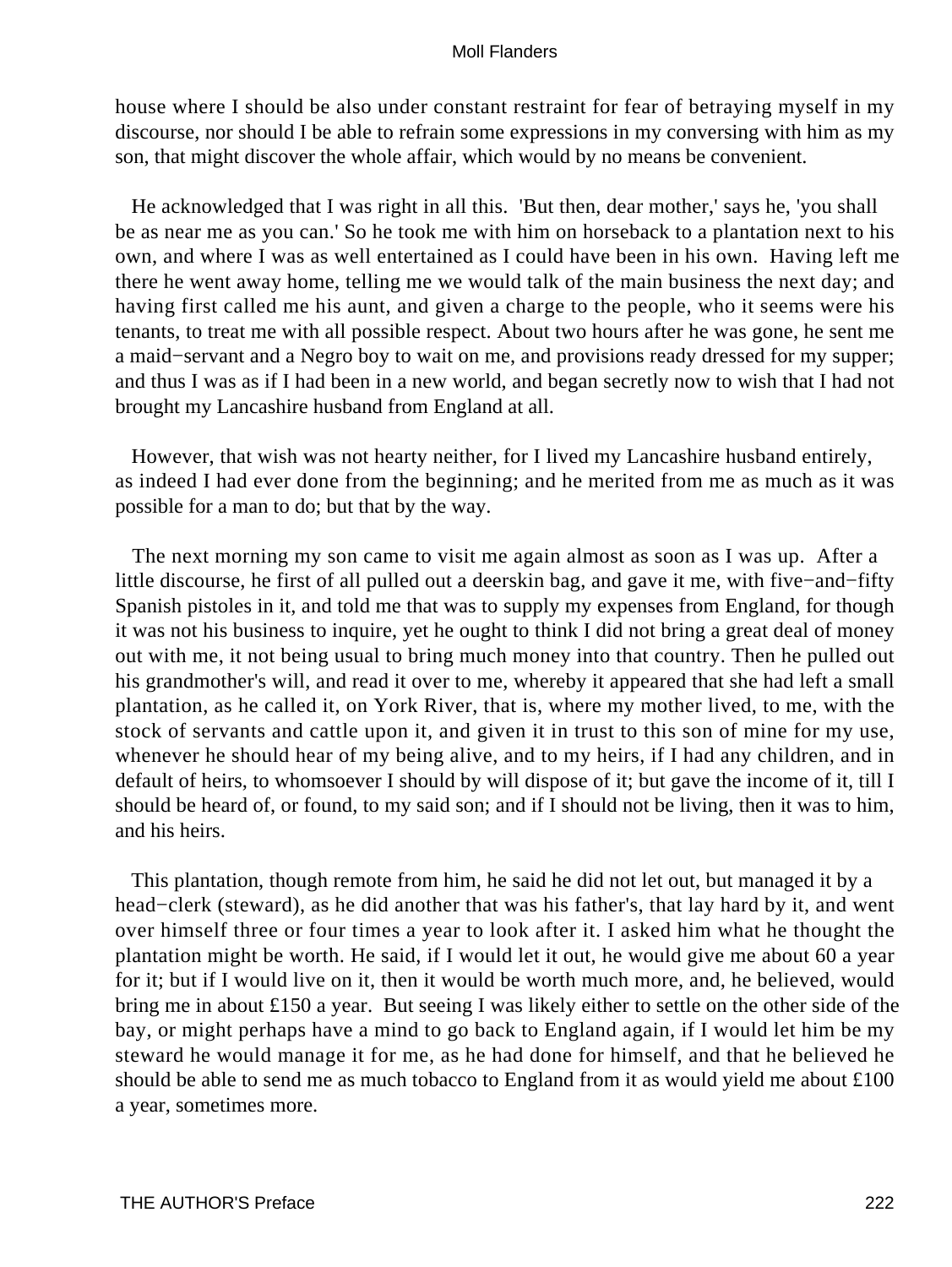house where I should be also under constant restraint for fear of betraying myself in my discourse, nor should I be able to refrain some expressions in my conversing with him as my son, that might discover the whole affair, which would by no means be convenient.

He acknowledged that I was right in all this. 'But then, dear mother,' says he, 'you shall be as near me as you can.' So he took me with him on horseback to a plantation next to his own, and where I was as well entertained as I could have been in his own. Having left me there he went away home, telling me we would talk of the main business the next day; and having first called me his aunt, and given a charge to the people, who it seems were his tenants, to treat me with all possible respect. About two hours after he was gone, he sent me a maid−servant and a Negro boy to wait on me, and provisions ready dressed for my supper; and thus I was as if I had been in a new world, and began secretly now to wish that I had not brought my Lancashire husband from England at all.

However, that wish was not hearty neither, for I lived my Lancashire husband entirely, as indeed I had ever done from the beginning; and he merited from me as much as it was possible for a man to do; but that by the way.

The next morning my son came to visit me again almost as soon as I was up. After a little discourse, he first of all pulled out a deerskin bag, and gave it me, with five−and−fifty Spanish pistoles in it, and told me that was to supply my expenses from England, for though it was not his business to inquire, yet he ought to think I did not bring a great deal of money out with me, it not being usual to bring much money into that country. Then he pulled out his grandmother's will, and read it over to me, whereby it appeared that she had left a small plantation, as he called it, on York River, that is, where my mother lived, to me, with the stock of servants and cattle upon it, and given it in trust to this son of mine for my use, whenever he should hear of my being alive, and to my heirs, if I had any children, and in default of heirs, to whomsoever I should by will dispose of it; but gave the income of it, till I should be heard of, or found, to my said son; and if I should not be living, then it was to him, and his heirs.

This plantation, though remote from him, he said he did not let out, but managed it by a head−clerk (steward), as he did another that was his father's, that lay hard by it, and went over himself three or four times a year to look after it. I asked him what he thought the plantation might be worth. He said, if I would let it out, he would give me about 60 a year for it; but if I would live on it, then it would be worth much more, and, he believed, would bring me in about £150 a year. But seeing I was likely either to settle on the other side of the bay, or might perhaps have a mind to go back to England again, if I would let him be my steward he would manage it for me, as he had done for himself, and that he believed he should be able to send me as much tobacco to England from it as would yield me about £100 a year, sometimes more.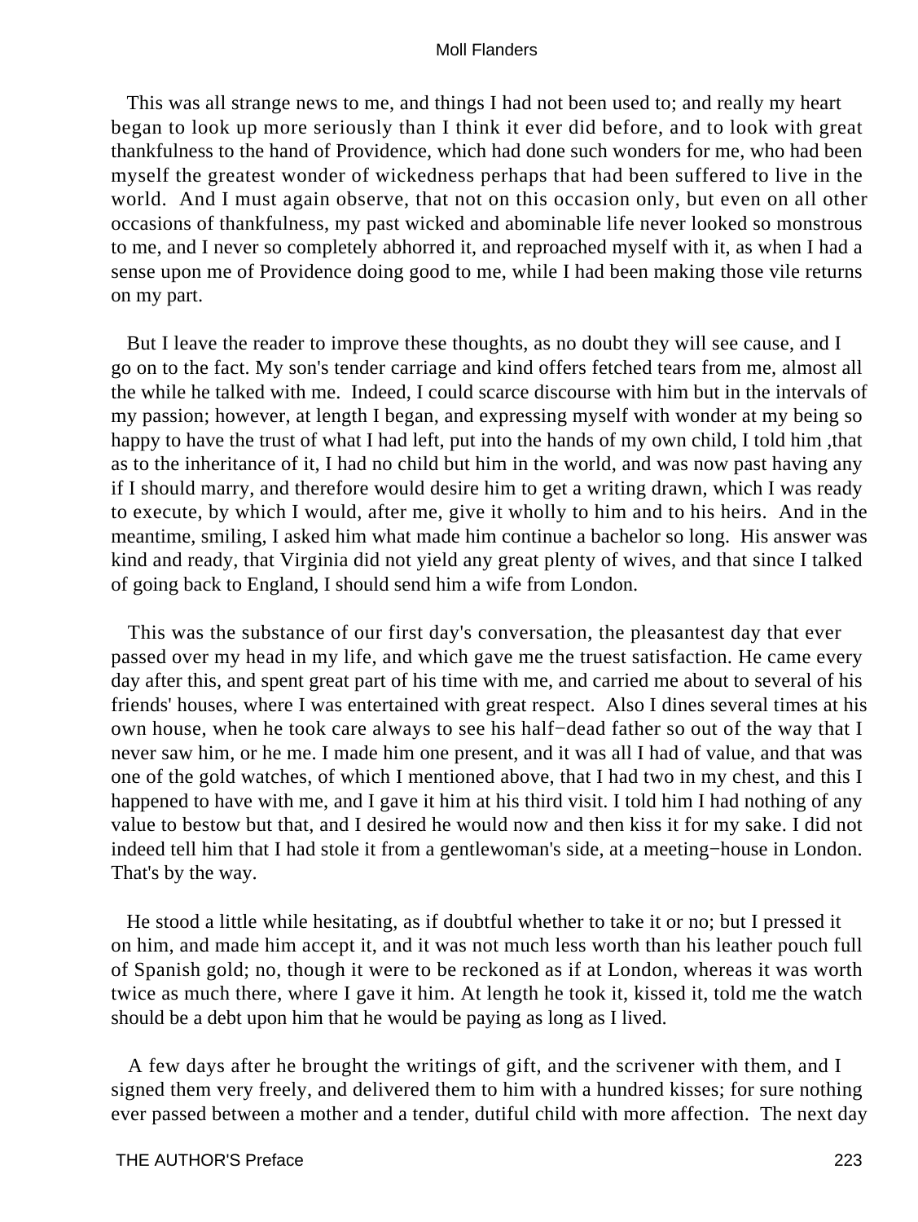This was all strange news to me, and things I had not been used to; and really my heart began to look up more seriously than I think it ever did before, and to look with great thankfulness to the hand of Providence, which had done such wonders for me, who had been myself the greatest wonder of wickedness perhaps that had been suffered to live in the world. And I must again observe, that not on this occasion only, but even on all other occasions of thankfulness, my past wicked and abominable life never looked so monstrous to me, and I never so completely abhorred it, and reproached myself with it, as when I had a sense upon me of Providence doing good to me, while I had been making those vile returns on my part.

But I leave the reader to improve these thoughts, as no doubt they will see cause, and I go on to the fact. My son's tender carriage and kind offers fetched tears from me, almost all the while he talked with me. Indeed, I could scarce discourse with him but in the intervals of my passion; however, at length I began, and expressing myself with wonder at my being so happy to have the trust of what I had left, put into the hands of my own child, I told him ,that as to the inheritance of it, I had no child but him in the world, and was now past having any if I should marry, and therefore would desire him to get a writing drawn, which I was ready to execute, by which I would, after me, give it wholly to him and to his heirs. And in the meantime, smiling, I asked him what made him continue a bachelor so long. His answer was kind and ready, that Virginia did not yield any great plenty of wives, and that since I talked of going back to England, I should send him a wife from London.

This was the substance of our first day's conversation, the pleasantest day that ever passed over my head in my life, and which gave me the truest satisfaction. He came every day after this, and spent great part of his time with me, and carried me about to several of his friends' houses, where I was entertained with great respect. Also I dines several times at his own house, when he took care always to see his half−dead father so out of the way that I never saw him, or he me. I made him one present, and it was all I had of value, and that was one of the gold watches, of which I mentioned above, that I had two in my chest, and this I happened to have with me, and I gave it him at his third visit. I told him I had nothing of any value to bestow but that, and I desired he would now and then kiss it for my sake. I did not indeed tell him that I had stole it from a gentlewoman's side, at a meeting−house in London. That's by the way.

He stood a little while hesitating, as if doubtful whether to take it or no; but I pressed it on him, and made him accept it, and it was not much less worth than his leather pouch full of Spanish gold; no, though it were to be reckoned as if at London, whereas it was worth twice as much there, where I gave it him. At length he took it, kissed it, told me the watch should be a debt upon him that he would be paying as long as I lived.

A few days after he brought the writings of gift, and the scrivener with them, and I signed them very freely, and delivered them to him with a hundred kisses; for sure nothing ever passed between a mother and a tender, dutiful child with more affection. The next day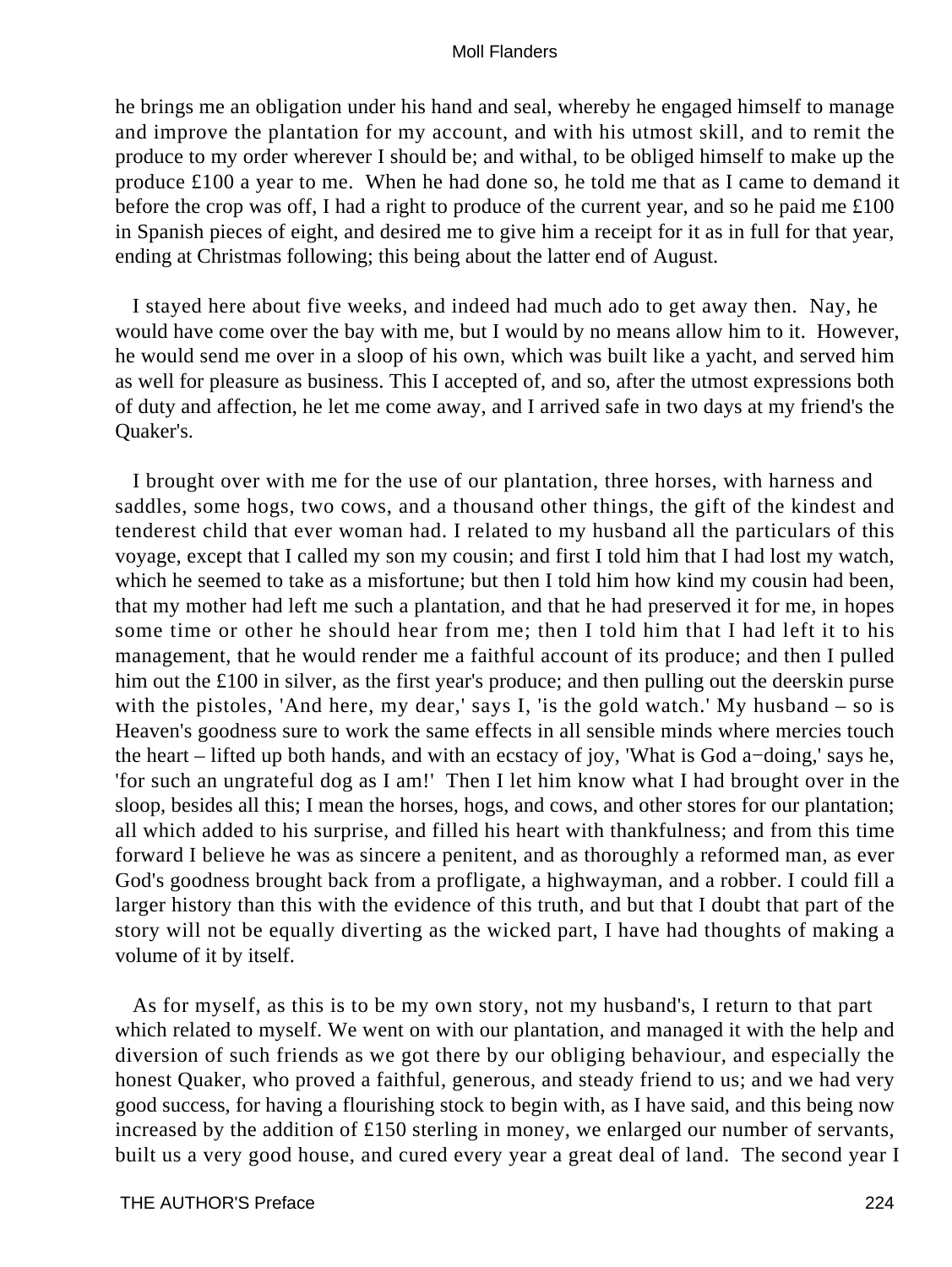he brings me an obligation under his hand and seal, whereby he engaged himself to manage and improve the plantation for my account, and with his utmost skill, and to remit the produce to my order wherever I should be; and withal, to be obliged himself to make up the produce £100 a year to me. When he had done so, he told me that as I came to demand it before the crop was off, I had a right to produce of the current year, and so he paid me £100 in Spanish pieces of eight, and desired me to give him a receipt for it as in full for that year, ending at Christmas following; this being about the latter end of August.

I stayed here about five weeks, and indeed had much ado to get away then. Nay, he would have come over the bay with me, but I would by no means allow him to it. However, he would send me over in a sloop of his own, which was built like a yacht, and served him as well for pleasure as business. This I accepted of, and so, after the utmost expressions both of duty and affection, he let me come away, and I arrived safe in two days at my friend's the Quaker's.

I brought over with me for the use of our plantation, three horses, with harness and saddles, some hogs, two cows, and a thousand other things, the gift of the kindest and tenderest child that ever woman had. I related to my husband all the particulars of this voyage, except that I called my son my cousin; and first I told him that I had lost my watch, which he seemed to take as a misfortune; but then I told him how kind my cousin had been, that my mother had left me such a plantation, and that he had preserved it for me, in hopes some time or other he should hear from me; then I told him that I had left it to his management, that he would render me a faithful account of its produce; and then I pulled him out the £100 in silver, as the first year's produce; and then pulling out the deerskin purse with the pistoles, 'And here, my dear,' says I, 'is the gold watch.' My husband – so is Heaven's goodness sure to work the same effects in all sensible minds where mercies touch the heart – lifted up both hands, and with an ecstacy of joy, 'What is God a−doing,' says he, 'for such an ungrateful dog as I am!' Then I let him know what I had brought over in the sloop, besides all this; I mean the horses, hogs, and cows, and other stores for our plantation; all which added to his surprise, and filled his heart with thankfulness; and from this time forward I believe he was as sincere a penitent, and as thoroughly a reformed man, as ever God's goodness brought back from a profligate, a highwayman, and a robber. I could fill a larger history than this with the evidence of this truth, and but that I doubt that part of the story will not be equally diverting as the wicked part, I have had thoughts of making a volume of it by itself.

As for myself, as this is to be my own story, not my husband's, I return to that part which related to myself. We went on with our plantation, and managed it with the help and diversion of such friends as we got there by our obliging behaviour, and especially the honest Quaker, who proved a faithful, generous, and steady friend to us; and we had very good success, for having a flourishing stock to begin with, as I have said, and this being now increased by the addition of £150 sterling in money, we enlarged our number of servants, built us a very good house, and cured every year a great deal of land. The second year I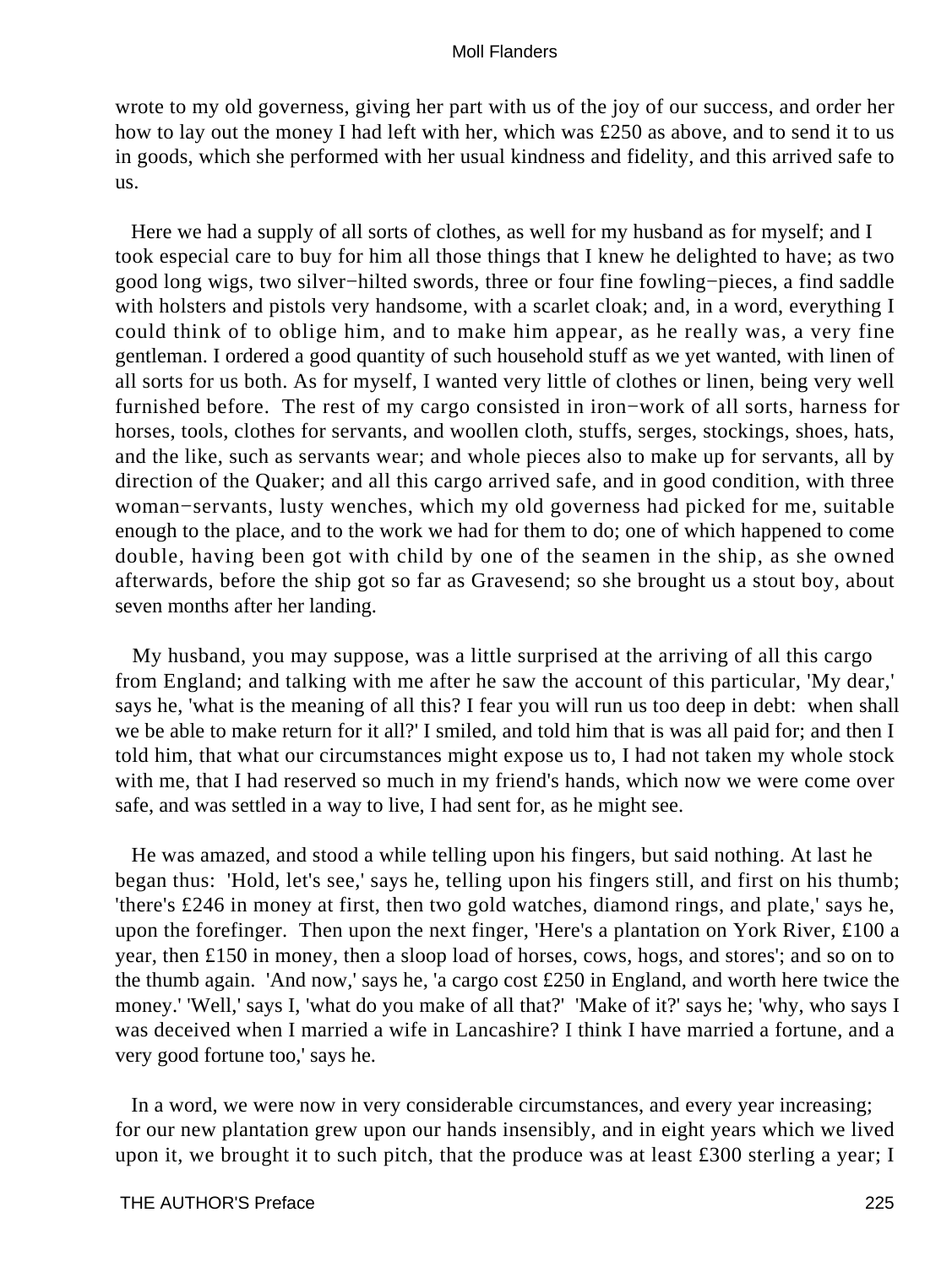wrote to my old governess, giving her part with us of the joy of our success, and order her how to lay out the money I had left with her, which was £250 as above, and to send it to us in goods, which she performed with her usual kindness and fidelity, and this arrived safe to us.

Here we had a supply of all sorts of clothes, as well for my husband as for myself; and I took especial care to buy for him all those things that I knew he delighted to have; as two good long wigs, two silver−hilted swords, three or four fine fowling−pieces, a find saddle with holsters and pistols very handsome, with a scarlet cloak; and, in a word, everything I could think of to oblige him, and to make him appear, as he really was, a very fine gentleman. I ordered a good quantity of such household stuff as we yet wanted, with linen of all sorts for us both. As for myself, I wanted very little of clothes or linen, being very well furnished before. The rest of my cargo consisted in iron−work of all sorts, harness for horses, tools, clothes for servants, and woollen cloth, stuffs, serges, stockings, shoes, hats, and the like, such as servants wear; and whole pieces also to make up for servants, all by direction of the Quaker; and all this cargo arrived safe, and in good condition, with three woman−servants, lusty wenches, which my old governess had picked for me, suitable enough to the place, and to the work we had for them to do; one of which happened to come double, having been got with child by one of the seamen in the ship, as she owned afterwards, before the ship got so far as Gravesend; so she brought us a stout boy, about seven months after her landing.

My husband, you may suppose, was a little surprised at the arriving of all this cargo from England; and talking with me after he saw the account of this particular, 'My dear,' says he, 'what is the meaning of all this? I fear you will run us too deep in debt: when shall we be able to make return for it all?' I smiled, and told him that is was all paid for; and then I told him, that what our circumstances might expose us to, I had not taken my whole stock with me, that I had reserved so much in my friend's hands, which now we were come over safe, and was settled in a way to live, I had sent for, as he might see.

He was amazed, and stood a while telling upon his fingers, but said nothing. At last he began thus: 'Hold, let's see,' says he, telling upon his fingers still, and first on his thumb; 'there's £246 in money at first, then two gold watches, diamond rings, and plate,' says he, upon the forefinger. Then upon the next finger, 'Here's a plantation on York River, £100 a year, then £150 in money, then a sloop load of horses, cows, hogs, and stores'; and so on to the thumb again. 'And now,' says he, 'a cargo cost £250 in England, and worth here twice the money.' 'Well,' says I, 'what do you make of all that?' 'Make of it?' says he; 'why, who says I was deceived when I married a wife in Lancashire? I think I have married a fortune, and a very good fortune too,' says he.

In a word, we were now in very considerable circumstances, and every year increasing; for our new plantation grew upon our hands insensibly, and in eight years which we lived upon it, we brought it to such pitch, that the produce was at least £300 sterling a year; I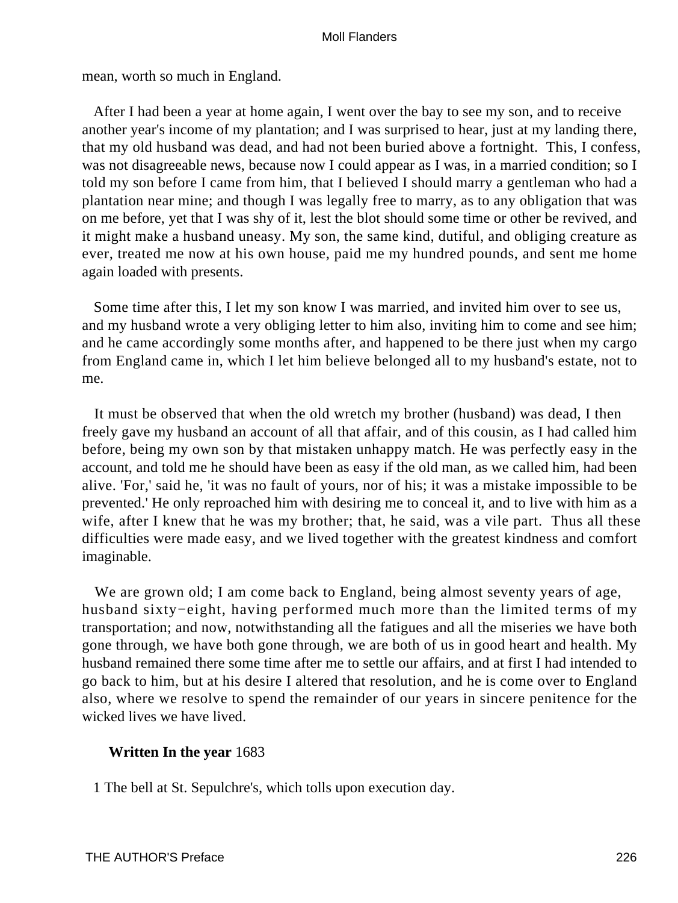mean, worth so much in England.

After I had been a year at home again, I went over the bay to see my son, and to receive another year's income of my plantation; and I was surprised to hear, just at my landing there, that my old husband was dead, and had not been buried above a fortnight. This, I confess, was not disagreeable news, because now I could appear as I was, in a married condition; so I told my son before I came from him, that I believed I should marry a gentleman who had a plantation near mine; and though I was legally free to marry, as to any obligation that was on me before, yet that I was shy of it, lest the blot should some time or other be revived, and it might make a husband uneasy. My son, the same kind, dutiful, and obliging creature as ever, treated me now at his own house, paid me my hundred pounds, and sent me home again loaded with presents.

Some time after this, I let my son know I was married, and invited him over to see us, and my husband wrote a very obliging letter to him also, inviting him to come and see him; and he came accordingly some months after, and happened to be there just when my cargo from England came in, which I let him believe belonged all to my husband's estate, not to me.

It must be observed that when the old wretch my brother (husband) was dead, I then freely gave my husband an account of all that affair, and of this cousin, as I had called him before, being my own son by that mistaken unhappy match. He was perfectly easy in the account, and told me he should have been as easy if the old man, as we called him, had been alive. 'For,' said he, 'it was no fault of yours, nor of his; it was a mistake impossible to be prevented.' He only reproached him with desiring me to conceal it, and to live with him as a wife, after I knew that he was my brother; that, he said, was a vile part. Thus all these difficulties were made easy, and we lived together with the greatest kindness and comfort imaginable.

We are grown old; I am come back to England, being almost seventy years of age, husband sixty−eight, having performed much more than the limited terms of my transportation; and now, notwithstanding all the fatigues and all the miseries we have both gone through, we have both gone through, we are both of us in good heart and health. My husband remained there some time after me to settle our affairs, and at first I had intended to go back to him, but at his desire I altered that resolution, and he is come over to England also, where we resolve to spend the remainder of our years in sincere penitence for the wicked lives we have lived.

**Written In the year** 1683

1 The bell at St. Sepulchre's, which tolls upon execution day.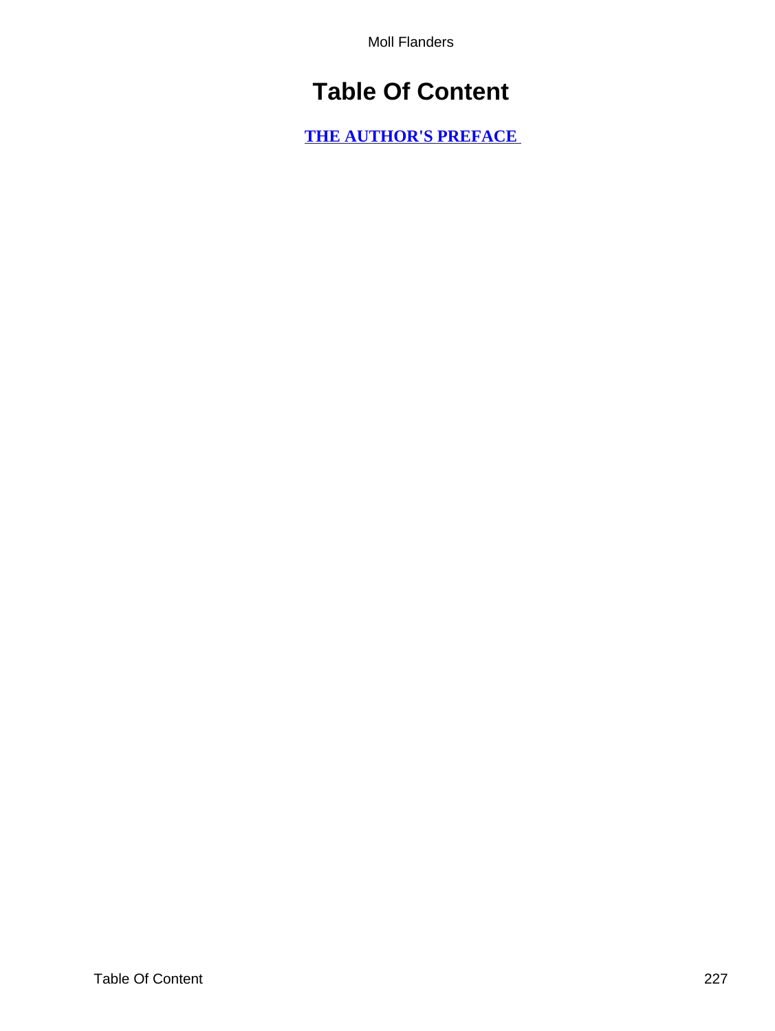# Table Of Content

**THE AUTHOR'S PREFACE**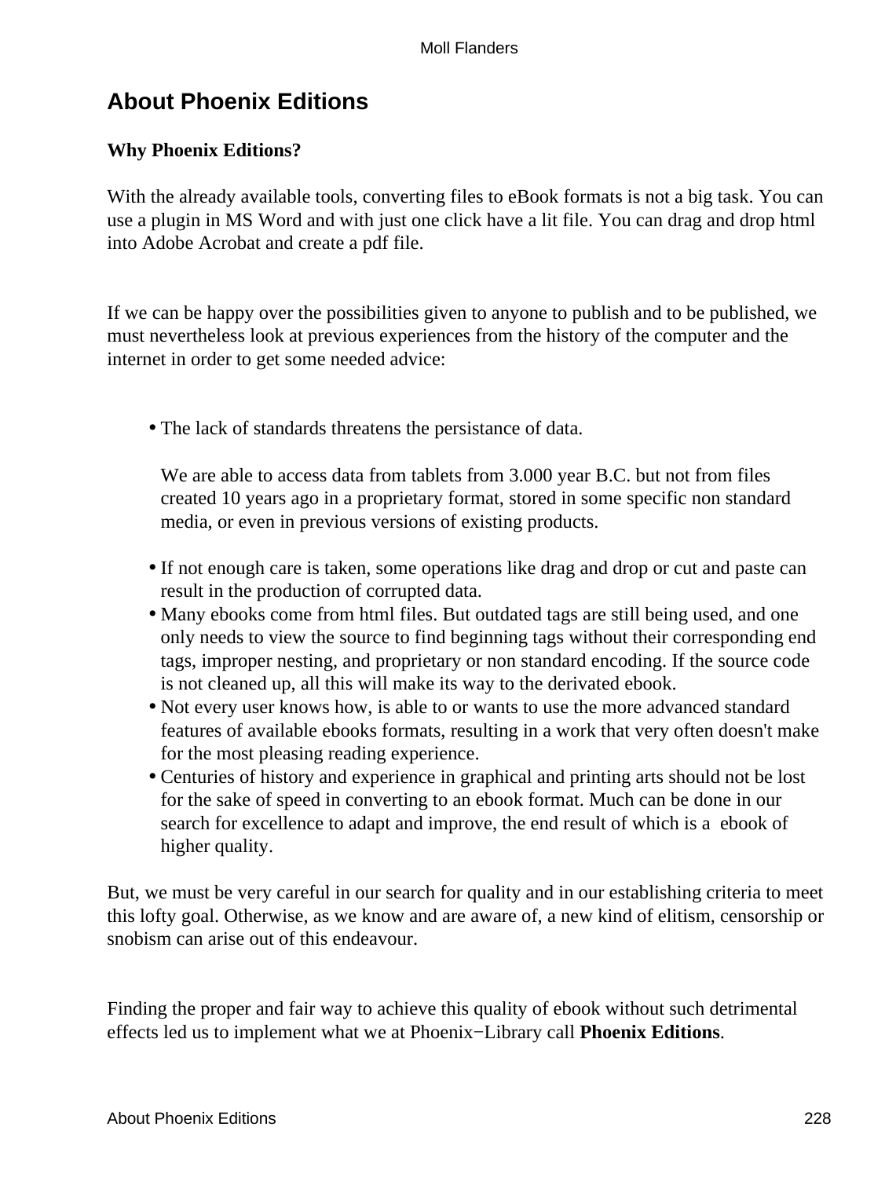## About Phoenix Editions

**Why Phoenix Editions?**

With the already available tools, converting files to eBook formats is not a big task. You can use a plugin in MS Word and with just one click have a lit file. You can drag and drop html into Adobe Acrobat and create a pdf file.

If we can be happy over the possibilities given to anyone to publish and to be published, we must nevertheless look at previous experiences from the history of the computer and the internet in order to get some needed advice:

- The lack of standards threatens the persistance of data.

  We are able to access data from tablets from 3.000 year B.C. but not from files created 10 years ago in a proprietary format, stored in some specific non standard media, or even in previous versions of existing products.

- If not enough care is taken, some operations like drag and drop or cut and paste can result in the production of corrupted data.
- Many ebooks come from html files. But outdated tags are still being used, and one only needs to view the source to find beginning tags without their corresponding end tags, improper nesting, and proprietary or non standard encoding. If the source code is not cleaned up, all this will make its way to the derivated ebook.
- Not every user knows how, is able to or wants to use the more advanced standard features of available ebooks formats, resulting in a work that very often doesn't make for the most pleasing reading experience.
- Centuries of history and experience in graphical and printing arts should not be lost for the sake of speed in converting to an ebook format. Much can be done in our search for excellence to adapt and improve, the end result of which is a ebook of higher quality.

But, we must be very careful in our search for quality and in our establishing criteria to meet this lofty goal. Otherwise, as we know and are aware of, a new kind of elitism, censorship or snobism can arise out of this endeavour.

Finding the proper and fair way to achieve this quality of ebook without such detrimental effects led us to implement what we at Phoenix−Library call **Phoenix Editions**.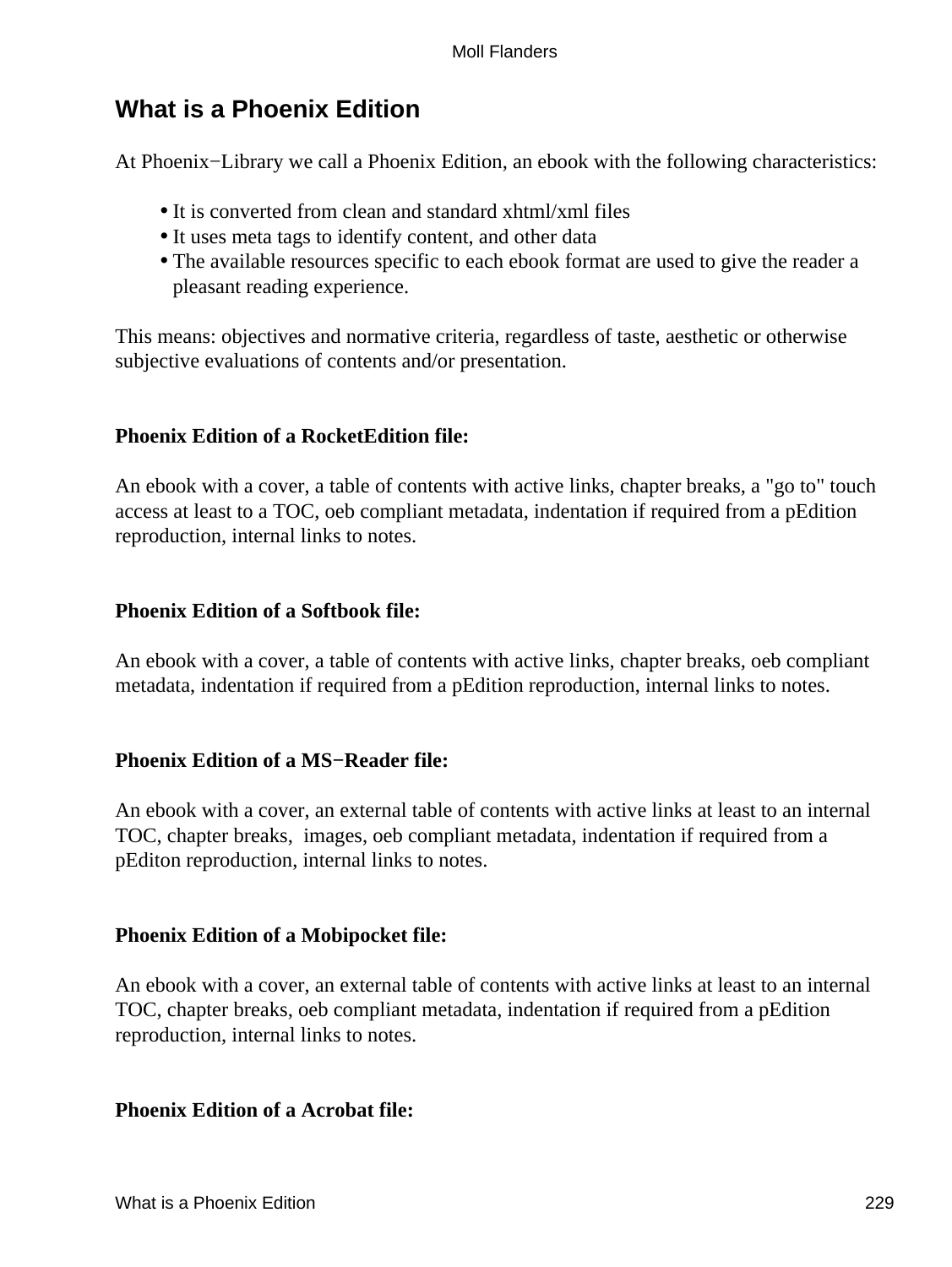## What is a Phoenix Edition

At Phoenix−Library we call a Phoenix Edition, an ebook with the following characteristics:

- It is converted from clean and standard xhtml/xml files
- It uses meta tags to identify content, and other data
- The available resources specific to each ebook format are used to give the reader a pleasant reading experience.

This means: objectives and normative criteria, regardless of taste, aesthetic or otherwise subjective evaluations of contents and/or presentation.

**Phoenix Edition of a RocketEdition file:**

An ebook with a cover, a table of contents with active links, chapter breaks, a "go to" touch access at least to a TOC, oeb compliant metadata, indentation if required from a pEdition reproduction, internal links to notes.

**Phoenix Edition of a Softbook file:**

An ebook with a cover, a table of contents with active links, chapter breaks, oeb compliant metadata, indentation if required from a pEdition reproduction, internal links to notes.

**Phoenix Edition of a MS−Reader file:**

An ebook with a cover, an external table of contents with active links at least to an internal TOC, chapter breaks, images, oeb compliant metadata, indentation if required from a pEditon reproduction, internal links to notes.

**Phoenix Edition of a Mobipocket file:**

An ebook with a cover, an external table of contents with active links at least to an internal TOC, chapter breaks, oeb compliant metadata, indentation if required from a pEdition reproduction, internal links to notes.

**Phoenix Edition of a Acrobat file:**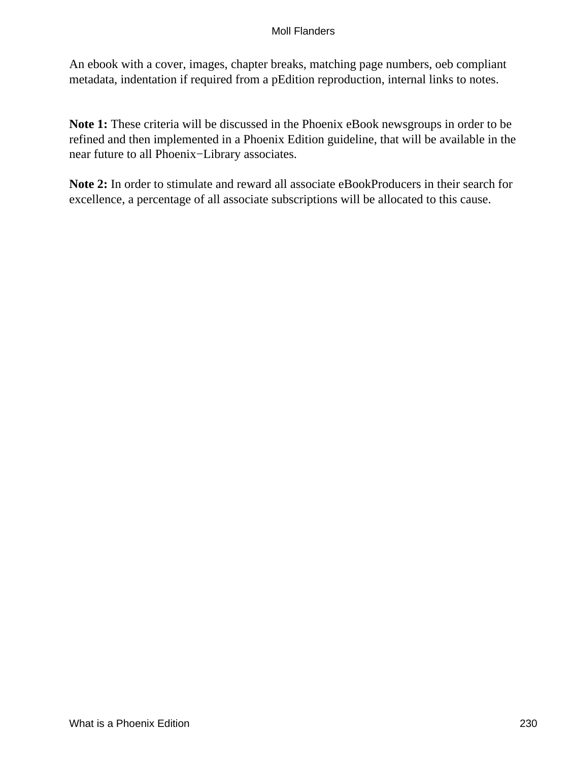An ebook with a cover, images, chapter breaks, matching page numbers, oeb compliant metadata, indentation if required from a pEdition reproduction, internal links to notes.

**Note 1:** These criteria will be discussed in the Phoenix eBook newsgroups in order to be refined and then implemented in a Phoenix Edition guideline, that will be available in the near future to all Phoenix−Library associates.

**Note 2:** In order to stimulate and reward all associate eBookProducers in their search for excellence, a percentage of all associate subscriptions will be allocated to this cause.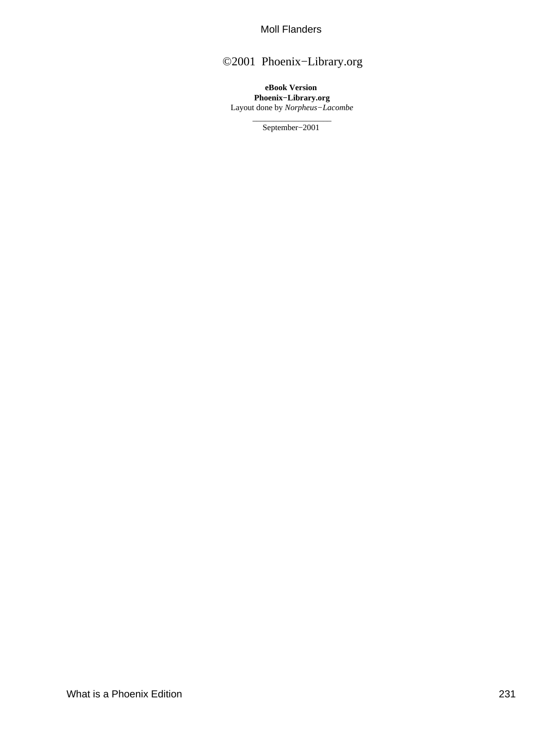©2001 Phoenix−Library.org

**eBook Version**
**Phoenix−Library.org**
Layout done by *Norpheus−Lacombe*

___________________

September−2001